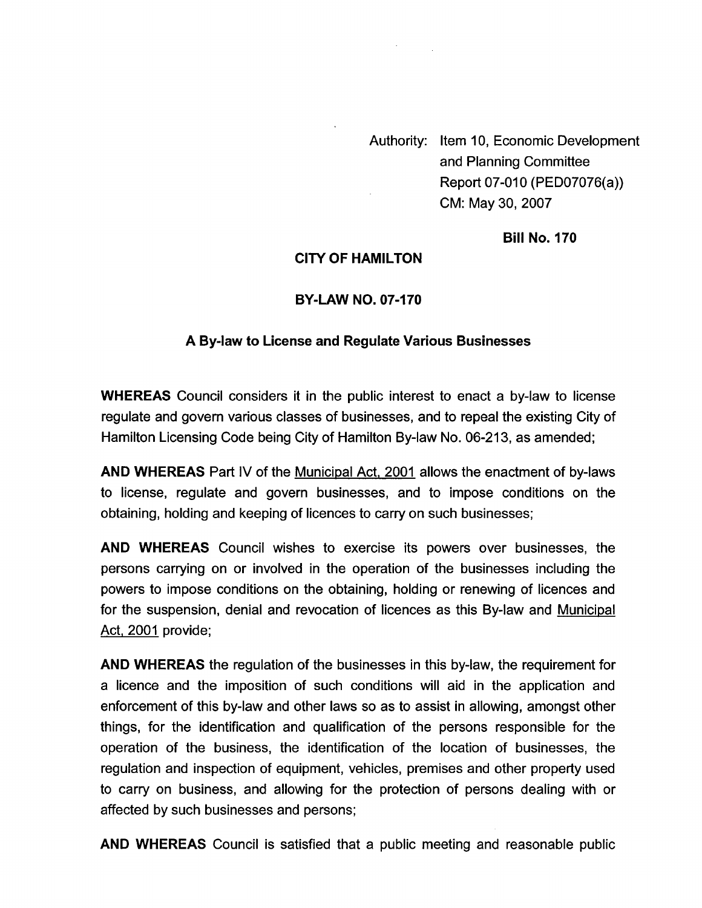Authority: Item 10, Economic Development and Planning Committee Report 07-010 (PED07076(a)) CM: May 30, 2007

**Bill No. 170**

**CITY OF HAMILTON**

**BY-LAW NO. 07-170**

**A By-law to License and Regulate Various Businesses**

**WHEREAS** Council considers it in the public interest to enact a by-law to license regulate and govern various classes of businesses, and to repeal the existing City of Hamilton Licensing Code being City of Hamilton By-law No. 06-213, as amended;

**AND WHEREAS** Part IV of the Municipal Act, 2001 allows the enactment of by-laws to license, regulate and govern businesses, and to impose conditions on the obtaining, holding and keeping of licences to carry on such businesses;

**AND WHEREAS** Council wishes to exercise its powers over businesses, the persons carrying on or involved in the operation of the businesses including the powers to impose conditions on the obtaining, holding or renewing of licences and for the suspension, denial and revocation of licences as this By-law and Municipal Act, 2001 provide;

**AND WHEREAS** the regulation of the businesses in this by-law, the requirement for a licence and the imposition of such conditions will aid in the application and enforcement of this by-law and other laws so as to assist in allowing, amongst other things, for the identification and qualification of the persons responsible for the operation of the business, the identification of the location of businesses, the regulation and inspection of equipment, vehicles, premises and other property used to carry on business, and allowing for the protection of persons dealing with or affected by such businesses and persons;

**AND WHEREAS** Council is satisfied that a public meeting and reasonable public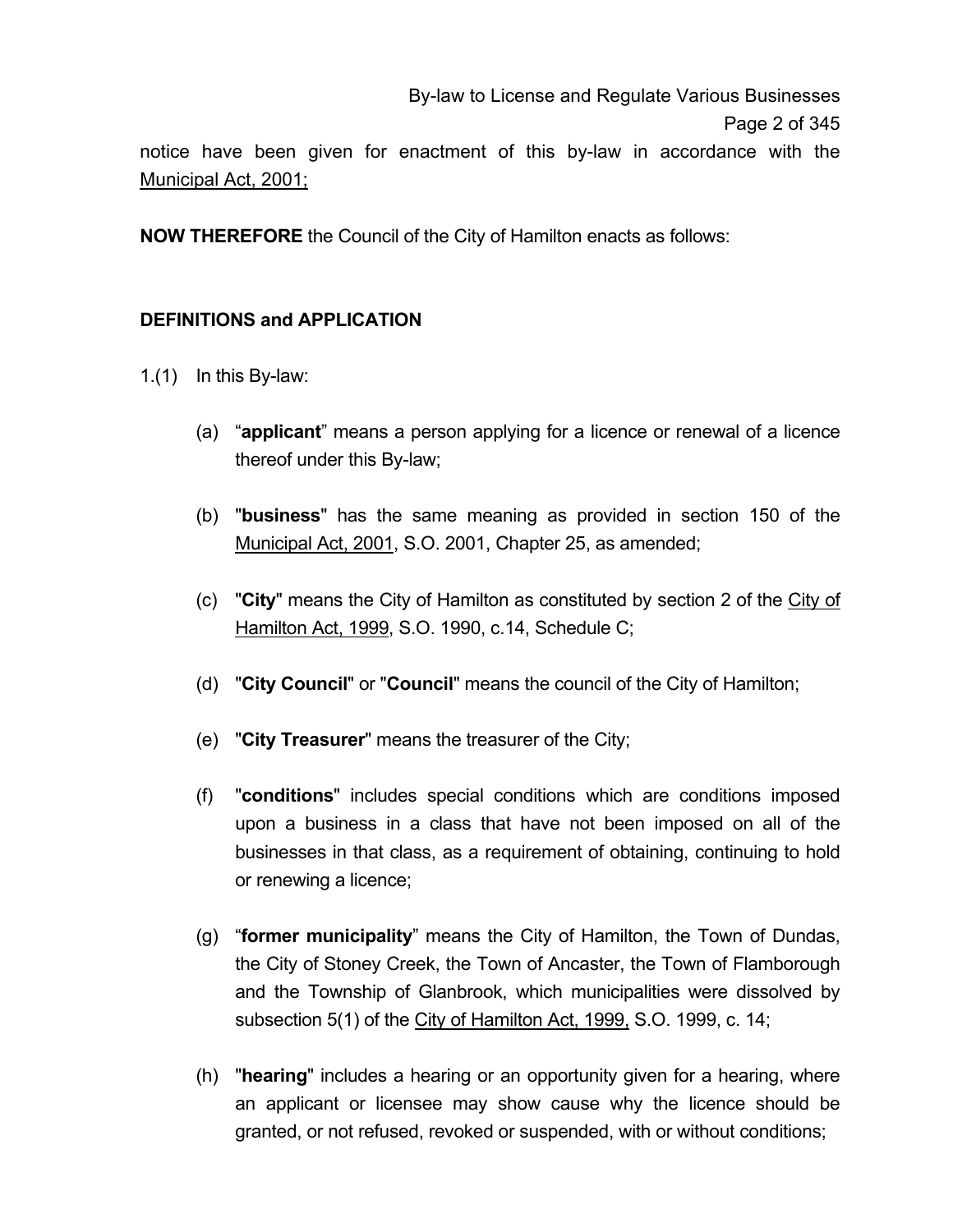notice have been given for enactment of this by-law in accordance with the Municipal Act, 2001;

**NOW THEREFORE** the Council of the City of Hamilton enacts as follows:

## DEFINITIONS and APPLICATION

1.(1) In this By-law:

(a) "**applicant**" means a person applying for a licence or renewal of a licence thereof under this By-law;

(b) "**business**" has the same meaning as provided in section 150 of the Municipal Act, 2001, S.O. 2001, Chapter 25, as amended;

(c) "**City**" means the City of Hamilton as constituted by section 2 of the City of Hamilton Act, 1999, S.O. 1990, c.14, Schedule C;

(d) "**City Council**" or "**Council**" means the council of the City of Hamilton;

(e) "**City Treasurer**" means the treasurer of the City;

(f) "**conditions**" includes special conditions which are conditions imposed upon a business in a class that have not been imposed on all of the businesses in that class, as a requirement of obtaining, continuing to hold or renewing a licence;

(g) "**former municipality**" means the City of Hamilton, the Town of Dundas, the City of Stoney Creek, the Town of Ancaster, the Town of Flamborough and the Township of Glanbrook, which municipalities were dissolved by subsection 5(1) of the City of Hamilton Act, 1999, S.O. 1999, c. 14;

(h) "**hearing**" includes a hearing or an opportunity given for a hearing, where an applicant or licensee may show cause why the licence should be granted, or not refused, revoked or suspended, with or without conditions;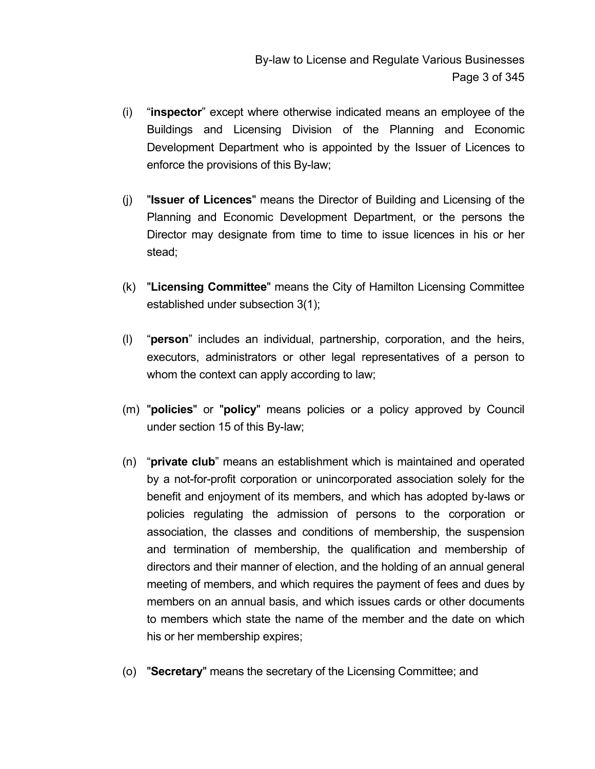(i) "**inspector**" except where otherwise indicated means an employee of the Buildings and Licensing Division of the Planning and Economic Development Department who is appointed by the Issuer of Licences to enforce the provisions of this By-law;

(j) "**Issuer of Licences**" means the Director of Building and Licensing of the Planning and Economic Development Department, or the persons the Director may designate from time to time to issue licences in his or her stead;

(k) "**Licensing Committee**" means the City of Hamilton Licensing Committee established under subsection 3(1);

(l) "**person**" includes an individual, partnership, corporation, and the heirs, executors, administrators or other legal representatives of a person to whom the context can apply according to law;

(m) "**policies**" or "**policy**" means policies or a policy approved by Council under section 15 of this By-law;

(n) "**private club**" means an establishment which is maintained and operated by a not-for-profit corporation or unincorporated association solely for the benefit and enjoyment of its members, and which has adopted by-laws or policies regulating the admission of persons to the corporation or association, the classes and conditions of membership, the suspension and termination of membership, the qualification and membership of directors and their manner of election, and the holding of an annual general meeting of members, and which requires the payment of fees and dues by members on an annual basis, and which issues cards or other documents to members which state the name of the member and the date on which his or her membership expires;

(o) "**Secretary**" means the secretary of the Licensing Committee; and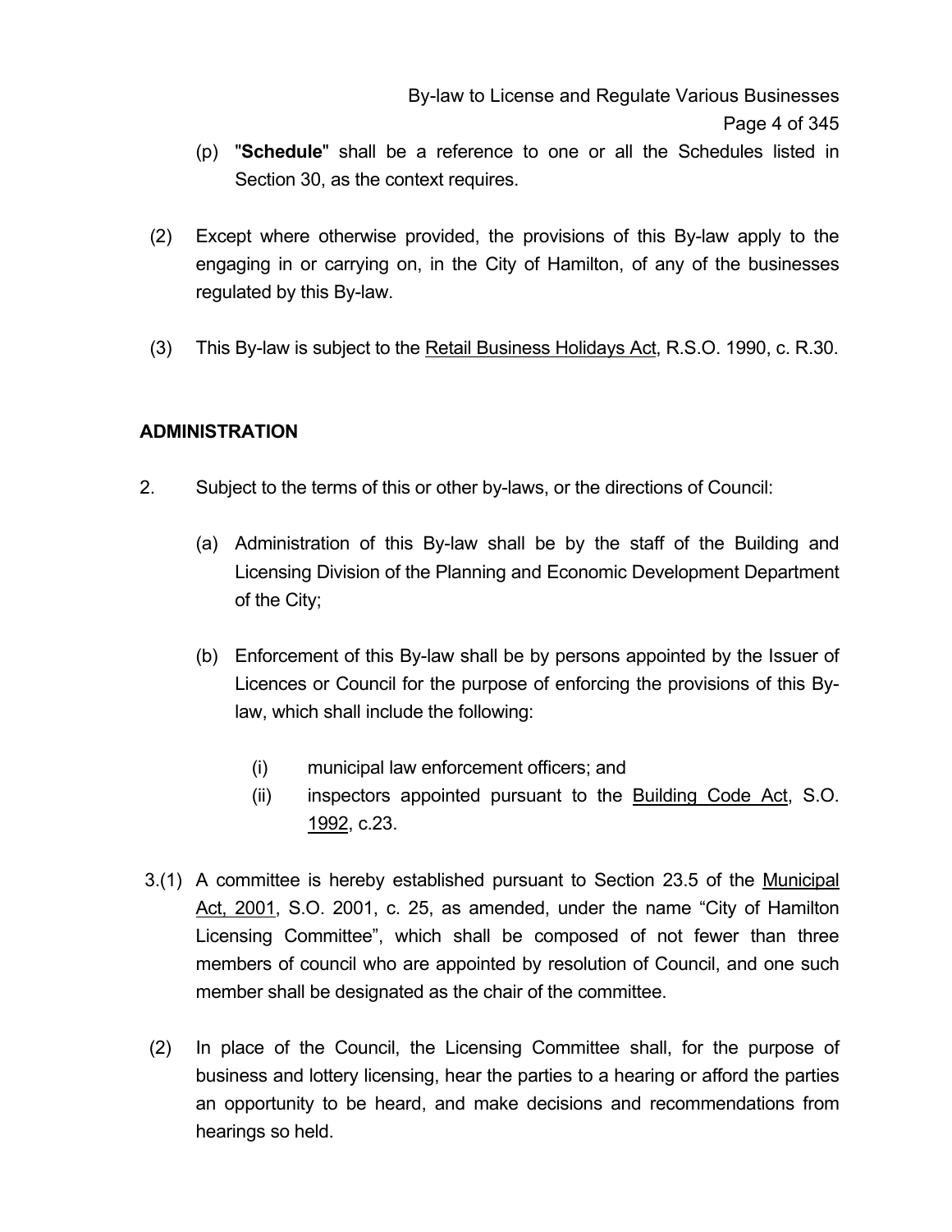(p) "**Schedule**" shall be a reference to one or all the Schedules listed in Section 30, as the context requires.

(2) Except where otherwise provided, the provisions of this By-law apply to the engaging in or carrying on, in the City of Hamilton, of any of the businesses regulated by this By-law.

(3) This By-law is subject to the Retail Business Holidays Act, R.S.O. 1990, c. R.30.

**ADMINISTRATION**

2. Subject to the terms of this or other by-laws, or the directions of Council:

   (a) Administration of this By-law shall be by the staff of the Building and Licensing Division of the Planning and Economic Development Department of the City;

   (b) Enforcement of this By-law shall be by persons appointed by the Issuer of Licences or Council for the purpose of enforcing the provisions of this By-law, which shall include the following:

      (i) municipal law enforcement officers; and
      (ii) inspectors appointed pursuant to the Building Code Act, S.O. 1992, c.23.

3.(1) A committee is hereby established pursuant to Section 23.5 of the Municipal Act, 2001, S.O. 2001, c. 25, as amended, under the name "City of Hamilton Licensing Committee", which shall be composed of not fewer than three members of council who are appointed by resolution of Council, and one such member shall be designated as the chair of the committee.

(2) In place of the Council, the Licensing Committee shall, for the purpose of business and lottery licensing, hear the parties to a hearing or afford the parties an opportunity to be heard, and make decisions and recommendations from hearings so held.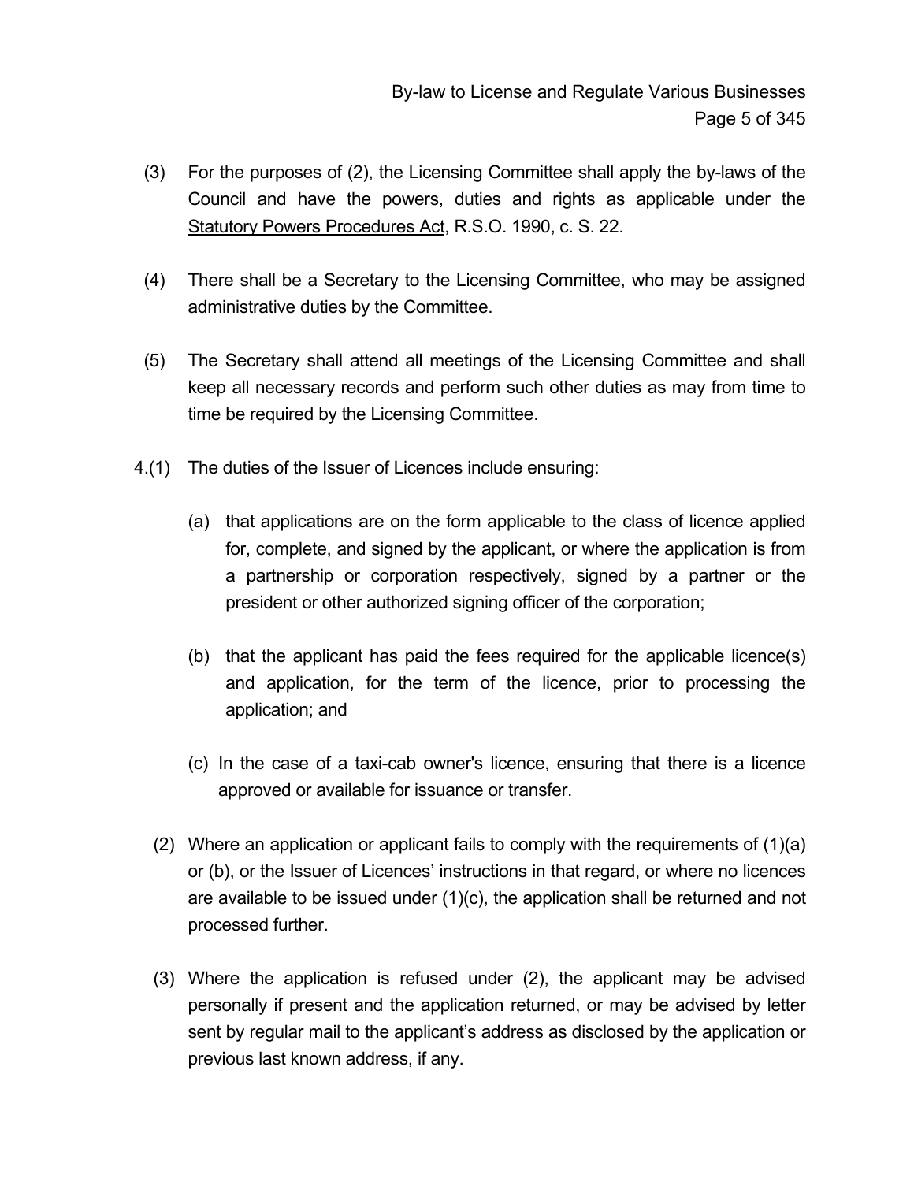(3) For the purposes of (2), the Licensing Committee shall apply the by-laws of the Council and have the powers, duties and rights as applicable under the Statutory Powers Procedures Act, R.S.O. 1990, c. S. 22.

(4) There shall be a Secretary to the Licensing Committee, who may be assigned administrative duties by the Committee.

(5) The Secretary shall attend all meetings of the Licensing Committee and shall keep all necessary records and perform such other duties as may from time to time be required by the Licensing Committee.

4.(1) The duties of the Issuer of Licences include ensuring:

(a) that applications are on the form applicable to the class of licence applied for, complete, and signed by the applicant, or where the application is from a partnership or corporation respectively, signed by a partner or the president or other authorized signing officer of the corporation;

(b) that the applicant has paid the fees required for the applicable licence(s) and application, for the term of the licence, prior to processing the application; and

(c) In the case of a taxi-cab owner's licence, ensuring that there is a licence approved or available for issuance or transfer.

(2) Where an application or applicant fails to comply with the requirements of (1)(a) or (b), or the Issuer of Licences' instructions in that regard, or where no licences are available to be issued under (1)(c), the application shall be returned and not processed further.

(3) Where the application is refused under (2), the applicant may be advised personally if present and the application returned, or may be advised by letter sent by regular mail to the applicant's address as disclosed by the application or previous last known address, if any.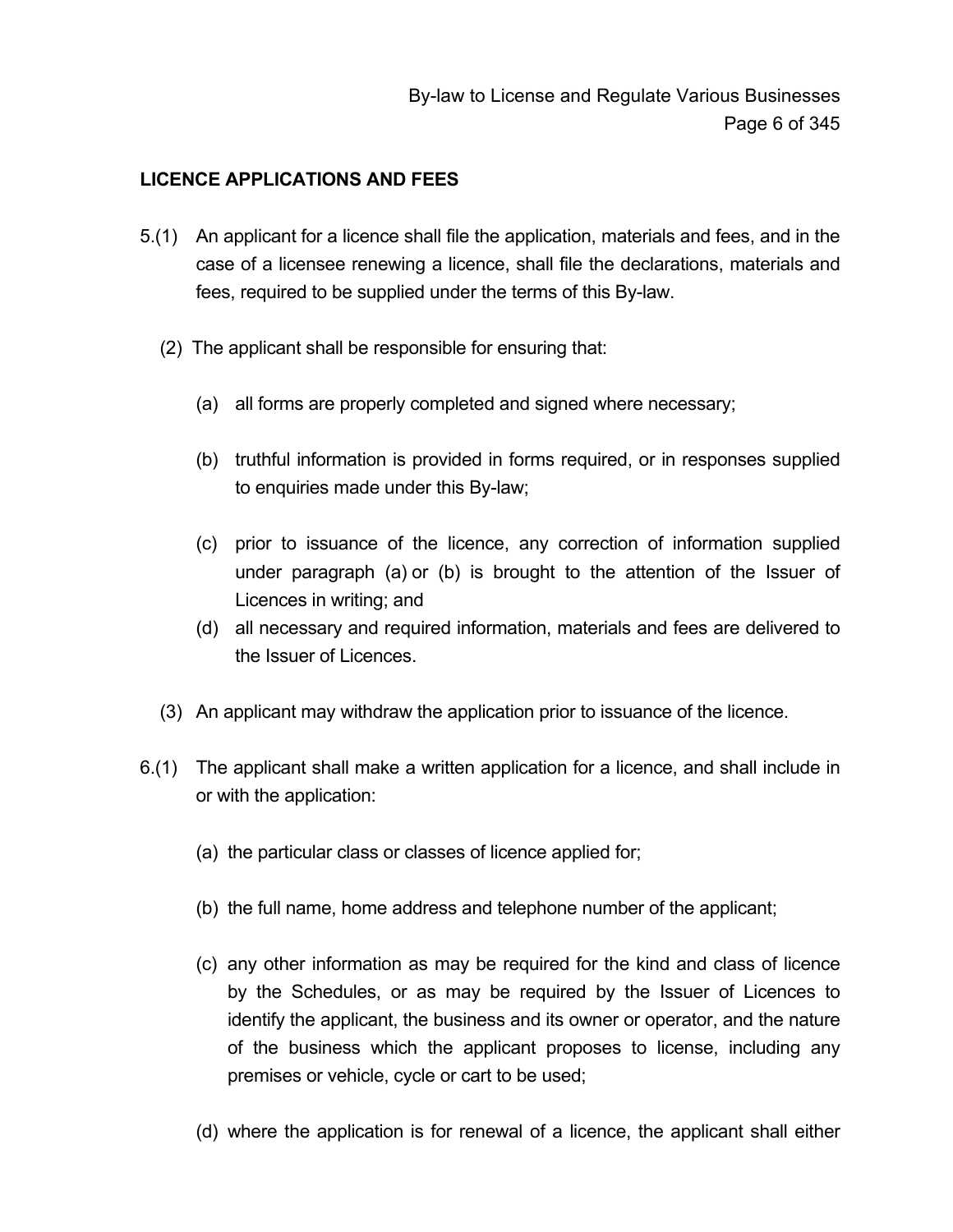## LICENCE APPLICATIONS AND FEES

5.(1) An applicant for a licence shall file the application, materials and fees, and in the case of a licensee renewing a licence, shall file the declarations, materials and fees, required to be supplied under the terms of this By-law.

(2) The applicant shall be responsible for ensuring that:

(a) all forms are properly completed and signed where necessary;

(b) truthful information is provided in forms required, or in responses supplied to enquiries made under this By-law;

(c) prior to issuance of the licence, any correction of information supplied under paragraph (a) or (b) is brought to the attention of the Issuer of Licences in writing; and

(d) all necessary and required information, materials and fees are delivered to the Issuer of Licences.

(3) An applicant may withdraw the application prior to issuance of the licence.

6.(1) The applicant shall make a written application for a licence, and shall include in or with the application:

(a) the particular class or classes of licence applied for;

(b) the full name, home address and telephone number of the applicant;

(c) any other information as may be required for the kind and class of licence by the Schedules, or as may be required by the Issuer of Licences to identify the applicant, the business and its owner or operator, and the nature of the business which the applicant proposes to license, including any premises or vehicle, cycle or cart to be used;

(d) where the application is for renewal of a licence, the applicant shall either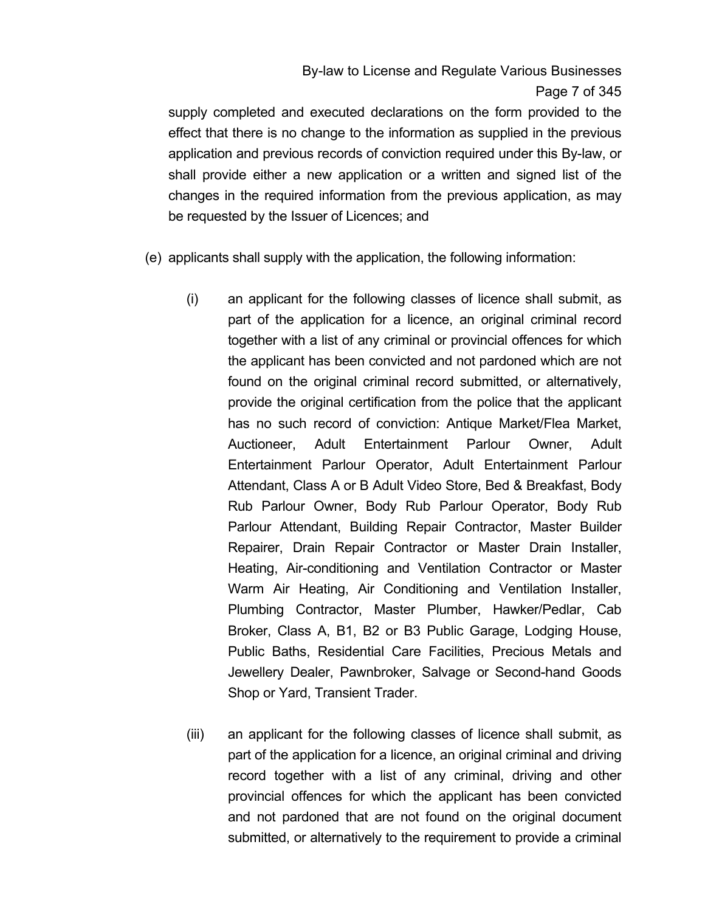supply completed and executed declarations on the form provided to the effect that there is no change to the information as supplied in the previous application and previous records of conviction required under this By-law, or shall provide either a new application or a written and signed list of the changes in the required information from the previous application, as may be requested by the Issuer of Licences; and

(e) applicants shall supply with the application, the following information:

(i) an applicant for the following classes of licence shall submit, as part of the application for a licence, an original criminal record together with a list of any criminal or provincial offences for which the applicant has been convicted and not pardoned which are not found on the original criminal record submitted, or alternatively, provide the original certification from the police that the applicant has no such record of conviction: Antique Market/Flea Market, Auctioneer, Adult Entertainment Parlour Owner, Adult Entertainment Parlour Operator, Adult Entertainment Parlour Attendant, Class A or B Adult Video Store, Bed & Breakfast, Body Rub Parlour Owner, Body Rub Parlour Operator, Body Rub Parlour Attendant, Building Repair Contractor, Master Builder Repairer, Drain Repair Contractor or Master Drain Installer, Heating, Air-conditioning and Ventilation Contractor or Master Warm Air Heating, Air Conditioning and Ventilation Installer, Plumbing Contractor, Master Plumber, Hawker/Pedlar, Cab Broker, Class A, B1, B2 or B3 Public Garage, Lodging House, Public Baths, Residential Care Facilities, Precious Metals and Jewellery Dealer, Pawnbroker, Salvage or Second-hand Goods Shop or Yard, Transient Trader.

(iii) an applicant for the following classes of licence shall submit, as part of the application for a licence, an original criminal and driving record together with a list of any criminal, driving and other provincial offences for which the applicant has been convicted and not pardoned that are not found on the original document submitted, or alternatively to the requirement to provide a criminal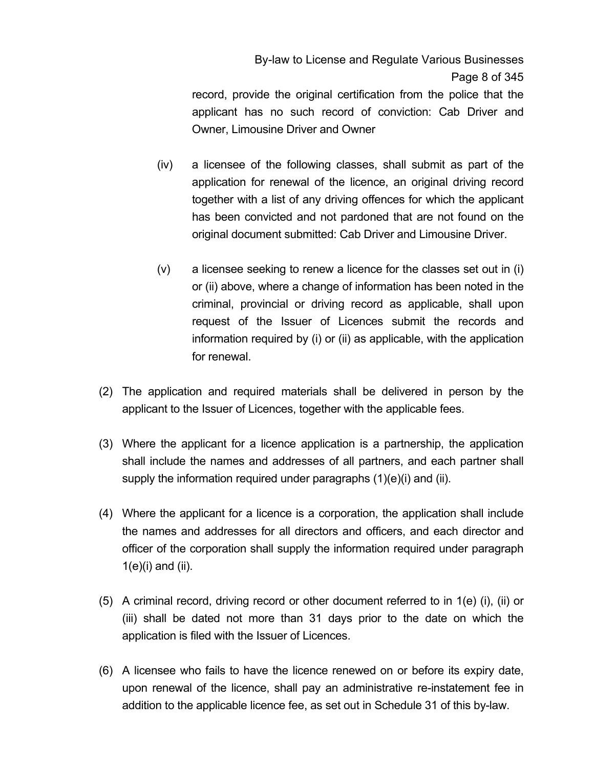record, provide the original certification from the police that the applicant has no such record of conviction: Cab Driver and Owner, Limousine Driver and Owner

(iv) a licensee of the following classes, shall submit as part of the application for renewal of the licence, an original driving record together with a list of any driving offences for which the applicant has been convicted and not pardoned that are not found on the original document submitted: Cab Driver and Limousine Driver.

(v) a licensee seeking to renew a licence for the classes set out in (i) or (ii) above, where a change of information has been noted in the criminal, provincial or driving record as applicable, shall upon request of the Issuer of Licences submit the records and information required by (i) or (ii) as applicable, with the application for renewal.

(2) The application and required materials shall be delivered in person by the applicant to the Issuer of Licences, together with the applicable fees.

(3) Where the applicant for a licence application is a partnership, the application shall include the names and addresses of all partners, and each partner shall supply the information required under paragraphs (1)(e)(i) and (ii).

(4) Where the applicant for a licence is a corporation, the application shall include the names and addresses for all directors and officers, and each director and officer of the corporation shall supply the information required under paragraph 1(e)(i) and (ii).

(5) A criminal record, driving record or other document referred to in 1(e) (i), (ii) or (iii) shall be dated not more than 31 days prior to the date on which the application is filed with the Issuer of Licences.

(6) A licensee who fails to have the licence renewed on or before its expiry date, upon renewal of the licence, shall pay an administrative re-instatement fee in addition to the applicable licence fee, as set out in Schedule 31 of this by-law.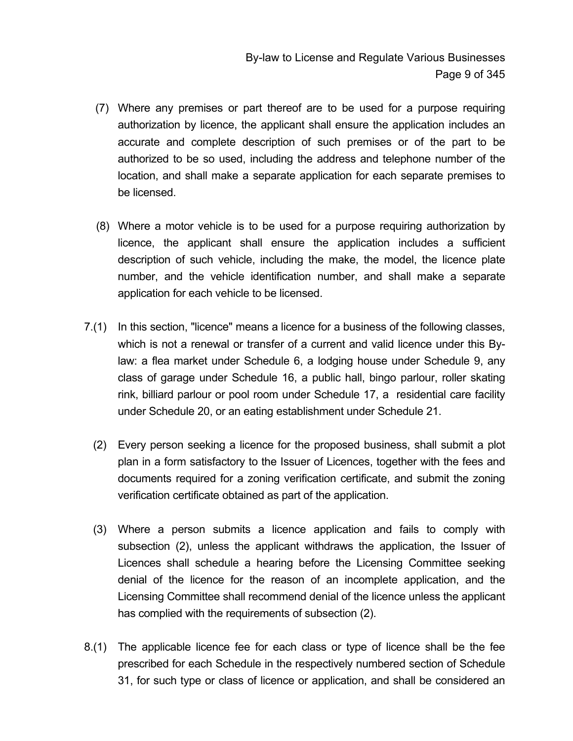(7) Where any premises or part thereof are to be used for a purpose requiring authorization by licence, the applicant shall ensure the application includes an accurate and complete description of such premises or of the part to be authorized to be so used, including the address and telephone number of the location, and shall make a separate application for each separate premises to be licensed.

(8) Where a motor vehicle is to be used for a purpose requiring authorization by licence, the applicant shall ensure the application includes a sufficient description of such vehicle, including the make, the model, the licence plate number, and the vehicle identification number, and shall make a separate application for each vehicle to be licensed.

7.(1) In this section, "licence" means a licence for a business of the following classes, which is not a renewal or transfer of a current and valid licence under this By-law: a flea market under Schedule 6, a lodging house under Schedule 9, any class of garage under Schedule 16, a public hall, bingo parlour, roller skating rink, billiard parlour or pool room under Schedule 17, a residential care facility under Schedule 20, or an eating establishment under Schedule 21.

(2) Every person seeking a licence for the proposed business, shall submit a plot plan in a form satisfactory to the Issuer of Licences, together with the fees and documents required for a zoning verification certificate, and submit the zoning verification certificate obtained as part of the application.

(3) Where a person submits a licence application and fails to comply with subsection (2), unless the applicant withdraws the application, the Issuer of Licences shall schedule a hearing before the Licensing Committee seeking denial of the licence for the reason of an incomplete application, and the Licensing Committee shall recommend denial of the licence unless the applicant has complied with the requirements of subsection (2).

8.(1) The applicable licence fee for each class or type of licence shall be the fee prescribed for each Schedule in the respectively numbered section of Schedule 31, for such type or class of licence or application, and shall be considered an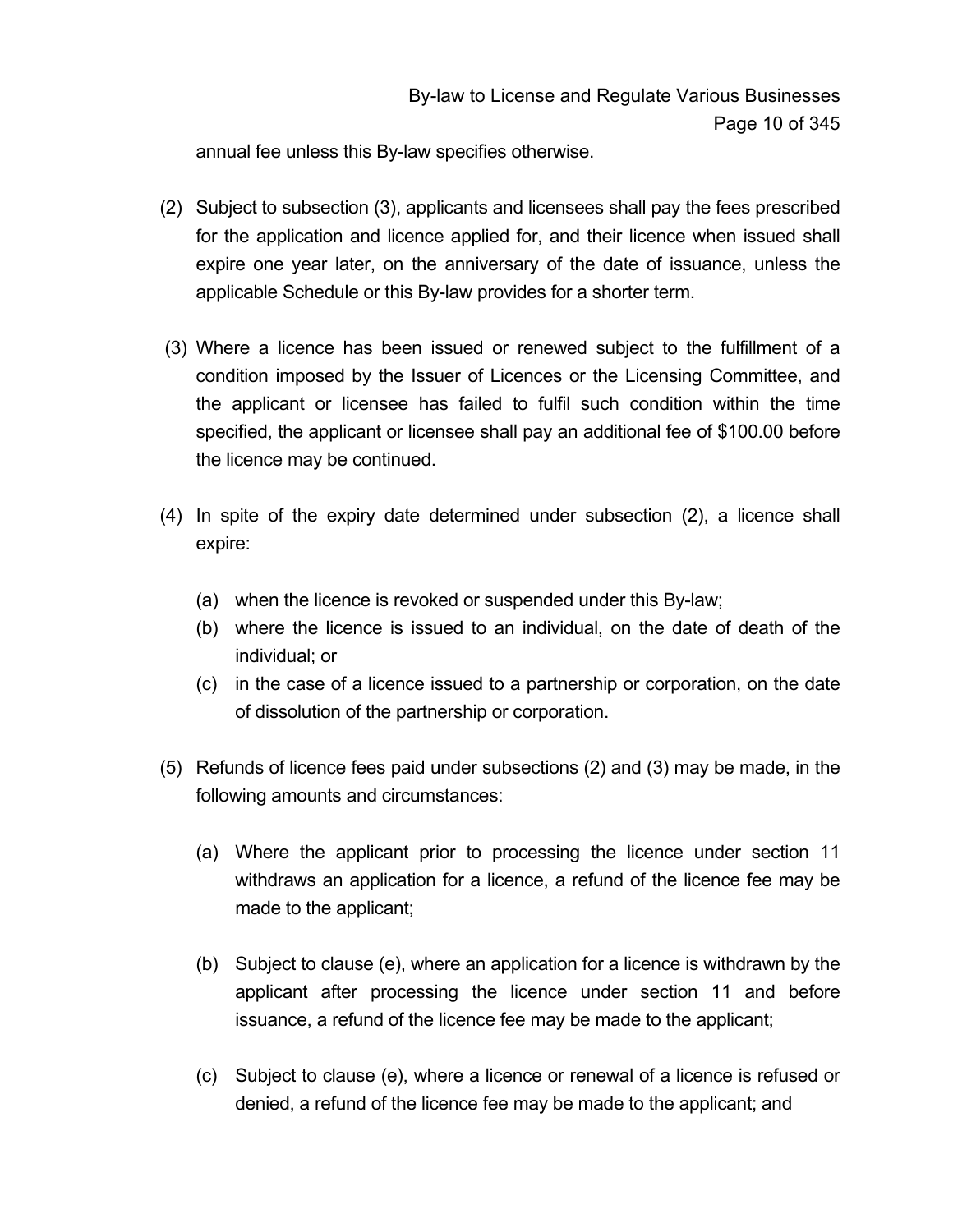annual fee unless this By-law specifies otherwise.

(2) Subject to subsection (3), applicants and licensees shall pay the fees prescribed for the application and licence applied for, and their licence when issued shall expire one year later, on the anniversary of the date of issuance, unless the applicable Schedule or this By-law provides for a shorter term.

(3) Where a licence has been issued or renewed subject to the fulfillment of a condition imposed by the Issuer of Licences or the Licensing Committee, and the applicant or licensee has failed to fulfil such condition within the time specified, the applicant or licensee shall pay an additional fee of $100.00 before the licence may be continued.

(4) In spite of the expiry date determined under subsection (2), a licence shall expire:

(a) when the licence is revoked or suspended under this By-law;

(b) where the licence is issued to an individual, on the date of death of the individual; or

(c) in the case of a licence issued to a partnership or corporation, on the date of dissolution of the partnership or corporation.

(5) Refunds of licence fees paid under subsections (2) and (3) may be made, in the following amounts and circumstances:

(a) Where the applicant prior to processing the licence under section 11 withdraws an application for a licence, a refund of the licence fee may be made to the applicant;

(b) Subject to clause (e), where an application for a licence is withdrawn by the applicant after processing the licence under section 11 and before issuance, a refund of the licence fee may be made to the applicant;

(c) Subject to clause (e), where a licence or renewal of a licence is refused or denied, a refund of the licence fee may be made to the applicant; and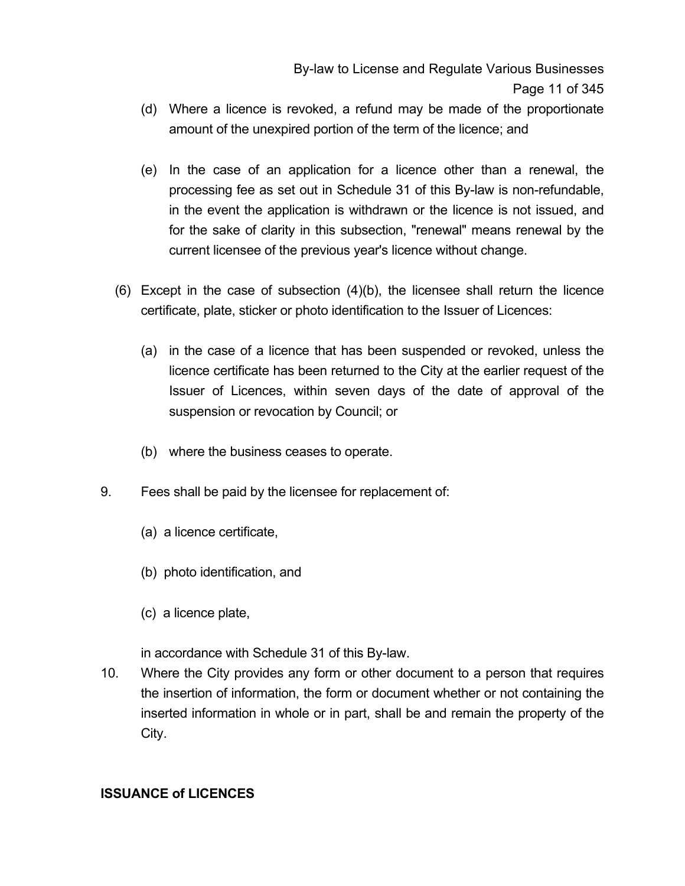(d) Where a licence is revoked, a refund may be made of the proportionate amount of the unexpired portion of the term of the licence; and

(e) In the case of an application for a licence other than a renewal, the processing fee as set out in Schedule 31 of this By-law is non-refundable, in the event the application is withdrawn or the licence is not issued, and for the sake of clarity in this subsection, "renewal" means renewal by the current licensee of the previous year's licence without change.

(6) Except in the case of subsection (4)(b), the licensee shall return the licence certificate, plate, sticker or photo identification to the Issuer of Licences:

(a) in the case of a licence that has been suspended or revoked, unless the licence certificate has been returned to the City at the earlier request of the Issuer of Licences, within seven days of the date of approval of the suspension or revocation by Council; or

(b) where the business ceases to operate.

9. Fees shall be paid by the licensee for replacement of:

(a) a licence certificate,

(b) photo identification, and

(c) a licence plate,

in accordance with Schedule 31 of this By-law.

10. Where the City provides any form or other document to a person that requires the insertion of information, the form or document whether or not containing the inserted information in whole or in part, shall be and remain the property of the City.

## ISSUANCE of LICENCES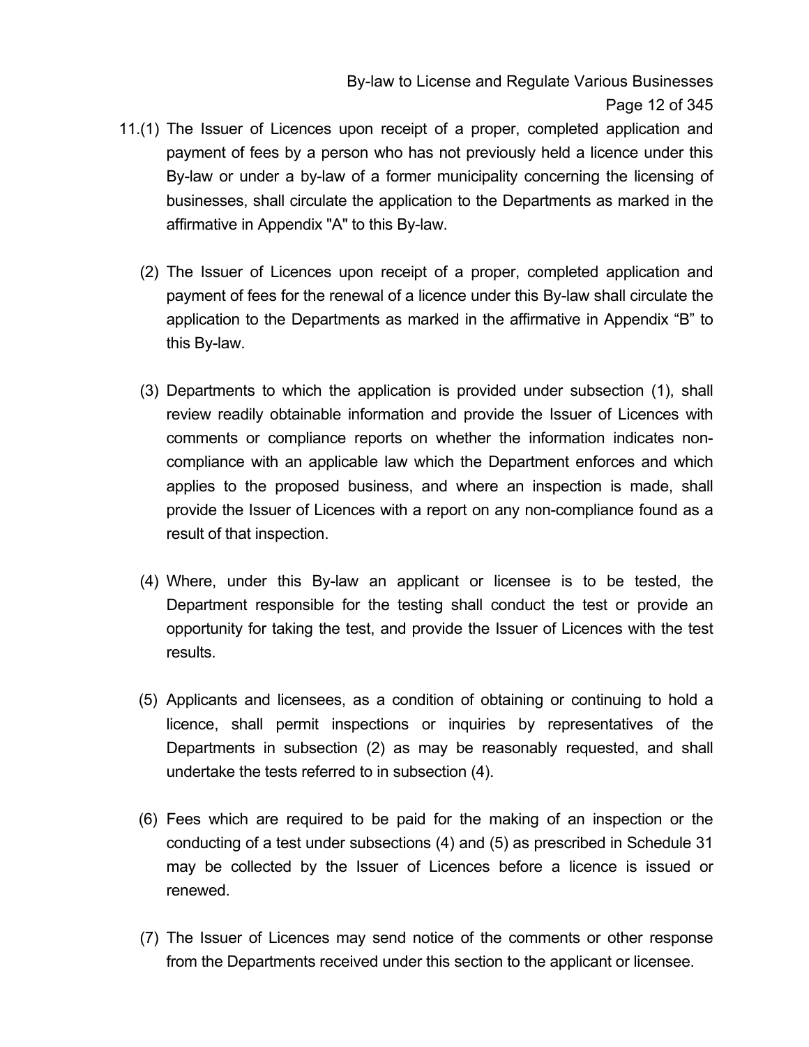11.(1) The Issuer of Licences upon receipt of a proper, completed application and payment of fees by a person who has not previously held a licence under this By-law or under a by-law of a former municipality concerning the licensing of businesses, shall circulate the application to the Departments as marked in the affirmative in Appendix "A" to this By-law.

(2) The Issuer of Licences upon receipt of a proper, completed application and payment of fees for the renewal of a licence under this By-law shall circulate the application to the Departments as marked in the affirmative in Appendix “B” to this By-law.

(3) Departments to which the application is provided under subsection (1), shall review readily obtainable information and provide the Issuer of Licences with comments or compliance reports on whether the information indicates non-compliance with an applicable law which the Department enforces and which applies to the proposed business, and where an inspection is made, shall provide the Issuer of Licences with a report on any non-compliance found as a result of that inspection.

(4) Where, under this By-law an applicant or licensee is to be tested, the Department responsible for the testing shall conduct the test or provide an opportunity for taking the test, and provide the Issuer of Licences with the test results.

(5) Applicants and licensees, as a condition of obtaining or continuing to hold a licence, shall permit inspections or inquiries by representatives of the Departments in subsection (2) as may be reasonably requested, and shall undertake the tests referred to in subsection (4).

(6) Fees which are required to be paid for the making of an inspection or the conducting of a test under subsections (4) and (5) as prescribed in Schedule 31 may be collected by the Issuer of Licences before a licence is issued or renewed.

(7) The Issuer of Licences may send notice of the comments or other response from the Departments received under this section to the applicant or licensee.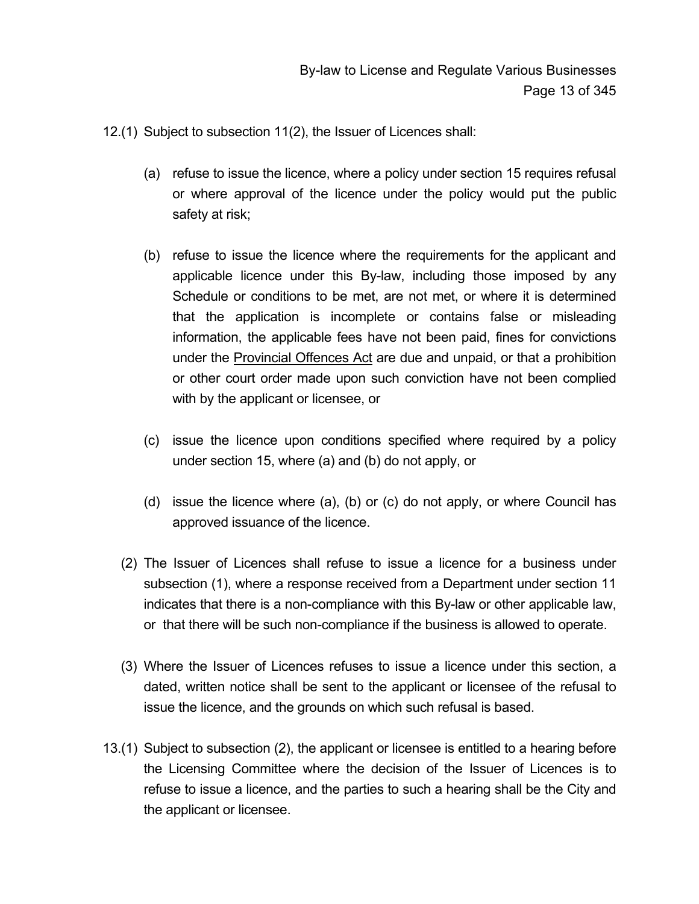12.(1) Subject to subsection 11(2), the Issuer of Licences shall:

(a) refuse to issue the licence, where a policy under section 15 requires refusal or where approval of the licence under the policy would put the public safety at risk;

(b) refuse to issue the licence where the requirements for the applicant and applicable licence under this By-law, including those imposed by any Schedule or conditions to be met, are not met, or where it is determined that the application is incomplete or contains false or misleading information, the applicable fees have not been paid, fines for convictions under the Provincial Offences Act are due and unpaid, or that a prohibition or other court order made upon such conviction have not been complied with by the applicant or licensee, or

(c) issue the licence upon conditions specified where required by a policy under section 15, where (a) and (b) do not apply, or

(d) issue the licence where (a), (b) or (c) do not apply, or where Council has approved issuance of the licence.

(2) The Issuer of Licences shall refuse to issue a licence for a business under subsection (1), where a response received from a Department under section 11 indicates that there is a non-compliance with this By-law or other applicable law, or that there will be such non-compliance if the business is allowed to operate.

(3) Where the Issuer of Licences refuses to issue a licence under this section, a dated, written notice shall be sent to the applicant or licensee of the refusal to issue the licence, and the grounds on which such refusal is based.

13.(1) Subject to subsection (2), the applicant or licensee is entitled to a hearing before the Licensing Committee where the decision of the Issuer of Licences is to refuse to issue a licence, and the parties to such a hearing shall be the City and the applicant or licensee.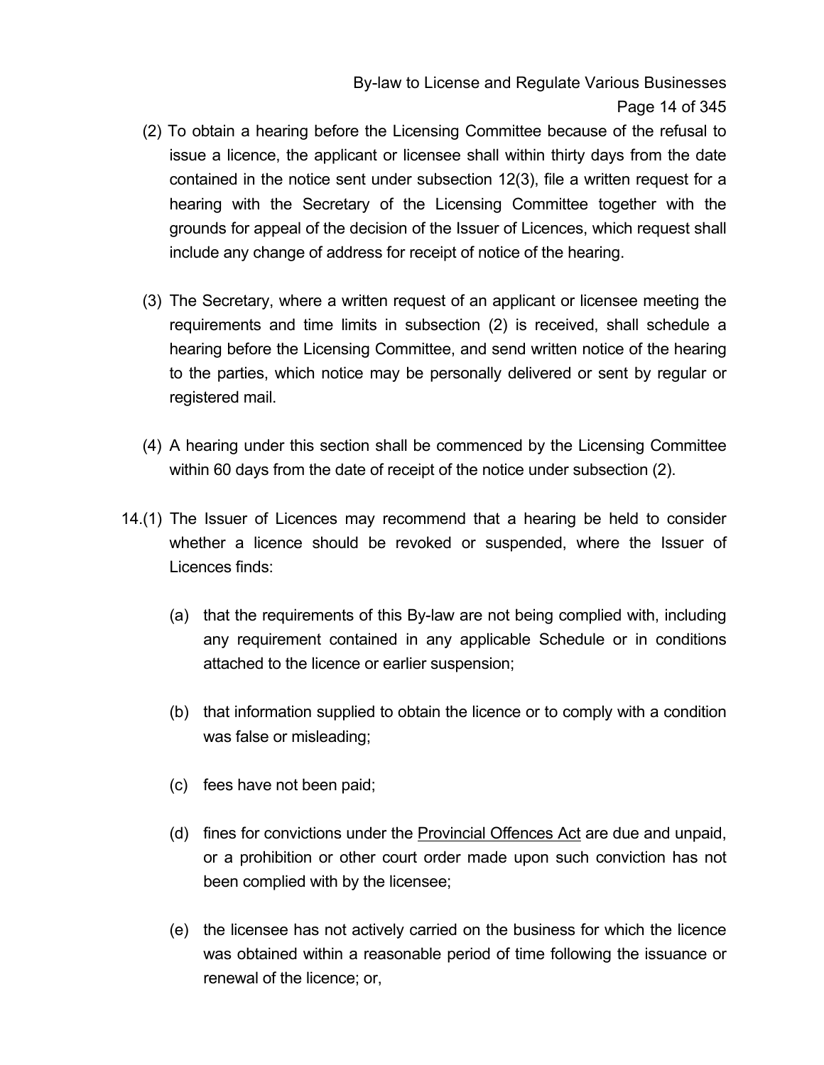(2) To obtain a hearing before the Licensing Committee because of the refusal to issue a licence, the applicant or licensee shall within thirty days from the date contained in the notice sent under subsection 12(3), file a written request for a hearing with the Secretary of the Licensing Committee together with the grounds for appeal of the decision of the Issuer of Licences, which request shall include any change of address for receipt of notice of the hearing.

(3) The Secretary, where a written request of an applicant or licensee meeting the requirements and time limits in subsection (2) is received, shall schedule a hearing before the Licensing Committee, and send written notice of the hearing to the parties, which notice may be personally delivered or sent by regular or registered mail.

(4) A hearing under this section shall be commenced by the Licensing Committee within 60 days from the date of receipt of the notice under subsection (2).

14.(1) The Issuer of Licences may recommend that a hearing be held to consider whether a licence should be revoked or suspended, where the Issuer of Licences finds:

(a) that the requirements of this By-law are not being complied with, including any requirement contained in any applicable Schedule or in conditions attached to the licence or earlier suspension;

(b) that information supplied to obtain the licence or to comply with a condition was false or misleading;

(c) fees have not been paid;

(d) fines for convictions under the <u>Provincial Offences Act</u> are due and unpaid, or a prohibition or other court order made upon such conviction has not been complied with by the licensee;

(e) the licensee has not actively carried on the business for which the licence was obtained within a reasonable period of time following the issuance or renewal of the licence; or,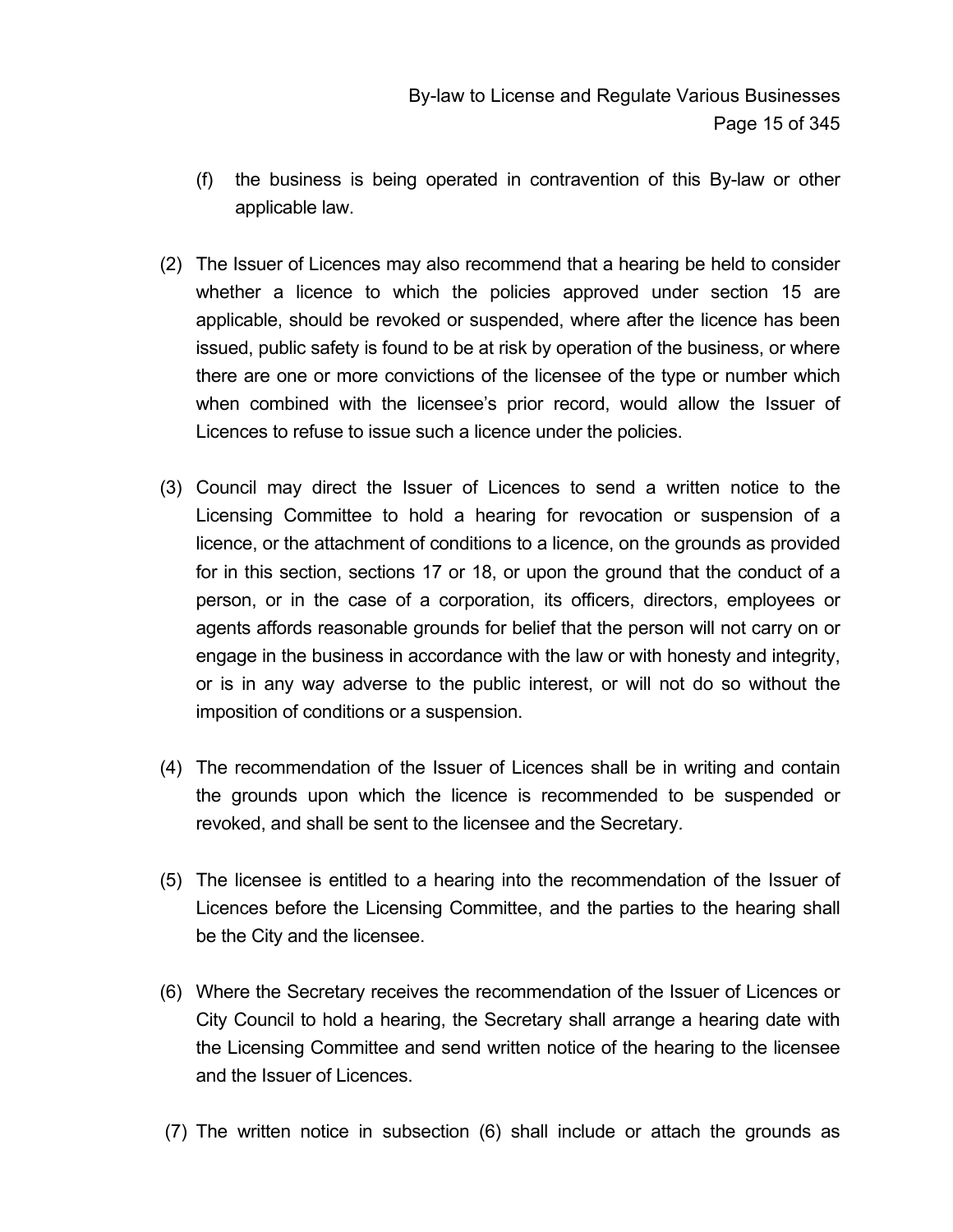(f) the business is being operated in contravention of this By-law or other applicable law.

(2) The Issuer of Licences may also recommend that a hearing be held to consider whether a licence to which the policies approved under section 15 are applicable, should be revoked or suspended, where after the licence has been issued, public safety is found to be at risk by operation of the business, or where there are one or more convictions of the licensee of the type or number which when combined with the licensee's prior record, would allow the Issuer of Licences to refuse to issue such a licence under the policies.

(3) Council may direct the Issuer of Licences to send a written notice to the Licensing Committee to hold a hearing for revocation or suspension of a licence, or the attachment of conditions to a licence, on the grounds as provided for in this section, sections 17 or 18, or upon the ground that the conduct of a person, or in the case of a corporation, its officers, directors, employees or agents affords reasonable grounds for belief that the person will not carry on or engage in the business in accordance with the law or with honesty and integrity, or is in any way adverse to the public interest, or will not do so without the imposition of conditions or a suspension.

(4) The recommendation of the Issuer of Licences shall be in writing and contain the grounds upon which the licence is recommended to be suspended or revoked, and shall be sent to the licensee and the Secretary.

(5) The licensee is entitled to a hearing into the recommendation of the Issuer of Licences before the Licensing Committee, and the parties to the hearing shall be the City and the licensee.

(6) Where the Secretary receives the recommendation of the Issuer of Licences or City Council to hold a hearing, the Secretary shall arrange a hearing date with the Licensing Committee and send written notice of the hearing to the licensee and the Issuer of Licences.

(7) The written notice in subsection (6) shall include or attach the grounds as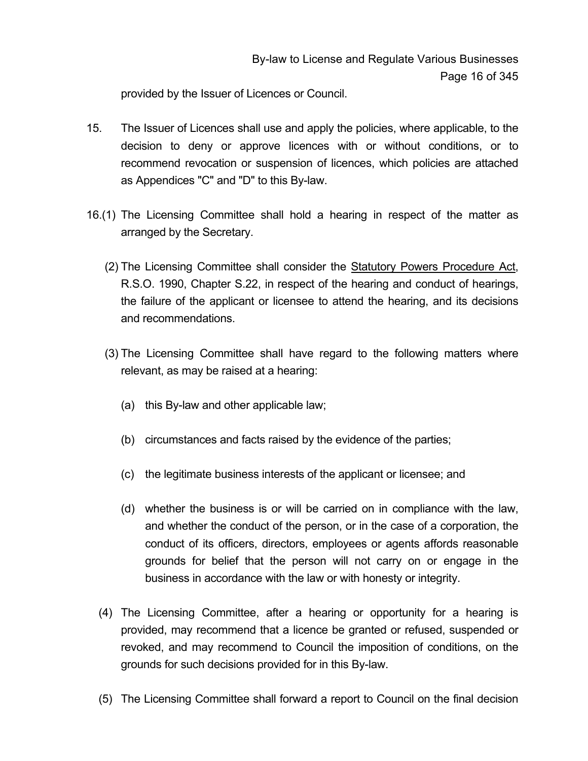provided by the Issuer of Licences or Council.

15. The Issuer of Licences shall use and apply the policies, where applicable, to the decision to deny or approve licences with or without conditions, or to recommend revocation or suspension of licences, which policies are attached as Appendices "C" and "D" to this By-law.

16.(1) The Licensing Committee shall hold a hearing in respect of the matter as arranged by the Secretary.

(2) The Licensing Committee shall consider the Statutory Powers Procedure Act, R.S.O. 1990, Chapter S.22, in respect of the hearing and conduct of hearings, the failure of the applicant or licensee to attend the hearing, and its decisions and recommendations.

(3) The Licensing Committee shall have regard to the following matters where relevant, as may be raised at a hearing:

(a) this By-law and other applicable law;

(b) circumstances and facts raised by the evidence of the parties;

(c) the legitimate business interests of the applicant or licensee; and

(d) whether the business is or will be carried on in compliance with the law, and whether the conduct of the person, or in the case of a corporation, the conduct of its officers, directors, employees or agents affords reasonable grounds for belief that the person will not carry on or engage in the business in accordance with the law or with honesty or integrity.

(4) The Licensing Committee, after a hearing or opportunity for a hearing is provided, may recommend that a licence be granted or refused, suspended or revoked, and may recommend to Council the imposition of conditions, on the grounds for such decisions provided for in this By-law.

(5) The Licensing Committee shall forward a report to Council on the final decision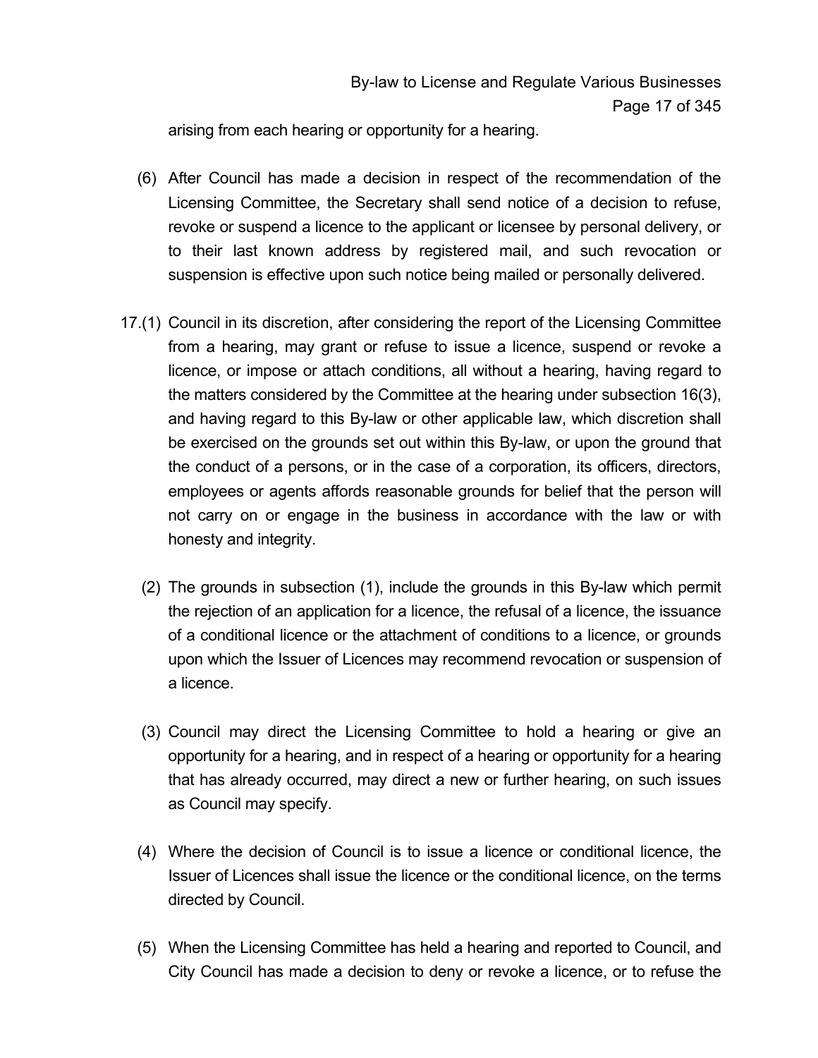arising from each hearing or opportunity for a hearing.

(6) After Council has made a decision in respect of the recommendation of the Licensing Committee, the Secretary shall send notice of a decision to refuse, revoke or suspend a licence to the applicant or licensee by personal delivery, or to their last known address by registered mail, and such revocation or suspension is effective upon such notice being mailed or personally delivered.

17.(1) Council in its discretion, after considering the report of the Licensing Committee from a hearing, may grant or refuse to issue a licence, suspend or revoke a licence, or impose or attach conditions, all without a hearing, having regard to the matters considered by the Committee at the hearing under subsection 16(3), and having regard to this By-law or other applicable law, which discretion shall be exercised on the grounds set out within this By-law, or upon the ground that the conduct of a persons, or in the case of a corporation, its officers, directors, employees or agents affords reasonable grounds for belief that the person will not carry on or engage in the business in accordance with the law or with honesty and integrity.

(2) The grounds in subsection (1), include the grounds in this By-law which permit the rejection of an application for a licence, the refusal of a licence, the issuance of a conditional licence or the attachment of conditions to a licence, or grounds upon which the Issuer of Licences may recommend revocation or suspension of a licence.

(3) Council may direct the Licensing Committee to hold a hearing or give an opportunity for a hearing, and in respect of a hearing or opportunity for a hearing that has already occurred, may direct a new or further hearing, on such issues as Council may specify.

(4) Where the decision of Council is to issue a licence or conditional licence, the Issuer of Licences shall issue the licence or the conditional licence, on the terms directed by Council.

(5) When the Licensing Committee has held a hearing and reported to Council, and City Council has made a decision to deny or revoke a licence, or to refuse the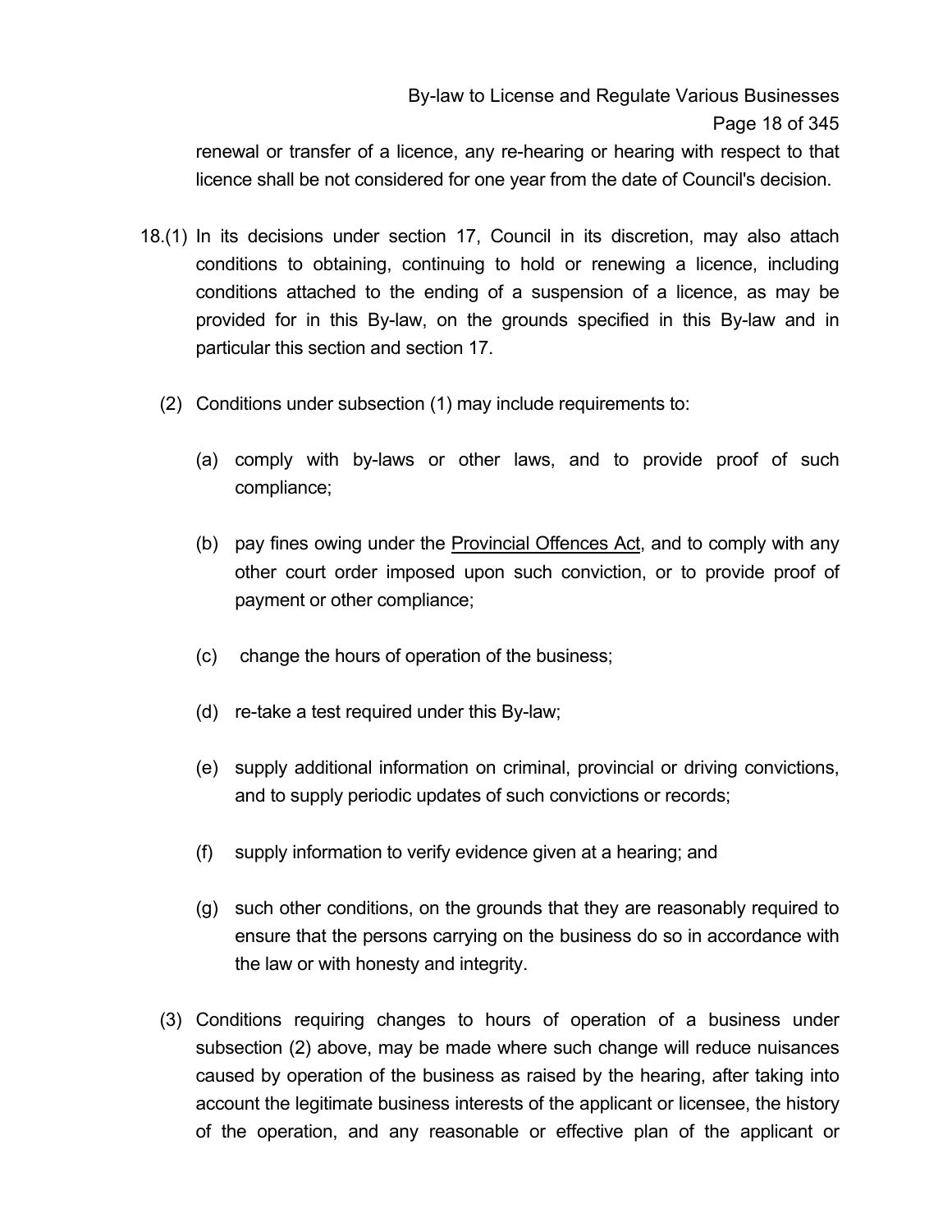renewal or transfer of a licence, any re-hearing or hearing with respect to that licence shall be not considered for one year from the date of Council's decision.

18.(1) In its decisions under section 17, Council in its discretion, may also attach conditions to obtaining, continuing to hold or renewing a licence, including conditions attached to the ending of a suspension of a licence, as may be provided for in this By-law, on the grounds specified in this By-law and in particular this section and section 17.

(2) Conditions under subsection (1) may include requirements to:

(a) comply with by-laws or other laws, and to provide proof of such compliance;

(b) pay fines owing under the Provincial Offences Act, and to comply with any other court order imposed upon such conviction, or to provide proof of payment or other compliance;

(c) change the hours of operation of the business;

(d) re-take a test required under this By-law;

(e) supply additional information on criminal, provincial or driving convictions, and to supply periodic updates of such convictions or records;

(f) supply information to verify evidence given at a hearing; and

(g) such other conditions, on the grounds that they are reasonably required to ensure that the persons carrying on the business do so in accordance with the law or with honesty and integrity.

(3) Conditions requiring changes to hours of operation of a business under subsection (2) above, may be made where such change will reduce nuisances caused by operation of the business as raised by the hearing, after taking into account the legitimate business interests of the applicant or licensee, the history of the operation, and any reasonable or effective plan of the applicant or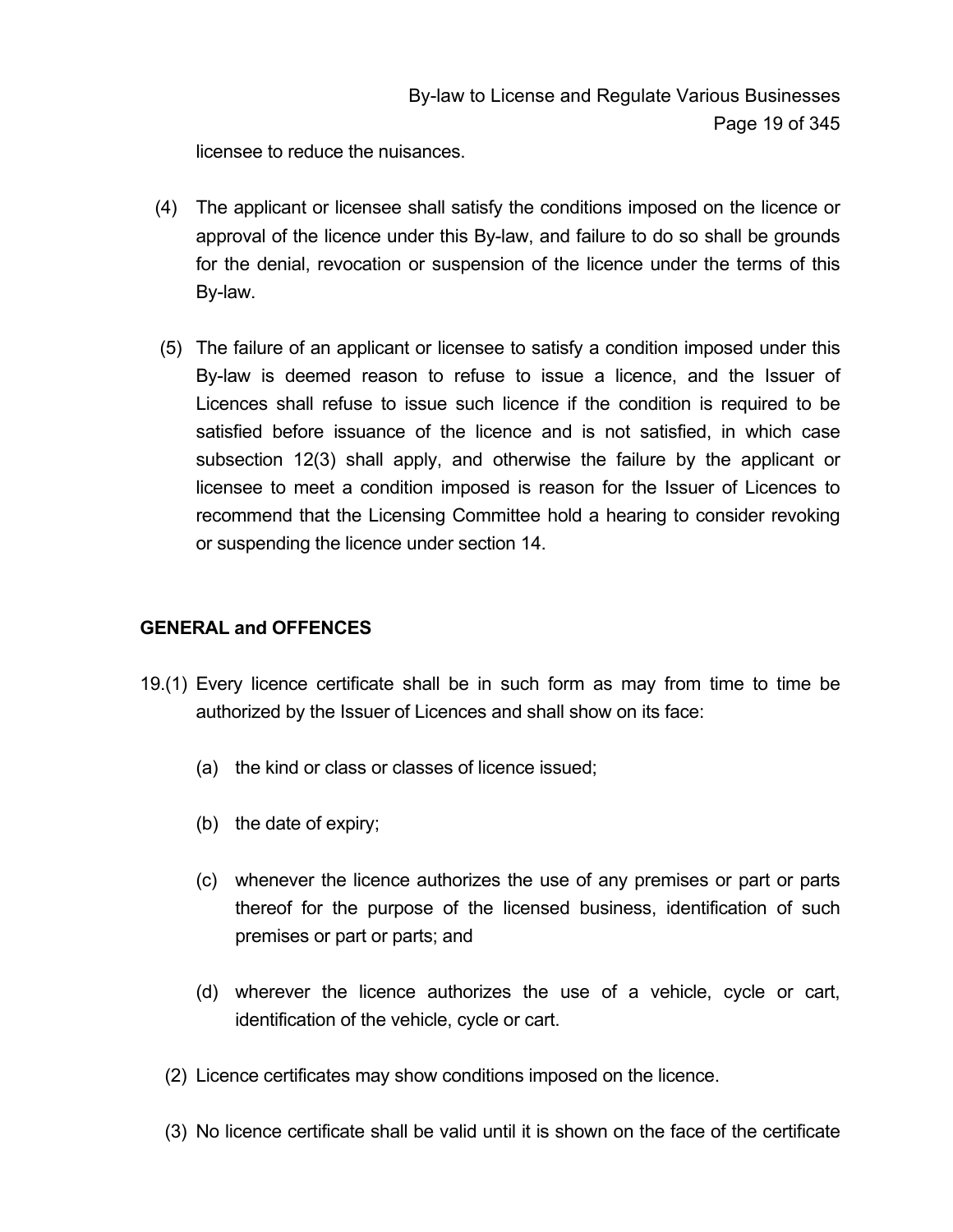licensee to reduce the nuisances.

(4) The applicant or licensee shall satisfy the conditions imposed on the licence or approval of the licence under this By-law, and failure to do so shall be grounds for the denial, revocation or suspension of the licence under the terms of this By-law.

(5) The failure of an applicant or licensee to satisfy a condition imposed under this By-law is deemed reason to refuse to issue a licence, and the Issuer of Licences shall refuse to issue such licence if the condition is required to be satisfied before issuance of the licence and is not satisfied, in which case subsection 12(3) shall apply, and otherwise the failure by the applicant or licensee to meet a condition imposed is reason for the Issuer of Licences to recommend that the Licensing Committee hold a hearing to consider revoking or suspending the licence under section 14.

**GENERAL and OFFENCES**

19.(1) Every licence certificate shall be in such form as may from time to time be authorized by the Issuer of Licences and shall show on its face:

(a) the kind or class or classes of licence issued;

(b) the date of expiry;

(c) whenever the licence authorizes the use of any premises or part or parts thereof for the purpose of the licensed business, identification of such premises or part or parts; and

(d) wherever the licence authorizes the use of a vehicle, cycle or cart, identification of the vehicle, cycle or cart.

(2) Licence certificates may show conditions imposed on the licence.

(3) No licence certificate shall be valid until it is shown on the face of the certificate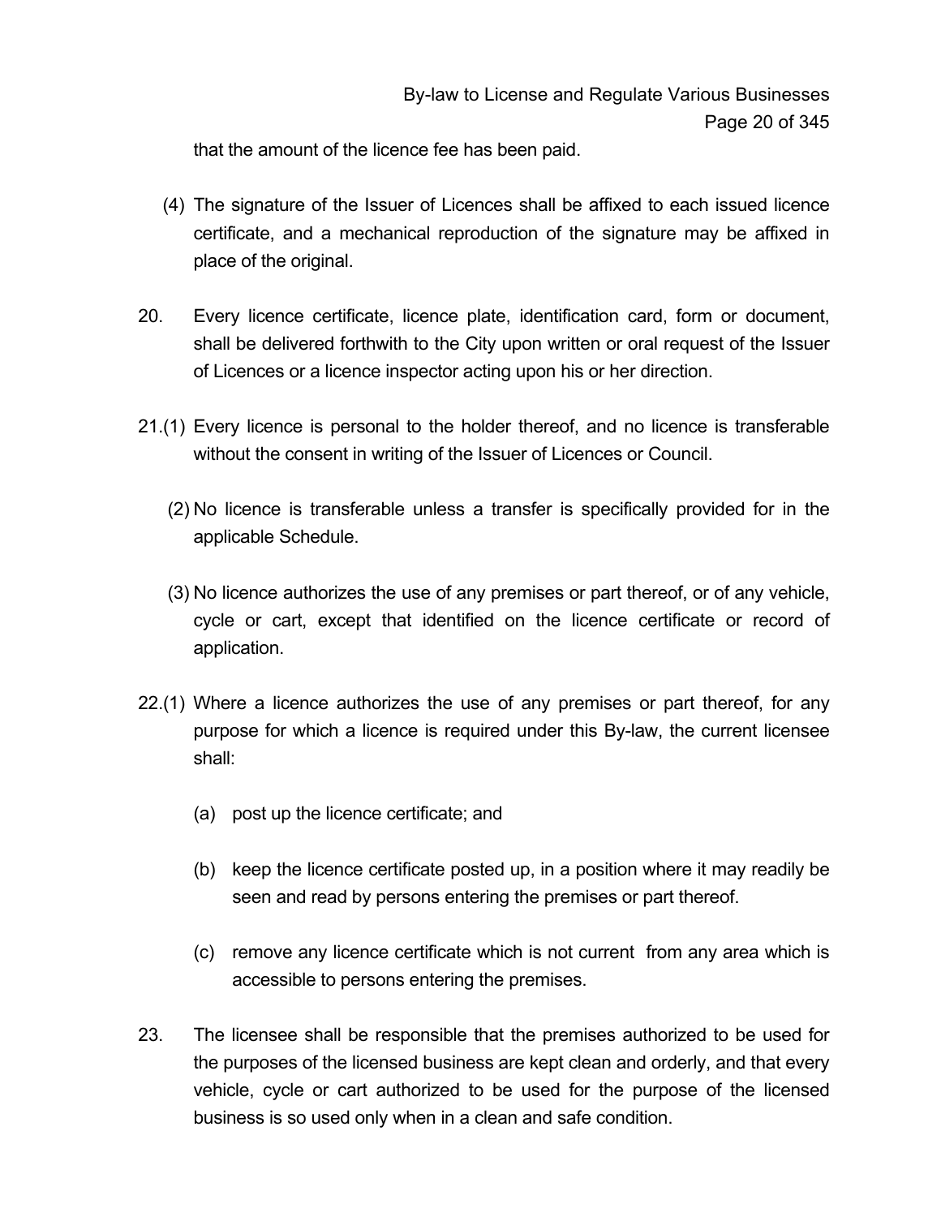that the amount of the licence fee has been paid.

(4) The signature of the Issuer of Licences shall be affixed to each issued licence certificate, and a mechanical reproduction of the signature may be affixed in place of the original.

20. Every licence certificate, licence plate, identification card, form or document, shall be delivered forthwith to the City upon written or oral request of the Issuer of Licences or a licence inspector acting upon his or her direction.

21.(1) Every licence is personal to the holder thereof, and no licence is transferable without the consent in writing of the Issuer of Licences or Council.

(2) No licence is transferable unless a transfer is specifically provided for in the applicable Schedule.

(3) No licence authorizes the use of any premises or part thereof, or of any vehicle, cycle or cart, except that identified on the licence certificate or record of application.

22.(1) Where a licence authorizes the use of any premises or part thereof, for any purpose for which a licence is required under this By-law, the current licensee shall:

(a) post up the licence certificate; and

(b) keep the licence certificate posted up, in a position where it may readily be seen and read by persons entering the premises or part thereof.

(c) remove any licence certificate which is not current from any area which is accessible to persons entering the premises.

23. The licensee shall be responsible that the premises authorized to be used for the purposes of the licensed business are kept clean and orderly, and that every vehicle, cycle or cart authorized to be used for the purpose of the licensed business is so used only when in a clean and safe condition.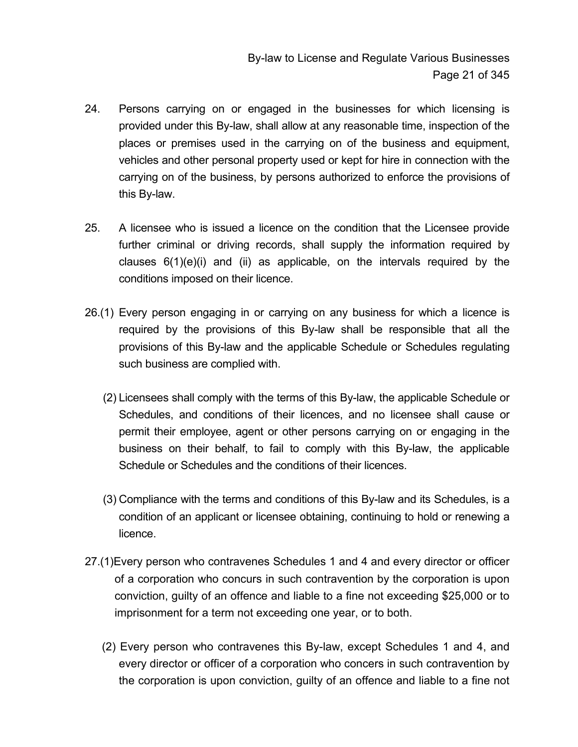24. Persons carrying on or engaged in the businesses for which licensing is provided under this By-law, shall allow at any reasonable time, inspection of the places or premises used in the carrying on of the business and equipment, vehicles and other personal property used or kept for hire in connection with the carrying on of the business, by persons authorized to enforce the provisions of this By-law.

25. A licensee who is issued a licence on the condition that the Licensee provide further criminal or driving records, shall supply the information required by clauses 6(1)(e)(i) and (ii) as applicable, on the intervals required by the conditions imposed on their licence.

26.(1) Every person engaging in or carrying on any business for which a licence is required by the provisions of this By-law shall be responsible that all the provisions of this By-law and the applicable Schedule or Schedules regulating such business are complied with.

(2) Licensees shall comply with the terms of this By-law, the applicable Schedule or Schedules, and conditions of their licences, and no licensee shall cause or permit their employee, agent or other persons carrying on or engaging in the business on their behalf, to fail to comply with this By-law, the applicable Schedule or Schedules and the conditions of their licences.

(3) Compliance with the terms and conditions of this By-law and its Schedules, is a condition of an applicant or licensee obtaining, continuing to hold or renewing a licence.

27.(1) Every person who contravenes Schedules 1 and 4 and every director or officer of a corporation who concurs in such contravention by the corporation is upon conviction, guilty of an offence and liable to a fine not exceeding $25,000 or to imprisonment for a term not exceeding one year, or to both.

(2) Every person who contravenes this By-law, except Schedules 1 and 4, and every director or officer of a corporation who concers in such contravention by the corporation is upon conviction, guilty of an offence and liable to a fine not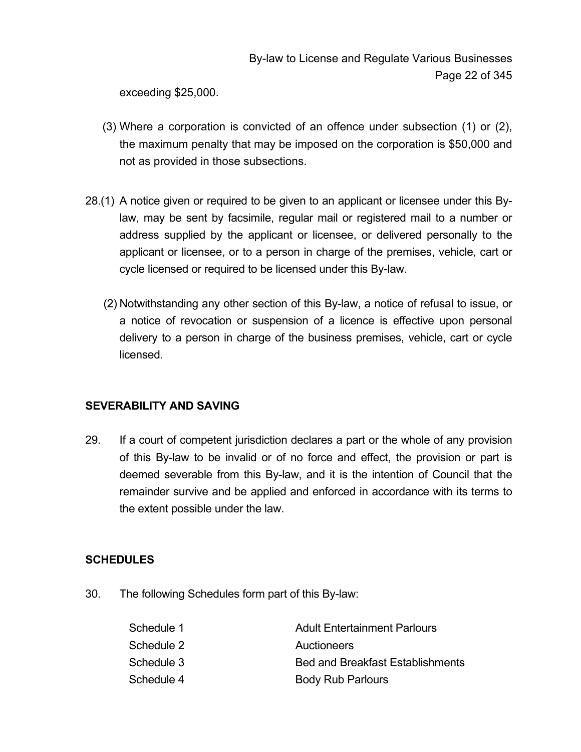exceeding $25,000.

(3) Where a corporation is convicted of an offence under subsection (1) or (2), the maximum penalty that may be imposed on the corporation is $50,000 and not as provided in those subsections.

28.(1) A notice given or required to be given to an applicant or licensee under this By-law, may be sent by facsimile, regular mail or registered mail to a number or address supplied by the applicant or licensee, or delivered personally to the applicant or licensee, or to a person in charge of the premises, vehicle, cart or cycle licensed or required to be licensed under this By-law.

(2) Notwithstanding any other section of this By-law, a notice of refusal to issue, or a notice of revocation or suspension of a licence is effective upon personal delivery to a person in charge of the business premises, vehicle, cart or cycle licensed.

**SEVERABILITY AND SAVING**

29. If a court of competent jurisdiction declares a part or the whole of any provision of this By-law to be invalid or of no force and effect, the provision or part is deemed severable from this By-law, and it is the intention of Council that the remainder survive and be applied and enforced in accordance with its terms to the extent possible under the law.

**SCHEDULES**

30. The following Schedules form part of this By-law:

| | |
|---|---|
| Schedule 1 | Adult Entertainment Parlours |
| Schedule 2 | Auctioneers |
| Schedule 3 | Bed and Breakfast Establishments |
| Schedule 4 | Body Rub Parlours |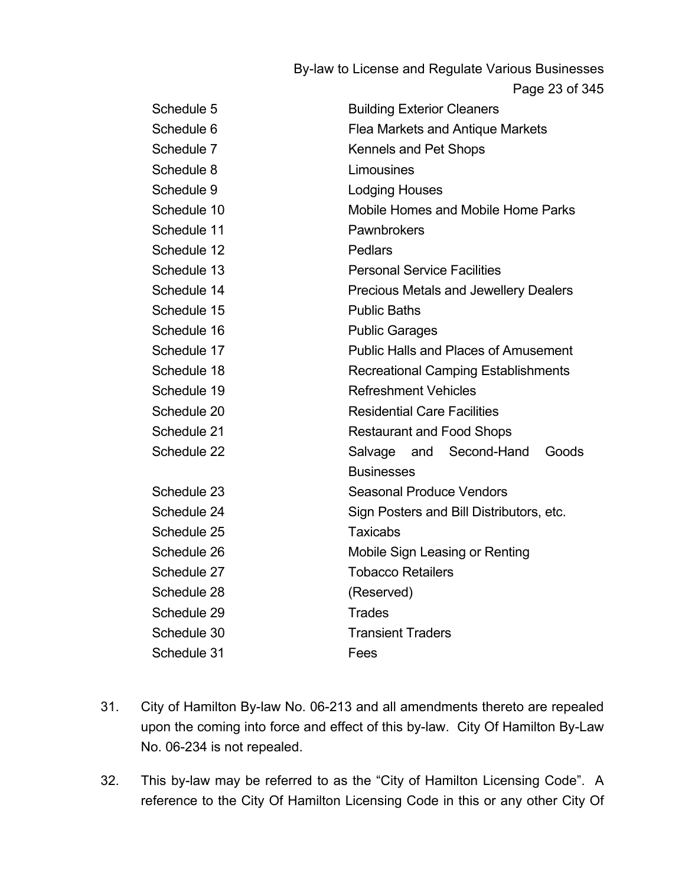| | |
|---|---|
| Schedule 5 | Building Exterior Cleaners |
| Schedule 6 | Flea Markets and Antique Markets |
| Schedule 7 | Kennels and Pet Shops |
| Schedule 8 | Limousines |
| Schedule 9 | Lodging Houses |
| Schedule 10 | Mobile Homes and Mobile Home Parks |
| Schedule 11 | Pawnbrokers |
| Schedule 12 | Pedlars |
| Schedule 13 | Personal Service Facilities |
| Schedule 14 | Precious Metals and Jewellery Dealers |
| Schedule 15 | Public Baths |
| Schedule 16 | Public Garages |
| Schedule 17 | Public Halls and Places of Amusement |
| Schedule 18 | Recreational Camping Establishments |
| Schedule 19 | Refreshment Vehicles |
| Schedule 20 | Residential Care Facilities |
| Schedule 21 | Restaurant and Food Shops |
| Schedule 22 | Salvage and Second-Hand Goods Businesses |
| Schedule 23 | Seasonal Produce Vendors |
| Schedule 24 | Sign Posters and Bill Distributors, etc. |
| Schedule 25 | Taxicabs |
| Schedule 26 | Mobile Sign Leasing or Renting |
| Schedule 27 | Tobacco Retailers |
| Schedule 28 | (Reserved) |
| Schedule 29 | Trades |
| Schedule 30 | Transient Traders |
| Schedule 31 | Fees |

31. City of Hamilton By-law No. 06-213 and all amendments thereto are repealed upon the coming into force and effect of this by-law. City Of Hamilton By-Law No. 06-234 is not repealed.

32. This by-law may be referred to as the "City of Hamilton Licensing Code". A reference to the City Of Hamilton Licensing Code in this or any other City Of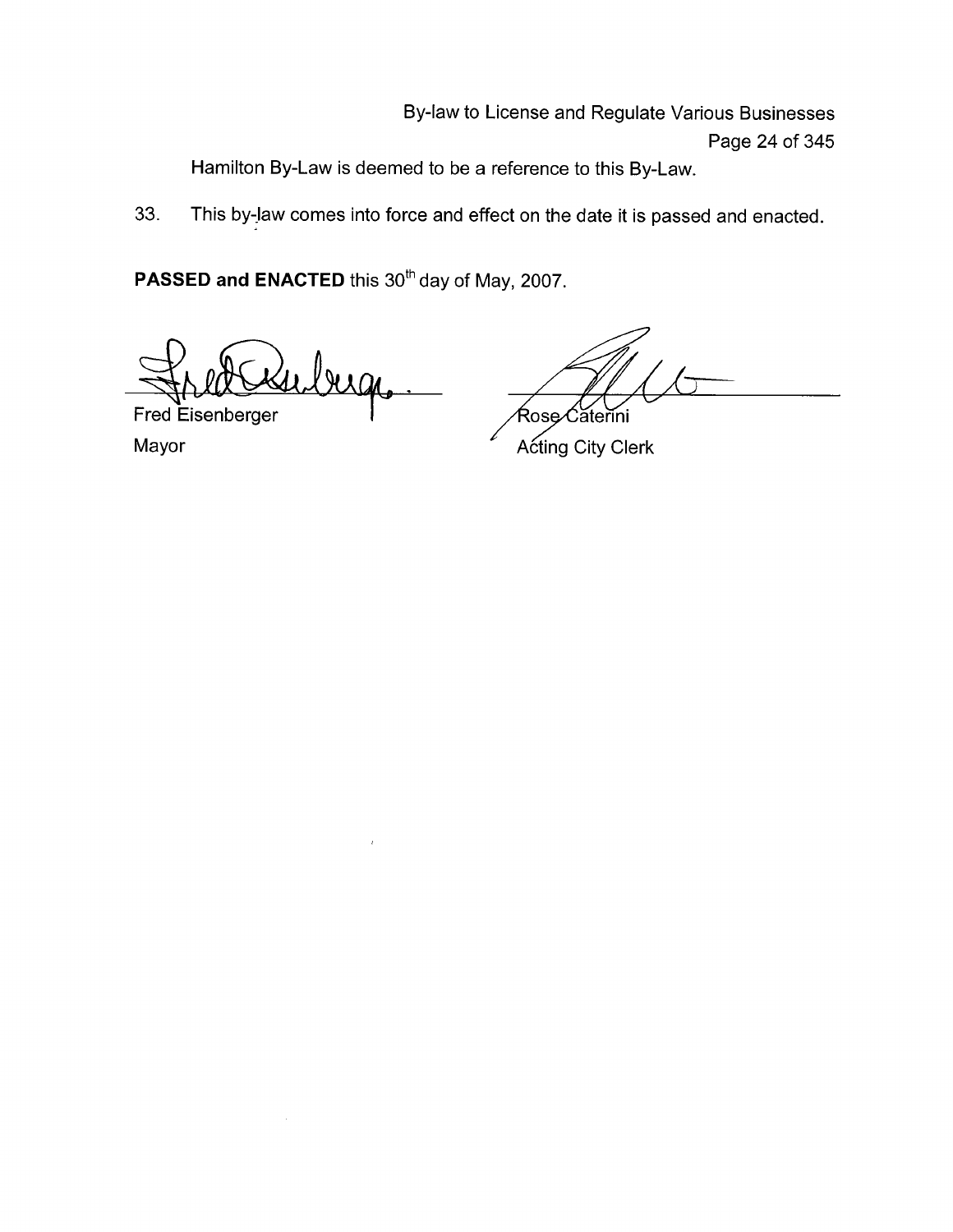Hamilton By-Law is deemed to be a reference to this By-Law.

33. This by-law comes into force and effect on the date it is passed and enacted.

**PASSED and ENACTED** this 30th day of May, 2007.

Fred Eisenberger
Mayor

Rose Caterini
Acting City Clerk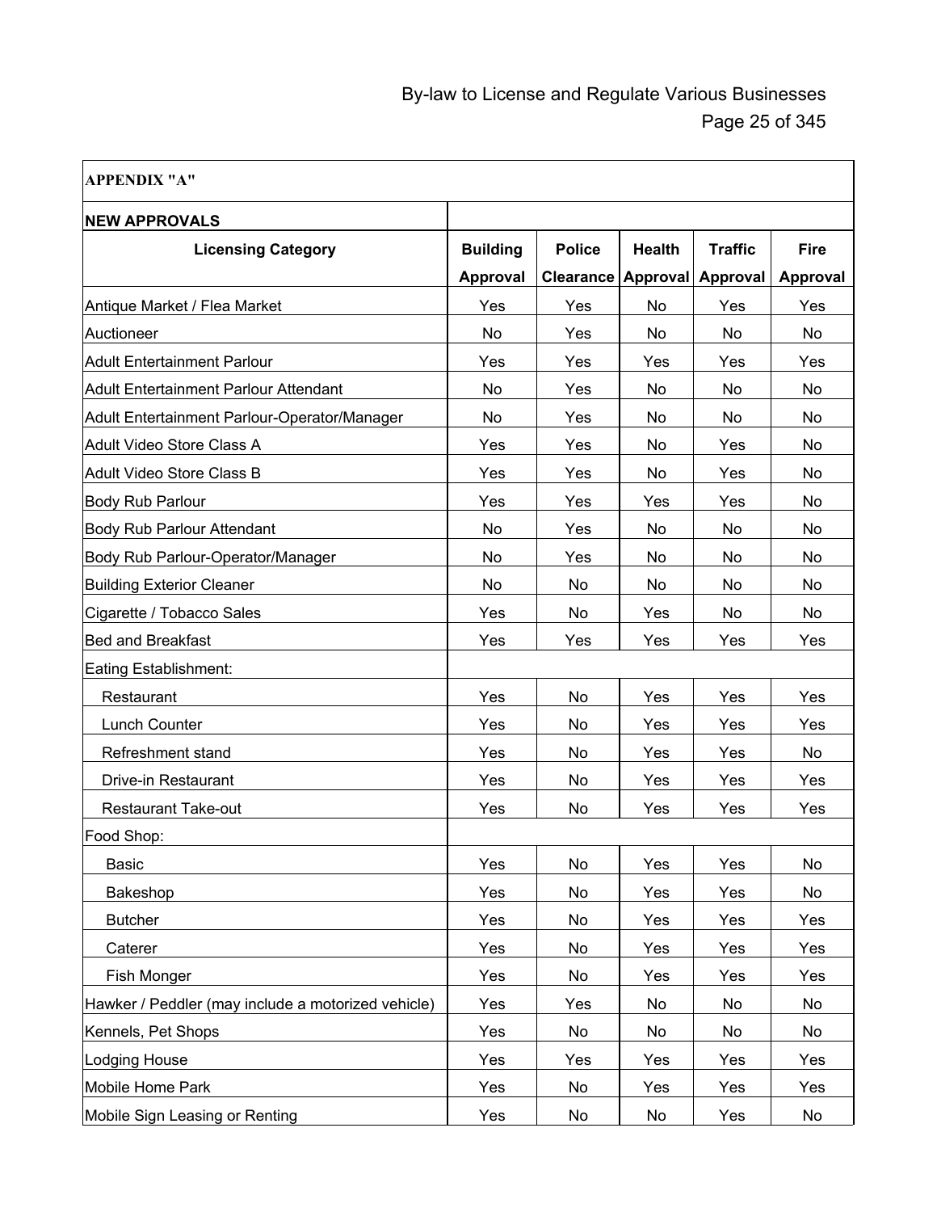**APPENDIX "A"**

| NEW APPROVALS | | | | | |
|---|---|---|---|---|---|
| **Licensing Category** | **Building Approval** | **Police Clearance** | **Health Approval** | **Traffic Approval** | **Fire Approval** |
| Antique Market / Flea Market | Yes | Yes | No | Yes | Yes |
| Auctioneer | No | Yes | No | No | No |
| Adult Entertainment Parlour | Yes | Yes | Yes | Yes | Yes |
| Adult Entertainment Parlour Attendant | No | Yes | No | No | No |
| Adult Entertainment Parlour-Operator/Manager | No | Yes | No | No | No |
| Adult Video Store Class A | Yes | Yes | No | Yes | No |
| Adult Video Store Class B | Yes | Yes | No | Yes | No |
| Body Rub Parlour | Yes | Yes | Yes | Yes | No |
| Body Rub Parlour Attendant | No | Yes | No | No | No |
| Body Rub Parlour-Operator/Manager | No | Yes | No | No | No |
| Building Exterior Cleaner | No | No | No | No | No |
| Cigarette / Tobacco Sales | Yes | No | Yes | No | No |
| Bed and Breakfast | Yes | Yes | Yes | Yes | Yes |
| Eating Establishment: | | | | | |
| Restaurant | Yes | No | Yes | Yes | Yes |
| Lunch Counter | Yes | No | Yes | Yes | Yes |
| Refreshment stand | Yes | No | Yes | Yes | No |
| Drive-in Restaurant | Yes | No | Yes | Yes | Yes |
| Restaurant Take-out | Yes | No | Yes | Yes | Yes |
| Food Shop: | | | | | |
| Basic | Yes | No | Yes | Yes | No |
| Bakeshop | Yes | No | Yes | Yes | No |
| Butcher | Yes | No | Yes | Yes | Yes |
| Caterer | Yes | No | Yes | Yes | Yes |
| Fish Monger | Yes | No | Yes | Yes | Yes |
| Hawker / Peddler (may include a motorized vehicle) | Yes | Yes | No | No | No |
| Kennels, Pet Shops | Yes | No | No | No | No |
| Lodging House | Yes | Yes | Yes | Yes | Yes |
| Mobile Home Park | Yes | No | Yes | Yes | Yes |
| Mobile Sign Leasing or Renting | Yes | No | No | Yes | No |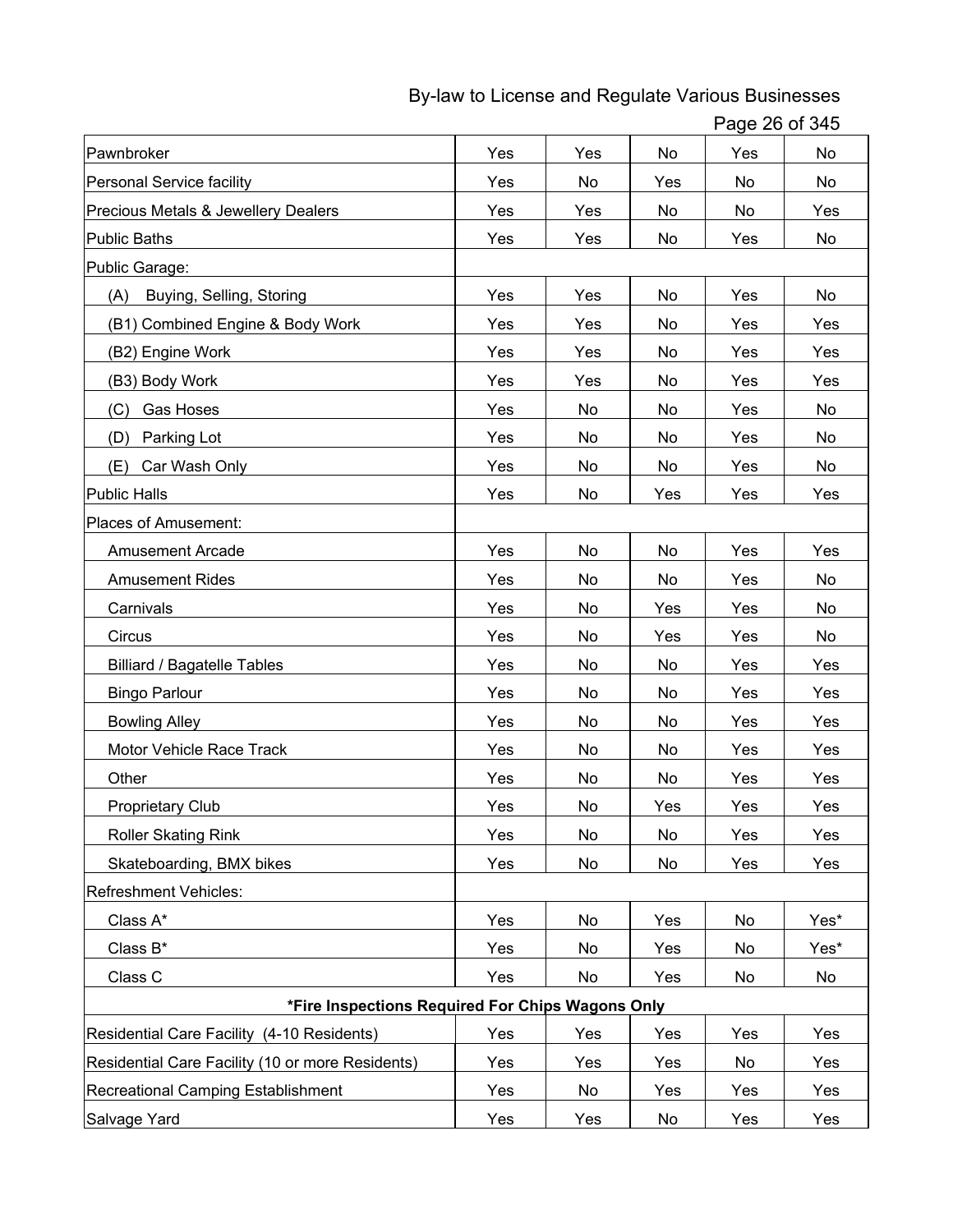| | | | | | |
|---|---|---|---|---|---|
| Pawnbroker | Yes | Yes | No | Yes | No |
| Personal Service facility | Yes | No | Yes | No | No |
| Precious Metals & Jewellery Dealers | Yes | Yes | No | No | Yes |
| Public Baths | Yes | Yes | No | Yes | No |
| Public Garage: | | | | | |
| (A) Buying, Selling, Storing | Yes | Yes | No | Yes | No |
| (B1) Combined Engine & Body Work | Yes | Yes | No | Yes | Yes |
| (B2) Engine Work | Yes | Yes | No | Yes | Yes |
| (B3) Body Work | Yes | Yes | No | Yes | Yes |
| (C) Gas Hoses | Yes | No | No | Yes | No |
| (D) Parking Lot | Yes | No | No | Yes | No |
| (E) Car Wash Only | Yes | No | No | Yes | No |
| Public Halls | Yes | No | Yes | Yes | Yes |
| Places of Amusement: | | | | | |
| Amusement Arcade | Yes | No | No | Yes | Yes |
| Amusement Rides | Yes | No | No | Yes | No |
| Carnivals | Yes | No | Yes | Yes | No |
| Circus | Yes | No | Yes | Yes | No |
| Billiard / Bagatelle Tables | Yes | No | No | Yes | Yes |
| Bingo Parlour | Yes | No | No | Yes | Yes |
| Bowling Alley | Yes | No | No | Yes | Yes |
| Motor Vehicle Race Track | Yes | No | No | Yes | Yes |
| Other | Yes | No | No | Yes | Yes |
| Proprietary Club | Yes | No | Yes | Yes | Yes |
| Roller Skating Rink | Yes | No | No | Yes | Yes |
| Skateboarding, BMX bikes | Yes | No | No | Yes | Yes |
| Refreshment Vehicles: | | | | | |
| Class A* | Yes | No | Yes | No | Yes* |
| Class B* | Yes | No | Yes | No | Yes* |
| Class C | Yes | No | Yes | No | No |
| ***Fire Inspections Required For Chips Wagons Only** | | | | | |
| Residential Care Facility (4-10 Residents) | Yes | Yes | Yes | Yes | Yes |
| Residential Care Facility (10 or more Residents) | Yes | Yes | Yes | No | Yes |
| Recreational Camping Establishment | Yes | No | Yes | Yes | Yes |
| Salvage Yard | Yes | Yes | No | Yes | Yes |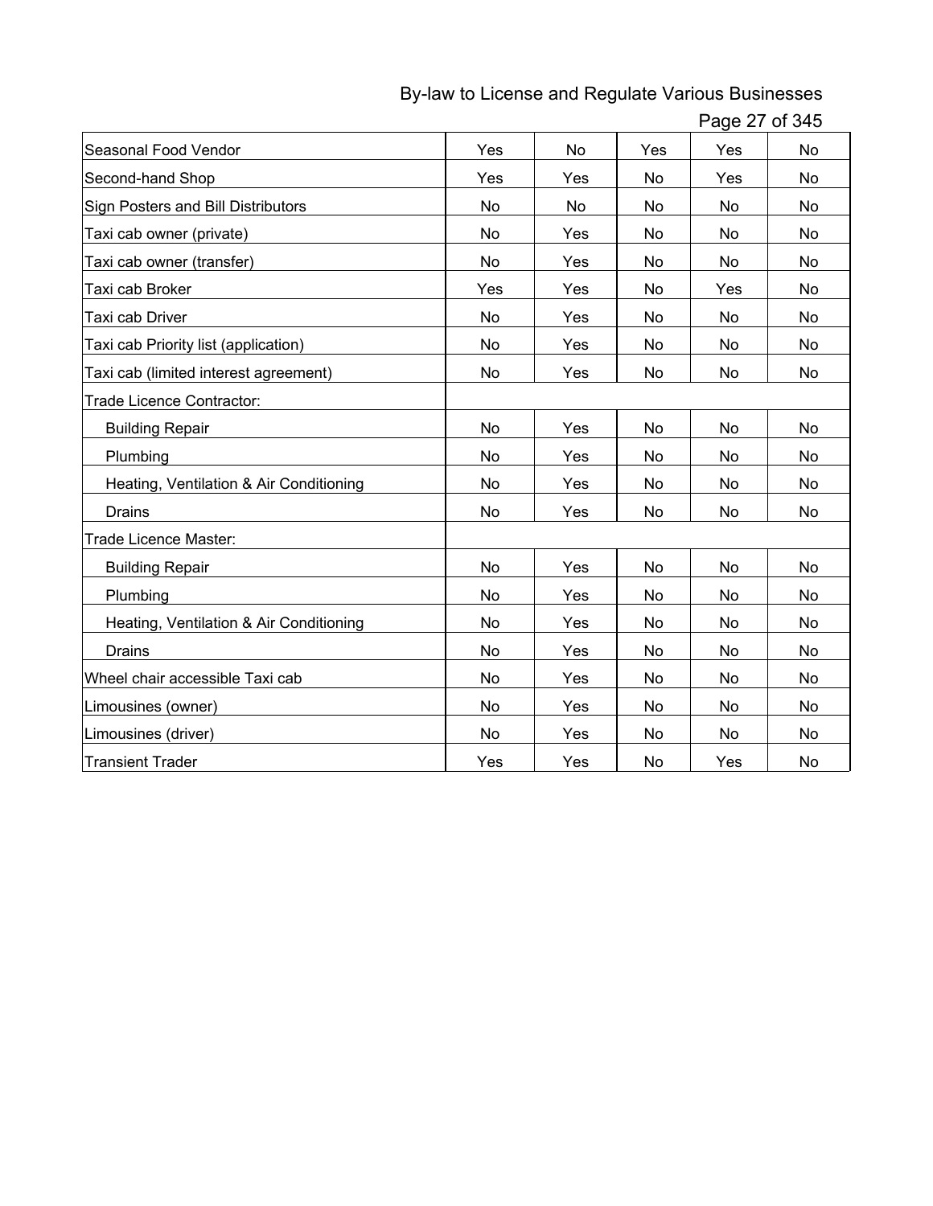| | | | | | |
|---|---|---|---|---|---|
| Seasonal Food Vendor | Yes | No | Yes | Yes | No |
| Second-hand Shop | Yes | Yes | No | Yes | No |
| Sign Posters and Bill Distributors | No | No | No | No | No |
| Taxi cab owner (private) | No | Yes | No | No | No |
| Taxi cab owner (transfer) | No | Yes | No | No | No |
| Taxi cab Broker | Yes | Yes | No | Yes | No |
| Taxi cab Driver | No | Yes | No | No | No |
| Taxi cab Priority list (application) | No | Yes | No | No | No |
| Taxi cab (limited interest agreement) | No | Yes | No | No | No |
| Trade Licence Contractor: | | | | | |
| Building Repair | No | Yes | No | No | No |
| Plumbing | No | Yes | No | No | No |
| Heating, Ventilation & Air Conditioning | No | Yes | No | No | No |
| Drains | No | Yes | No | No | No |
| Trade Licence Master: | | | | | |
| Building Repair | No | Yes | No | No | No |
| Plumbing | No | Yes | No | No | No |
| Heating, Ventilation & Air Conditioning | No | Yes | No | No | No |
| Drains | No | Yes | No | No | No |
| Wheel chair accessible Taxi cab | No | Yes | No | No | No |
| Limousines (owner) | No | Yes | No | No | No |
| Limousines (driver) | No | Yes | No | No | No |
| Transient Trader | Yes | Yes | No | Yes | No |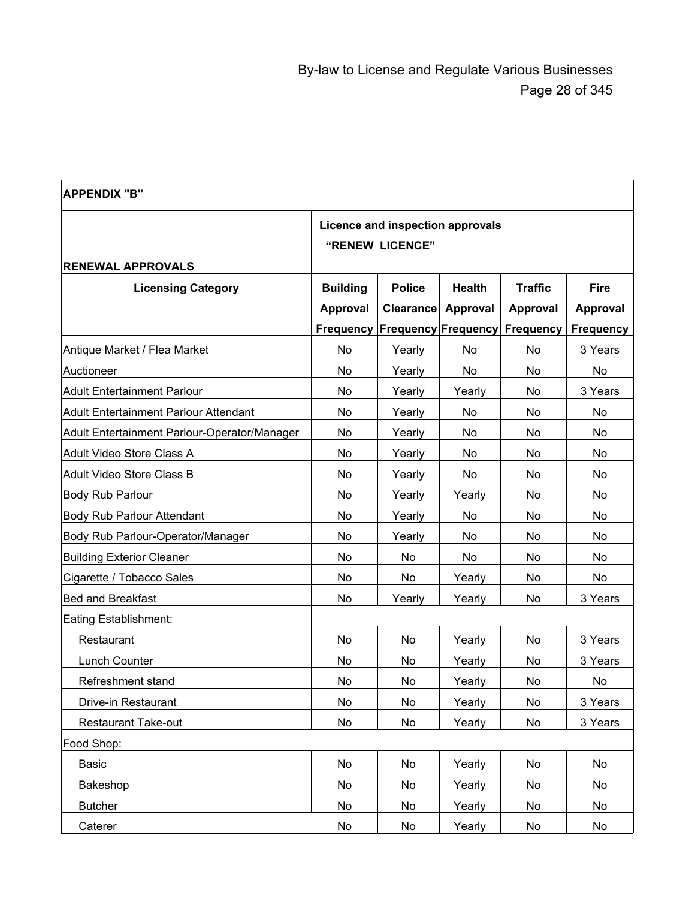| APPENDIX "B" | | | | | |
|---|---|---|---|---|---|
| | Licence and inspection approvals "RENEW LICENCE" | | | | |
| **RENEWAL APPROVALS** | | | | | |
| **Licensing Category** | **Building Approval Frequency** | **Police Clearance Frequency** | **Health Approval Frequency** | **Traffic Approval Frequency** | **Fire Approval Frequency** |
| Antique Market / Flea Market | No | Yearly | No | No | 3 Years |
| Auctioneer | No | Yearly | No | No | No |
| Adult Entertainment Parlour | No | Yearly | Yearly | No | 3 Years |
| Adult Entertainment Parlour Attendant | No | Yearly | No | No | No |
| Adult Entertainment Parlour-Operator/Manager | No | Yearly | No | No | No |
| Adult Video Store Class A | No | Yearly | No | No | No |
| Adult Video Store Class B | No | Yearly | No | No | No |
| Body Rub Parlour | No | Yearly | Yearly | No | No |
| Body Rub Parlour Attendant | No | Yearly | No | No | No |
| Body Rub Parlour-Operator/Manager | No | Yearly | No | No | No |
| Building Exterior Cleaner | No | No | No | No | No |
| Cigarette / Tobacco Sales | No | No | Yearly | No | No |
| Bed and Breakfast | No | Yearly | Yearly | No | 3 Years |
| Eating Establishment: | | | | | |
| Restaurant | No | No | Yearly | No | 3 Years |
| Lunch Counter | No | No | Yearly | No | 3 Years |
| Refreshment stand | No | No | Yearly | No | No |
| Drive-in Restaurant | No | No | Yearly | No | 3 Years |
| Restaurant Take-out | No | No | Yearly | No | 3 Years |
| Food Shop: | | | | | |
| Basic | No | No | Yearly | No | No |
| Bakeshop | No | No | Yearly | No | No |
| Butcher | No | No | Yearly | No | No |
| Caterer | No | No | Yearly | No | No |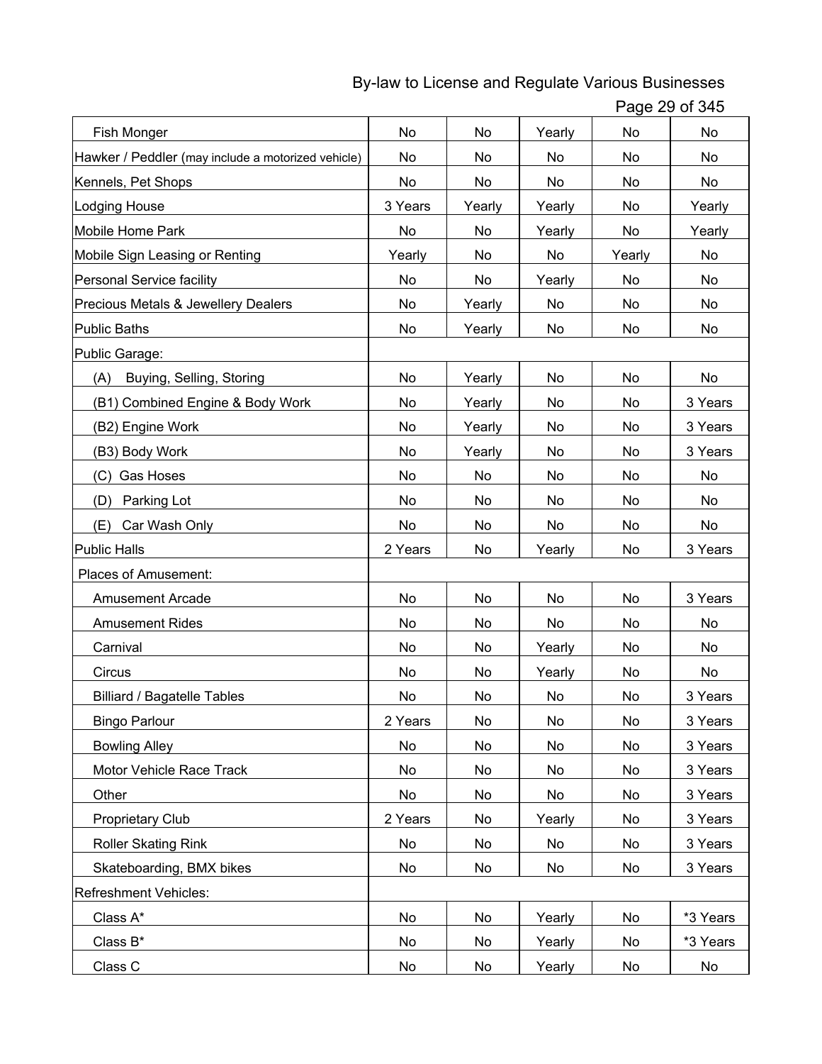| | | | | | |
|---|---|---|---|---|---|
| Fish Monger | No | No | Yearly | No | No |
| Hawker / Peddler (may include a motorized vehicle) | No | No | No | No | No |
| Kennels, Pet Shops | No | No | No | No | No |
| Lodging House | 3 Years | Yearly | Yearly | No | Yearly |
| Mobile Home Park | No | No | Yearly | No | Yearly |
| Mobile Sign Leasing or Renting | Yearly | No | No | Yearly | No |
| Personal Service facility | No | No | Yearly | No | No |
| Precious Metals & Jewellery Dealers | No | Yearly | No | No | No |
| Public Baths | No | Yearly | No | No | No |
| Public Garage: | | | | | |
| (A) Buying, Selling, Storing | No | Yearly | No | No | No |
| (B1) Combined Engine & Body Work | No | Yearly | No | No | 3 Years |
| (B2) Engine Work | No | Yearly | No | No | 3 Years |
| (B3) Body Work | No | Yearly | No | No | 3 Years |
| (C) Gas Hoses | No | No | No | No | No |
| (D) Parking Lot | No | No | No | No | No |
| (E) Car Wash Only | No | No | No | No | No |
| Public Halls | 2 Years | No | Yearly | No | 3 Years |
| Places of Amusement: | | | | | |
| Amusement Arcade | No | No | No | No | 3 Years |
| Amusement Rides | No | No | No | No | No |
| Carnival | No | No | Yearly | No | No |
| Circus | No | No | Yearly | No | No |
| Billiard / Bagatelle Tables | No | No | No | No | 3 Years |
| Bingo Parlour | 2 Years | No | No | No | 3 Years |
| Bowling Alley | No | No | No | No | 3 Years |
| Motor Vehicle Race Track | No | No | No | No | 3 Years |
| Other | No | No | No | No | 3 Years |
| Proprietary Club | 2 Years | No | Yearly | No | 3 Years |
| Roller Skating Rink | No | No | No | No | 3 Years |
| Skateboarding, BMX bikes | No | No | No | No | 3 Years |
| Refreshment Vehicles: | | | | | |
| Class A* | No | No | Yearly | No | *3 Years |
| Class B* | No | No | Yearly | No | *3 Years |
| Class C | No | No | Yearly | No | No |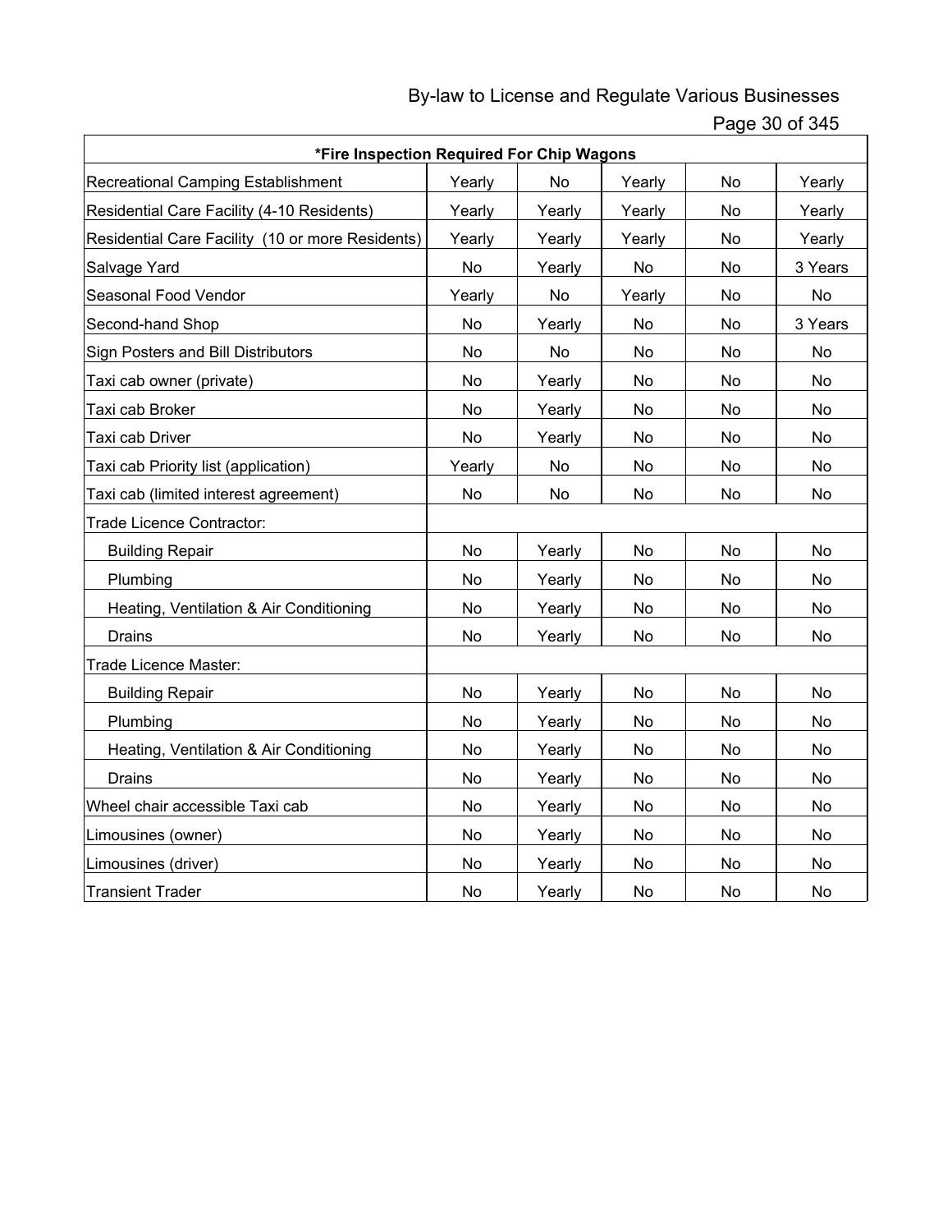| *Fire Inspection Required For Chip Wagons | | | | | |
|---|---|---|---|---|---|
| Recreational Camping Establishment | Yearly | No | Yearly | No | Yearly |
| Residential Care Facility (4-10 Residents) | Yearly | Yearly | Yearly | No | Yearly |
| Residential Care Facility (10 or more Residents) | Yearly | Yearly | Yearly | No | Yearly |
| Salvage Yard | No | Yearly | No | No | 3 Years |
| Seasonal Food Vendor | Yearly | No | Yearly | No | No |
| Second-hand Shop | No | Yearly | No | No | 3 Years |
| Sign Posters and Bill Distributors | No | No | No | No | No |
| Taxi cab owner (private) | No | Yearly | No | No | No |
| Taxi cab Broker | No | Yearly | No | No | No |
| Taxi cab Driver | No | Yearly | No | No | No |
| Taxi cab Priority list (application) | Yearly | No | No | No | No |
| Taxi cab (limited interest agreement) | No | No | No | No | No |
| Trade Licence Contractor: | | | | | |
| Building Repair | No | Yearly | No | No | No |
| Plumbing | No | Yearly | No | No | No |
| Heating, Ventilation & Air Conditioning | No | Yearly | No | No | No |
| Drains | No | Yearly | No | No | No |
| Trade Licence Master: | | | | | |
| Building Repair | No | Yearly | No | No | No |
| Plumbing | No | Yearly | No | No | No |
| Heating, Ventilation & Air Conditioning | No | Yearly | No | No | No |
| Drains | No | Yearly | No | No | No |
| Wheel chair accessible Taxi cab | No | Yearly | No | No | No |
| Limousines (owner) | No | Yearly | No | No | No |
| Limousines (driver) | No | Yearly | No | No | No |
| Transient Trader | No | Yearly | No | No | No |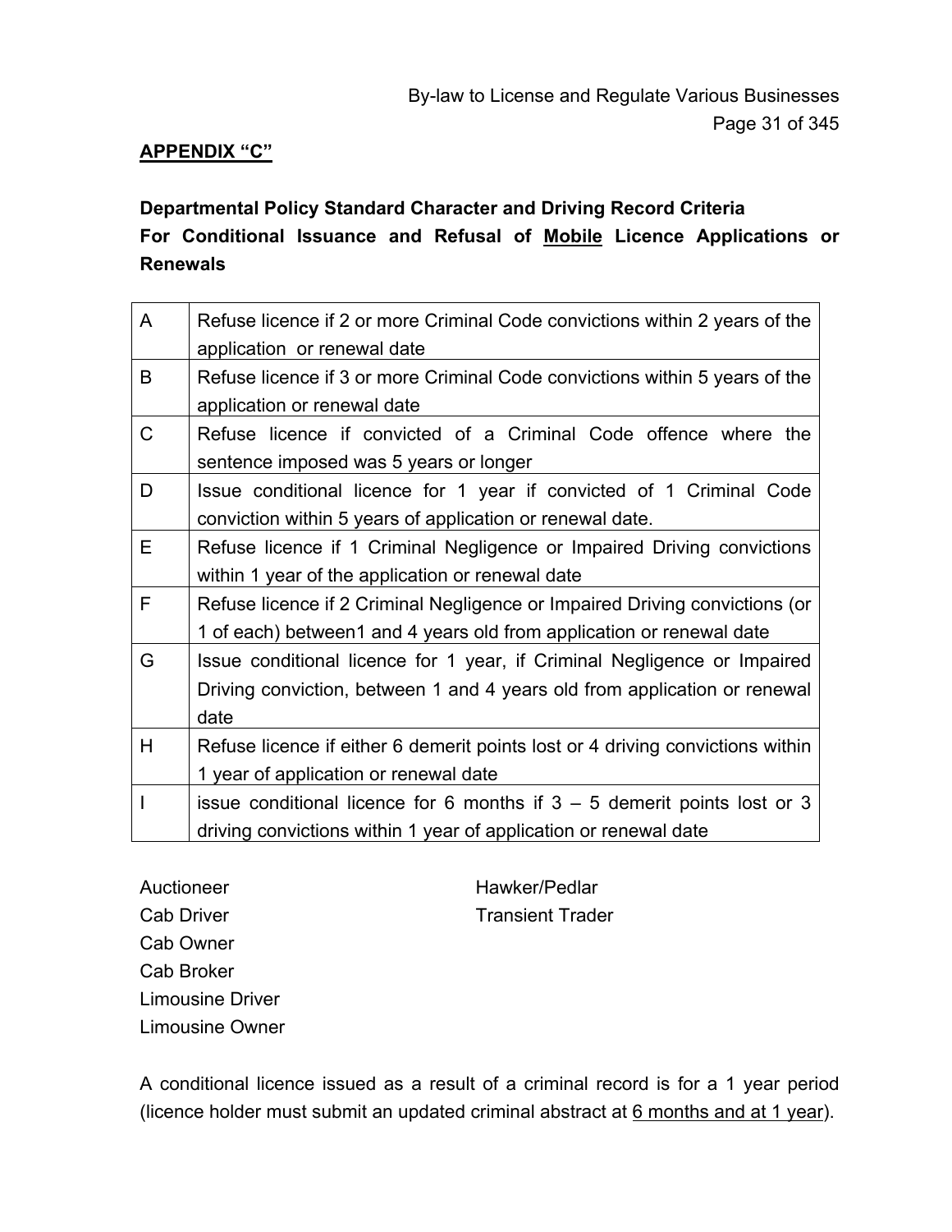**APPENDIX "C"**

**Departmental Policy Standard Character and Driving Record Criteria For Conditional Issuance and Refusal of Mobile Licence Applications or Renewals**

| | |
|---|---|
| A | Refuse licence if 2 or more Criminal Code convictions within 2 years of the application or renewal date |
| B | Refuse licence if 3 or more Criminal Code convictions within 5 years of the application or renewal date |
| C | Refuse licence if convicted of a Criminal Code offence where the sentence imposed was 5 years or longer |
| D | Issue conditional licence for 1 year if convicted of 1 Criminal Code conviction within 5 years of application or renewal date. |
| E | Refuse licence if 1 Criminal Negligence or Impaired Driving convictions within 1 year of the application or renewal date |
| F | Refuse licence if 2 Criminal Negligence or Impaired Driving convictions (or 1 of each) between1 and 4 years old from application or renewal date |
| G | Issue conditional licence for 1 year, if Criminal Negligence or Impaired Driving conviction, between 1 and 4 years old from application or renewal date |
| H | Refuse licence if either 6 demerit points lost or 4 driving convictions within 1 year of application or renewal date |
| I | issue conditional licence for 6 months if 3 – 5 demerit points lost or 3 driving convictions within 1 year of application or renewal date |

Auctioneer
Cab Driver
Cab Owner
Cab Broker
Limousine Driver
Limousine Owner
Hawker/Pedlar
Transient Trader

A conditional licence issued as a result of a criminal record is for a 1 year period (licence holder must submit an updated criminal abstract at 6 months and at 1 year).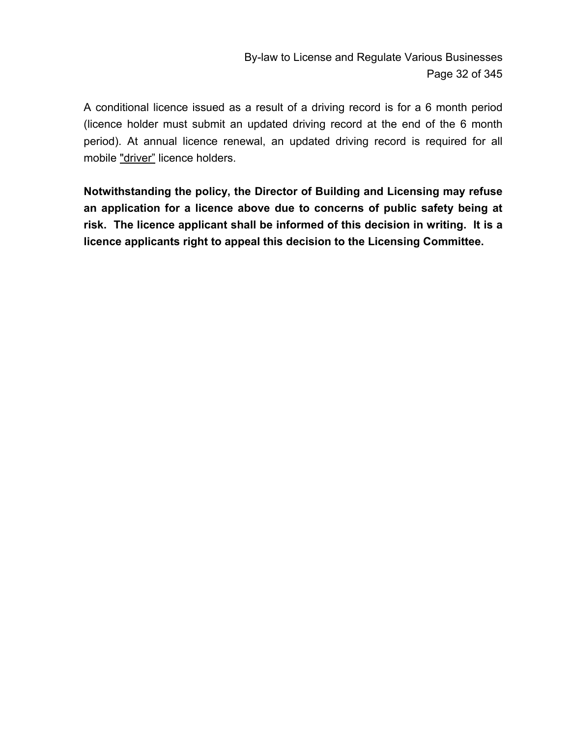A conditional licence issued as a result of a driving record is for a 6 month period (licence holder must submit an updated driving record at the end of the 6 month period). At annual licence renewal, an updated driving record is required for all mobile "driver" licence holders.

**Notwithstanding the policy, the Director of Building and Licensing may refuse an application for a licence above due to concerns of public safety being at risk. The licence applicant shall be informed of this decision in writing. It is a licence applicants right to appeal this decision to the Licensing Committee.**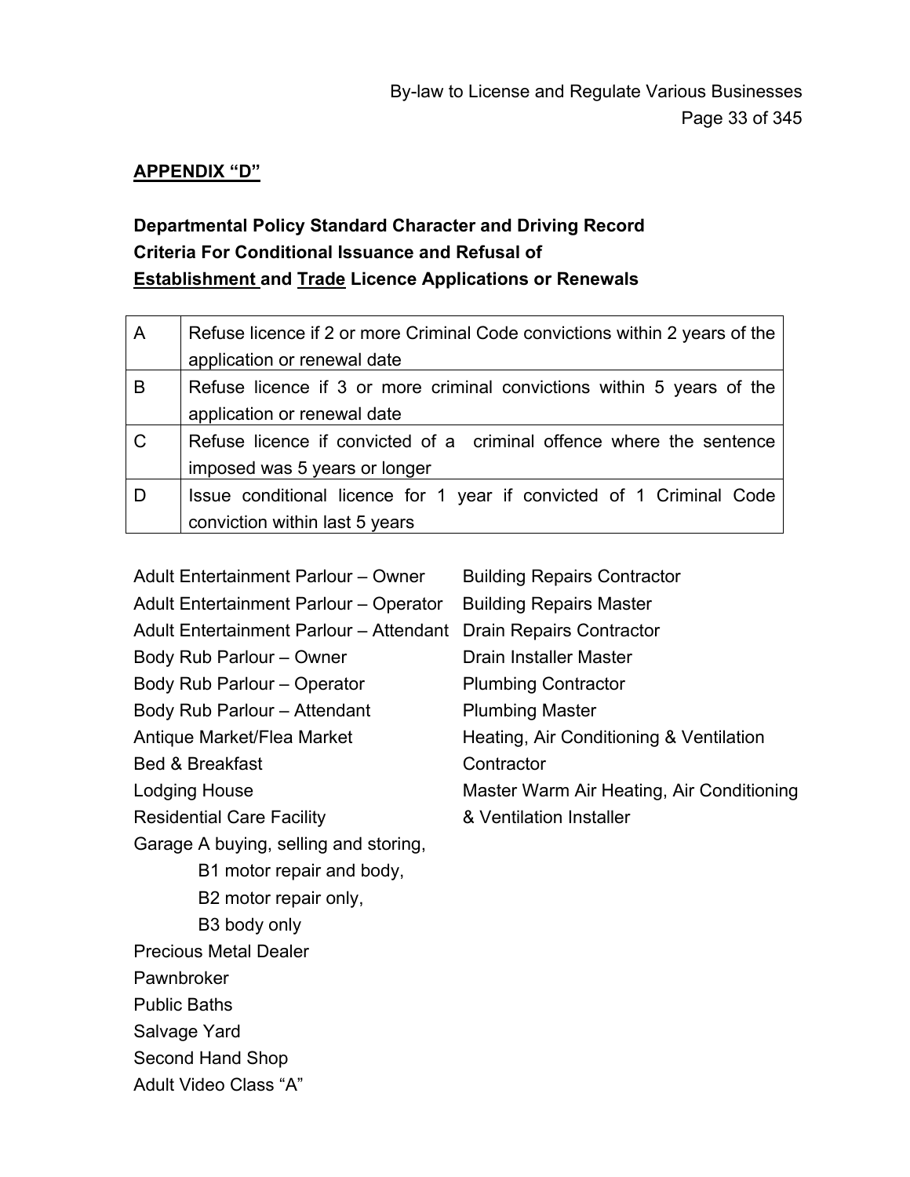**APPENDIX "D"**

**Departmental Policy Standard Character and Driving Record Criteria For Conditional Issuance and Refusal of Establishment and Trade Licence Applications or Renewals**

| | |
|---|---|
| A | Refuse licence if 2 or more Criminal Code convictions within 2 years of the application or renewal date |
| B | Refuse licence if 3 or more criminal convictions within 5 years of the application or renewal date |
| C | Refuse licence if convicted of a criminal offence where the sentence imposed was 5 years or longer |
| D | Issue conditional licence for 1 year if convicted of 1 Criminal Code conviction within last 5 years |

Adult Entertainment Parlour – Owner
Adult Entertainment Parlour – Operator
Adult Entertainment Parlour – Attendant
Body Rub Parlour – Owner
Body Rub Parlour – Operator
Body Rub Parlour – Attendant
Antique Market/Flea Market
Bed & Breakfast
Lodging House
Residential Care Facility
Garage A buying, selling and storing,
B1 motor repair and body,
B2 motor repair only,
B3 body only
Precious Metal Dealer
Pawnbroker
Public Baths
Salvage Yard
Second Hand Shop
Adult Video Class "A"

Building Repairs Contractor
Building Repairs Master
Drain Repairs Contractor
Drain Installer Master
Plumbing Contractor
Plumbing Master
Heating, Air Conditioning & Ventilation Contractor
Master Warm Air Heating, Air Conditioning & Ventilation Installer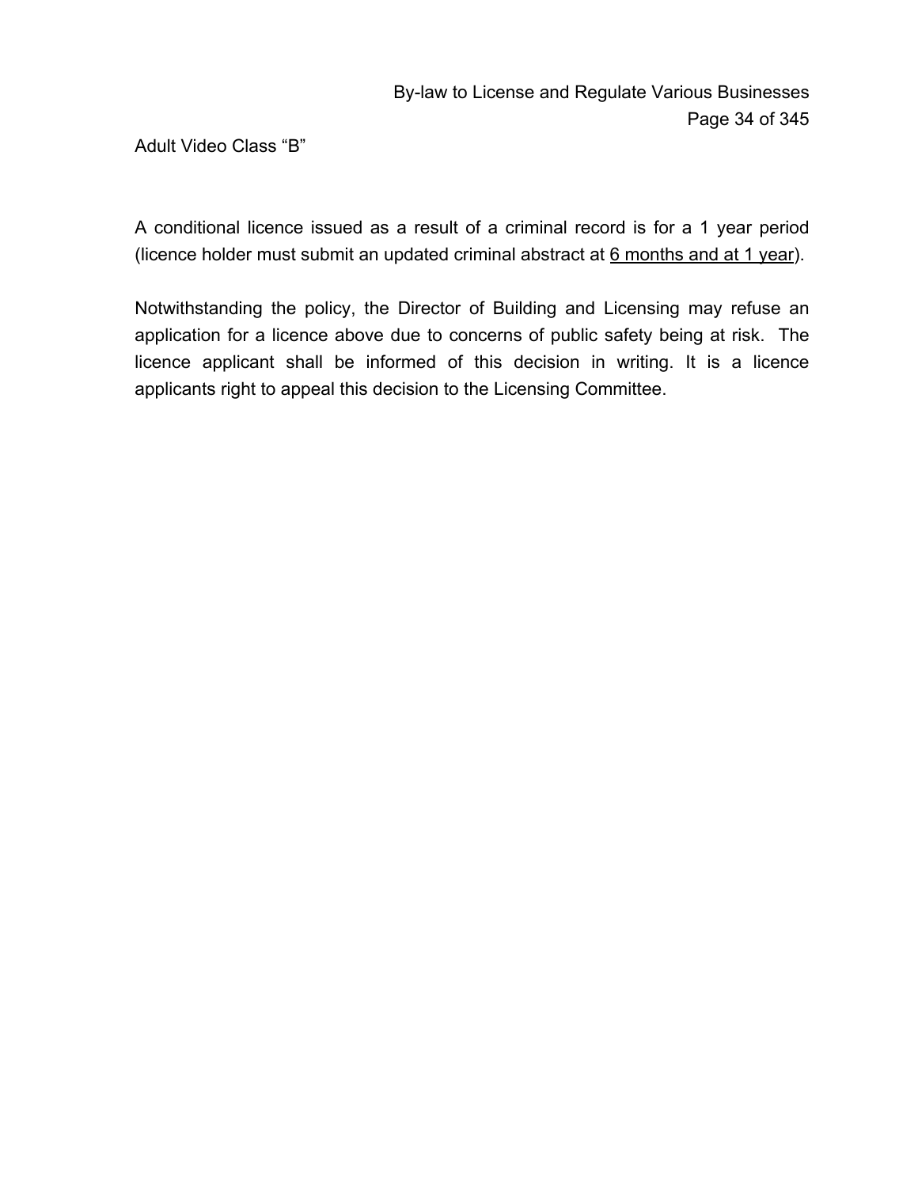Adult Video Class "B"

A conditional licence issued as a result of a criminal record is for a 1 year period (licence holder must submit an updated criminal abstract at <u>6 months and at 1 year</u>).

Notwithstanding the policy, the Director of Building and Licensing may refuse an application for a licence above due to concerns of public safety being at risk. The licence applicant shall be informed of this decision in writing. It is a licence applicants right to appeal this decision to the Licensing Committee.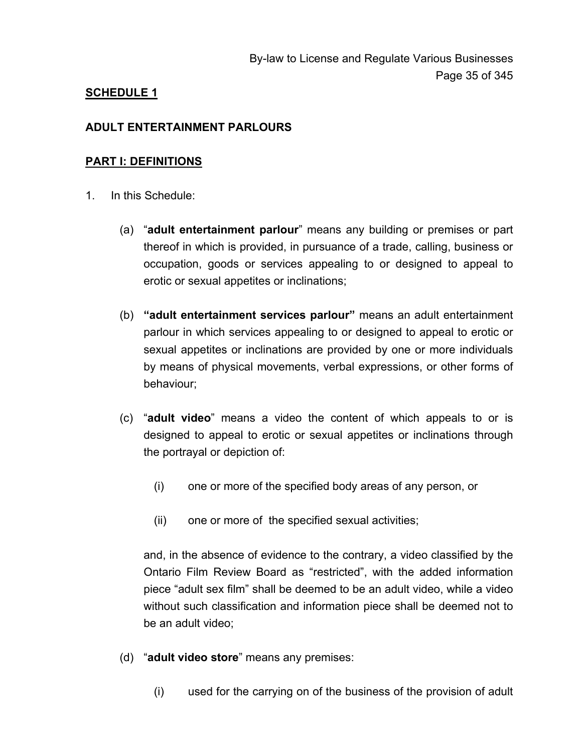**SCHEDULE 1**

**ADULT ENTERTAINMENT PARLOURS**

**PART I: DEFINITIONS**

1. In this Schedule:

   (a) "**adult entertainment parlour**" means any building or premises or part thereof in which is provided, in pursuance of a trade, calling, business or occupation, goods or services appealing to or designed to appeal to erotic or sexual appetites or inclinations;

   (b) **"adult entertainment services parlour"** means an adult entertainment parlour in which services appealing to or designed to appeal to erotic or sexual appetites or inclinations are provided by one or more individuals by means of physical movements, verbal expressions, or other forms of behaviour;

   (c) "**adult video**" means a video the content of which appeals to or is designed to appeal to erotic or sexual appetites or inclinations through the portrayal or depiction of:

      (i) one or more of the specified body areas of any person, or

      (ii) one or more of the specified sexual activities;

   and, in the absence of evidence to the contrary, a video classified by the Ontario Film Review Board as "restricted", with the added information piece "adult sex film" shall be deemed to be an adult video, while a video without such classification and information piece shall be deemed not to be an adult video;

   (d) "**adult video store**" means any premises:

      (i) used for the carrying on of the business of the provision of adult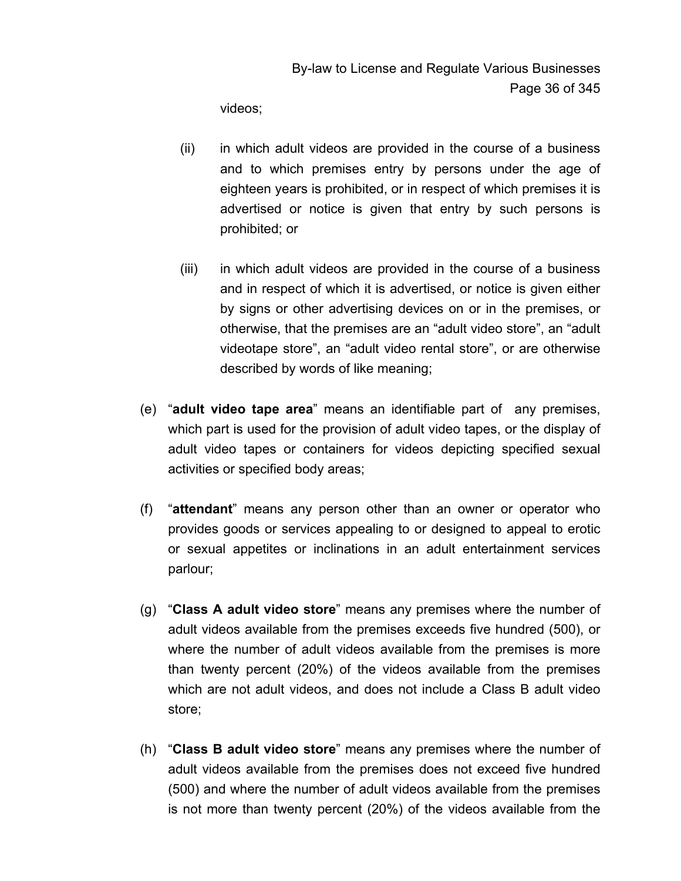videos;

(ii) in which adult videos are provided in the course of a business and to which premises entry by persons under the age of eighteen years is prohibited, or in respect of which premises it is advertised or notice is given that entry by such persons is prohibited; or

(iii) in which adult videos are provided in the course of a business and in respect of which it is advertised, or notice is given either by signs or other advertising devices on or in the premises, or otherwise, that the premises are an “adult video store”, an “adult videotape store”, an “adult video rental store”, or are otherwise described by words of like meaning;

(e) “**adult video tape area**” means an identifiable part of any premises, which part is used for the provision of adult video tapes, or the display of adult video tapes or containers for videos depicting specified sexual activities or specified body areas;

(f) “**attendant**” means any person other than an owner or operator who provides goods or services appealing to or designed to appeal to erotic or sexual appetites or inclinations in an adult entertainment services parlour;

(g) “**Class A adult video store**” means any premises where the number of adult videos available from the premises exceeds five hundred (500), or where the number of adult videos available from the premises is more than twenty percent (20%) of the videos available from the premises which are not adult videos, and does not include a Class B adult video store;

(h) “**Class B adult video store**” means any premises where the number of adult videos available from the premises does not exceed five hundred (500) and where the number of adult videos available from the premises is not more than twenty percent (20%) of the videos available from the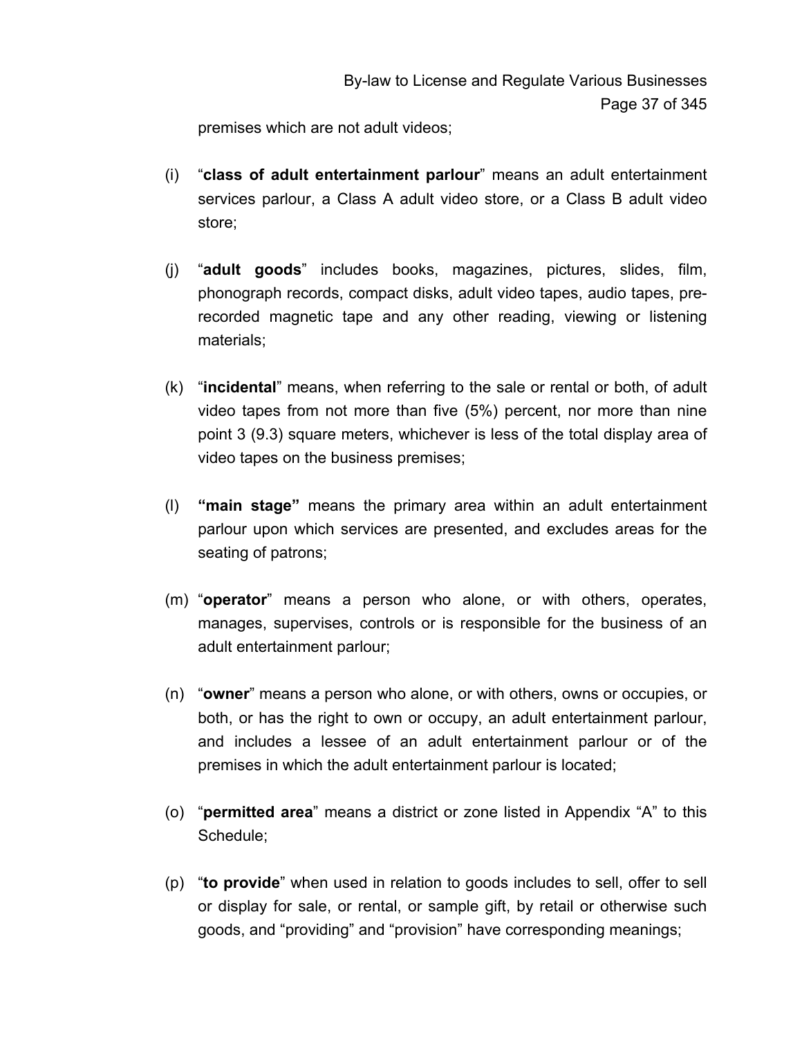premises which are not adult videos;

(i) "**class of adult entertainment parlour**" means an adult entertainment services parlour, a Class A adult video store, or a Class B adult video store;

(j) "**adult goods**" includes books, magazines, pictures, slides, film, phonograph records, compact disks, adult video tapes, audio tapes, pre-recorded magnetic tape and any other reading, viewing or listening materials;

(k) "**incidental**" means, when referring to the sale or rental or both, of adult video tapes from not more than five (5%) percent, nor more than nine point 3 (9.3) square meters, whichever is less of the total display area of video tapes on the business premises;

(l) **"main stage"** means the primary area within an adult entertainment parlour upon which services are presented, and excludes areas for the seating of patrons;

(m) "**operator**" means a person who alone, or with others, operates, manages, supervises, controls or is responsible for the business of an adult entertainment parlour;

(n) "**owner**" means a person who alone, or with others, owns or occupies, or both, or has the right to own or occupy, an adult entertainment parlour, and includes a lessee of an adult entertainment parlour or of the premises in which the adult entertainment parlour is located;

(o) "**permitted area**" means a district or zone listed in Appendix "A" to this Schedule;

(p) "**to provide**" when used in relation to goods includes to sell, offer to sell or display for sale, or rental, or sample gift, by retail or otherwise such goods, and "providing" and "provision" have corresponding meanings;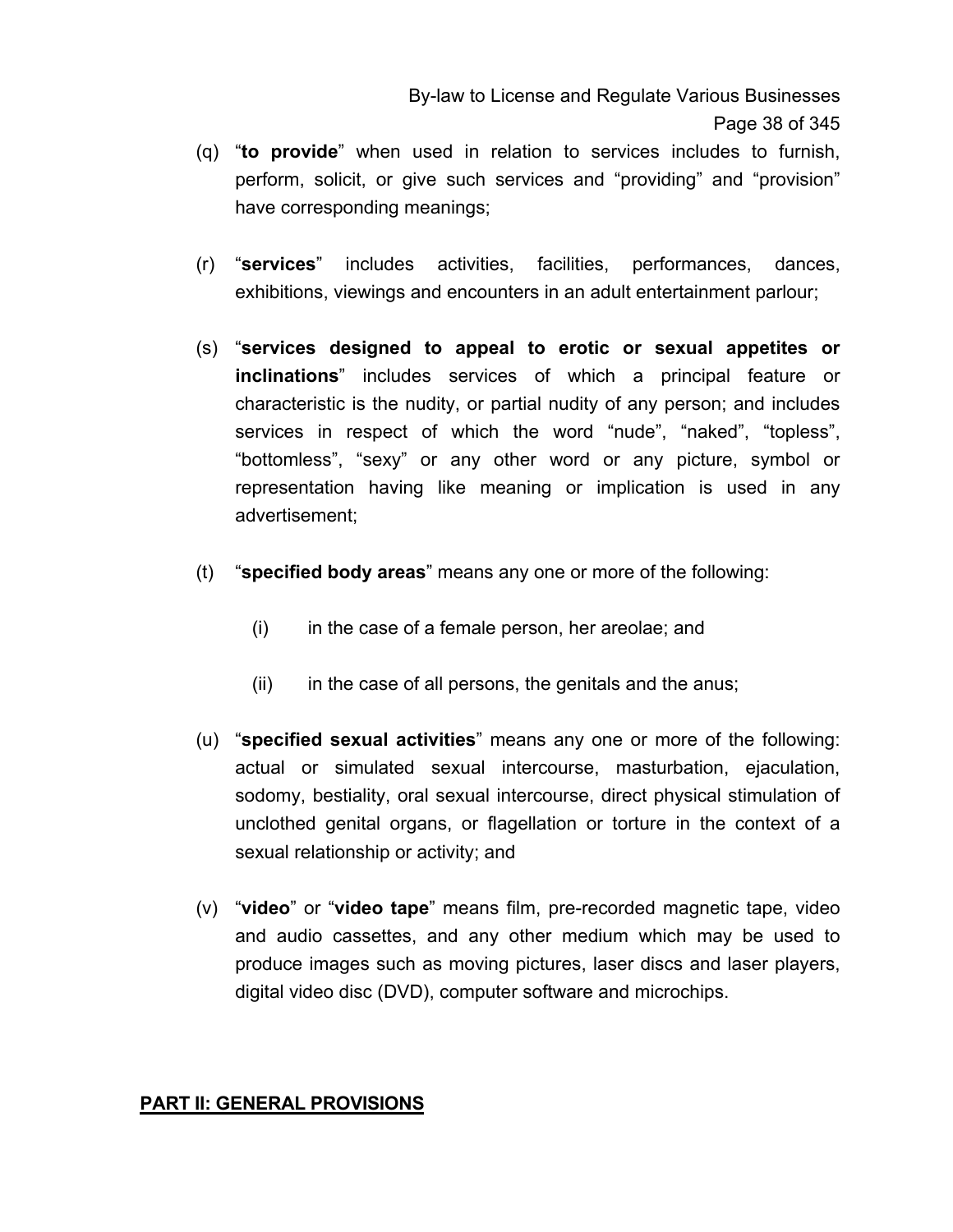(q) "**to provide**" when used in relation to services includes to furnish, perform, solicit, or give such services and "providing" and "provision" have corresponding meanings;

(r) "**services**" includes activities, facilities, performances, dances, exhibitions, viewings and encounters in an adult entertainment parlour;

(s) "**services designed to appeal to erotic or sexual appetites or inclinations**" includes services of which a principal feature or characteristic is the nudity, or partial nudity of any person; and includes services in respect of which the word "nude", "naked", "topless", "bottomless", "sexy" or any other word or any picture, symbol or representation having like meaning or implication is used in any advertisement;

(t) "**specified body areas**" means any one or more of the following:

  (i) in the case of a female person, her areolae; and

  (ii) in the case of all persons, the genitals and the anus;

(u) "**specified sexual activities**" means any one or more of the following: actual or simulated sexual intercourse, masturbation, ejaculation, sodomy, bestiality, oral sexual intercourse, direct physical stimulation of unclothed genital organs, or flagellation or torture in the context of a sexual relationship or activity; and

(v) "**video**" or "**video tape**" means film, pre-recorded magnetic tape, video and audio cassettes, and any other medium which may be used to produce images such as moving pictures, laser discs and laser players, digital video disc (DVD), computer software and microchips.

## PART II: GENERAL PROVISIONS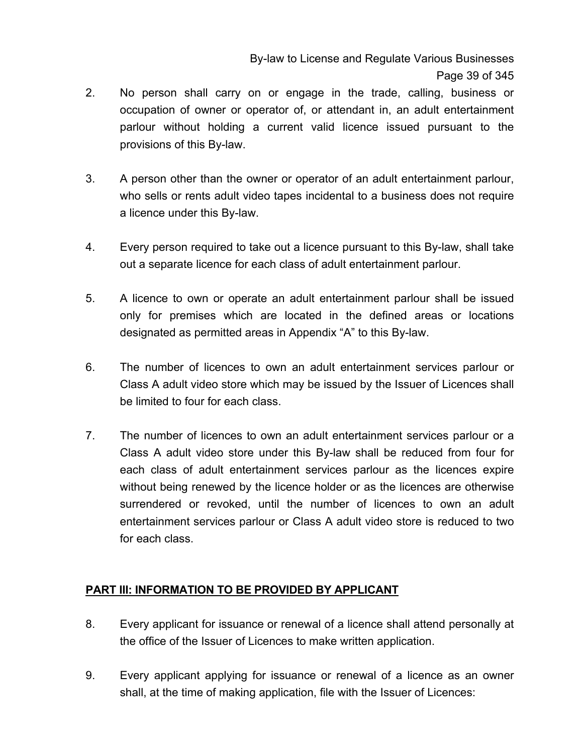2. No person shall carry on or engage in the trade, calling, business or occupation of owner or operator of, or attendant in, an adult entertainment parlour without holding a current valid licence issued pursuant to the provisions of this By-law.

3. A person other than the owner or operator of an adult entertainment parlour, who sells or rents adult video tapes incidental to a business does not require a licence under this By-law.

4. Every person required to take out a licence pursuant to this By-law, shall take out a separate licence for each class of adult entertainment parlour.

5. A licence to own or operate an adult entertainment parlour shall be issued only for premises which are located in the defined areas or locations designated as permitted areas in Appendix "A" to this By-law.

6. The number of licences to own an adult entertainment services parlour or Class A adult video store which may be issued by the Issuer of Licences shall be limited to four for each class.

7. The number of licences to own an adult entertainment services parlour or a Class A adult video store under this By-law shall be reduced from four for each class of adult entertainment services parlour as the licences expire without being renewed by the licence holder or as the licences are otherwise surrendered or revoked, until the number of licences to own an adult entertainment services parlour or Class A adult video store is reduced to two for each class.

## PART III: INFORMATION TO BE PROVIDED BY APPLICANT

8. Every applicant for issuance or renewal of a licence shall attend personally at the office of the Issuer of Licences to make written application.

9. Every applicant applying for issuance or renewal of a licence as an owner shall, at the time of making application, file with the Issuer of Licences: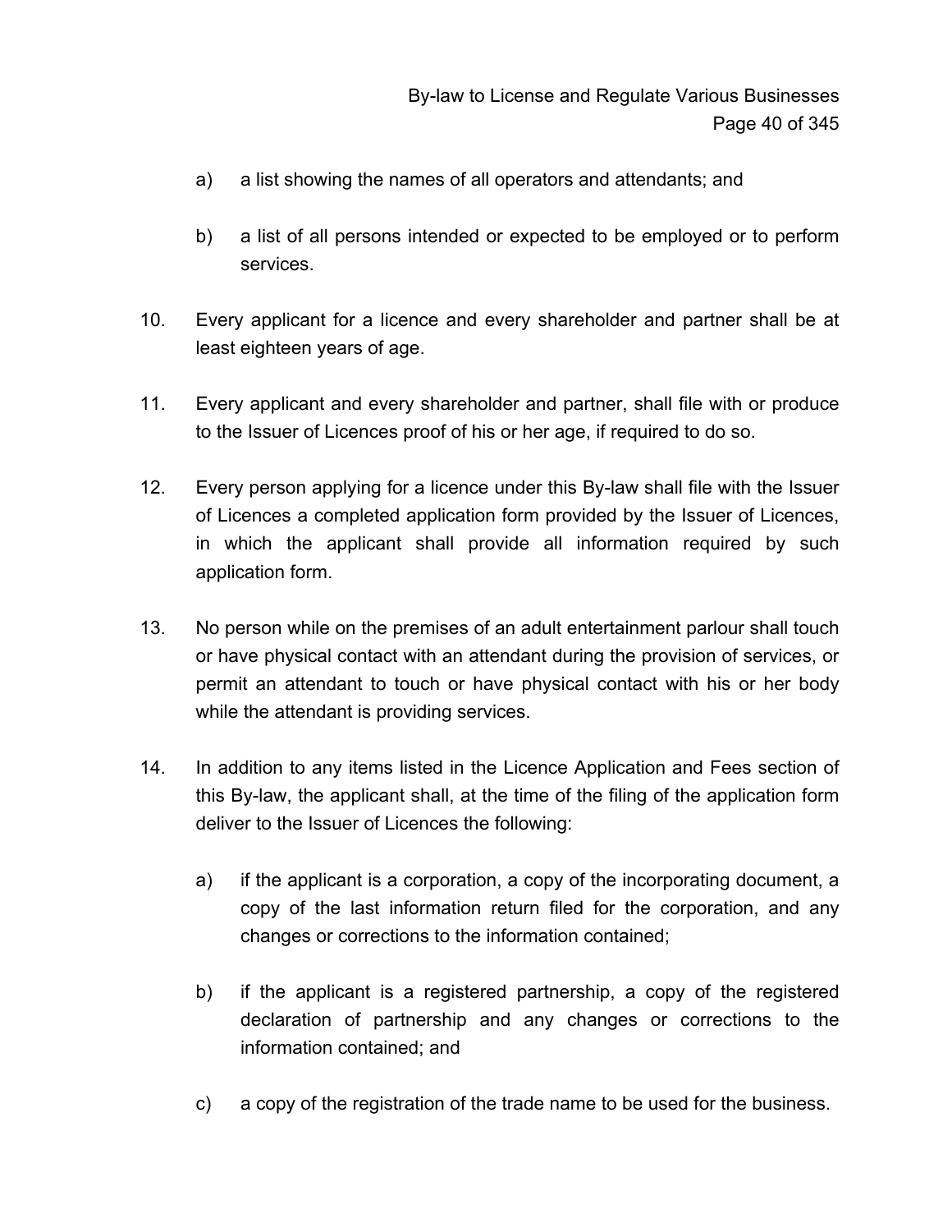a) a list showing the names of all operators and attendants; and

b) a list of all persons intended or expected to be employed or to perform services.

10. Every applicant for a licence and every shareholder and partner shall be at least eighteen years of age.

11. Every applicant and every shareholder and partner, shall file with or produce to the Issuer of Licences proof of his or her age, if required to do so.

12. Every person applying for a licence under this By-law shall file with the Issuer of Licences a completed application form provided by the Issuer of Licences, in which the applicant shall provide all information required by such application form.

13. No person while on the premises of an adult entertainment parlour shall touch or have physical contact with an attendant during the provision of services, or permit an attendant to touch or have physical contact with his or her body while the attendant is providing services.

14. In addition to any items listed in the Licence Application and Fees section of this By-law, the applicant shall, at the time of the filing of the application form deliver to the Issuer of Licences the following:

    a) if the applicant is a corporation, a copy of the incorporating document, a copy of the last information return filed for the corporation, and any changes or corrections to the information contained;

    b) if the applicant is a registered partnership, a copy of the registered declaration of partnership and any changes or corrections to the information contained; and

    c) a copy of the registration of the trade name to be used for the business.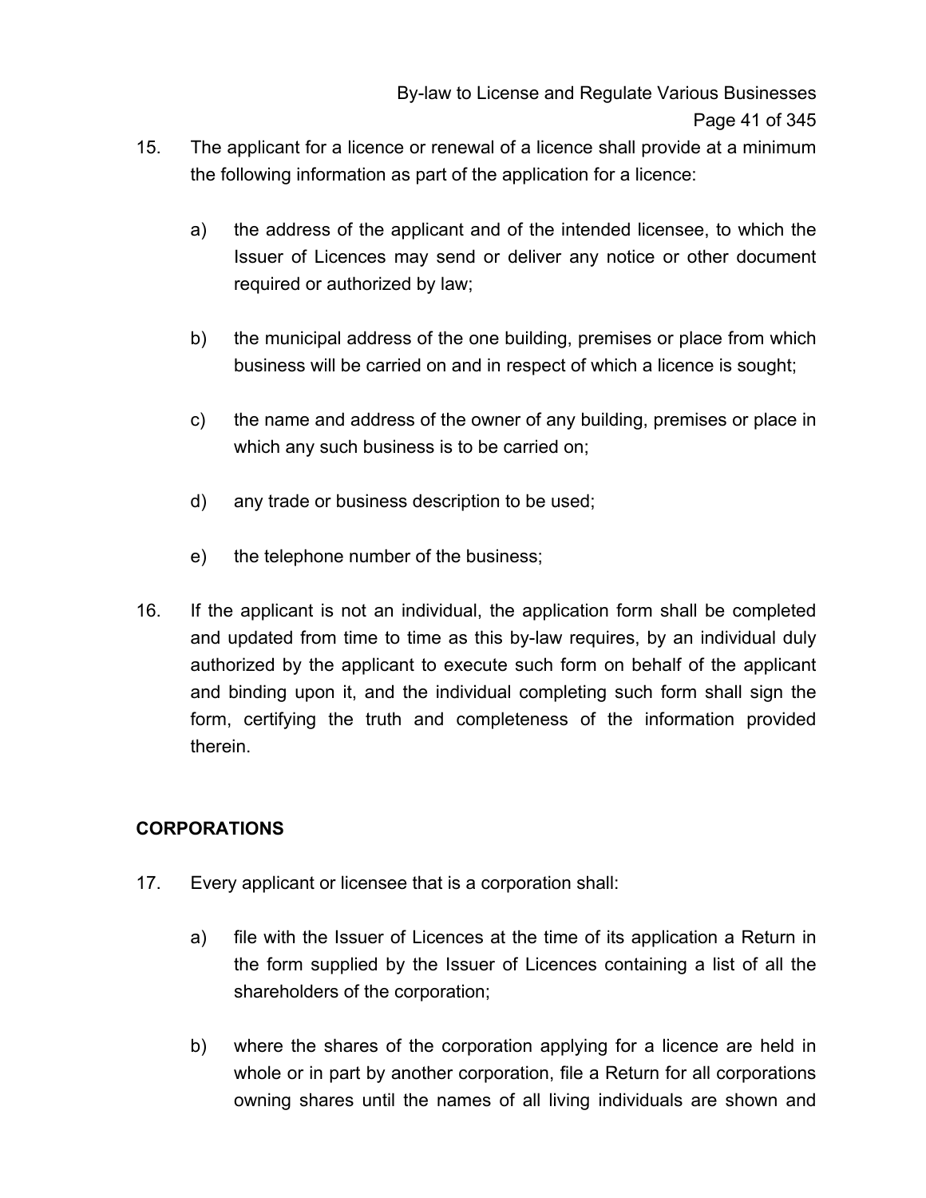15. The applicant for a licence or renewal of a licence shall provide at a minimum the following information as part of the application for a licence:

    a) the address of the applicant and of the intended licensee, to which the Issuer of Licences may send or deliver any notice or other document required or authorized by law;

    b) the municipal address of the one building, premises or place from which business will be carried on and in respect of which a licence is sought;

    c) the name and address of the owner of any building, premises or place in which any such business is to be carried on;

    d) any trade or business description to be used;

    e) the telephone number of the business;

16. If the applicant is not an individual, the application form shall be completed and updated from time to time as this by-law requires, by an individual duly authorized by the applicant to execute such form on behalf of the applicant and binding upon it, and the individual completing such form shall sign the form, certifying the truth and completeness of the information provided therein.

**CORPORATIONS**

17. Every applicant or licensee that is a corporation shall:

    a) file with the Issuer of Licences at the time of its application a Return in the form supplied by the Issuer of Licences containing a list of all the shareholders of the corporation;

    b) where the shares of the corporation applying for a licence are held in whole or in part by another corporation, file a Return for all corporations owning shares until the names of all living individuals are shown and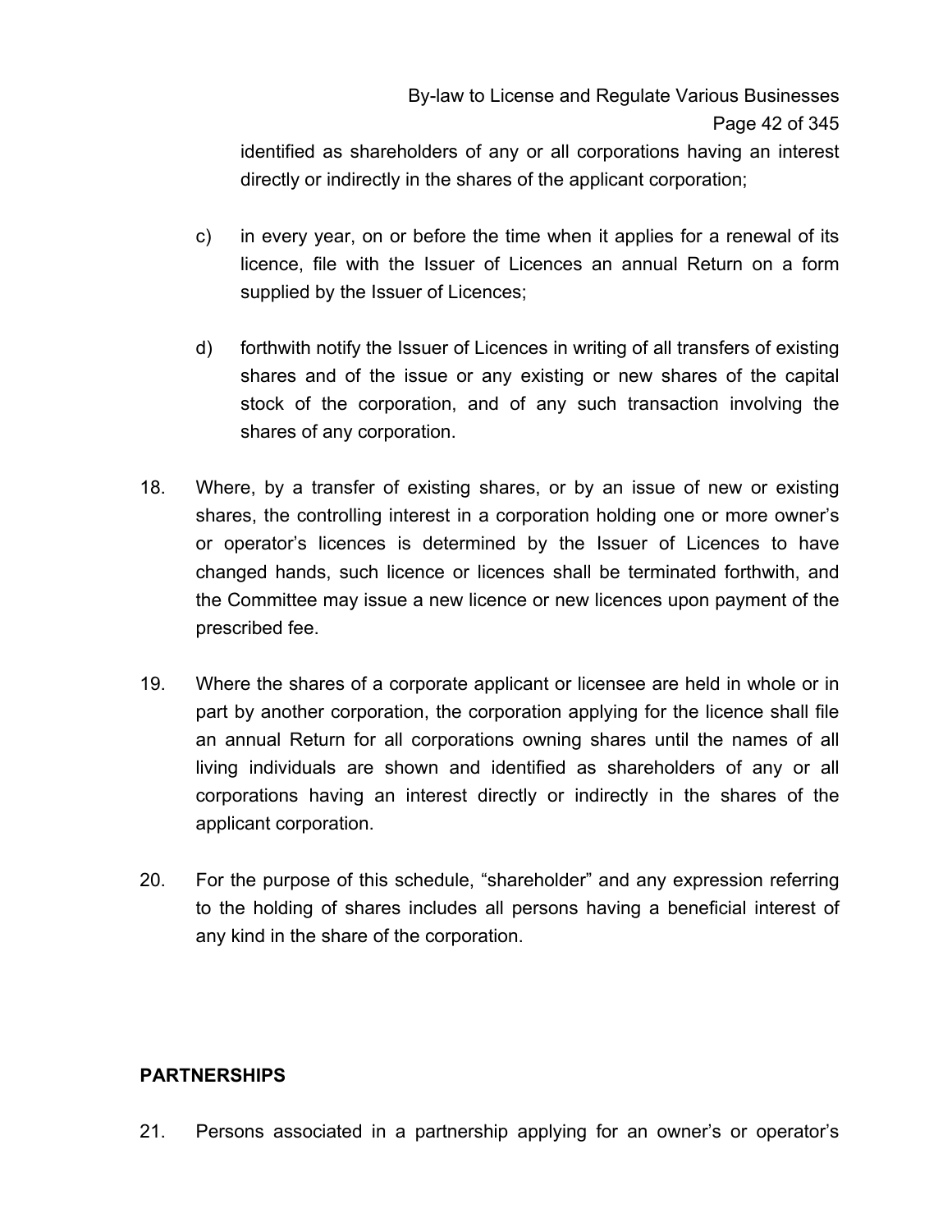identified as shareholders of any or all corporations having an interest directly or indirectly in the shares of the applicant corporation;

c) in every year, on or before the time when it applies for a renewal of its licence, file with the Issuer of Licences an annual Return on a form supplied by the Issuer of Licences;

d) forthwith notify the Issuer of Licences in writing of all transfers of existing shares and of the issue or any existing or new shares of the capital stock of the corporation, and of any such transaction involving the shares of any corporation.

18. Where, by a transfer of existing shares, or by an issue of new or existing shares, the controlling interest in a corporation holding one or more owner's or operator's licences is determined by the Issuer of Licences to have changed hands, such licence or licences shall be terminated forthwith, and the Committee may issue a new licence or new licences upon payment of the prescribed fee.

19. Where the shares of a corporate applicant or licensee are held in whole or in part by another corporation, the corporation applying for the licence shall file an annual Return for all corporations owning shares until the names of all living individuals are shown and identified as shareholders of any or all corporations having an interest directly or indirectly in the shares of the applicant corporation.

20. For the purpose of this schedule, "shareholder" and any expression referring to the holding of shares includes all persons having a beneficial interest of any kind in the share of the corporation.

**PARTNERSHIPS**

21. Persons associated in a partnership applying for an owner's or operator's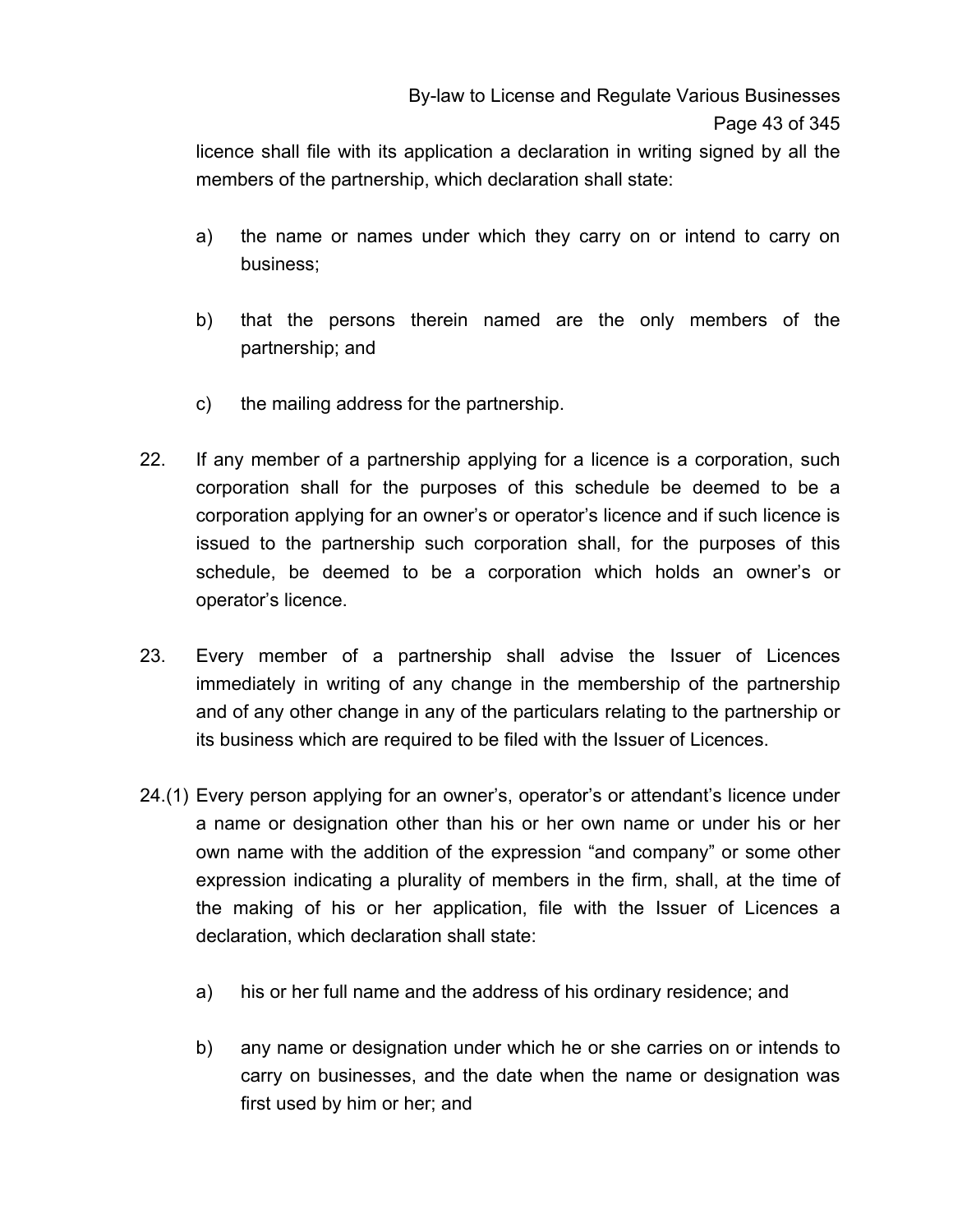licence shall file with its application a declaration in writing signed by all the members of the partnership, which declaration shall state:

a) the name or names under which they carry on or intend to carry on business;

b) that the persons therein named are the only members of the partnership; and

c) the mailing address for the partnership.

22. If any member of a partnership applying for a licence is a corporation, such corporation shall for the purposes of this schedule be deemed to be a corporation applying for an owner's or operator's licence and if such licence is issued to the partnership such corporation shall, for the purposes of this schedule, be deemed to be a corporation which holds an owner's or operator's licence.

23. Every member of a partnership shall advise the Issuer of Licences immediately in writing of any change in the membership of the partnership and of any other change in any of the particulars relating to the partnership or its business which are required to be filed with the Issuer of Licences.

24.(1) Every person applying for an owner's, operator's or attendant's licence under a name or designation other than his or her own name or under his or her own name with the addition of the expression "and company" or some other expression indicating a plurality of members in the firm, shall, at the time of the making of his or her application, file with the Issuer of Licences a declaration, which declaration shall state:

a) his or her full name and the address of his ordinary residence; and

b) any name or designation under which he or she carries on or intends to carry on businesses, and the date when the name or designation was first used by him or her; and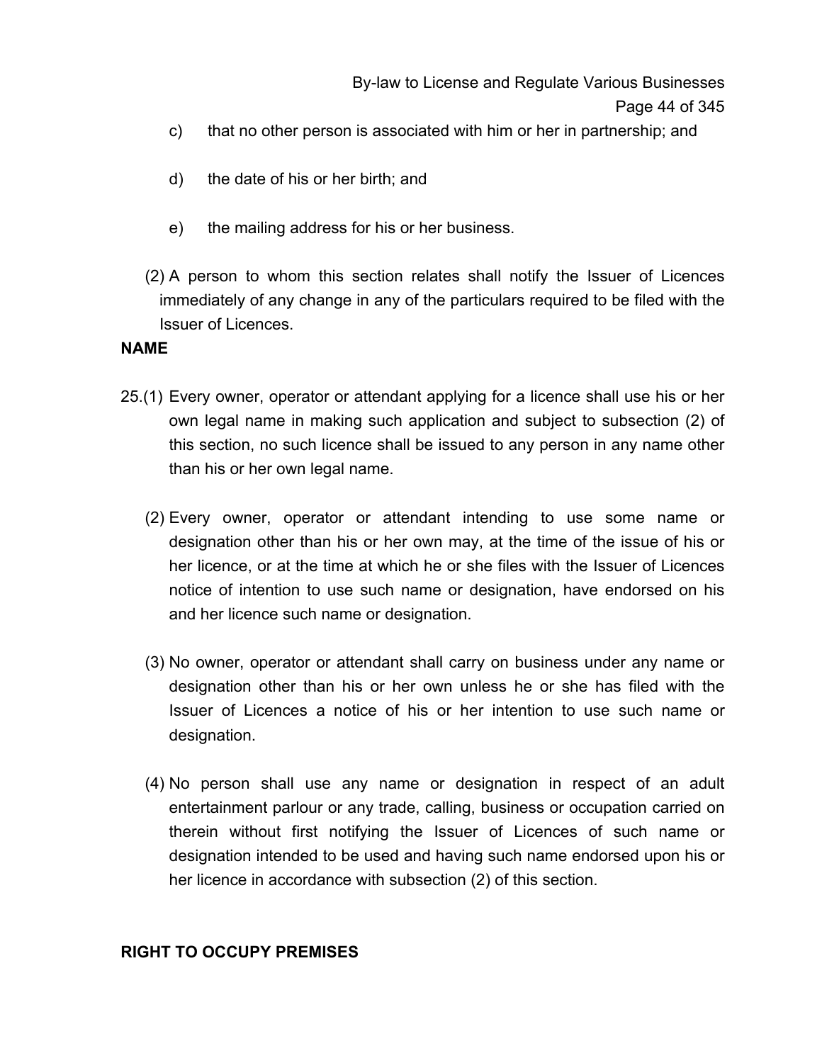c) that no other person is associated with him or her in partnership; and

d) the date of his or her birth; and

e) the mailing address for his or her business.

(2) A person to whom this section relates shall notify the Issuer of Licences immediately of any change in any of the particulars required to be filed with the Issuer of Licences.

**NAME**

25.(1) Every owner, operator or attendant applying for a licence shall use his or her own legal name in making such application and subject to subsection (2) of this section, no such licence shall be issued to any person in any name other than his or her own legal name.

(2) Every owner, operator or attendant intending to use some name or designation other than his or her own may, at the time of the issue of his or her licence, or at the time at which he or she files with the Issuer of Licences notice of intention to use such name or designation, have endorsed on his and her licence such name or designation.

(3) No owner, operator or attendant shall carry on business under any name or designation other than his or her own unless he or she has filed with the Issuer of Licences a notice of his or her intention to use such name or designation.

(4) No person shall use any name or designation in respect of an adult entertainment parlour or any trade, calling, business or occupation carried on therein without first notifying the Issuer of Licences of such name or designation intended to be used and having such name endorsed upon his or her licence in accordance with subsection (2) of this section.

**RIGHT TO OCCUPY PREMISES**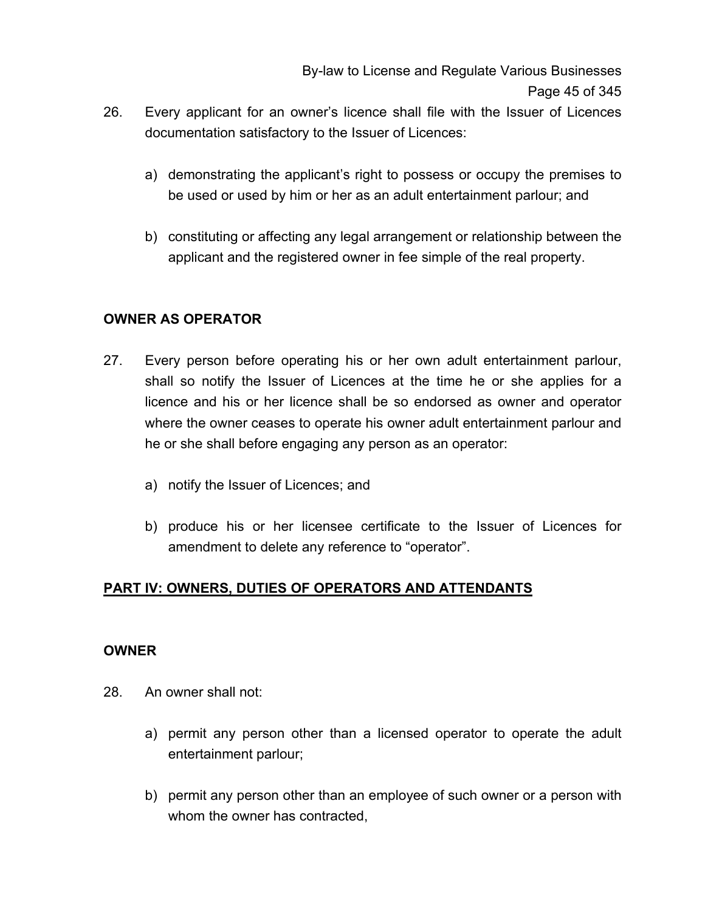26. Every applicant for an owner's licence shall file with the Issuer of Licences documentation satisfactory to the Issuer of Licences:

    a) demonstrating the applicant's right to possess or occupy the premises to be used or used by him or her as an adult entertainment parlour; and

    b) constituting or affecting any legal arrangement or relationship between the applicant and the registered owner in fee simple of the real property.

## OWNER AS OPERATOR

27. Every person before operating his or her own adult entertainment parlour, shall so notify the Issuer of Licences at the time he or she applies for a licence and his or her licence shall be so endorsed as owner and operator where the owner ceases to operate his owner adult entertainment parlour and he or she shall before engaging any person as an operator:

    a) notify the Issuer of Licences; and

    b) produce his or her licensee certificate to the Issuer of Licences for amendment to delete any reference to "operator".

## PART IV: OWNERS, DUTIES OF OPERATORS AND ATTENDANTS

## OWNER

28. An owner shall not:

    a) permit any person other than a licensed operator to operate the adult entertainment parlour;

    b) permit any person other than an employee of such owner or a person with whom the owner has contracted,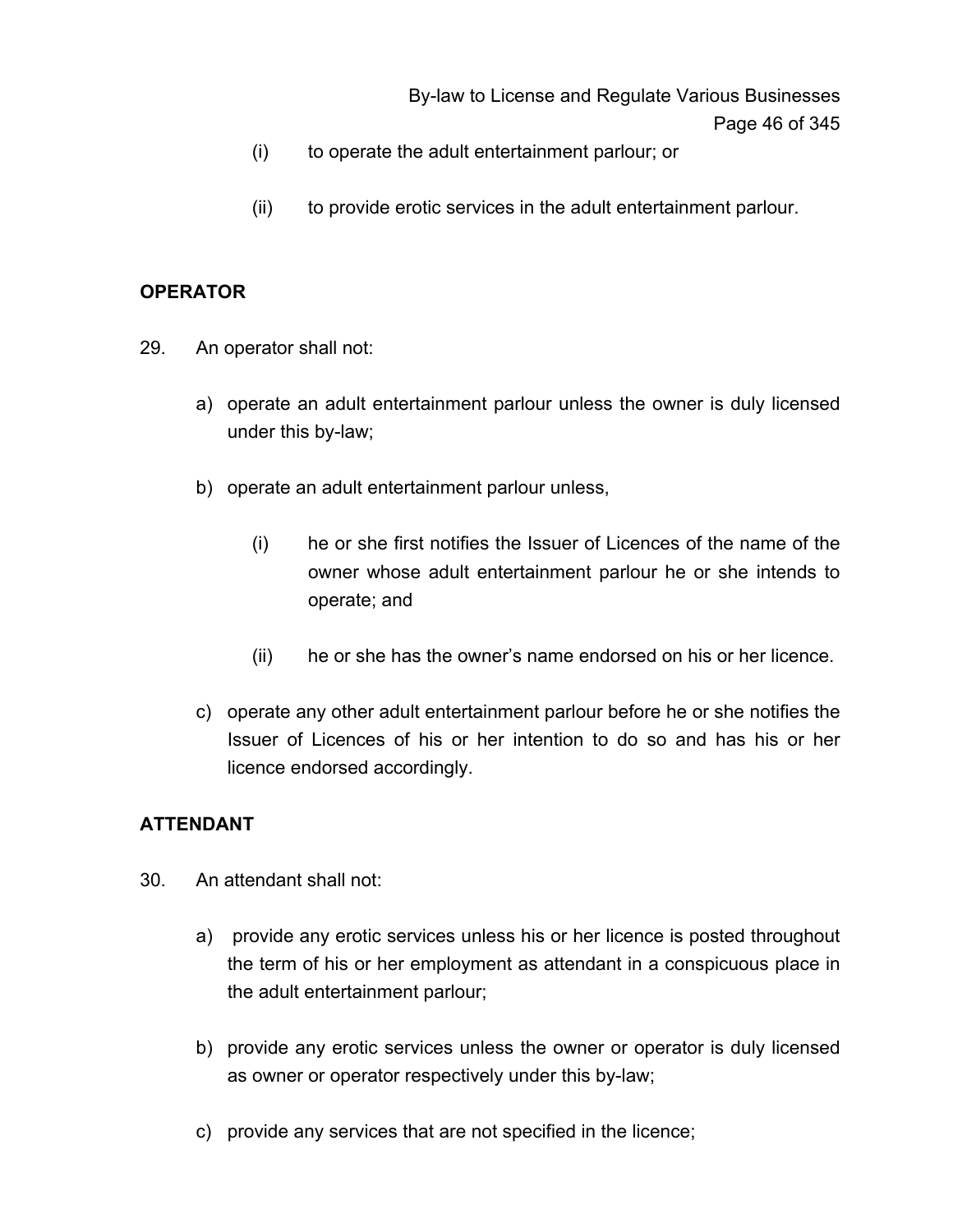(i) to operate the adult entertainment parlour; or

(ii) to provide erotic services in the adult entertainment parlour.

**OPERATOR**

29. An operator shall not:

a) operate an adult entertainment parlour unless the owner is duly licensed under this by-law;

b) operate an adult entertainment parlour unless,

(i) he or she first notifies the Issuer of Licences of the name of the owner whose adult entertainment parlour he or she intends to operate; and

(ii) he or she has the owner's name endorsed on his or her licence.

c) operate any other adult entertainment parlour before he or she notifies the Issuer of Licences of his or her intention to do so and has his or her licence endorsed accordingly.

**ATTENDANT**

30. An attendant shall not:

a) provide any erotic services unless his or her licence is posted throughout the term of his or her employment as attendant in a conspicuous place in the adult entertainment parlour;

b) provide any erotic services unless the owner or operator is duly licensed as owner or operator respectively under this by-law;

c) provide any services that are not specified in the licence;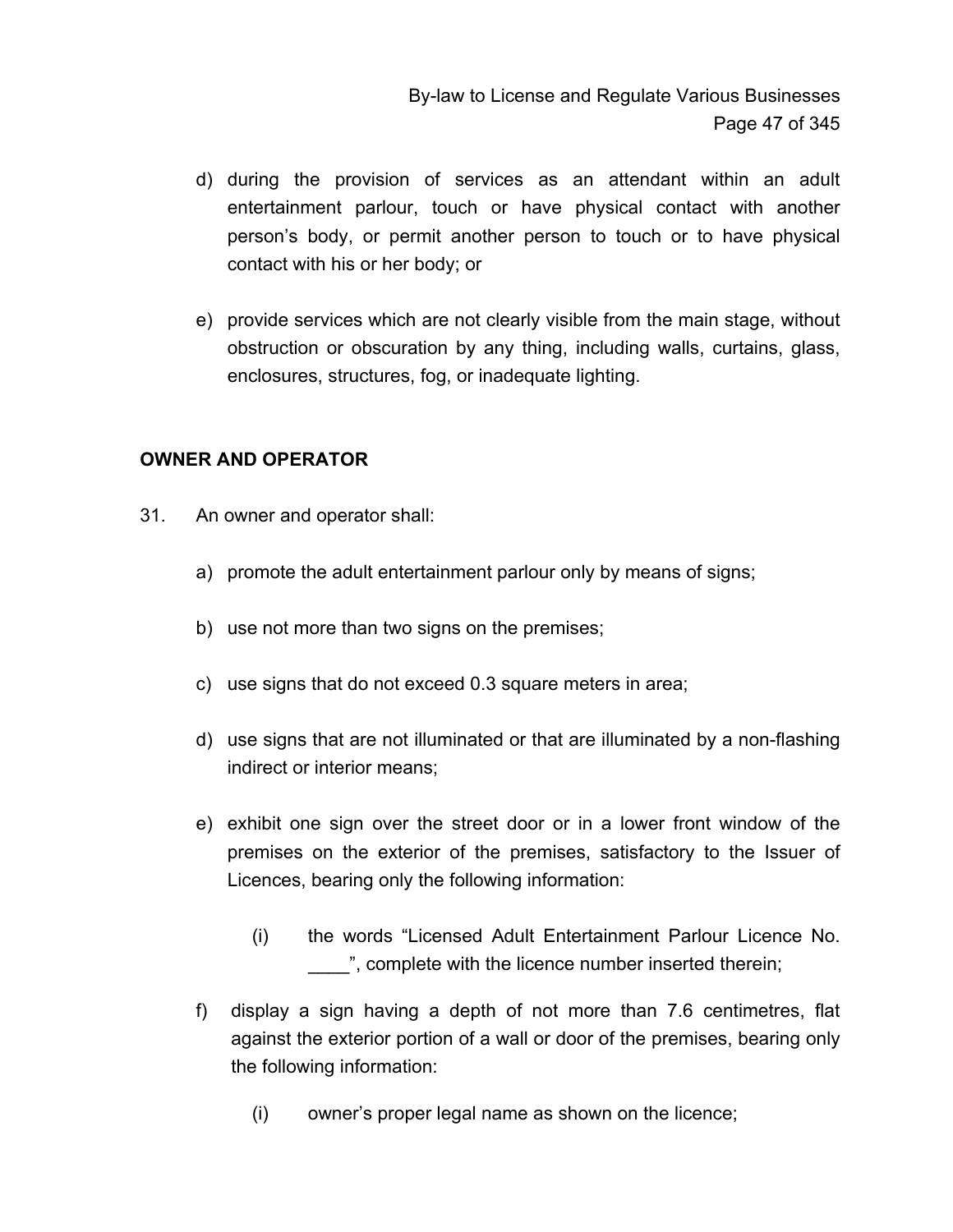d) during the provision of services as an attendant within an adult entertainment parlour, touch or have physical contact with another person's body, or permit another person to touch or to have physical contact with his or her body; or

e) provide services which are not clearly visible from the main stage, without obstruction or obscuration by any thing, including walls, curtains, glass, enclosures, structures, fog, or inadequate lighting.

**OWNER AND OPERATOR**

31. An owner and operator shall:

a) promote the adult entertainment parlour only by means of signs;

b) use not more than two signs on the premises;

c) use signs that do not exceed 0.3 square meters in area;

d) use signs that are not illuminated or that are illuminated by a non-flashing indirect or interior means;

e) exhibit one sign over the street door or in a lower front window of the premises on the exterior of the premises, satisfactory to the Issuer of Licences, bearing only the following information:

   (i) the words "Licensed Adult Entertainment Parlour Licence No. ____", complete with the licence number inserted therein;

f) display a sign having a depth of not more than 7.6 centimetres, flat against the exterior portion of a wall or door of the premises, bearing only the following information:

   (i) owner's proper legal name as shown on the licence;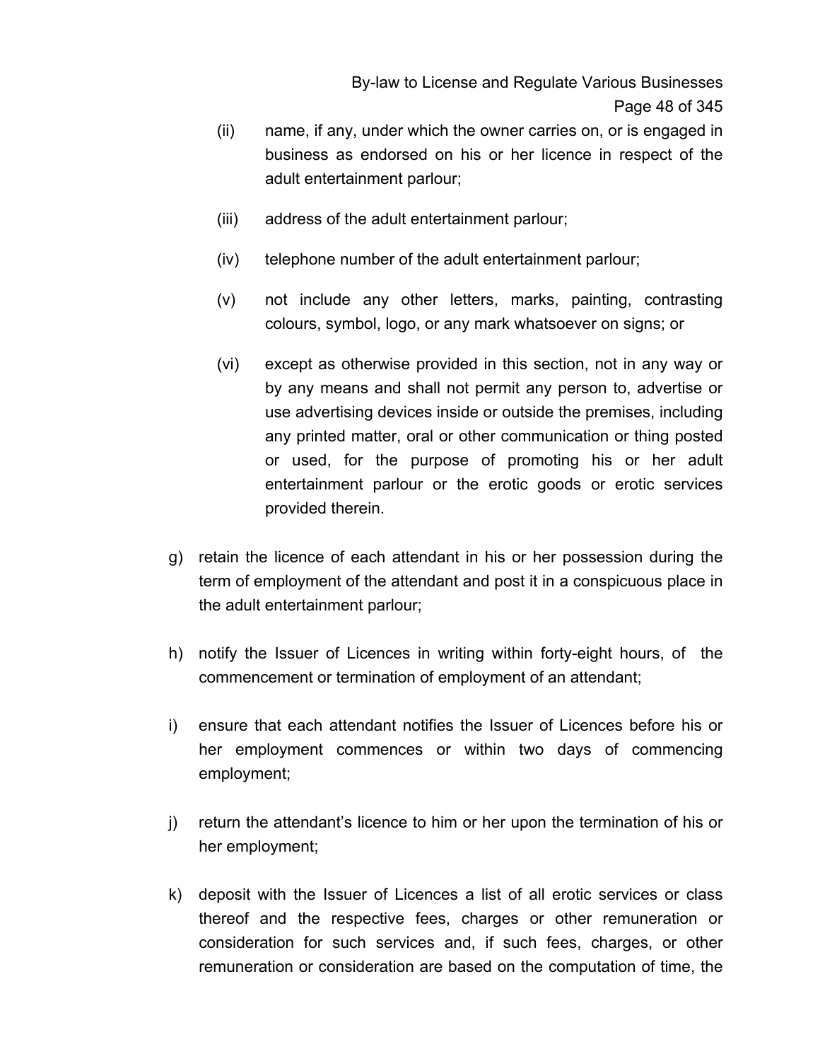(ii) name, if any, under which the owner carries on, or is engaged in business as endorsed on his or her licence in respect of the adult entertainment parlour;

(iii) address of the adult entertainment parlour;

(iv) telephone number of the adult entertainment parlour;

(v) not include any other letters, marks, painting, contrasting colours, symbol, logo, or any mark whatsoever on signs; or

(vi) except as otherwise provided in this section, not in any way or by any means and shall not permit any person to, advertise or use advertising devices inside or outside the premises, including any printed matter, oral or other communication or thing posted or used, for the purpose of promoting his or her adult entertainment parlour or the erotic goods or erotic services provided therein.

g) retain the licence of each attendant in his or her possession during the term of employment of the attendant and post it in a conspicuous place in the adult entertainment parlour;

h) notify the Issuer of Licences in writing within forty-eight hours, of the commencement or termination of employment of an attendant;

i) ensure that each attendant notifies the Issuer of Licences before his or her employment commences or within two days of commencing employment;

j) return the attendant's licence to him or her upon the termination of his or her employment;

k) deposit with the Issuer of Licences a list of all erotic services or class thereof and the respective fees, charges or other remuneration or consideration for such services and, if such fees, charges, or other remuneration or consideration are based on the computation of time, the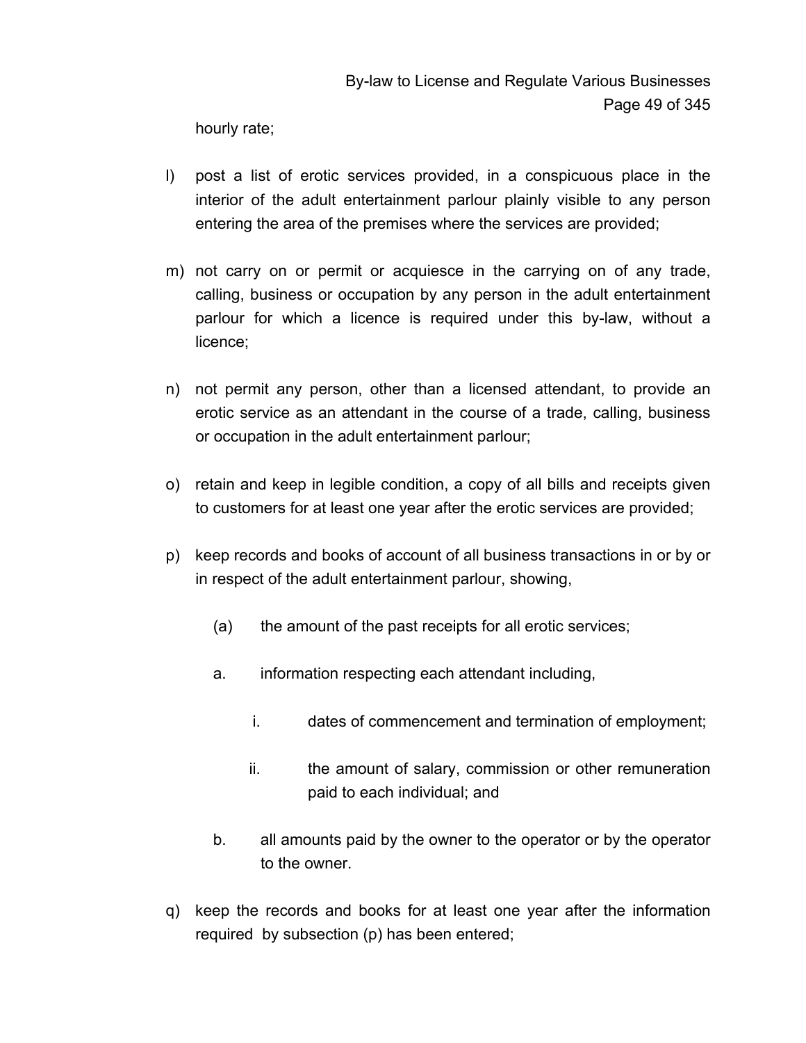hourly rate;

l) post a list of erotic services provided, in a conspicuous place in the interior of the adult entertainment parlour plainly visible to any person entering the area of the premises where the services are provided;

m) not carry on or permit or acquiesce in the carrying on of any trade, calling, business or occupation by any person in the adult entertainment parlour for which a licence is required under this by-law, without a licence;

n) not permit any person, other than a licensed attendant, to provide an erotic service as an attendant in the course of a trade, calling, business or occupation in the adult entertainment parlour;

o) retain and keep in legible condition, a copy of all bills and receipts given to customers for at least one year after the erotic services are provided;

p) keep records and books of account of all business transactions in or by or in respect of the adult entertainment parlour, showing,

   (a) the amount of the past receipts for all erotic services;

   a. information respecting each attendant including,

      i. dates of commencement and termination of employment;

      ii. the amount of salary, commission or other remuneration paid to each individual; and

   b. all amounts paid by the owner to the operator or by the operator to the owner.

q) keep the records and books for at least one year after the information required by subsection (p) has been entered;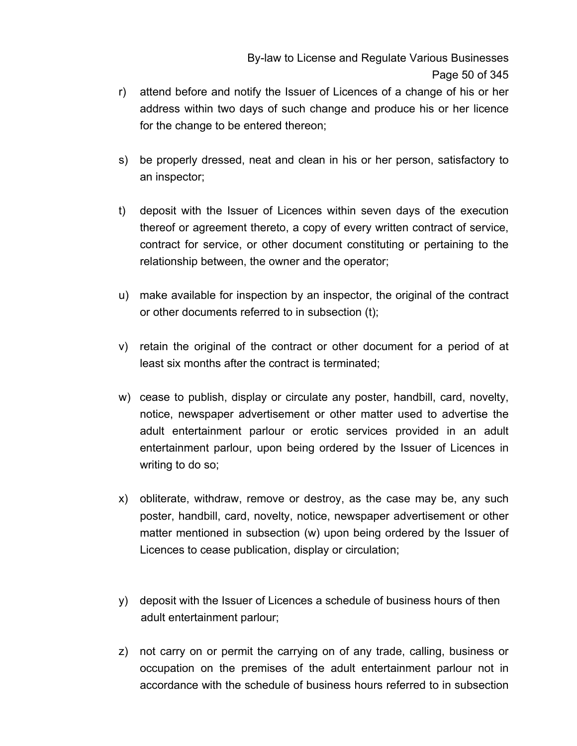r) attend before and notify the Issuer of Licences of a change of his or her address within two days of such change and produce his or her licence for the change to be entered thereon;

s) be properly dressed, neat and clean in his or her person, satisfactory to an inspector;

t) deposit with the Issuer of Licences within seven days of the execution thereof or agreement thereto, a copy of every written contract of service, contract for service, or other document constituting or pertaining to the relationship between, the owner and the operator;

u) make available for inspection by an inspector, the original of the contract or other documents referred to in subsection (t);

v) retain the original of the contract or other document for a period of at least six months after the contract is terminated;

w) cease to publish, display or circulate any poster, handbill, card, novelty, notice, newspaper advertisement or other matter used to advertise the adult entertainment parlour or erotic services provided in an adult entertainment parlour, upon being ordered by the Issuer of Licences in writing to do so;

x) obliterate, withdraw, remove or destroy, as the case may be, any such poster, handbill, card, novelty, notice, newspaper advertisement or other matter mentioned in subsection (w) upon being ordered by the Issuer of Licences to cease publication, display or circulation;

y) deposit with the Issuer of Licences a schedule of business hours of then adult entertainment parlour;

z) not carry on or permit the carrying on of any trade, calling, business or occupation on the premises of the adult entertainment parlour not in accordance with the schedule of business hours referred to in subsection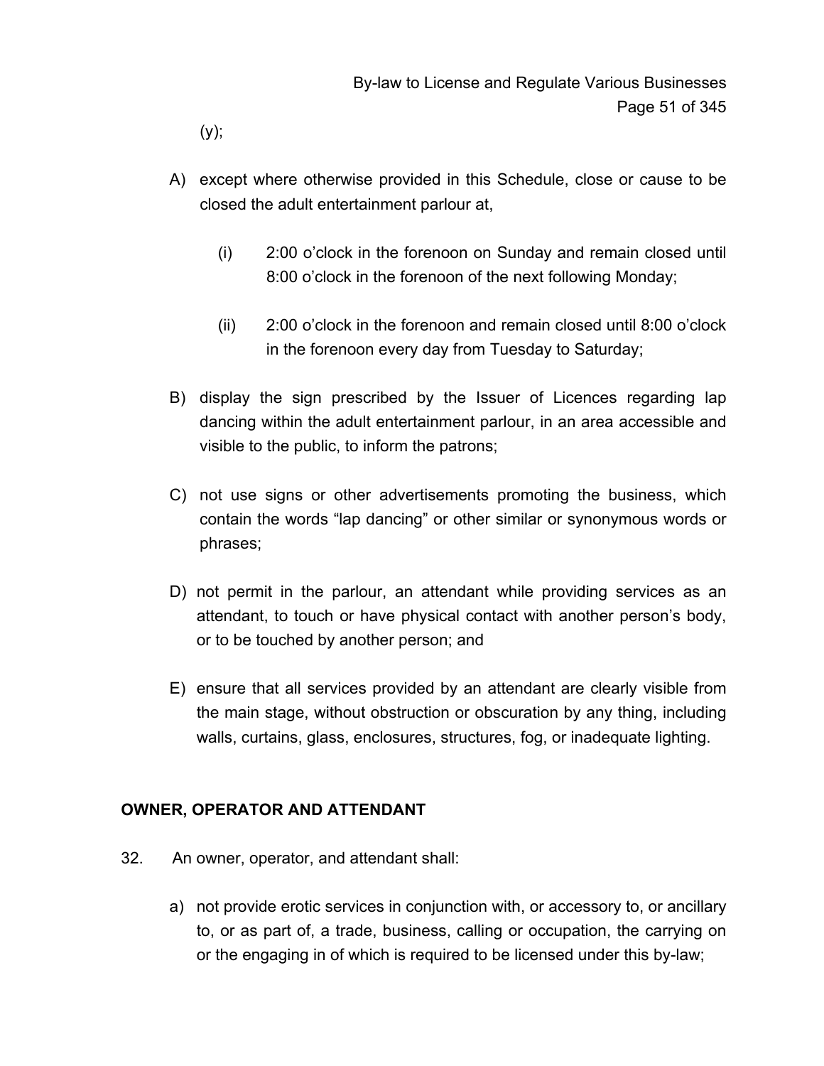(y);

A) except where otherwise provided in this Schedule, close or cause to be closed the adult entertainment parlour at,

   (i) 2:00 o'clock in the forenoon on Sunday and remain closed until 8:00 o'clock in the forenoon of the next following Monday;

   (ii) 2:00 o'clock in the forenoon and remain closed until 8:00 o'clock in the forenoon every day from Tuesday to Saturday;

B) display the sign prescribed by the Issuer of Licences regarding lap dancing within the adult entertainment parlour, in an area accessible and visible to the public, to inform the patrons;

C) not use signs or other advertisements promoting the business, which contain the words "lap dancing" or other similar or synonymous words or phrases;

D) not permit in the parlour, an attendant while providing services as an attendant, to touch or have physical contact with another person's body, or to be touched by another person; and

E) ensure that all services provided by an attendant are clearly visible from the main stage, without obstruction or obscuration by any thing, including walls, curtains, glass, enclosures, structures, fog, or inadequate lighting.

## OWNER, OPERATOR AND ATTENDANT

32. An owner, operator, and attendant shall:

   a) not provide erotic services in conjunction with, or accessory to, or ancillary to, or as part of, a trade, business, calling or occupation, the carrying on or the engaging in of which is required to be licensed under this by-law;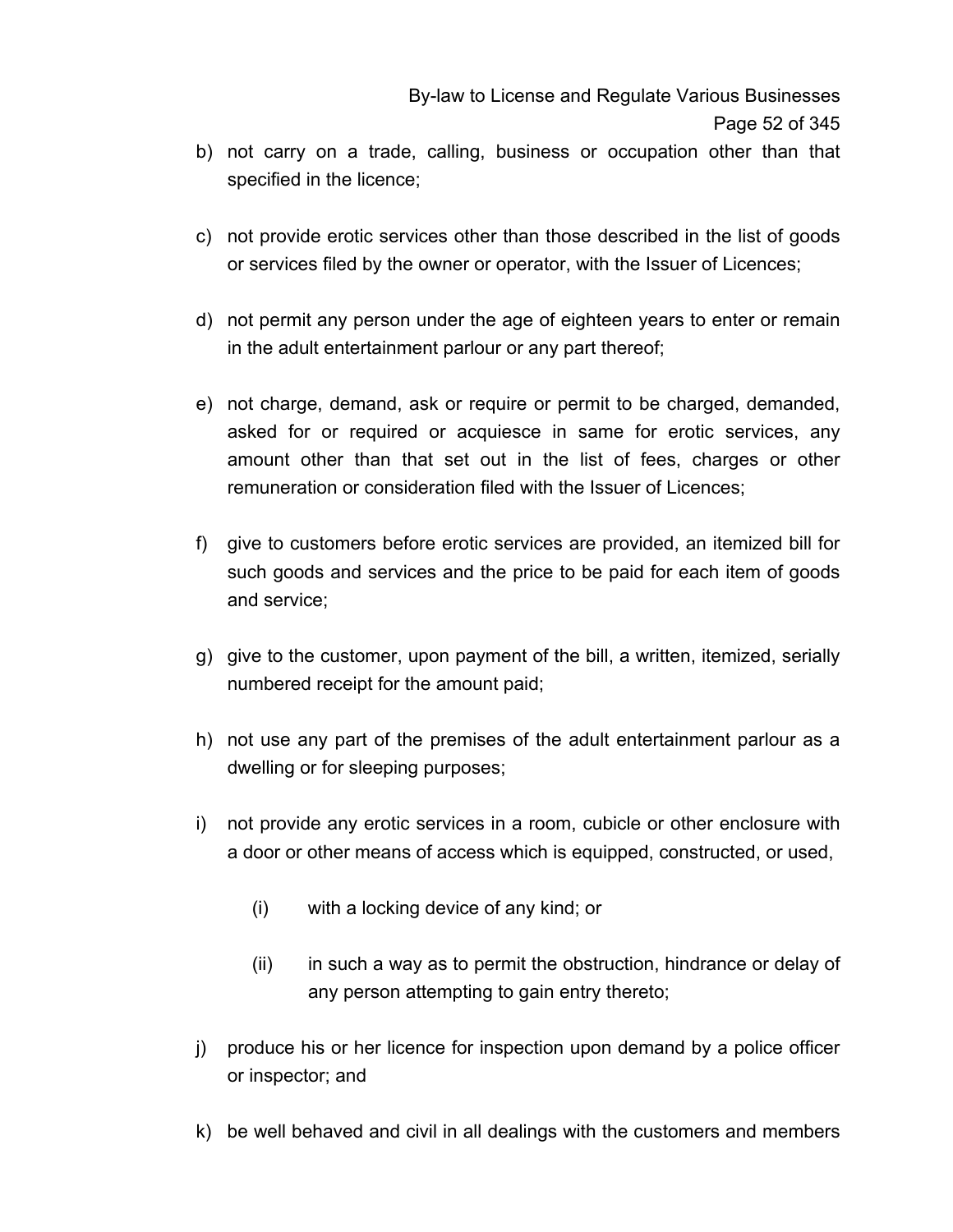b) not carry on a trade, calling, business or occupation other than that specified in the licence;

c) not provide erotic services other than those described in the list of goods or services filed by the owner or operator, with the Issuer of Licences;

d) not permit any person under the age of eighteen years to enter or remain in the adult entertainment parlour or any part thereof;

e) not charge, demand, ask or require or permit to be charged, demanded, asked for or required or acquiesce in same for erotic services, any amount other than that set out in the list of fees, charges or other remuneration or consideration filed with the Issuer of Licences;

f) give to customers before erotic services are provided, an itemized bill for such goods and services and the price to be paid for each item of goods and service;

g) give to the customer, upon payment of the bill, a written, itemized, serially numbered receipt for the amount paid;

h) not use any part of the premises of the adult entertainment parlour as a dwelling or for sleeping purposes;

i) not provide any erotic services in a room, cubicle or other enclosure with a door or other means of access which is equipped, constructed, or used,

   (i) with a locking device of any kind; or

   (ii) in such a way as to permit the obstruction, hindrance or delay of any person attempting to gain entry thereto;

j) produce his or her licence for inspection upon demand by a police officer or inspector; and

k) be well behaved and civil in all dealings with the customers and members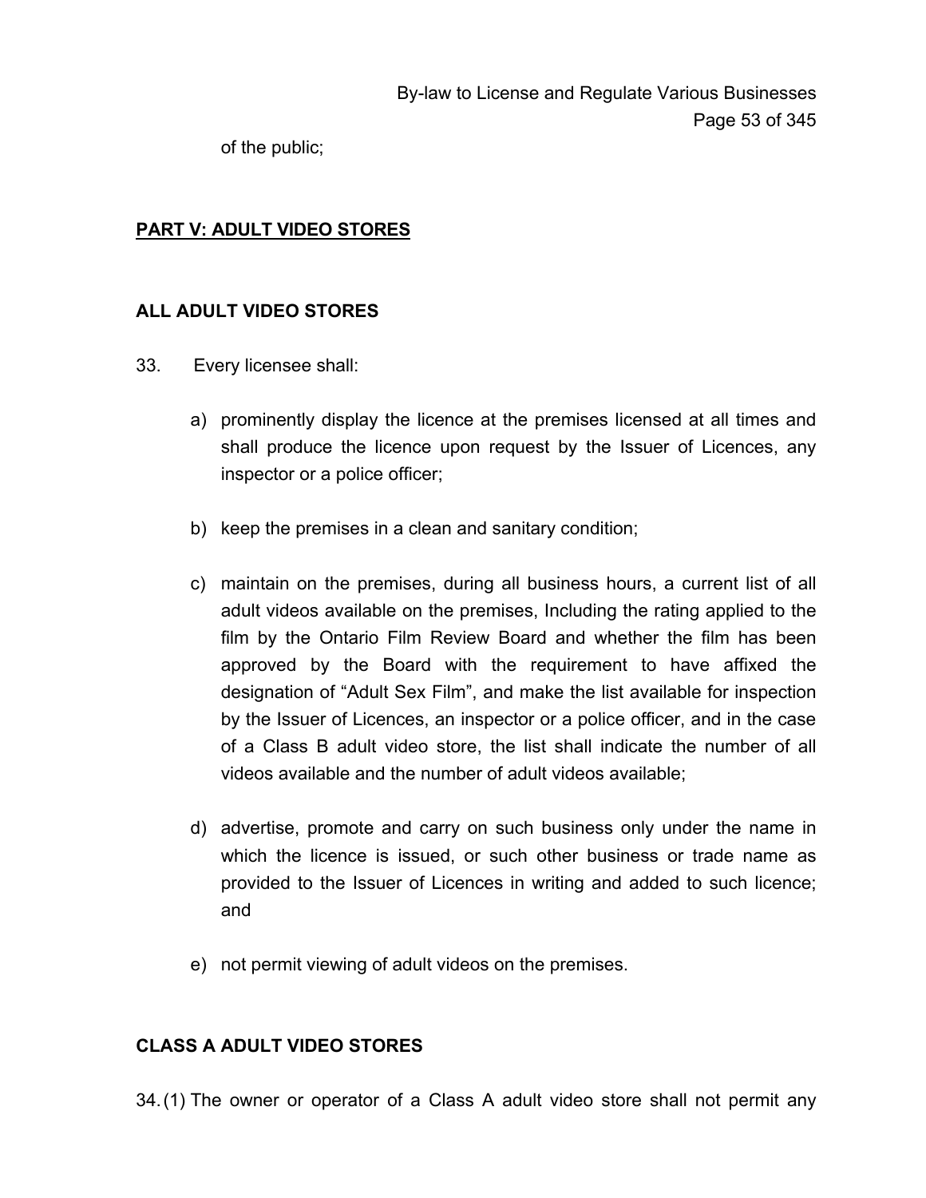of the public;

## PART V: ADULT VIDEO STORES

### ALL ADULT VIDEO STORES

33. Every licensee shall:

   a) prominently display the licence at the premises licensed at all times and shall produce the licence upon request by the Issuer of Licences, any inspector or a police officer;

   b) keep the premises in a clean and sanitary condition;

   c) maintain on the premises, during all business hours, a current list of all adult videos available on the premises, Including the rating applied to the film by the Ontario Film Review Board and whether the film has been approved by the Board with the requirement to have affixed the designation of "Adult Sex Film", and make the list available for inspection by the Issuer of Licences, an inspector or a police officer, and in the case of a Class B adult video store, the list shall indicate the number of all videos available and the number of adult videos available;

   d) advertise, promote and carry on such business only under the name in which the licence is issued, or such other business or trade name as provided to the Issuer of Licences in writing and added to such licence; and

   e) not permit viewing of adult videos on the premises.

### CLASS A ADULT VIDEO STORES

34. (1) The owner or operator of a Class A adult video store shall not permit any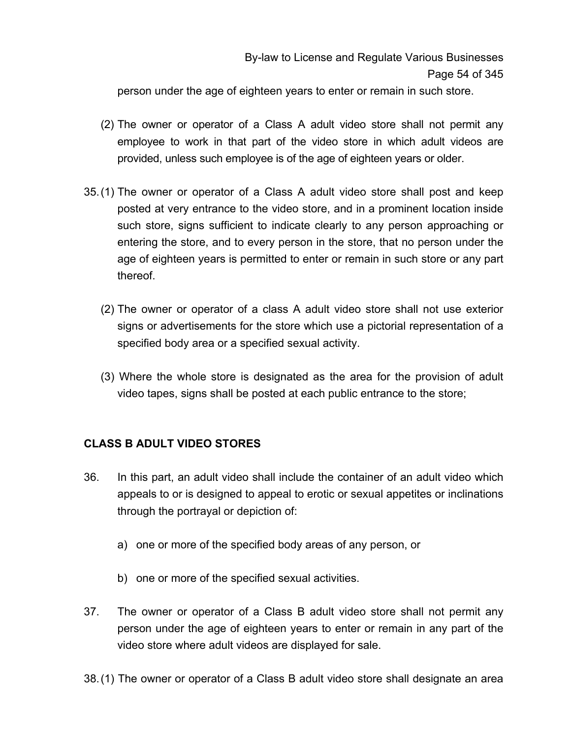person under the age of eighteen years to enter or remain in such store.

(2) The owner or operator of a Class A adult video store shall not permit any employee to work in that part of the video store in which adult videos are provided, unless such employee is of the age of eighteen years or older.

35. (1) The owner or operator of a Class A adult video store shall post and keep posted at very entrance to the video store, and in a prominent location inside such store, signs sufficient to indicate clearly to any person approaching or entering the store, and to every person in the store, that no person under the age of eighteen years is permitted to enter or remain in such store or any part thereof.

(2) The owner or operator of a class A adult video store shall not use exterior signs or advertisements for the store which use a pictorial representation of a specified body area or a specified sexual activity.

(3) Where the whole store is designated as the area for the provision of adult video tapes, signs shall be posted at each public entrance to the store;

**CLASS B ADULT VIDEO STORES**

36. In this part, an adult video shall include the container of an adult video which appeals to or is designed to appeal to erotic or sexual appetites or inclinations through the portrayal or depiction of:

a) one or more of the specified body areas of any person, or

b) one or more of the specified sexual activities.

37. The owner or operator of a Class B adult video store shall not permit any person under the age of eighteen years to enter or remain in any part of the video store where adult videos are displayed for sale.

38. (1) The owner or operator of a Class B adult video store shall designate an area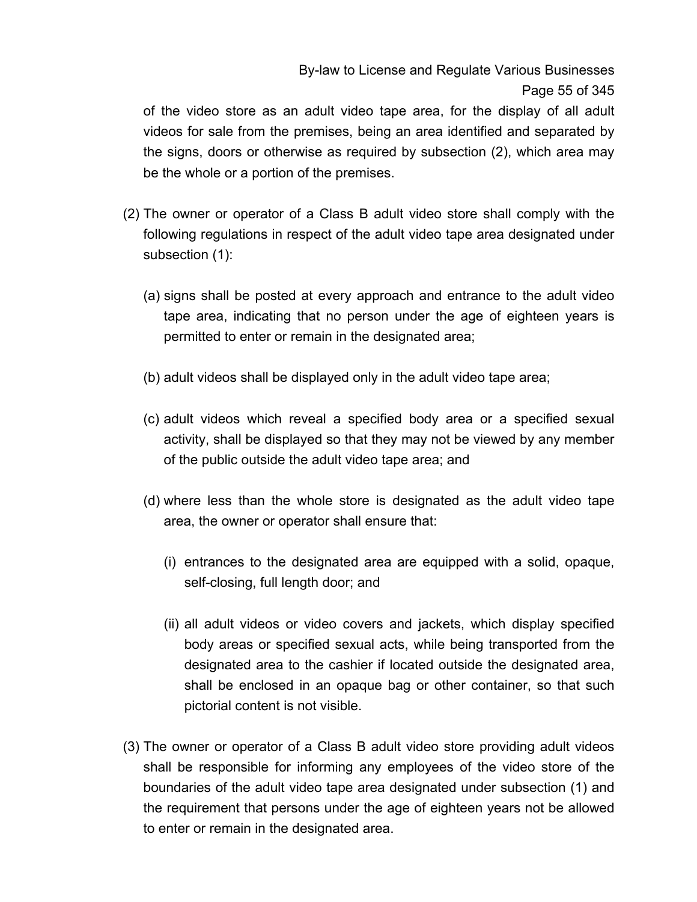of the video store as an adult video tape area, for the display of all adult videos for sale from the premises, being an area identified and separated by the signs, doors or otherwise as required by subsection (2), which area may be the whole or a portion of the premises.

(2) The owner or operator of a Class B adult video store shall comply with the following regulations in respect of the adult video tape area designated under subsection (1):

(a) signs shall be posted at every approach and entrance to the adult video tape area, indicating that no person under the age of eighteen years is permitted to enter or remain in the designated area;

(b) adult videos shall be displayed only in the adult video tape area;

(c) adult videos which reveal a specified body area or a specified sexual activity, shall be displayed so that they may not be viewed by any member of the public outside the adult video tape area; and

(d) where less than the whole store is designated as the adult video tape area, the owner or operator shall ensure that:

(i) entrances to the designated area are equipped with a solid, opaque, self-closing, full length door; and

(ii) all adult videos or video covers and jackets, which display specified body areas or specified sexual acts, while being transported from the designated area to the cashier if located outside the designated area, shall be enclosed in an opaque bag or other container, so that such pictorial content is not visible.

(3) The owner or operator of a Class B adult video store providing adult videos shall be responsible for informing any employees of the video store of the boundaries of the adult video tape area designated under subsection (1) and the requirement that persons under the age of eighteen years not be allowed to enter or remain in the designated area.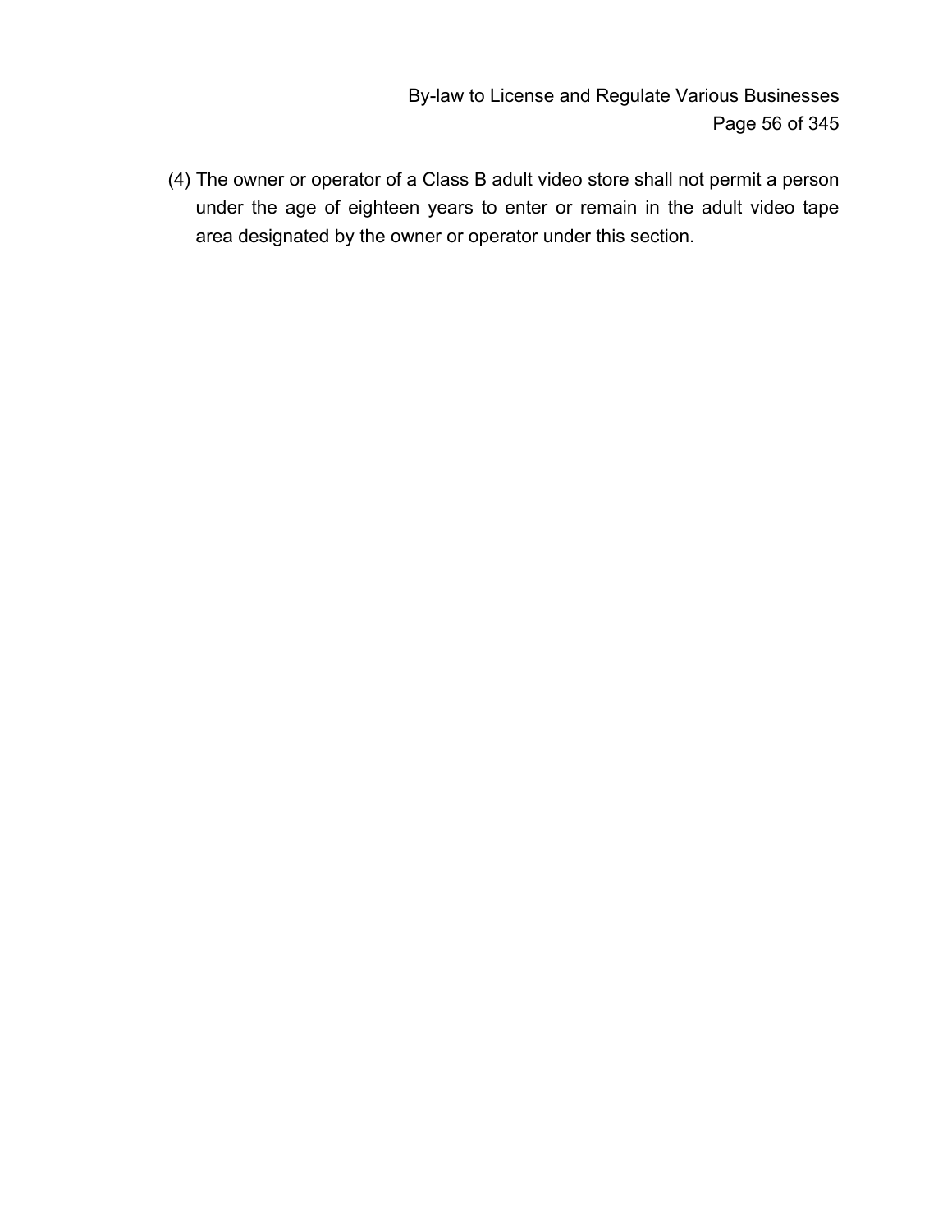(4) The owner or operator of a Class B adult video store shall not permit a person under the age of eighteen years to enter or remain in the adult video tape area designated by the owner or operator under this section.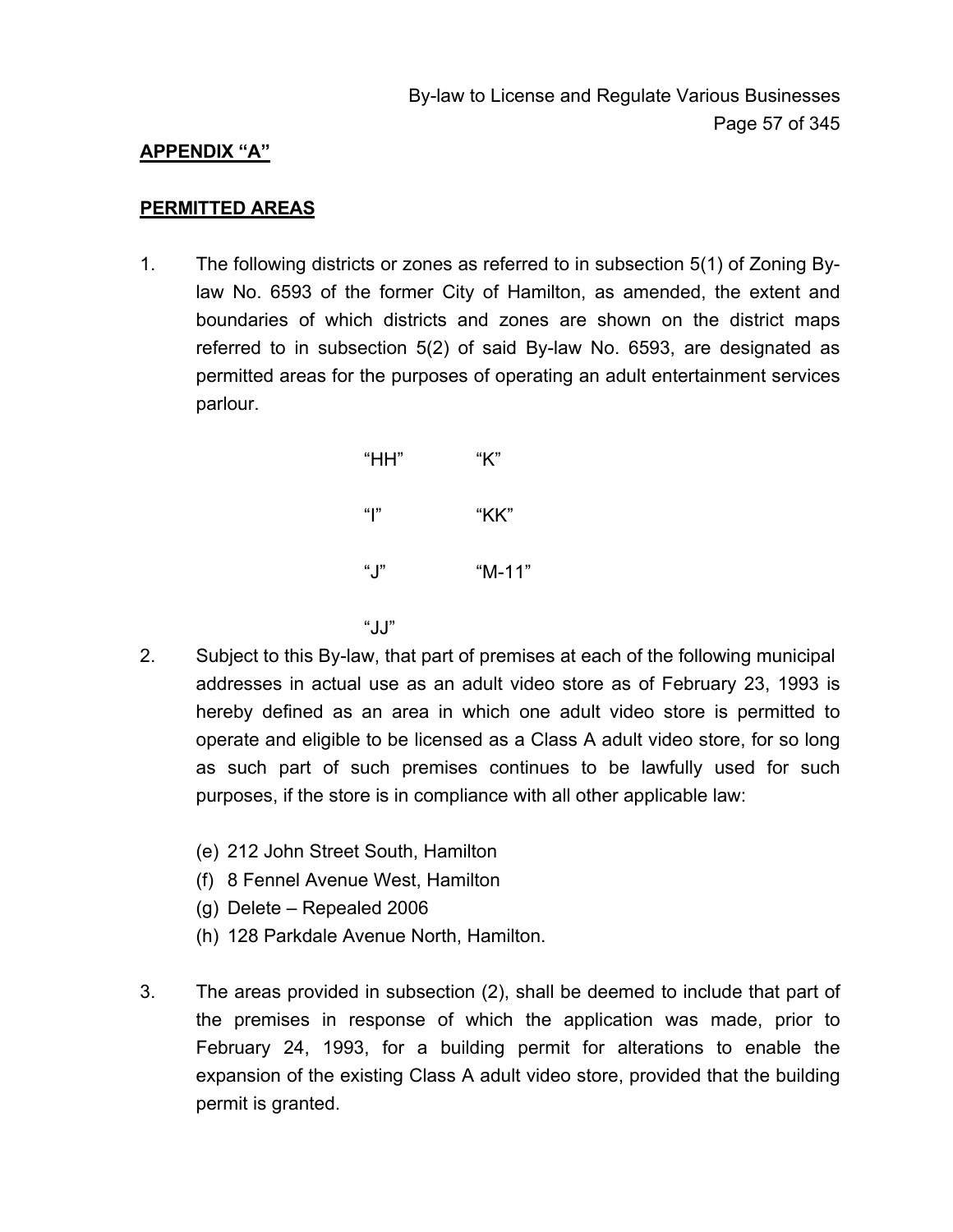**APPENDIX "A"**

**PERMITTED AREAS**

1. The following districts or zones as referred to in subsection 5(1) of Zoning By-law No. 6593 of the former City of Hamilton, as amended, the extent and boundaries of which districts and zones are shown on the district maps referred to in subsection 5(2) of said By-law No. 6593, are designated as permitted areas for the purposes of operating an adult entertainment services parlour.

   "HH" "K"

   "I" "KK"

   "J" "M-11"

   "JJ"

2. Subject to this By-law, that part of premises at each of the following municipal addresses in actual use as an adult video store as of February 23, 1993 is hereby defined as an area in which one adult video store is permitted to operate and eligible to be licensed as a Class A adult video store, for so long as such part of such premises continues to be lawfully used for such purposes, if the store is in compliance with all other applicable law:

   (e) 212 John Street South, Hamilton
   (f) 8 Fennel Avenue West, Hamilton
   (g) Delete – Repealed 2006
   (h) 128 Parkdale Avenue North, Hamilton.

3. The areas provided in subsection (2), shall be deemed to include that part of the premises in response of which the application was made, prior to February 24, 1993, for a building permit for alterations to enable the expansion of the existing Class A adult video store, provided that the building permit is granted.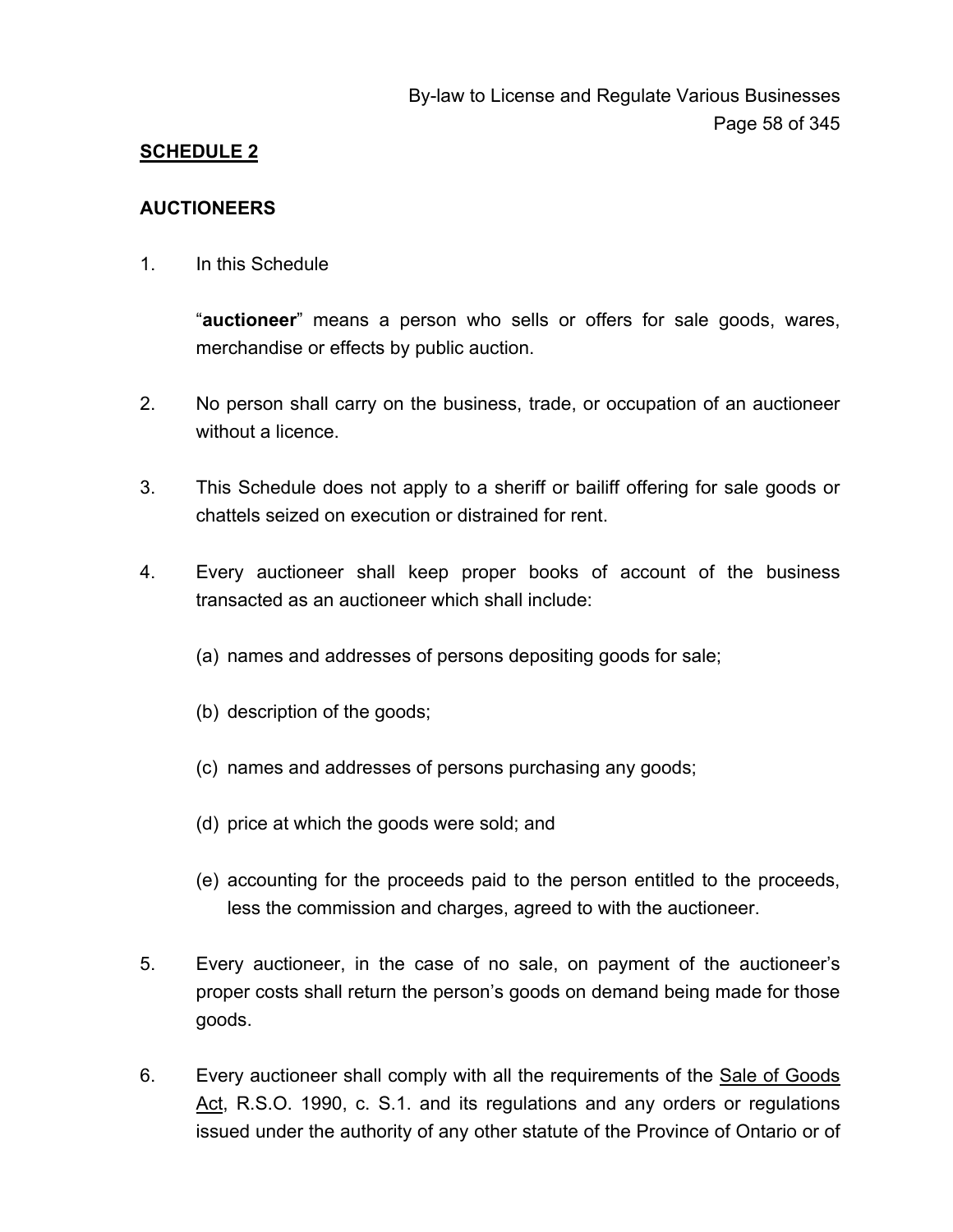## SCHEDULE 2

### AUCTIONEERS

1. In this Schedule

   "**auctioneer**" means a person who sells or offers for sale goods, wares, merchandise or effects by public auction.

2. No person shall carry on the business, trade, or occupation of an auctioneer without a licence.

3. This Schedule does not apply to a sheriff or bailiff offering for sale goods or chattels seized on execution or distrained for rent.

4. Every auctioneer shall keep proper books of account of the business transacted as an auctioneer which shall include:

   (a) names and addresses of persons depositing goods for sale;

   (b) description of the goods;

   (c) names and addresses of persons purchasing any goods;

   (d) price at which the goods were sold; and

   (e) accounting for the proceeds paid to the person entitled to the proceeds, less the commission and charges, agreed to with the auctioneer.

5. Every auctioneer, in the case of no sale, on payment of the auctioneer's proper costs shall return the person's goods on demand being made for those goods.

6. Every auctioneer shall comply with all the requirements of the Sale of Goods Act, R.S.O. 1990, c. S.1. and its regulations and any orders or regulations issued under the authority of any other statute of the Province of Ontario or of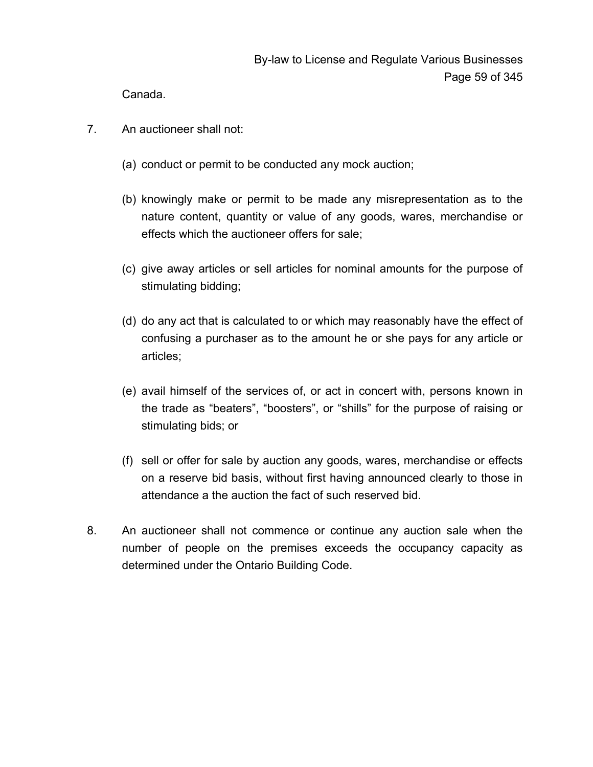Canada.

7. An auctioneer shall not:

   (a) conduct or permit to be conducted any mock auction;

   (b) knowingly make or permit to be made any misrepresentation as to the nature content, quantity or value of any goods, wares, merchandise or effects which the auctioneer offers for sale;

   (c) give away articles or sell articles for nominal amounts for the purpose of stimulating bidding;

   (d) do any act that is calculated to or which may reasonably have the effect of confusing a purchaser as to the amount he or she pays for any article or articles;

   (e) avail himself of the services of, or act in concert with, persons known in the trade as "beaters", "boosters", or "shills" for the purpose of raising or stimulating bids; or

   (f) sell or offer for sale by auction any goods, wares, merchandise or effects on a reserve bid basis, without first having announced clearly to those in attendance a the auction the fact of such reserved bid.

8. An auctioneer shall not commence or continue any auction sale when the number of people on the premises exceeds the occupancy capacity as determined under the Ontario Building Code.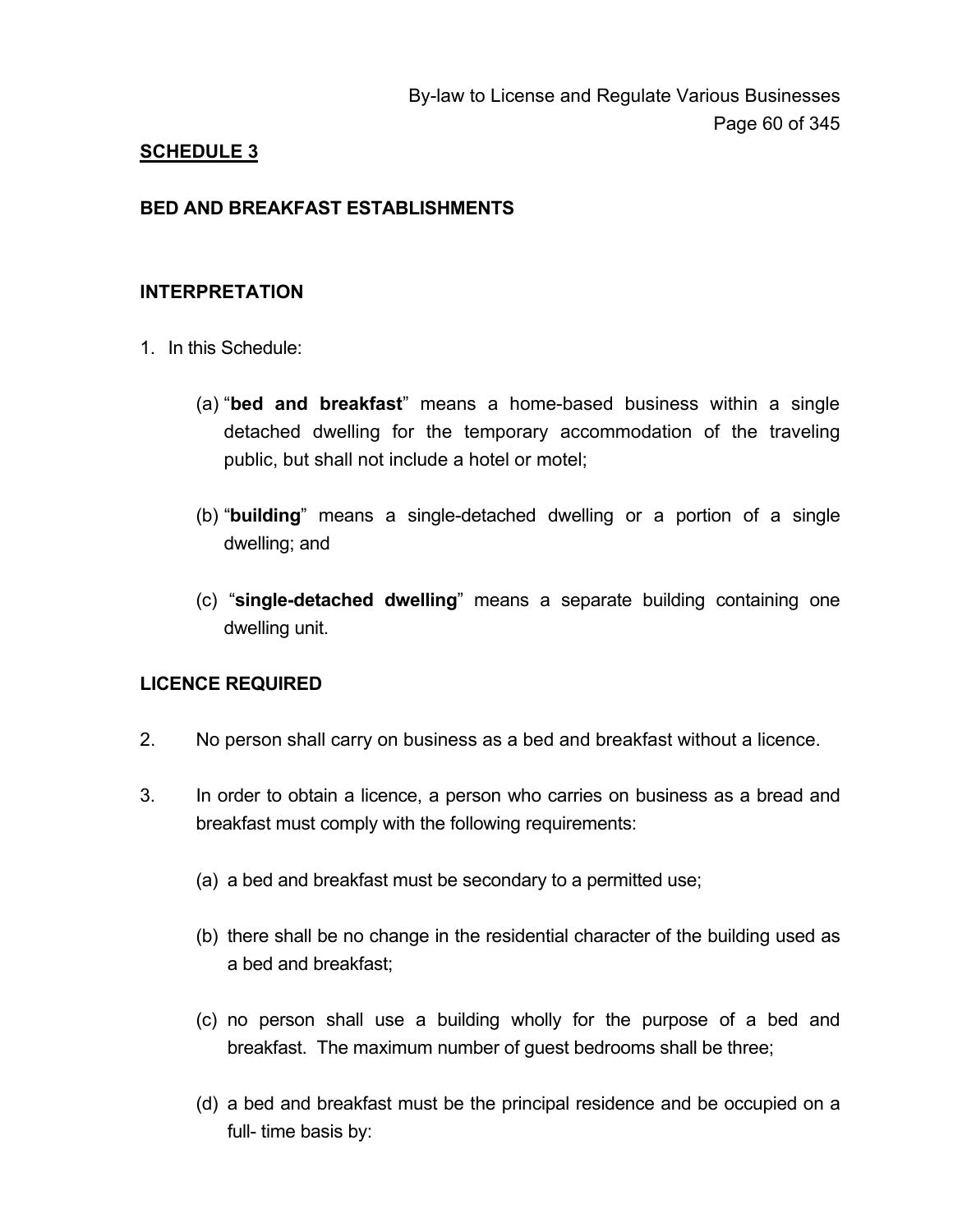**SCHEDULE 3**

**BED AND BREAKFAST ESTABLISHMENTS**

**INTERPRETATION**

1. In this Schedule:

   (a) "**bed and breakfast**" means a home-based business within a single detached dwelling for the temporary accommodation of the traveling public, but shall not include a hotel or motel;

   (b) "**building**" means a single-detached dwelling or a portion of a single dwelling; and

   (c) "**single-detached dwelling**" means a separate building containing one dwelling unit.

**LICENCE REQUIRED**

2. No person shall carry on business as a bed and breakfast without a licence.

3. In order to obtain a licence, a person who carries on business as a bread and breakfast must comply with the following requirements:

   (a) a bed and breakfast must be secondary to a permitted use;

   (b) there shall be no change in the residential character of the building used as a bed and breakfast;

   (c) no person shall use a building wholly for the purpose of a bed and breakfast. The maximum number of guest bedrooms shall be three;

   (d) a bed and breakfast must be the principal residence and be occupied on a full- time basis by: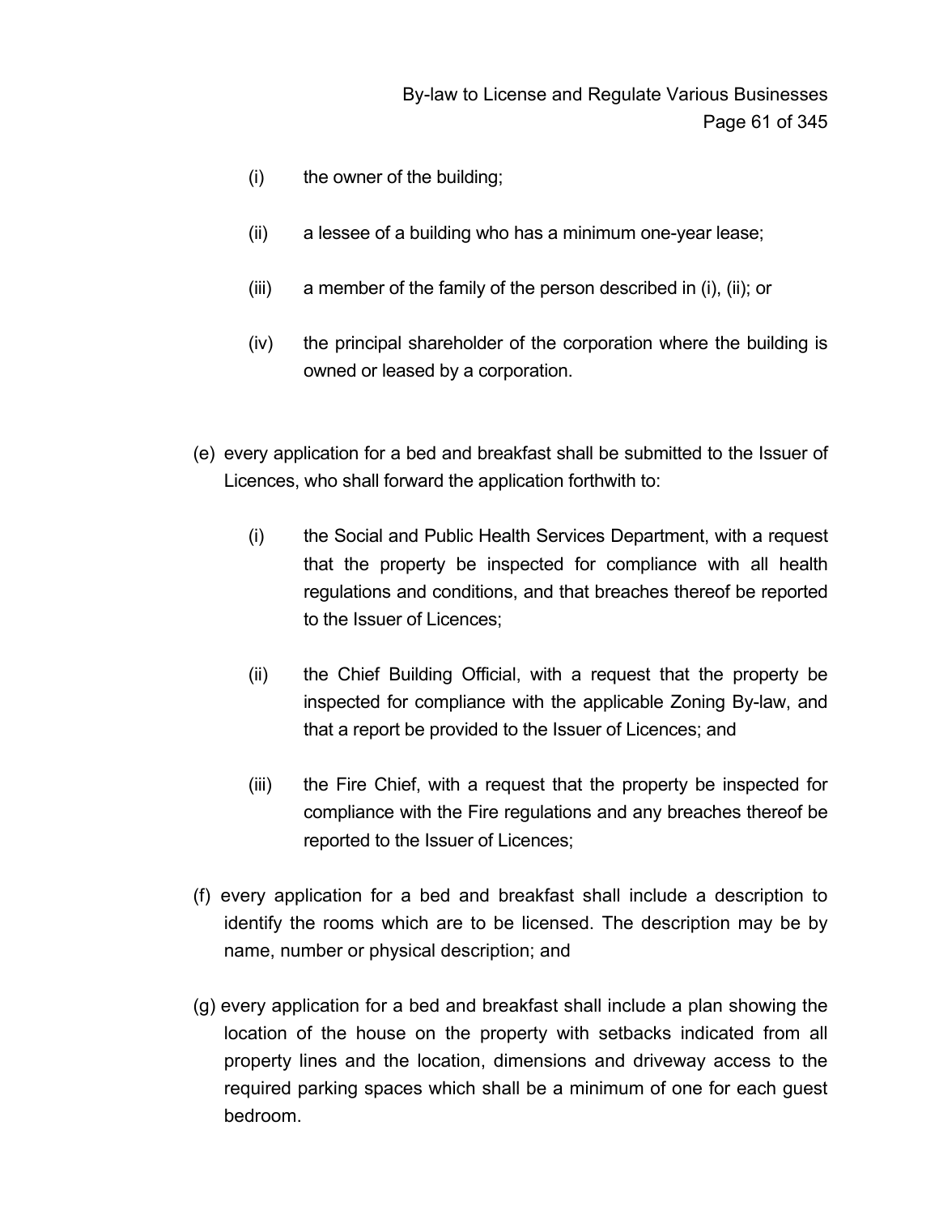(i) the owner of the building;

(ii) a lessee of a building who has a minimum one-year lease;

(iii) a member of the family of the person described in (i), (ii); or

(iv) the principal shareholder of the corporation where the building is owned or leased by a corporation.

(e) every application for a bed and breakfast shall be submitted to the Issuer of Licences, who shall forward the application forthwith to:

(i) the Social and Public Health Services Department, with a request that the property be inspected for compliance with all health regulations and conditions, and that breaches thereof be reported to the Issuer of Licences;

(ii) the Chief Building Official, with a request that the property be inspected for compliance with the applicable Zoning By-law, and that a report be provided to the Issuer of Licences; and

(iii) the Fire Chief, with a request that the property be inspected for compliance with the Fire regulations and any breaches thereof be reported to the Issuer of Licences;

(f) every application for a bed and breakfast shall include a description to identify the rooms which are to be licensed. The description may be by name, number or physical description; and

(g) every application for a bed and breakfast shall include a plan showing the location of the house on the property with setbacks indicated from all property lines and the location, dimensions and driveway access to the required parking spaces which shall be a minimum of one for each guest bedroom.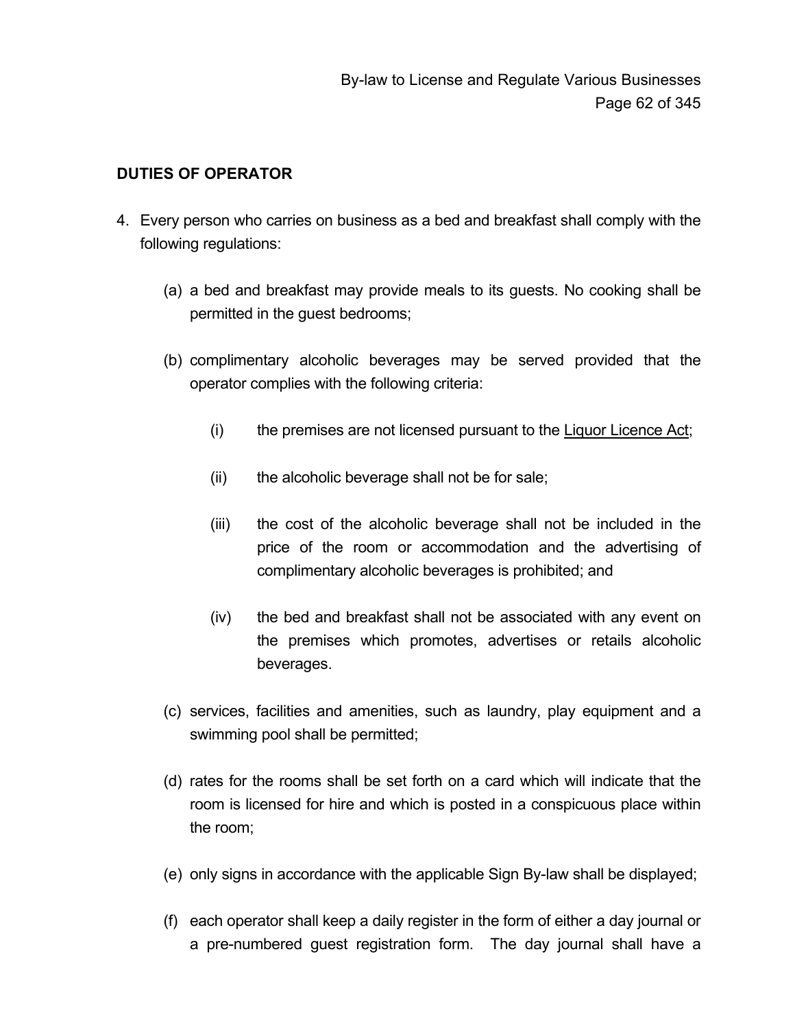**DUTIES OF OPERATOR**

4. Every person who carries on business as a bed and breakfast shall comply with the following regulations:

   (a) a bed and breakfast may provide meals to its guests. No cooking shall be permitted in the guest bedrooms;

   (b) complimentary alcoholic beverages may be served provided that the operator complies with the following criteria:

      (i) the premises are not licensed pursuant to the Liquor Licence Act;

      (ii) the alcoholic beverage shall not be for sale;

      (iii) the cost of the alcoholic beverage shall not be included in the price of the room or accommodation and the advertising of complimentary alcoholic beverages is prohibited; and

      (iv) the bed and breakfast shall not be associated with any event on the premises which promotes, advertises or retails alcoholic beverages.

   (c) services, facilities and amenities, such as laundry, play equipment and a swimming pool shall be permitted;

   (d) rates for the rooms shall be set forth on a card which will indicate that the room is licensed for hire and which is posted in a conspicuous place within the room;

   (e) only signs in accordance with the applicable Sign By-law shall be displayed;

   (f) each operator shall keep a daily register in the form of either a day journal or a pre-numbered guest registration form. The day journal shall have a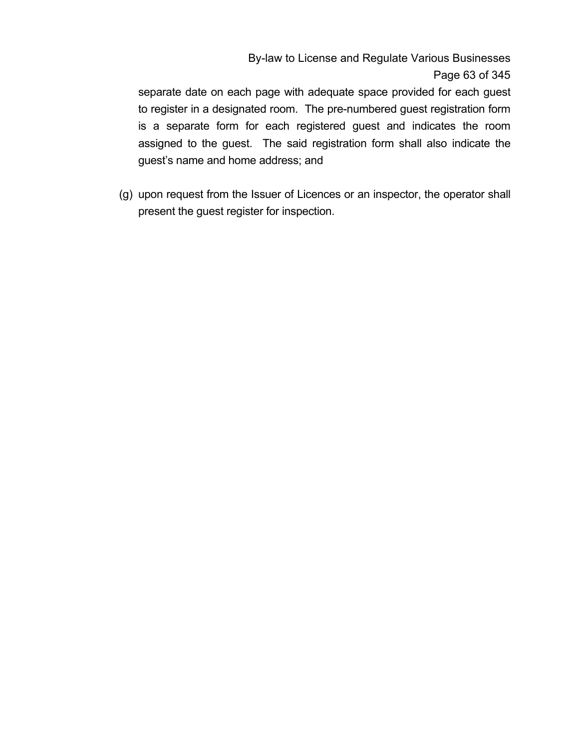separate date on each page with adequate space provided for each guest to register in a designated room. The pre-numbered guest registration form is a separate form for each registered guest and indicates the room assigned to the guest. The said registration form shall also indicate the guest's name and home address; and

(g) upon request from the Issuer of Licences or an inspector, the operator shall present the guest register for inspection.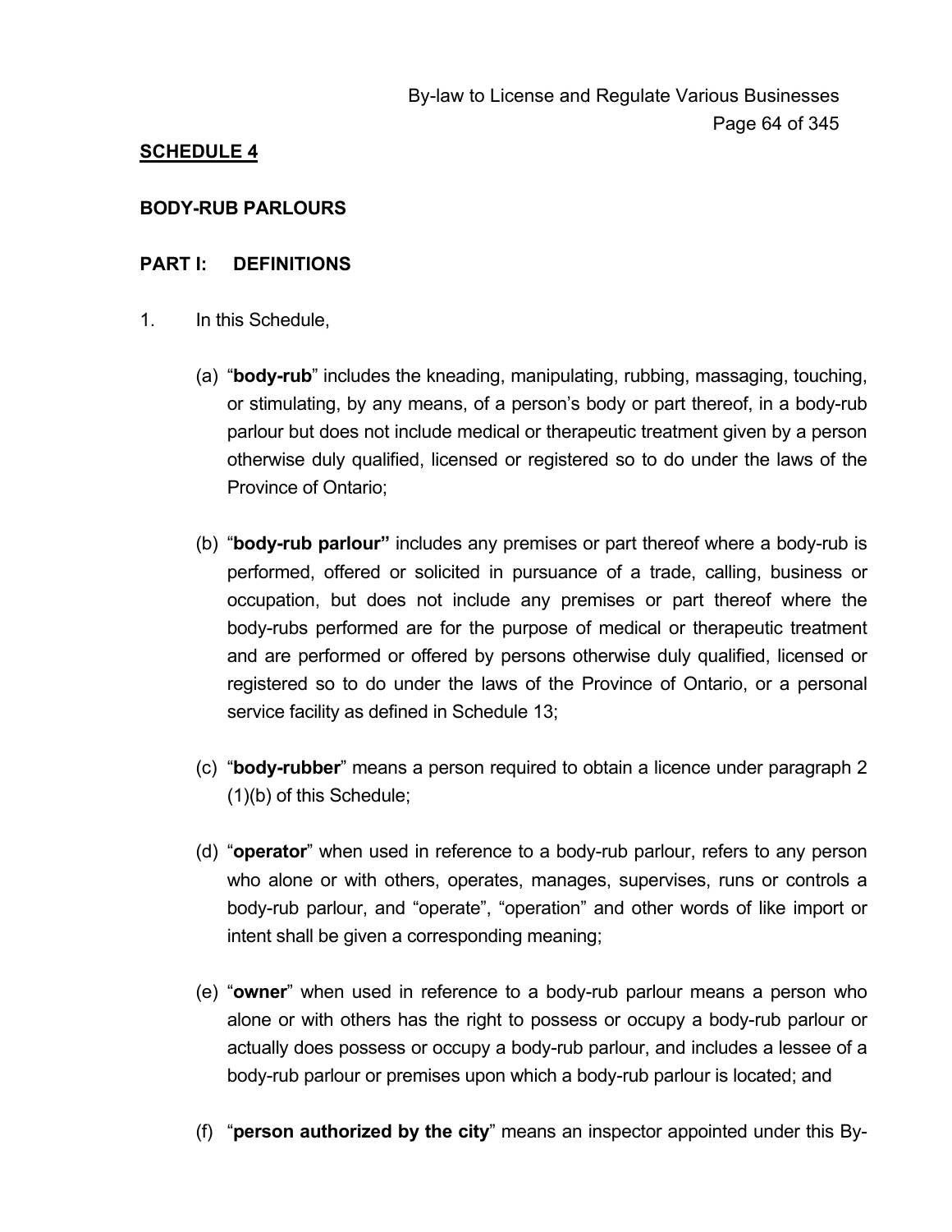## SCHEDULE 4

### BODY-RUB PARLOURS

### PART I: DEFINITIONS

1. In this Schedule,

   (a) "**body-rub**" includes the kneading, manipulating, rubbing, massaging, touching, or stimulating, by any means, of a person's body or part thereof, in a body-rub parlour but does not include medical or therapeutic treatment given by a person otherwise duly qualified, licensed or registered so to do under the laws of the Province of Ontario;

   (b) "**body-rub parlour"** includes any premises or part thereof where a body-rub is performed, offered or solicited in pursuance of a trade, calling, business or occupation, but does not include any premises or part thereof where the body-rubs performed are for the purpose of medical or therapeutic treatment and are performed or offered by persons otherwise duly qualified, licensed or registered so to do under the laws of the Province of Ontario, or a personal service facility as defined in Schedule 13;

   (c) "**body-rubber**" means a person required to obtain a licence under paragraph 2 (1)(b) of this Schedule;

   (d) "**operator**" when used in reference to a body-rub parlour, refers to any person who alone or with others, operates, manages, supervises, runs or controls a body-rub parlour, and "operate", "operation" and other words of like import or intent shall be given a corresponding meaning;

   (e) "**owner**" when used in reference to a body-rub parlour means a person who alone or with others has the right to possess or occupy a body-rub parlour or actually does possess or occupy a body-rub parlour, and includes a lessee of a body-rub parlour or premises upon which a body-rub parlour is located; and

   (f) "**person authorized by the city**" means an inspector appointed under this By-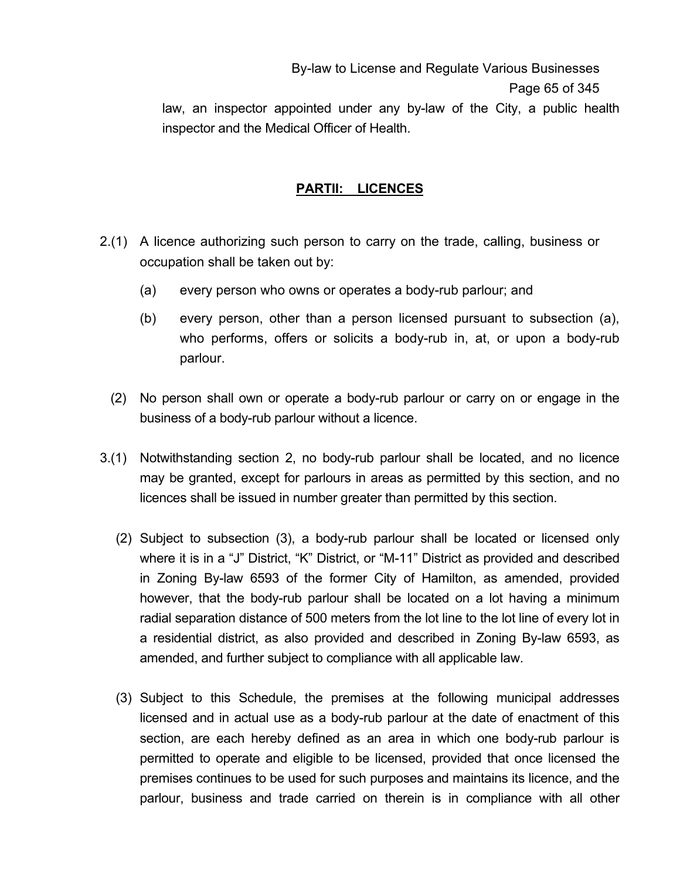law, an inspector appointed under any by-law of the City, a public health inspector and the Medical Officer of Health.

## PARTII: LICENCES

2.(1) A licence authorizing such person to carry on the trade, calling, business or occupation shall be taken out by:

(a) every person who owns or operates a body-rub parlour; and

(b) every person, other than a person licensed pursuant to subsection (a), who performs, offers or solicits a body-rub in, at, or upon a body-rub parlour.

(2) No person shall own or operate a body-rub parlour or carry on or engage in the business of a body-rub parlour without a licence.

3.(1) Notwithstanding section 2, no body-rub parlour shall be located, and no licence may be granted, except for parlours in areas as permitted by this section, and no licences shall be issued in number greater than permitted by this section.

(2) Subject to subsection (3), a body-rub parlour shall be located or licensed only where it is in a "J" District, "K" District, or "M-11" District as provided and described in Zoning By-law 6593 of the former City of Hamilton, as amended, provided however, that the body-rub parlour shall be located on a lot having a minimum radial separation distance of 500 meters from the lot line to the lot line of every lot in a residential district, as also provided and described in Zoning By-law 6593, as amended, and further subject to compliance with all applicable law.

(3) Subject to this Schedule, the premises at the following municipal addresses licensed and in actual use as a body-rub parlour at the date of enactment of this section, are each hereby defined as an area in which one body-rub parlour is permitted to operate and eligible to be licensed, provided that once licensed the premises continues to be used for such purposes and maintains its licence, and the parlour, business and trade carried on therein is in compliance with all other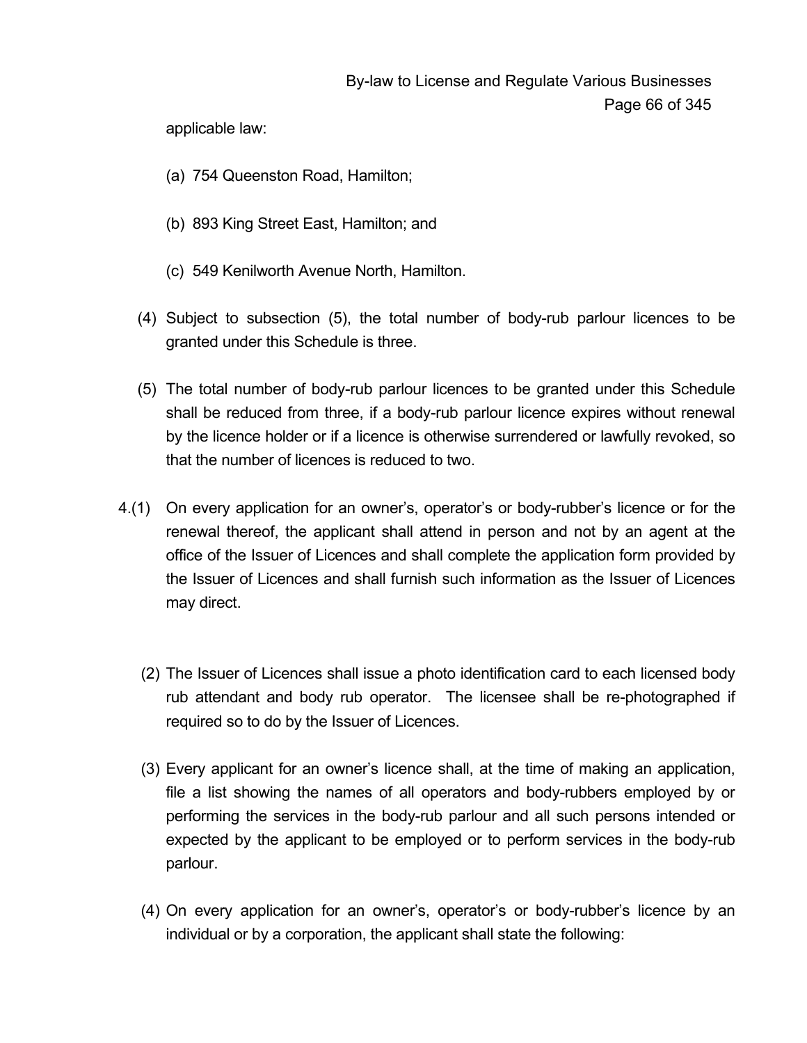applicable law:

(a) 754 Queenston Road, Hamilton;

(b) 893 King Street East, Hamilton; and

(c) 549 Kenilworth Avenue North, Hamilton.

(4) Subject to subsection (5), the total number of body-rub parlour licences to be granted under this Schedule is three.

(5) The total number of body-rub parlour licences to be granted under this Schedule shall be reduced from three, if a body-rub parlour licence expires without renewal by the licence holder or if a licence is otherwise surrendered or lawfully revoked, so that the number of licences is reduced to two.

4.(1) On every application for an owner's, operator's or body-rubber's licence or for the renewal thereof, the applicant shall attend in person and not by an agent at the office of the Issuer of Licences and shall complete the application form provided by the Issuer of Licences and shall furnish such information as the Issuer of Licences may direct.

(2) The Issuer of Licences shall issue a photo identification card to each licensed body rub attendant and body rub operator. The licensee shall be re-photographed if required so to do by the Issuer of Licences.

(3) Every applicant for an owner's licence shall, at the time of making an application, file a list showing the names of all operators and body-rubbers employed by or performing the services in the body-rub parlour and all such persons intended or expected by the applicant to be employed or to perform services in the body-rub parlour.

(4) On every application for an owner's, operator's or body-rubber's licence by an individual or by a corporation, the applicant shall state the following: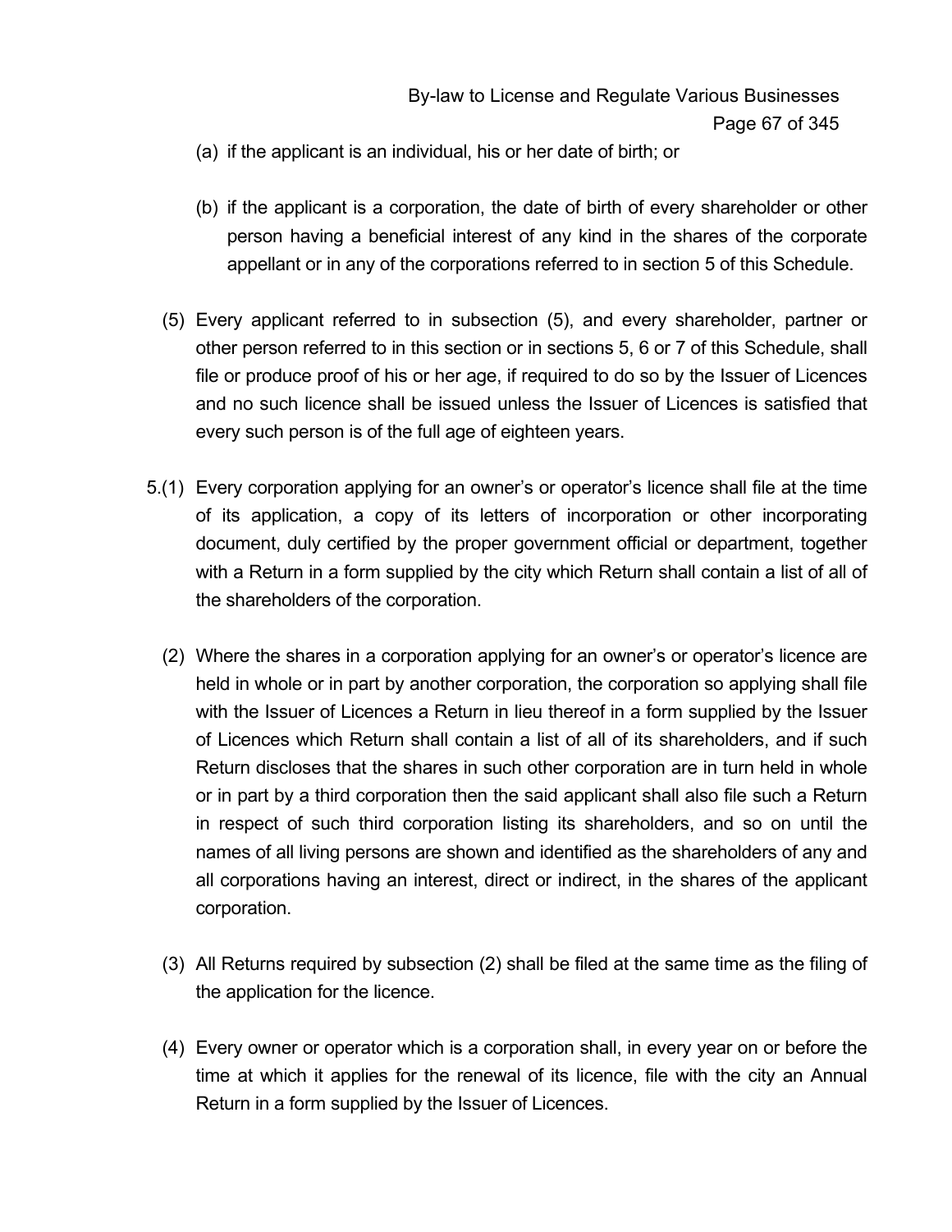(a) if the applicant is an individual, his or her date of birth; or

(b) if the applicant is a corporation, the date of birth of every shareholder or other person having a beneficial interest of any kind in the shares of the corporate appellant or in any of the corporations referred to in section 5 of this Schedule.

(5) Every applicant referred to in subsection (5), and every shareholder, partner or other person referred to in this section or in sections 5, 6 or 7 of this Schedule, shall file or produce proof of his or her age, if required to do so by the Issuer of Licences and no such licence shall be issued unless the Issuer of Licences is satisfied that every such person is of the full age of eighteen years.

5.(1) Every corporation applying for an owner's or operator's licence shall file at the time of its application, a copy of its letters of incorporation or other incorporating document, duly certified by the proper government official or department, together with a Return in a form supplied by the city which Return shall contain a list of all of the shareholders of the corporation.

(2) Where the shares in a corporation applying for an owner's or operator's licence are held in whole or in part by another corporation, the corporation so applying shall file with the Issuer of Licences a Return in lieu thereof in a form supplied by the Issuer of Licences which Return shall contain a list of all of its shareholders, and if such Return discloses that the shares in such other corporation are in turn held in whole or in part by a third corporation then the said applicant shall also file such a Return in respect of such third corporation listing its shareholders, and so on until the names of all living persons are shown and identified as the shareholders of any and all corporations having an interest, direct or indirect, in the shares of the applicant corporation.

(3) All Returns required by subsection (2) shall be filed at the same time as the filing of the application for the licence.

(4) Every owner or operator which is a corporation shall, in every year on or before the time at which it applies for the renewal of its licence, file with the city an Annual Return in a form supplied by the Issuer of Licences.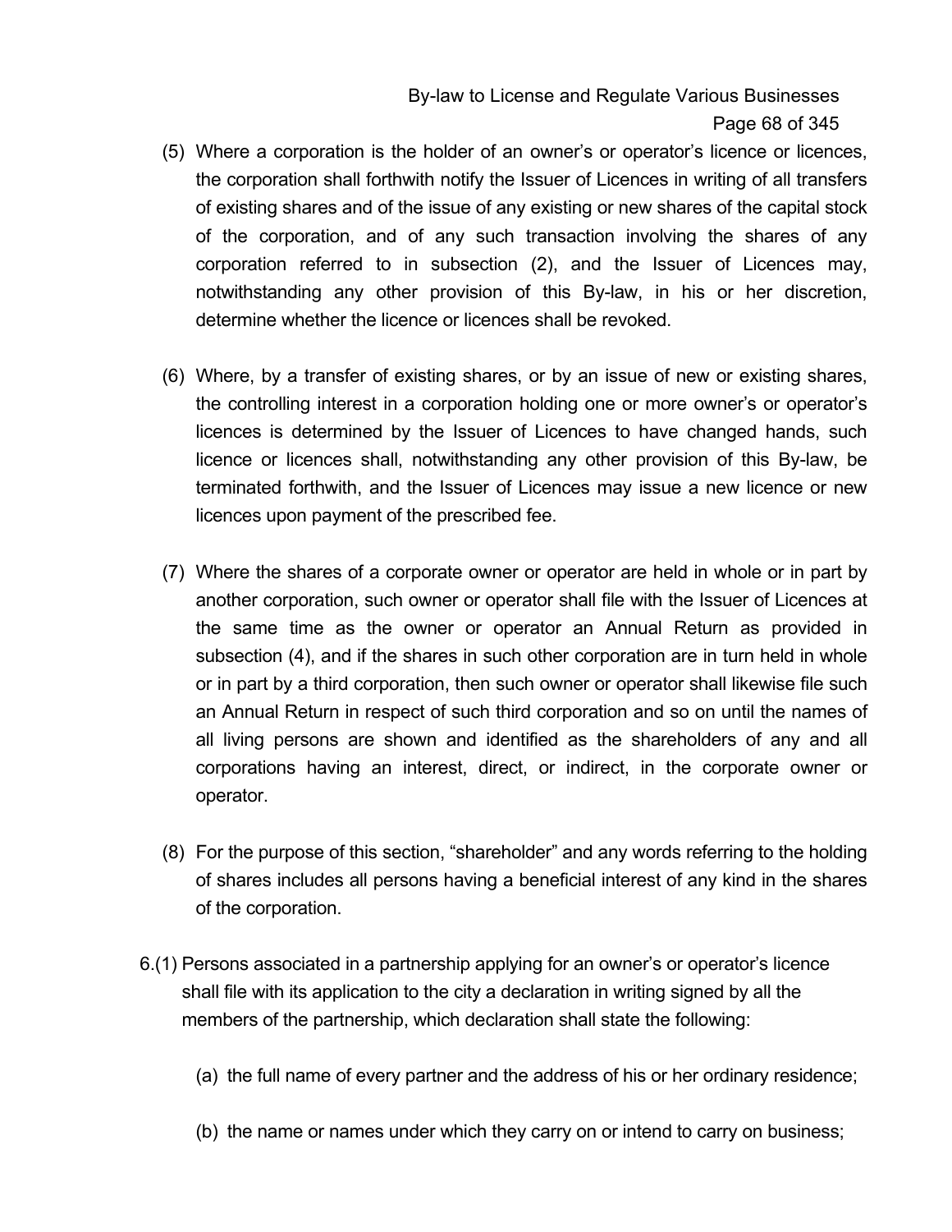(5) Where a corporation is the holder of an owner's or operator's licence or licences, the corporation shall forthwith notify the Issuer of Licences in writing of all transfers of existing shares and of the issue of any existing or new shares of the capital stock of the corporation, and of any such transaction involving the shares of any corporation referred to in subsection (2), and the Issuer of Licences may, notwithstanding any other provision of this By-law, in his or her discretion, determine whether the licence or licences shall be revoked.

(6) Where, by a transfer of existing shares, or by an issue of new or existing shares, the controlling interest in a corporation holding one or more owner's or operator's licences is determined by the Issuer of Licences to have changed hands, such licence or licences shall, notwithstanding any other provision of this By-law, be terminated forthwith, and the Issuer of Licences may issue a new licence or new licences upon payment of the prescribed fee.

(7) Where the shares of a corporate owner or operator are held in whole or in part by another corporation, such owner or operator shall file with the Issuer of Licences at the same time as the owner or operator an Annual Return as provided in subsection (4), and if the shares in such other corporation are in turn held in whole or in part by a third corporation, then such owner or operator shall likewise file such an Annual Return in respect of such third corporation and so on until the names of all living persons are shown and identified as the shareholders of any and all corporations having an interest, direct, or indirect, in the corporate owner or operator.

(8) For the purpose of this section, "shareholder" and any words referring to the holding of shares includes all persons having a beneficial interest of any kind in the shares of the corporation.

6.(1) Persons associated in a partnership applying for an owner's or operator's licence shall file with its application to the city a declaration in writing signed by all the members of the partnership, which declaration shall state the following:

(a) the full name of every partner and the address of his or her ordinary residence;

(b) the name or names under which they carry on or intend to carry on business;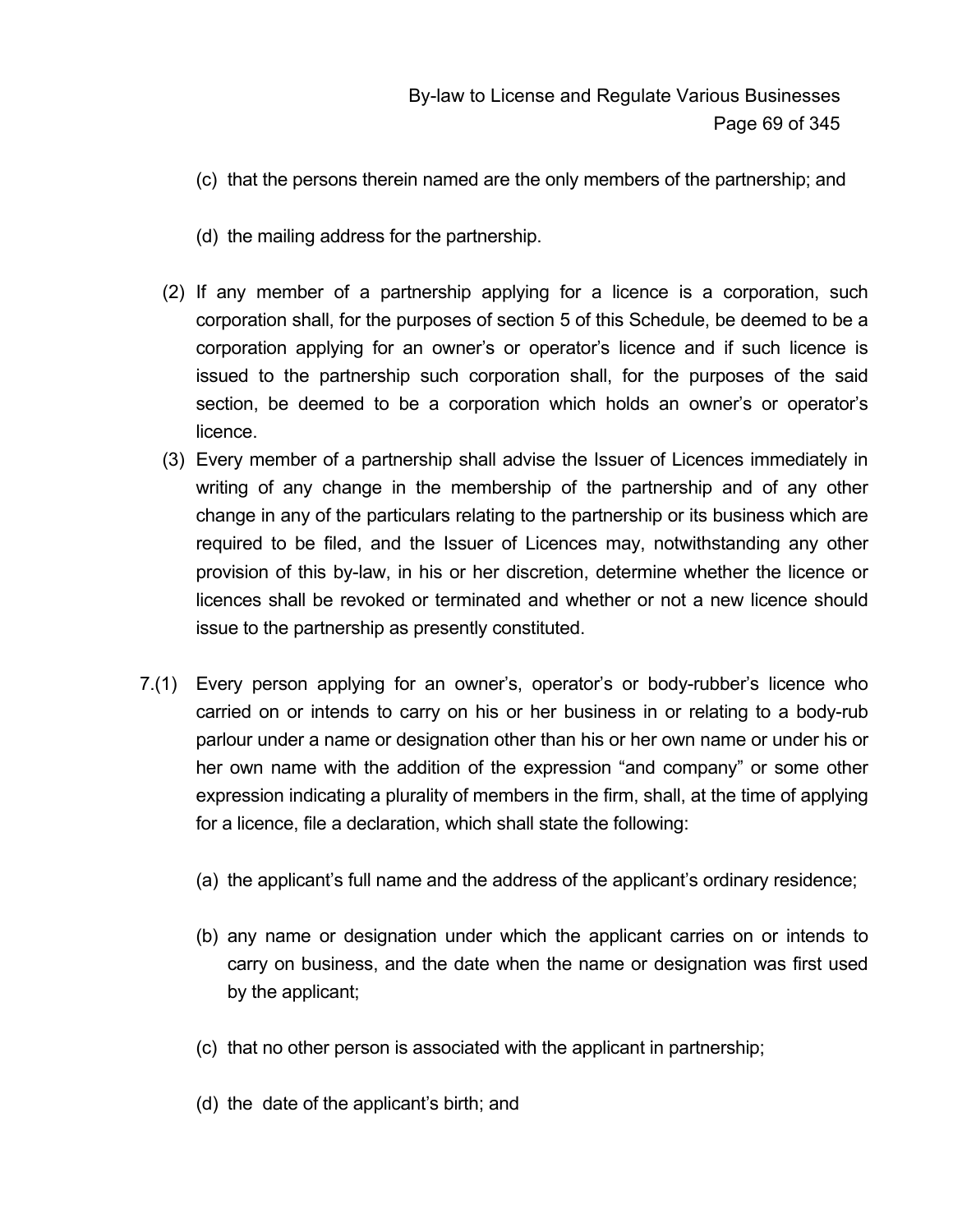(c) that the persons therein named are the only members of the partnership; and

(d) the mailing address for the partnership.

(2) If any member of a partnership applying for a licence is a corporation, such corporation shall, for the purposes of section 5 of this Schedule, be deemed to be a corporation applying for an owner's or operator's licence and if such licence is issued to the partnership such corporation shall, for the purposes of the said section, be deemed to be a corporation which holds an owner's or operator's licence.

(3) Every member of a partnership shall advise the Issuer of Licences immediately in writing of any change in the membership of the partnership and of any other change in any of the particulars relating to the partnership or its business which are required to be filed, and the Issuer of Licences may, notwithstanding any other provision of this by-law, in his or her discretion, determine whether the licence or licences shall be revoked or terminated and whether or not a new licence should issue to the partnership as presently constituted.

7.(1) Every person applying for an owner's, operator's or body-rubber's licence who carried on or intends to carry on his or her business in or relating to a body-rub parlour under a name or designation other than his or her own name or under his or her own name with the addition of the expression "and company" or some other expression indicating a plurality of members in the firm, shall, at the time of applying for a licence, file a declaration, which shall state the following:

(a) the applicant's full name and the address of the applicant's ordinary residence;

(b) any name or designation under which the applicant carries on or intends to carry on business, and the date when the name or designation was first used by the applicant;

(c) that no other person is associated with the applicant in partnership;

(d) the date of the applicant's birth; and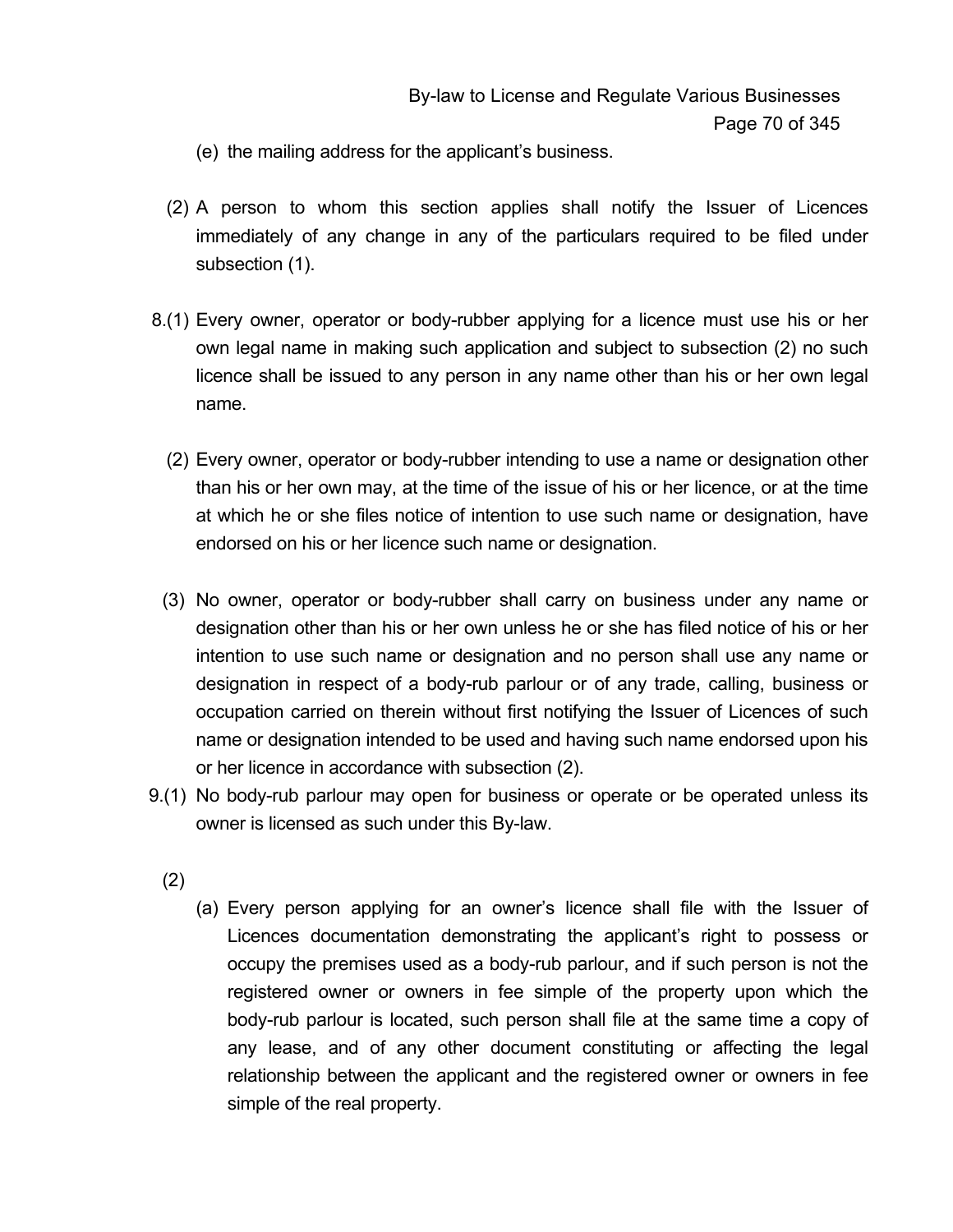(e) the mailing address for the applicant's business.

(2) A person to whom this section applies shall notify the Issuer of Licences immediately of any change in any of the particulars required to be filed under subsection (1).

8.(1) Every owner, operator or body-rubber applying for a licence must use his or her own legal name in making such application and subject to subsection (2) no such licence shall be issued to any person in any name other than his or her own legal name.

(2) Every owner, operator or body-rubber intending to use a name or designation other than his or her own may, at the time of the issue of his or her licence, or at the time at which he or she files notice of intention to use such name or designation, have endorsed on his or her licence such name or designation.

(3) No owner, operator or body-rubber shall carry on business under any name or designation other than his or her own unless he or she has filed notice of his or her intention to use such name or designation and no person shall use any name or designation in respect of a body-rub parlour or of any trade, calling, business or occupation carried on therein without first notifying the Issuer of Licences of such name or designation intended to be used and having such name endorsed upon his or her licence in accordance with subsection (2).

9.(1) No body-rub parlour may open for business or operate or be operated unless its owner is licensed as such under this By-law.

(2)

(a) Every person applying for an owner's licence shall file with the Issuer of Licences documentation demonstrating the applicant's right to possess or occupy the premises used as a body-rub parlour, and if such person is not the registered owner or owners in fee simple of the property upon which the body-rub parlour is located, such person shall file at the same time a copy of any lease, and of any other document constituting or affecting the legal relationship between the applicant and the registered owner or owners in fee simple of the real property.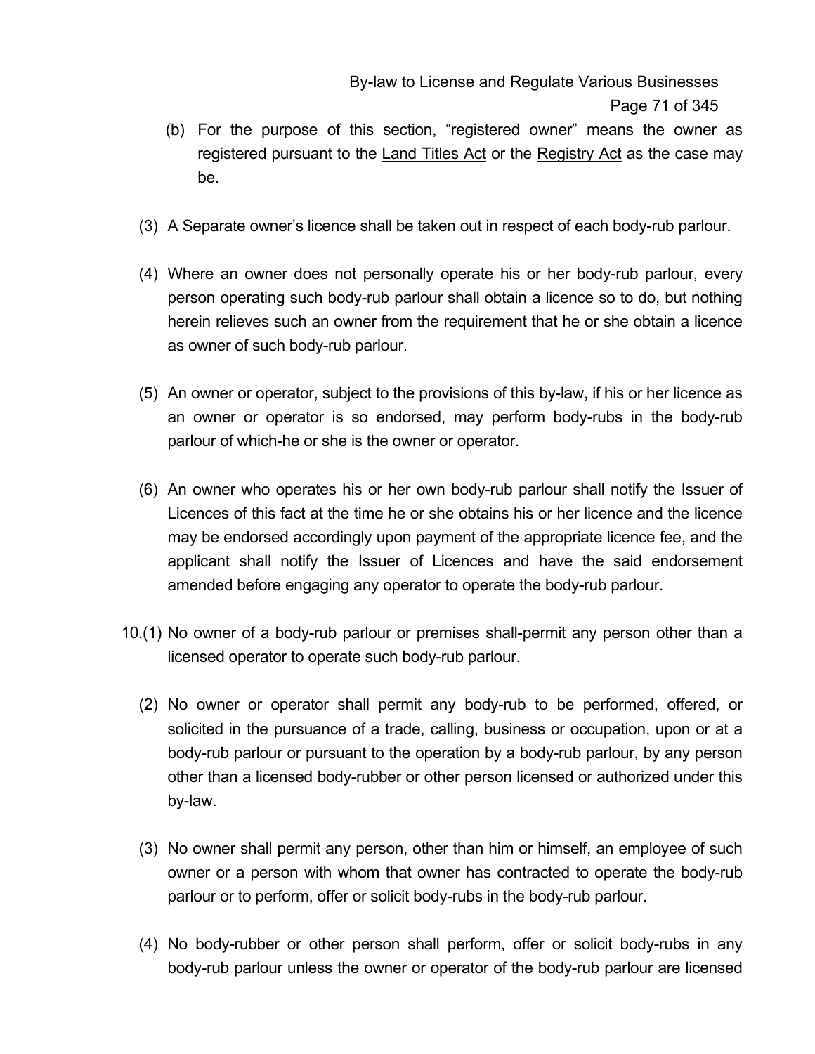(b) For the purpose of this section, "registered owner" means the owner as registered pursuant to the Land Titles Act or the Registry Act as the case may be.

(3) A Separate owner's licence shall be taken out in respect of each body-rub parlour.

(4) Where an owner does not personally operate his or her body-rub parlour, every person operating such body-rub parlour shall obtain a licence so to do, but nothing herein relieves such an owner from the requirement that he or she obtain a licence as owner of such body-rub parlour.

(5) An owner or operator, subject to the provisions of this by-law, if his or her licence as an owner or operator is so endorsed, may perform body-rubs in the body-rub parlour of which-he or she is the owner or operator.

(6) An owner who operates his or her own body-rub parlour shall notify the Issuer of Licences of this fact at the time he or she obtains his or her licence and the licence may be endorsed accordingly upon payment of the appropriate licence fee, and the applicant shall notify the Issuer of Licences and have the said endorsement amended before engaging any operator to operate the body-rub parlour.

10.(1) No owner of a body-rub parlour or premises shall-permit any person other than a licensed operator to operate such body-rub parlour.

(2) No owner or operator shall permit any body-rub to be performed, offered, or solicited in the pursuance of a trade, calling, business or occupation, upon or at a body-rub parlour or pursuant to the operation by a body-rub parlour, by any person other than a licensed body-rubber or other person licensed or authorized under this by-law.

(3) No owner shall permit any person, other than him or himself, an employee of such owner or a person with whom that owner has contracted to operate the body-rub parlour or to perform, offer or solicit body-rubs in the body-rub parlour.

(4) No body-rubber or other person shall perform, offer or solicit body-rubs in any body-rub parlour unless the owner or operator of the body-rub parlour are licensed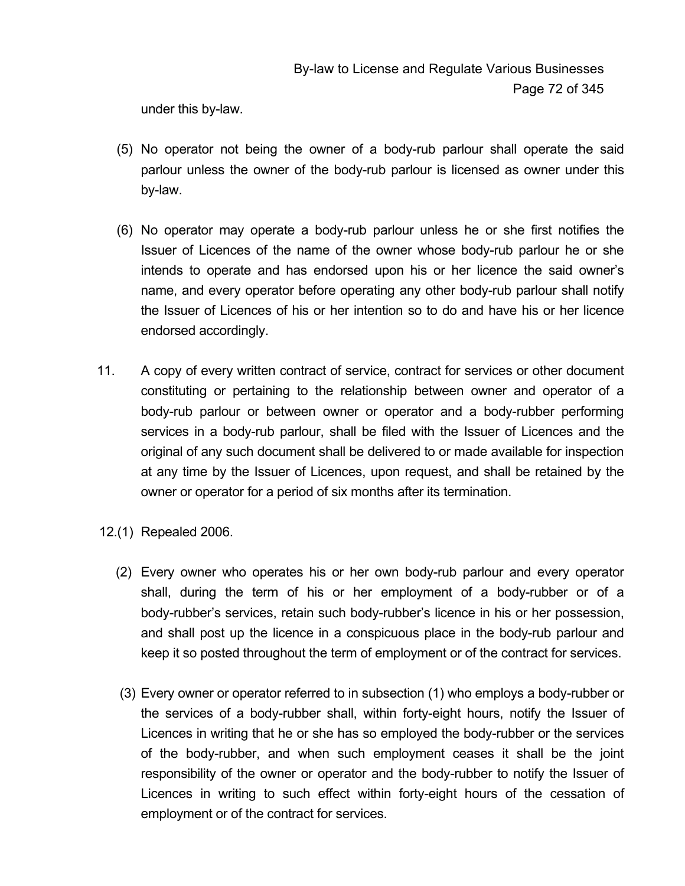under this by-law.

(5) No operator not being the owner of a body-rub parlour shall operate the said parlour unless the owner of the body-rub parlour is licensed as owner under this by-law.

(6) No operator may operate a body-rub parlour unless he or she first notifies the Issuer of Licences of the name of the owner whose body-rub parlour he or she intends to operate and has endorsed upon his or her licence the said owner's name, and every operator before operating any other body-rub parlour shall notify the Issuer of Licences of his or her intention so to do and have his or her licence endorsed accordingly.

11. A copy of every written contract of service, contract for services or other document constituting or pertaining to the relationship between owner and operator of a body-rub parlour or between owner or operator and a body-rubber performing services in a body-rub parlour, shall be filed with the Issuer of Licences and the original of any such document shall be delivered to or made available for inspection at any time by the Issuer of Licences, upon request, and shall be retained by the owner or operator for a period of six months after its termination.

12.(1) Repealed 2006.

(2) Every owner who operates his or her own body-rub parlour and every operator shall, during the term of his or her employment of a body-rubber or of a body-rubber's services, retain such body-rubber's licence in his or her possession, and shall post up the licence in a conspicuous place in the body-rub parlour and keep it so posted throughout the term of employment or of the contract for services.

(3) Every owner or operator referred to in subsection (1) who employs a body-rubber or the services of a body-rubber shall, within forty-eight hours, notify the Issuer of Licences in writing that he or she has so employed the body-rubber or the services of the body-rubber, and when such employment ceases it shall be the joint responsibility of the owner or operator and the body-rubber to notify the Issuer of Licences in writing to such effect within forty-eight hours of the cessation of employment or of the contract for services.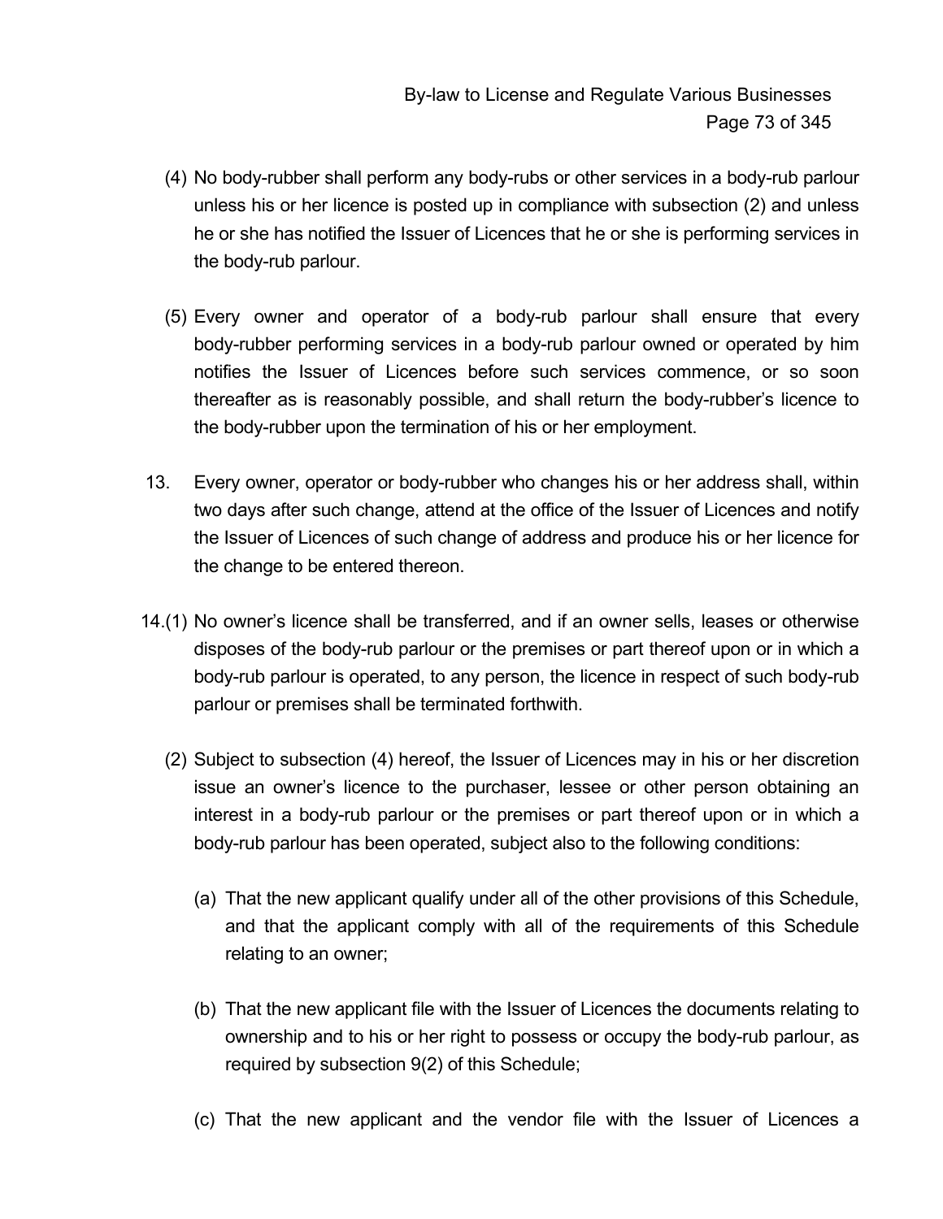(4) No body-rubber shall perform any body-rubs or other services in a body-rub parlour unless his or her licence is posted up in compliance with subsection (2) and unless he or she has notified the Issuer of Licences that he or she is performing services in the body-rub parlour.

(5) Every owner and operator of a body-rub parlour shall ensure that every body-rubber performing services in a body-rub parlour owned or operated by him notifies the Issuer of Licences before such services commence, or so soon thereafter as is reasonably possible, and shall return the body-rubber's licence to the body-rubber upon the termination of his or her employment.

13. Every owner, operator or body-rubber who changes his or her address shall, within two days after such change, attend at the office of the Issuer of Licences and notify the Issuer of Licences of such change of address and produce his or her licence for the change to be entered thereon.

14.(1) No owner's licence shall be transferred, and if an owner sells, leases or otherwise disposes of the body-rub parlour or the premises or part thereof upon or in which a body-rub parlour is operated, to any person, the licence in respect of such body-rub parlour or premises shall be terminated forthwith.

(2) Subject to subsection (4) hereof, the Issuer of Licences may in his or her discretion issue an owner's licence to the purchaser, lessee or other person obtaining an interest in a body-rub parlour or the premises or part thereof upon or in which a body-rub parlour has been operated, subject also to the following conditions:

(a) That the new applicant qualify under all of the other provisions of this Schedule, and that the applicant comply with all of the requirements of this Schedule relating to an owner;

(b) That the new applicant file with the Issuer of Licences the documents relating to ownership and to his or her right to possess or occupy the body-rub parlour, as required by subsection 9(2) of this Schedule;

(c) That the new applicant and the vendor file with the Issuer of Licences a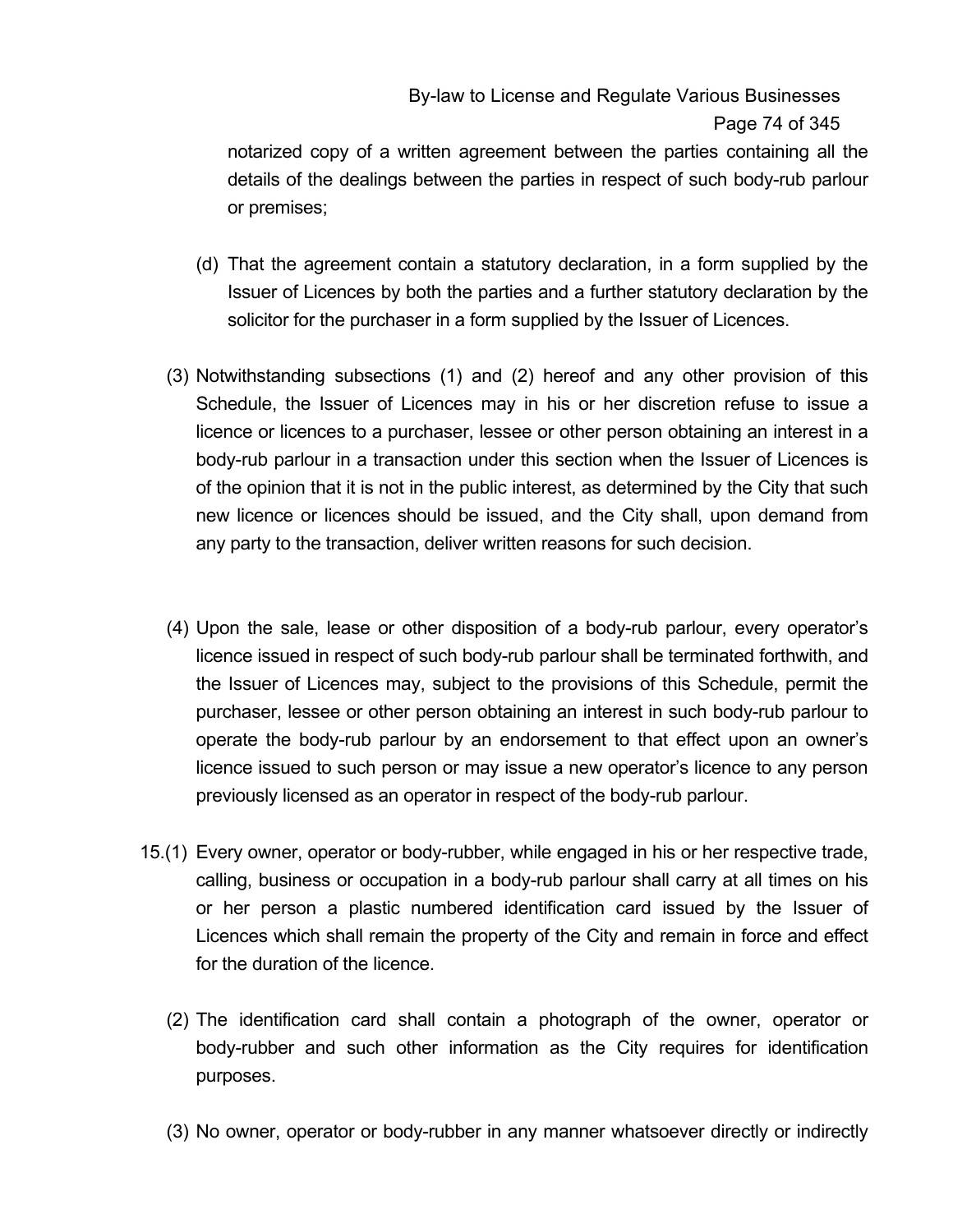notarized copy of a written agreement between the parties containing all the details of the dealings between the parties in respect of such body-rub parlour or premises;

(d) That the agreement contain a statutory declaration, in a form supplied by the Issuer of Licences by both the parties and a further statutory declaration by the solicitor for the purchaser in a form supplied by the Issuer of Licences.

(3) Notwithstanding subsections (1) and (2) hereof and any other provision of this Schedule, the Issuer of Licences may in his or her discretion refuse to issue a licence or licences to a purchaser, lessee or other person obtaining an interest in a body-rub parlour in a transaction under this section when the Issuer of Licences is of the opinion that it is not in the public interest, as determined by the City that such new licence or licences should be issued, and the City shall, upon demand from any party to the transaction, deliver written reasons for such decision.

(4) Upon the sale, lease or other disposition of a body-rub parlour, every operator's licence issued in respect of such body-rub parlour shall be terminated forthwith, and the Issuer of Licences may, subject to the provisions of this Schedule, permit the purchaser, lessee or other person obtaining an interest in such body-rub parlour to operate the body-rub parlour by an endorsement to that effect upon an owner's licence issued to such person or may issue a new operator's licence to any person previously licensed as an operator in respect of the body-rub parlour.

15.(1) Every owner, operator or body-rubber, while engaged in his or her respective trade, calling, business or occupation in a body-rub parlour shall carry at all times on his or her person a plastic numbered identification card issued by the Issuer of Licences which shall remain the property of the City and remain in force and effect for the duration of the licence.

(2) The identification card shall contain a photograph of the owner, operator or body-rubber and such other information as the City requires for identification purposes.

(3) No owner, operator or body-rubber in any manner whatsoever directly or indirectly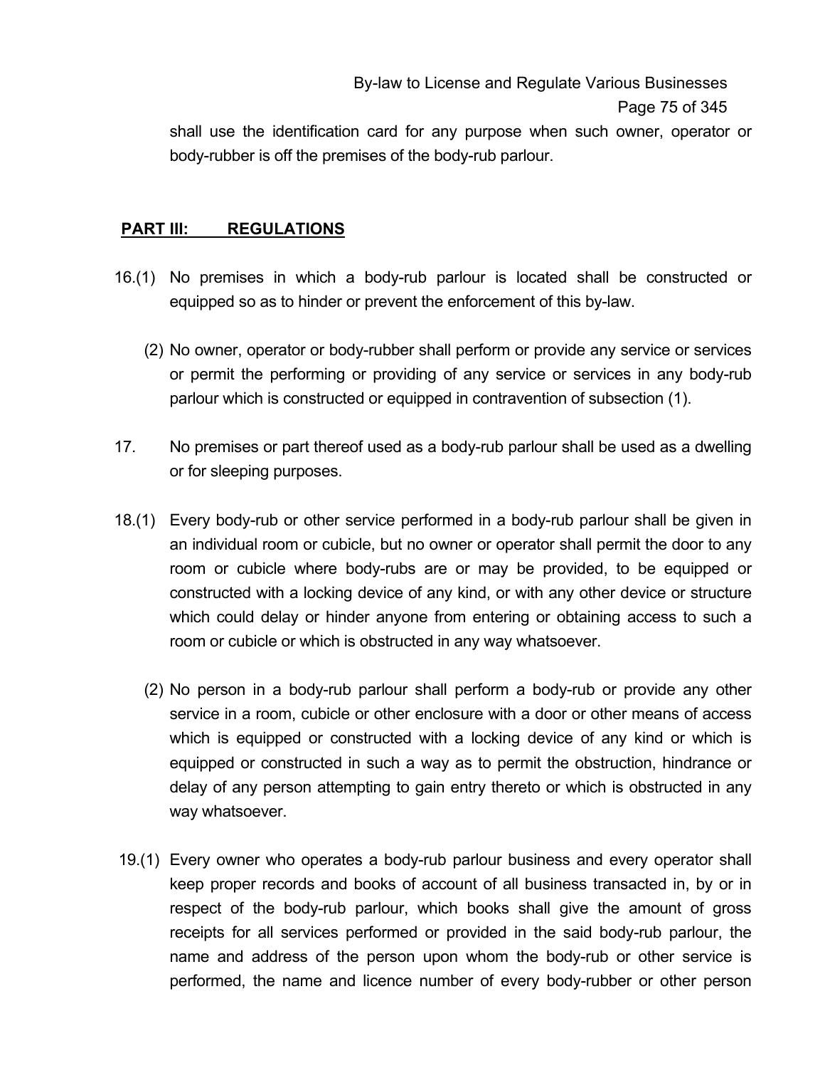shall use the identification card for any purpose when such owner, operator or body-rubber is off the premises of the body-rub parlour.

## PART III: REGULATIONS

16.(1) No premises in which a body-rub parlour is located shall be constructed or equipped so as to hinder or prevent the enforcement of this by-law.

(2) No owner, operator or body-rubber shall perform or provide any service or services or permit the performing or providing of any service or services in any body-rub parlour which is constructed or equipped in contravention of subsection (1).

17. No premises or part thereof used as a body-rub parlour shall be used as a dwelling or for sleeping purposes.

18.(1) Every body-rub or other service performed in a body-rub parlour shall be given in an individual room or cubicle, but no owner or operator shall permit the door to any room or cubicle where body-rubs are or may be provided, to be equipped or constructed with a locking device of any kind, or with any other device or structure which could delay or hinder anyone from entering or obtaining access to such a room or cubicle or which is obstructed in any way whatsoever.

(2) No person in a body-rub parlour shall perform a body-rub or provide any other service in a room, cubicle or other enclosure with a door or other means of access which is equipped or constructed with a locking device of any kind or which is equipped or constructed in such a way as to permit the obstruction, hindrance or delay of any person attempting to gain entry thereto or which is obstructed in any way whatsoever.

19.(1) Every owner who operates a body-rub parlour business and every operator shall keep proper records and books of account of all business transacted in, by or in respect of the body-rub parlour, which books shall give the amount of gross receipts for all services performed or provided in the said body-rub parlour, the name and address of the person upon whom the body-rub or other service is performed, the name and licence number of every body-rubber or other person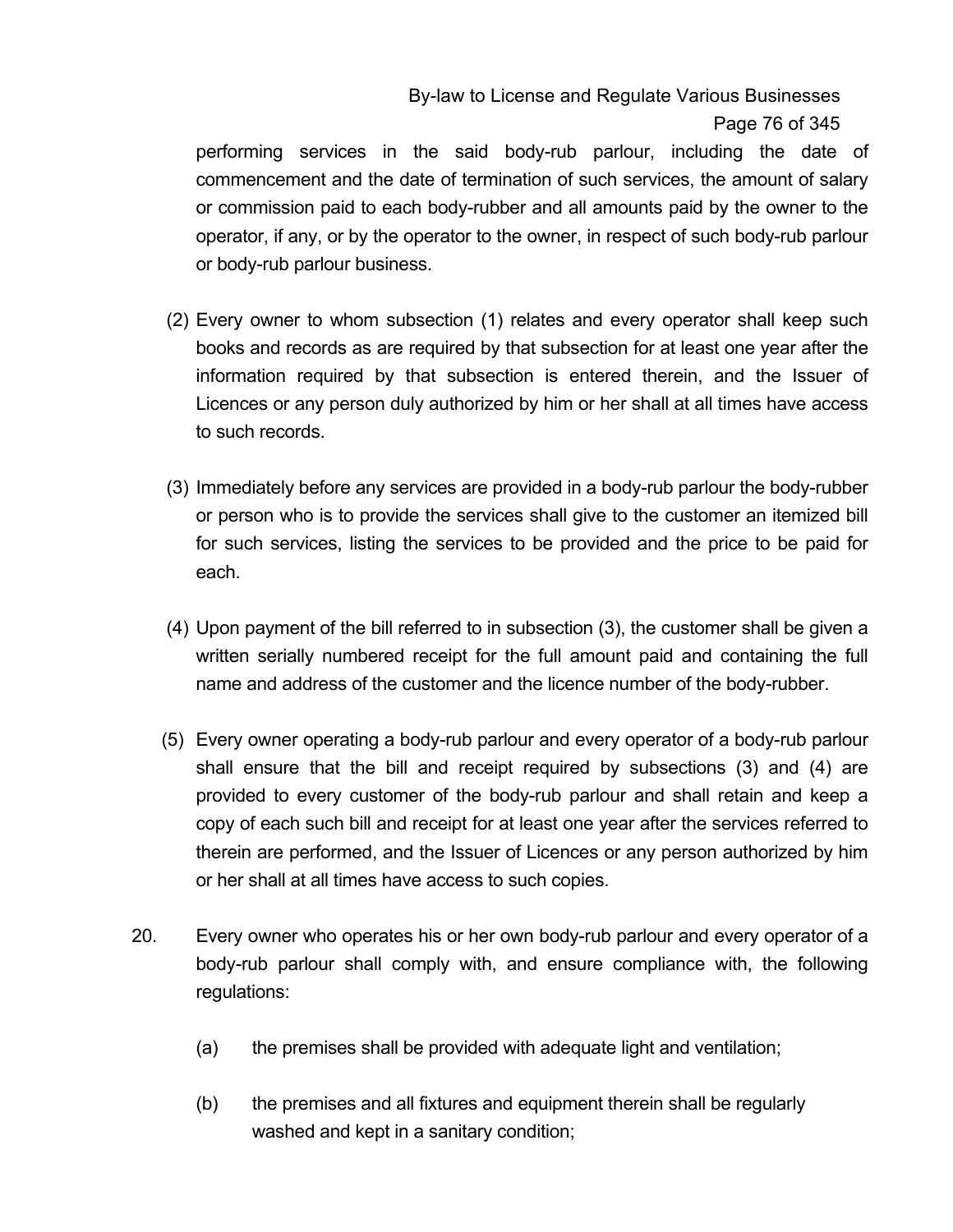performing services in the said body-rub parlour, including the date of commencement and the date of termination of such services, the amount of salary or commission paid to each body-rubber and all amounts paid by the owner to the operator, if any, or by the operator to the owner, in respect of such body-rub parlour or body-rub parlour business.

(2) Every owner to whom subsection (1) relates and every operator shall keep such books and records as are required by that subsection for at least one year after the information required by that subsection is entered therein, and the Issuer of Licences or any person duly authorized by him or her shall at all times have access to such records.

(3) Immediately before any services are provided in a body-rub parlour the body-rubber or person who is to provide the services shall give to the customer an itemized bill for such services, listing the services to be provided and the price to be paid for each.

(4) Upon payment of the bill referred to in subsection (3), the customer shall be given a written serially numbered receipt for the full amount paid and containing the full name and address of the customer and the licence number of the body-rubber.

(5) Every owner operating a body-rub parlour and every operator of a body-rub parlour shall ensure that the bill and receipt required by subsections (3) and (4) are provided to every customer of the body-rub parlour and shall retain and keep a copy of each such bill and receipt for at least one year after the services referred to therein are performed, and the Issuer of Licences or any person authorized by him or her shall at all times have access to such copies.

20. Every owner who operates his or her own body-rub parlour and every operator of a body-rub parlour shall comply with, and ensure compliance with, the following regulations:

(a) the premises shall be provided with adequate light and ventilation;

(b) the premises and all fixtures and equipment therein shall be regularly washed and kept in a sanitary condition;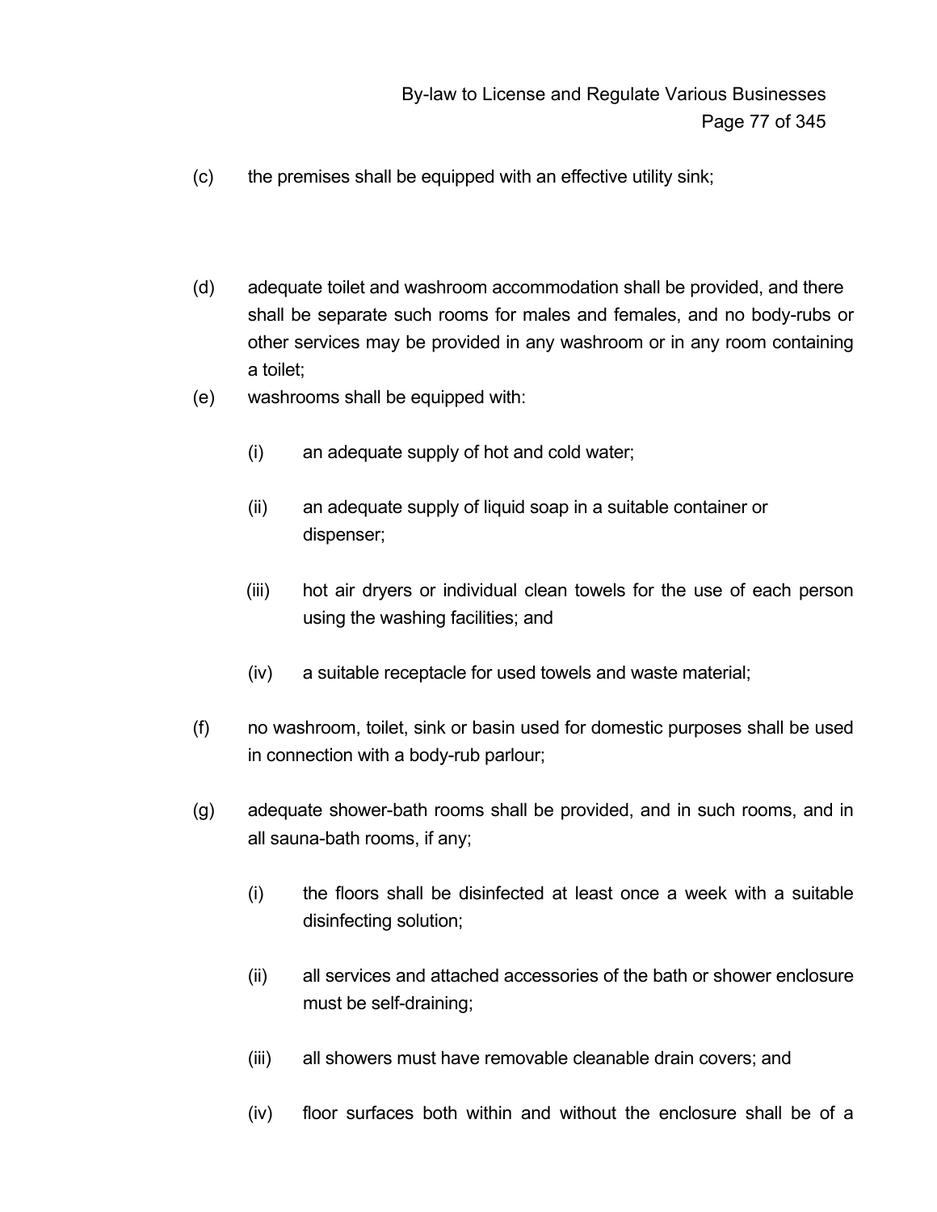(c) the premises shall be equipped with an effective utility sink;

(d) adequate toilet and washroom accommodation shall be provided, and there shall be separate such rooms for males and females, and no body-rubs or other services may be provided in any washroom or in any room containing a toilet;

(e) washrooms shall be equipped with:

   (i) an adequate supply of hot and cold water;

   (ii) an adequate supply of liquid soap in a suitable container or dispenser;

   (iii) hot air dryers or individual clean towels for the use of each person using the washing facilities; and

   (iv) a suitable receptacle for used towels and waste material;

(f) no washroom, toilet, sink or basin used for domestic purposes shall be used in connection with a body-rub parlour;

(g) adequate shower-bath rooms shall be provided, and in such rooms, and in all sauna-bath rooms, if any;

   (i) the floors shall be disinfected at least once a week with a suitable disinfecting solution;

   (ii) all services and attached accessories of the bath or shower enclosure must be self-draining;

   (iii) all showers must have removable cleanable drain covers; and

   (iv) floor surfaces both within and without the enclosure shall be of a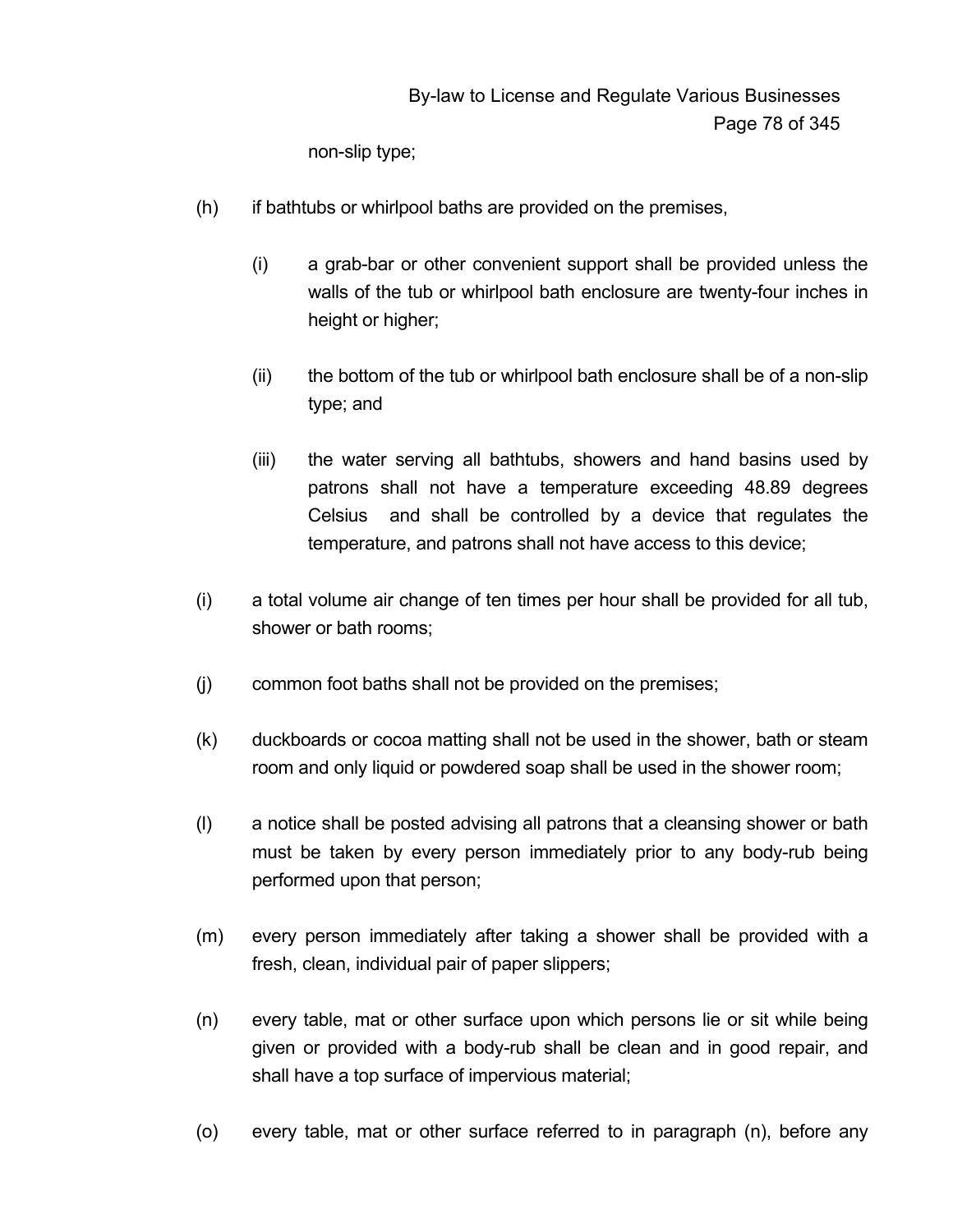non-slip type;

(h) if bathtubs or whirlpool baths are provided on the premises,

   (i) a grab-bar or other convenient support shall be provided unless the walls of the tub or whirlpool bath enclosure are twenty-four inches in height or higher;

   (ii) the bottom of the tub or whirlpool bath enclosure shall be of a non-slip type; and

   (iii) the water serving all bathtubs, showers and hand basins used by patrons shall not have a temperature exceeding 48.89 degrees Celsius and shall be controlled by a device that regulates the temperature, and patrons shall not have access to this device;

(i) a total volume air change of ten times per hour shall be provided for all tub, shower or bath rooms;

(j) common foot baths shall not be provided on the premises;

(k) duckboards or cocoa matting shall not be used in the shower, bath or steam room and only liquid or powdered soap shall be used in the shower room;

(l) a notice shall be posted advising all patrons that a cleansing shower or bath must be taken by every person immediately prior to any body-rub being performed upon that person;

(m) every person immediately after taking a shower shall be provided with a fresh, clean, individual pair of paper slippers;

(n) every table, mat or other surface upon which persons lie or sit while being given or provided with a body-rub shall be clean and in good repair, and shall have a top surface of impervious material;

(o) every table, mat or other surface referred to in paragraph (n), before any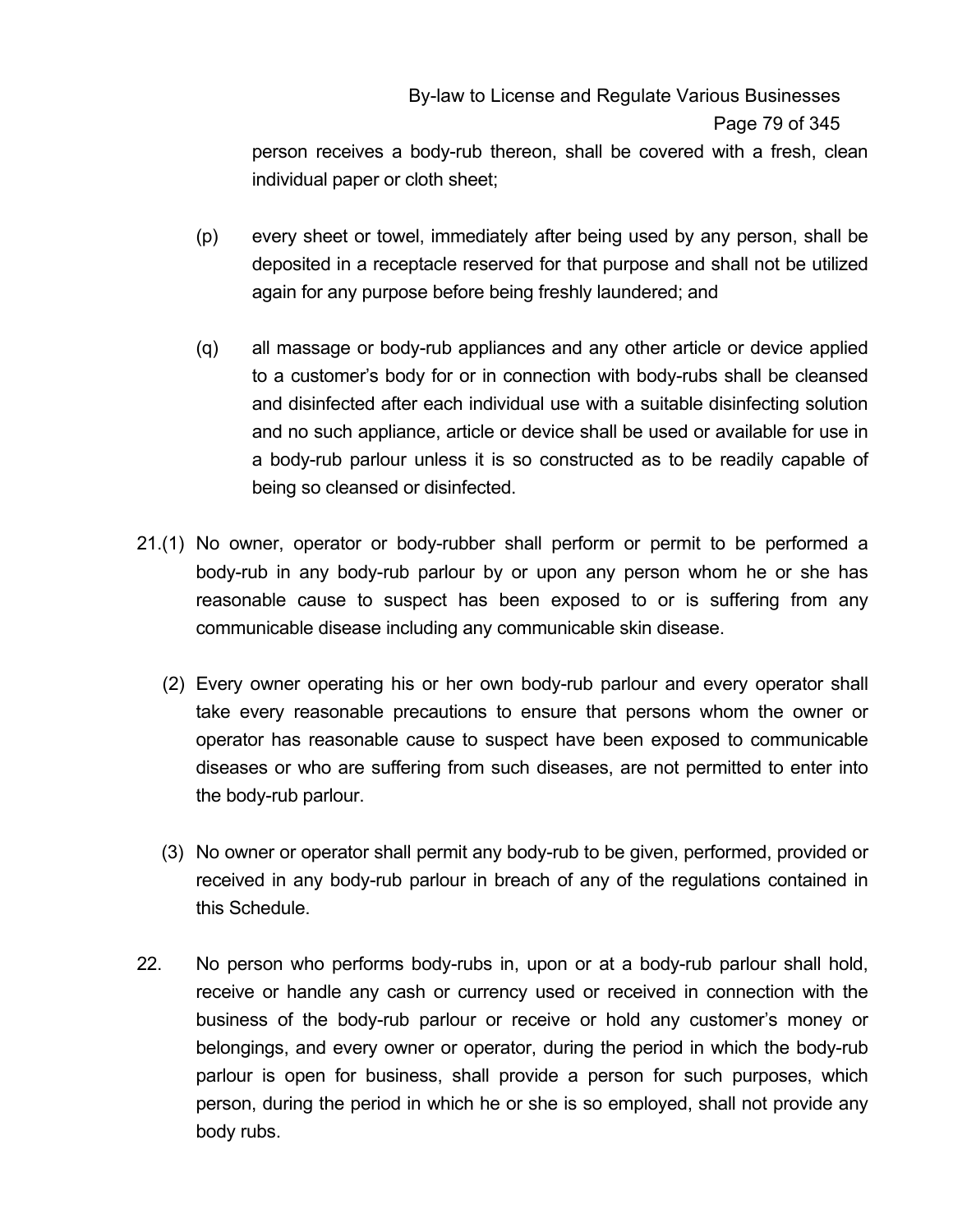person receives a body-rub thereon, shall be covered with a fresh, clean individual paper or cloth sheet;

(p) every sheet or towel, immediately after being used by any person, shall be deposited in a receptacle reserved for that purpose and shall not be utilized again for any purpose before being freshly laundered; and

(q) all massage or body-rub appliances and any other article or device applied to a customer's body for or in connection with body-rubs shall be cleansed and disinfected after each individual use with a suitable disinfecting solution and no such appliance, article or device shall be used or available for use in a body-rub parlour unless it is so constructed as to be readily capable of being so cleansed or disinfected.

21.(1) No owner, operator or body-rubber shall perform or permit to be performed a body-rub in any body-rub parlour by or upon any person whom he or she has reasonable cause to suspect has been exposed to or is suffering from any communicable disease including any communicable skin disease.

(2) Every owner operating his or her own body-rub parlour and every operator shall take every reasonable precautions to ensure that persons whom the owner or operator has reasonable cause to suspect have been exposed to communicable diseases or who are suffering from such diseases, are not permitted to enter into the body-rub parlour.

(3) No owner or operator shall permit any body-rub to be given, performed, provided or received in any body-rub parlour in breach of any of the regulations contained in this Schedule.

22. No person who performs body-rubs in, upon or at a body-rub parlour shall hold, receive or handle any cash or currency used or received in connection with the business of the body-rub parlour or receive or hold any customer's money or belongings, and every owner or operator, during the period in which the body-rub parlour is open for business, shall provide a person for such purposes, which person, during the period in which he or she is so employed, shall not provide any body rubs.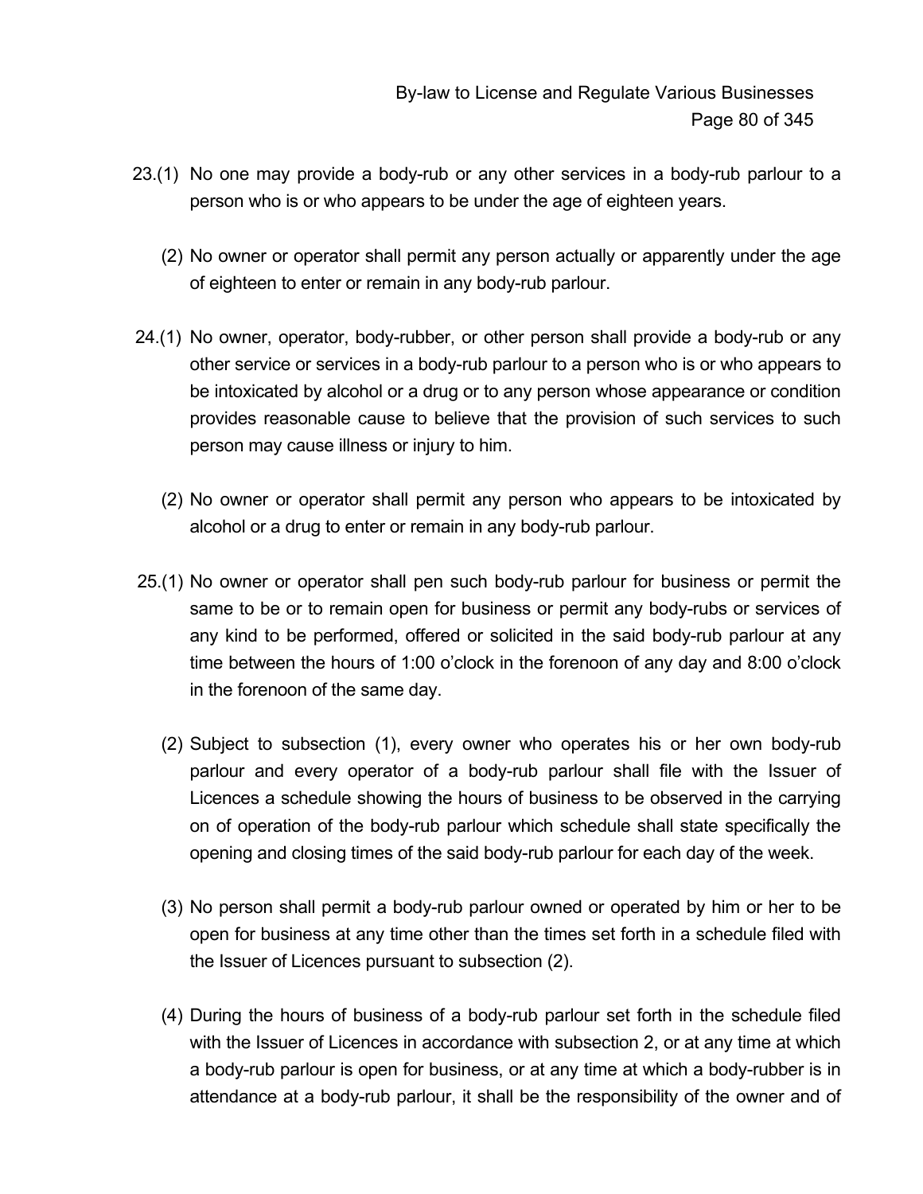23.(1) No one may provide a body-rub or any other services in a body-rub parlour to a person who is or who appears to be under the age of eighteen years.

(2) No owner or operator shall permit any person actually or apparently under the age of eighteen to enter or remain in any body-rub parlour.

24.(1) No owner, operator, body-rubber, or other person shall provide a body-rub or any other service or services in a body-rub parlour to a person who is or who appears to be intoxicated by alcohol or a drug or to any person whose appearance or condition provides reasonable cause to believe that the provision of such services to such person may cause illness or injury to him.

(2) No owner or operator shall permit any person who appears to be intoxicated by alcohol or a drug to enter or remain in any body-rub parlour.

25.(1) No owner or operator shall pen such body-rub parlour for business or permit the same to be or to remain open for business or permit any body-rubs or services of any kind to be performed, offered or solicited in the said body-rub parlour at any time between the hours of 1:00 o'clock in the forenoon of any day and 8:00 o'clock in the forenoon of the same day.

(2) Subject to subsection (1), every owner who operates his or her own body-rub parlour and every operator of a body-rub parlour shall file with the Issuer of Licences a schedule showing the hours of business to be observed in the carrying on of operation of the body-rub parlour which schedule shall state specifically the opening and closing times of the said body-rub parlour for each day of the week.

(3) No person shall permit a body-rub parlour owned or operated by him or her to be open for business at any time other than the times set forth in a schedule filed with the Issuer of Licences pursuant to subsection (2).

(4) During the hours of business of a body-rub parlour set forth in the schedule filed with the Issuer of Licences in accordance with subsection 2, or at any time at which a body-rub parlour is open for business, or at any time at which a body-rubber is in attendance at a body-rub parlour, it shall be the responsibility of the owner and of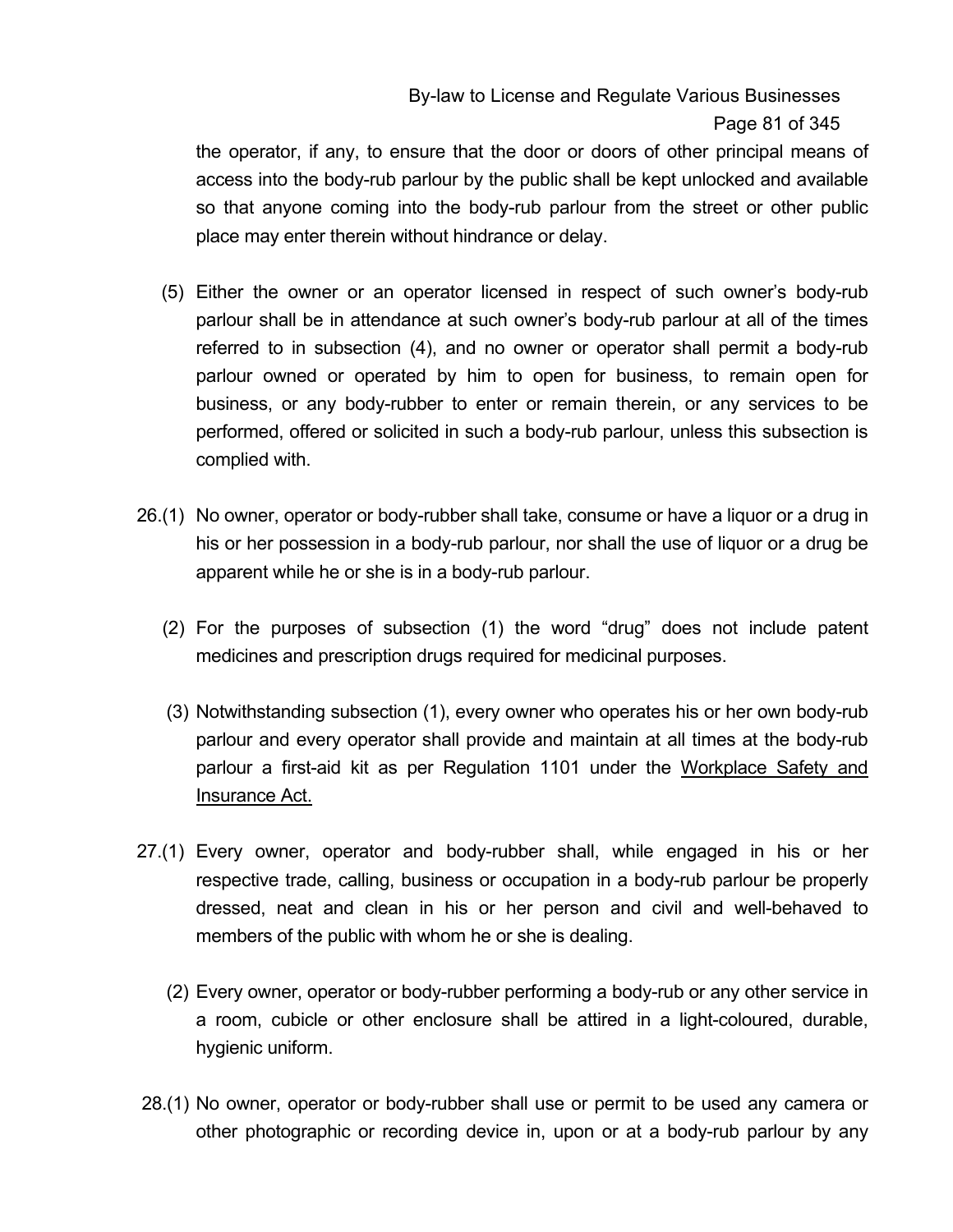the operator, if any, to ensure that the door or doors of other principal means of access into the body-rub parlour by the public shall be kept unlocked and available so that anyone coming into the body-rub parlour from the street or other public place may enter therein without hindrance or delay.

(5) Either the owner or an operator licensed in respect of such owner's body-rub parlour shall be in attendance at such owner's body-rub parlour at all of the times referred to in subsection (4), and no owner or operator shall permit a body-rub parlour owned or operated by him to open for business, to remain open for business, or any body-rubber to enter or remain therein, or any services to be performed, offered or solicited in such a body-rub parlour, unless this subsection is complied with.

26.(1) No owner, operator or body-rubber shall take, consume or have a liquor or a drug in his or her possession in a body-rub parlour, nor shall the use of liquor or a drug be apparent while he or she is in a body-rub parlour.

(2) For the purposes of subsection (1) the word "drug" does not include patent medicines and prescription drugs required for medicinal purposes.

(3) Notwithstanding subsection (1), every owner who operates his or her own body-rub parlour and every operator shall provide and maintain at all times at the body-rub parlour a first-aid kit as per Regulation 1101 under the Workplace Safety and Insurance Act.

27.(1) Every owner, operator and body-rubber shall, while engaged in his or her respective trade, calling, business or occupation in a body-rub parlour be properly dressed, neat and clean in his or her person and civil and well-behaved to members of the public with whom he or she is dealing.

(2) Every owner, operator or body-rubber performing a body-rub or any other service in a room, cubicle or other enclosure shall be attired in a light-coloured, durable, hygienic uniform.

28.(1) No owner, operator or body-rubber shall use or permit to be used any camera or other photographic or recording device in, upon or at a body-rub parlour by any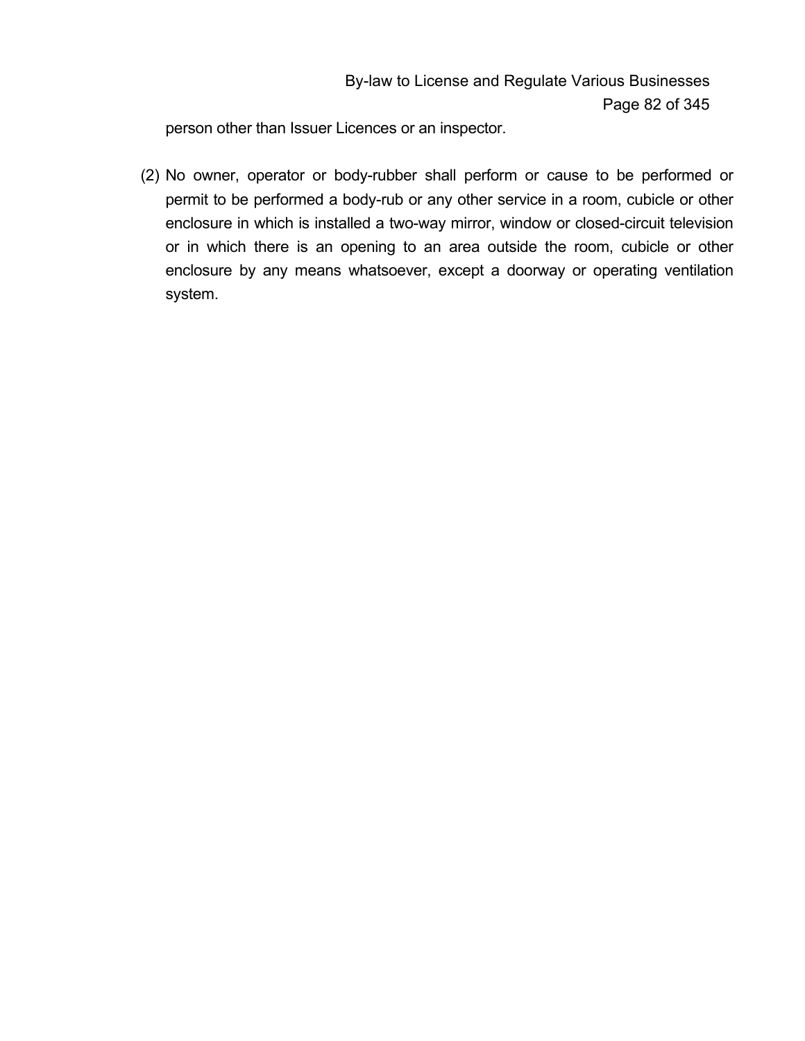person other than Issuer Licences or an inspector.

(2) No owner, operator or body-rubber shall perform or cause to be performed or permit to be performed a body-rub or any other service in a room, cubicle or other enclosure in which is installed a two-way mirror, window or closed-circuit television or in which there is an opening to an area outside the room, cubicle or other enclosure by any means whatsoever, except a doorway or operating ventilation system.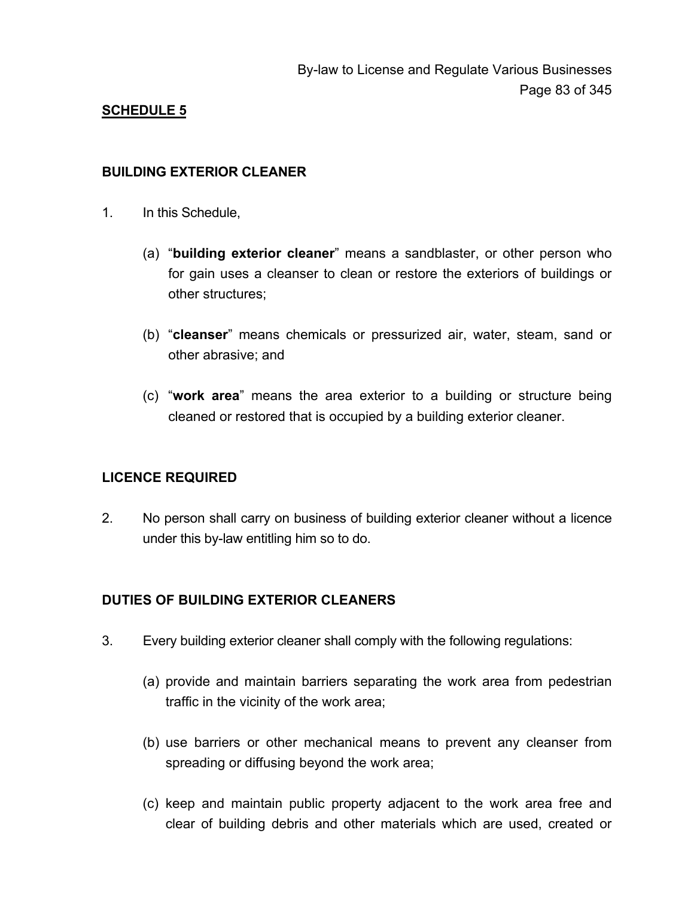## SCHEDULE 5

### BUILDING EXTERIOR CLEANER

1. In this Schedule,

   (a) "**building exterior cleaner**" means a sandblaster, or other person who for gain uses a cleanser to clean or restore the exteriors of buildings or other structures;

   (b) "**cleanser**" means chemicals or pressurized air, water, steam, sand or other abrasive; and

   (c) "**work area**" means the area exterior to a building or structure being cleaned or restored that is occupied by a building exterior cleaner.

### LICENCE REQUIRED

2. No person shall carry on business of building exterior cleaner without a licence under this by-law entitling him so to do.

### DUTIES OF BUILDING EXTERIOR CLEANERS

3. Every building exterior cleaner shall comply with the following regulations:

   (a) provide and maintain barriers separating the work area from pedestrian traffic in the vicinity of the work area;

   (b) use barriers or other mechanical means to prevent any cleanser from spreading or diffusing beyond the work area;

   (c) keep and maintain public property adjacent to the work area free and clear of building debris and other materials which are used, created or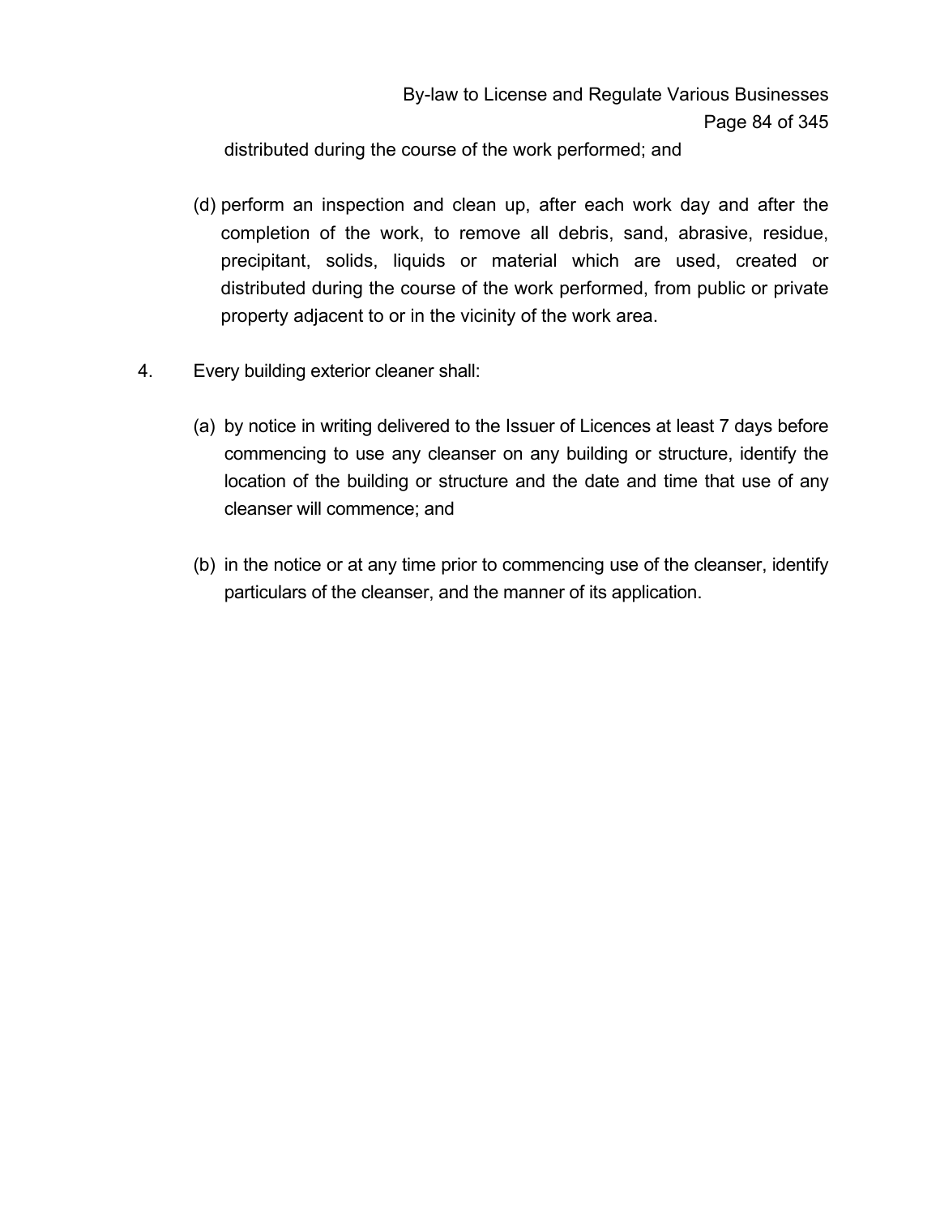distributed during the course of the work performed; and

(d) perform an inspection and clean up, after each work day and after the completion of the work, to remove all debris, sand, abrasive, residue, precipitant, solids, liquids or material which are used, created or distributed during the course of the work performed, from public or private property adjacent to or in the vicinity of the work area.

4. Every building exterior cleaner shall:

(a) by notice in writing delivered to the Issuer of Licences at least 7 days before commencing to use any cleanser on any building or structure, identify the location of the building or structure and the date and time that use of any cleanser will commence; and

(b) in the notice or at any time prior to commencing use of the cleanser, identify particulars of the cleanser, and the manner of its application.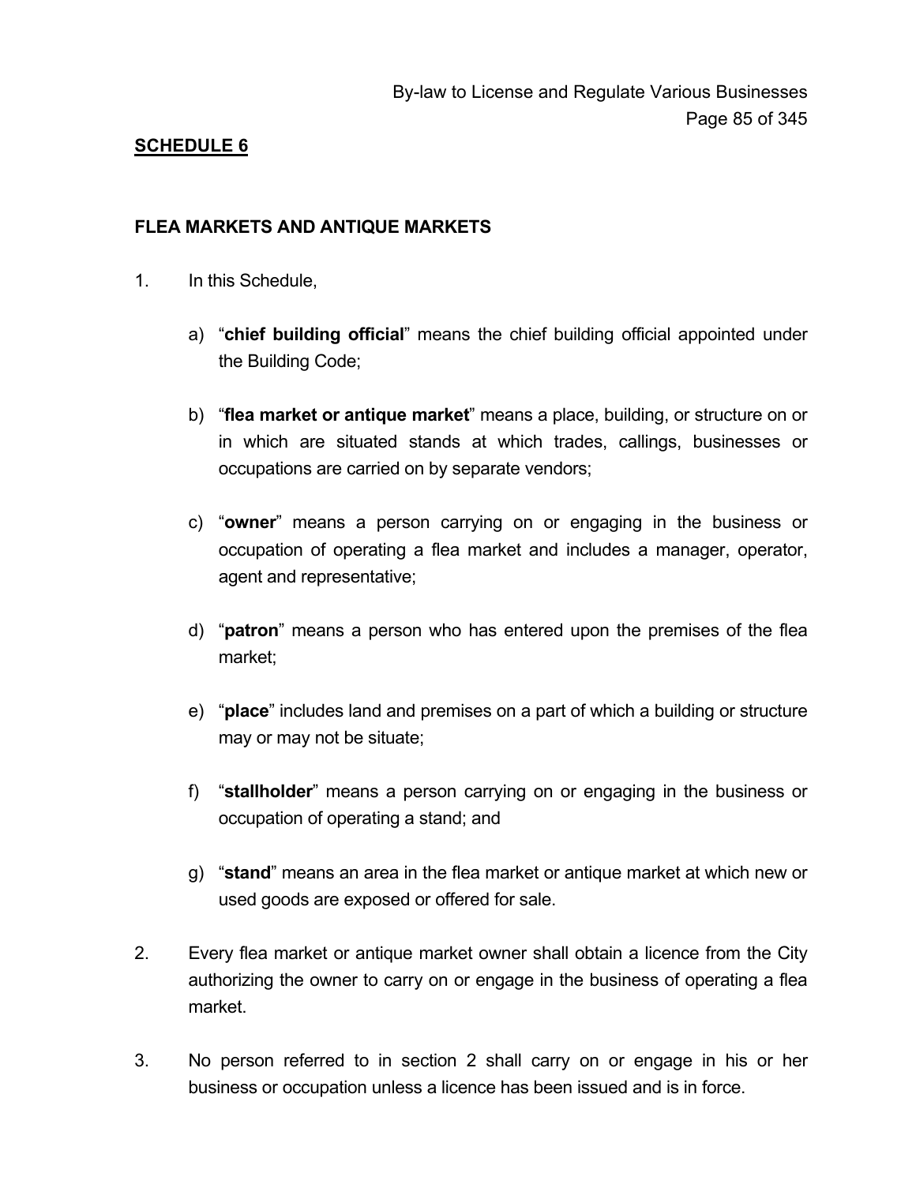## SCHEDULE 6

### FLEA MARKETS AND ANTIQUE MARKETS

1. In this Schedule,

   a) "**chief building official**" means the chief building official appointed under the Building Code;

   b) "**flea market or antique market**" means a place, building, or structure on or in which are situated stands at which trades, callings, businesses or occupations are carried on by separate vendors;

   c) "**owner**" means a person carrying on or engaging in the business or occupation of operating a flea market and includes a manager, operator, agent and representative;

   d) "**patron**" means a person who has entered upon the premises of the flea market;

   e) "**place**" includes land and premises on a part of which a building or structure may or may not be situate;

   f) "**stallholder**" means a person carrying on or engaging in the business or occupation of operating a stand; and

   g) "**stand**" means an area in the flea market or antique market at which new or used goods are exposed or offered for sale.

2. Every flea market or antique market owner shall obtain a licence from the City authorizing the owner to carry on or engage in the business of operating a flea market.

3. No person referred to in section 2 shall carry on or engage in his or her business or occupation unless a licence has been issued and is in force.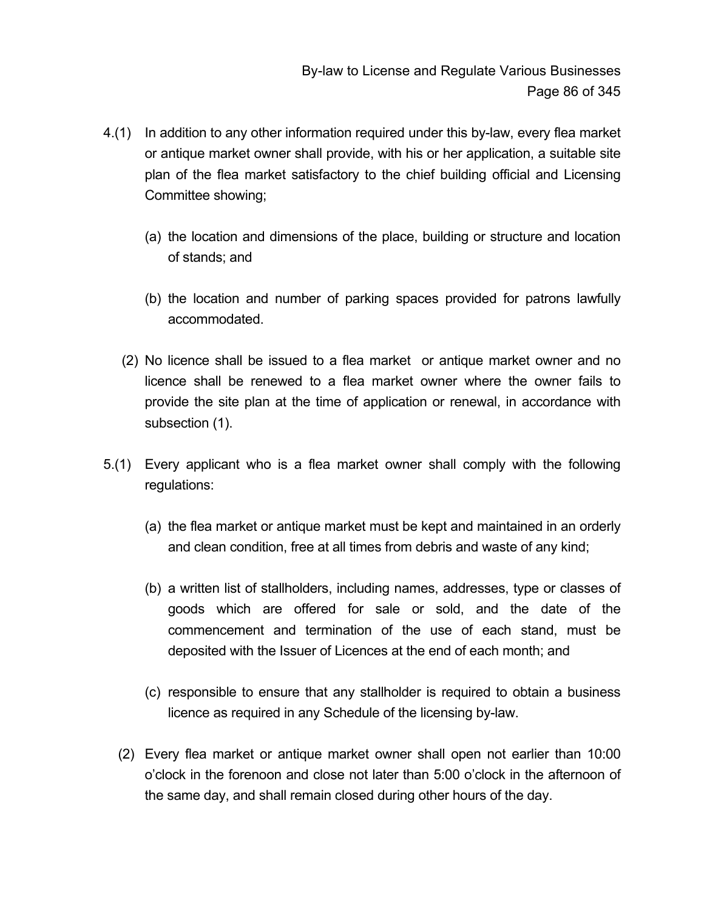4.(1) In addition to any other information required under this by-law, every flea market or antique market owner shall provide, with his or her application, a suitable site plan of the flea market satisfactory to the chief building official and Licensing Committee showing;

(a) the location and dimensions of the place, building or structure and location of stands; and

(b) the location and number of parking spaces provided for patrons lawfully accommodated.

(2) No licence shall be issued to a flea market or antique market owner and no licence shall be renewed to a flea market owner where the owner fails to provide the site plan at the time of application or renewal, in accordance with subsection (1).

5.(1) Every applicant who is a flea market owner shall comply with the following regulations:

(a) the flea market or antique market must be kept and maintained in an orderly and clean condition, free at all times from debris and waste of any kind;

(b) a written list of stallholders, including names, addresses, type or classes of goods which are offered for sale or sold, and the date of the commencement and termination of the use of each stand, must be deposited with the Issuer of Licences at the end of each month; and

(c) responsible to ensure that any stallholder is required to obtain a business licence as required in any Schedule of the licensing by-law.

(2) Every flea market or antique market owner shall open not earlier than 10:00 o'clock in the forenoon and close not later than 5:00 o'clock in the afternoon of the same day, and shall remain closed during other hours of the day.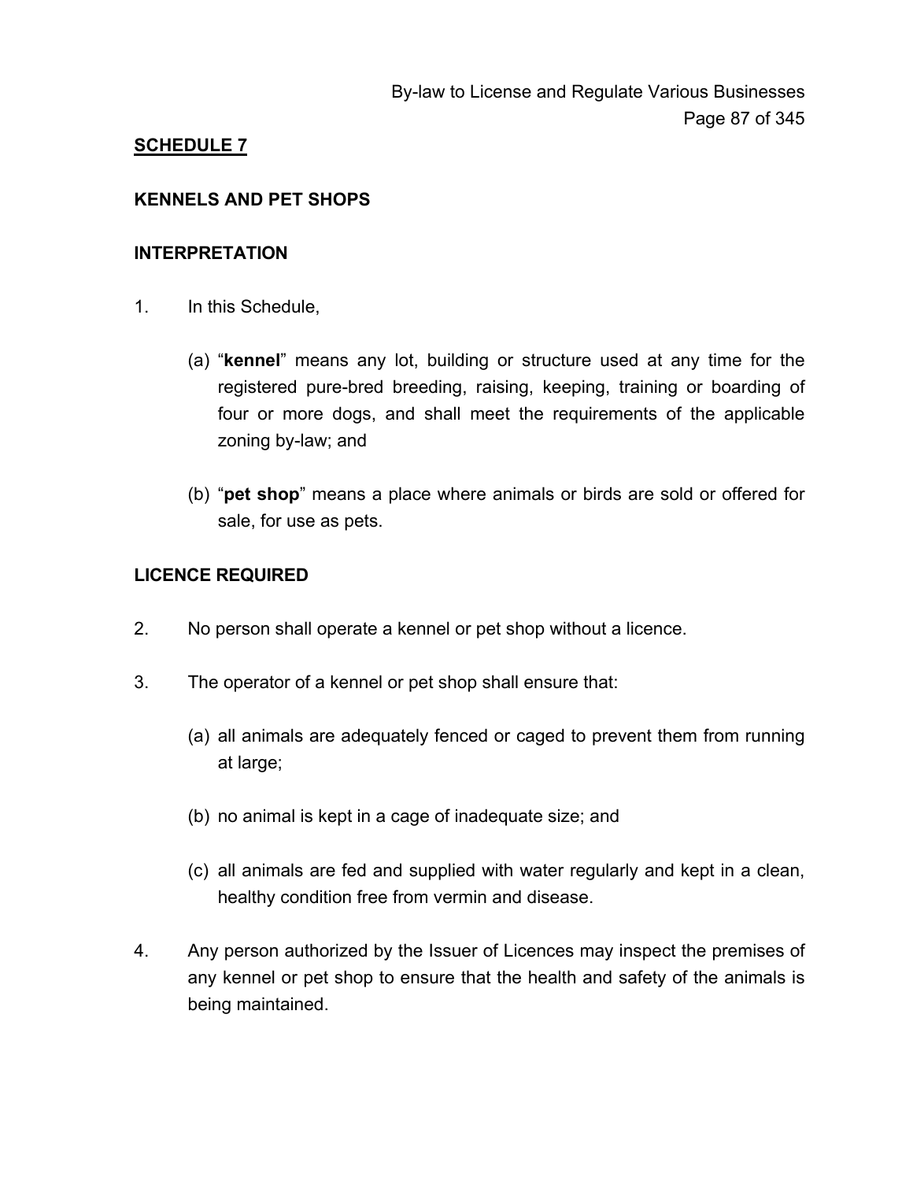## SCHEDULE 7

### KENNELS AND PET SHOPS

### INTERPRETATION

1. In this Schedule,

   (a) "**kennel**" means any lot, building or structure used at any time for the registered pure-bred breeding, raising, keeping, training or boarding of four or more dogs, and shall meet the requirements of the applicable zoning by-law; and

   (b) "**pet shop**" means a place where animals or birds are sold or offered for sale, for use as pets.

### LICENCE REQUIRED

2. No person shall operate a kennel or pet shop without a licence.

3. The operator of a kennel or pet shop shall ensure that:

   (a) all animals are adequately fenced or caged to prevent them from running at large;

   (b) no animal is kept in a cage of inadequate size; and

   (c) all animals are fed and supplied with water regularly and kept in a clean, healthy condition free from vermin and disease.

4. Any person authorized by the Issuer of Licences may inspect the premises of any kennel or pet shop to ensure that the health and safety of the animals is being maintained.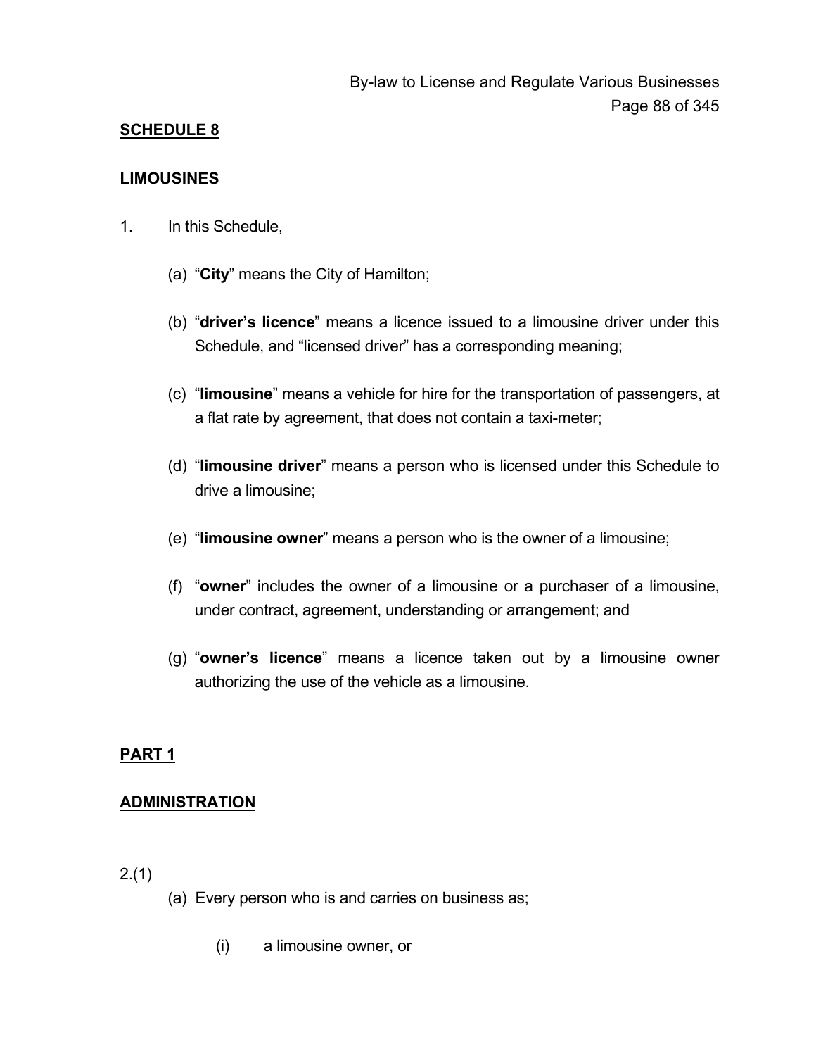## SCHEDULE 8

## LIMOUSINES

1. In this Schedule,

   (a) "**City**" means the City of Hamilton;

   (b) "**driver's licence**" means a licence issued to a limousine driver under this Schedule, and "licensed driver" has a corresponding meaning;

   (c) "**limousine**" means a vehicle for hire for the transportation of passengers, at a flat rate by agreement, that does not contain a taxi-meter;

   (d) "**limousine driver**" means a person who is licensed under this Schedule to drive a limousine;

   (e) "**limousine owner**" means a person who is the owner of a limousine;

   (f) "**owner**" includes the owner of a limousine or a purchaser of a limousine, under contract, agreement, understanding or arrangement; and

   (g) "**owner's licence**" means a licence taken out by a limousine owner authorizing the use of the vehicle as a limousine.

## PART 1

## ADMINISTRATION

2.(1)

   (a) Every person who is and carries on business as;

      (i) a limousine owner, or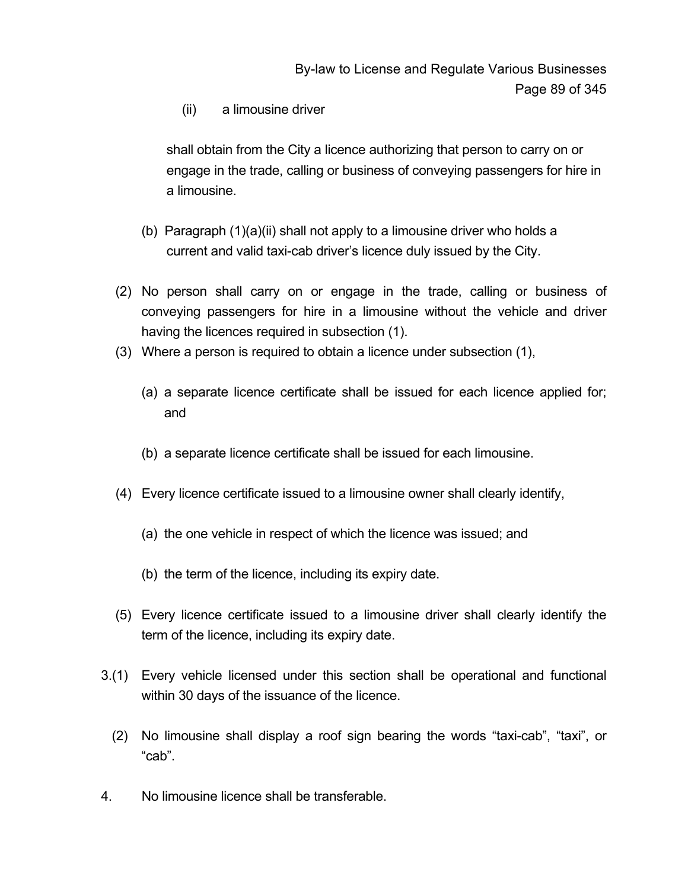(ii) a limousine driver

shall obtain from the City a licence authorizing that person to carry on or engage in the trade, calling or business of conveying passengers for hire in a limousine.

(b) Paragraph (1)(a)(ii) shall not apply to a limousine driver who holds a current and valid taxi-cab driver's licence duly issued by the City.

(2) No person shall carry on or engage in the trade, calling or business of conveying passengers for hire in a limousine without the vehicle and driver having the licences required in subsection (1).

(3) Where a person is required to obtain a licence under subsection (1),

(a) a separate licence certificate shall be issued for each licence applied for; and

(b) a separate licence certificate shall be issued for each limousine.

(4) Every licence certificate issued to a limousine owner shall clearly identify,

(a) the one vehicle in respect of which the licence was issued; and

(b) the term of the licence, including its expiry date.

(5) Every licence certificate issued to a limousine driver shall clearly identify the term of the licence, including its expiry date.

3.(1) Every vehicle licensed under this section shall be operational and functional within 30 days of the issuance of the licence.

(2) No limousine shall display a roof sign bearing the words "taxi-cab", "taxi", or "cab".

4. No limousine licence shall be transferable.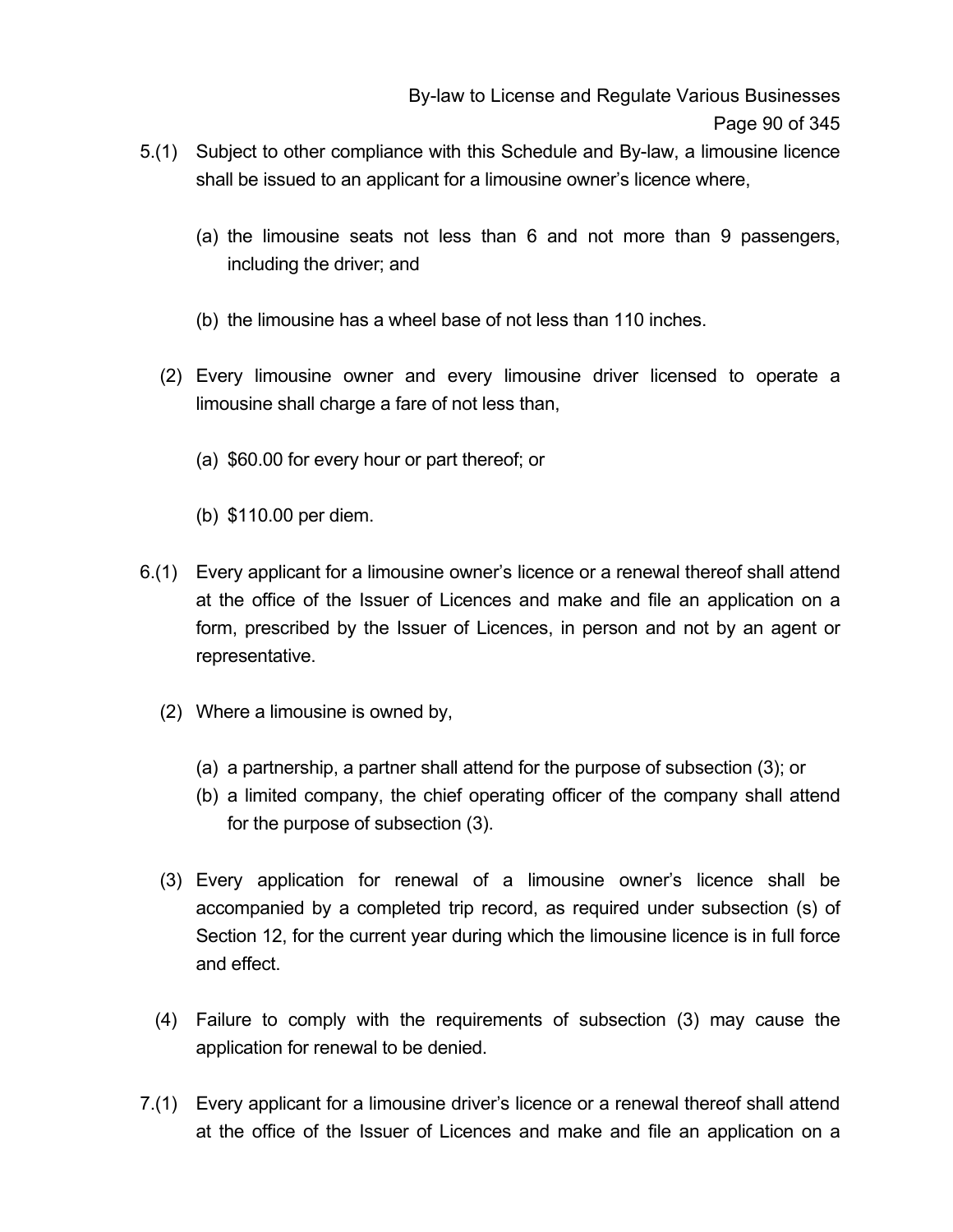5.(1) Subject to other compliance with this Schedule and By-law, a limousine licence shall be issued to an applicant for a limousine owner's licence where,

(a) the limousine seats not less than 6 and not more than 9 passengers, including the driver; and

(b) the limousine has a wheel base of not less than 110 inches.

(2) Every limousine owner and every limousine driver licensed to operate a limousine shall charge a fare of not less than,

(a) $60.00 for every hour or part thereof; or

(b) $110.00 per diem.

6.(1) Every applicant for a limousine owner's licence or a renewal thereof shall attend at the office of the Issuer of Licences and make and file an application on a form, prescribed by the Issuer of Licences, in person and not by an agent or representative.

(2) Where a limousine is owned by,

(a) a partnership, a partner shall attend for the purpose of subsection (3); or
(b) a limited company, the chief operating officer of the company shall attend for the purpose of subsection (3).

(3) Every application for renewal of a limousine owner's licence shall be accompanied by a completed trip record, as required under subsection (s) of Section 12, for the current year during which the limousine licence is in full force and effect.

(4) Failure to comply with the requirements of subsection (3) may cause the application for renewal to be denied.

7.(1) Every applicant for a limousine driver's licence or a renewal thereof shall attend at the office of the Issuer of Licences and make and file an application on a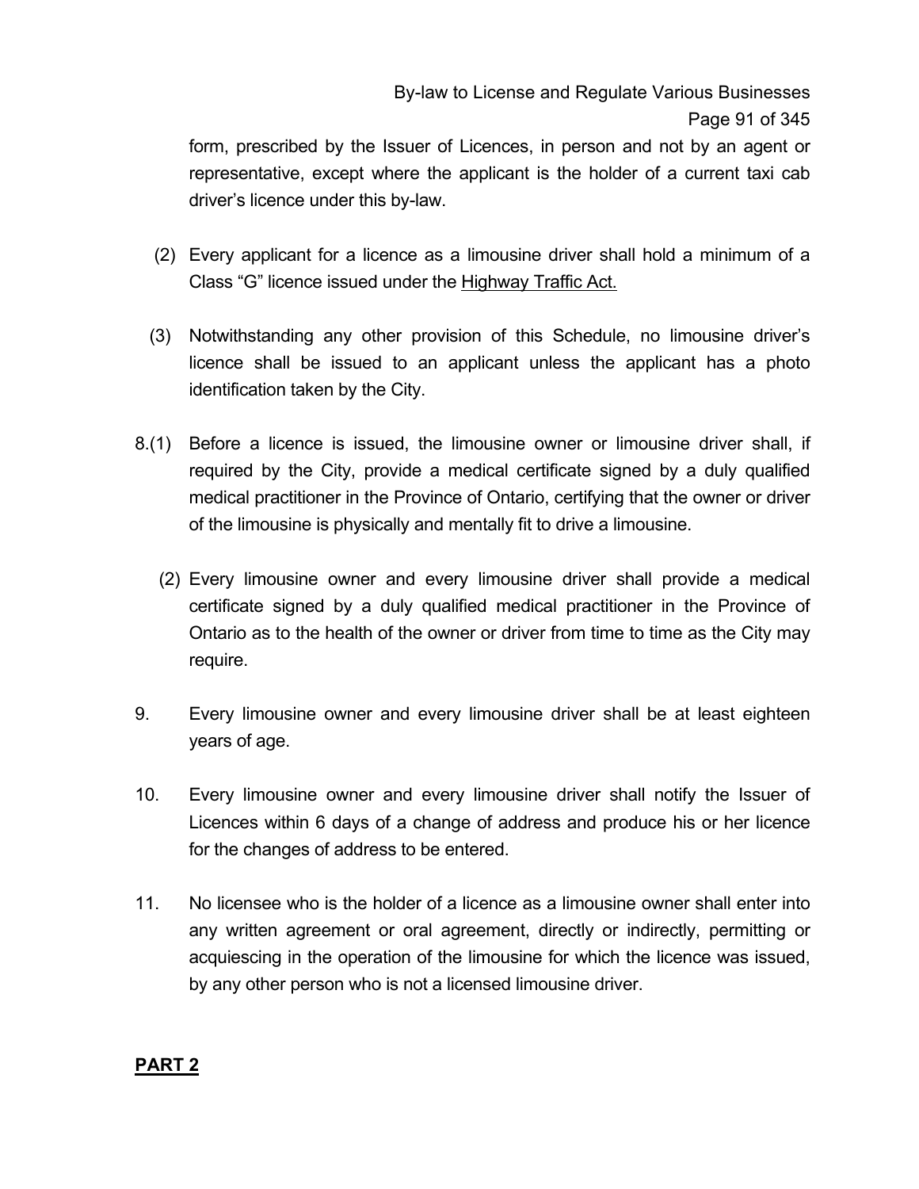form, prescribed by the Issuer of Licences, in person and not by an agent or representative, except where the applicant is the holder of a current taxi cab driver's licence under this by-law.

(2) Every applicant for a licence as a limousine driver shall hold a minimum of a Class "G" licence issued under the Highway Traffic Act.

(3) Notwithstanding any other provision of this Schedule, no limousine driver's licence shall be issued to an applicant unless the applicant has a photo identification taken by the City.

8.(1) Before a licence is issued, the limousine owner or limousine driver shall, if required by the City, provide a medical certificate signed by a duly qualified medical practitioner in the Province of Ontario, certifying that the owner or driver of the limousine is physically and mentally fit to drive a limousine.

(2) Every limousine owner and every limousine driver shall provide a medical certificate signed by a duly qualified medical practitioner in the Province of Ontario as to the health of the owner or driver from time to time as the City may require.

9. Every limousine owner and every limousine driver shall be at least eighteen years of age.

10. Every limousine owner and every limousine driver shall notify the Issuer of Licences within 6 days of a change of address and produce his or her licence for the changes of address to be entered.

11. No licensee who is the holder of a licence as a limousine owner shall enter into any written agreement or oral agreement, directly or indirectly, permitting or acquiescing in the operation of the limousine for which the licence was issued, by any other person who is not a licensed limousine driver.

## PART 2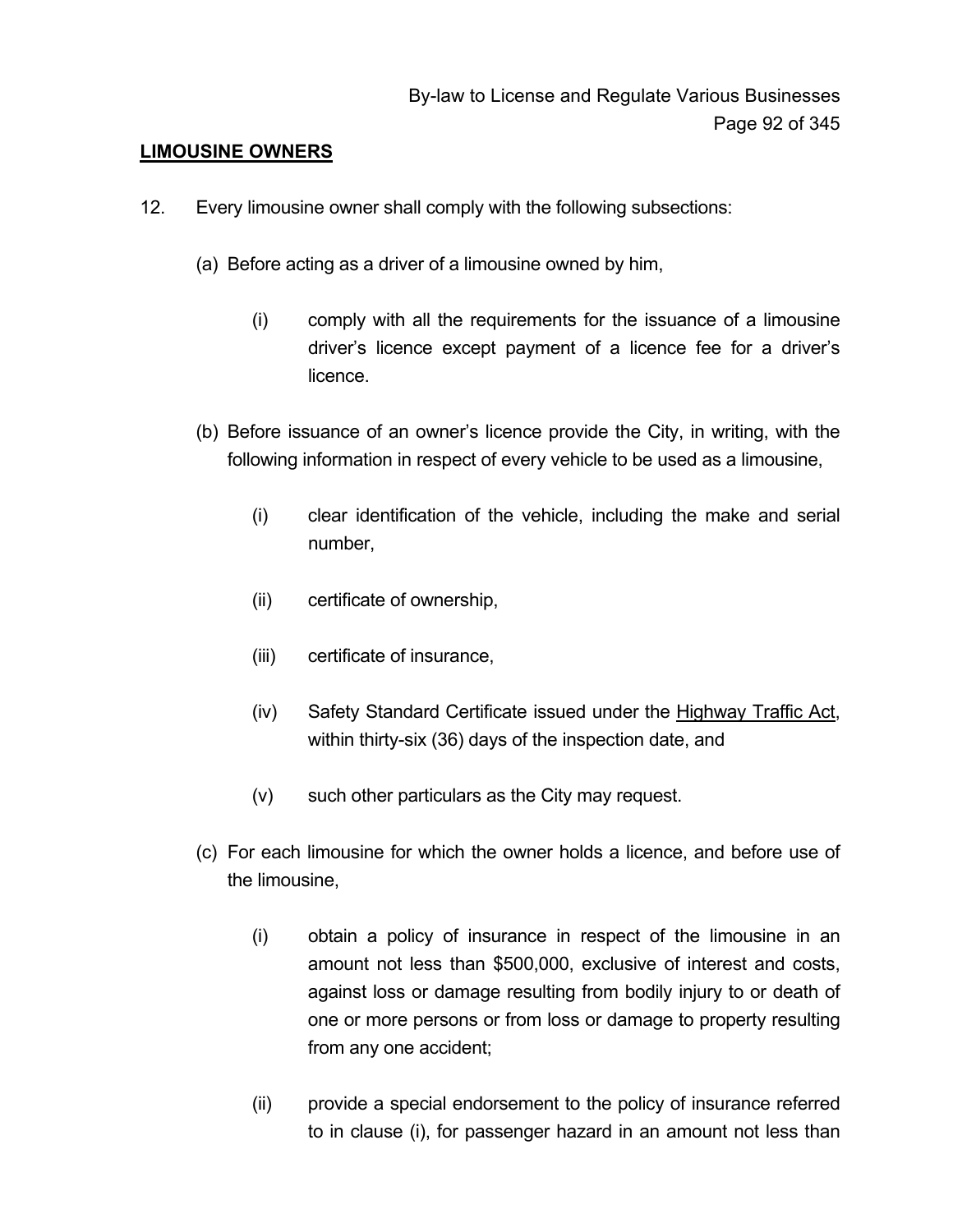**LIMOUSINE OWNERS**

12. Every limousine owner shall comply with the following subsections:

    (a) Before acting as a driver of a limousine owned by him,

        (i) comply with all the requirements for the issuance of a limousine driver's licence except payment of a licence fee for a driver's licence.

    (b) Before issuance of an owner's licence provide the City, in writing, with the following information in respect of every vehicle to be used as a limousine,

        (i) clear identification of the vehicle, including the make and serial number,

        (ii) certificate of ownership,

        (iii) certificate of insurance,

        (iv) Safety Standard Certificate issued under the Highway Traffic Act, within thirty-six (36) days of the inspection date, and

        (v) such other particulars as the City may request.

    (c) For each limousine for which the owner holds a licence, and before use of the limousine,

        (i) obtain a policy of insurance in respect of the limousine in an amount not less than $500,000, exclusive of interest and costs, against loss or damage resulting from bodily injury to or death of one or more persons or from loss or damage to property resulting from any one accident;

        (ii) provide a special endorsement to the policy of insurance referred to in clause (i), for passenger hazard in an amount not less than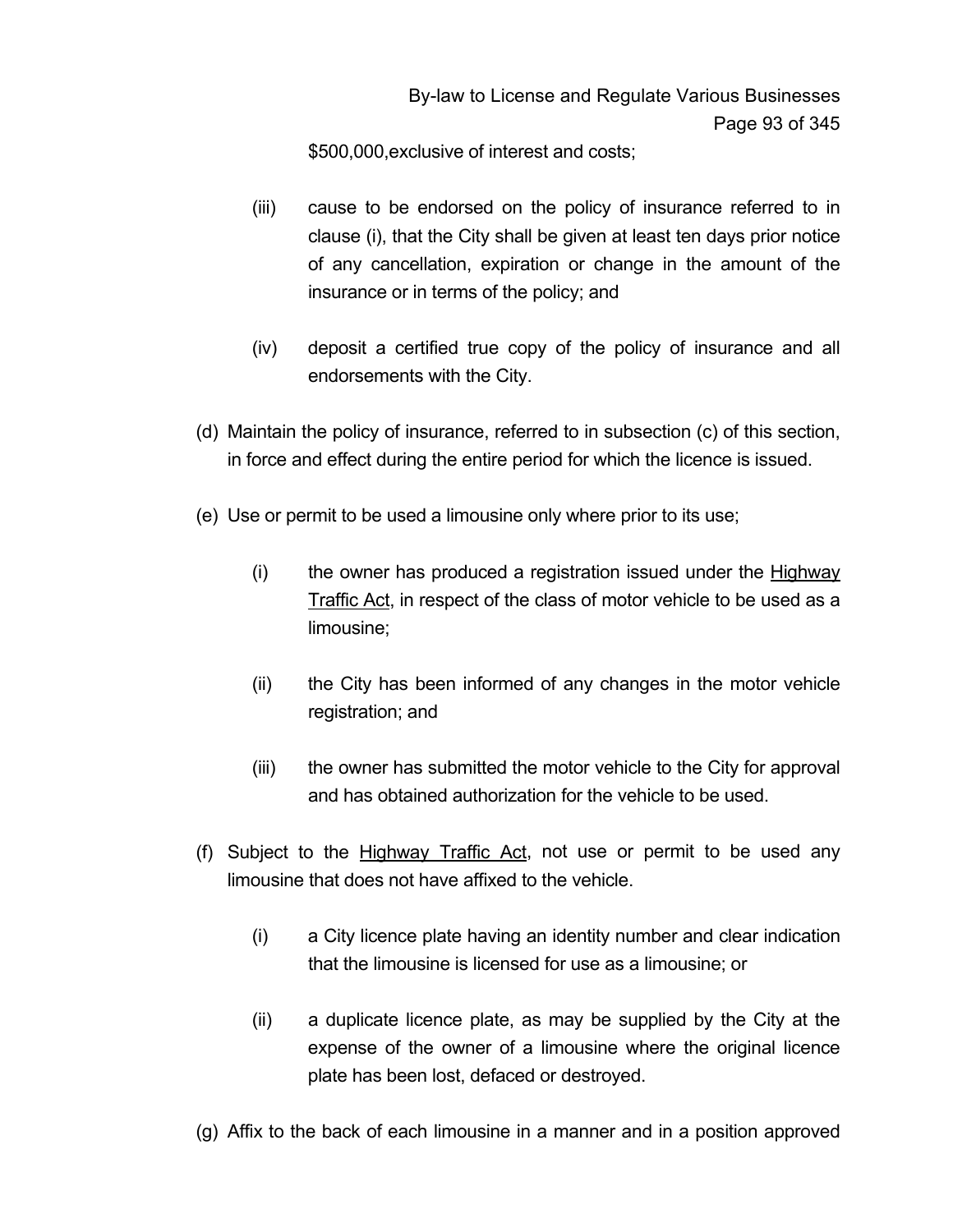$500,000,exclusive of interest and costs;

(iii) cause to be endorsed on the policy of insurance referred to in clause (i), that the City shall be given at least ten days prior notice of any cancellation, expiration or change in the amount of the insurance or in terms of the policy; and

(iv) deposit a certified true copy of the policy of insurance and all endorsements with the City.

(d) Maintain the policy of insurance, referred to in subsection (c) of this section, in force and effect during the entire period for which the licence is issued.

(e) Use or permit to be used a limousine only where prior to its use;

(i) the owner has produced a registration issued under the Highway Traffic Act, in respect of the class of motor vehicle to be used as a limousine;

(ii) the City has been informed of any changes in the motor vehicle registration; and

(iii) the owner has submitted the motor vehicle to the City for approval and has obtained authorization for the vehicle to be used.

(f) Subject to the Highway Traffic Act, not use or permit to be used any limousine that does not have affixed to the vehicle.

(i) a City licence plate having an identity number and clear indication that the limousine is licensed for use as a limousine; or

(ii) a duplicate licence plate, as may be supplied by the City at the expense of the owner of a limousine where the original licence plate has been lost, defaced or destroyed.

(g) Affix to the back of each limousine in a manner and in a position approved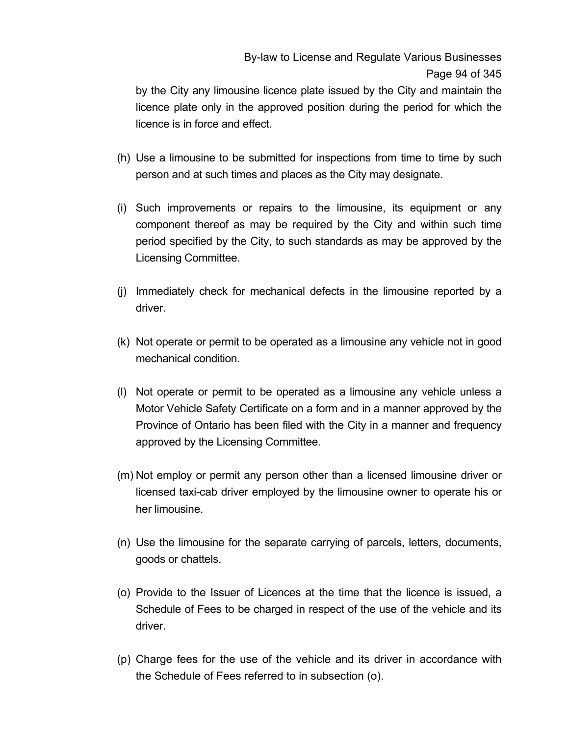by the City any limousine licence plate issued by the City and maintain the licence plate only in the approved position during the period for which the licence is in force and effect.

(h) Use a limousine to be submitted for inspections from time to time by such person and at such times and places as the City may designate.

(i) Such improvements or repairs to the limousine, its equipment or any component thereof as may be required by the City and within such time period specified by the City, to such standards as may be approved by the Licensing Committee.

(j) Immediately check for mechanical defects in the limousine reported by a driver.

(k) Not operate or permit to be operated as a limousine any vehicle not in good mechanical condition.

(l) Not operate or permit to be operated as a limousine any vehicle unless a Motor Vehicle Safety Certificate on a form and in a manner approved by the Province of Ontario has been filed with the City in a manner and frequency approved by the Licensing Committee.

(m) Not employ or permit any person other than a licensed limousine driver or licensed taxi-cab driver employed by the limousine owner to operate his or her limousine.

(n) Use the limousine for the separate carrying of parcels, letters, documents, goods or chattels.

(o) Provide to the Issuer of Licences at the time that the licence is issued, a Schedule of Fees to be charged in respect of the use of the vehicle and its driver.

(p) Charge fees for the use of the vehicle and its driver in accordance with the Schedule of Fees referred to in subsection (o).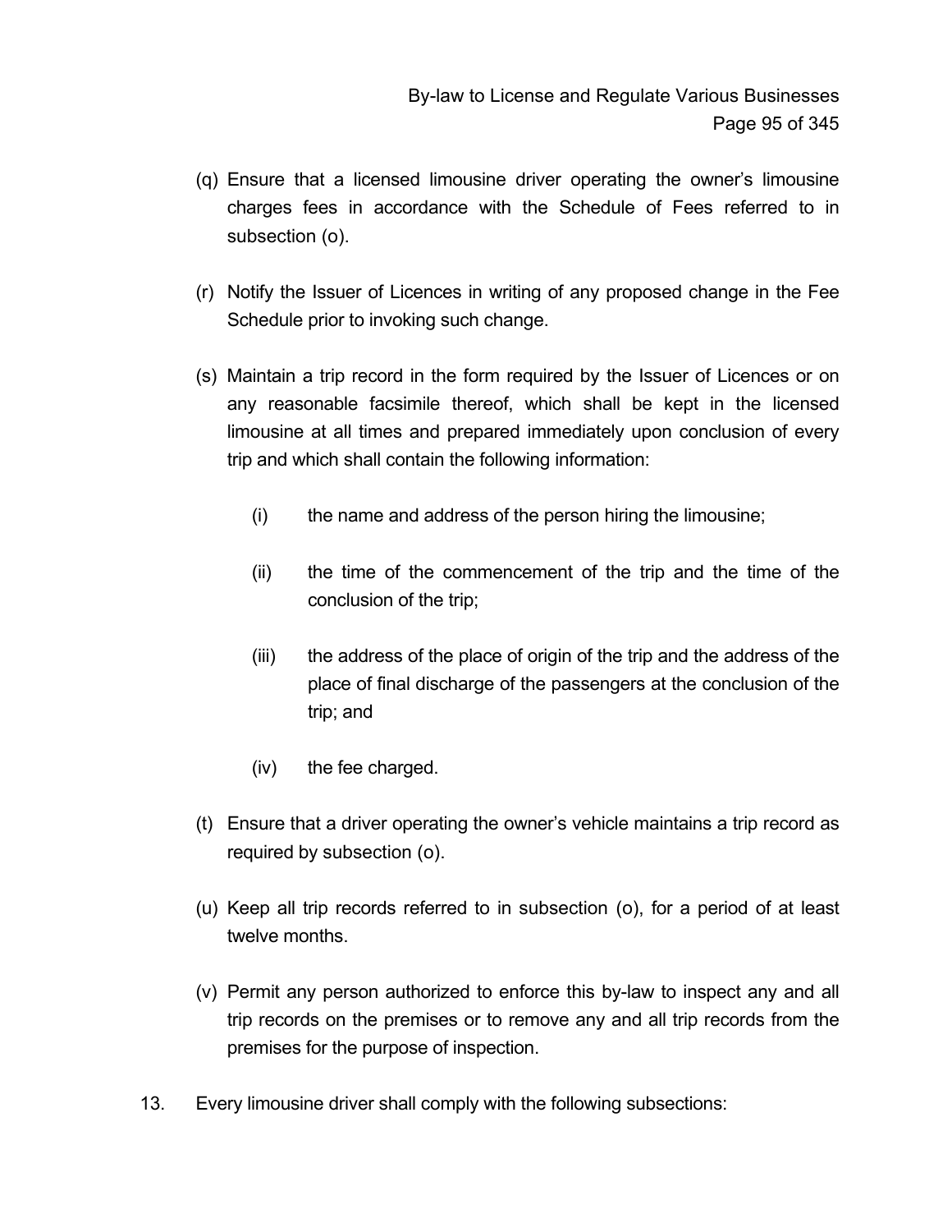(q) Ensure that a licensed limousine driver operating the owner's limousine charges fees in accordance with the Schedule of Fees referred to in subsection (o).

(r) Notify the Issuer of Licences in writing of any proposed change in the Fee Schedule prior to invoking such change.

(s) Maintain a trip record in the form required by the Issuer of Licences or on any reasonable facsimile thereof, which shall be kept in the licensed limousine at all times and prepared immediately upon conclusion of every trip and which shall contain the following information:

  (i) the name and address of the person hiring the limousine;

  (ii) the time of the commencement of the trip and the time of the conclusion of the trip;

  (iii) the address of the place of origin of the trip and the address of the place of final discharge of the passengers at the conclusion of the trip; and

  (iv) the fee charged.

(t) Ensure that a driver operating the owner's vehicle maintains a trip record as required by subsection (o).

(u) Keep all trip records referred to in subsection (o), for a period of at least twelve months.

(v) Permit any person authorized to enforce this by-law to inspect any and all trip records on the premises or to remove any and all trip records from the premises for the purpose of inspection.

13. Every limousine driver shall comply with the following subsections: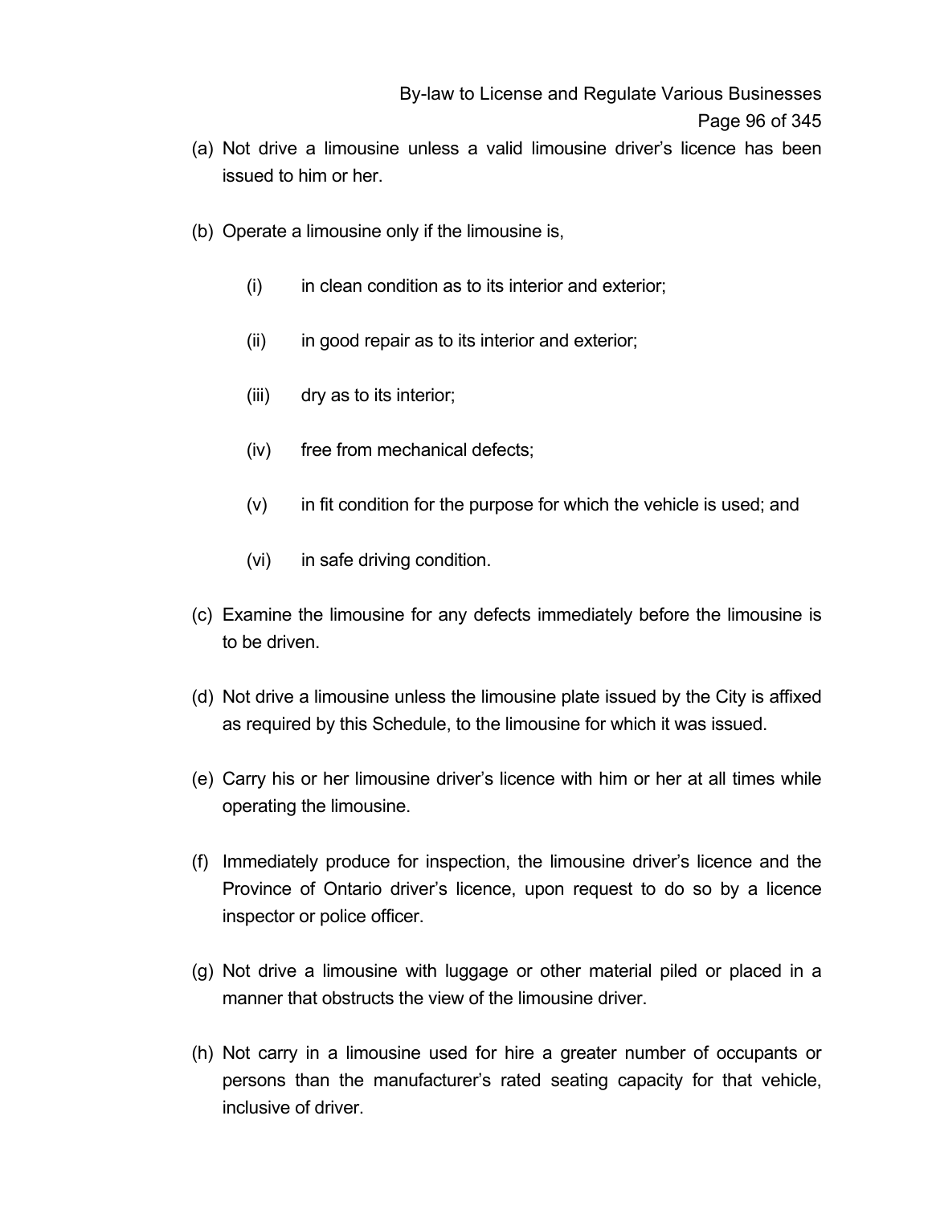(a) Not drive a limousine unless a valid limousine driver's licence has been issued to him or her.

(b) Operate a limousine only if the limousine is,

    (i) in clean condition as to its interior and exterior;

    (ii) in good repair as to its interior and exterior;

    (iii) dry as to its interior;

    (iv) free from mechanical defects;

    (v) in fit condition for the purpose for which the vehicle is used; and

    (vi) in safe driving condition.

(c) Examine the limousine for any defects immediately before the limousine is to be driven.

(d) Not drive a limousine unless the limousine plate issued by the City is affixed as required by this Schedule, to the limousine for which it was issued.

(e) Carry his or her limousine driver's licence with him or her at all times while operating the limousine.

(f) Immediately produce for inspection, the limousine driver's licence and the Province of Ontario driver's licence, upon request to do so by a licence inspector or police officer.

(g) Not drive a limousine with luggage or other material piled or placed in a manner that obstructs the view of the limousine driver.

(h) Not carry in a limousine used for hire a greater number of occupants or persons than the manufacturer's rated seating capacity for that vehicle, inclusive of driver.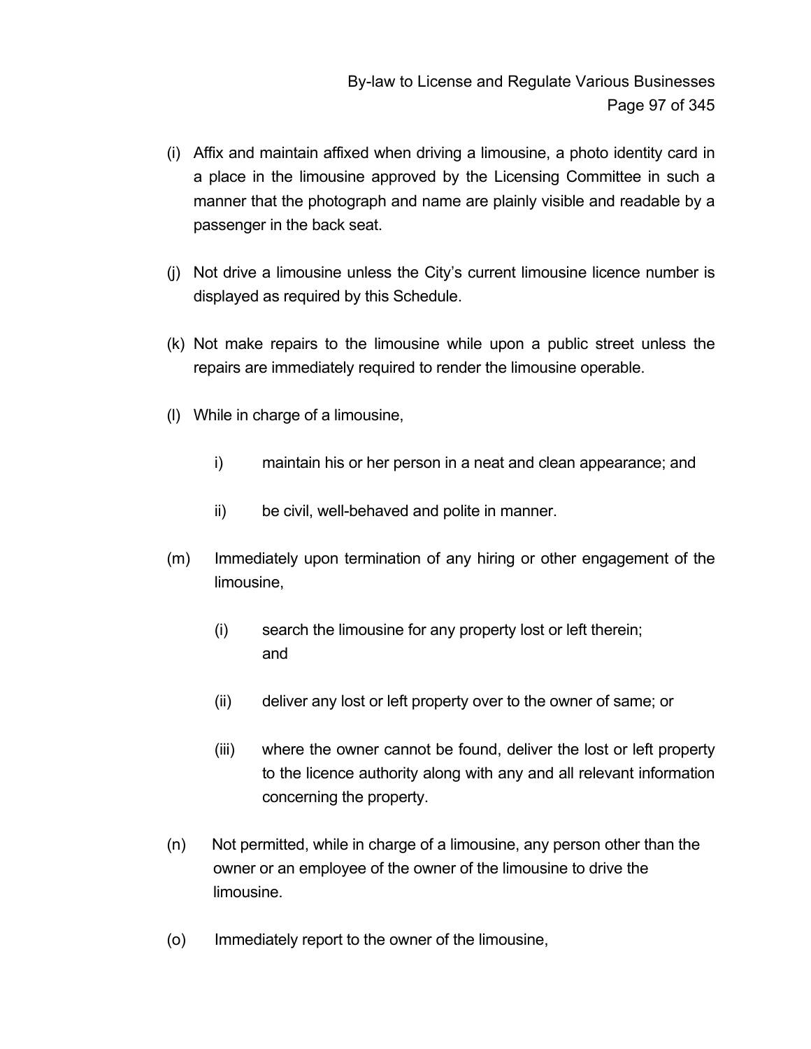(i) Affix and maintain affixed when driving a limousine, a photo identity card in a place in the limousine approved by the Licensing Committee in such a manner that the photograph and name are plainly visible and readable by a passenger in the back seat.

(j) Not drive a limousine unless the City's current limousine licence number is displayed as required by this Schedule.

(k) Not make repairs to the limousine while upon a public street unless the repairs are immediately required to render the limousine operable.

(l) While in charge of a limousine,

    i) maintain his or her person in a neat and clean appearance; and

    ii) be civil, well-behaved and polite in manner.

(m) Immediately upon termination of any hiring or other engagement of the limousine,

    (i) search the limousine for any property lost or left therein; and

    (ii) deliver any lost or left property over to the owner of same; or

    (iii) where the owner cannot be found, deliver the lost or left property to the licence authority along with any and all relevant information concerning the property.

(n) Not permitted, while in charge of a limousine, any person other than the owner or an employee of the owner of the limousine to drive the limousine.

(o) Immediately report to the owner of the limousine,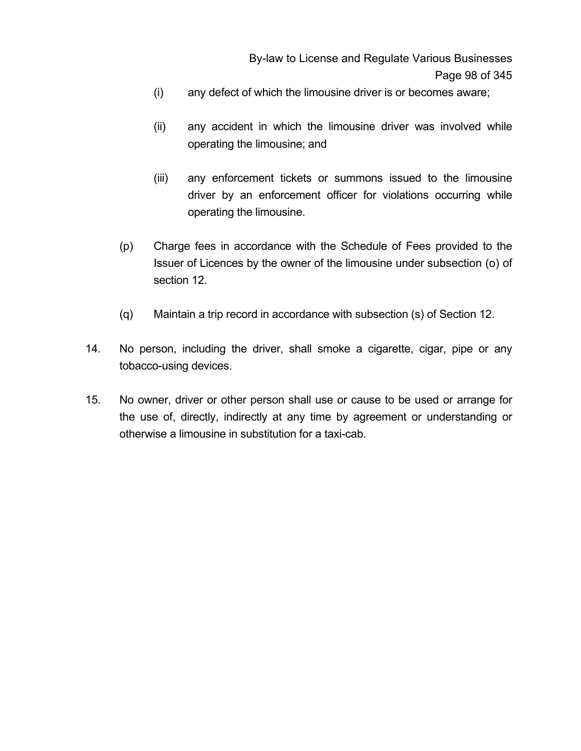(i) any defect of which the limousine driver is or becomes aware;

(ii) any accident in which the limousine driver was involved while operating the limousine; and

(iii) any enforcement tickets or summons issued to the limousine driver by an enforcement officer for violations occurring while operating the limousine.

(p) Charge fees in accordance with the Schedule of Fees provided to the Issuer of Licences by the owner of the limousine under subsection (o) of section 12.

(q) Maintain a trip record in accordance with subsection (s) of Section 12.

14. No person, including the driver, shall smoke a cigarette, cigar, pipe or any tobacco-using devices.

15. No owner, driver or other person shall use or cause to be used or arrange for the use of, directly, indirectly at any time by agreement or understanding or otherwise a limousine in substitution for a taxi-cab.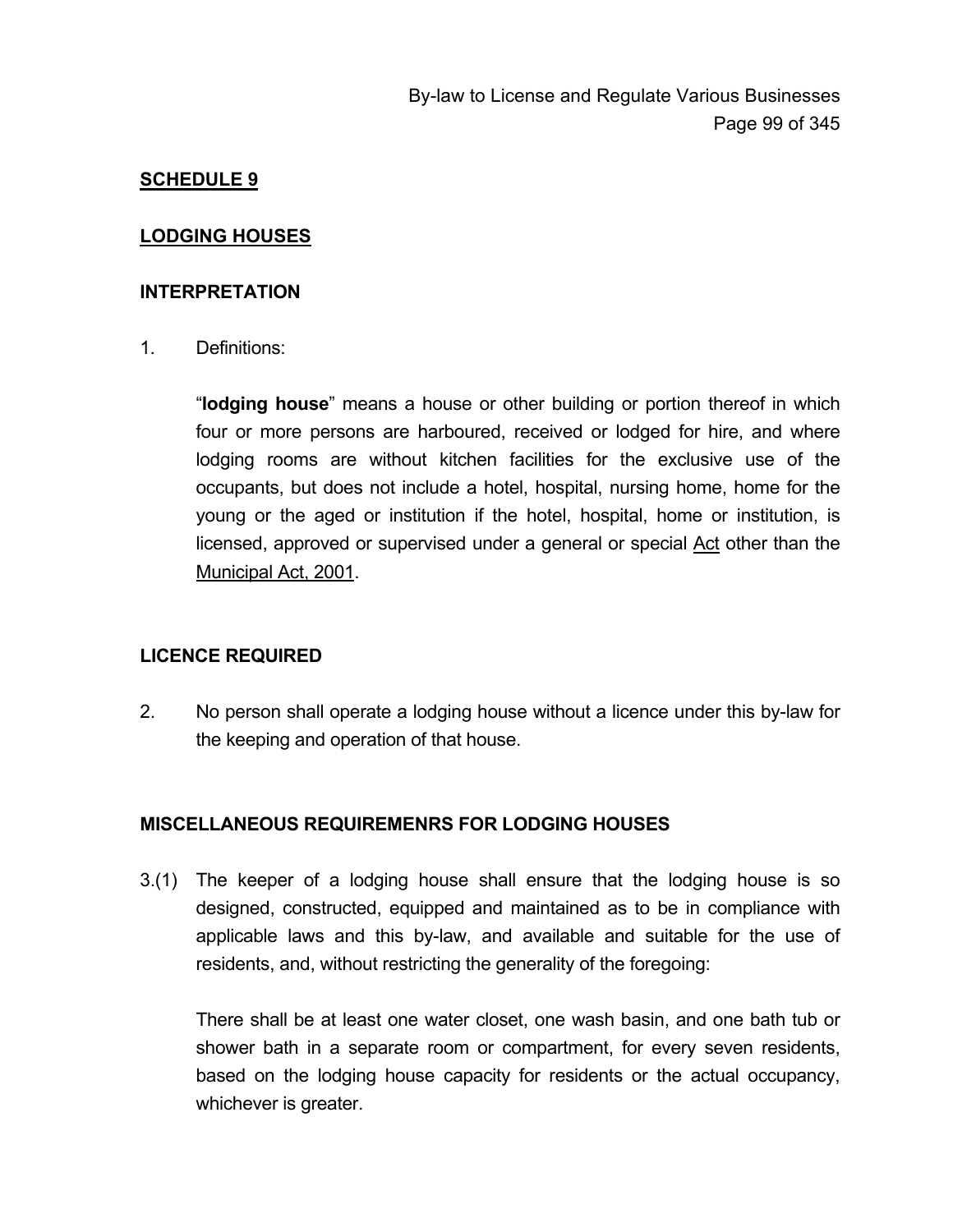## SCHEDULE 9

## LODGING HOUSES

### INTERPRETATION

1. Definitions:

   "**lodging house**" means a house or other building or portion thereof in which four or more persons are harboured, received or lodged for hire, and where lodging rooms are without kitchen facilities for the exclusive use of the occupants, but does not include a hotel, hospital, nursing home, home for the young or the aged or institution if the hotel, hospital, home or institution, is licensed, approved or supervised under a general or special Act other than the Municipal Act, 2001.

### LICENCE REQUIRED

2. No person shall operate a lodging house without a licence under this by-law for the keeping and operation of that house.

### MISCELLANEOUS REQUIREMENRS FOR LODGING HOUSES

3.(1) The keeper of a lodging house shall ensure that the lodging house is so designed, constructed, equipped and maintained as to be in compliance with applicable laws and this by-law, and available and suitable for the use of residents, and, without restricting the generality of the foregoing:

There shall be at least one water closet, one wash basin, and one bath tub or shower bath in a separate room or compartment, for every seven residents, based on the lodging house capacity for residents or the actual occupancy, whichever is greater.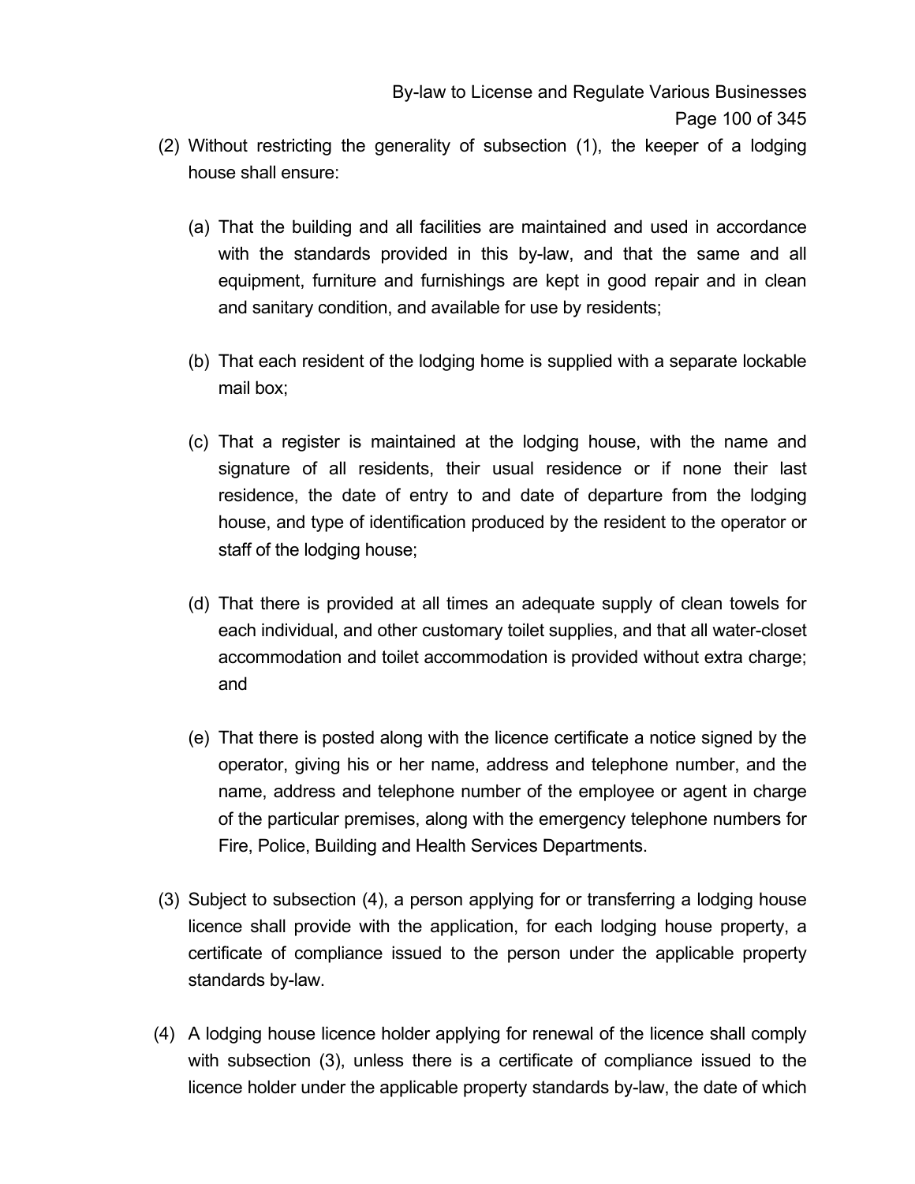(2) Without restricting the generality of subsection (1), the keeper of a lodging house shall ensure:

(a) That the building and all facilities are maintained and used in accordance with the standards provided in this by-law, and that the same and all equipment, furniture and furnishings are kept in good repair and in clean and sanitary condition, and available for use by residents;

(b) That each resident of the lodging home is supplied with a separate lockable mail box;

(c) That a register is maintained at the lodging house, with the name and signature of all residents, their usual residence or if none their last residence, the date of entry to and date of departure from the lodging house, and type of identification produced by the resident to the operator or staff of the lodging house;

(d) That there is provided at all times an adequate supply of clean towels for each individual, and other customary toilet supplies, and that all water-closet accommodation and toilet accommodation is provided without extra charge; and

(e) That there is posted along with the licence certificate a notice signed by the operator, giving his or her name, address and telephone number, and the name, address and telephone number of the employee or agent in charge of the particular premises, along with the emergency telephone numbers for Fire, Police, Building and Health Services Departments.

(3) Subject to subsection (4), a person applying for or transferring a lodging house licence shall provide with the application, for each lodging house property, a certificate of compliance issued to the person under the applicable property standards by-law.

(4) A lodging house licence holder applying for renewal of the licence shall comply with subsection (3), unless there is a certificate of compliance issued to the licence holder under the applicable property standards by-law, the date of which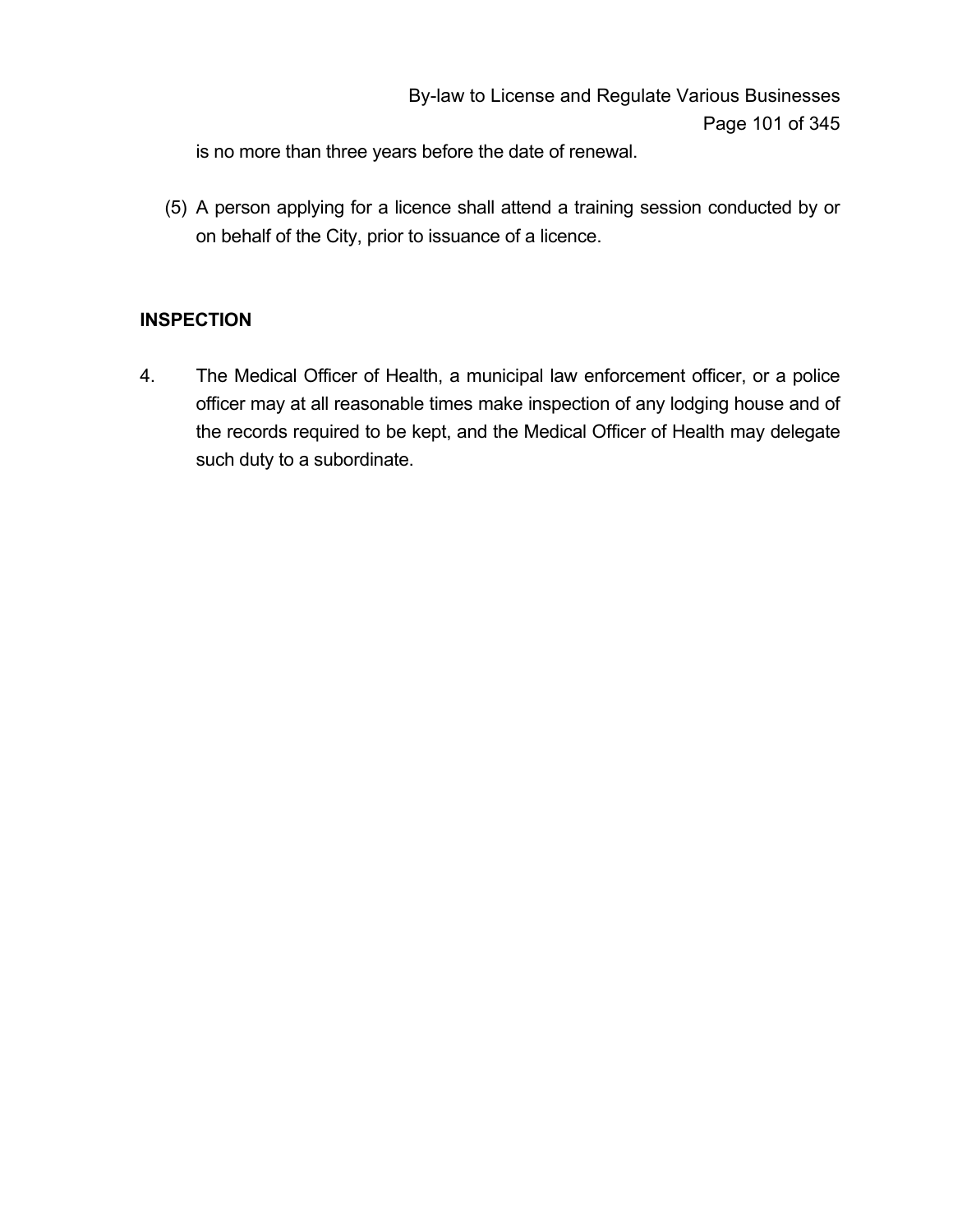is no more than three years before the date of renewal.

(5) A person applying for a licence shall attend a training session conducted by or on behalf of the City, prior to issuance of a licence.

**INSPECTION**

4. The Medical Officer of Health, a municipal law enforcement officer, or a police officer may at all reasonable times make inspection of any lodging house and of the records required to be kept, and the Medical Officer of Health may delegate such duty to a subordinate.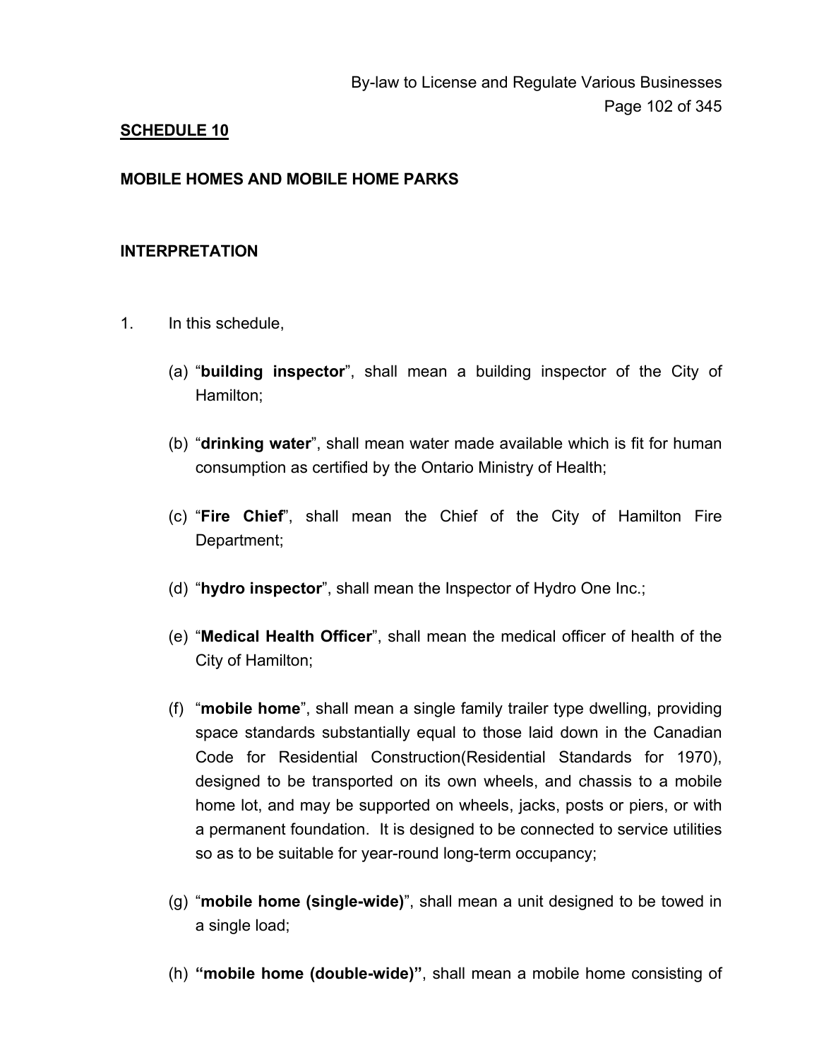**SCHEDULE 10**

**MOBILE HOMES AND MOBILE HOME PARKS**

**INTERPRETATION**

1. In this schedule,

   (a) "**building inspector**", shall mean a building inspector of the City of Hamilton;

   (b) "**drinking water**", shall mean water made available which is fit for human consumption as certified by the Ontario Ministry of Health;

   (c) "**Fire Chief**", shall mean the Chief of the City of Hamilton Fire Department;

   (d) "**hydro inspector**", shall mean the Inspector of Hydro One Inc.;

   (e) "**Medical Health Officer**", shall mean the medical officer of health of the City of Hamilton;

   (f) "**mobile home**", shall mean a single family trailer type dwelling, providing space standards substantially equal to those laid down in the Canadian Code for Residential Construction(Residential Standards for 1970), designed to be transported on its own wheels, and chassis to a mobile home lot, and may be supported on wheels, jacks, posts or piers, or with a permanent foundation. It is designed to be connected to service utilities so as to be suitable for year-round long-term occupancy;

   (g) "**mobile home (single-wide)**", shall mean a unit designed to be towed in a single load;

   (h) **"mobile home (double-wide)"**, shall mean a mobile home consisting of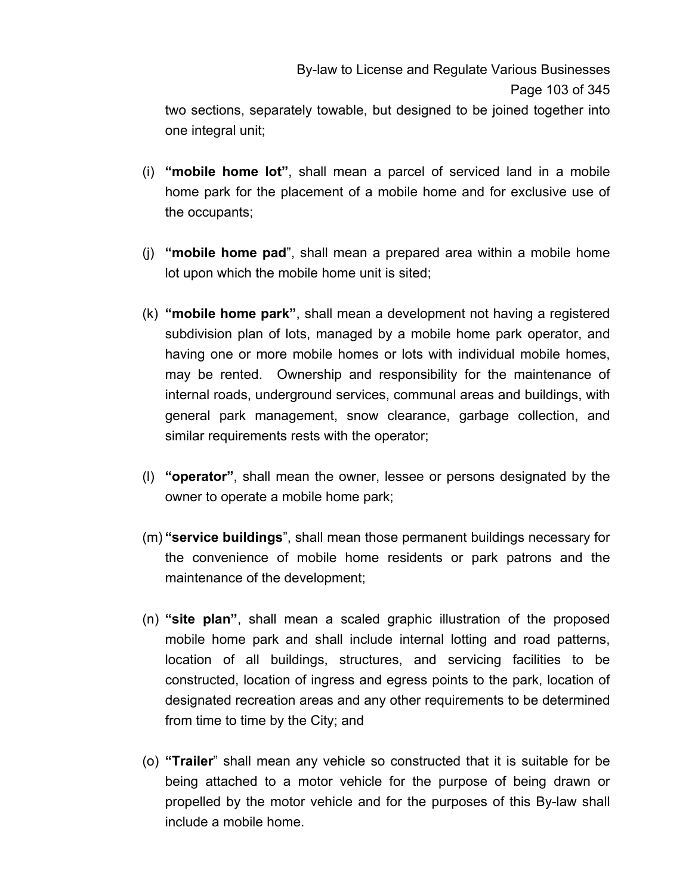two sections, separately towable, but designed to be joined together into one integral unit;

(i) **"mobile home lot"**, shall mean a parcel of serviced land in a mobile home park for the placement of a mobile home and for exclusive use of the occupants;

(j) **"mobile home pad"**, shall mean a prepared area within a mobile home lot upon which the mobile home unit is sited;

(k) **"mobile home park"**, shall mean a development not having a registered subdivision plan of lots, managed by a mobile home park operator, and having one or more mobile homes or lots with individual mobile homes, may be rented. Ownership and responsibility for the maintenance of internal roads, underground services, communal areas and buildings, with general park management, snow clearance, garbage collection, and similar requirements rests with the operator;

(l) **"operator"**, shall mean the owner, lessee or persons designated by the owner to operate a mobile home park;

(m) **"service buildings"**, shall mean those permanent buildings necessary for the convenience of mobile home residents or park patrons and the maintenance of the development;

(n) **"site plan"**, shall mean a scaled graphic illustration of the proposed mobile home park and shall include internal lotting and road patterns, location of all buildings, structures, and servicing facilities to be constructed, location of ingress and egress points to the park, location of designated recreation areas and any other requirements to be determined from time to time by the City; and

(o) **"Trailer"** shall mean any vehicle so constructed that it is suitable for be being attached to a motor vehicle for the purpose of being drawn or propelled by the motor vehicle and for the purposes of this By-law shall include a mobile home.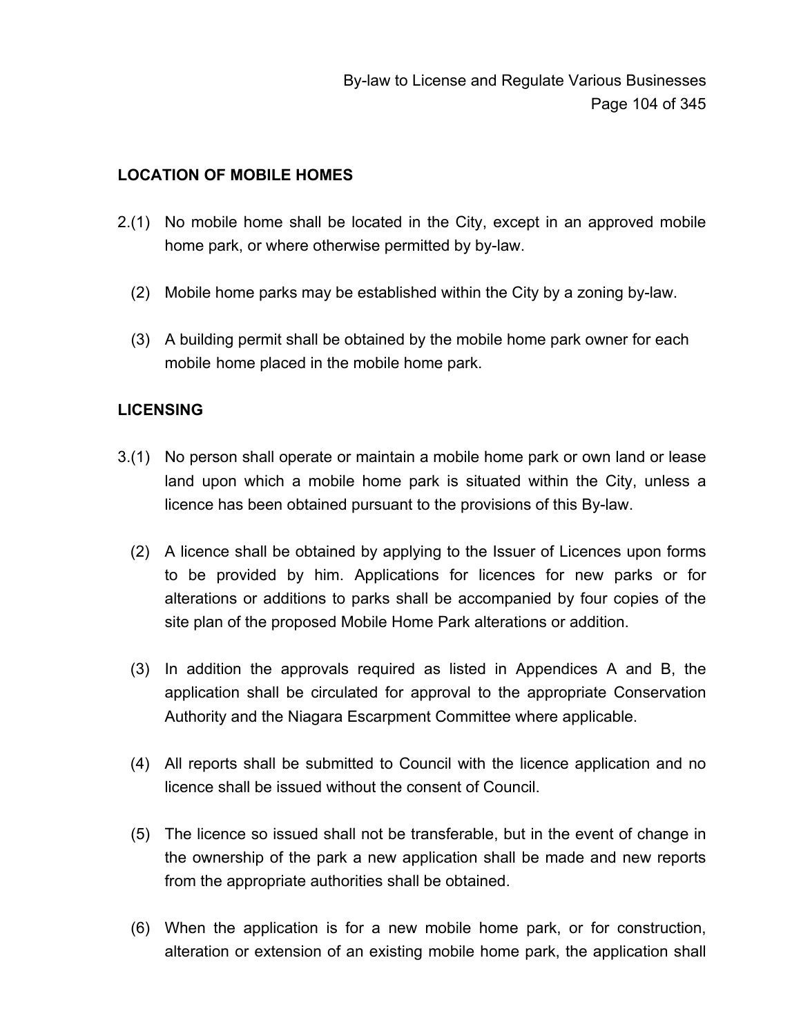## LOCATION OF MOBILE HOMES

2.(1) No mobile home shall be located in the City, except in an approved mobile home park, or where otherwise permitted by by-law.

(2) Mobile home parks may be established within the City by a zoning by-law.

(3) A building permit shall be obtained by the mobile home park owner for each mobile home placed in the mobile home park.

## LICENSING

3.(1) No person shall operate or maintain a mobile home park or own land or lease land upon which a mobile home park is situated within the City, unless a licence has been obtained pursuant to the provisions of this By-law.

(2) A licence shall be obtained by applying to the Issuer of Licences upon forms to be provided by him. Applications for licences for new parks or for alterations or additions to parks shall be accompanied by four copies of the site plan of the proposed Mobile Home Park alterations or addition.

(3) In addition the approvals required as listed in Appendices A and B, the application shall be circulated for approval to the appropriate Conservation Authority and the Niagara Escarpment Committee where applicable.

(4) All reports shall be submitted to Council with the licence application and no licence shall be issued without the consent of Council.

(5) The licence so issued shall not be transferable, but in the event of change in the ownership of the park a new application shall be made and new reports from the appropriate authorities shall be obtained.

(6) When the application is for a new mobile home park, or for construction, alteration or extension of an existing mobile home park, the application shall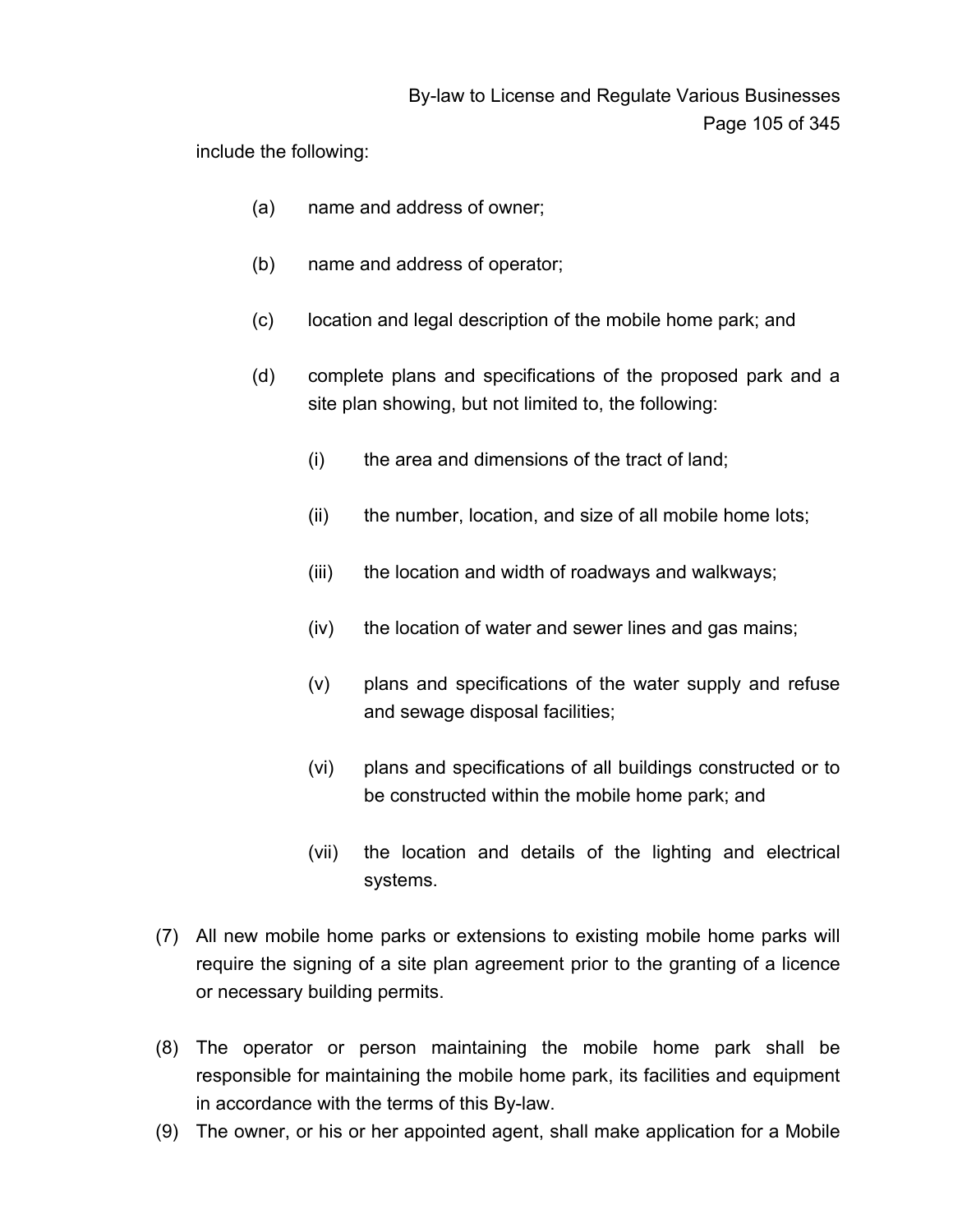include the following:

(a) name and address of owner;

(b) name and address of operator;

(c) location and legal description of the mobile home park; and

(d) complete plans and specifications of the proposed park and a site plan showing, but not limited to, the following:

(i) the area and dimensions of the tract of land;

(ii) the number, location, and size of all mobile home lots;

(iii) the location and width of roadways and walkways;

(iv) the location of water and sewer lines and gas mains;

(v) plans and specifications of the water supply and refuse and sewage disposal facilities;

(vi) plans and specifications of all buildings constructed or to be constructed within the mobile home park; and

(vii) the location and details of the lighting and electrical systems.

(7) All new mobile home parks or extensions to existing mobile home parks will require the signing of a site plan agreement prior to the granting of a licence or necessary building permits.

(8) The operator or person maintaining the mobile home park shall be responsible for maintaining the mobile home park, its facilities and equipment in accordance with the terms of this By-law.

(9) The owner, or his or her appointed agent, shall make application for a Mobile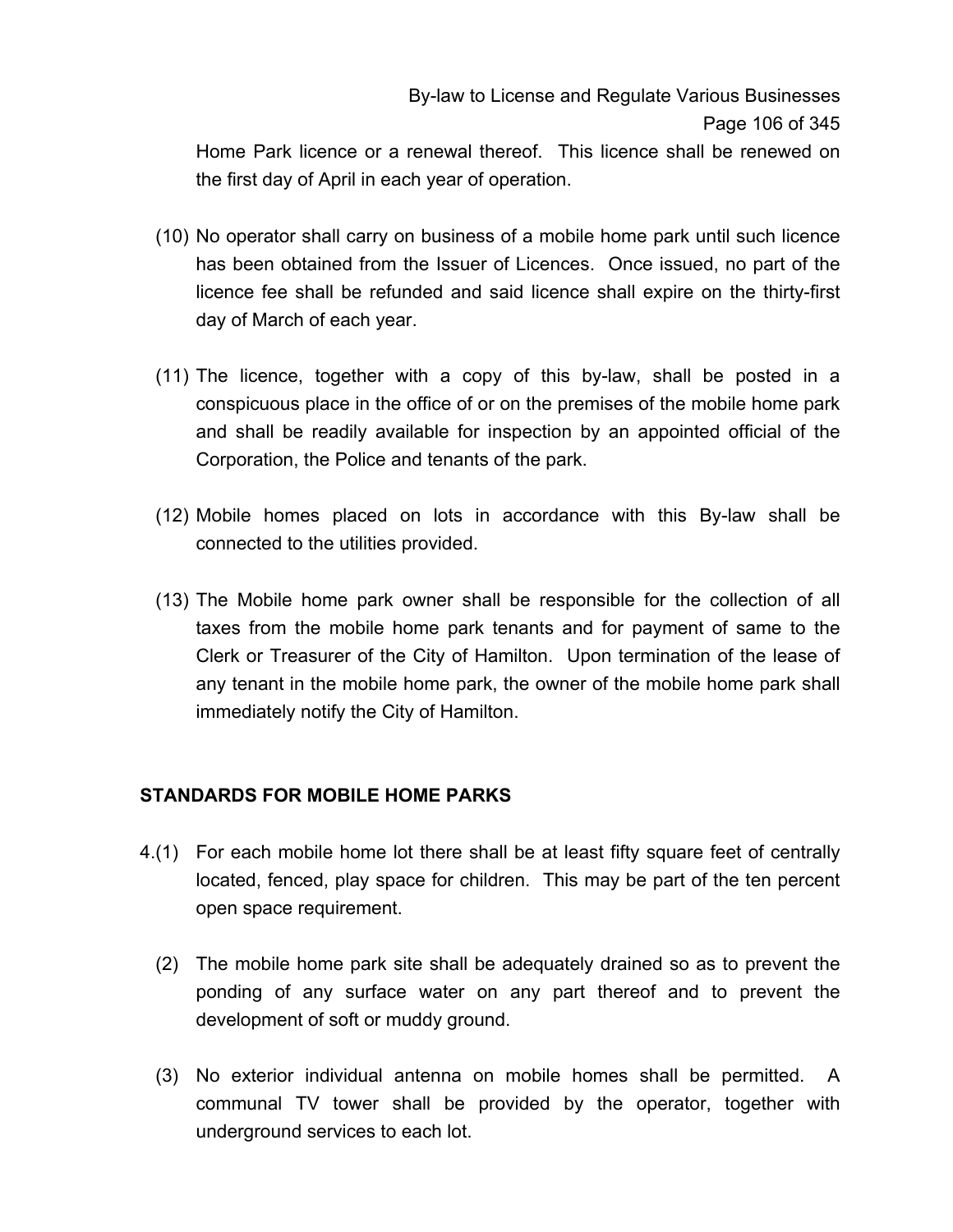Home Park licence or a renewal thereof. This licence shall be renewed on the first day of April in each year of operation.

(10) No operator shall carry on business of a mobile home park until such licence has been obtained from the Issuer of Licences. Once issued, no part of the licence fee shall be refunded and said licence shall expire on the thirty-first day of March of each year.

(11) The licence, together with a copy of this by-law, shall be posted in a conspicuous place in the office of or on the premises of the mobile home park and shall be readily available for inspection by an appointed official of the Corporation, the Police and tenants of the park.

(12) Mobile homes placed on lots in accordance with this By-law shall be connected to the utilities provided.

(13) The Mobile home park owner shall be responsible for the collection of all taxes from the mobile home park tenants and for payment of same to the Clerk or Treasurer of the City of Hamilton. Upon termination of the lease of any tenant in the mobile home park, the owner of the mobile home park shall immediately notify the City of Hamilton.

**STANDARDS FOR MOBILE HOME PARKS**

4.(1) For each mobile home lot there shall be at least fifty square feet of centrally located, fenced, play space for children. This may be part of the ten percent open space requirement.

(2) The mobile home park site shall be adequately drained so as to prevent the ponding of any surface water on any part thereof and to prevent the development of soft or muddy ground.

(3) No exterior individual antenna on mobile homes shall be permitted. A communal TV tower shall be provided by the operator, together with underground services to each lot.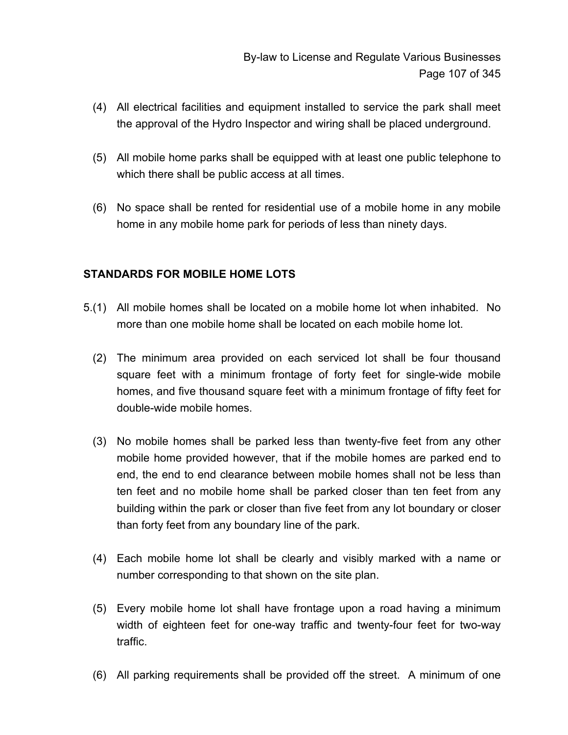(4) All electrical facilities and equipment installed to service the park shall meet the approval of the Hydro Inspector and wiring shall be placed underground.

(5) All mobile home parks shall be equipped with at least one public telephone to which there shall be public access at all times.

(6) No space shall be rented for residential use of a mobile home in any mobile home in any mobile home park for periods of less than ninety days.

**STANDARDS FOR MOBILE HOME LOTS**

5.(1) All mobile homes shall be located on a mobile home lot when inhabited. No more than one mobile home shall be located on each mobile home lot.

(2) The minimum area provided on each serviced lot shall be four thousand square feet with a minimum frontage of forty feet for single-wide mobile homes, and five thousand square feet with a minimum frontage of fifty feet for double-wide mobile homes.

(3) No mobile homes shall be parked less than twenty-five feet from any other mobile home provided however, that if the mobile homes are parked end to end, the end to end clearance between mobile homes shall not be less than ten feet and no mobile home shall be parked closer than ten feet from any building within the park or closer than five feet from any lot boundary or closer than forty feet from any boundary line of the park.

(4) Each mobile home lot shall be clearly and visibly marked with a name or number corresponding to that shown on the site plan.

(5) Every mobile home lot shall have frontage upon a road having a minimum width of eighteen feet for one-way traffic and twenty-four feet for two-way traffic.

(6) All parking requirements shall be provided off the street. A minimum of one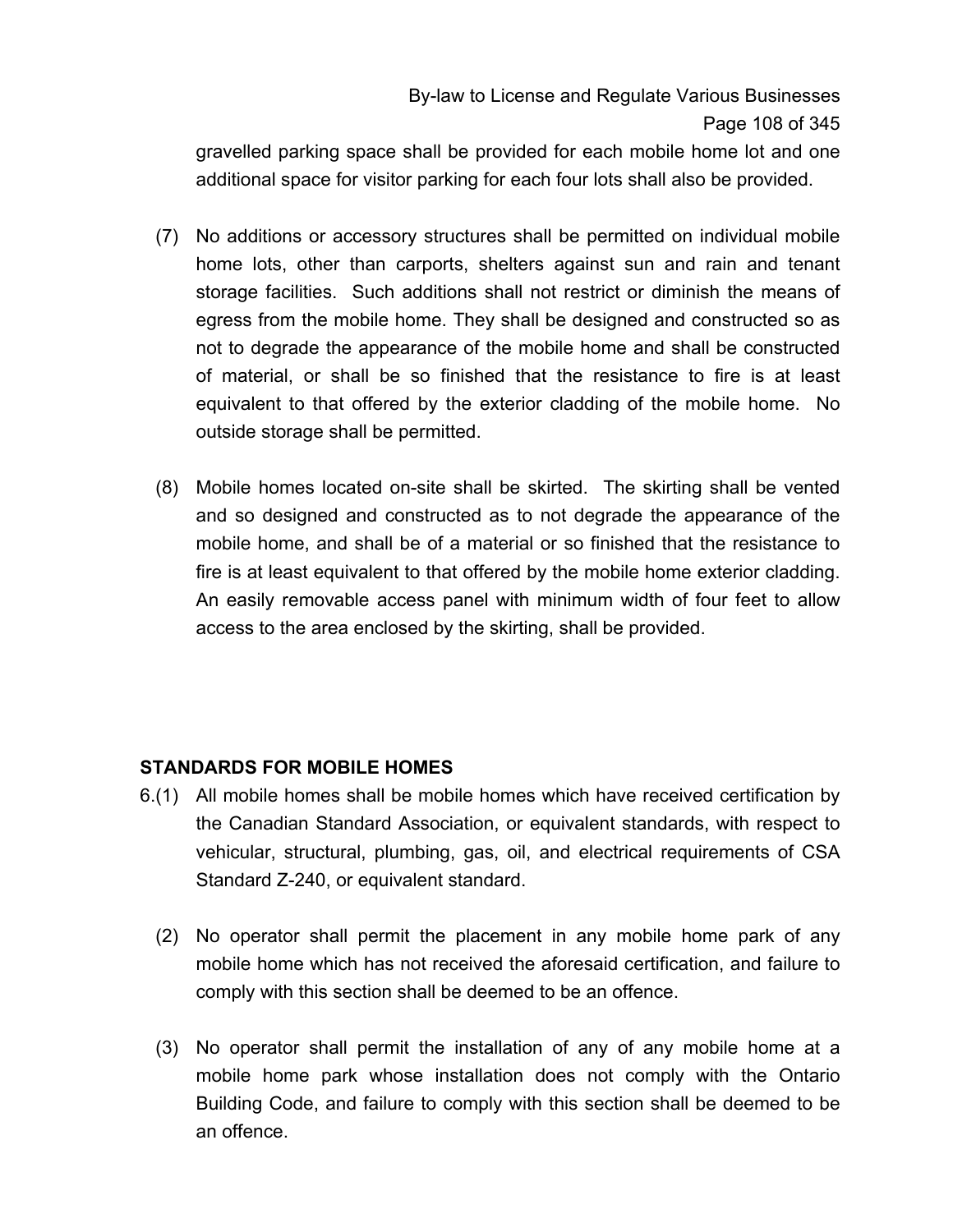gravelled parking space shall be provided for each mobile home lot and one additional space for visitor parking for each four lots shall also be provided.

(7) No additions or accessory structures shall be permitted on individual mobile home lots, other than carports, shelters against sun and rain and tenant storage facilities. Such additions shall not restrict or diminish the means of egress from the mobile home. They shall be designed and constructed so as not to degrade the appearance of the mobile home and shall be constructed of material, or shall be so finished that the resistance to fire is at least equivalent to that offered by the exterior cladding of the mobile home. No outside storage shall be permitted.

(8) Mobile homes located on-site shall be skirted. The skirting shall be vented and so designed and constructed as to not degrade the appearance of the mobile home, and shall be of a material or so finished that the resistance to fire is at least equivalent to that offered by the mobile home exterior cladding. An easily removable access panel with minimum width of four feet to allow access to the area enclosed by the skirting, shall be provided.

**STANDARDS FOR MOBILE HOMES**

6.(1) All mobile homes shall be mobile homes which have received certification by the Canadian Standard Association, or equivalent standards, with respect to vehicular, structural, plumbing, gas, oil, and electrical requirements of CSA Standard Z-240, or equivalent standard.

(2) No operator shall permit the placement in any mobile home park of any mobile home which has not received the aforesaid certification, and failure to comply with this section shall be deemed to be an offence.

(3) No operator shall permit the installation of any of any mobile home at a mobile home park whose installation does not comply with the Ontario Building Code, and failure to comply with this section shall be deemed to be an offence.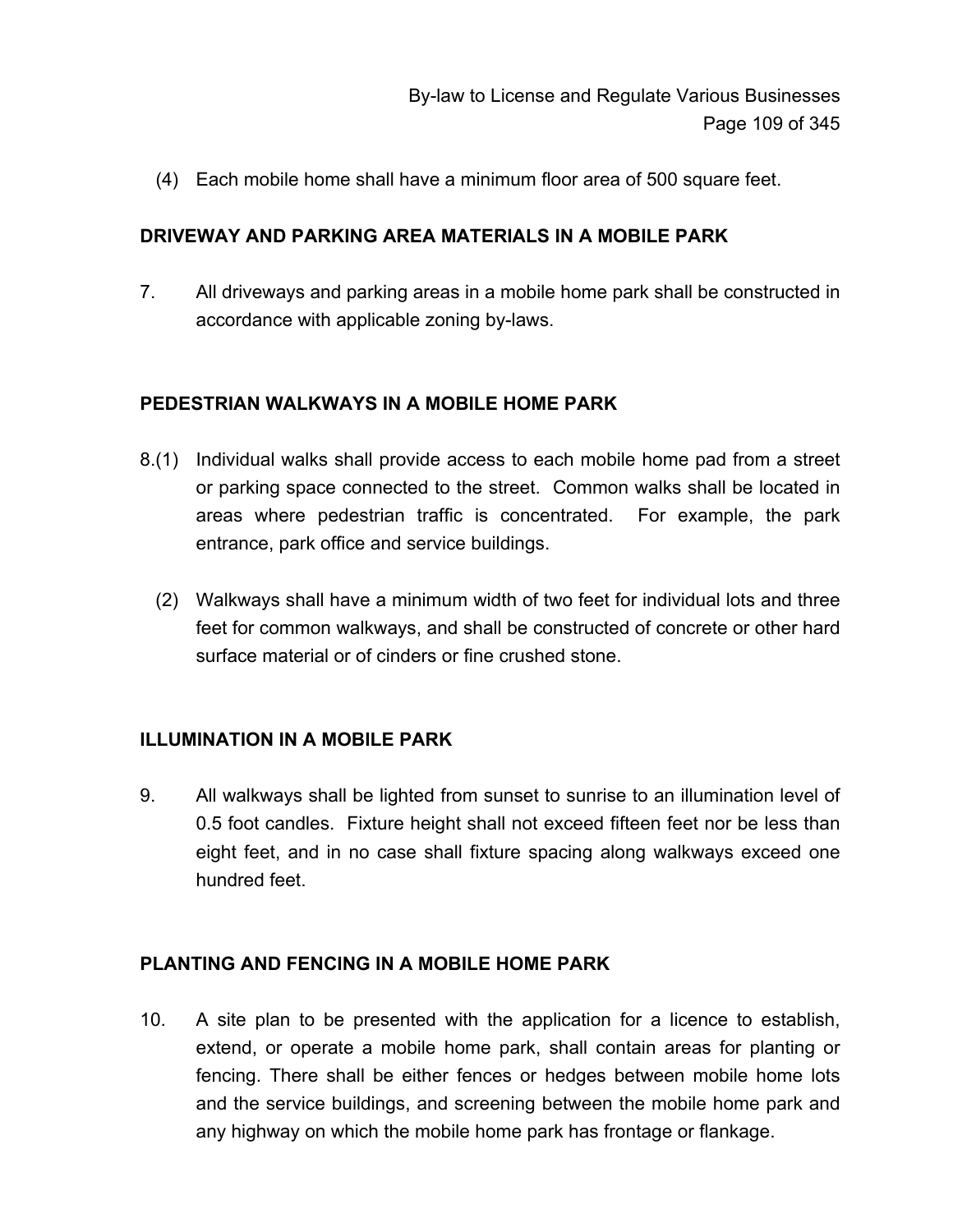(4) Each mobile home shall have a minimum floor area of 500 square feet.

**DRIVEWAY AND PARKING AREA MATERIALS IN A MOBILE PARK**

7. All driveways and parking areas in a mobile home park shall be constructed in accordance with applicable zoning by-laws.

**PEDESTRIAN WALKWAYS IN A MOBILE HOME PARK**

8.(1) Individual walks shall provide access to each mobile home pad from a street or parking space connected to the street. Common walks shall be located in areas where pedestrian traffic is concentrated. For example, the park entrance, park office and service buildings.

(2) Walkways shall have a minimum width of two feet for individual lots and three feet for common walkways, and shall be constructed of concrete or other hard surface material or of cinders or fine crushed stone.

**ILLUMINATION IN A MOBILE PARK**

9. All walkways shall be lighted from sunset to sunrise to an illumination level of 0.5 foot candles. Fixture height shall not exceed fifteen feet nor be less than eight feet, and in no case shall fixture spacing along walkways exceed one hundred feet.

**PLANTING AND FENCING IN A MOBILE HOME PARK**

10. A site plan to be presented with the application for a licence to establish, extend, or operate a mobile home park, shall contain areas for planting or fencing. There shall be either fences or hedges between mobile home lots and the service buildings, and screening between the mobile home park and any highway on which the mobile home park has frontage or flankage.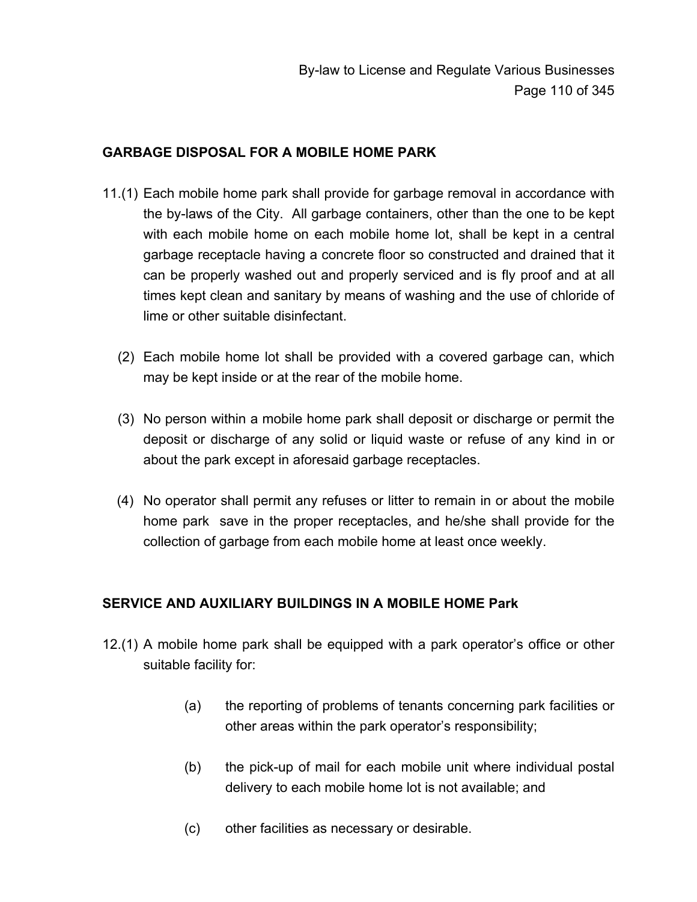## GARBAGE DISPOSAL FOR A MOBILE HOME PARK

11.(1) Each mobile home park shall provide for garbage removal in accordance with the by-laws of the City. All garbage containers, other than the one to be kept with each mobile home on each mobile home lot, shall be kept in a central garbage receptacle having a concrete floor so constructed and drained that it can be properly washed out and properly serviced and is fly proof and at all times kept clean and sanitary by means of washing and the use of chloride of lime or other suitable disinfectant.

(2) Each mobile home lot shall be provided with a covered garbage can, which may be kept inside or at the rear of the mobile home.

(3) No person within a mobile home park shall deposit or discharge or permit the deposit or discharge of any solid or liquid waste or refuse of any kind in or about the park except in aforesaid garbage receptacles.

(4) No operator shall permit any refuses or litter to remain in or about the mobile home park save in the proper receptacles, and he/she shall provide for the collection of garbage from each mobile home at least once weekly.

## SERVICE AND AUXILIARY BUILDINGS IN A MOBILE HOME Park

12.(1) A mobile home park shall be equipped with a park operator's office or other suitable facility for:

(a) the reporting of problems of tenants concerning park facilities or other areas within the park operator's responsibility;

(b) the pick-up of mail for each mobile unit where individual postal delivery to each mobile home lot is not available; and

(c) other facilities as necessary or desirable.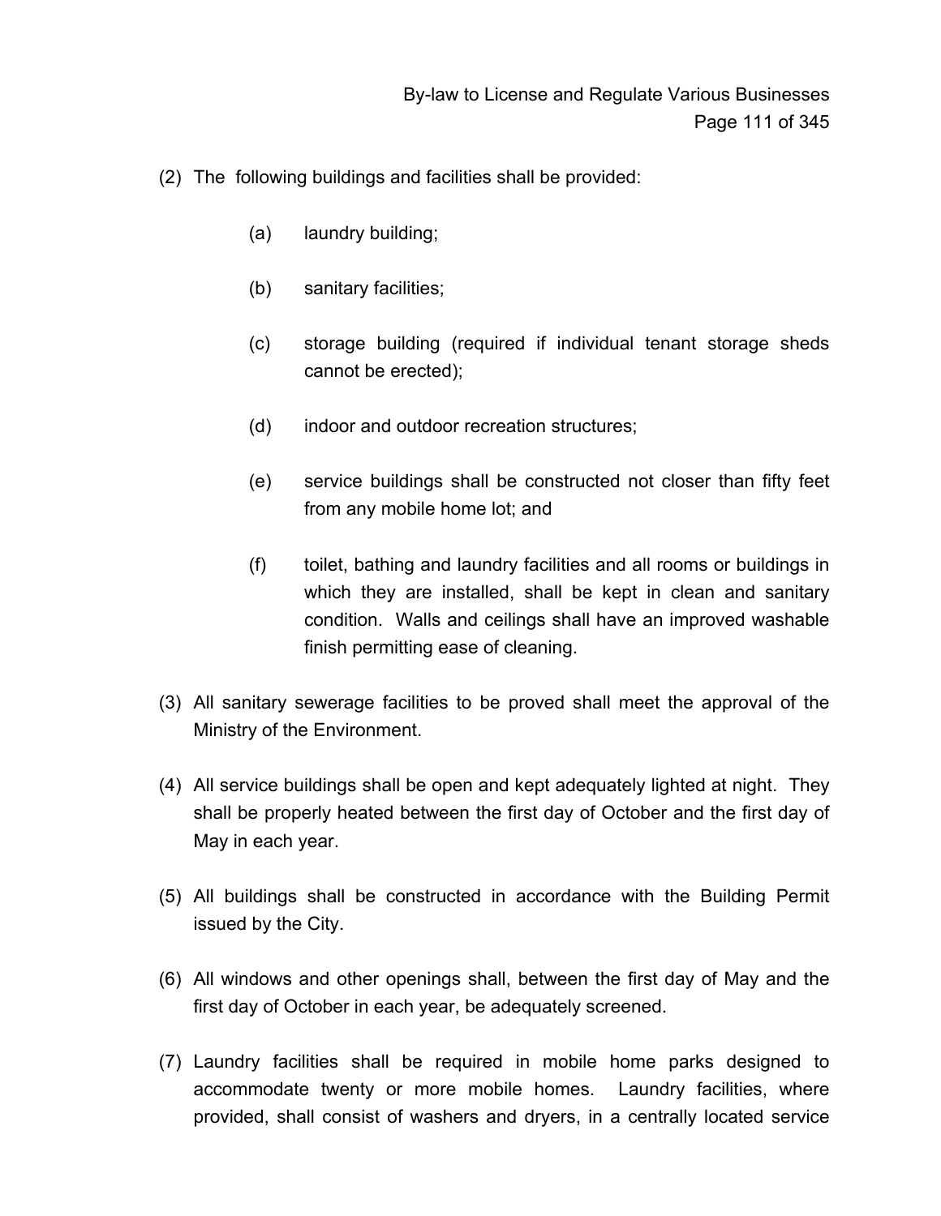(2) The following buildings and facilities shall be provided:

   (a) laundry building;

   (b) sanitary facilities;

   (c) storage building (required if individual tenant storage sheds cannot be erected);

   (d) indoor and outdoor recreation structures;

   (e) service buildings shall be constructed not closer than fifty feet from any mobile home lot; and

   (f) toilet, bathing and laundry facilities and all rooms or buildings in which they are installed, shall be kept in clean and sanitary condition. Walls and ceilings shall have an improved washable finish permitting ease of cleaning.

(3) All sanitary sewerage facilities to be proved shall meet the approval of the Ministry of the Environment.

(4) All service buildings shall be open and kept adequately lighted at night. They shall be properly heated between the first day of October and the first day of May in each year.

(5) All buildings shall be constructed in accordance with the Building Permit issued by the City.

(6) All windows and other openings shall, between the first day of May and the first day of October in each year, be adequately screened.

(7) Laundry facilities shall be required in mobile home parks designed to accommodate twenty or more mobile homes. Laundry facilities, where provided, shall consist of washers and dryers, in a centrally located service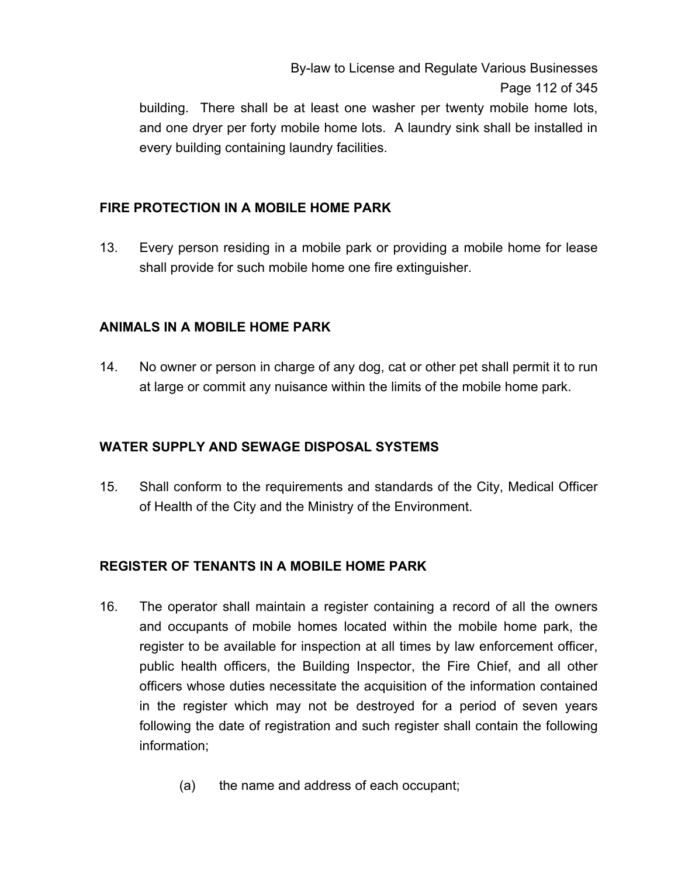building. There shall be at least one washer per twenty mobile home lots, and one dryer per forty mobile home lots. A laundry sink shall be installed in every building containing laundry facilities.

## FIRE PROTECTION IN A MOBILE HOME PARK

13. Every person residing in a mobile park or providing a mobile home for lease shall provide for such mobile home one fire extinguisher.

## ANIMALS IN A MOBILE HOME PARK

14. No owner or person in charge of any dog, cat or other pet shall permit it to run at large or commit any nuisance within the limits of the mobile home park.

## WATER SUPPLY AND SEWAGE DISPOSAL SYSTEMS

15. Shall conform to the requirements and standards of the City, Medical Officer of Health of the City and the Ministry of the Environment.

## REGISTER OF TENANTS IN A MOBILE HOME PARK

16. The operator shall maintain a register containing a record of all the owners and occupants of mobile homes located within the mobile home park, the register to be available for inspection at all times by law enforcement officer, public health officers, the Building Inspector, the Fire Chief, and all other officers whose duties necessitate the acquisition of the information contained in the register which may not be destroyed for a period of seven years following the date of registration and such register shall contain the following information;

    (a) the name and address of each occupant;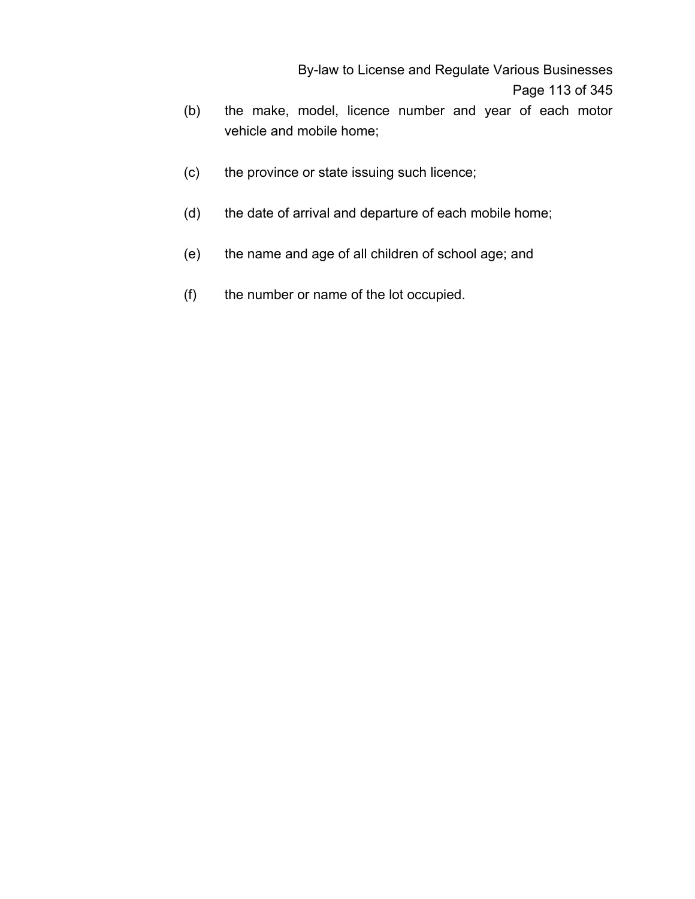(b) the make, model, licence number and year of each motor vehicle and mobile home;

(c) the province or state issuing such licence;

(d) the date of arrival and departure of each mobile home;

(e) the name and age of all children of school age; and

(f) the number or name of the lot occupied.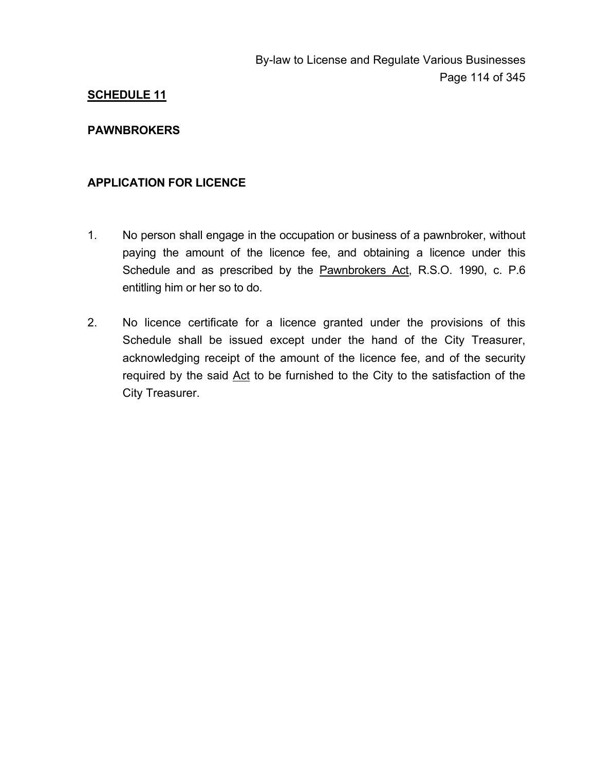## SCHEDULE 11

### PAWNBROKERS

### APPLICATION FOR LICENCE

1. No person shall engage in the occupation or business of a pawnbroker, without paying the amount of the licence fee, and obtaining a licence under this Schedule and as prescribed by the Pawnbrokers Act, R.S.O. 1990, c. P.6 entitling him or her so to do.

2. No licence certificate for a licence granted under the provisions of this Schedule shall be issued except under the hand of the City Treasurer, acknowledging receipt of the amount of the licence fee, and of the security required by the said Act to be furnished to the City to the satisfaction of the City Treasurer.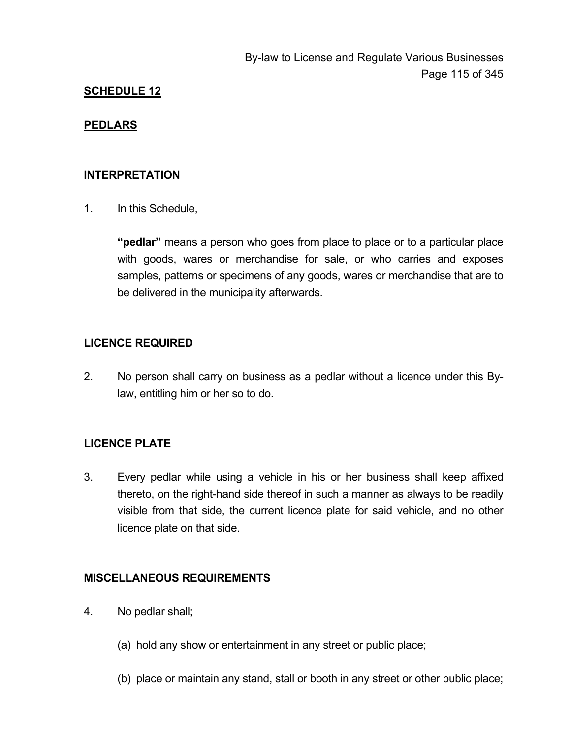## SCHEDULE 12

## PEDLARS

### INTERPRETATION

1. In this Schedule,

   **"pedlar"** means a person who goes from place to place or to a particular place with goods, wares or merchandise for sale, or who carries and exposes samples, patterns or specimens of any goods, wares or merchandise that are to be delivered in the municipality afterwards.

### LICENCE REQUIRED

2. No person shall carry on business as a pedlar without a licence under this By-law, entitling him or her so to do.

### LICENCE PLATE

3. Every pedlar while using a vehicle in his or her business shall keep affixed thereto, on the right-hand side thereof in such a manner as always to be readily visible from that side, the current licence plate for said vehicle, and no other licence plate on that side.

### MISCELLANEOUS REQUIREMENTS

4. No pedlar shall;

   (a) hold any show or entertainment in any street or public place;

   (b) place or maintain any stand, stall or booth in any street or other public place;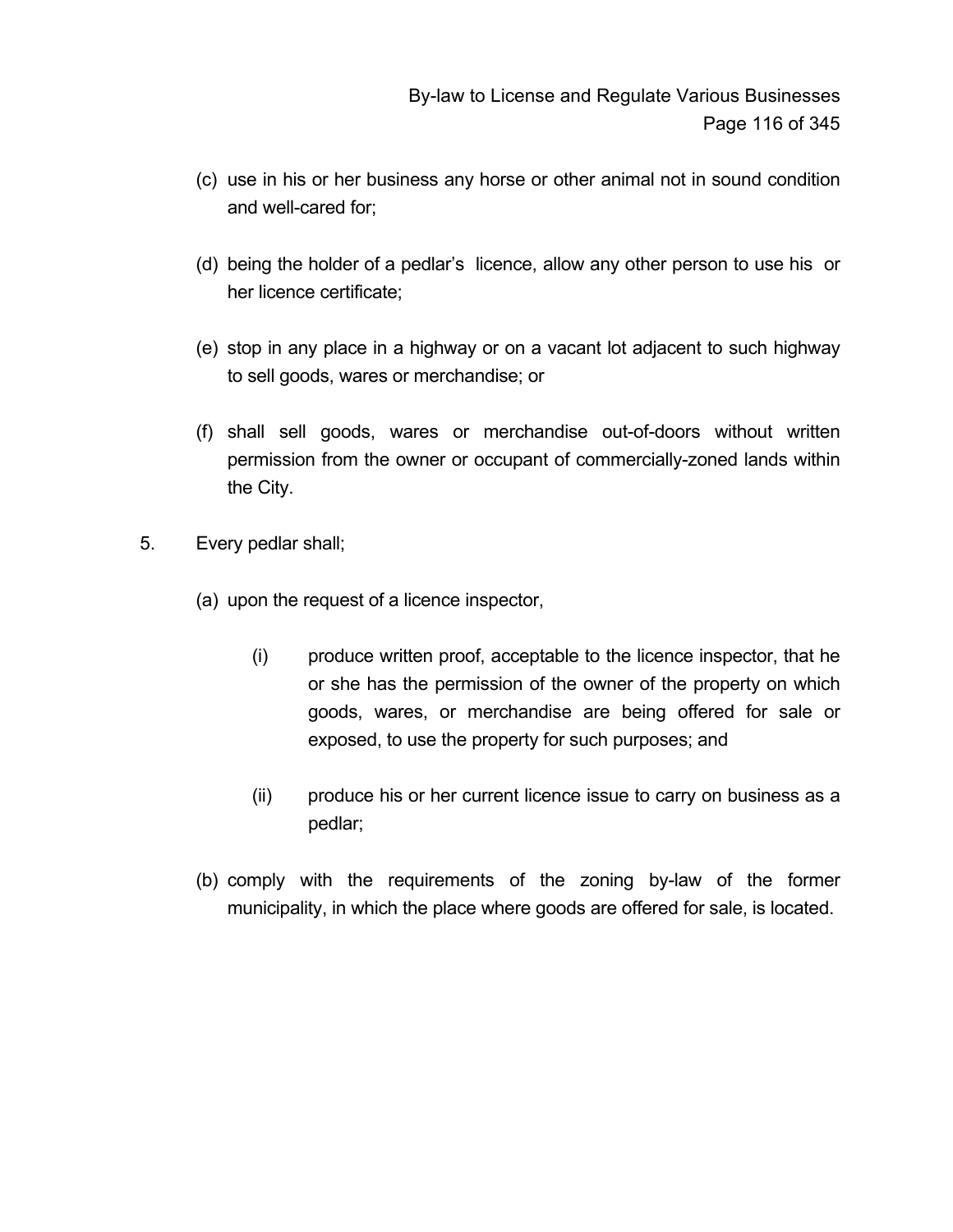(c) use in his or her business any horse or other animal not in sound condition and well-cared for;

(d) being the holder of a pedlar's licence, allow any other person to use his or her licence certificate;

(e) stop in any place in a highway or on a vacant lot adjacent to such highway to sell goods, wares or merchandise; or

(f) shall sell goods, wares or merchandise out-of-doors without written permission from the owner or occupant of commercially-zoned lands within the City.

5. Every pedlar shall;

(a) upon the request of a licence inspector,

(i) produce written proof, acceptable to the licence inspector, that he or she has the permission of the owner of the property on which goods, wares, or merchandise are being offered for sale or exposed, to use the property for such purposes; and

(ii) produce his or her current licence issue to carry on business as a pedlar;

(b) comply with the requirements of the zoning by-law of the former municipality, in which the place where goods are offered for sale, is located.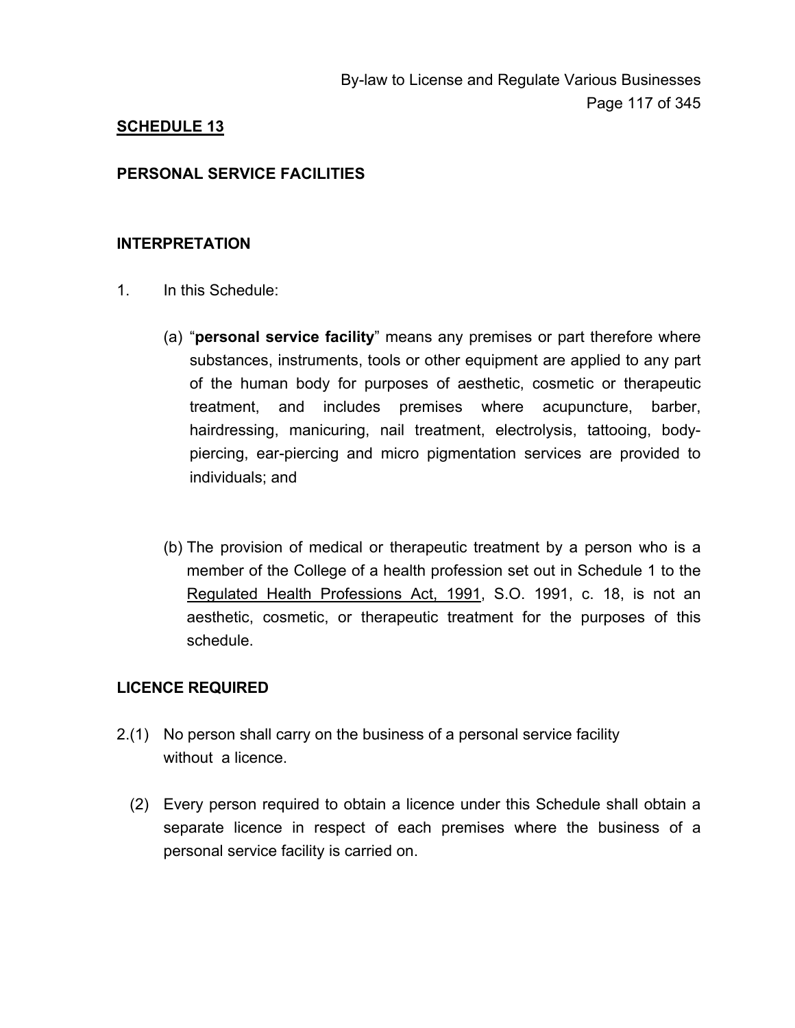## SCHEDULE 13

### PERSONAL SERVICE FACILITIES

### INTERPRETATION

1. In this Schedule:

   (a) "**personal service facility**" means any premises or part therefore where substances, instruments, tools or other equipment are applied to any part of the human body for purposes of aesthetic, cosmetic or therapeutic treatment, and includes premises where acupuncture, barber, hairdressing, manicuring, nail treatment, electrolysis, tattooing, body-piercing, ear-piercing and micro pigmentation services are provided to individuals; and

   (b) The provision of medical or therapeutic treatment by a person who is a member of the College of a health profession set out in Schedule 1 to the Regulated Health Professions Act, 1991, S.O. 1991, c. 18, is not an aesthetic, cosmetic, or therapeutic treatment for the purposes of this schedule.

### LICENCE REQUIRED

2.(1) No person shall carry on the business of a personal service facility without a licence.

(2) Every person required to obtain a licence under this Schedule shall obtain a separate licence in respect of each premises where the business of a personal service facility is carried on.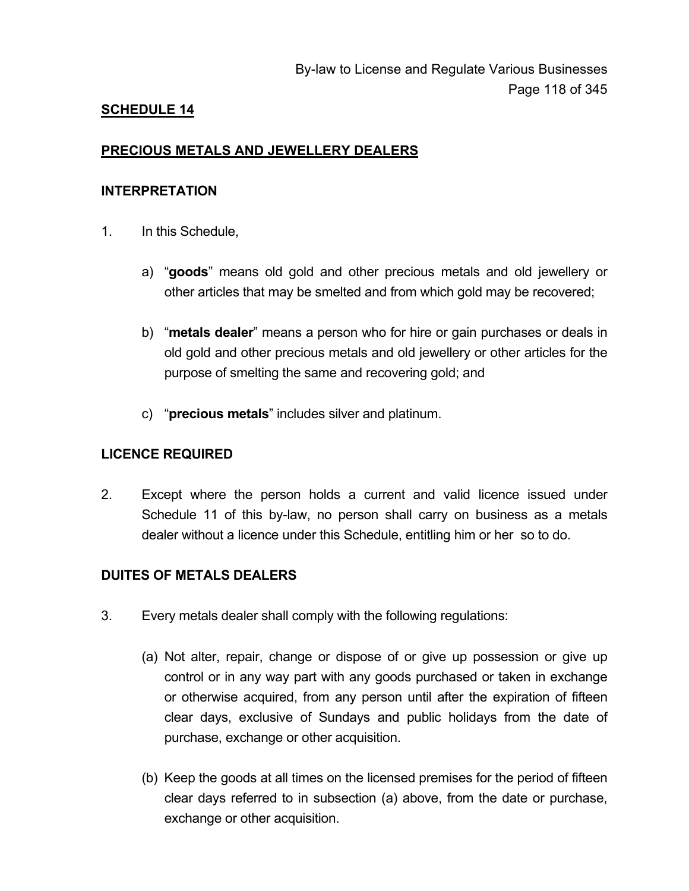## SCHEDULE 14

## PRECIOUS METALS AND JEWELLERY DEALERS

### INTERPRETATION

1. In this Schedule,

   a) "**goods**" means old gold and other precious metals and old jewellery or other articles that may be smelted and from which gold may be recovered;

   b) "**metals dealer**" means a person who for hire or gain purchases or deals in old gold and other precious metals and old jewellery or other articles for the purpose of smelting the same and recovering gold; and

   c) "**precious metals**" includes silver and platinum.

### LICENCE REQUIRED

2. Except where the person holds a current and valid licence issued under Schedule 11 of this by-law, no person shall carry on business as a metals dealer without a licence under this Schedule, entitling him or her so to do.

### DUITES OF METALS DEALERS

3. Every metals dealer shall comply with the following regulations:

   (a) Not alter, repair, change or dispose of or give up possession or give up control or in any way part with any goods purchased or taken in exchange or otherwise acquired, from any person until after the expiration of fifteen clear days, exclusive of Sundays and public holidays from the date of purchase, exchange or other acquisition.

   (b) Keep the goods at all times on the licensed premises for the period of fifteen clear days referred to in subsection (a) above, from the date or purchase, exchange or other acquisition.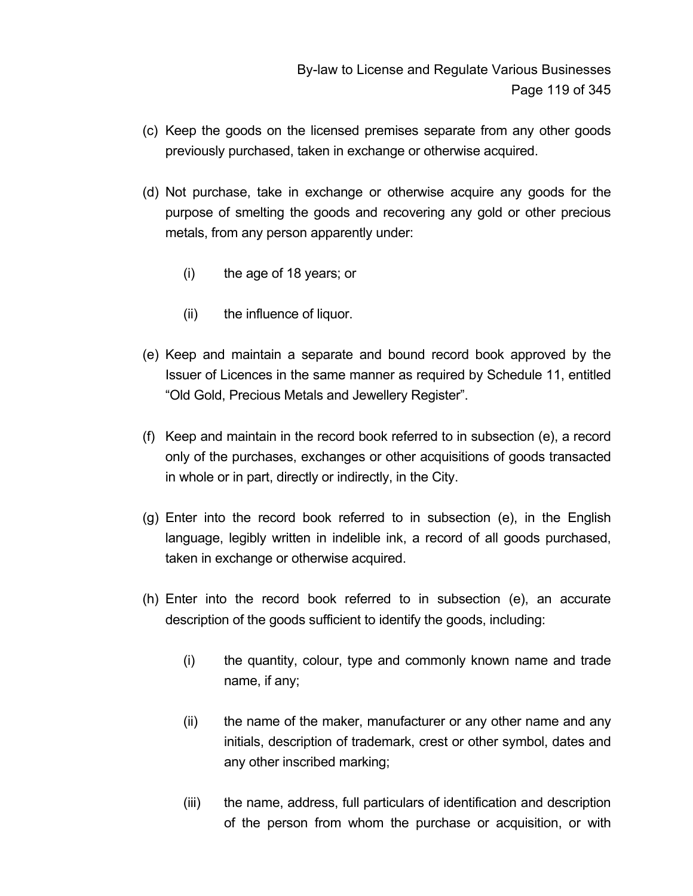(c) Keep the goods on the licensed premises separate from any other goods previously purchased, taken in exchange or otherwise acquired.

(d) Not purchase, take in exchange or otherwise acquire any goods for the purpose of smelting the goods and recovering any gold or other precious metals, from any person apparently under:

  (i) the age of 18 years; or

  (ii) the influence of liquor.

(e) Keep and maintain a separate and bound record book approved by the Issuer of Licences in the same manner as required by Schedule 11, entitled "Old Gold, Precious Metals and Jewellery Register".

(f) Keep and maintain in the record book referred to in subsection (e), a record only of the purchases, exchanges or other acquisitions of goods transacted in whole or in part, directly or indirectly, in the City.

(g) Enter into the record book referred to in subsection (e), in the English language, legibly written in indelible ink, a record of all goods purchased, taken in exchange or otherwise acquired.

(h) Enter into the record book referred to in subsection (e), an accurate description of the goods sufficient to identify the goods, including:

  (i) the quantity, colour, type and commonly known name and trade name, if any;

  (ii) the name of the maker, manufacturer or any other name and any initials, description of trademark, crest or other symbol, dates and any other inscribed marking;

  (iii) the name, address, full particulars of identification and description of the person from whom the purchase or acquisition, or with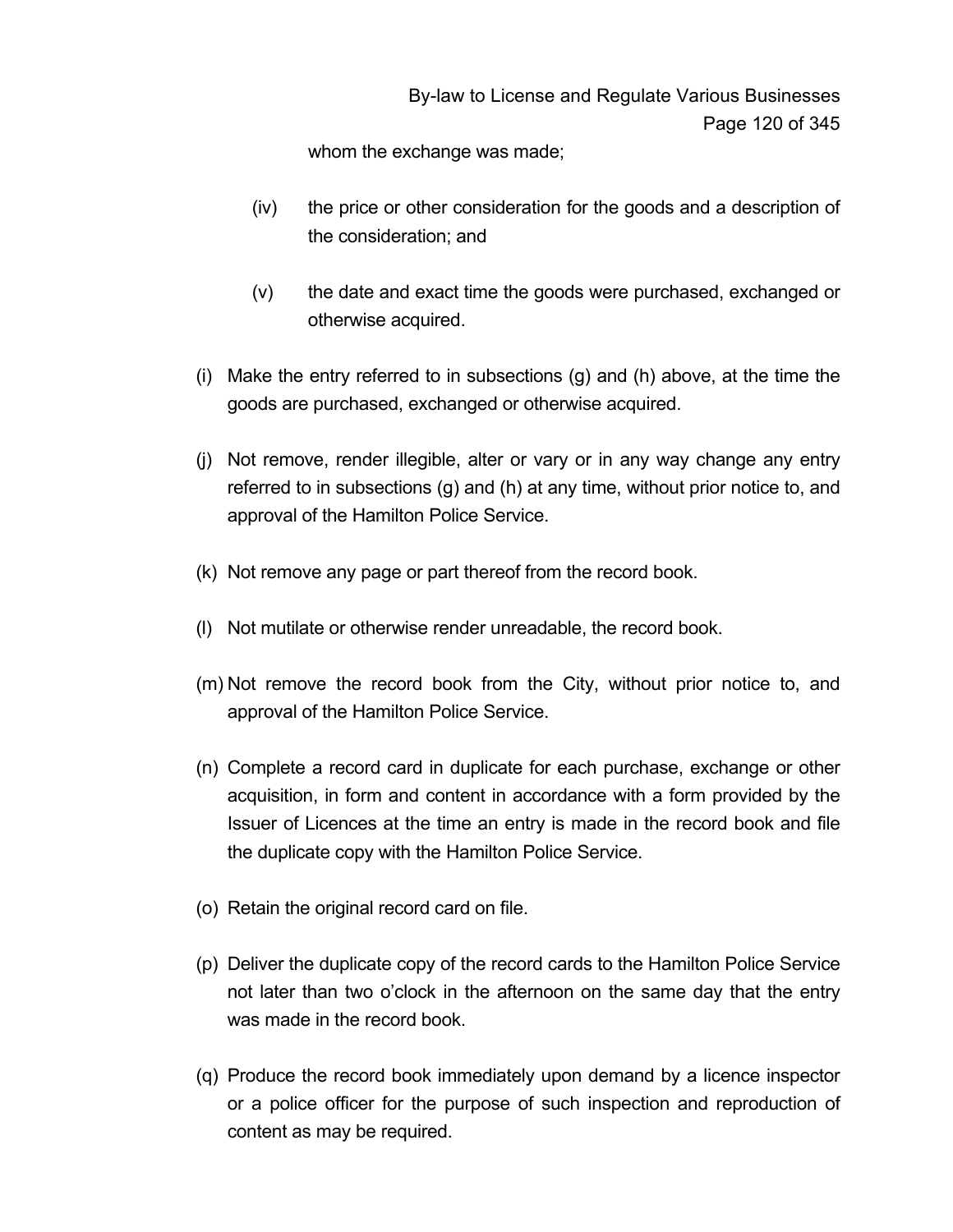whom the exchange was made;

(iv) the price or other consideration for the goods and a description of the consideration; and

(v) the date and exact time the goods were purchased, exchanged or otherwise acquired.

(i) Make the entry referred to in subsections (g) and (h) above, at the time the goods are purchased, exchanged or otherwise acquired.

(j) Not remove, render illegible, alter or vary or in any way change any entry referred to in subsections (g) and (h) at any time, without prior notice to, and approval of the Hamilton Police Service.

(k) Not remove any page or part thereof from the record book.

(l) Not mutilate or otherwise render unreadable, the record book.

(m) Not remove the record book from the City, without prior notice to, and approval of the Hamilton Police Service.

(n) Complete a record card in duplicate for each purchase, exchange or other acquisition, in form and content in accordance with a form provided by the Issuer of Licences at the time an entry is made in the record book and file the duplicate copy with the Hamilton Police Service.

(o) Retain the original record card on file.

(p) Deliver the duplicate copy of the record cards to the Hamilton Police Service not later than two o'clock in the afternoon on the same day that the entry was made in the record book.

(q) Produce the record book immediately upon demand by a licence inspector or a police officer for the purpose of such inspection and reproduction of content as may be required.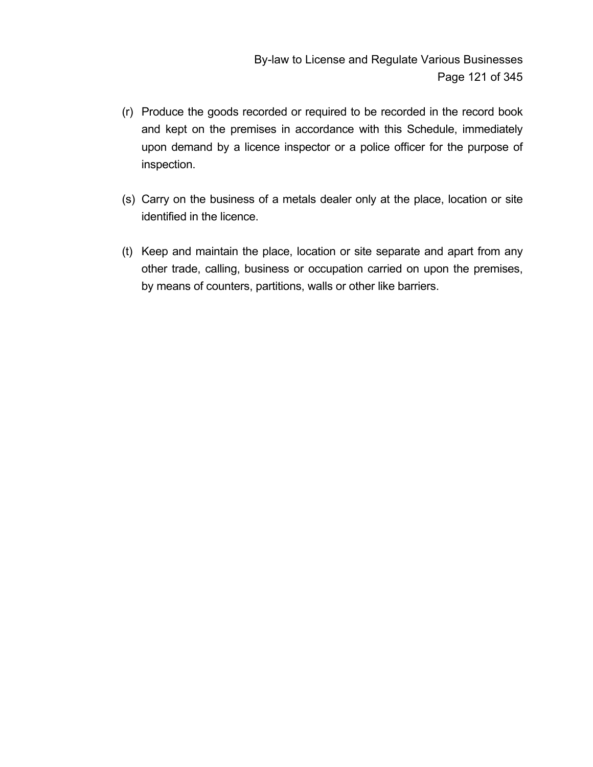(r) Produce the goods recorded or required to be recorded in the record book and kept on the premises in accordance with this Schedule, immediately upon demand by a licence inspector or a police officer for the purpose of inspection.

(s) Carry on the business of a metals dealer only at the place, location or site identified in the licence.

(t) Keep and maintain the place, location or site separate and apart from any other trade, calling, business or occupation carried on upon the premises, by means of counters, partitions, walls or other like barriers.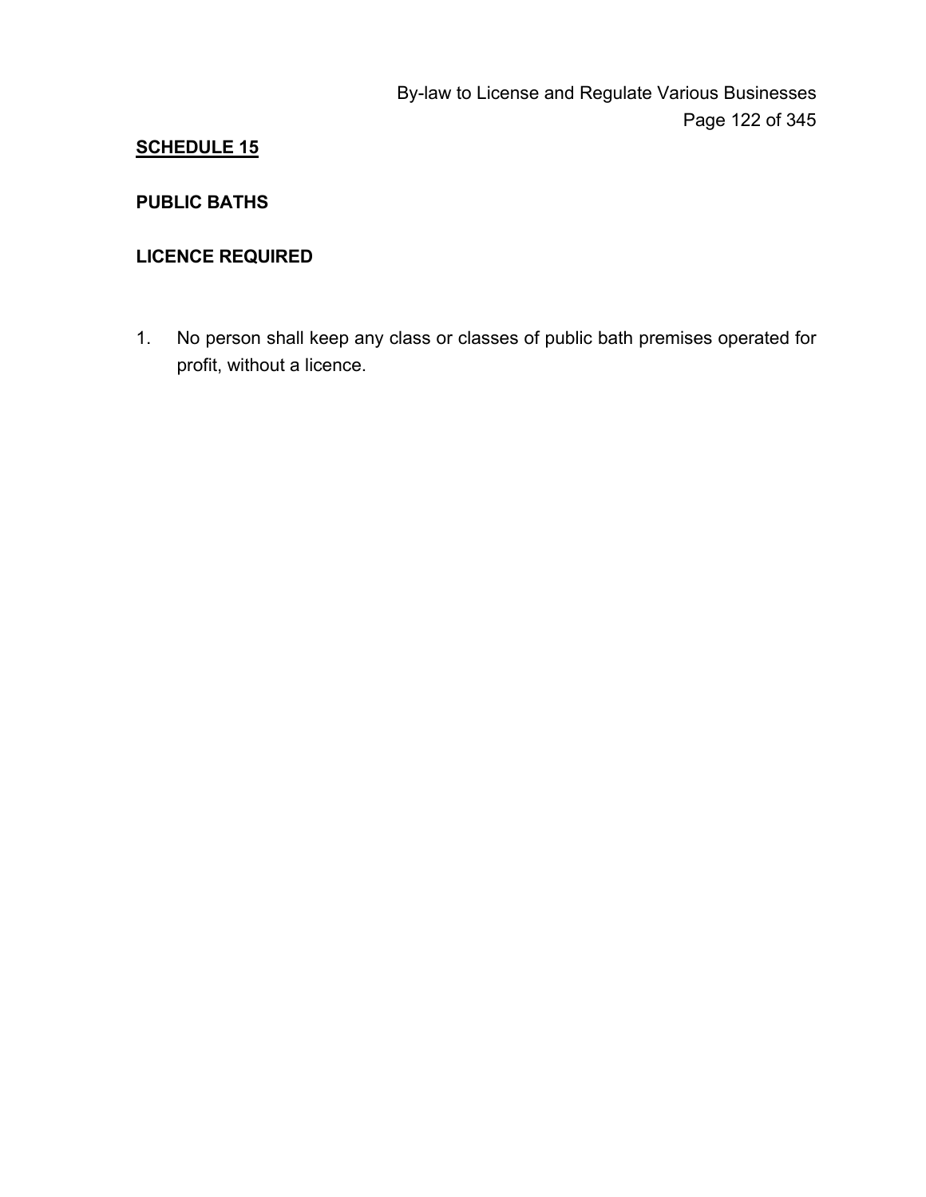## SCHEDULE 15

### PUBLIC BATHS

### LICENCE REQUIRED

1. No person shall keep any class or classes of public bath premises operated for profit, without a licence.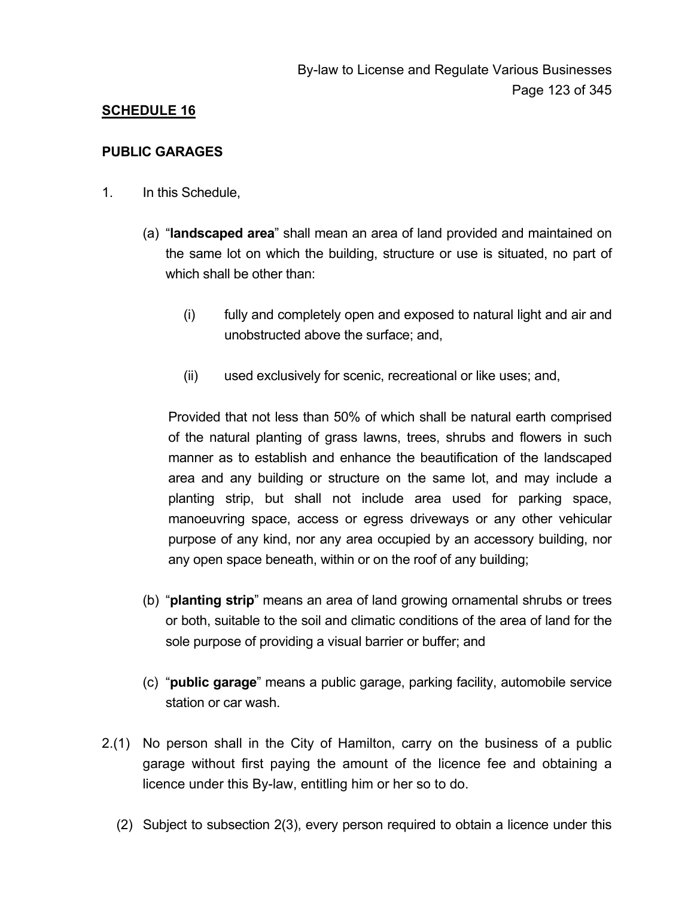## SCHEDULE 16

### PUBLIC GARAGES

1. In this Schedule,

   (a) "**landscaped area**" shall mean an area of land provided and maintained on the same lot on which the building, structure or use is situated, no part of which shall be other than:

      (i) fully and completely open and exposed to natural light and air and unobstructed above the surface; and,

      (ii) used exclusively for scenic, recreational or like uses; and,

   Provided that not less than 50% of which shall be natural earth comprised of the natural planting of grass lawns, trees, shrubs and flowers in such manner as to establish and enhance the beautification of the landscaped area and any building or structure on the same lot, and may include a planting strip, but shall not include area used for parking space, manoeuvring space, access or egress driveways or any other vehicular purpose of any kind, nor any area occupied by an accessory building, nor any open space beneath, within or on the roof of any building;

   (b) "**planting strip**" means an area of land growing ornamental shrubs or trees or both, suitable to the soil and climatic conditions of the area of land for the sole purpose of providing a visual barrier or buffer; and

   (c) "**public garage**" means a public garage, parking facility, automobile service station or car wash.

2.(1) No person shall in the City of Hamilton, carry on the business of a public garage without first paying the amount of the licence fee and obtaining a licence under this By-law, entitling him or her so to do.

   (2) Subject to subsection 2(3), every person required to obtain a licence under this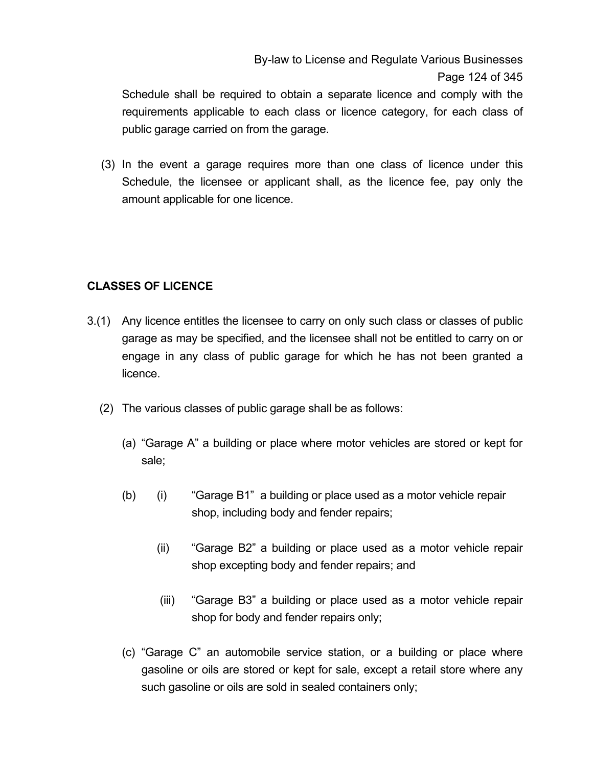Schedule shall be required to obtain a separate licence and comply with the requirements applicable to each class or licence category, for each class of public garage carried on from the garage.

(3) In the event a garage requires more than one class of licence under this Schedule, the licensee or applicant shall, as the licence fee, pay only the amount applicable for one licence.

**CLASSES OF LICENCE**

3.(1) Any licence entitles the licensee to carry on only such class or classes of public garage as may be specified, and the licensee shall not be entitled to carry on or engage in any class of public garage for which he has not been granted a licence.

(2) The various classes of public garage shall be as follows:

(a) "Garage A" a building or place where motor vehicles are stored or kept for sale;

(b) (i) "Garage B1" a building or place used as a motor vehicle repair shop, including body and fender repairs;

(ii) "Garage B2" a building or place used as a motor vehicle repair shop excepting body and fender repairs; and

(iii) "Garage B3" a building or place used as a motor vehicle repair shop for body and fender repairs only;

(c) "Garage C" an automobile service station, or a building or place where gasoline or oils are stored or kept for sale, except a retail store where any such gasoline or oils are sold in sealed containers only;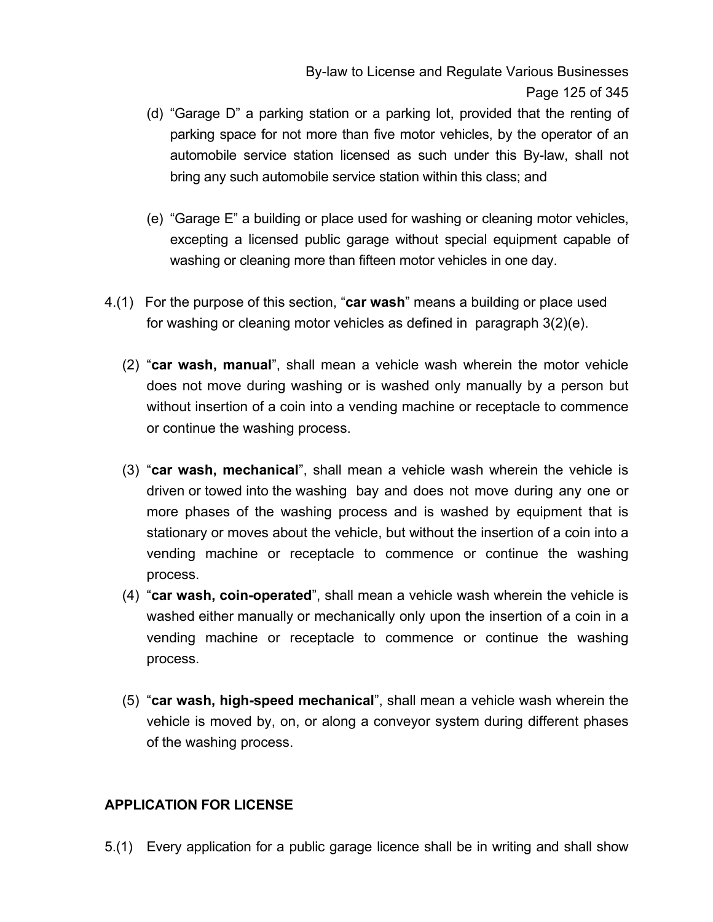(d) "Garage D" a parking station or a parking lot, provided that the renting of parking space for not more than five motor vehicles, by the operator of an automobile service station licensed as such under this By-law, shall not bring any such automobile service station within this class; and

(e) "Garage E" a building or place used for washing or cleaning motor vehicles, excepting a licensed public garage without special equipment capable of washing or cleaning more than fifteen motor vehicles in one day.

4.(1) For the purpose of this section, "**car wash**" means a building or place used for washing or cleaning motor vehicles as defined in paragraph 3(2)(e).

(2) "**car wash, manual**", shall mean a vehicle wash wherein the motor vehicle does not move during washing or is washed only manually by a person but without insertion of a coin into a vending machine or receptacle to commence or continue the washing process.

(3) "**car wash, mechanical**", shall mean a vehicle wash wherein the vehicle is driven or towed into the washing bay and does not move during any one or more phases of the washing process and is washed by equipment that is stationary or moves about the vehicle, but without the insertion of a coin into a vending machine or receptacle to commence or continue the washing process.

(4) "**car wash, coin-operated**", shall mean a vehicle wash wherein the vehicle is washed either manually or mechanically only upon the insertion of a coin in a vending machine or receptacle to commence or continue the washing process.

(5) "**car wash, high-speed mechanical**", shall mean a vehicle wash wherein the vehicle is moved by, on, or along a conveyor system during different phases of the washing process.

## APPLICATION FOR LICENSE

5.(1) Every application for a public garage licence shall be in writing and shall show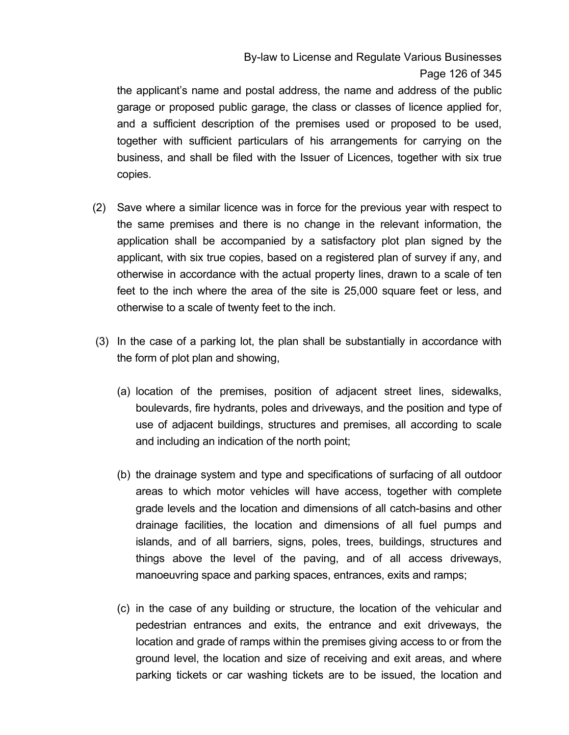the applicant's name and postal address, the name and address of the public garage or proposed public garage, the class or classes of licence applied for, and a sufficient description of the premises used or proposed to be used, together with sufficient particulars of his arrangements for carrying on the business, and shall be filed with the Issuer of Licences, together with six true copies.

(2) Save where a similar licence was in force for the previous year with respect to the same premises and there is no change in the relevant information, the application shall be accompanied by a satisfactory plot plan signed by the applicant, with six true copies, based on a registered plan of survey if any, and otherwise in accordance with the actual property lines, drawn to a scale of ten feet to the inch where the area of the site is 25,000 square feet or less, and otherwise to a scale of twenty feet to the inch.

(3) In the case of a parking lot, the plan shall be substantially in accordance with the form of plot plan and showing,

(a) location of the premises, position of adjacent street lines, sidewalks, boulevards, fire hydrants, poles and driveways, and the position and type of use of adjacent buildings, structures and premises, all according to scale and including an indication of the north point;

(b) the drainage system and type and specifications of surfacing of all outdoor areas to which motor vehicles will have access, together with complete grade levels and the location and dimensions of all catch-basins and other drainage facilities, the location and dimensions of all fuel pumps and islands, and of all barriers, signs, poles, trees, buildings, structures and things above the level of the paving, and of all access driveways, manoeuvring space and parking spaces, entrances, exits and ramps;

(c) in the case of any building or structure, the location of the vehicular and pedestrian entrances and exits, the entrance and exit driveways, the location and grade of ramps within the premises giving access to or from the ground level, the location and size of receiving and exit areas, and where parking tickets or car washing tickets are to be issued, the location and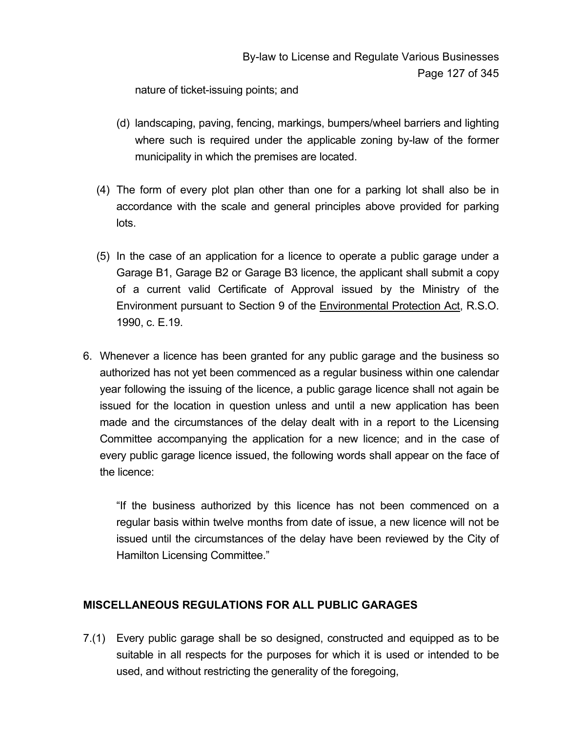nature of ticket-issuing points; and

(d) landscaping, paving, fencing, markings, bumpers/wheel barriers and lighting where such is required under the applicable zoning by-law of the former municipality in which the premises are located.

(4) The form of every plot plan other than one for a parking lot shall also be in accordance with the scale and general principles above provided for parking lots.

(5) In the case of an application for a licence to operate a public garage under a Garage B1, Garage B2 or Garage B3 licence, the applicant shall submit a copy of a current valid Certificate of Approval issued by the Ministry of the Environment pursuant to Section 9 of the Environmental Protection Act, R.S.O. 1990, c. E.19.

6. Whenever a licence has been granted for any public garage and the business so authorized has not yet been commenced as a regular business within one calendar year following the issuing of the licence, a public garage licence shall not again be issued for the location in question unless and until a new application has been made and the circumstances of the delay dealt with in a report to the Licensing Committee accompanying the application for a new licence; and in the case of every public garage licence issued, the following words shall appear on the face of the licence:

   "If the business authorized by this licence has not been commenced on a regular basis within twelve months from date of issue, a new licence will not be issued until the circumstances of the delay have been reviewed by the City of Hamilton Licensing Committee."

**MISCELLANEOUS REGULATIONS FOR ALL PUBLIC GARAGES**

7.(1) Every public garage shall be so designed, constructed and equipped as to be suitable in all respects for the purposes for which it is used or intended to be used, and without restricting the generality of the foregoing,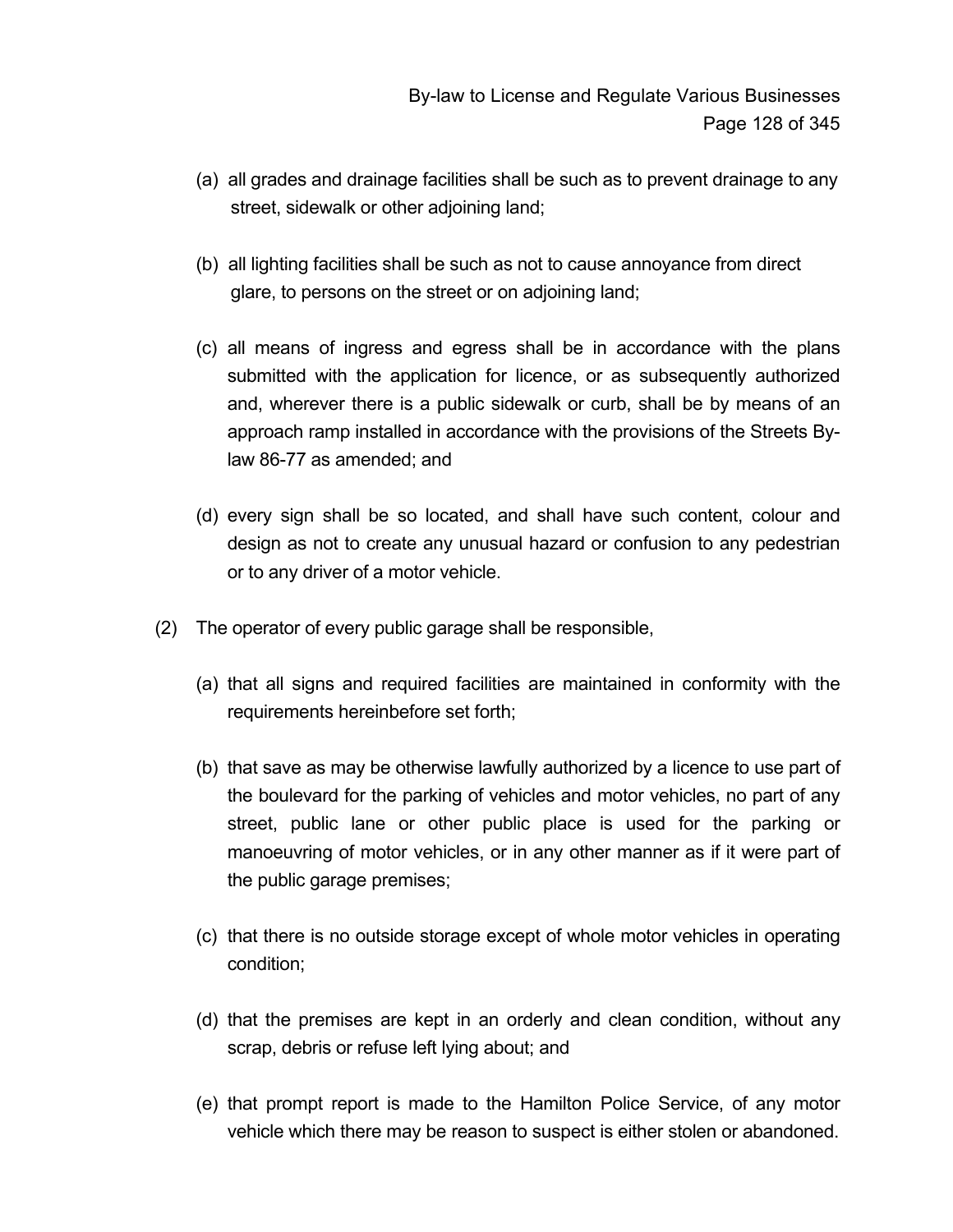(a) all grades and drainage facilities shall be such as to prevent drainage to any street, sidewalk or other adjoining land;

(b) all lighting facilities shall be such as not to cause annoyance from direct glare, to persons on the street or on adjoining land;

(c) all means of ingress and egress shall be in accordance with the plans submitted with the application for licence, or as subsequently authorized and, wherever there is a public sidewalk or curb, shall be by means of an approach ramp installed in accordance with the provisions of the Streets By-law 86-77 as amended; and

(d) every sign shall be so located, and shall have such content, colour and design as not to create any unusual hazard or confusion to any pedestrian or to any driver of a motor vehicle.

(2) The operator of every public garage shall be responsible,

(a) that all signs and required facilities are maintained in conformity with the requirements hereinbefore set forth;

(b) that save as may be otherwise lawfully authorized by a licence to use part of the boulevard for the parking of vehicles and motor vehicles, no part of any street, public lane or other public place is used for the parking or manoeuvring of motor vehicles, or in any other manner as if it were part of the public garage premises;

(c) that there is no outside storage except of whole motor vehicles in operating condition;

(d) that the premises are kept in an orderly and clean condition, without any scrap, debris or refuse left lying about; and

(e) that prompt report is made to the Hamilton Police Service, of any motor vehicle which there may be reason to suspect is either stolen or abandoned.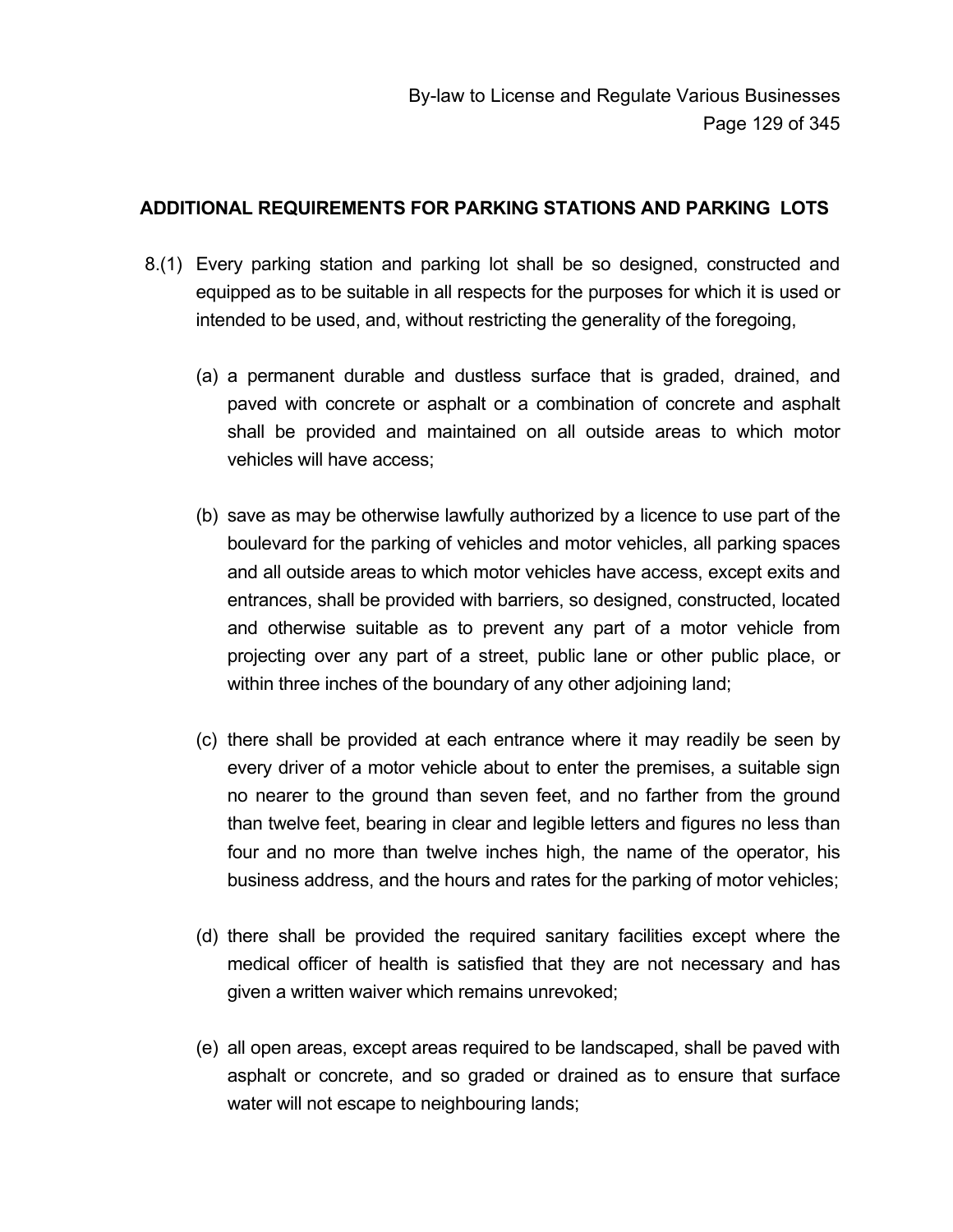## ADDITIONAL REQUIREMENTS FOR PARKING STATIONS AND PARKING LOTS

8.(1) Every parking station and parking lot shall be so designed, constructed and equipped as to be suitable in all respects for the purposes for which it is used or intended to be used, and, without restricting the generality of the foregoing,

(a) a permanent durable and dustless surface that is graded, drained, and paved with concrete or asphalt or a combination of concrete and asphalt shall be provided and maintained on all outside areas to which motor vehicles will have access;

(b) save as may be otherwise lawfully authorized by a licence to use part of the boulevard for the parking of vehicles and motor vehicles, all parking spaces and all outside areas to which motor vehicles have access, except exits and entrances, shall be provided with barriers, so designed, constructed, located and otherwise suitable as to prevent any part of a motor vehicle from projecting over any part of a street, public lane or other public place, or within three inches of the boundary of any other adjoining land;

(c) there shall be provided at each entrance where it may readily be seen by every driver of a motor vehicle about to enter the premises, a suitable sign no nearer to the ground than seven feet, and no farther from the ground than twelve feet, bearing in clear and legible letters and figures no less than four and no more than twelve inches high, the name of the operator, his business address, and the hours and rates for the parking of motor vehicles;

(d) there shall be provided the required sanitary facilities except where the medical officer of health is satisfied that they are not necessary and has given a written waiver which remains unrevoked;

(e) all open areas, except areas required to be landscaped, shall be paved with asphalt or concrete, and so graded or drained as to ensure that surface water will not escape to neighbouring lands;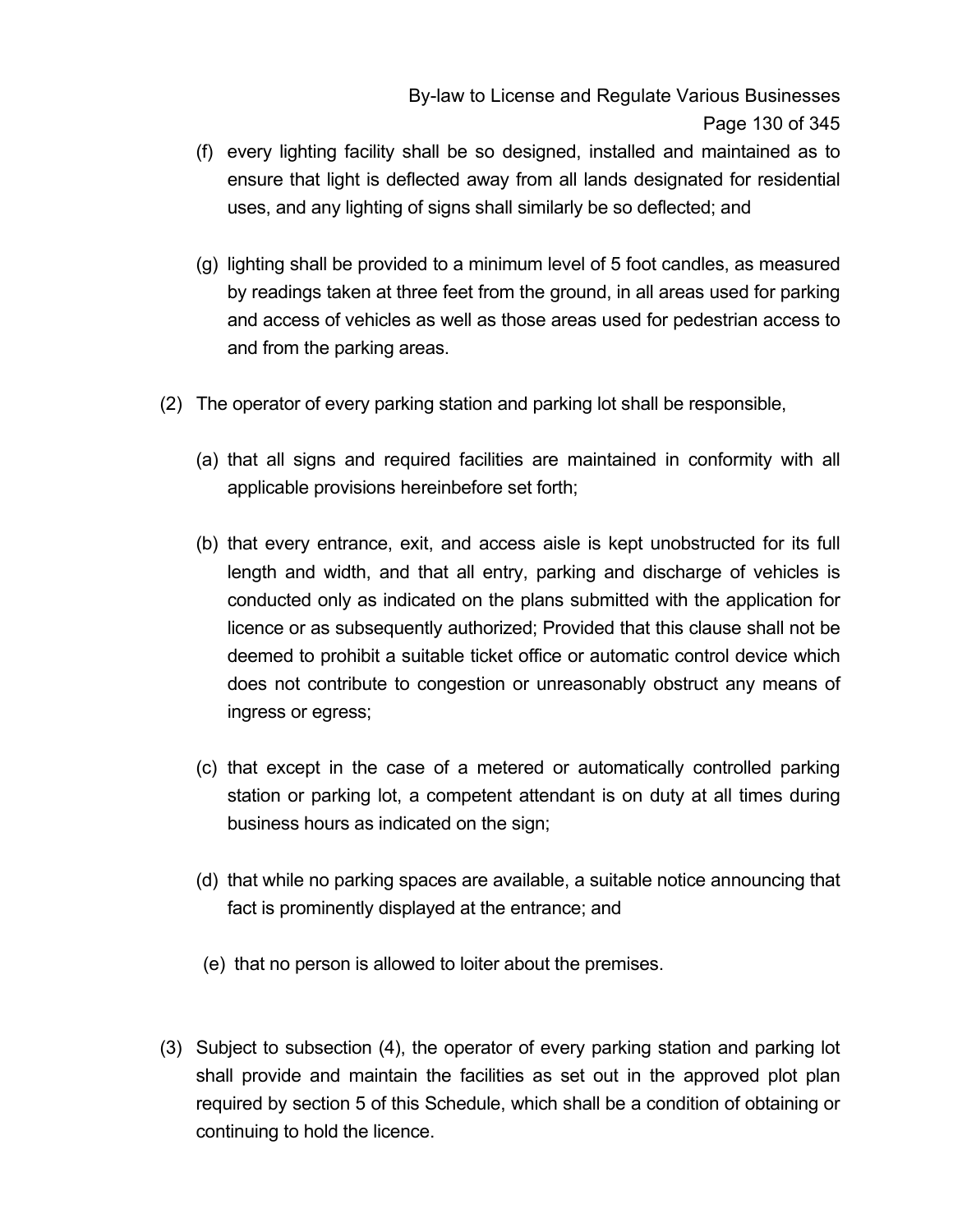(f) every lighting facility shall be so designed, installed and maintained as to ensure that light is deflected away from all lands designated for residential uses, and any lighting of signs shall similarly be so deflected; and

(g) lighting shall be provided to a minimum level of 5 foot candles, as measured by readings taken at three feet from the ground, in all areas used for parking and access of vehicles as well as those areas used for pedestrian access to and from the parking areas.

(2) The operator of every parking station and parking lot shall be responsible,

(a) that all signs and required facilities are maintained in conformity with all applicable provisions hereinbefore set forth;

(b) that every entrance, exit, and access aisle is kept unobstructed for its full length and width, and that all entry, parking and discharge of vehicles is conducted only as indicated on the plans submitted with the application for licence or as subsequently authorized; Provided that this clause shall not be deemed to prohibit a suitable ticket office or automatic control device which does not contribute to congestion or unreasonably obstruct any means of ingress or egress;

(c) that except in the case of a metered or automatically controlled parking station or parking lot, a competent attendant is on duty at all times during business hours as indicated on the sign;

(d) that while no parking spaces are available, a suitable notice announcing that fact is prominently displayed at the entrance; and

(e) that no person is allowed to loiter about the premises.

(3) Subject to subsection (4), the operator of every parking station and parking lot shall provide and maintain the facilities as set out in the approved plot plan required by section 5 of this Schedule, which shall be a condition of obtaining or continuing to hold the licence.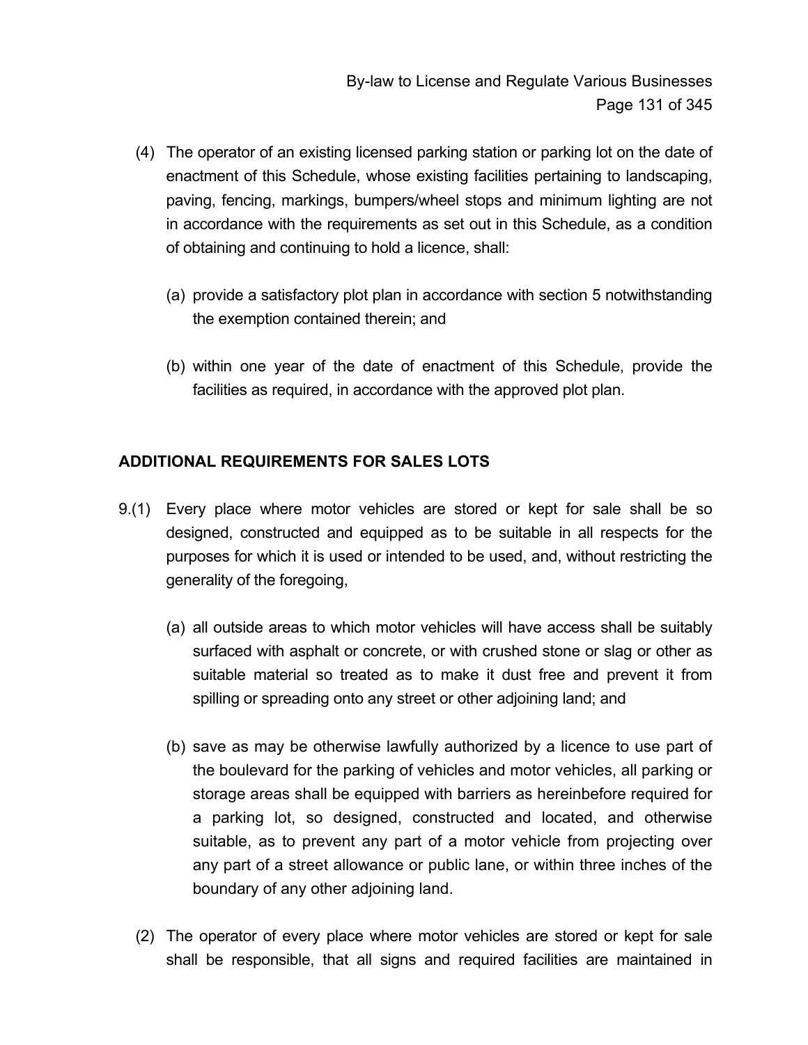(4) The operator of an existing licensed parking station or parking lot on the date of enactment of this Schedule, whose existing facilities pertaining to landscaping, paving, fencing, markings, bumpers/wheel stops and minimum lighting are not in accordance with the requirements as set out in this Schedule, as a condition of obtaining and continuing to hold a licence, shall:

(a) provide a satisfactory plot plan in accordance with section 5 notwithstanding the exemption contained therein; and

(b) within one year of the date of enactment of this Schedule, provide the facilities as required, in accordance with the approved plot plan.

## ADDITIONAL REQUIREMENTS FOR SALES LOTS

9.(1) Every place where motor vehicles are stored or kept for sale shall be so designed, constructed and equipped as to be suitable in all respects for the purposes for which it is used or intended to be used, and, without restricting the generality of the foregoing,

(a) all outside areas to which motor vehicles will have access shall be suitably surfaced with asphalt or concrete, or with crushed stone or slag or other as suitable material so treated as to make it dust free and prevent it from spilling or spreading onto any street or other adjoining land; and

(b) save as may be otherwise lawfully authorized by a licence to use part of the boulevard for the parking of vehicles and motor vehicles, all parking or storage areas shall be equipped with barriers as hereinbefore required for a parking lot, so designed, constructed and located, and otherwise suitable, as to prevent any part of a motor vehicle from projecting over any part of a street allowance or public lane, or within three inches of the boundary of any other adjoining land.

(2) The operator of every place where motor vehicles are stored or kept for sale shall be responsible, that all signs and required facilities are maintained in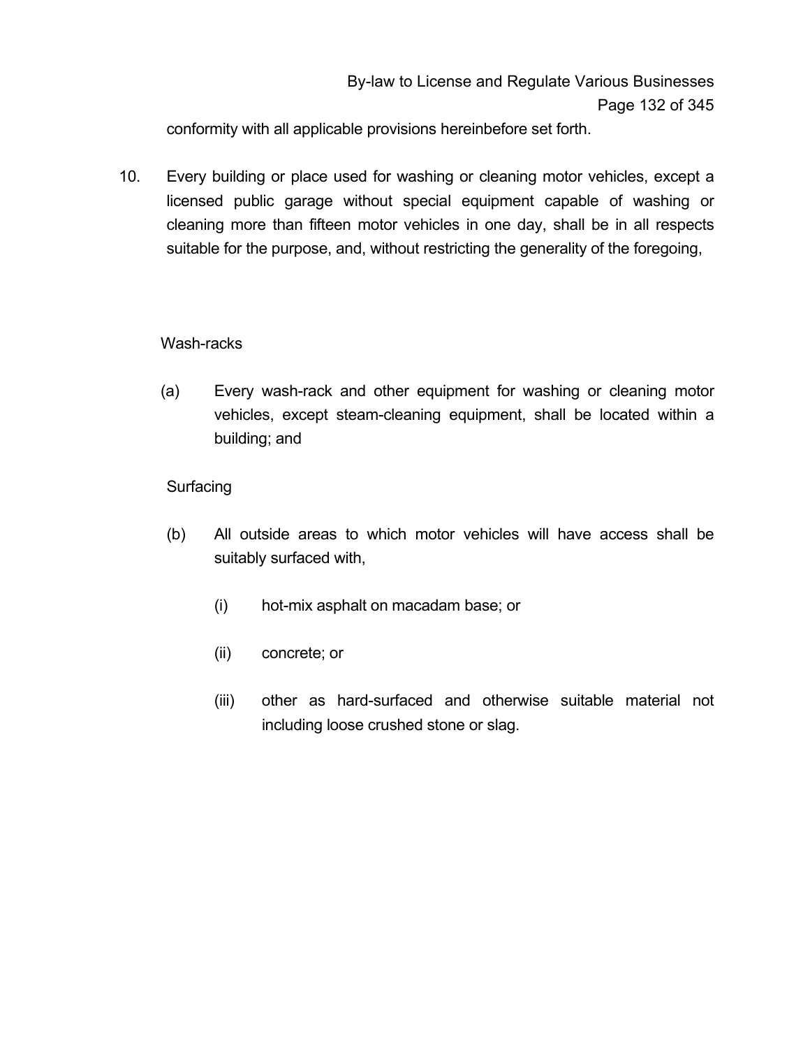conformity with all applicable provisions hereinbefore set forth.

10. Every building or place used for washing or cleaning motor vehicles, except a licensed public garage without special equipment capable of washing or cleaning more than fifteen motor vehicles in one day, shall be in all respects suitable for the purpose, and, without restricting the generality of the foregoing,

Wash-racks

(a) Every wash-rack and other equipment for washing or cleaning motor vehicles, except steam-cleaning equipment, shall be located within a building; and

Surfacing

(b) All outside areas to which motor vehicles will have access shall be suitably surfaced with,

(i) hot-mix asphalt on macadam base; or

(ii) concrete; or

(iii) other as hard-surfaced and otherwise suitable material not including loose crushed stone or slag.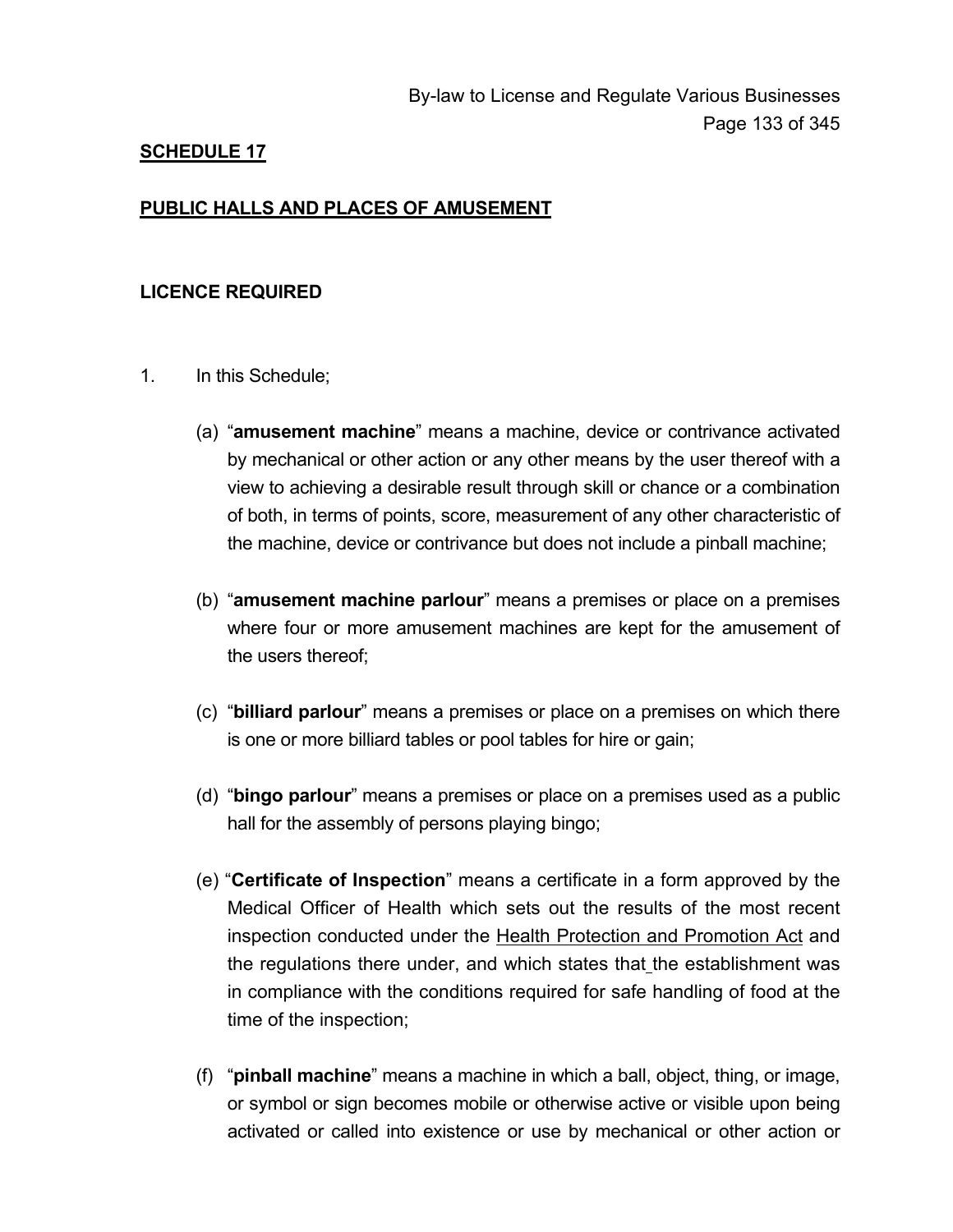## SCHEDULE 17

## PUBLIC HALLS AND PLACES OF AMUSEMENT

### LICENCE REQUIRED

1. In this Schedule;

   (a) "**amusement machine**" means a machine, device or contrivance activated by mechanical or other action or any other means by the user thereof with a view to achieving a desirable result through skill or chance or a combination of both, in terms of points, score, measurement of any other characteristic of the machine, device or contrivance but does not include a pinball machine;

   (b) "**amusement machine parlour**" means a premises or place on a premises where four or more amusement machines are kept for the amusement of the users thereof;

   (c) "**billiard parlour**" means a premises or place on a premises on which there is one or more billiard tables or pool tables for hire or gain;

   (d) "**bingo parlour**" means a premises or place on a premises used as a public hall for the assembly of persons playing bingo;

   (e) "**Certificate of Inspection**" means a certificate in a form approved by the Medical Officer of Health which sets out the results of the most recent inspection conducted under the Health Protection and Promotion Act and the regulations there under, and which states that the establishment was in compliance with the conditions required for safe handling of food at the time of the inspection;

   (f) "**pinball machine**" means a machine in which a ball, object, thing, or image, or symbol or sign becomes mobile or otherwise active or visible upon being activated or called into existence or use by mechanical or other action or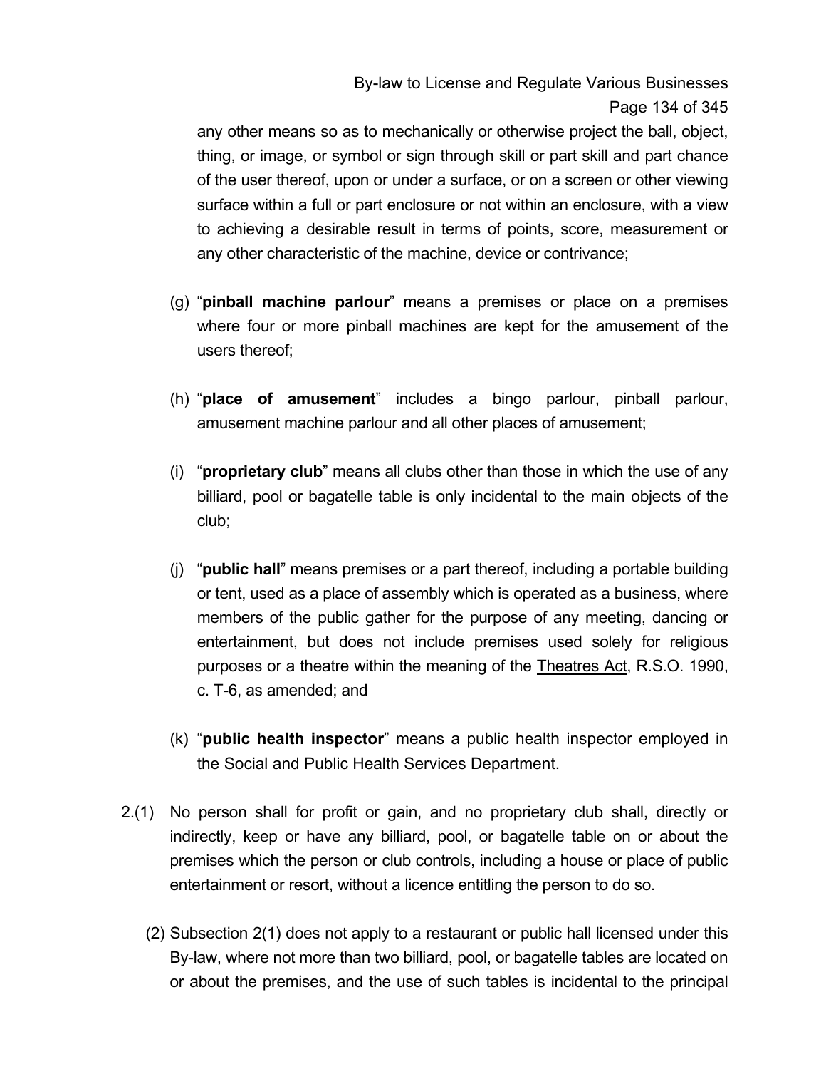any other means so as to mechanically or otherwise project the ball, object, thing, or image, or symbol or sign through skill or part skill and part chance of the user thereof, upon or under a surface, or on a screen or other viewing surface within a full or part enclosure or not within an enclosure, with a view to achieving a desirable result in terms of points, score, measurement or any other characteristic of the machine, device or contrivance;

(g) "**pinball machine parlour**" means a premises or place on a premises where four or more pinball machines are kept for the amusement of the users thereof;

(h) "**place of amusement**" includes a bingo parlour, pinball parlour, amusement machine parlour and all other places of amusement;

(i) "**proprietary club**" means all clubs other than those in which the use of any billiard, pool or bagatelle table is only incidental to the main objects of the club;

(j) "**public hall**" means premises or a part thereof, including a portable building or tent, used as a place of assembly which is operated as a business, where members of the public gather for the purpose of any meeting, dancing or entertainment, but does not include premises used solely for religious purposes or a theatre within the meaning of the Theatres Act, R.S.O. 1990, c. T-6, as amended; and

(k) "**public health inspector**" means a public health inspector employed in the Social and Public Health Services Department.

2.(1) No person shall for profit or gain, and no proprietary club shall, directly or indirectly, keep or have any billiard, pool, or bagatelle table on or about the premises which the person or club controls, including a house or place of public entertainment or resort, without a licence entitling the person to do so.

(2) Subsection 2(1) does not apply to a restaurant or public hall licensed under this By-law, where not more than two billiard, pool, or bagatelle tables are located on or about the premises, and the use of such tables is incidental to the principal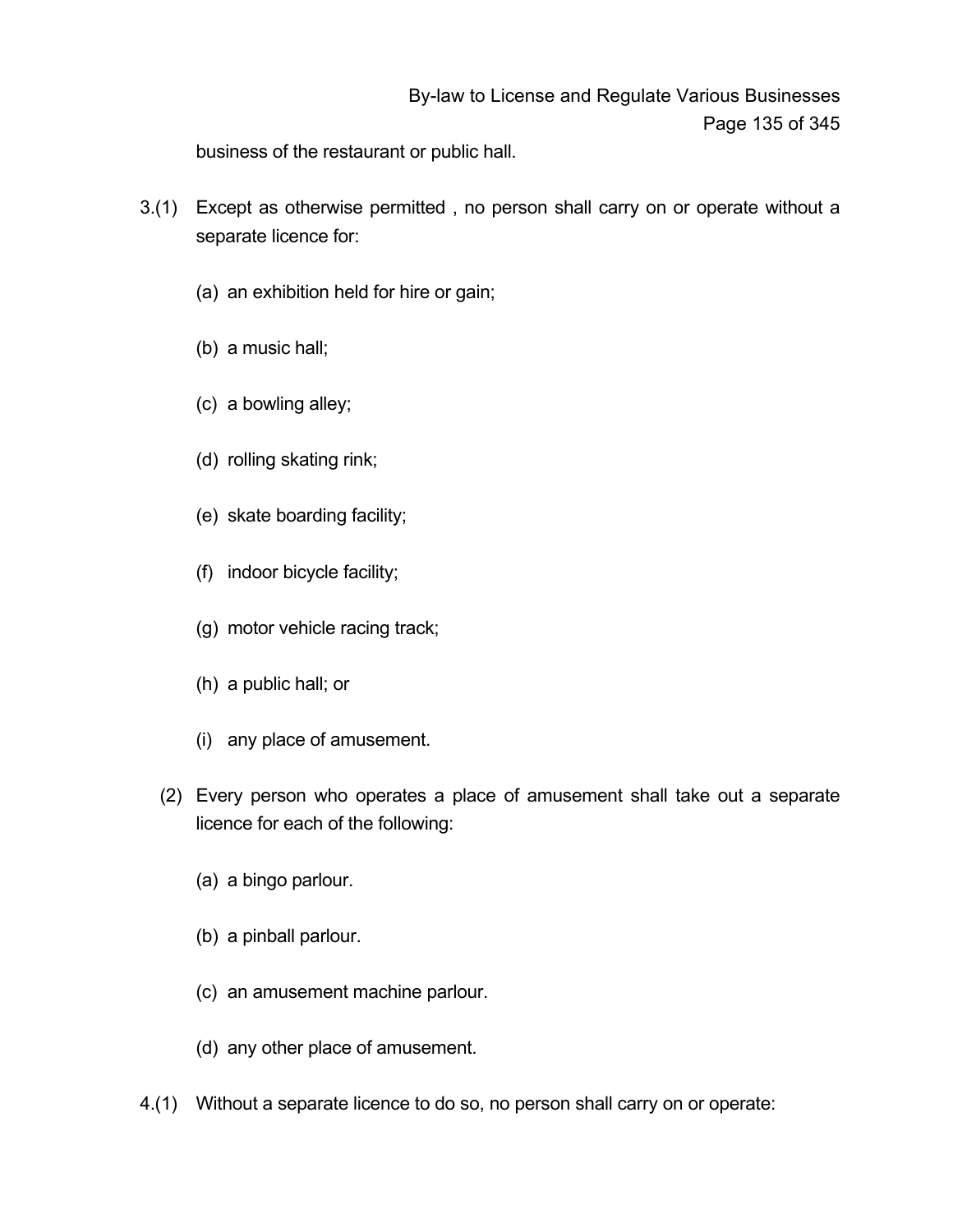business of the restaurant or public hall.

3.(1) Except as otherwise permitted , no person shall carry on or operate without a separate licence for:

(a) an exhibition held for hire or gain;

(b) a music hall;

(c) a bowling alley;

(d) rolling skating rink;

(e) skate boarding facility;

(f) indoor bicycle facility;

(g) motor vehicle racing track;

(h) a public hall; or

(i) any place of amusement.

(2) Every person who operates a place of amusement shall take out a separate licence for each of the following:

(a) a bingo parlour.

(b) a pinball parlour.

(c) an amusement machine parlour.

(d) any other place of amusement.

4.(1) Without a separate licence to do so, no person shall carry on or operate: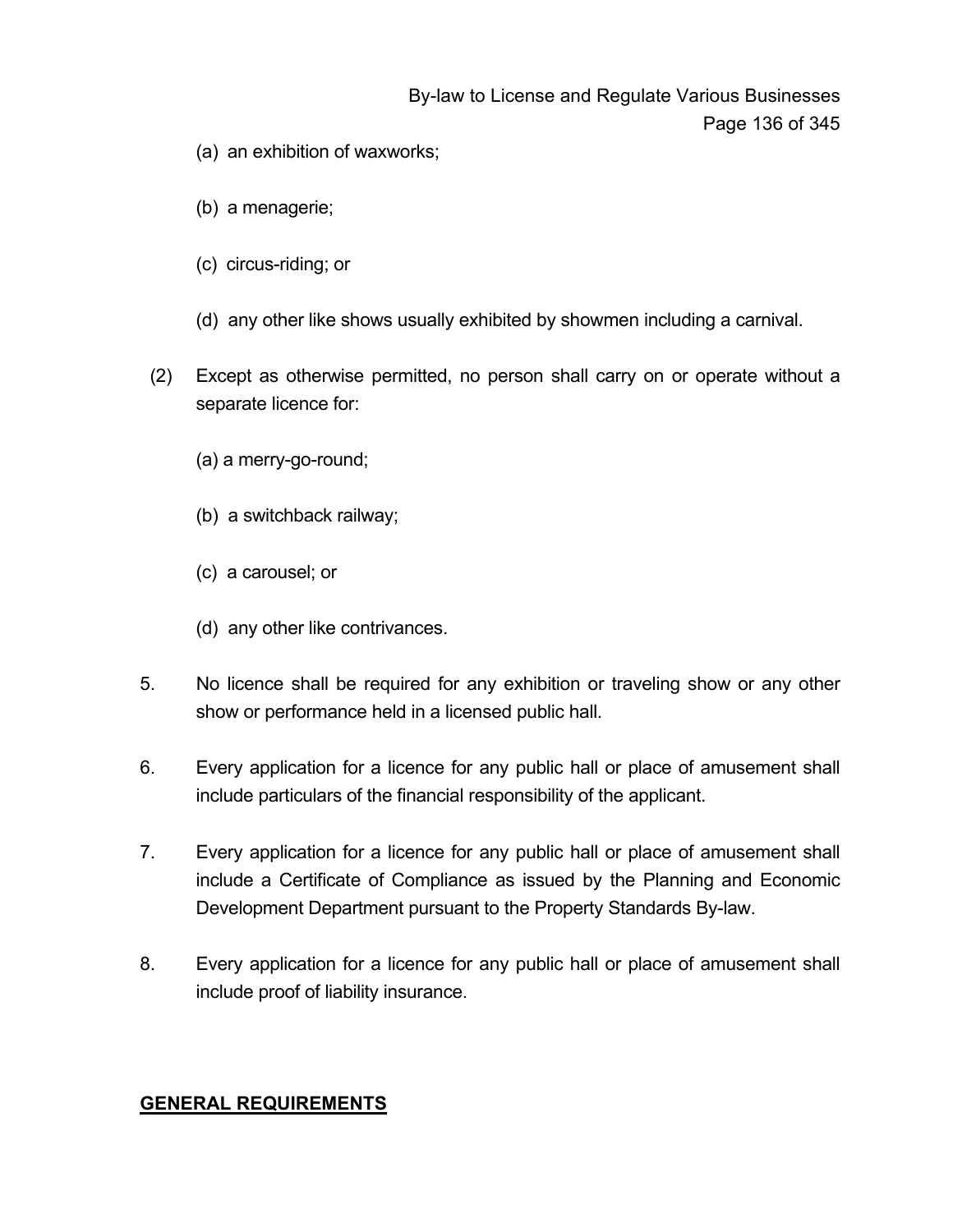(a) an exhibition of waxworks;

(b) a menagerie;

(c) circus-riding; or

(d) any other like shows usually exhibited by showmen including a carnival.

(2) Except as otherwise permitted, no person shall carry on or operate without a separate licence for:

(a) a merry-go-round;

(b) a switchback railway;

(c) a carousel; or

(d) any other like contrivances.

5. No licence shall be required for any exhibition or traveling show or any other show or performance held in a licensed public hall.

6. Every application for a licence for any public hall or place of amusement shall include particulars of the financial responsibility of the applicant.

7. Every application for a licence for any public hall or place of amusement shall include a Certificate of Compliance as issued by the Planning and Economic Development Department pursuant to the Property Standards By-law.

8. Every application for a licence for any public hall or place of amusement shall include proof of liability insurance.

## GENERAL REQUIREMENTS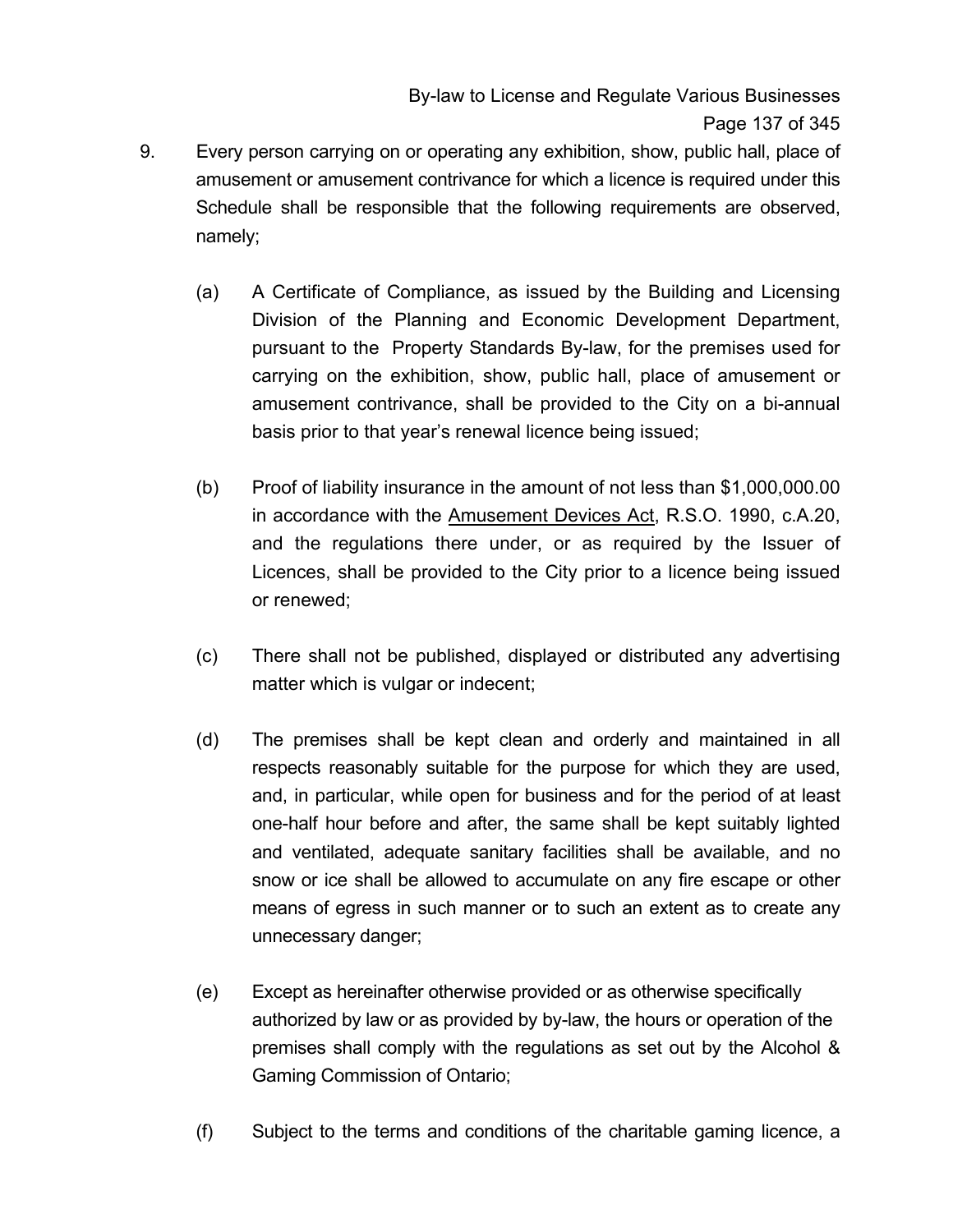9. Every person carrying on or operating any exhibition, show, public hall, place of amusement or amusement contrivance for which a licence is required under this Schedule shall be responsible that the following requirements are observed, namely;

   (a) A Certificate of Compliance, as issued by the Building and Licensing Division of the Planning and Economic Development Department, pursuant to the Property Standards By-law, for the premises used for carrying on the exhibition, show, public hall, place of amusement or amusement contrivance, shall be provided to the City on a bi-annual basis prior to that year's renewal licence being issued;

   (b) Proof of liability insurance in the amount of not less than $1,000,000.00 in accordance with the Amusement Devices Act, R.S.O. 1990, c.A.20, and the regulations there under, or as required by the Issuer of Licences, shall be provided to the City prior to a licence being issued or renewed;

   (c) There shall not be published, displayed or distributed any advertising matter which is vulgar or indecent;

   (d) The premises shall be kept clean and orderly and maintained in all respects reasonably suitable for the purpose for which they are used, and, in particular, while open for business and for the period of at least one-half hour before and after, the same shall be kept suitably lighted and ventilated, adequate sanitary facilities shall be available, and no snow or ice shall be allowed to accumulate on any fire escape or other means of egress in such manner or to such an extent as to create any unnecessary danger;

   (e) Except as hereinafter otherwise provided or as otherwise specifically authorized by law or as provided by by-law, the hours or operation of the premises shall comply with the regulations as set out by the Alcohol & Gaming Commission of Ontario;

   (f) Subject to the terms and conditions of the charitable gaming licence, a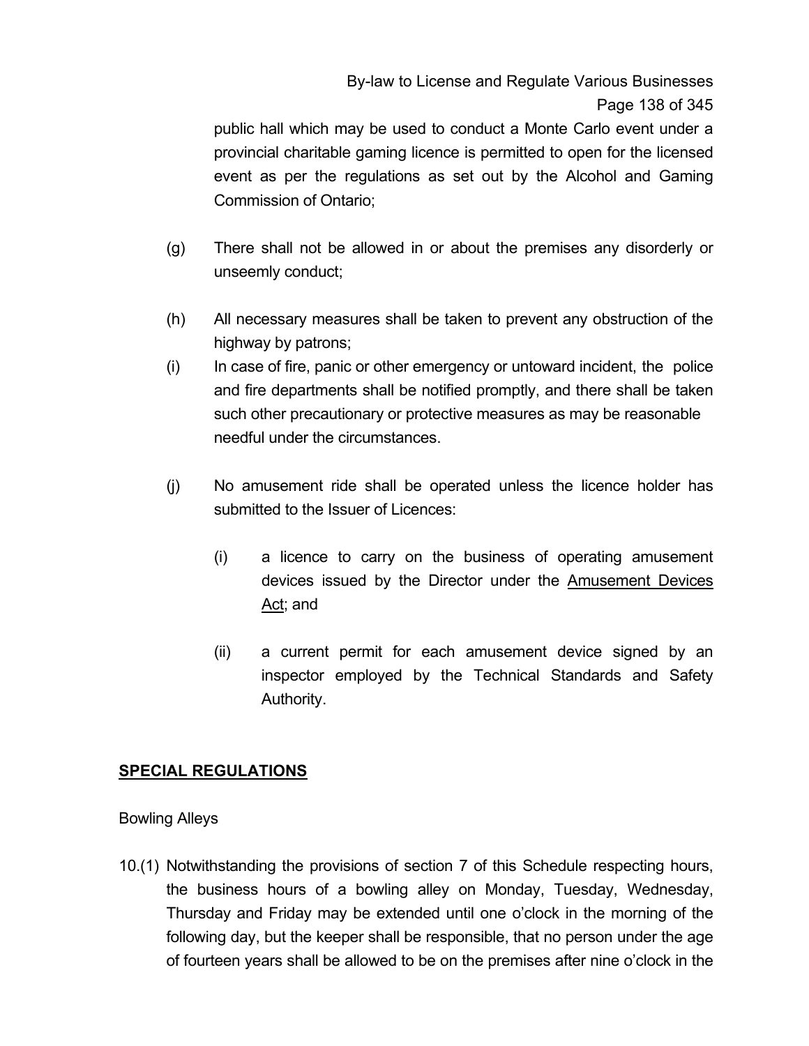public hall which may be used to conduct a Monte Carlo event under a provincial charitable gaming licence is permitted to open for the licensed event as per the regulations as set out by the Alcohol and Gaming Commission of Ontario;

(g) There shall not be allowed in or about the premises any disorderly or unseemly conduct;

(h) All necessary measures shall be taken to prevent any obstruction of the highway by patrons;

(i) In case of fire, panic or other emergency or untoward incident, the police and fire departments shall be notified promptly, and there shall be taken such other precautionary or protective measures as may be reasonable needful under the circumstances.

(j) No amusement ride shall be operated unless the licence holder has submitted to the Issuer of Licences:

  (i) a licence to carry on the business of operating amusement devices issued by the Director under the Amusement Devices Act; and

  (ii) a current permit for each amusement device signed by an inspector employed by the Technical Standards and Safety Authority.

**SPECIAL REGULATIONS**

Bowling Alleys

10.(1) Notwithstanding the provisions of section 7 of this Schedule respecting hours, the business hours of a bowling alley on Monday, Tuesday, Wednesday, Thursday and Friday may be extended until one o'clock in the morning of the following day, but the keeper shall be responsible, that no person under the age of fourteen years shall be allowed to be on the premises after nine o'clock in the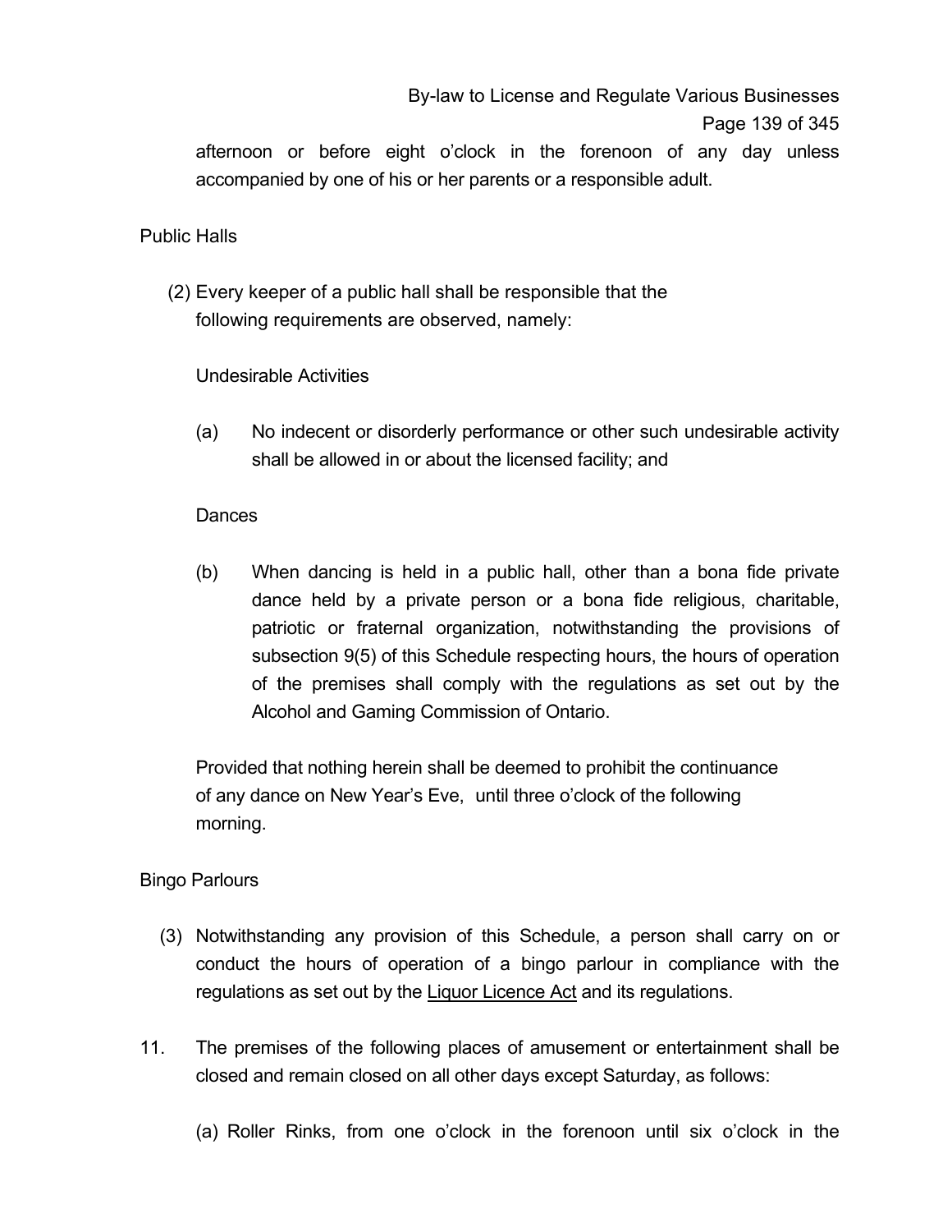afternoon or before eight o'clock in the forenoon of any day unless accompanied by one of his or her parents or a responsible adult.

Public Halls

(2) Every keeper of a public hall shall be responsible that the following requirements are observed, namely:

Undesirable Activities

(a) No indecent or disorderly performance or other such undesirable activity shall be allowed in or about the licensed facility; and

Dances

(b) When dancing is held in a public hall, other than a bona fide private dance held by a private person or a bona fide religious, charitable, patriotic or fraternal organization, notwithstanding the provisions of subsection 9(5) of this Schedule respecting hours, the hours of operation of the premises shall comply with the regulations as set out by the Alcohol and Gaming Commission of Ontario.

Provided that nothing herein shall be deemed to prohibit the continuance of any dance on New Year's Eve, until three o'clock of the following morning.

Bingo Parlours

(3) Notwithstanding any provision of this Schedule, a person shall carry on or conduct the hours of operation of a bingo parlour in compliance with the regulations as set out by the Liquor Licence Act and its regulations.

11. The premises of the following places of amusement or entertainment shall be closed and remain closed on all other days except Saturday, as follows:

(a) Roller Rinks, from one o'clock in the forenoon until six o'clock in the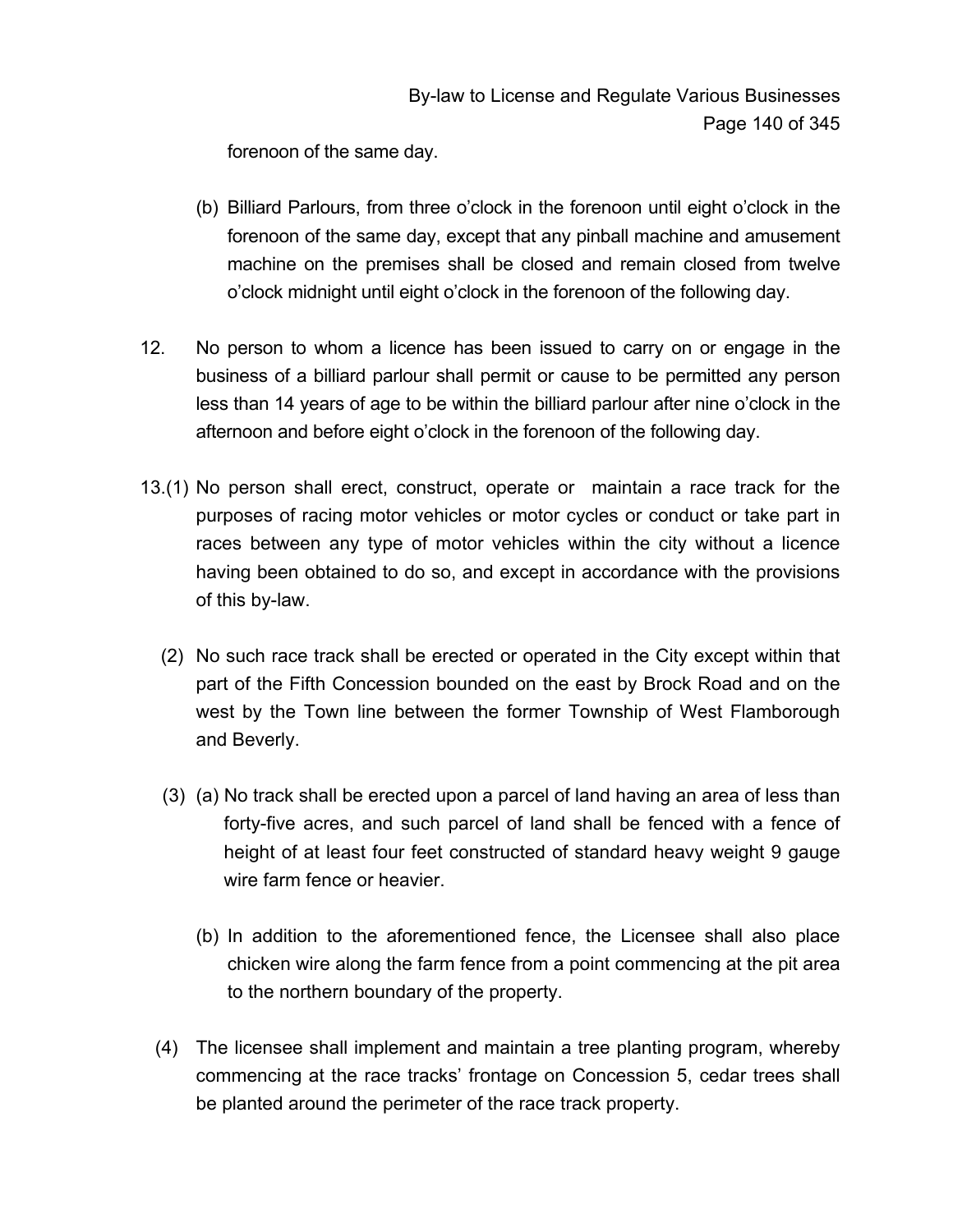forenoon of the same day.

(b) Billiard Parlours, from three o'clock in the forenoon until eight o'clock in the forenoon of the same day, except that any pinball machine and amusement machine on the premises shall be closed and remain closed from twelve o'clock midnight until eight o'clock in the forenoon of the following day.

12. No person to whom a licence has been issued to carry on or engage in the business of a billiard parlour shall permit or cause to be permitted any person less than 14 years of age to be within the billiard parlour after nine o'clock in the afternoon and before eight o'clock in the forenoon of the following day.

13.(1) No person shall erect, construct, operate or maintain a race track for the purposes of racing motor vehicles or motor cycles or conduct or take part in races between any type of motor vehicles within the city without a licence having been obtained to do so, and except in accordance with the provisions of this by-law.

(2) No such race track shall be erected or operated in the City except within that part of the Fifth Concession bounded on the east by Brock Road and on the west by the Town line between the former Township of West Flamborough and Beverly.

(3) (a) No track shall be erected upon a parcel of land having an area of less than forty-five acres, and such parcel of land shall be fenced with a fence of height of at least four feet constructed of standard heavy weight 9 gauge wire farm fence or heavier.

(b) In addition to the aforementioned fence, the Licensee shall also place chicken wire along the farm fence from a point commencing at the pit area to the northern boundary of the property.

(4) The licensee shall implement and maintain a tree planting program, whereby commencing at the race tracks' frontage on Concession 5, cedar trees shall be planted around the perimeter of the race track property.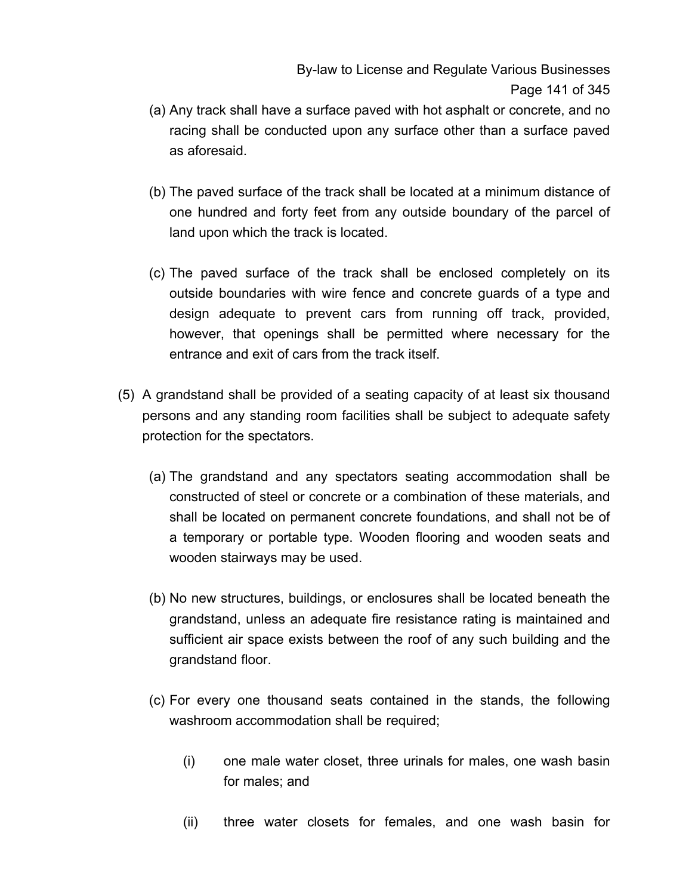(a) Any track shall have a surface paved with hot asphalt or concrete, and no racing shall be conducted upon any surface other than a surface paved as aforesaid.

(b) The paved surface of the track shall be located at a minimum distance of one hundred and forty feet from any outside boundary of the parcel of land upon which the track is located.

(c) The paved surface of the track shall be enclosed completely on its outside boundaries with wire fence and concrete guards of a type and design adequate to prevent cars from running off track, provided, however, that openings shall be permitted where necessary for the entrance and exit of cars from the track itself.

(5) A grandstand shall be provided of a seating capacity of at least six thousand persons and any standing room facilities shall be subject to adequate safety protection for the spectators.

(a) The grandstand and any spectators seating accommodation shall be constructed of steel or concrete or a combination of these materials, and shall be located on permanent concrete foundations, and shall not be of a temporary or portable type. Wooden flooring and wooden seats and wooden stairways may be used.

(b) No new structures, buildings, or enclosures shall be located beneath the grandstand, unless an adequate fire resistance rating is maintained and sufficient air space exists between the roof of any such building and the grandstand floor.

(c) For every one thousand seats contained in the stands, the following washroom accommodation shall be required;

(i) one male water closet, three urinals for males, one wash basin for males; and

(ii) three water closets for females, and one wash basin for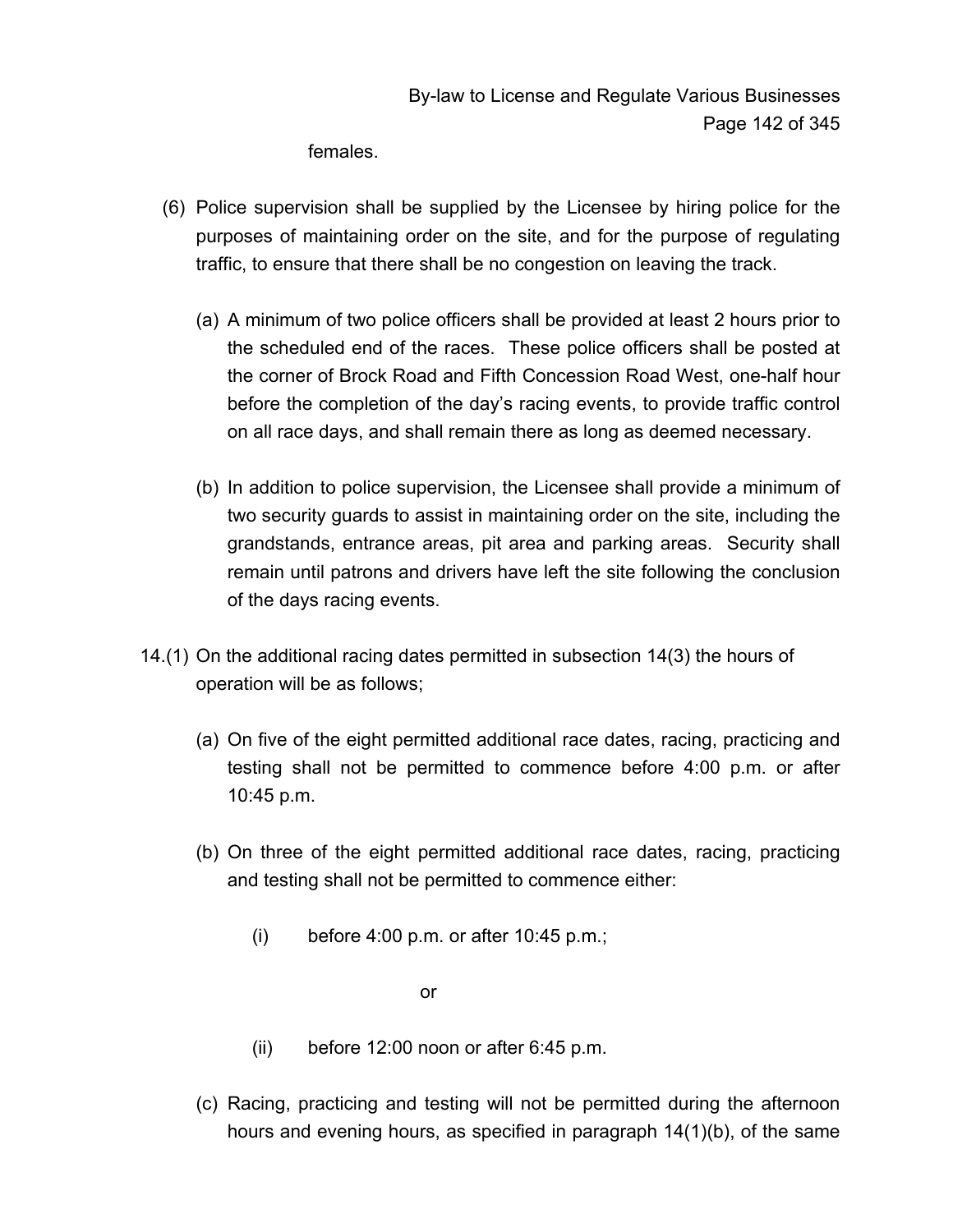females.

(6) Police supervision shall be supplied by the Licensee by hiring police for the purposes of maintaining order on the site, and for the purpose of regulating traffic, to ensure that there shall be no congestion on leaving the track.

   (a) A minimum of two police officers shall be provided at least 2 hours prior to the scheduled end of the races. These police officers shall be posted at the corner of Brock Road and Fifth Concession Road West, one-half hour before the completion of the day's racing events, to provide traffic control on all race days, and shall remain there as long as deemed necessary.

   (b) In addition to police supervision, the Licensee shall provide a minimum of two security guards to assist in maintaining order on the site, including the grandstands, entrance areas, pit area and parking areas. Security shall remain until patrons and drivers have left the site following the conclusion of the days racing events.

14.(1) On the additional racing dates permitted in subsection 14(3) the hours of operation will be as follows;

   (a) On five of the eight permitted additional race dates, racing, practicing and testing shall not be permitted to commence before 4:00 p.m. or after 10:45 p.m.

   (b) On three of the eight permitted additional race dates, racing, practicing and testing shall not be permitted to commence either:

      (i) before 4:00 p.m. or after 10:45 p.m.;

      or

      (ii) before 12:00 noon or after 6:45 p.m.

   (c) Racing, practicing and testing will not be permitted during the afternoon hours and evening hours, as specified in paragraph 14(1)(b), of the same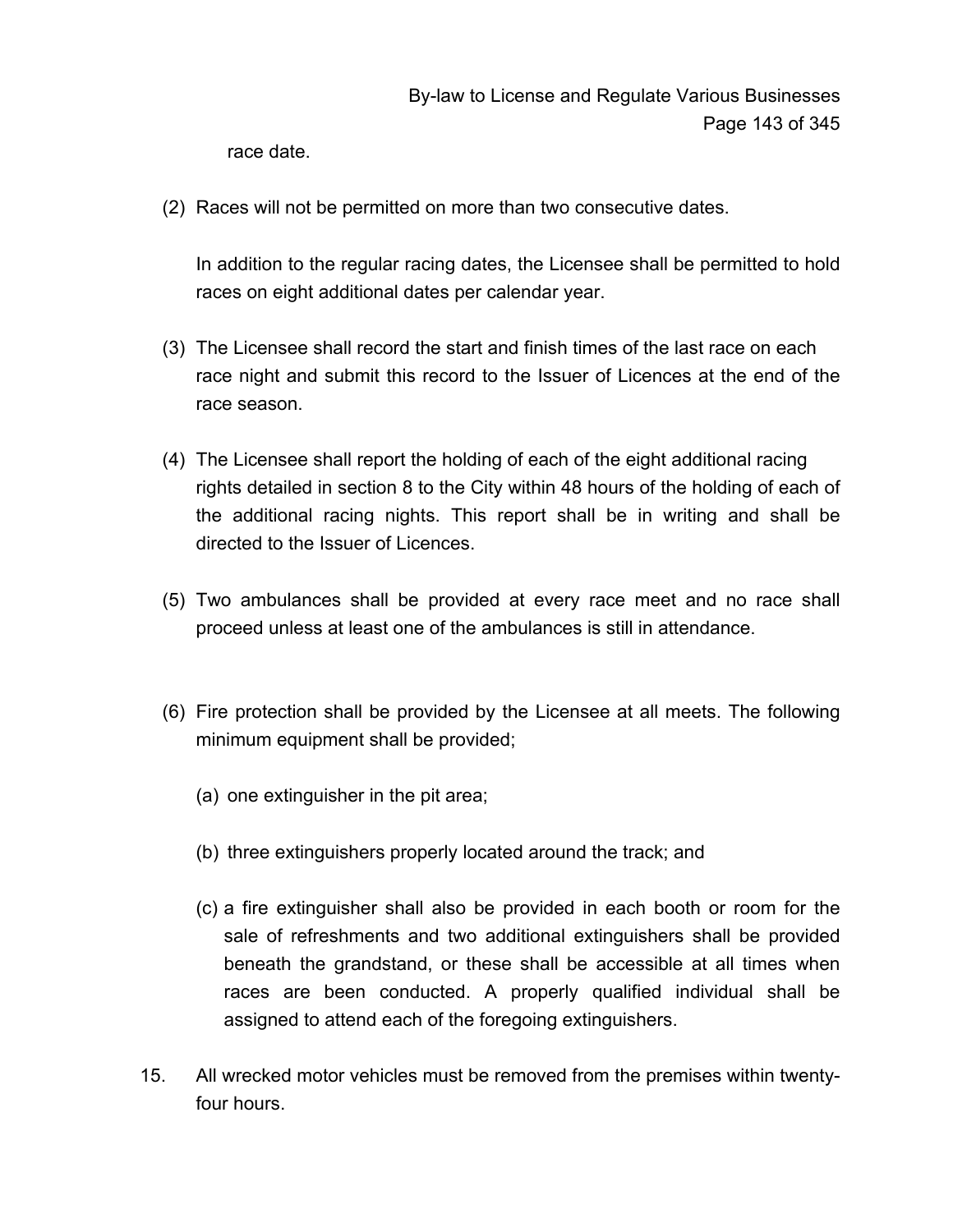race date.

(2) Races will not be permitted on more than two consecutive dates.

In addition to the regular racing dates, the Licensee shall be permitted to hold races on eight additional dates per calendar year.

(3) The Licensee shall record the start and finish times of the last race on each race night and submit this record to the Issuer of Licences at the end of the race season.

(4) The Licensee shall report the holding of each of the eight additional racing rights detailed in section 8 to the City within 48 hours of the holding of each of the additional racing nights. This report shall be in writing and shall be directed to the Issuer of Licences.

(5) Two ambulances shall be provided at every race meet and no race shall proceed unless at least one of the ambulances is still in attendance.

(6) Fire protection shall be provided by the Licensee at all meets. The following minimum equipment shall be provided;

(a) one extinguisher in the pit area;

(b) three extinguishers properly located around the track; and

(c) a fire extinguisher shall also be provided in each booth or room for the sale of refreshments and two additional extinguishers shall be provided beneath the grandstand, or these shall be accessible at all times when races are been conducted. A properly qualified individual shall be assigned to attend each of the foregoing extinguishers.

15. All wrecked motor vehicles must be removed from the premises within twenty-four hours.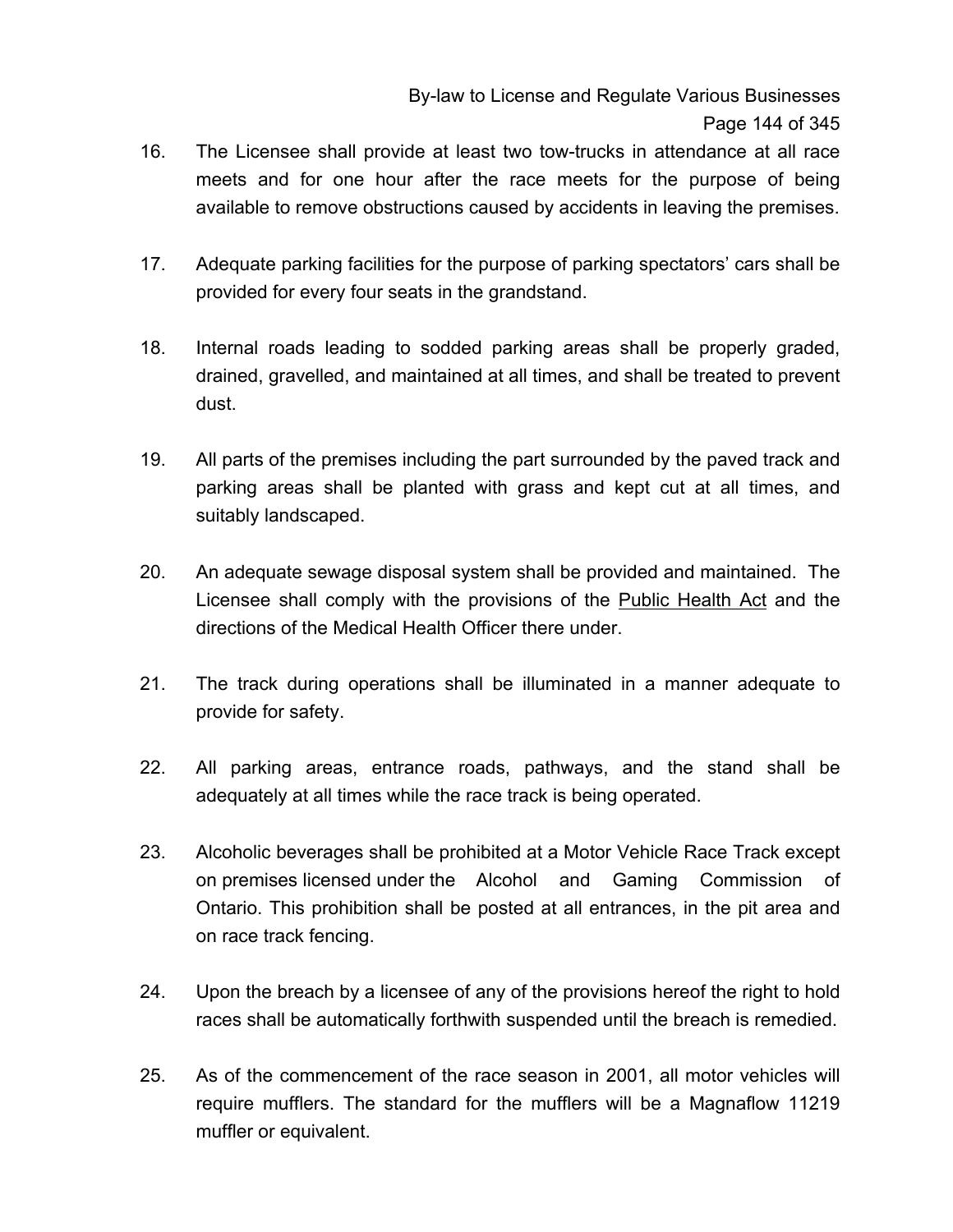16. The Licensee shall provide at least two tow-trucks in attendance at all race meets and for one hour after the race meets for the purpose of being available to remove obstructions caused by accidents in leaving the premises.

17. Adequate parking facilities for the purpose of parking spectators' cars shall be provided for every four seats in the grandstand.

18. Internal roads leading to sodded parking areas shall be properly graded, drained, gravelled, and maintained at all times, and shall be treated to prevent dust.

19. All parts of the premises including the part surrounded by the paved track and parking areas shall be planted with grass and kept cut at all times, and suitably landscaped.

20. An adequate sewage disposal system shall be provided and maintained. The Licensee shall comply with the provisions of the <u>Public Health Act</u> and the directions of the Medical Health Officer there under.

21. The track during operations shall be illuminated in a manner adequate to provide for safety.

22. All parking areas, entrance roads, pathways, and the stand shall be adequately at all times while the race track is being operated.

23. Alcoholic beverages shall be prohibited at a Motor Vehicle Race Track except on premises licensed under the Alcohol and Gaming Commission of Ontario. This prohibition shall be posted at all entrances, in the pit area and on race track fencing.

24. Upon the breach by a licensee of any of the provisions hereof the right to hold races shall be automatically forthwith suspended until the breach is remedied.

25. As of the commencement of the race season in 2001, all motor vehicles will require mufflers. The standard for the mufflers will be a Magnaflow 11219 muffler or equivalent.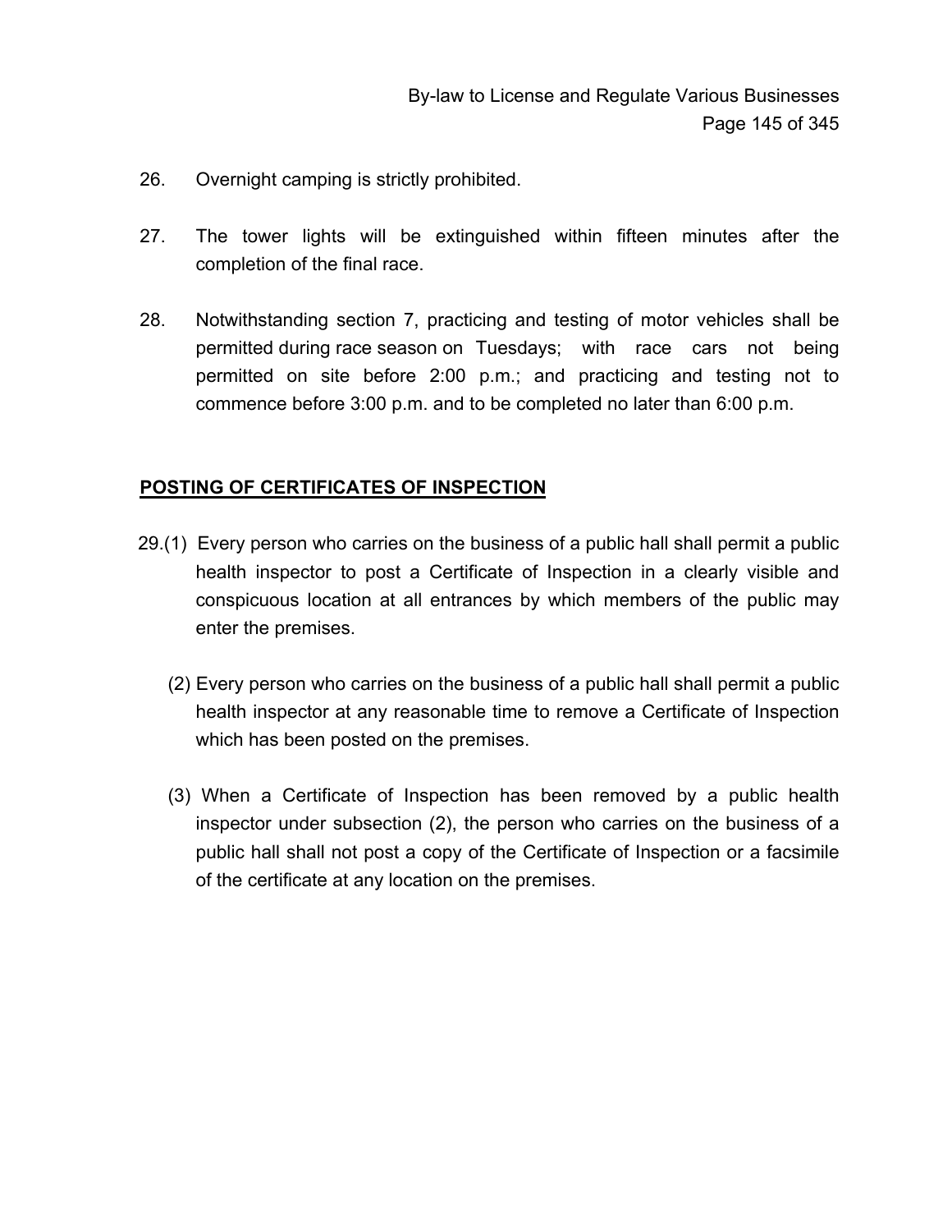26. Overnight camping is strictly prohibited.

27. The tower lights will be extinguished within fifteen minutes after the completion of the final race.

28. Notwithstanding section 7, practicing and testing of motor vehicles shall be permitted during race season on Tuesdays; with race cars not being permitted on site before 2:00 p.m.; and practicing and testing not to commence before 3:00 p.m. and to be completed no later than 6:00 p.m.

## POSTING OF CERTIFICATES OF INSPECTION

29.(1) Every person who carries on the business of a public hall shall permit a public health inspector to post a Certificate of Inspection in a clearly visible and conspicuous location at all entrances by which members of the public may enter the premises.

(2) Every person who carries on the business of a public hall shall permit a public health inspector at any reasonable time to remove a Certificate of Inspection which has been posted on the premises.

(3) When a Certificate of Inspection has been removed by a public health inspector under subsection (2), the person who carries on the business of a public hall shall not post a copy of the Certificate of Inspection or a facsimile of the certificate at any location on the premises.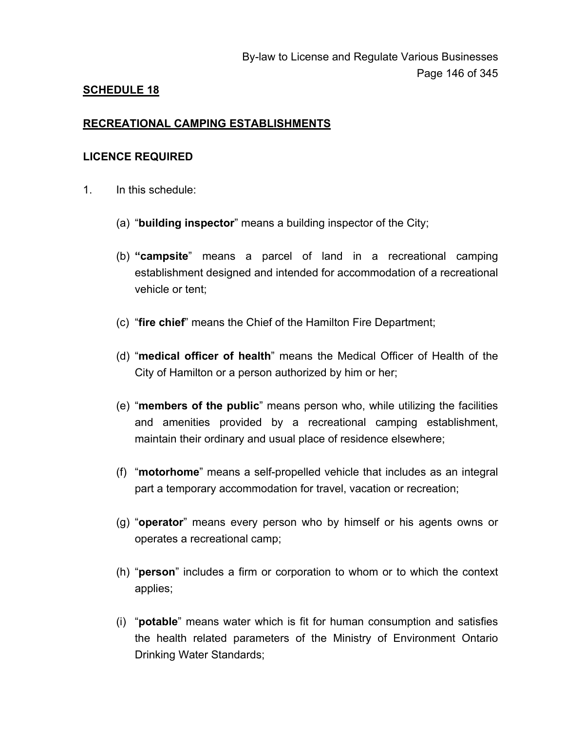## SCHEDULE 18

## RECREATIONAL CAMPING ESTABLISHMENTS

### LICENCE REQUIRED

1. In this schedule:

   (a) "**building inspector**" means a building inspector of the City;

   (b) **"campsite**" means a parcel of land in a recreational camping establishment designed and intended for accommodation of a recreational vehicle or tent;

   (c) "**fire chief**" means the Chief of the Hamilton Fire Department;

   (d) "**medical officer of health**" means the Medical Officer of Health of the City of Hamilton or a person authorized by him or her;

   (e) "**members of the public**" means person who, while utilizing the facilities and amenities provided by a recreational camping establishment, maintain their ordinary and usual place of residence elsewhere;

   (f) "**motorhome**" means a self-propelled vehicle that includes as an integral part a temporary accommodation for travel, vacation or recreation;

   (g) "**operator**" means every person who by himself or his agents owns or operates a recreational camp;

   (h) "**person**" includes a firm or corporation to whom or to which the context applies;

   (i) "**potable**" means water which is fit for human consumption and satisfies the health related parameters of the Ministry of Environment Ontario Drinking Water Standards;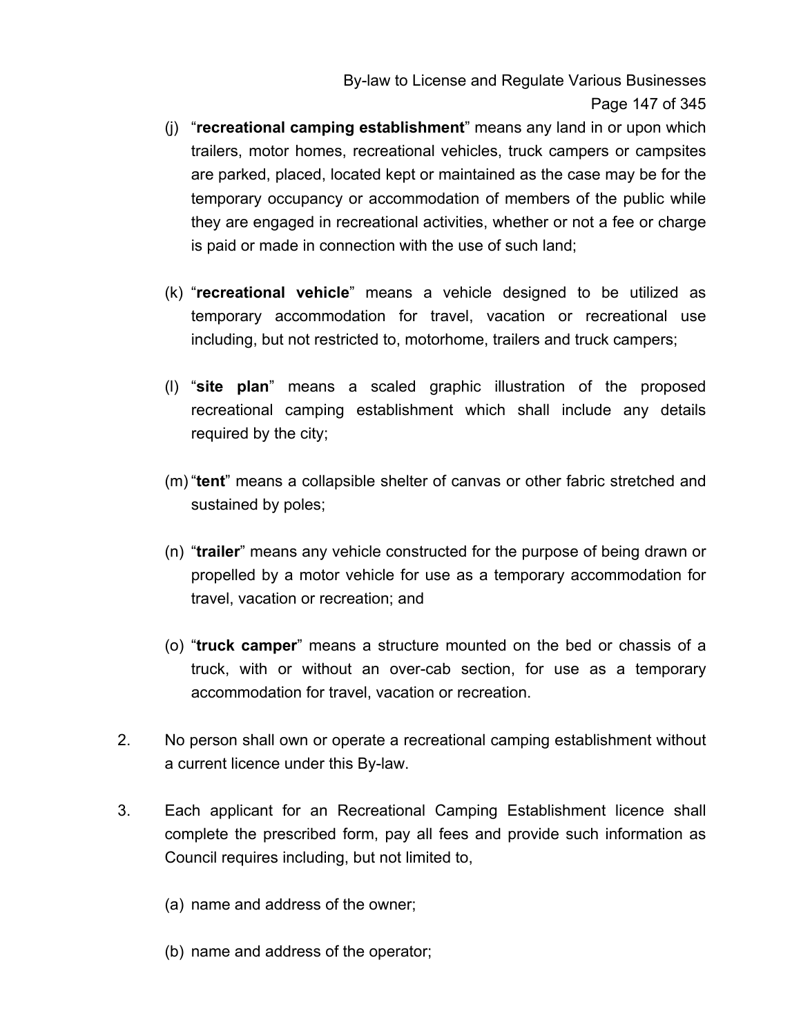(j) "**recreational camping establishment**" means any land in or upon which trailers, motor homes, recreational vehicles, truck campers or campsites are parked, placed, located kept or maintained as the case may be for the temporary occupancy or accommodation of members of the public while they are engaged in recreational activities, whether or not a fee or charge is paid or made in connection with the use of such land;

(k) "**recreational vehicle**" means a vehicle designed to be utilized as temporary accommodation for travel, vacation or recreational use including, but not restricted to, motorhome, trailers and truck campers;

(l) "**site plan**" means a scaled graphic illustration of the proposed recreational camping establishment which shall include any details required by the city;

(m) "**tent**" means a collapsible shelter of canvas or other fabric stretched and sustained by poles;

(n) "**trailer**" means any vehicle constructed for the purpose of being drawn or propelled by a motor vehicle for use as a temporary accommodation for travel, vacation or recreation; and

(o) "**truck camper**" means a structure mounted on the bed or chassis of a truck, with or without an over-cab section, for use as a temporary accommodation for travel, vacation or recreation.

2. No person shall own or operate a recreational camping establishment without a current licence under this By-law.

3. Each applicant for an Recreational Camping Establishment licence shall complete the prescribed form, pay all fees and provide such information as Council requires including, but not limited to,

   (a) name and address of the owner;

   (b) name and address of the operator;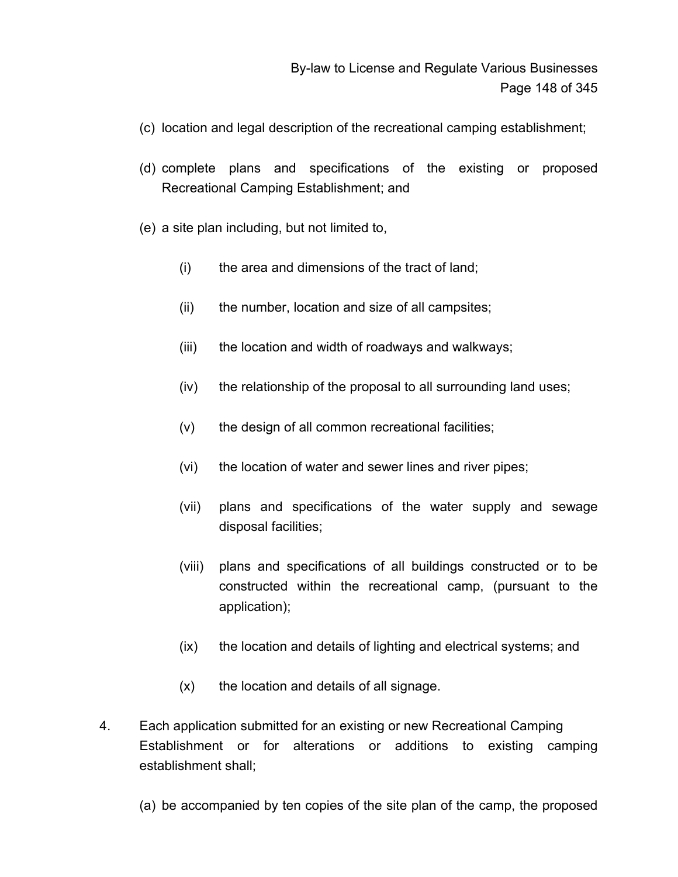(c) location and legal description of the recreational camping establishment;

(d) complete plans and specifications of the existing or proposed Recreational Camping Establishment; and

(e) a site plan including, but not limited to,

   (i) the area and dimensions of the tract of land;

   (ii) the number, location and size of all campsites;

   (iii) the location and width of roadways and walkways;

   (iv) the relationship of the proposal to all surrounding land uses;

   (v) the design of all common recreational facilities;

   (vi) the location of water and sewer lines and river pipes;

   (vii) plans and specifications of the water supply and sewage disposal facilities;

   (viii) plans and specifications of all buildings constructed or to be constructed within the recreational camp, (pursuant to the application);

   (ix) the location and details of lighting and electrical systems; and

   (x) the location and details of all signage.

4. Each application submitted for an existing or new Recreational Camping Establishment or for alterations or additions to existing camping establishment shall;

(a) be accompanied by ten copies of the site plan of the camp, the proposed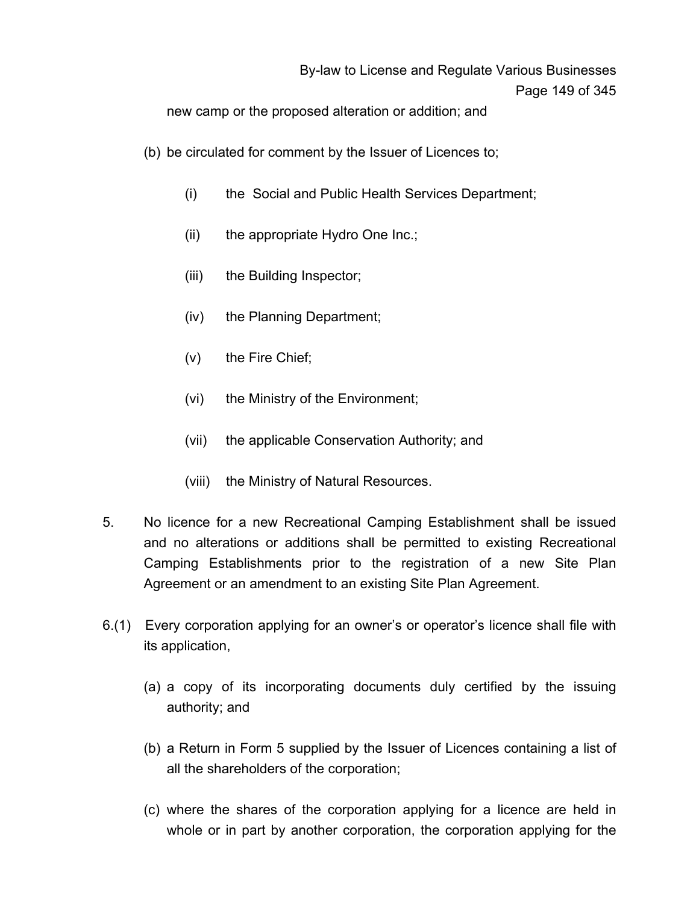new camp or the proposed alteration or addition; and

(b) be circulated for comment by the Issuer of Licences to;

 (i) the Social and Public Health Services Department;

 (ii) the appropriate Hydro One Inc.;

 (iii) the Building Inspector;

 (iv) the Planning Department;

 (v) the Fire Chief;

 (vi) the Ministry of the Environment;

 (vii) the applicable Conservation Authority; and

 (viii) the Ministry of Natural Resources.

5. No licence for a new Recreational Camping Establishment shall be issued and no alterations or additions shall be permitted to existing Recreational Camping Establishments prior to the registration of a new Site Plan Agreement or an amendment to an existing Site Plan Agreement.

6.(1) Every corporation applying for an owner's or operator's licence shall file with its application,

(a) a copy of its incorporating documents duly certified by the issuing authority; and

(b) a Return in Form 5 supplied by the Issuer of Licences containing a list of all the shareholders of the corporation;

(c) where the shares of the corporation applying for a licence are held in whole or in part by another corporation, the corporation applying for the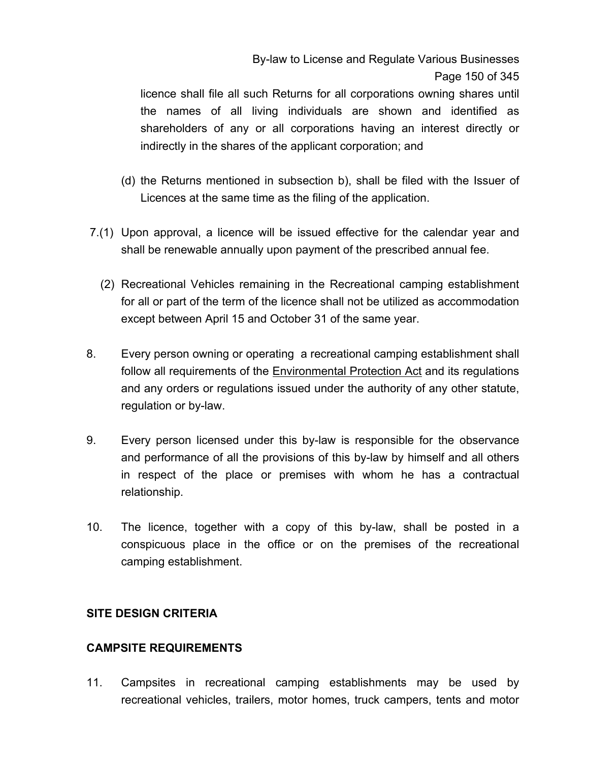licence shall file all such Returns for all corporations owning shares until the names of all living individuals are shown and identified as shareholders of any or all corporations having an interest directly or indirectly in the shares of the applicant corporation; and

(d) the Returns mentioned in subsection b), shall be filed with the Issuer of Licences at the same time as the filing of the application.

7.(1) Upon approval, a licence will be issued effective for the calendar year and shall be renewable annually upon payment of the prescribed annual fee.

(2) Recreational Vehicles remaining in the Recreational camping establishment for all or part of the term of the licence shall not be utilized as accommodation except between April 15 and October 31 of the same year.

8. Every person owning or operating a recreational camping establishment shall follow all requirements of the Environmental Protection Act and its regulations and any orders or regulations issued under the authority of any other statute, regulation or by-law.

9. Every person licensed under this by-law is responsible for the observance and performance of all the provisions of this by-law by himself and all others in respect of the place or premises with whom he has a contractual relationship.

10. The licence, together with a copy of this by-law, shall be posted in a conspicuous place in the office or on the premises of the recreational camping establishment.

**SITE DESIGN CRITERIA**

**CAMPSITE REQUIREMENTS**

11. Campsites in recreational camping establishments may be used by recreational vehicles, trailers, motor homes, truck campers, tents and motor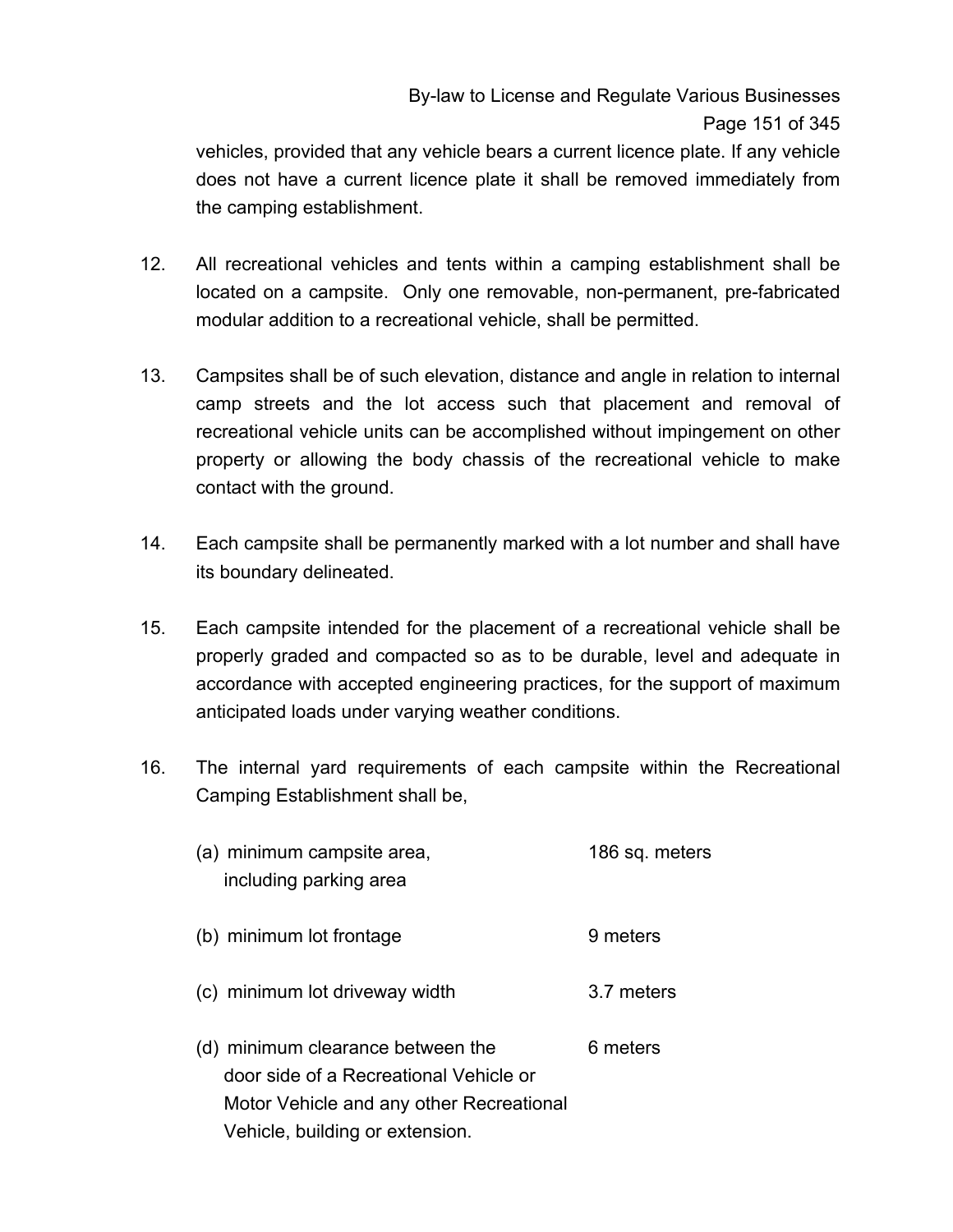vehicles, provided that any vehicle bears a current licence plate. If any vehicle does not have a current licence plate it shall be removed immediately from the camping establishment.

12. All recreational vehicles and tents within a camping establishment shall be located on a campsite. Only one removable, non-permanent, pre-fabricated modular addition to a recreational vehicle, shall be permitted.

13. Campsites shall be of such elevation, distance and angle in relation to internal camp streets and the lot access such that placement and removal of recreational vehicle units can be accomplished without impingement on other property or allowing the body chassis of the recreational vehicle to make contact with the ground.

14. Each campsite shall be permanently marked with a lot number and shall have its boundary delineated.

15. Each campsite intended for the placement of a recreational vehicle shall be properly graded and compacted so as to be durable, level and adequate in accordance with accepted engineering practices, for the support of maximum anticipated loads under varying weather conditions.

16. The internal yard requirements of each campsite within the Recreational Camping Establishment shall be,

| | |
|---|---|
| (a) minimum campsite area, including parking area | 186 sq. meters |
| (b) minimum lot frontage | 9 meters |
| (c) minimum lot driveway width | 3.7 meters |
| (d) minimum clearance between the door side of a Recreational Vehicle or Motor Vehicle and any other Recreational Vehicle, building or extension. | 6 meters |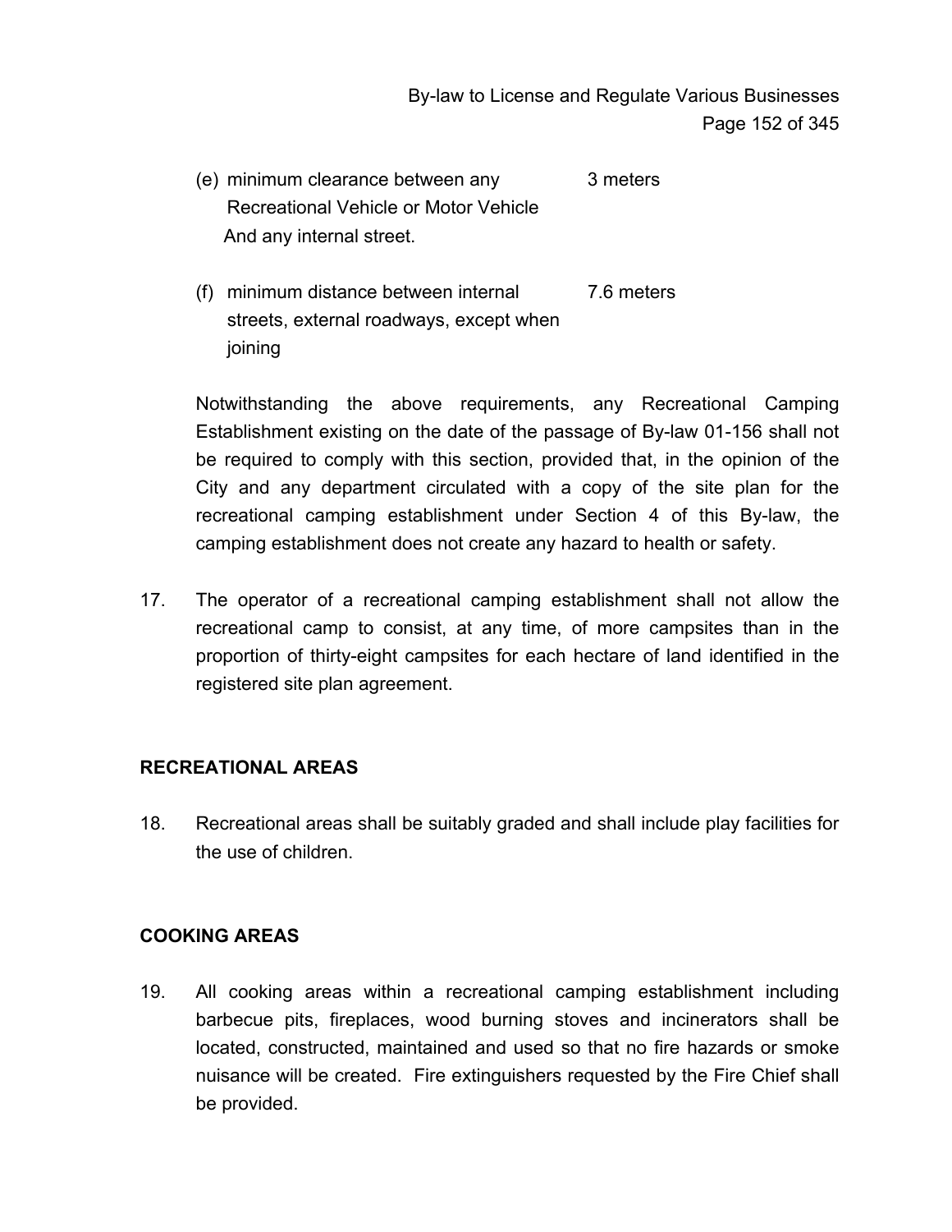(e) minimum clearance between any Recreational Vehicle or Motor Vehicle And any internal street. 3 meters

(f) minimum distance between internal streets, external roadways, except when joining 7.6 meters

Notwithstanding the above requirements, any Recreational Camping Establishment existing on the date of the passage of By-law 01-156 shall not be required to comply with this section, provided that, in the opinion of the City and any department circulated with a copy of the site plan for the recreational camping establishment under Section 4 of this By-law, the camping establishment does not create any hazard to health or safety.

17. The operator of a recreational camping establishment shall not allow the recreational camp to consist, at any time, of more campsites than in the proportion of thirty-eight campsites for each hectare of land identified in the registered site plan agreement.

**RECREATIONAL AREAS**

18. Recreational areas shall be suitably graded and shall include play facilities for the use of children.

**COOKING AREAS**

19. All cooking areas within a recreational camping establishment including barbecue pits, fireplaces, wood burning stoves and incinerators shall be located, constructed, maintained and used so that no fire hazards or smoke nuisance will be created. Fire extinguishers requested by the Fire Chief shall be provided.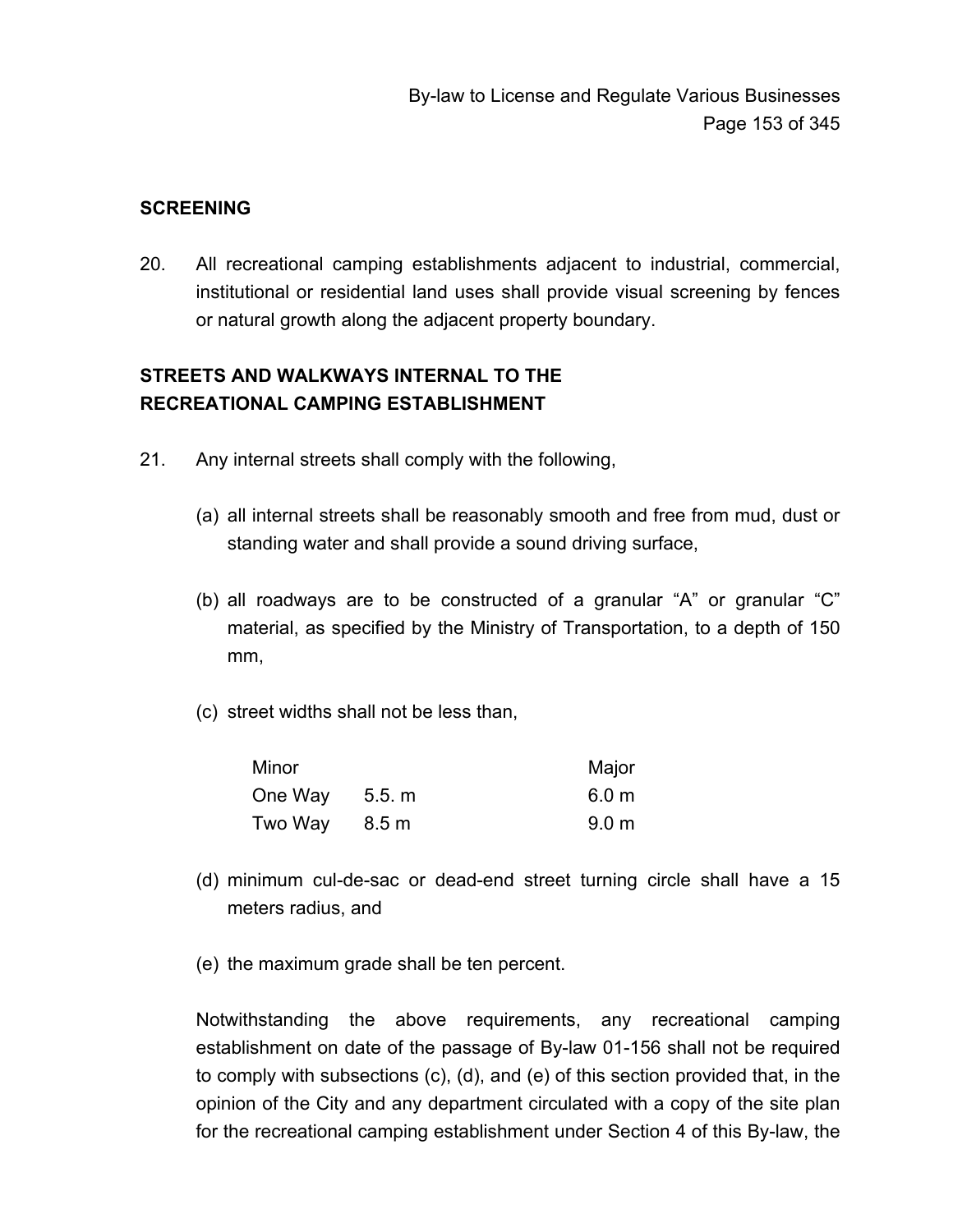**SCREENING**

20. All recreational camping establishments adjacent to industrial, commercial, institutional or residential land uses shall provide visual screening by fences or natural growth along the adjacent property boundary.

**STREETS AND WALKWAYS INTERNAL TO THE RECREATIONAL CAMPING ESTABLISHMENT**

21. Any internal streets shall comply with the following,

(a) all internal streets shall be reasonably smooth and free from mud, dust or standing water and shall provide a sound driving surface,

(b) all roadways are to be constructed of a granular “A” or granular “C” material, as specified by the Ministry of Transportation, to a depth of 150 mm,

(c) street widths shall not be less than,

| | Minor | Major |
|---|---|---|
| One Way | 5.5. m | 6.0 m |
| Two Way | 8.5 m | 9.0 m |

(d) minimum cul-de-sac or dead-end street turning circle shall have a 15 meters radius, and

(e) the maximum grade shall be ten percent.

Notwithstanding the above requirements, any recreational camping establishment on date of the passage of By-law 01-156 shall not be required to comply with subsections (c), (d), and (e) of this section provided that, in the opinion of the City and any department circulated with a copy of the site plan for the recreational camping establishment under Section 4 of this By-law, the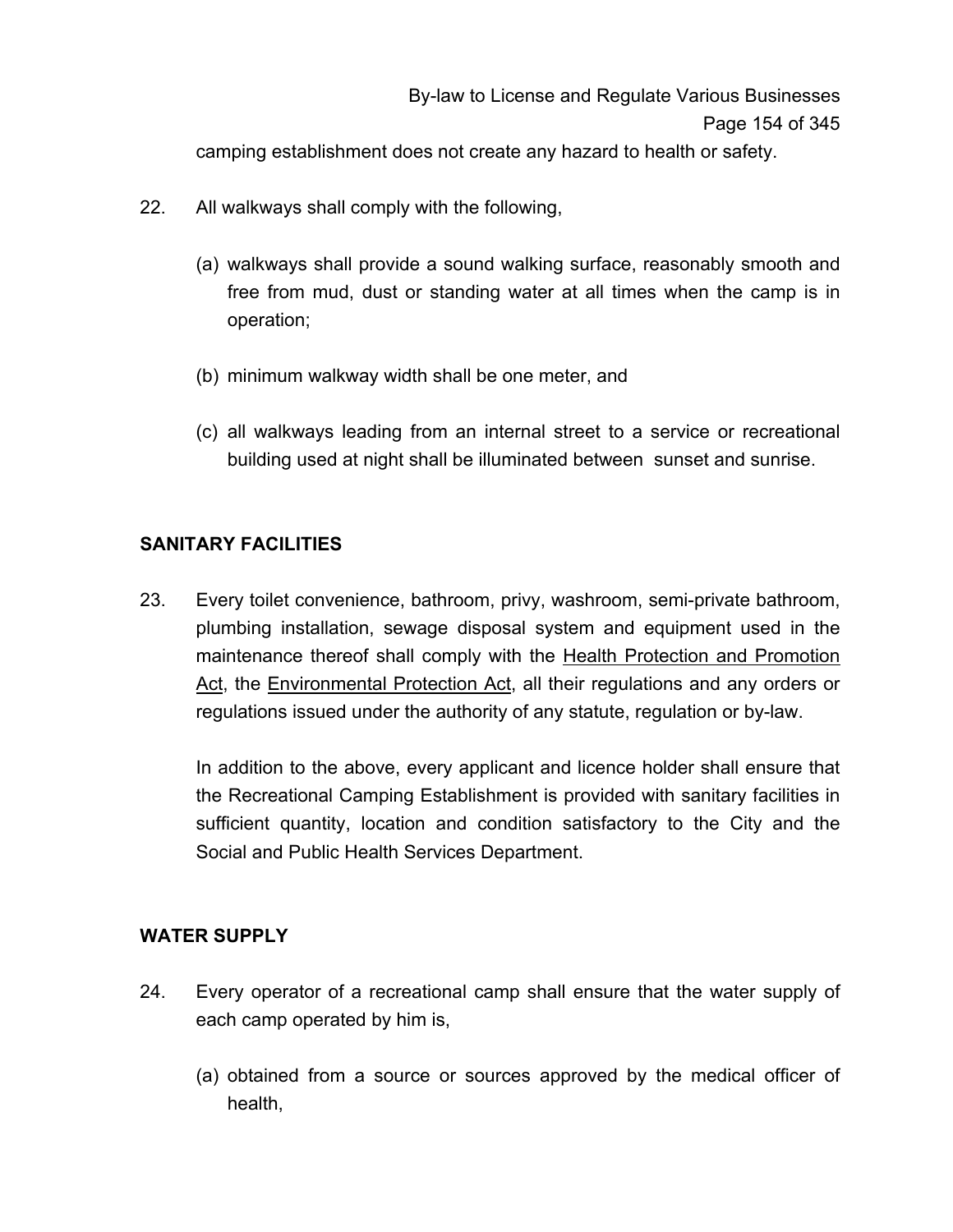camping establishment does not create any hazard to health or safety.

22. All walkways shall comply with the following,

    (a) walkways shall provide a sound walking surface, reasonably smooth and free from mud, dust or standing water at all times when the camp is in operation;

    (b) minimum walkway width shall be one meter, and

    (c) all walkways leading from an internal street to a service or recreational building used at night shall be illuminated between sunset and sunrise.

## SANITARY FACILITIES

23. Every toilet convenience, bathroom, privy, washroom, semi-private bathroom, plumbing installation, sewage disposal system and equipment used in the maintenance thereof shall comply with the <u>Health Protection and Promotion Act</u>, the <u>Environmental Protection Act</u>, all their regulations and any orders or regulations issued under the authority of any statute, regulation or by-law.

    In addition to the above, every applicant and licence holder shall ensure that the Recreational Camping Establishment is provided with sanitary facilities in sufficient quantity, location and condition satisfactory to the City and the Social and Public Health Services Department.

## WATER SUPPLY

24. Every operator of a recreational camp shall ensure that the water supply of each camp operated by him is,

    (a) obtained from a source or sources approved by the medical officer of health,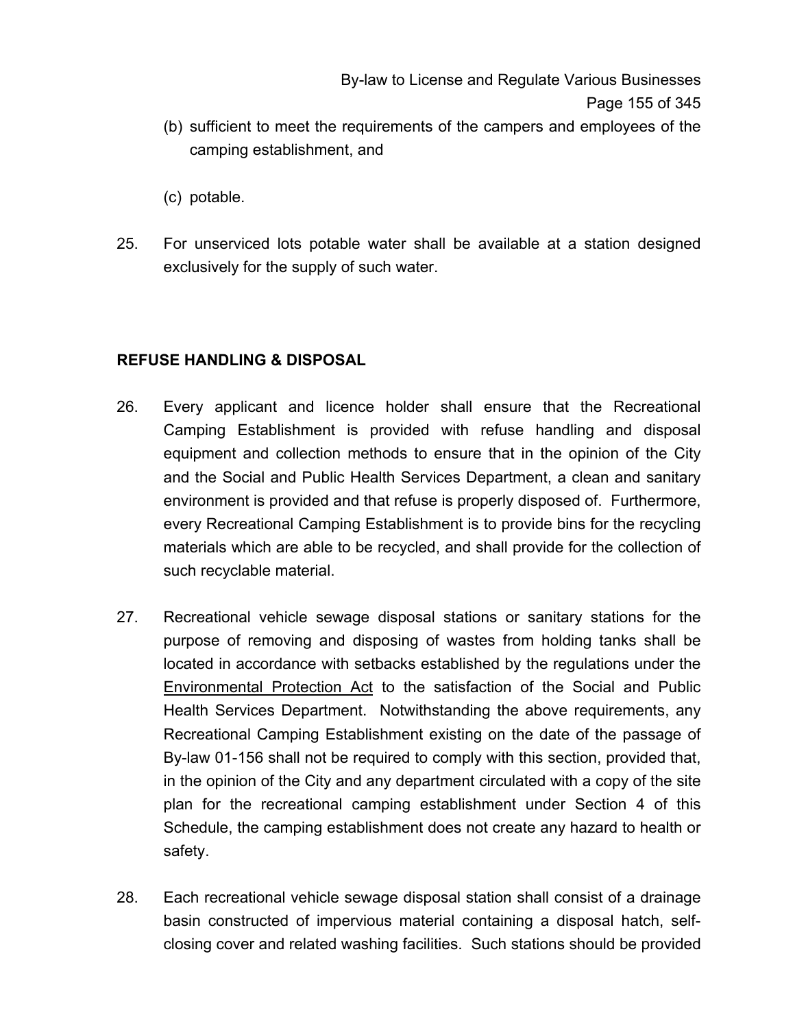(b) sufficient to meet the requirements of the campers and employees of the camping establishment, and

(c) potable.

25. For unserviced lots potable water shall be available at a station designed exclusively for the supply of such water.

**REFUSE HANDLING & DISPOSAL**

26. Every applicant and licence holder shall ensure that the Recreational Camping Establishment is provided with refuse handling and disposal equipment and collection methods to ensure that in the opinion of the City and the Social and Public Health Services Department, a clean and sanitary environment is provided and that refuse is properly disposed of. Furthermore, every Recreational Camping Establishment is to provide bins for the recycling materials which are able to be recycled, and shall provide for the collection of such recyclable material.

27. Recreational vehicle sewage disposal stations or sanitary stations for the purpose of removing and disposing of wastes from holding tanks shall be located in accordance with setbacks established by the regulations under the Environmental Protection Act to the satisfaction of the Social and Public Health Services Department. Notwithstanding the above requirements, any Recreational Camping Establishment existing on the date of the passage of By-law 01-156 shall not be required to comply with this section, provided that, in the opinion of the City and any department circulated with a copy of the site plan for the recreational camping establishment under Section 4 of this Schedule, the camping establishment does not create any hazard to health or safety.

28. Each recreational vehicle sewage disposal station shall consist of a drainage basin constructed of impervious material containing a disposal hatch, self-closing cover and related washing facilities. Such stations should be provided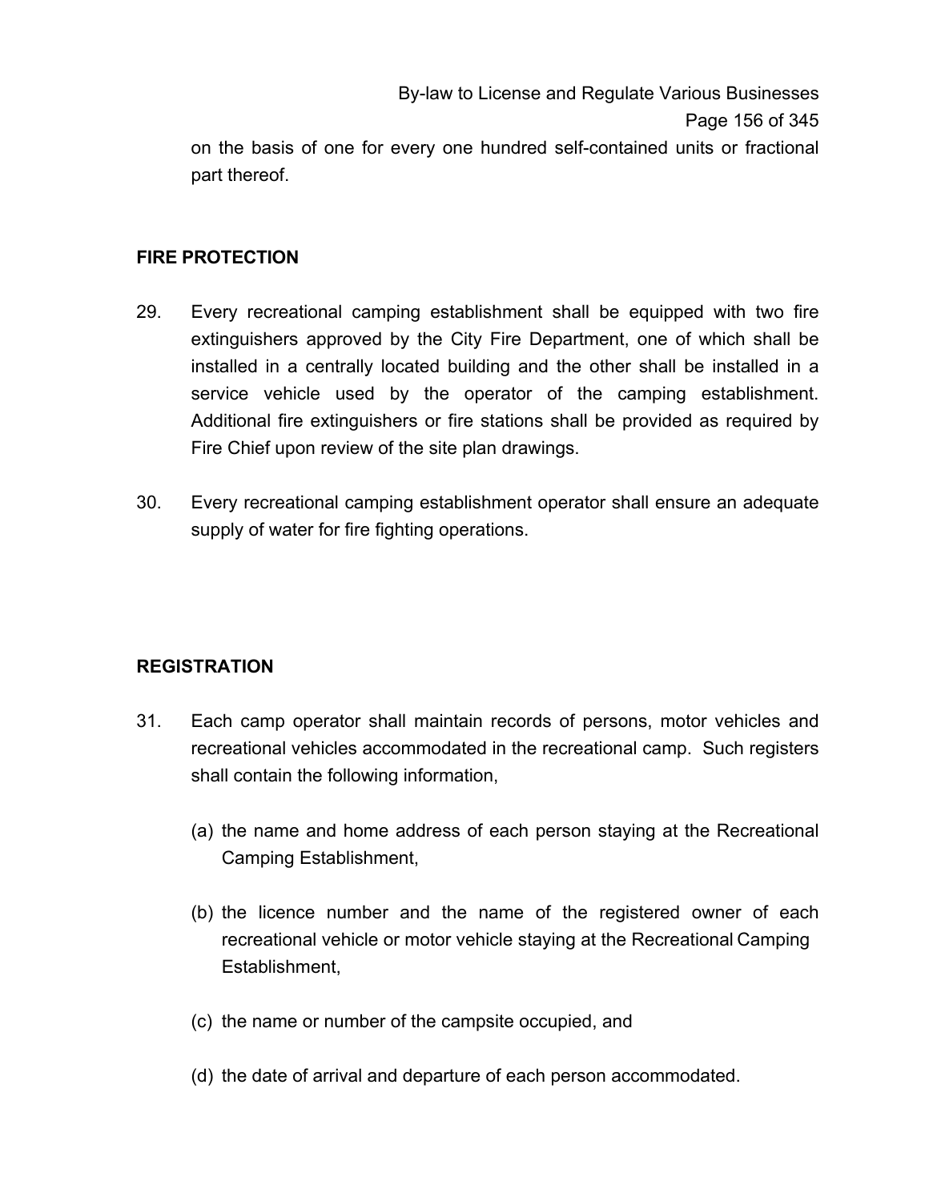on the basis of one for every one hundred self-contained units or fractional part thereof.

**FIRE PROTECTION**

29. Every recreational camping establishment shall be equipped with two fire extinguishers approved by the City Fire Department, one of which shall be installed in a centrally located building and the other shall be installed in a service vehicle used by the operator of the camping establishment. Additional fire extinguishers or fire stations shall be provided as required by Fire Chief upon review of the site plan drawings.

30. Every recreational camping establishment operator shall ensure an adequate supply of water for fire fighting operations.

**REGISTRATION**

31. Each camp operator shall maintain records of persons, motor vehicles and recreational vehicles accommodated in the recreational camp. Such registers shall contain the following information,

    (a) the name and home address of each person staying at the Recreational Camping Establishment,

    (b) the licence number and the name of the registered owner of each recreational vehicle or motor vehicle staying at the Recreational Camping Establishment,

    (c) the name or number of the campsite occupied, and

    (d) the date of arrival and departure of each person accommodated.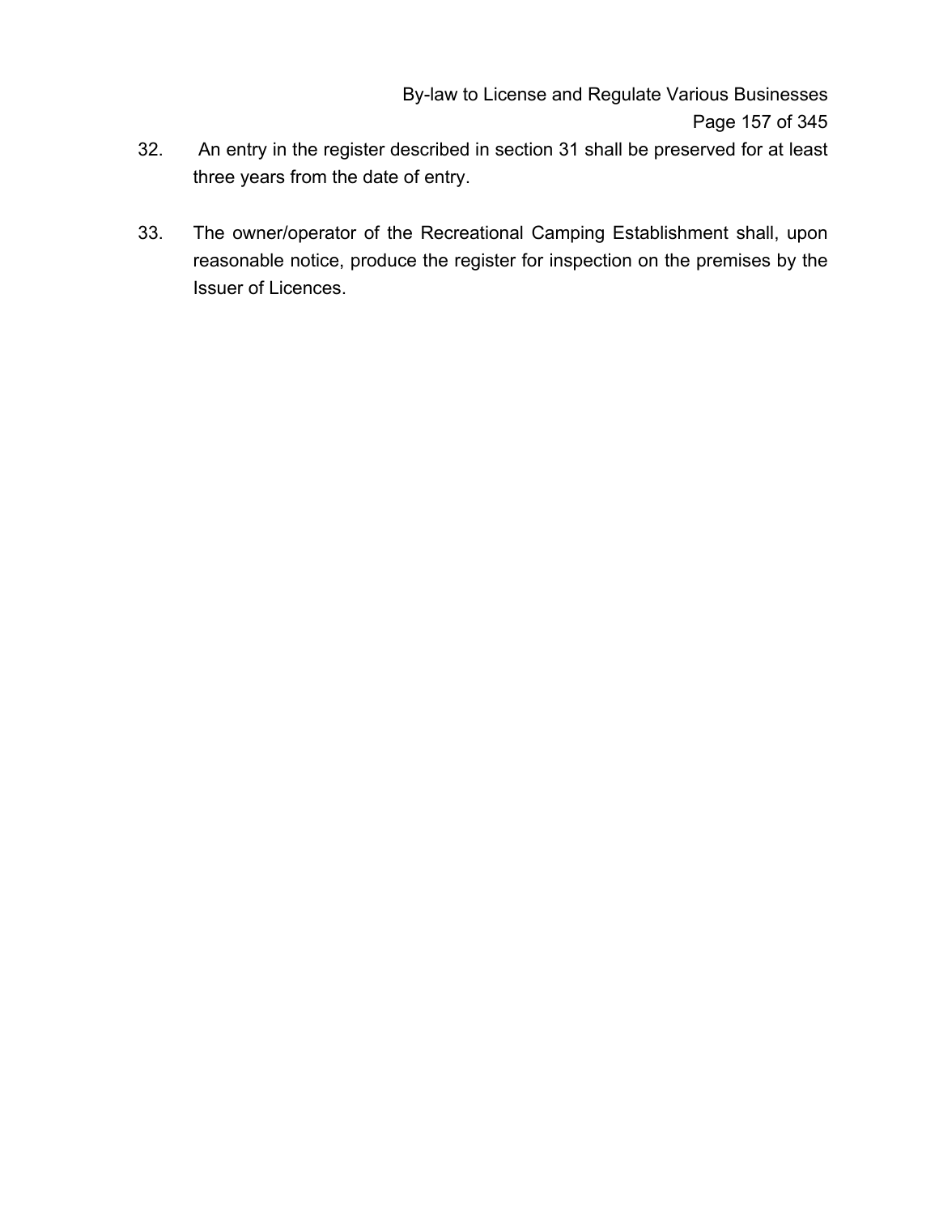32. An entry in the register described in section 31 shall be preserved for at least three years from the date of entry.

33. The owner/operator of the Recreational Camping Establishment shall, upon reasonable notice, produce the register for inspection on the premises by the Issuer of Licences.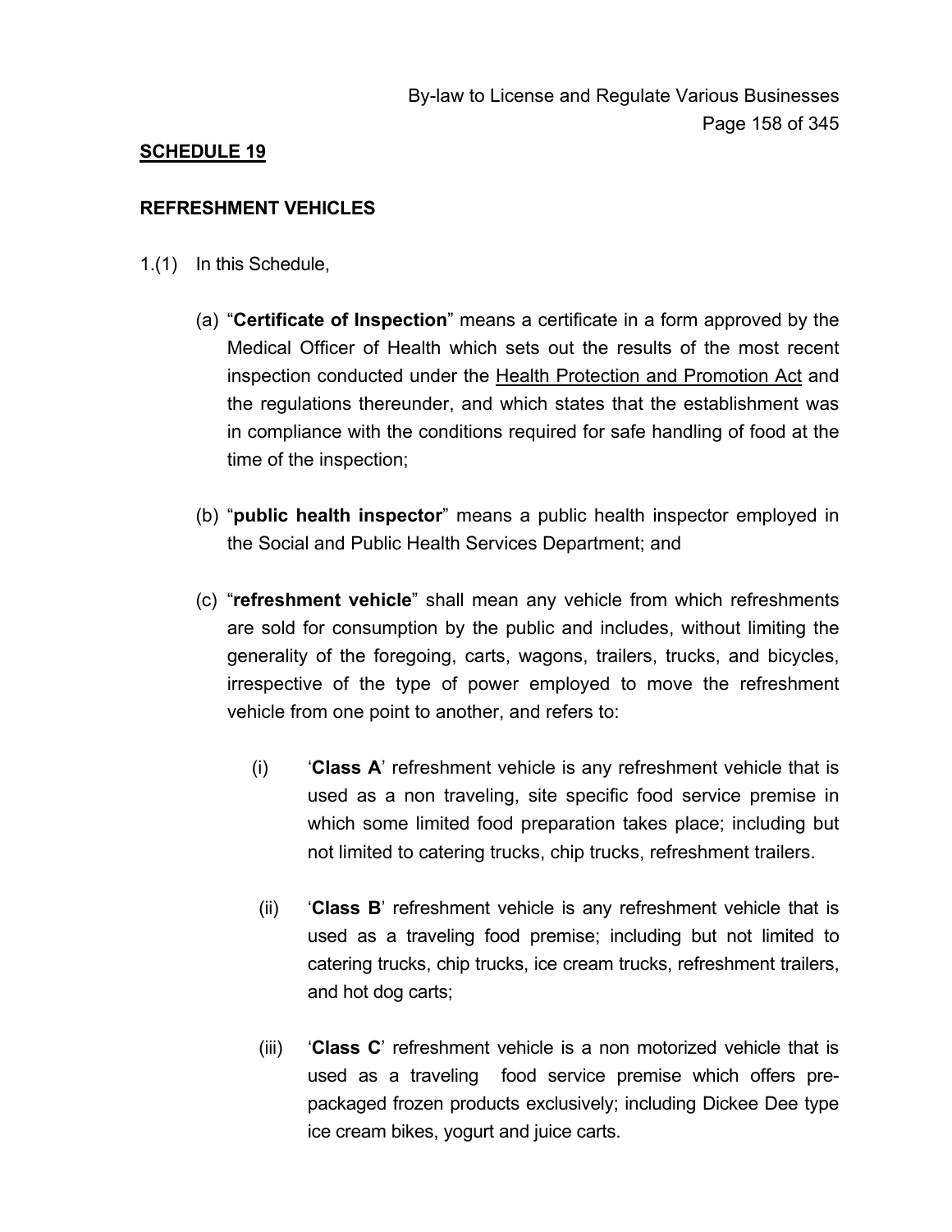## SCHEDULE 19

### REFRESHMENT VEHICLES

1.(1) In this Schedule,

(a) "**Certificate of Inspection**" means a certificate in a form approved by the Medical Officer of Health which sets out the results of the most recent inspection conducted under the Health Protection and Promotion Act and the regulations thereunder, and which states that the establishment was in compliance with the conditions required for safe handling of food at the time of the inspection;

(b) "**public health inspector**" means a public health inspector employed in the Social and Public Health Services Department; and

(c) "**refreshment vehicle**" shall mean any vehicle from which refreshments are sold for consumption by the public and includes, without limiting the generality of the foregoing, carts, wagons, trailers, trucks, and bicycles, irrespective of the type of power employed to move the refreshment vehicle from one point to another, and refers to:

(i) '**Class A**' refreshment vehicle is any refreshment vehicle that is used as a non traveling, site specific food service premise in which some limited food preparation takes place; including but not limited to catering trucks, chip trucks, refreshment trailers.

(ii) '**Class B**' refreshment vehicle is any refreshment vehicle that is used as a traveling food premise; including but not limited to catering trucks, chip trucks, ice cream trucks, refreshment trailers, and hot dog carts;

(iii) '**Class C**' refreshment vehicle is a non motorized vehicle that is used as a traveling food service premise which offers pre-packaged frozen products exclusively; including Dickee Dee type ice cream bikes, yogurt and juice carts.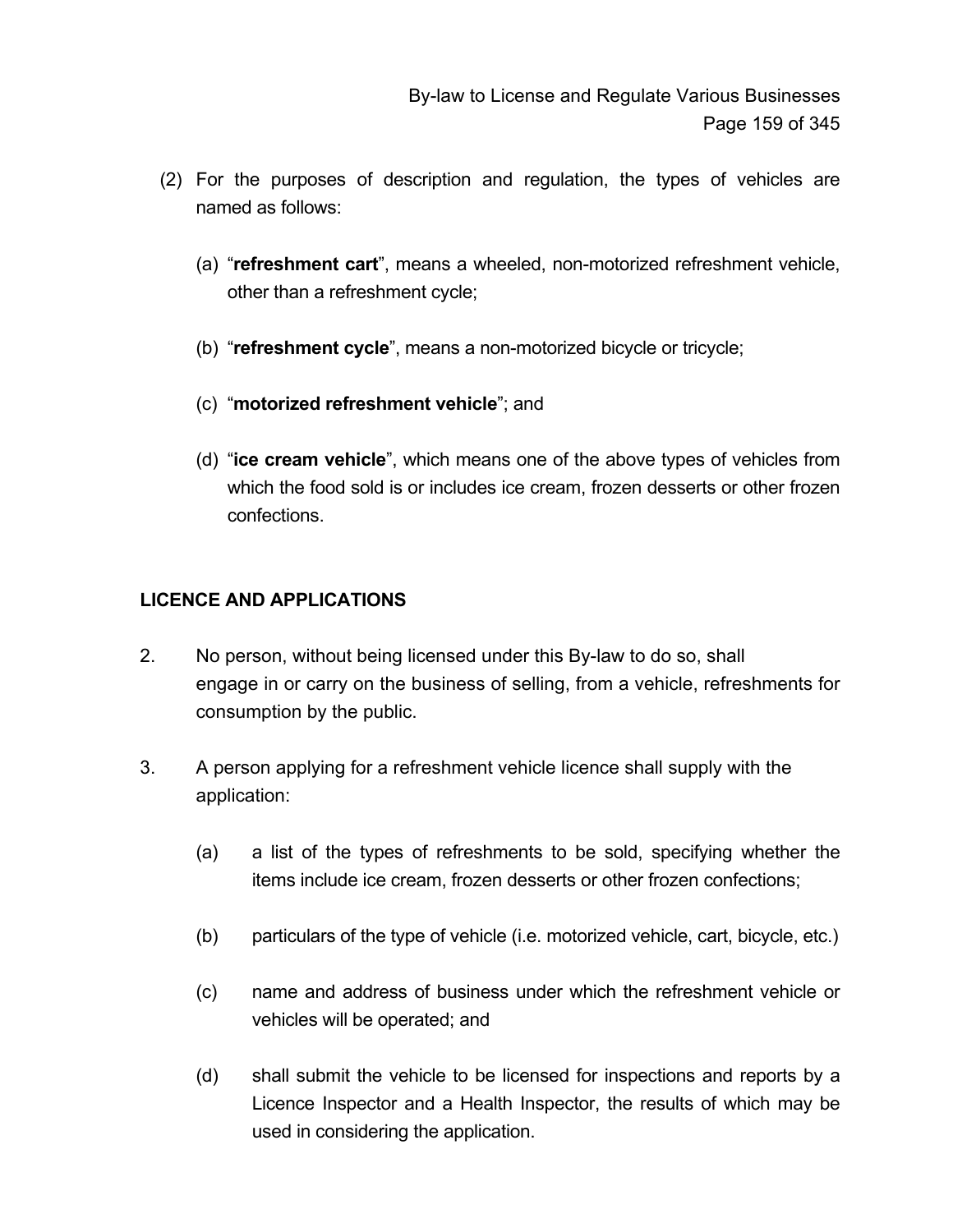(2) For the purposes of description and regulation, the types of vehicles are named as follows:

   (a) "**refreshment cart**", means a wheeled, non-motorized refreshment vehicle, other than a refreshment cycle;

   (b) "**refreshment cycle**", means a non-motorized bicycle or tricycle;

   (c) "**motorized refreshment vehicle**"; and

   (d) "**ice cream vehicle**", which means one of the above types of vehicles from which the food sold is or includes ice cream, frozen desserts or other frozen confections.

## LICENCE AND APPLICATIONS

2. No person, without being licensed under this By-law to do so, shall engage in or carry on the business of selling, from a vehicle, refreshments for consumption by the public.

3. A person applying for a refreshment vehicle licence shall supply with the application:

   (a) a list of the types of refreshments to be sold, specifying whether the items include ice cream, frozen desserts or other frozen confections;

   (b) particulars of the type of vehicle (i.e. motorized vehicle, cart, bicycle, etc.)

   (c) name and address of business under which the refreshment vehicle or vehicles will be operated; and

   (d) shall submit the vehicle to be licensed for inspections and reports by a Licence Inspector and a Health Inspector, the results of which may be used in considering the application.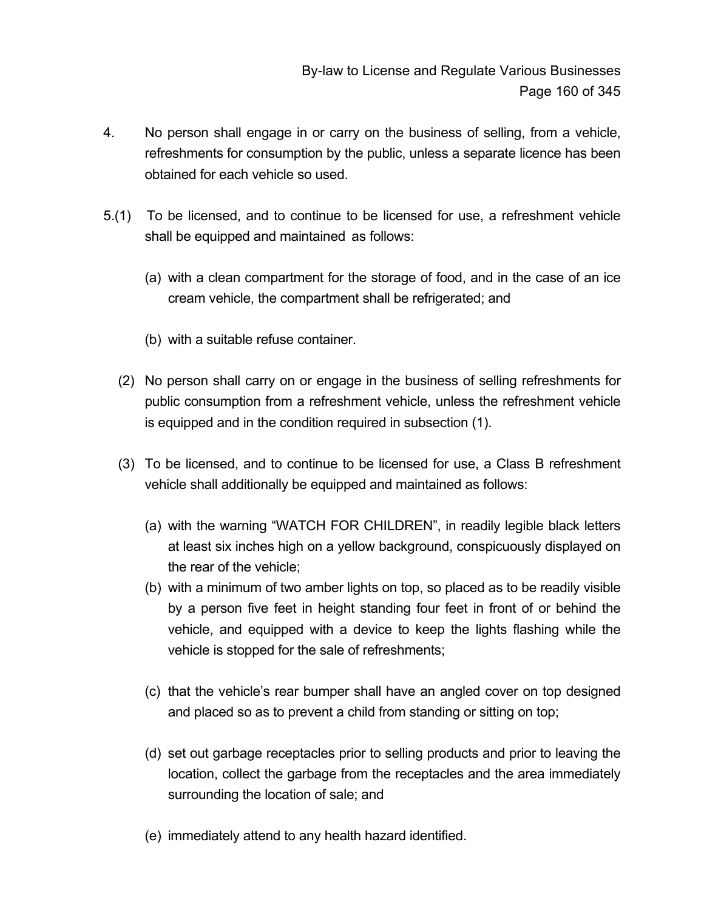4. No person shall engage in or carry on the business of selling, from a vehicle, refreshments for consumption by the public, unless a separate licence has been obtained for each vehicle so used.

5.(1) To be licensed, and to continue to be licensed for use, a refreshment vehicle shall be equipped and maintained as follows:

(a) with a clean compartment for the storage of food, and in the case of an ice cream vehicle, the compartment shall be refrigerated; and

(b) with a suitable refuse container.

(2) No person shall carry on or engage in the business of selling refreshments for public consumption from a refreshment vehicle, unless the refreshment vehicle is equipped and in the condition required in subsection (1).

(3) To be licensed, and to continue to be licensed for use, a Class B refreshment vehicle shall additionally be equipped and maintained as follows:

(a) with the warning "WATCH FOR CHILDREN", in readily legible black letters at least six inches high on a yellow background, conspicuously displayed on the rear of the vehicle;

(b) with a minimum of two amber lights on top, so placed as to be readily visible by a person five feet in height standing four feet in front of or behind the vehicle, and equipped with a device to keep the lights flashing while the vehicle is stopped for the sale of refreshments;

(c) that the vehicle's rear bumper shall have an angled cover on top designed and placed so as to prevent a child from standing or sitting on top;

(d) set out garbage receptacles prior to selling products and prior to leaving the location, collect the garbage from the receptacles and the area immediately surrounding the location of sale; and

(e) immediately attend to any health hazard identified.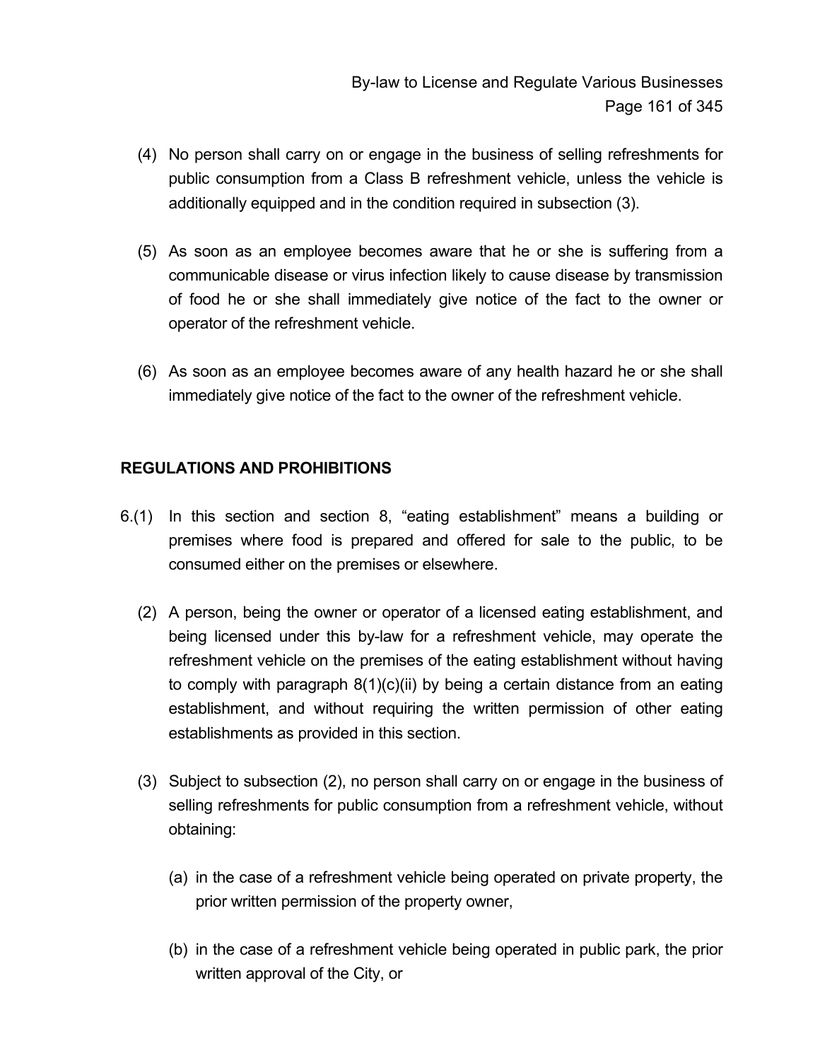(4) No person shall carry on or engage in the business of selling refreshments for public consumption from a Class B refreshment vehicle, unless the vehicle is additionally equipped and in the condition required in subsection (3).

(5) As soon as an employee becomes aware that he or she is suffering from a communicable disease or virus infection likely to cause disease by transmission of food he or she shall immediately give notice of the fact to the owner or operator of the refreshment vehicle.

(6) As soon as an employee becomes aware of any health hazard he or she shall immediately give notice of the fact to the owner of the refreshment vehicle.

## REGULATIONS AND PROHIBITIONS

6.(1) In this section and section 8, “eating establishment” means a building or premises where food is prepared and offered for sale to the public, to be consumed either on the premises or elsewhere.

(2) A person, being the owner or operator of a licensed eating establishment, and being licensed under this by-law for a refreshment vehicle, may operate the refreshment vehicle on the premises of the eating establishment without having to comply with paragraph 8(1)(c)(ii) by being a certain distance from an eating establishment, and without requiring the written permission of other eating establishments as provided in this section.

(3) Subject to subsection (2), no person shall carry on or engage in the business of selling refreshments for public consumption from a refreshment vehicle, without obtaining:

(a) in the case of a refreshment vehicle being operated on private property, the prior written permission of the property owner,

(b) in the case of a refreshment vehicle being operated in public park, the prior written approval of the City, or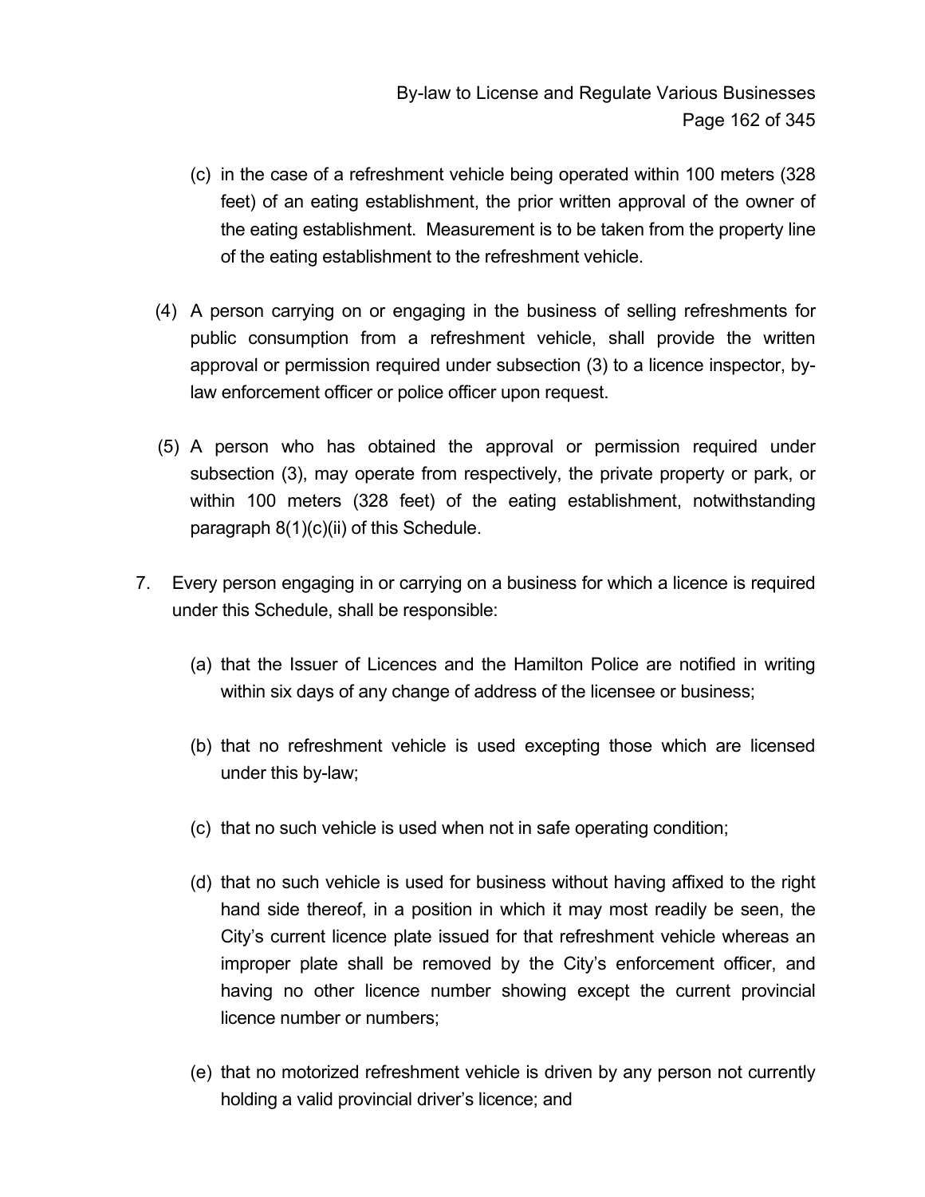(c) in the case of a refreshment vehicle being operated within 100 meters (328 feet) of an eating establishment, the prior written approval of the owner of the eating establishment. Measurement is to be taken from the property line of the eating establishment to the refreshment vehicle.

(4) A person carrying on or engaging in the business of selling refreshments for public consumption from a refreshment vehicle, shall provide the written approval or permission required under subsection (3) to a licence inspector, by-law enforcement officer or police officer upon request.

(5) A person who has obtained the approval or permission required under subsection (3), may operate from respectively, the private property or park, or within 100 meters (328 feet) of the eating establishment, notwithstanding paragraph 8(1)(c)(ii) of this Schedule.

7. Every person engaging in or carrying on a business for which a licence is required under this Schedule, shall be responsible:

   (a) that the Issuer of Licences and the Hamilton Police are notified in writing within six days of any change of address of the licensee or business;

   (b) that no refreshment vehicle is used excepting those which are licensed under this by-law;

   (c) that no such vehicle is used when not in safe operating condition;

   (d) that no such vehicle is used for business without having affixed to the right hand side thereof, in a position in which it may most readily be seen, the City's current licence plate issued for that refreshment vehicle whereas an improper plate shall be removed by the City's enforcement officer, and having no other licence number showing except the current provincial licence number or numbers;

   (e) that no motorized refreshment vehicle is driven by any person not currently holding a valid provincial driver's licence; and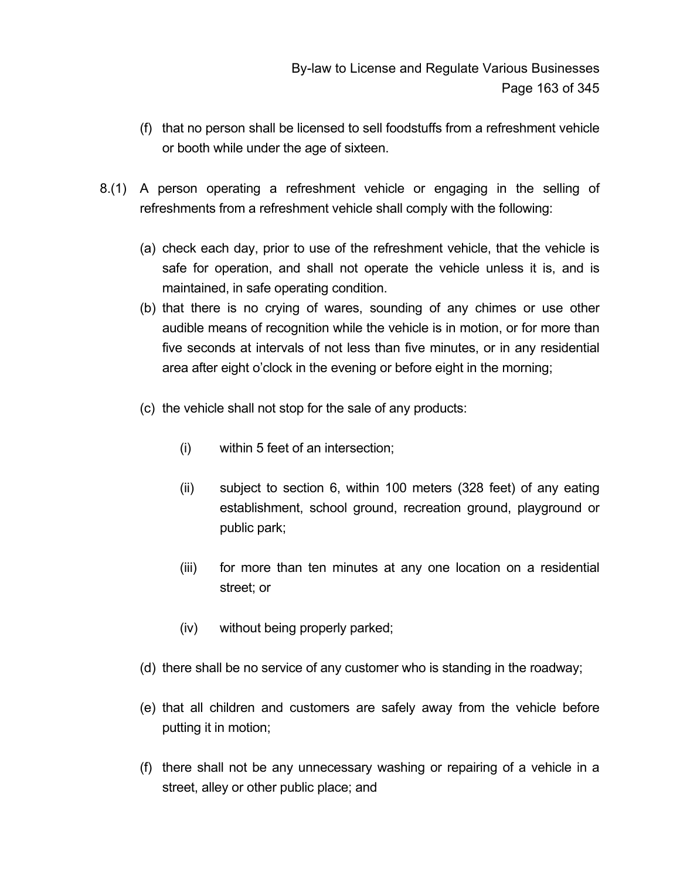(f) that no person shall be licensed to sell foodstuffs from a refreshment vehicle or booth while under the age of sixteen.

8.(1) A person operating a refreshment vehicle or engaging in the selling of refreshments from a refreshment vehicle shall comply with the following:

(a) check each day, prior to use of the refreshment vehicle, that the vehicle is safe for operation, and shall not operate the vehicle unless it is, and is maintained, in safe operating condition.

(b) that there is no crying of wares, sounding of any chimes or use other audible means of recognition while the vehicle is in motion, or for more than five seconds at intervals of not less than five minutes, or in any residential area after eight o'clock in the evening or before eight in the morning;

(c) the vehicle shall not stop for the sale of any products:

(i) within 5 feet of an intersection;

(ii) subject to section 6, within 100 meters (328 feet) of any eating establishment, school ground, recreation ground, playground or public park;

(iii) for more than ten minutes at any one location on a residential street; or

(iv) without being properly parked;

(d) there shall be no service of any customer who is standing in the roadway;

(e) that all children and customers are safely away from the vehicle before putting it in motion;

(f) there shall not be any unnecessary washing or repairing of a vehicle in a street, alley or other public place; and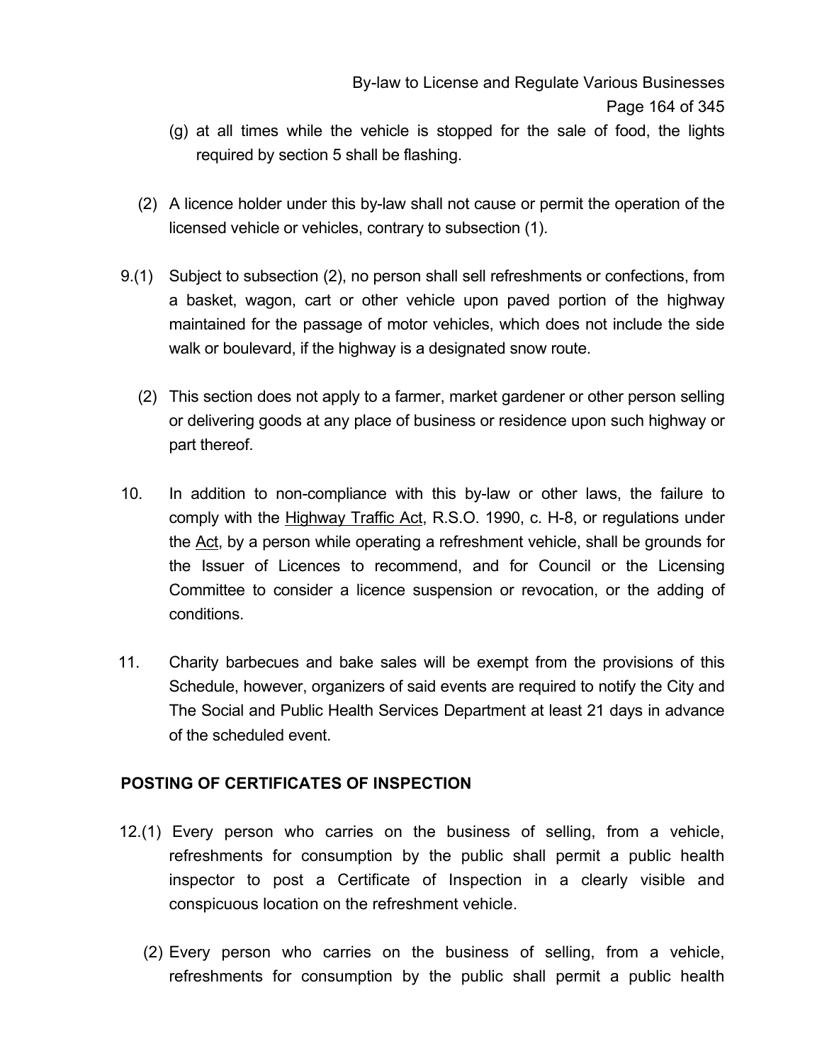(g) at all times while the vehicle is stopped for the sale of food, the lights required by section 5 shall be flashing.

(2) A licence holder under this by-law shall not cause or permit the operation of the licensed vehicle or vehicles, contrary to subsection (1).

9.(1) Subject to subsection (2), no person shall sell refreshments or confections, from a basket, wagon, cart or other vehicle upon paved portion of the highway maintained for the passage of motor vehicles, which does not include the side walk or boulevard, if the highway is a designated snow route.

(2) This section does not apply to a farmer, market gardener or other person selling or delivering goods at any place of business or residence upon such highway or part thereof.

10. In addition to non-compliance with this by-law or other laws, the failure to comply with the Highway Traffic Act, R.S.O. 1990, c. H-8, or regulations under the Act, by a person while operating a refreshment vehicle, shall be grounds for the Issuer of Licences to recommend, and for Council or the Licensing Committee to consider a licence suspension or revocation, or the adding of conditions.

11. Charity barbecues and bake sales will be exempt from the provisions of this Schedule, however, organizers of said events are required to notify the City and The Social and Public Health Services Department at least 21 days in advance of the scheduled event.

**POSTING OF CERTIFICATES OF INSPECTION**

12.(1) Every person who carries on the business of selling, from a vehicle, refreshments for consumption by the public shall permit a public health inspector to post a Certificate of Inspection in a clearly visible and conspicuous location on the refreshment vehicle.

(2) Every person who carries on the business of selling, from a vehicle, refreshments for consumption by the public shall permit a public health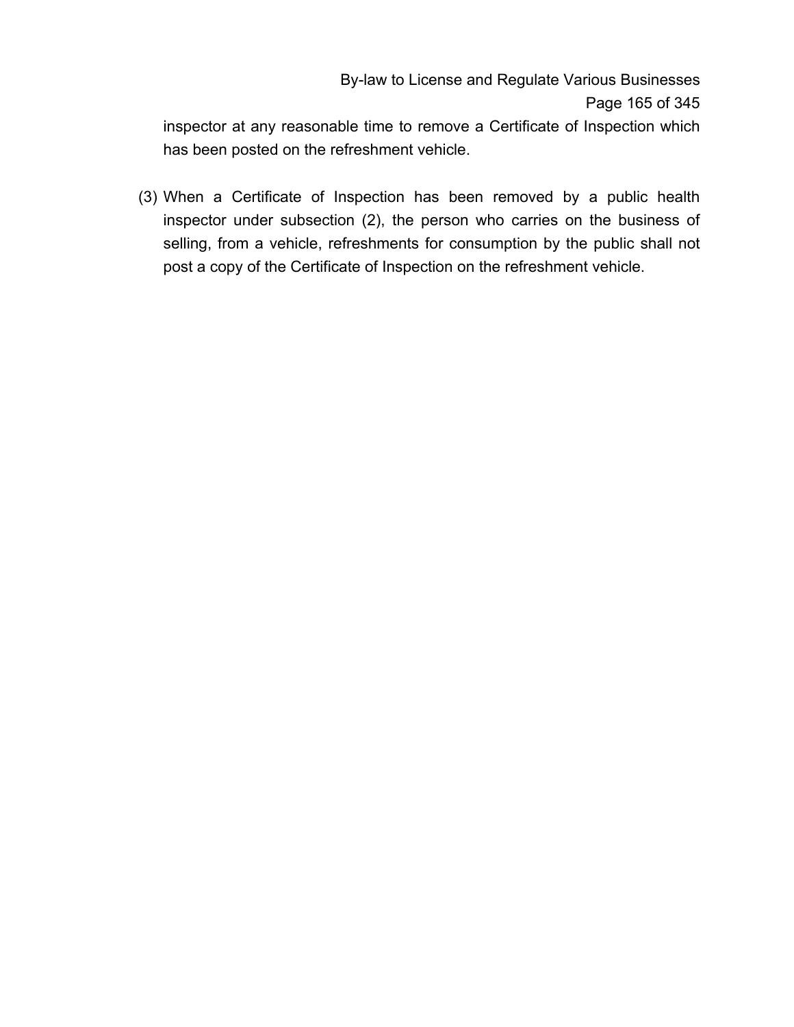inspector at any reasonable time to remove a Certificate of Inspection which has been posted on the refreshment vehicle.

(3) When a Certificate of Inspection has been removed by a public health inspector under subsection (2), the person who carries on the business of selling, from a vehicle, refreshments for consumption by the public shall not post a copy of the Certificate of Inspection on the refreshment vehicle.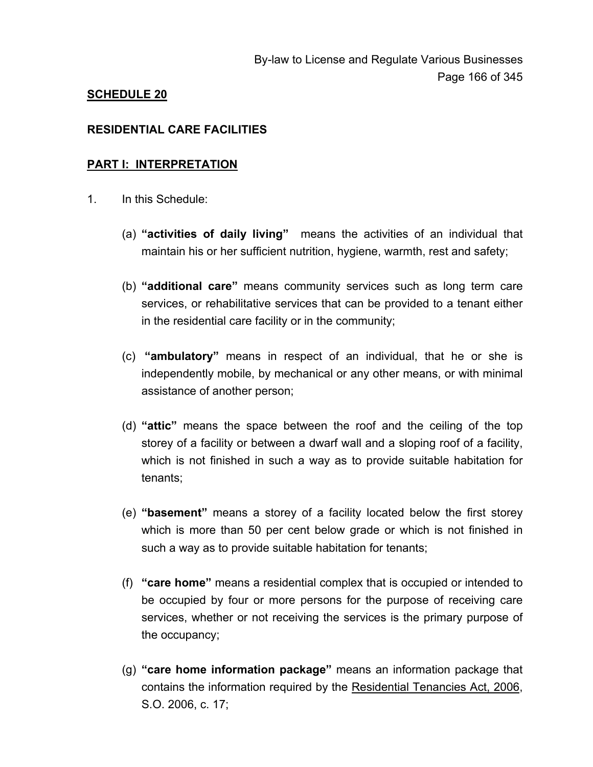## SCHEDULE 20

### RESIDENTIAL CARE FACILITIES

### PART I: INTERPRETATION

1. In this Schedule:

   (a) **"activities of daily living"** means the activities of an individual that maintain his or her sufficient nutrition, hygiene, warmth, rest and safety;

   (b) **"additional care"** means community services such as long term care services, or rehabilitative services that can be provided to a tenant either in the residential care facility or in the community;

   (c) **"ambulatory"** means in respect of an individual, that he or she is independently mobile, by mechanical or any other means, or with minimal assistance of another person;

   (d) **"attic"** means the space between the roof and the ceiling of the top storey of a facility or between a dwarf wall and a sloping roof of a facility, which is not finished in such a way as to provide suitable habitation for tenants;

   (e) **"basement"** means a storey of a facility located below the first storey which is more than 50 per cent below grade or which is not finished in such a way as to provide suitable habitation for tenants;

   (f) **"care home"** means a residential complex that is occupied or intended to be occupied by four or more persons for the purpose of receiving care services, whether or not receiving the services is the primary purpose of the occupancy;

   (g) **"care home information package"** means an information package that contains the information required by the Residential Tenancies Act, 2006, S.O. 2006, c. 17;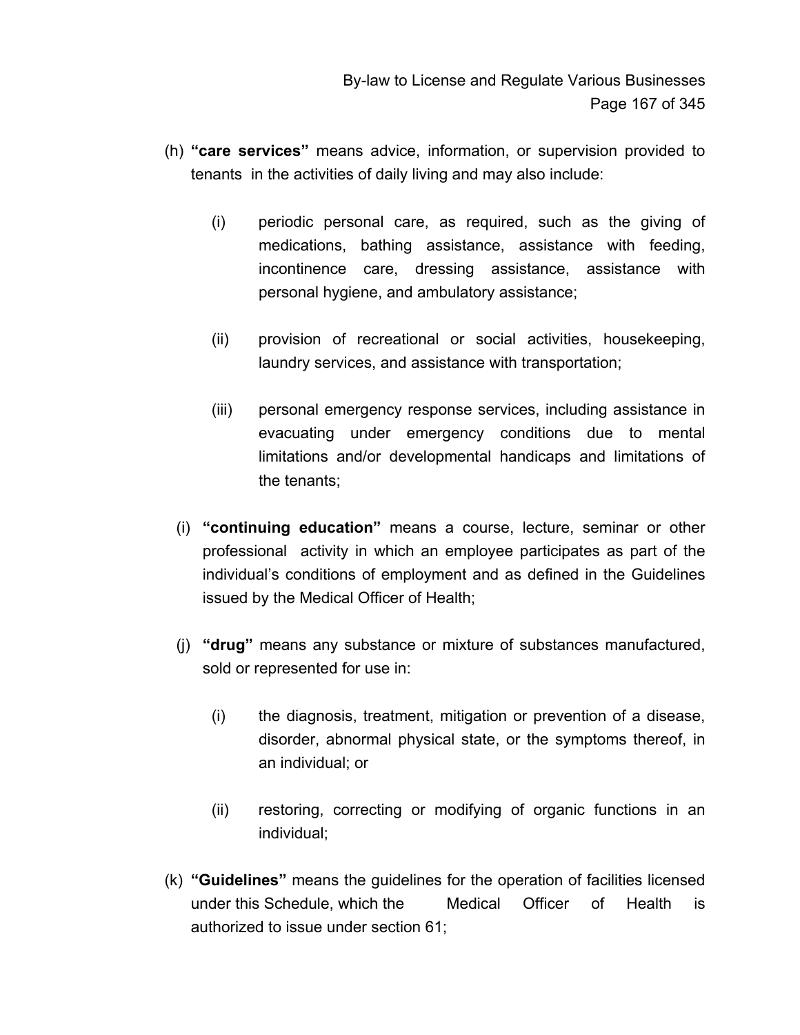(h) **"care services"** means advice, information, or supervision provided to tenants in the activities of daily living and may also include:

   (i) periodic personal care, as required, such as the giving of medications, bathing assistance, assistance with feeding, incontinence care, dressing assistance, assistance with personal hygiene, and ambulatory assistance;

   (ii) provision of recreational or social activities, housekeeping, laundry services, and assistance with transportation;

   (iii) personal emergency response services, including assistance in evacuating under emergency conditions due to mental limitations and/or developmental handicaps and limitations of the tenants;

(i) **"continuing education"** means a course, lecture, seminar or other professional activity in which an employee participates as part of the individual's conditions of employment and as defined in the Guidelines issued by the Medical Officer of Health;

(j) **"drug"** means any substance or mixture of substances manufactured, sold or represented for use in:

   (i) the diagnosis, treatment, mitigation or prevention of a disease, disorder, abnormal physical state, or the symptoms thereof, in an individual; or

   (ii) restoring, correcting or modifying of organic functions in an individual;

(k) **"Guidelines"** means the guidelines for the operation of facilities licensed under this Schedule, which the Medical Officer of Health is authorized to issue under section 61;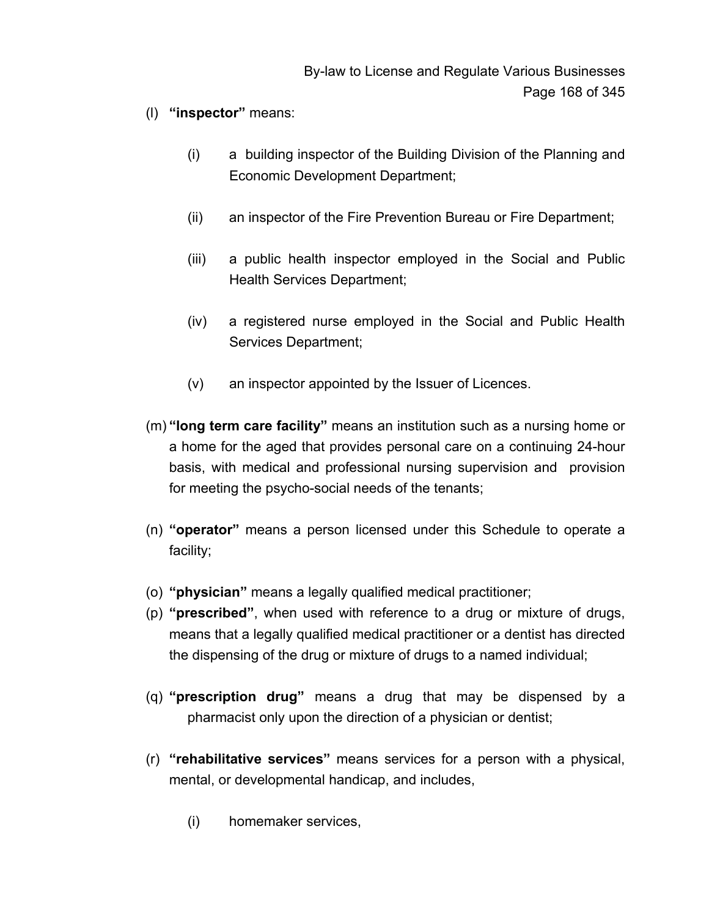(l) **"inspector"** means:

    (i) a building inspector of the Building Division of the Planning and Economic Development Department;

    (ii) an inspector of the Fire Prevention Bureau or Fire Department;

    (iii) a public health inspector employed in the Social and Public Health Services Department;

    (iv) a registered nurse employed in the Social and Public Health Services Department;

    (v) an inspector appointed by the Issuer of Licences.

(m) **"long term care facility"** means an institution such as a nursing home or a home for the aged that provides personal care on a continuing 24-hour basis, with medical and professional nursing supervision and provision for meeting the psycho-social needs of the tenants;

(n) **"operator"** means a person licensed under this Schedule to operate a facility;

(o) **"physician"** means a legally qualified medical practitioner;

(p) **"prescribed"**, when used with reference to a drug or mixture of drugs, means that a legally qualified medical practitioner or a dentist has directed the dispensing of the drug or mixture of drugs to a named individual;

(q) **"prescription drug"** means a drug that may be dispensed by a pharmacist only upon the direction of a physician or dentist;

(r) **"rehabilitative services"** means services for a person with a physical, mental, or developmental handicap, and includes,

    (i) homemaker services,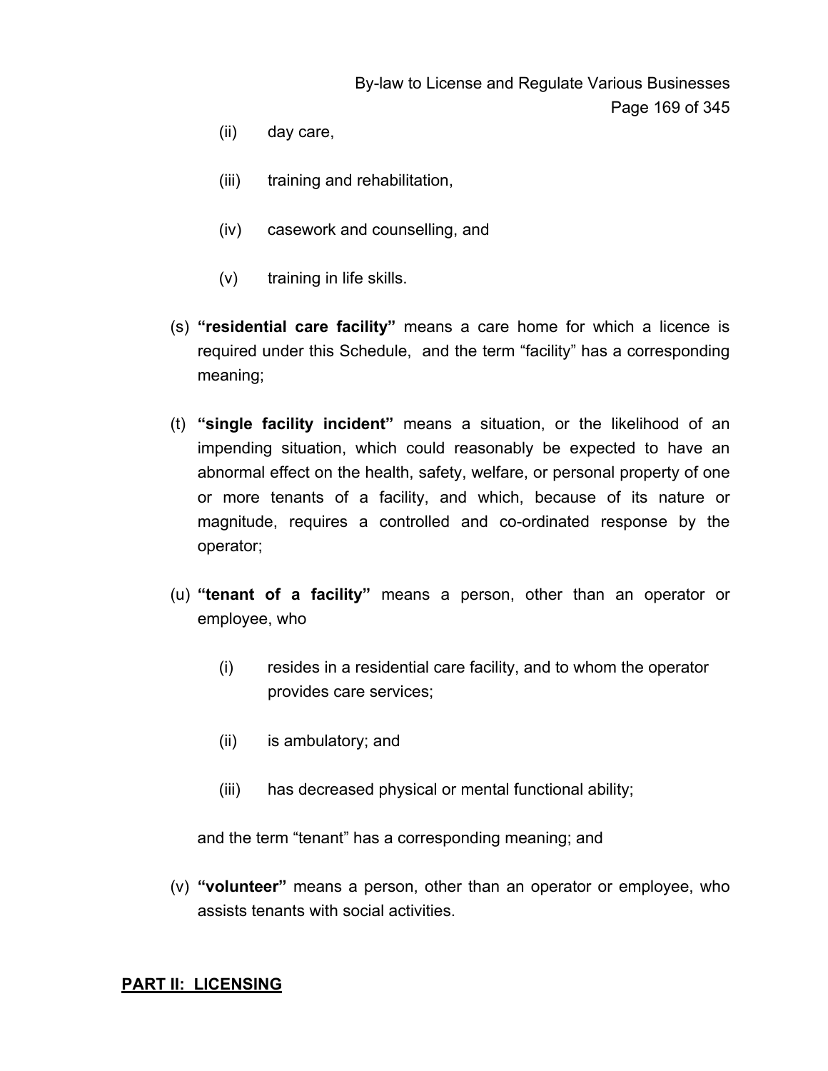(ii) day care,

(iii) training and rehabilitation,

(iv) casework and counselling, and

(v) training in life skills.

(s) **"residential care facility"** means a care home for which a licence is required under this Schedule, and the term "facility" has a corresponding meaning;

(t) **"single facility incident"** means a situation, or the likelihood of an impending situation, which could reasonably be expected to have an abnormal effect on the health, safety, welfare, or personal property of one or more tenants of a facility, and which, because of its nature or magnitude, requires a controlled and co-ordinated response by the operator;

(u) **"tenant of a facility"** means a person, other than an operator or employee, who

(i) resides in a residential care facility, and to whom the operator provides care services;

(ii) is ambulatory; and

(iii) has decreased physical or mental functional ability;

and the term "tenant" has a corresponding meaning; and

(v) **"volunteer"** means a person, other than an operator or employee, who assists tenants with social activities.

## **PART II: LICENSING**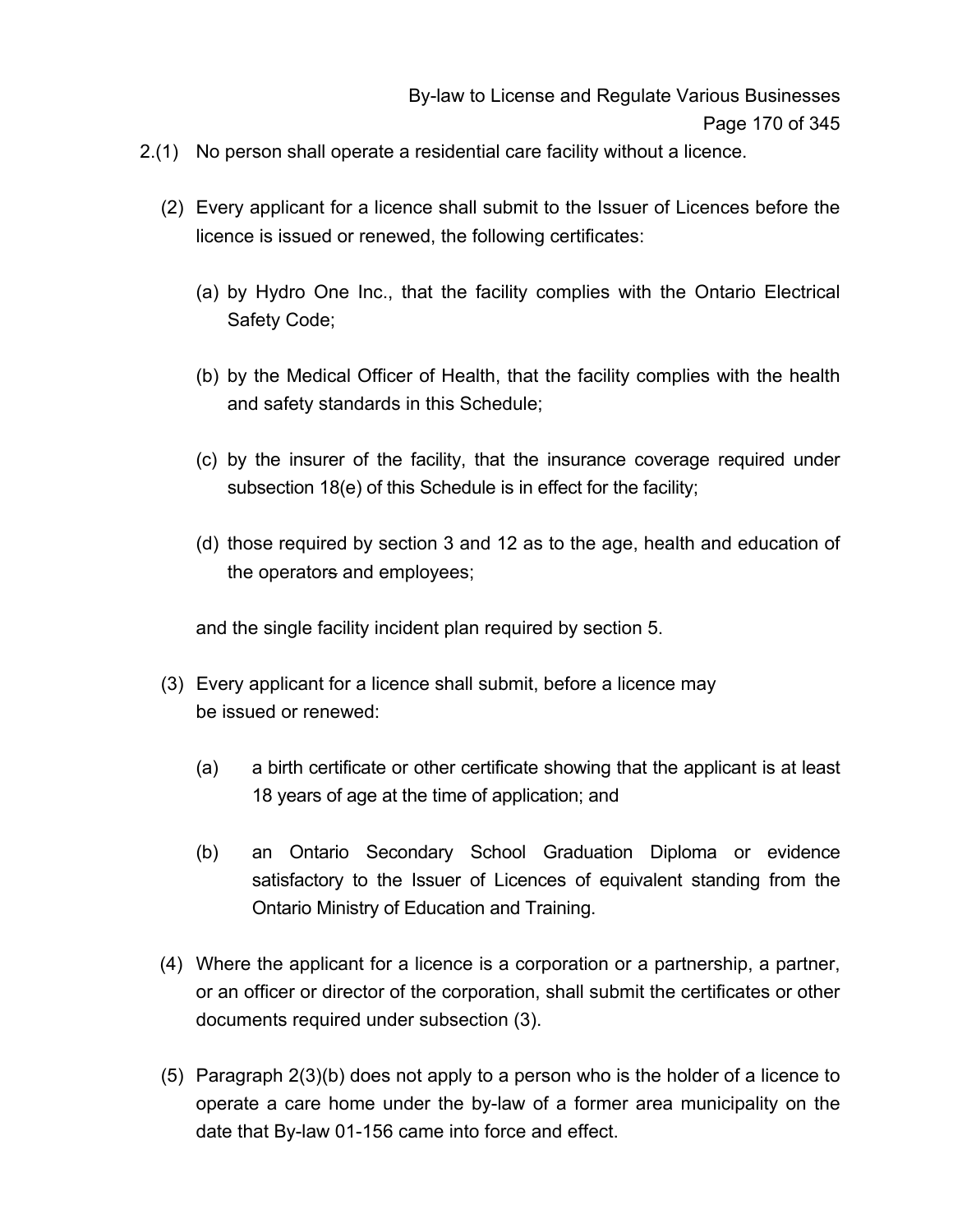2.(1) No person shall operate a residential care facility without a licence.

(2) Every applicant for a licence shall submit to the Issuer of Licences before the licence is issued or renewed, the following certificates:

(a) by Hydro One Inc., that the facility complies with the Ontario Electrical Safety Code;

(b) by the Medical Officer of Health, that the facility complies with the health and safety standards in this Schedule;

(c) by the insurer of the facility, that the insurance coverage required under subsection 18(e) of this Schedule is in effect for the facility;

(d) those required by section 3 and 12 as to the age, health and education of the operators and employees;

and the single facility incident plan required by section 5.

(3) Every applicant for a licence shall submit, before a licence may be issued or renewed:

(a) a birth certificate or other certificate showing that the applicant is at least 18 years of age at the time of application; and

(b) an Ontario Secondary School Graduation Diploma or evidence satisfactory to the Issuer of Licences of equivalent standing from the Ontario Ministry of Education and Training.

(4) Where the applicant for a licence is a corporation or a partnership, a partner, or an officer or director of the corporation, shall submit the certificates or other documents required under subsection (3).

(5) Paragraph 2(3)(b) does not apply to a person who is the holder of a licence to operate a care home under the by-law of a former area municipality on the date that By-law 01-156 came into force and effect.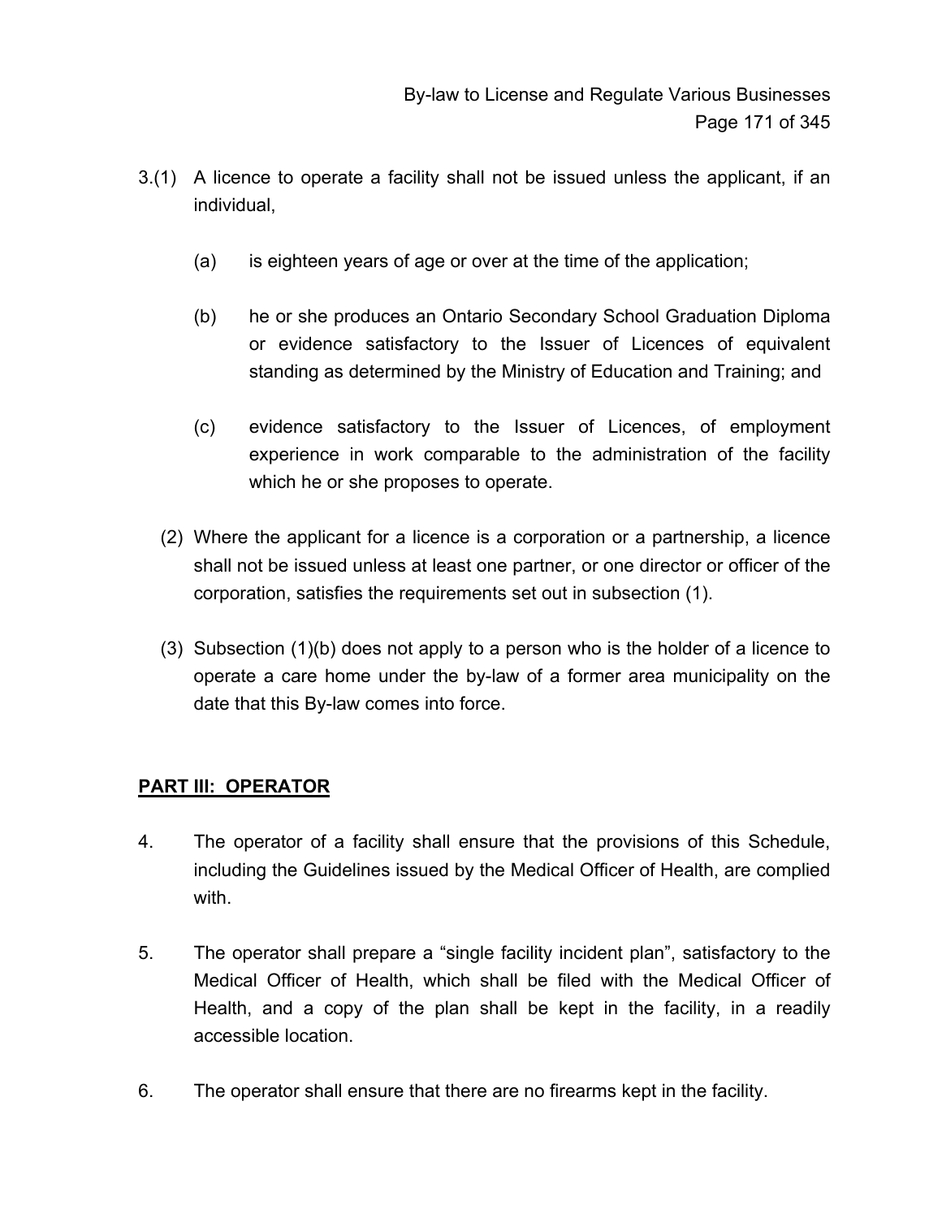3.(1) A licence to operate a facility shall not be issued unless the applicant, if an individual,

(a) is eighteen years of age or over at the time of the application;

(b) he or she produces an Ontario Secondary School Graduation Diploma or evidence satisfactory to the Issuer of Licences of equivalent standing as determined by the Ministry of Education and Training; and

(c) evidence satisfactory to the Issuer of Licences, of employment experience in work comparable to the administration of the facility which he or she proposes to operate.

(2) Where the applicant for a licence is a corporation or a partnership, a licence shall not be issued unless at least one partner, or one director or officer of the corporation, satisfies the requirements set out in subsection (1).

(3) Subsection (1)(b) does not apply to a person who is the holder of a licence to operate a care home under the by-law of a former area municipality on the date that this By-law comes into force.

## PART III: OPERATOR

4. The operator of a facility shall ensure that the provisions of this Schedule, including the Guidelines issued by the Medical Officer of Health, are complied with.

5. The operator shall prepare a "single facility incident plan", satisfactory to the Medical Officer of Health, which shall be filed with the Medical Officer of Health, and a copy of the plan shall be kept in the facility, in a readily accessible location.

6. The operator shall ensure that there are no firearms kept in the facility.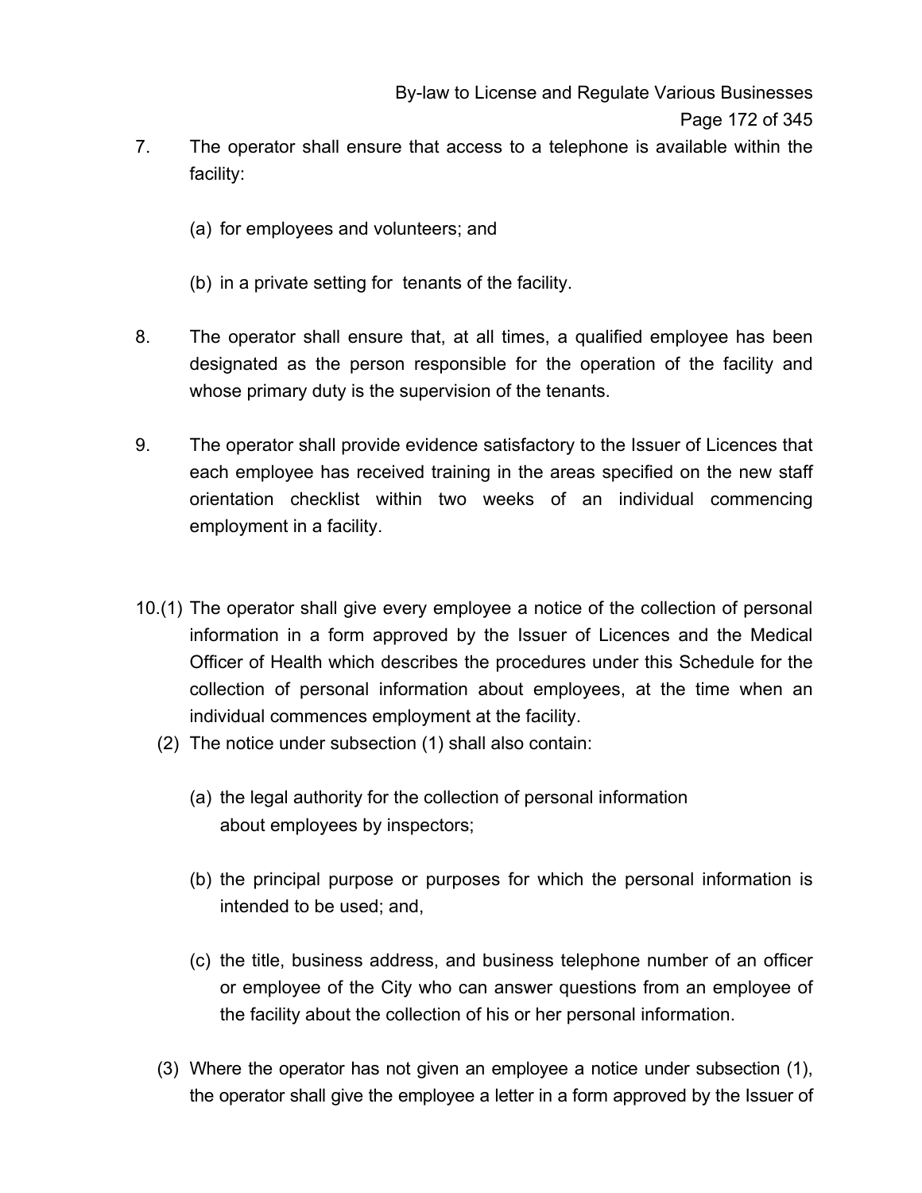7. The operator shall ensure that access to a telephone is available within the facility:

   (a) for employees and volunteers; and

   (b) in a private setting for tenants of the facility.

8. The operator shall ensure that, at all times, a qualified employee has been designated as the person responsible for the operation of the facility and whose primary duty is the supervision of the tenants.

9. The operator shall provide evidence satisfactory to the Issuer of Licences that each employee has received training in the areas specified on the new staff orientation checklist within two weeks of an individual commencing employment in a facility.

10.(1) The operator shall give every employee a notice of the collection of personal information in a form approved by the Issuer of Licences and the Medical Officer of Health which describes the procedures under this Schedule for the collection of personal information about employees, at the time when an individual commences employment at the facility.

   (2) The notice under subsection (1) shall also contain:

   (a) the legal authority for the collection of personal information about employees by inspectors;

   (b) the principal purpose or purposes for which the personal information is intended to be used; and,

   (c) the title, business address, and business telephone number of an officer or employee of the City who can answer questions from an employee of the facility about the collection of his or her personal information.

   (3) Where the operator has not given an employee a notice under subsection (1), the operator shall give the employee a letter in a form approved by the Issuer of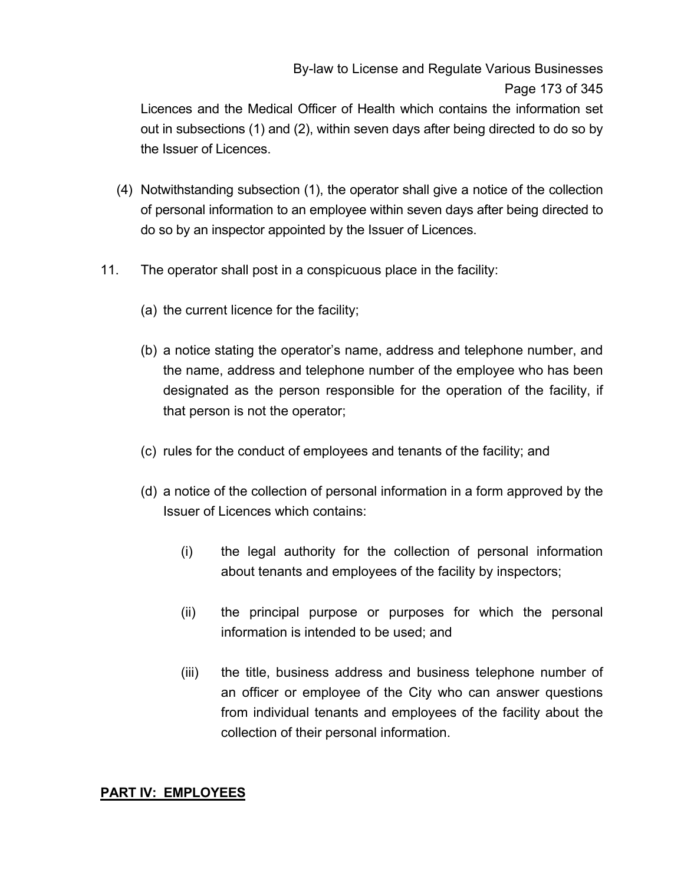Licences and the Medical Officer of Health which contains the information set out in subsections (1) and (2), within seven days after being directed to do so by the Issuer of Licences.

(4) Notwithstanding subsection (1), the operator shall give a notice of the collection of personal information to an employee within seven days after being directed to do so by an inspector appointed by the Issuer of Licences.

11. The operator shall post in a conspicuous place in the facility:

(a) the current licence for the facility;

(b) a notice stating the operator's name, address and telephone number, and the name, address and telephone number of the employee who has been designated as the person responsible for the operation of the facility, if that person is not the operator;

(c) rules for the conduct of employees and tenants of the facility; and

(d) a notice of the collection of personal information in a form approved by the Issuer of Licences which contains:

(i) the legal authority for the collection of personal information about tenants and employees of the facility by inspectors;

(ii) the principal purpose or purposes for which the personal information is intended to be used; and

(iii) the title, business address and business telephone number of an officer or employee of the City who can answer questions from individual tenants and employees of the facility about the collection of their personal information.

## PART IV: EMPLOYEES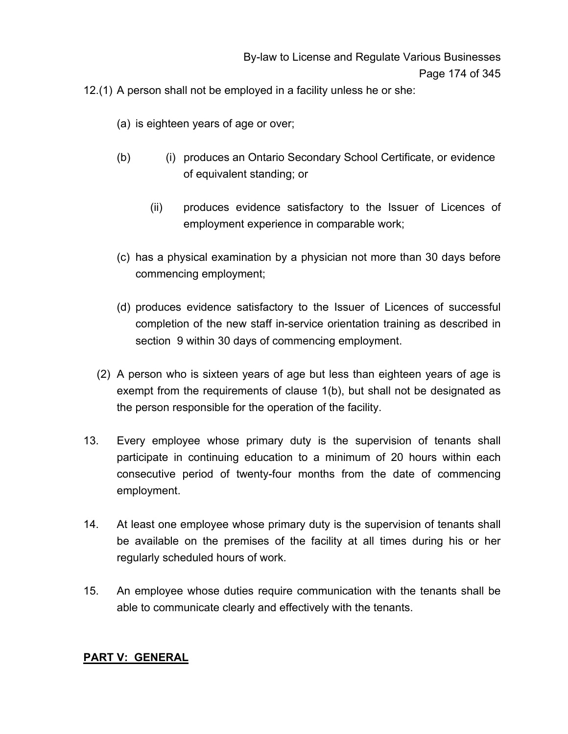12.(1) A person shall not be employed in a facility unless he or she:

(a) is eighteen years of age or over;

(b) (i) produces an Ontario Secondary School Certificate, or evidence of equivalent standing; or

(ii) produces evidence satisfactory to the Issuer of Licences of employment experience in comparable work;

(c) has a physical examination by a physician not more than 30 days before commencing employment;

(d) produces evidence satisfactory to the Issuer of Licences of successful completion of the new staff in-service orientation training as described in section 9 within 30 days of commencing employment.

(2) A person who is sixteen years of age but less than eighteen years of age is exempt from the requirements of clause 1(b), but shall not be designated as the person responsible for the operation of the facility.

13. Every employee whose primary duty is the supervision of tenants shall participate in continuing education to a minimum of 20 hours within each consecutive period of twenty-four months from the date of commencing employment.

14. At least one employee whose primary duty is the supervision of tenants shall be available on the premises of the facility at all times during his or her regularly scheduled hours of work.

15. An employee whose duties require communication with the tenants shall be able to communicate clearly and effectively with the tenants.

## PART V: GENERAL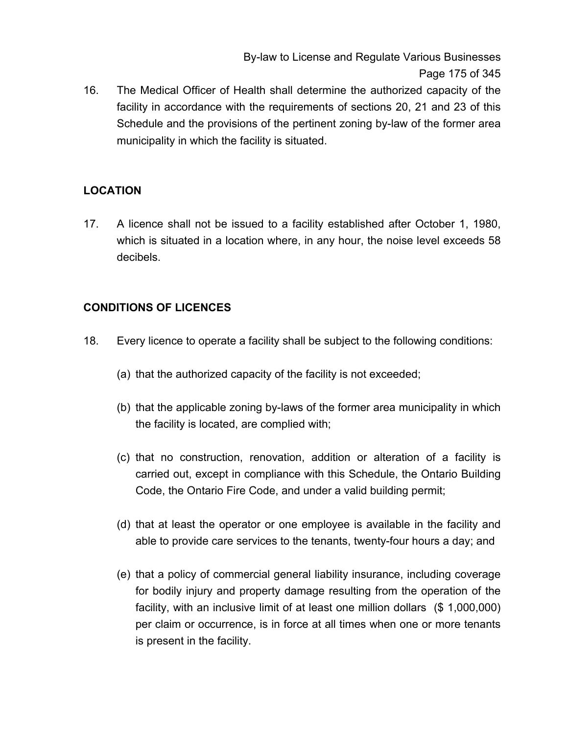16. The Medical Officer of Health shall determine the authorized capacity of the facility in accordance with the requirements of sections 20, 21 and 23 of this Schedule and the provisions of the pertinent zoning by-law of the former area municipality in which the facility is situated.

**LOCATION**

17. A licence shall not be issued to a facility established after October 1, 1980, which is situated in a location where, in any hour, the noise level exceeds 58 decibels.

**CONDITIONS OF LICENCES**

18. Every licence to operate a facility shall be subject to the following conditions:

    (a) that the authorized capacity of the facility is not exceeded;

    (b) that the applicable zoning by-laws of the former area municipality in which the facility is located, are complied with;

    (c) that no construction, renovation, addition or alteration of a facility is carried out, except in compliance with this Schedule, the Ontario Building Code, the Ontario Fire Code, and under a valid building permit;

    (d) that at least the operator or one employee is available in the facility and able to provide care services to the tenants, twenty-four hours a day; and

    (e) that a policy of commercial general liability insurance, including coverage for bodily injury and property damage resulting from the operation of the facility, with an inclusive limit of at least one million dollars ($ 1,000,000) per claim or occurrence, is in force at all times when one or more tenants is present in the facility.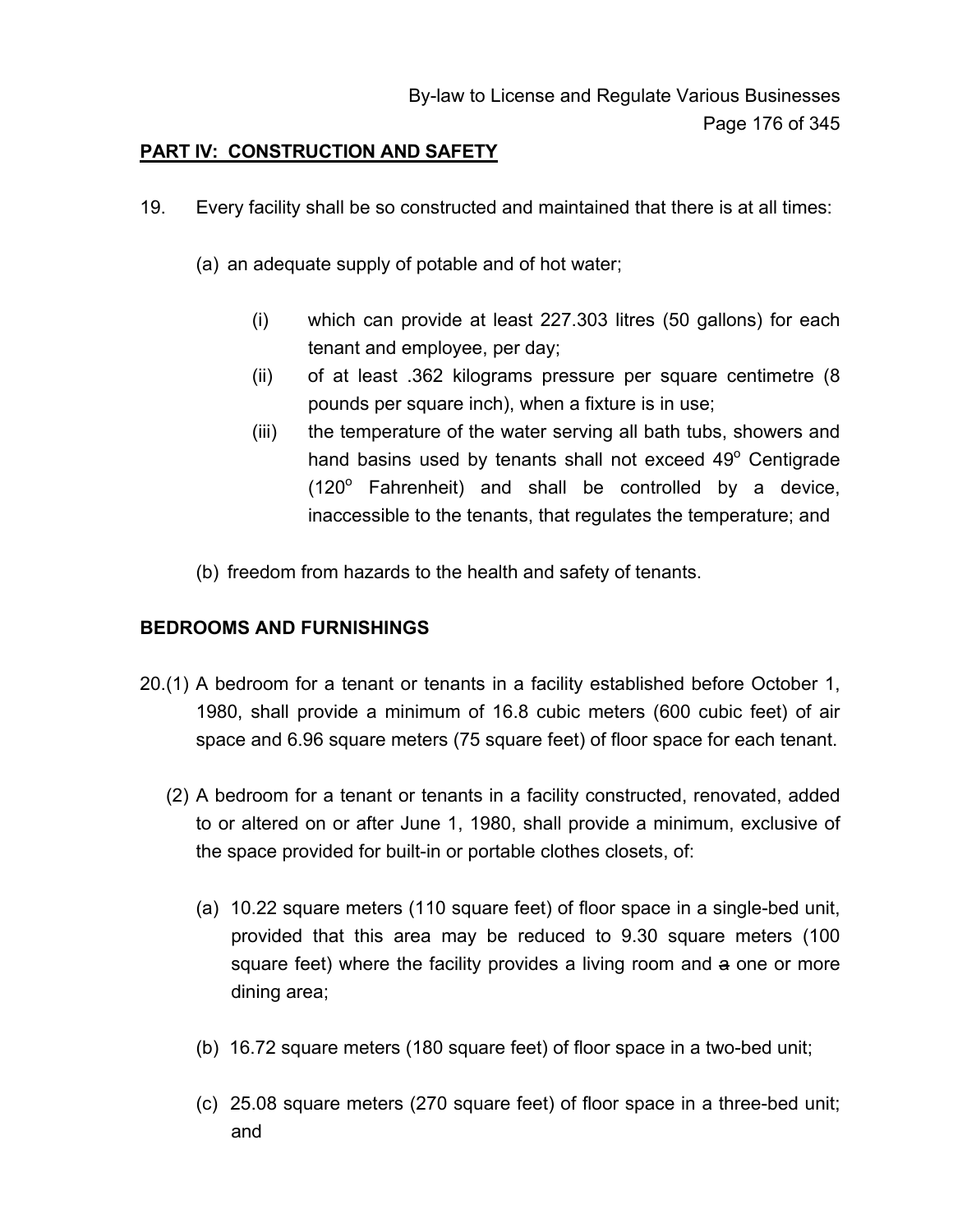## PART IV: CONSTRUCTION AND SAFETY

19. Every facility shall be so constructed and maintained that there is at all times:

   (a) an adequate supply of potable and of hot water;

      (i) which can provide at least 227.303 litres (50 gallons) for each tenant and employee, per day;
      (ii) of at least .362 kilograms pressure per square centimetre (8 pounds per square inch), when a fixture is in use;
      (iii) the temperature of the water serving all bath tubs, showers and hand basins used by tenants shall not exceed 49$^{o}$ Centigrade (120$^{o}$ Fahrenheit) and shall be controlled by a device, inaccessible to the tenants, that regulates the temperature; and

   (b) freedom from hazards to the health and safety of tenants.

### BEDROOMS AND FURNISHINGS

20.(1) A bedroom for a tenant or tenants in a facility established before October 1, 1980, shall provide a minimum of 16.8 cubic meters (600 cubic feet) of air space and 6.96 square meters (75 square feet) of floor space for each tenant.

   (2) A bedroom for a tenant or tenants in a facility constructed, renovated, added to or altered on or after June 1, 1980, shall provide a minimum, exclusive of the space provided for built-in or portable clothes closets, of:

   (a) 10.22 square meters (110 square feet) of floor space in a single-bed unit, provided that this area may be reduced to 9.30 square meters (100 square feet) where the facility provides a living room and ~~a~~ one or more dining area;

   (b) 16.72 square meters (180 square feet) of floor space in a two-bed unit;

   (c) 25.08 square meters (270 square feet) of floor space in a three-bed unit; and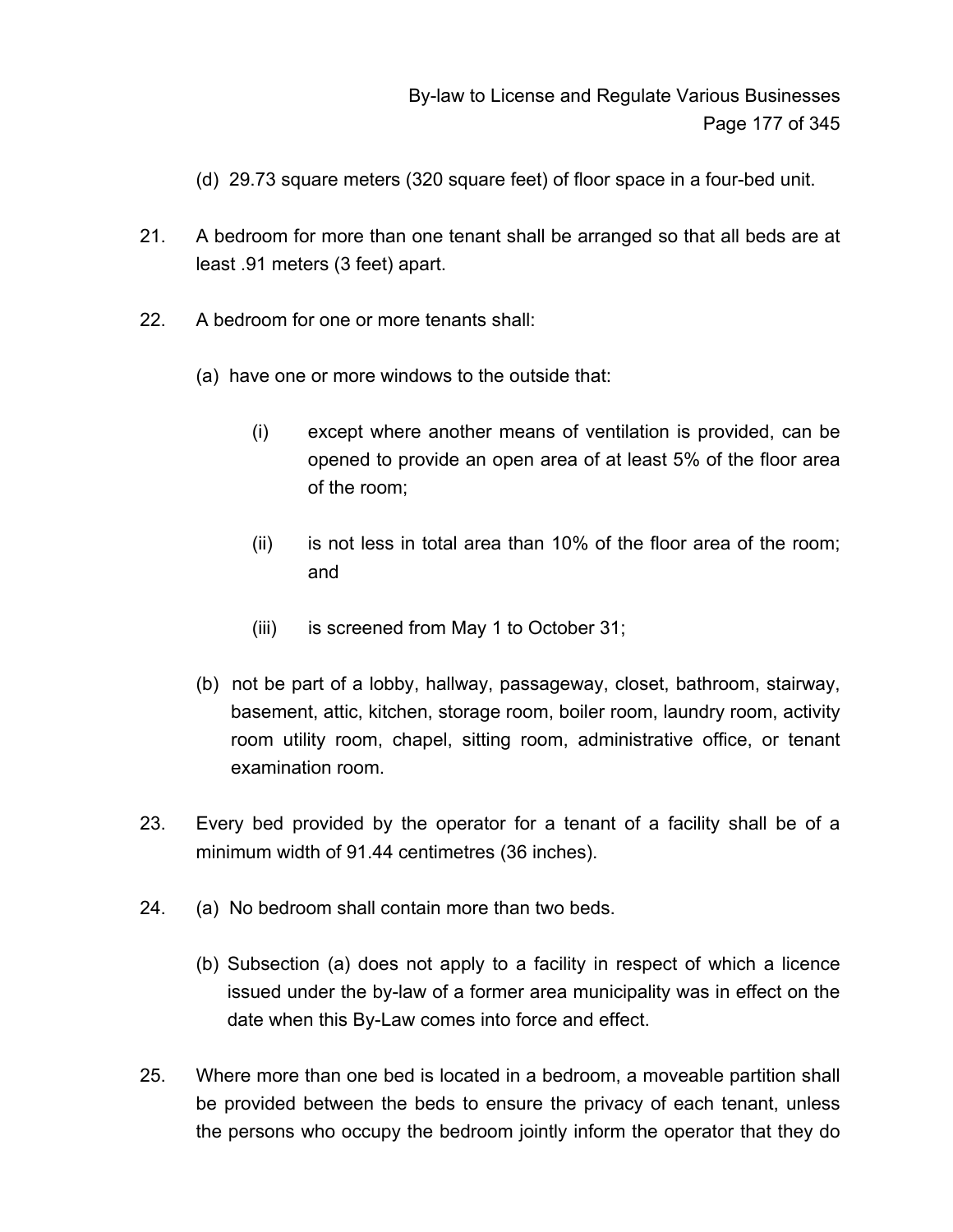(d) 29.73 square meters (320 square feet) of floor space in a four-bed unit.

21. A bedroom for more than one tenant shall be arranged so that all beds are at least .91 meters (3 feet) apart.

22. A bedroom for one or more tenants shall:

(a) have one or more windows to the outside that:

(i) except where another means of ventilation is provided, can be opened to provide an open area of at least 5% of the floor area of the room;

(ii) is not less in total area than 10% of the floor area of the room; and

(iii) is screened from May 1 to October 31;

(b) not be part of a lobby, hallway, passageway, closet, bathroom, stairway, basement, attic, kitchen, storage room, boiler room, laundry room, activity room utility room, chapel, sitting room, administrative office, or tenant examination room.

23. Every bed provided by the operator for a tenant of a facility shall be of a minimum width of 91.44 centimetres (36 inches).

24. (a) No bedroom shall contain more than two beds.

(b) Subsection (a) does not apply to a facility in respect of which a licence issued under the by-law of a former area municipality was in effect on the date when this By-Law comes into force and effect.

25. Where more than one bed is located in a bedroom, a moveable partition shall be provided between the beds to ensure the privacy of each tenant, unless the persons who occupy the bedroom jointly inform the operator that they do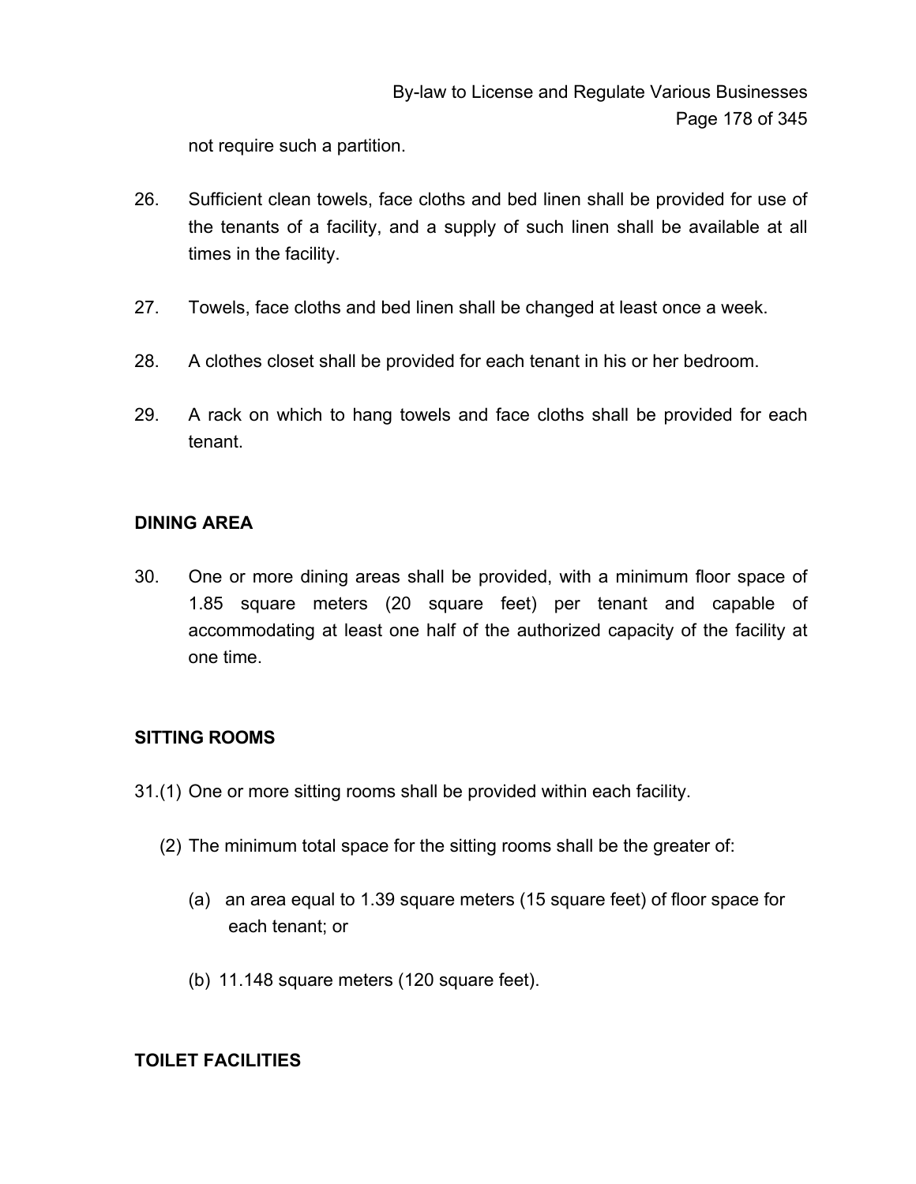not require such a partition.

26. Sufficient clean towels, face cloths and bed linen shall be provided for use of the tenants of a facility, and a supply of such linen shall be available at all times in the facility.

27. Towels, face cloths and bed linen shall be changed at least once a week.

28. A clothes closet shall be provided for each tenant in his or her bedroom.

29. A rack on which to hang towels and face cloths shall be provided for each tenant.

**DINING AREA**

30. One or more dining areas shall be provided, with a minimum floor space of 1.85 square meters (20 square feet) per tenant and capable of accommodating at least one half of the authorized capacity of the facility at one time.

**SITTING ROOMS**

31.(1) One or more sitting rooms shall be provided within each facility.

(2) The minimum total space for the sitting rooms shall be the greater of:

(a) an area equal to 1.39 square meters (15 square feet) of floor space for each tenant; or

(b) 11.148 square meters (120 square feet).

**TOILET FACILITIES**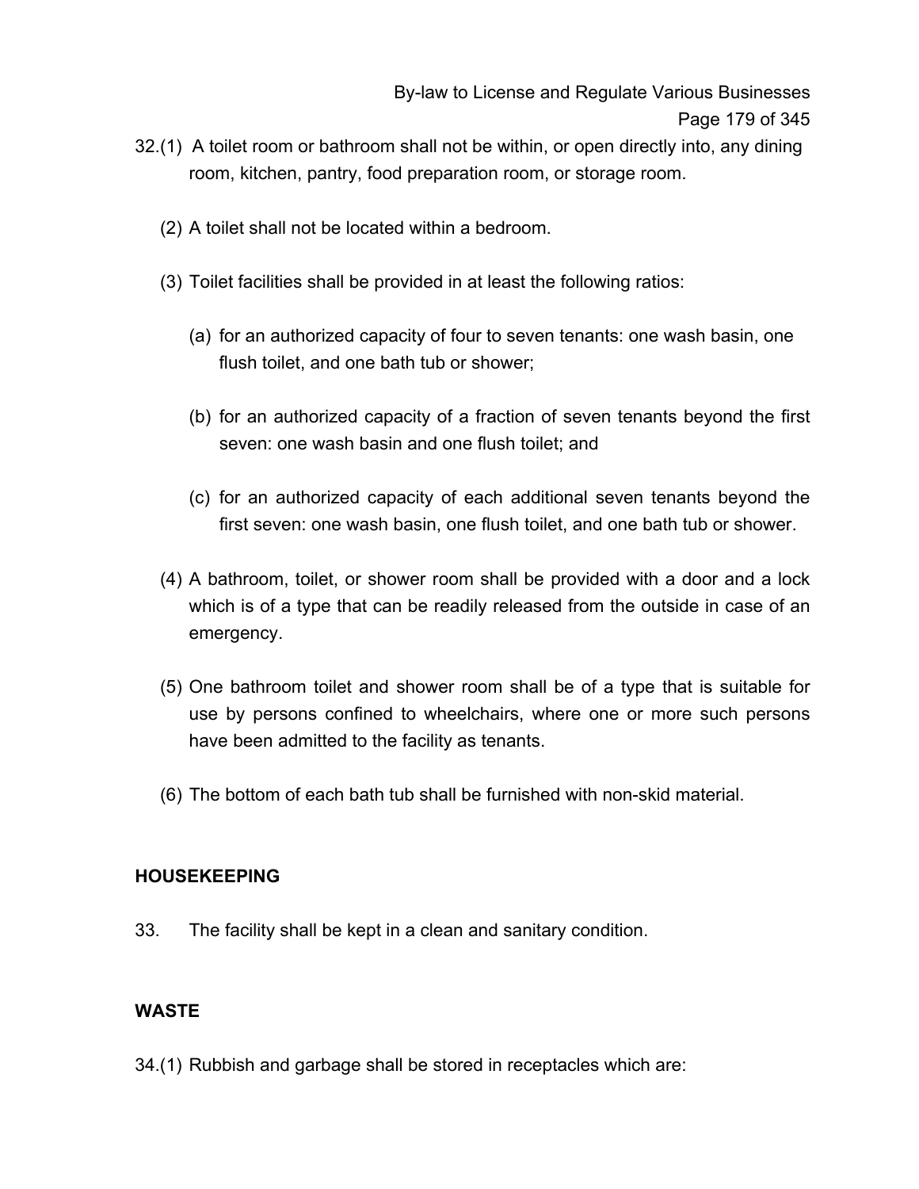32.(1) A toilet room or bathroom shall not be within, or open directly into, any dining room, kitchen, pantry, food preparation room, or storage room.

(2) A toilet shall not be located within a bedroom.

(3) Toilet facilities shall be provided in at least the following ratios:

(a) for an authorized capacity of four to seven tenants: one wash basin, one flush toilet, and one bath tub or shower;

(b) for an authorized capacity of a fraction of seven tenants beyond the first seven: one wash basin and one flush toilet; and

(c) for an authorized capacity of each additional seven tenants beyond the first seven: one wash basin, one flush toilet, and one bath tub or shower.

(4) A bathroom, toilet, or shower room shall be provided with a door and a lock which is of a type that can be readily released from the outside in case of an emergency.

(5) One bathroom toilet and shower room shall be of a type that is suitable for use by persons confined to wheelchairs, where one or more such persons have been admitted to the facility as tenants.

(6) The bottom of each bath tub shall be furnished with non-skid material.

**HOUSEKEEPING**

33. The facility shall be kept in a clean and sanitary condition.

**WASTE**

34.(1) Rubbish and garbage shall be stored in receptacles which are: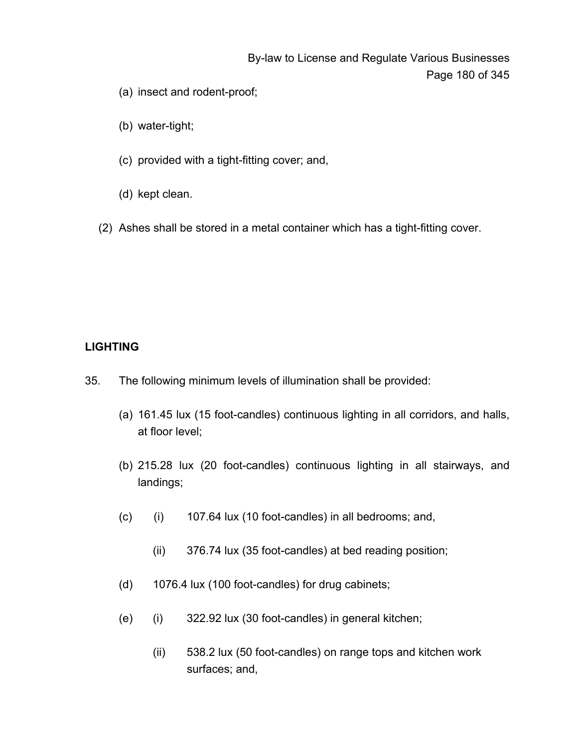(a) insect and rodent-proof;

(b) water-tight;

(c) provided with a tight-fitting cover; and,

(d) kept clean.

(2) Ashes shall be stored in a metal container which has a tight-fitting cover.

**LIGHTING**

35. The following minimum levels of illumination shall be provided:

(a) 161.45 lux (15 foot-candles) continuous lighting in all corridors, and halls, at floor level;

(b) 215.28 lux (20 foot-candles) continuous lighting in all stairways, and landings;

(c) (i) 107.64 lux (10 foot-candles) in all bedrooms; and,

(ii) 376.74 lux (35 foot-candles) at bed reading position;

(d) 1076.4 lux (100 foot-candles) for drug cabinets;

(e) (i) 322.92 lux (30 foot-candles) in general kitchen;

(ii) 538.2 lux (50 foot-candles) on range tops and kitchen work surfaces; and,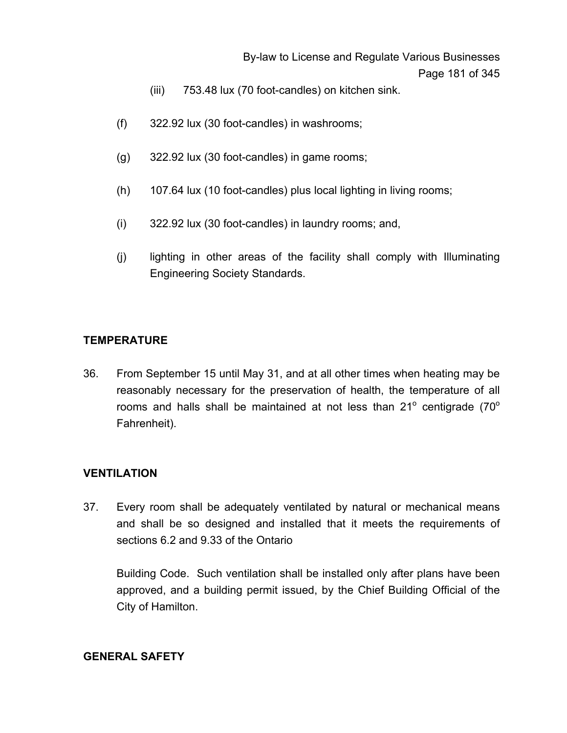(iii) 753.48 lux (70 foot-candles) on kitchen sink.

(f) 322.92 lux (30 foot-candles) in washrooms;

(g) 322.92 lux (30 foot-candles) in game rooms;

(h) 107.64 lux (10 foot-candles) plus local lighting in living rooms;

(i) 322.92 lux (30 foot-candles) in laundry rooms; and,

(j) lighting in other areas of the facility shall comply with Illuminating Engineering Society Standards.

**TEMPERATURE**

36. From September 15 until May 31, and at all other times when heating may be reasonably necessary for the preservation of health, the temperature of all rooms and halls shall be maintained at not less than 21$^{o}$ centigrade (70$^{o}$ Fahrenheit).

**VENTILATION**

37. Every room shall be adequately ventilated by natural or mechanical means and shall be so designed and installed that it meets the requirements of sections 6.2 and 9.33 of the Ontario

Building Code. Such ventilation shall be installed only after plans have been approved, and a building permit issued, by the Chief Building Official of the City of Hamilton.

**GENERAL SAFETY**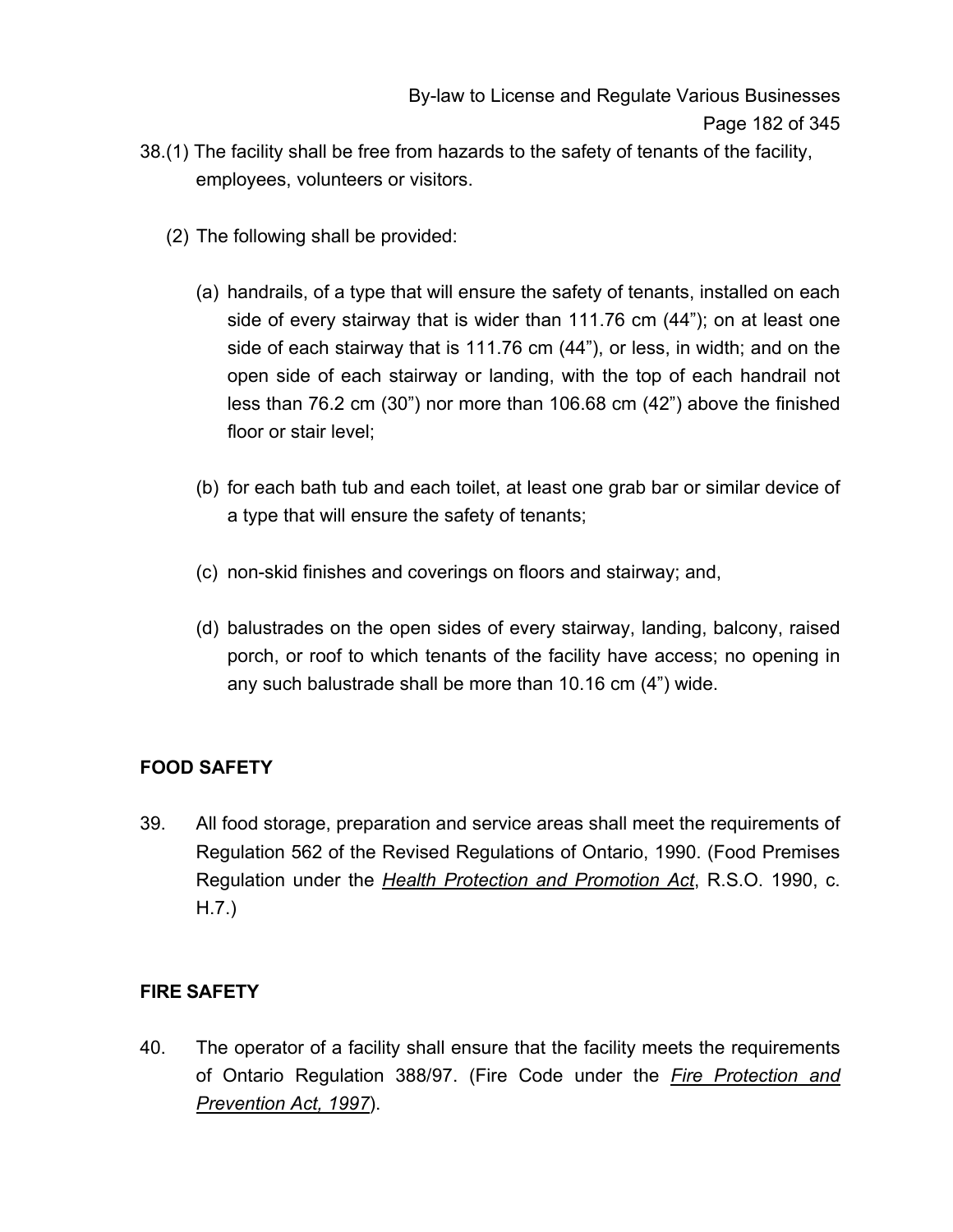38.(1) The facility shall be free from hazards to the safety of tenants of the facility, employees, volunteers or visitors.

(2) The following shall be provided:

(a) handrails, of a type that will ensure the safety of tenants, installed on each side of every stairway that is wider than 111.76 cm (44"); on at least one side of each stairway that is 111.76 cm (44"), or less, in width; and on the open side of each stairway or landing, with the top of each handrail not less than 76.2 cm (30") nor more than 106.68 cm (42") above the finished floor or stair level;

(b) for each bath tub and each toilet, at least one grab bar or similar device of a type that will ensure the safety of tenants;

(c) non-skid finishes and coverings on floors and stairway; and,

(d) balustrades on the open sides of every stairway, landing, balcony, raised porch, or roof to which tenants of the facility have access; no opening in any such balustrade shall be more than 10.16 cm (4") wide.

**FOOD SAFETY**

39. All food storage, preparation and service areas shall meet the requirements of Regulation 562 of the Revised Regulations of Ontario, 1990. (Food Premises Regulation under the ***Health Protection and Promotion Act***, R.S.O. 1990, c. H.7.)

**FIRE SAFETY**

40. The operator of a facility shall ensure that the facility meets the requirements of Ontario Regulation 388/97. (Fire Code under the ***Fire Protection and Prevention Act, 1997***).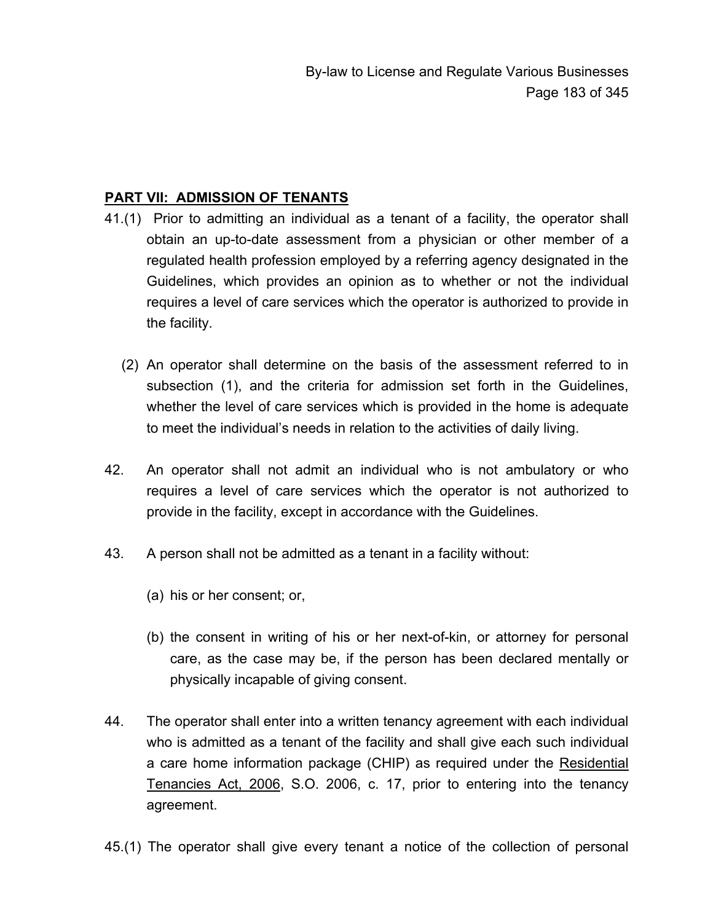## PART VII: ADMISSION OF TENANTS

41.(1) Prior to admitting an individual as a tenant of a facility, the operator shall obtain an up-to-date assessment from a physician or other member of a regulated health profession employed by a referring agency designated in the Guidelines, which provides an opinion as to whether or not the individual requires a level of care services which the operator is authorized to provide in the facility.

(2) An operator shall determine on the basis of the assessment referred to in subsection (1), and the criteria for admission set forth in the Guidelines, whether the level of care services which is provided in the home is adequate to meet the individual's needs in relation to the activities of daily living.

42. An operator shall not admit an individual who is not ambulatory or who requires a level of care services which the operator is not authorized to provide in the facility, except in accordance with the Guidelines.

43. A person shall not be admitted as a tenant in a facility without:

(a) his or her consent; or,

(b) the consent in writing of his or her next-of-kin, or attorney for personal care, as the case may be, if the person has been declared mentally or physically incapable of giving consent.

44. The operator shall enter into a written tenancy agreement with each individual who is admitted as a tenant of the facility and shall give each such individual a care home information package (CHIP) as required under the Residential Tenancies Act, 2006, S.O. 2006, c. 17, prior to entering into the tenancy agreement.

45.(1) The operator shall give every tenant a notice of the collection of personal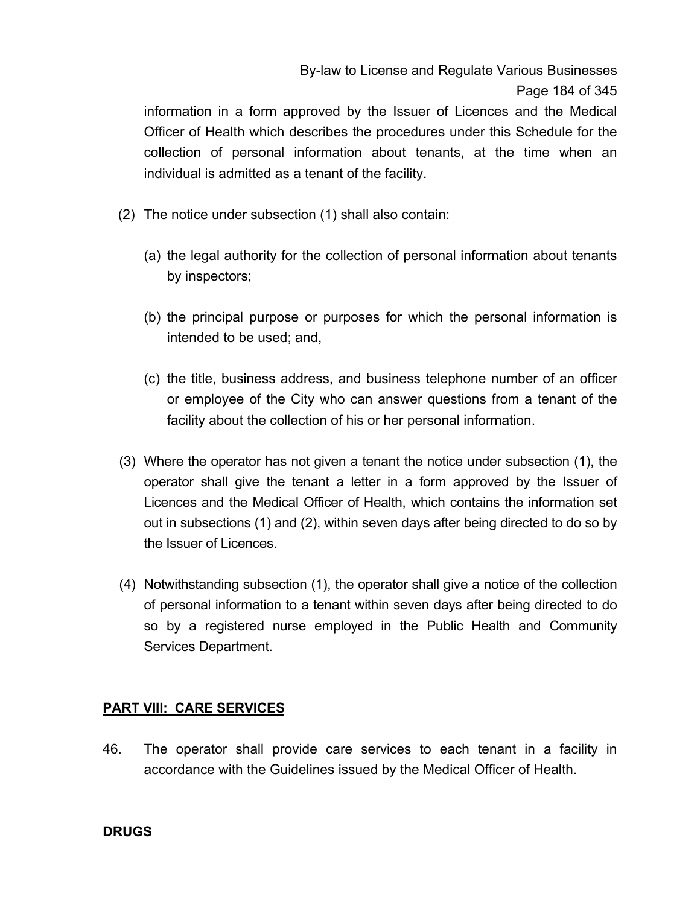information in a form approved by the Issuer of Licences and the Medical Officer of Health which describes the procedures under this Schedule for the collection of personal information about tenants, at the time when an individual is admitted as a tenant of the facility.

(2) The notice under subsection (1) shall also contain:

(a) the legal authority for the collection of personal information about tenants by inspectors;

(b) the principal purpose or purposes for which the personal information is intended to be used; and,

(c) the title, business address, and business telephone number of an officer or employee of the City who can answer questions from a tenant of the facility about the collection of his or her personal information.

(3) Where the operator has not given a tenant the notice under subsection (1), the operator shall give the tenant a letter in a form approved by the Issuer of Licences and the Medical Officer of Health, which contains the information set out in subsections (1) and (2), within seven days after being directed to do so by the Issuer of Licences.

(4) Notwithstanding subsection (1), the operator shall give a notice of the collection of personal information to a tenant within seven days after being directed to do so by a registered nurse employed in the Public Health and Community Services Department.

## PART VIII: CARE SERVICES

46. The operator shall provide care services to each tenant in a facility in accordance with the Guidelines issued by the Medical Officer of Health.

### DRUGS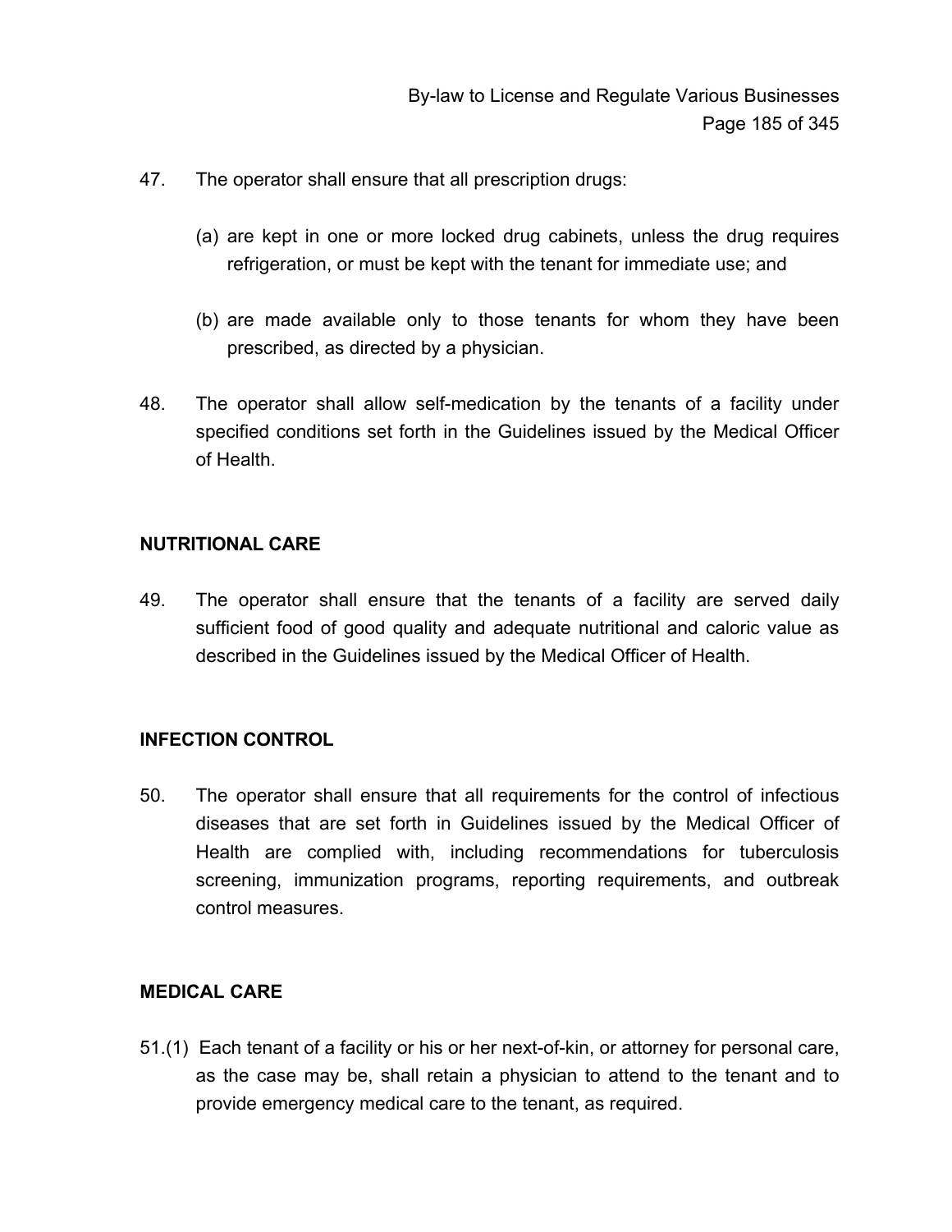47. The operator shall ensure that all prescription drugs:

   (a) are kept in one or more locked drug cabinets, unless the drug requires refrigeration, or must be kept with the tenant for immediate use; and

   (b) are made available only to those tenants for whom they have been prescribed, as directed by a physician.

48. The operator shall allow self-medication by the tenants of a facility under specified conditions set forth in the Guidelines issued by the Medical Officer of Health.

## NUTRITIONAL CARE

49. The operator shall ensure that the tenants of a facility are served daily sufficient food of good quality and adequate nutritional and caloric value as described in the Guidelines issued by the Medical Officer of Health.

## INFECTION CONTROL

50. The operator shall ensure that all requirements for the control of infectious diseases that are set forth in Guidelines issued by the Medical Officer of Health are complied with, including recommendations for tuberculosis screening, immunization programs, reporting requirements, and outbreak control measures.

## MEDICAL CARE

51.(1) Each tenant of a facility or his or her next-of-kin, or attorney for personal care, as the case may be, shall retain a physician to attend to the tenant and to provide emergency medical care to the tenant, as required.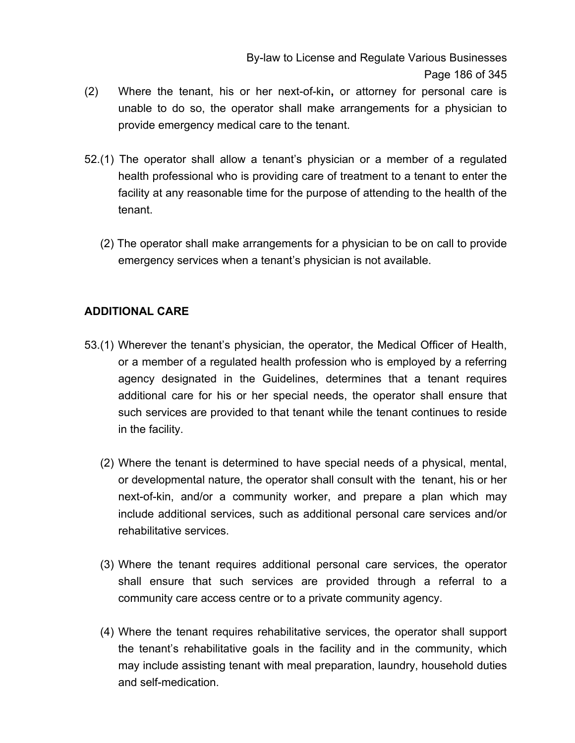(2) Where the tenant, his or her next-of-kin**,** or attorney for personal care is unable to do so, the operator shall make arrangements for a physician to provide emergency medical care to the tenant.

52.(1) The operator shall allow a tenant's physician or a member of a regulated health professional who is providing care of treatment to a tenant to enter the facility at any reasonable time for the purpose of attending to the health of the tenant.

(2) The operator shall make arrangements for a physician to be on call to provide emergency services when a tenant's physician is not available.

**ADDITIONAL CARE**

53.(1) Wherever the tenant's physician, the operator, the Medical Officer of Health, or a member of a regulated health profession who is employed by a referring agency designated in the Guidelines, determines that a tenant requires additional care for his or her special needs, the operator shall ensure that such services are provided to that tenant while the tenant continues to reside in the facility.

(2) Where the tenant is determined to have special needs of a physical, mental, or developmental nature, the operator shall consult with the tenant, his or her next-of-kin, and/or a community worker, and prepare a plan which may include additional services, such as additional personal care services and/or rehabilitative services.

(3) Where the tenant requires additional personal care services, the operator shall ensure that such services are provided through a referral to a community care access centre or to a private community agency.

(4) Where the tenant requires rehabilitative services, the operator shall support the tenant's rehabilitative goals in the facility and in the community, which may include assisting tenant with meal preparation, laundry, household duties and self-medication.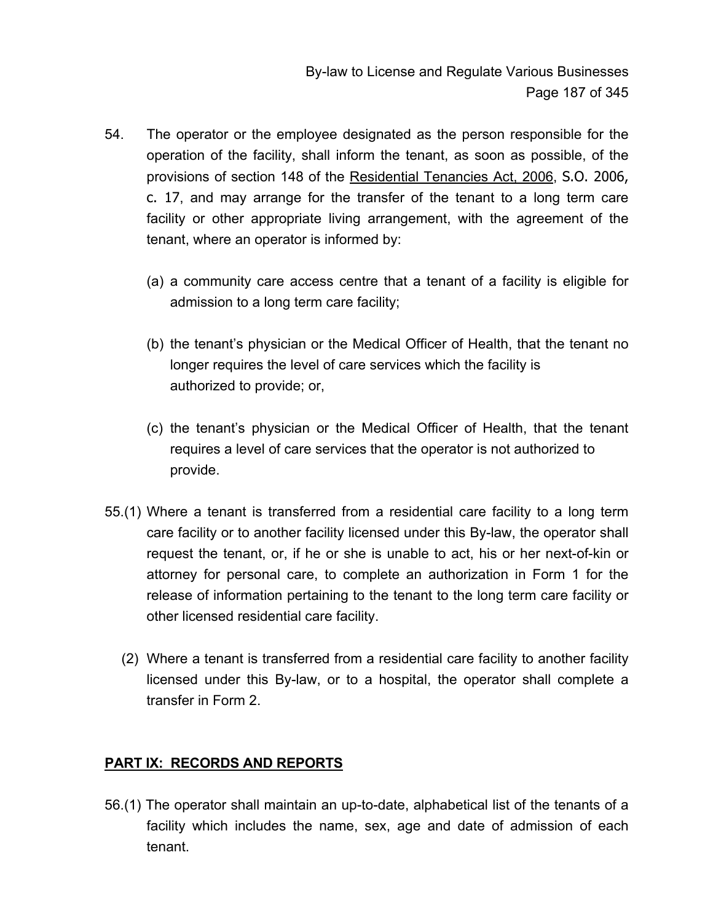54. The operator or the employee designated as the person responsible for the operation of the facility, shall inform the tenant, as soon as possible, of the provisions of section 148 of the Residential Tenancies Act, 2006, S.O. 2006, c. 17, and may arrange for the transfer of the tenant to a long term care facility or other appropriate living arrangement, with the agreement of the tenant, where an operator is informed by:

   (a) a community care access centre that a tenant of a facility is eligible for admission to a long term care facility;

   (b) the tenant's physician or the Medical Officer of Health, that the tenant no longer requires the level of care services which the facility is authorized to provide; or,

   (c) the tenant's physician or the Medical Officer of Health, that the tenant requires a level of care services that the operator is not authorized to provide.

55.(1) Where a tenant is transferred from a residential care facility to a long term care facility or to another facility licensed under this By-law, the operator shall request the tenant, or, if he or she is unable to act, his or her next-of-kin or attorney for personal care, to complete an authorization in Form 1 for the release of information pertaining to the tenant to the long term care facility or other licensed residential care facility.

(2) Where a tenant is transferred from a residential care facility to another facility licensed under this By-law, or to a hospital, the operator shall complete a transfer in Form 2.

## PART IX: RECORDS AND REPORTS

56.(1) The operator shall maintain an up-to-date, alphabetical list of the tenants of a facility which includes the name, sex, age and date of admission of each tenant.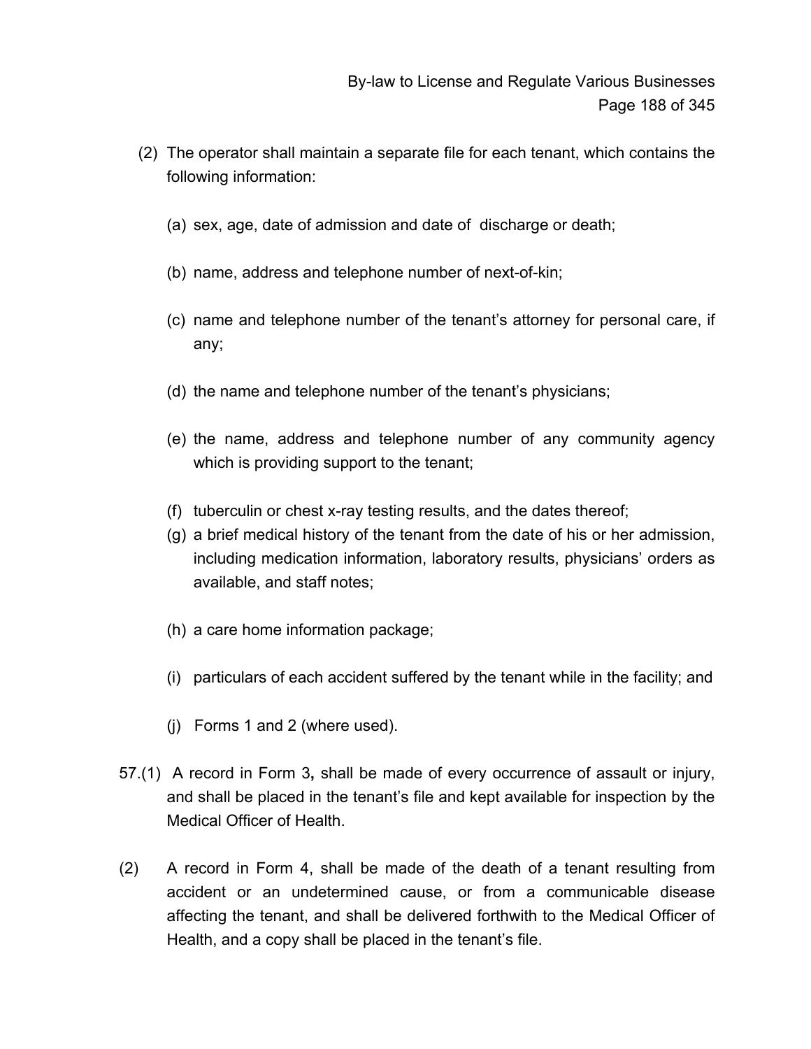(2) The operator shall maintain a separate file for each tenant, which contains the following information:

(a) sex, age, date of admission and date of discharge or death;

(b) name, address and telephone number of next-of-kin;

(c) name and telephone number of the tenant’s attorney for personal care, if any;

(d) the name and telephone number of the tenant’s physicians;

(e) the name, address and telephone number of any community agency which is providing support to the tenant;

(f) tuberculin or chest x-ray testing results, and the dates thereof;

(g) a brief medical history of the tenant from the date of his or her admission, including medication information, laboratory results, physicians’ orders as available, and staff notes;

(h) a care home information package;

(i) particulars of each accident suffered by the tenant while in the facility; and

(j) Forms 1 and 2 (where used).

57.(1) A record in Form 3**,** shall be made of every occurrence of assault or injury, and shall be placed in the tenant’s file and kept available for inspection by the Medical Officer of Health.

(2) A record in Form 4, shall be made of the death of a tenant resulting from accident or an undetermined cause, or from a communicable disease affecting the tenant, and shall be delivered forthwith to the Medical Officer of Health, and a copy shall be placed in the tenant’s file.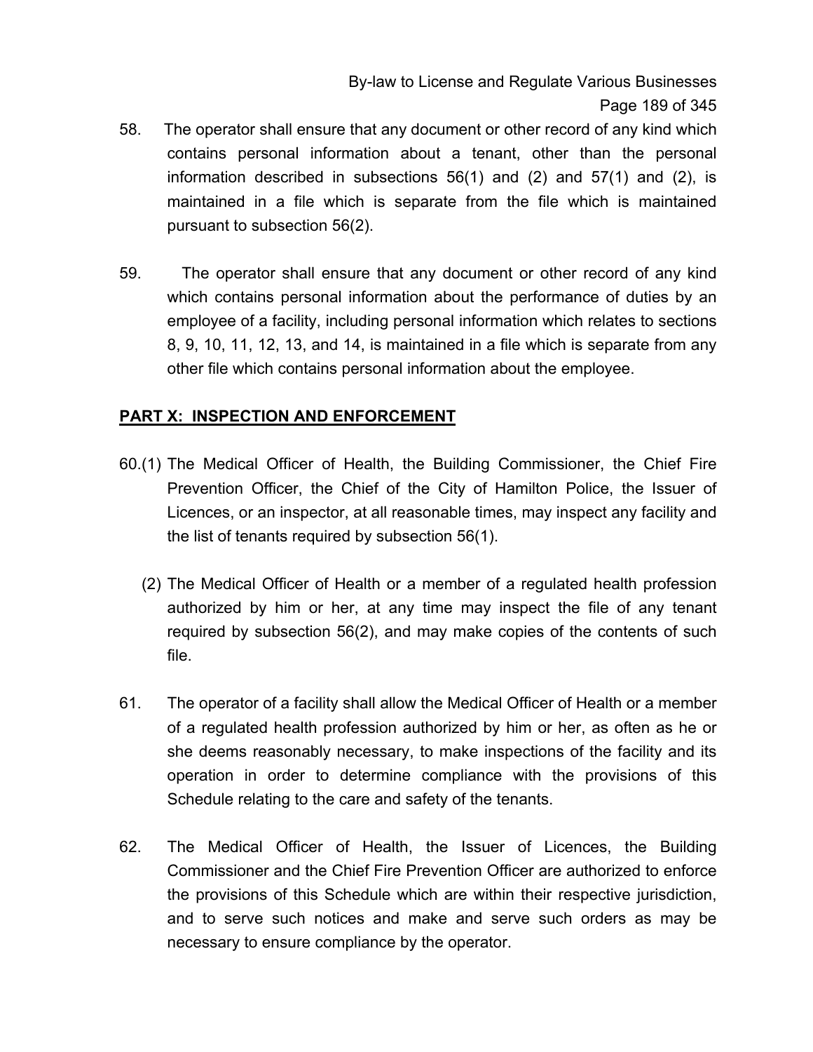58. The operator shall ensure that any document or other record of any kind which contains personal information about a tenant, other than the personal information described in subsections 56(1) and (2) and 57(1) and (2), is maintained in a file which is separate from the file which is maintained pursuant to subsection 56(2).

59. The operator shall ensure that any document or other record of any kind which contains personal information about the performance of duties by an employee of a facility, including personal information which relates to sections 8, 9, 10, 11, 12, 13, and 14, is maintained in a file which is separate from any other file which contains personal information about the employee.

## PART X: INSPECTION AND ENFORCEMENT

60.(1) The Medical Officer of Health, the Building Commissioner, the Chief Fire Prevention Officer, the Chief of the City of Hamilton Police, the Issuer of Licences, or an inspector, at all reasonable times, may inspect any facility and the list of tenants required by subsection 56(1).

(2) The Medical Officer of Health or a member of a regulated health profession authorized by him or her, at any time may inspect the file of any tenant required by subsection 56(2), and may make copies of the contents of such file.

61. The operator of a facility shall allow the Medical Officer of Health or a member of a regulated health profession authorized by him or her, as often as he or she deems reasonably necessary, to make inspections of the facility and its operation in order to determine compliance with the provisions of this Schedule relating to the care and safety of the tenants.

62. The Medical Officer of Health, the Issuer of Licences, the Building Commissioner and the Chief Fire Prevention Officer are authorized to enforce the provisions of this Schedule which are within their respective jurisdiction, and to serve such notices and make and serve such orders as may be necessary to ensure compliance by the operator.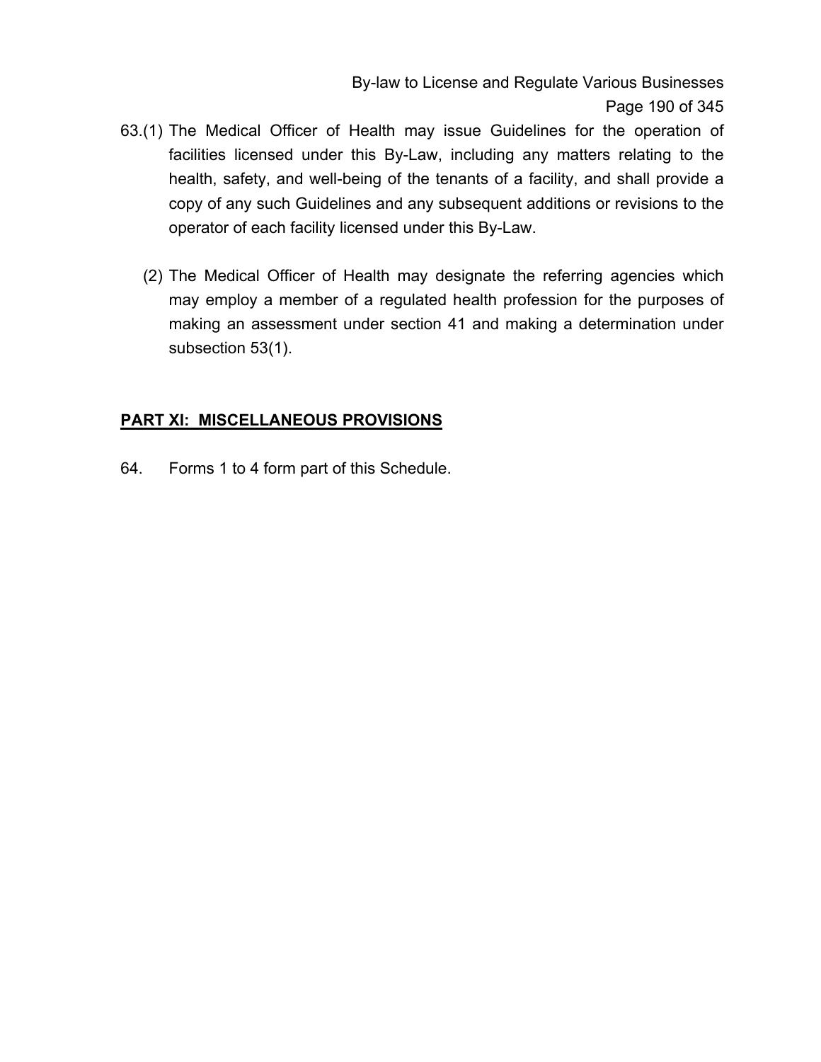63.(1) The Medical Officer of Health may issue Guidelines for the operation of facilities licensed under this By-Law, including any matters relating to the health, safety, and well-being of the tenants of a facility, and shall provide a copy of any such Guidelines and any subsequent additions or revisions to the operator of each facility licensed under this By-Law.

(2) The Medical Officer of Health may designate the referring agencies which may employ a member of a regulated health profession for the purposes of making an assessment under section 41 and making a determination under subsection 53(1).

## **PART XI: MISCELLANEOUS PROVISIONS**

64. Forms 1 to 4 form part of this Schedule.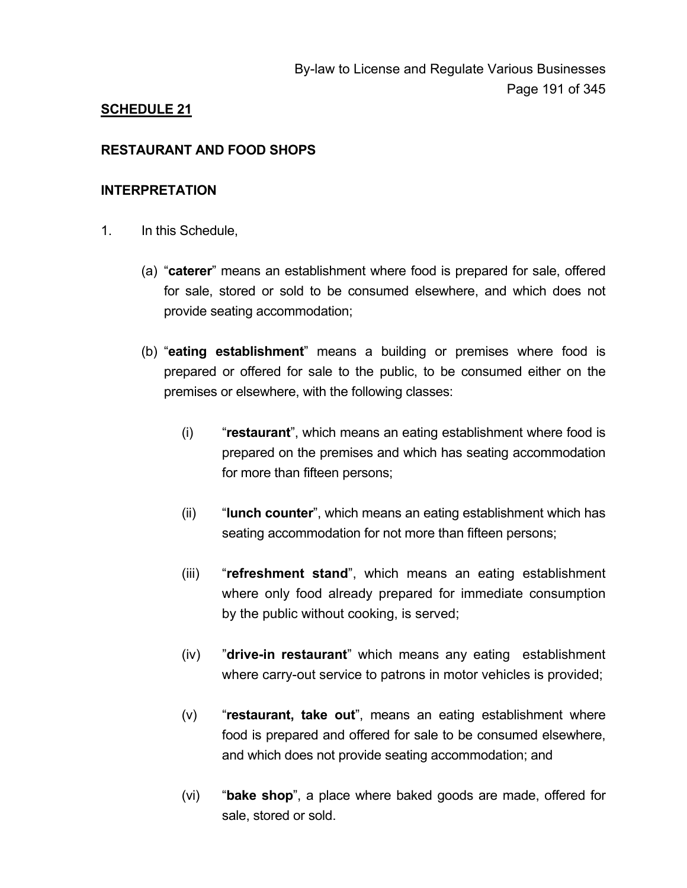## SCHEDULE 21

### RESTAURANT AND FOOD SHOPS

### INTERPRETATION

1. In this Schedule,

   (a) "**caterer**" means an establishment where food is prepared for sale, offered for sale, stored or sold to be consumed elsewhere, and which does not provide seating accommodation;

   (b) "**eating establishment**" means a building or premises where food is prepared or offered for sale to the public, to be consumed either on the premises or elsewhere, with the following classes:

      (i) "**restaurant**", which means an eating establishment where food is prepared on the premises and which has seating accommodation for more than fifteen persons;

      (ii) "**lunch counter**", which means an eating establishment which has seating accommodation for not more than fifteen persons;

      (iii) "**refreshment stand**", which means an eating establishment where only food already prepared for immediate consumption by the public without cooking, is served;

      (iv) "**drive-in restaurant**" which means any eating establishment where carry-out service to patrons in motor vehicles is provided;

      (v) "**restaurant, take out**", means an eating establishment where food is prepared and offered for sale to be consumed elsewhere, and which does not provide seating accommodation; and

      (vi) "**bake shop**", a place where baked goods are made, offered for sale, stored or sold.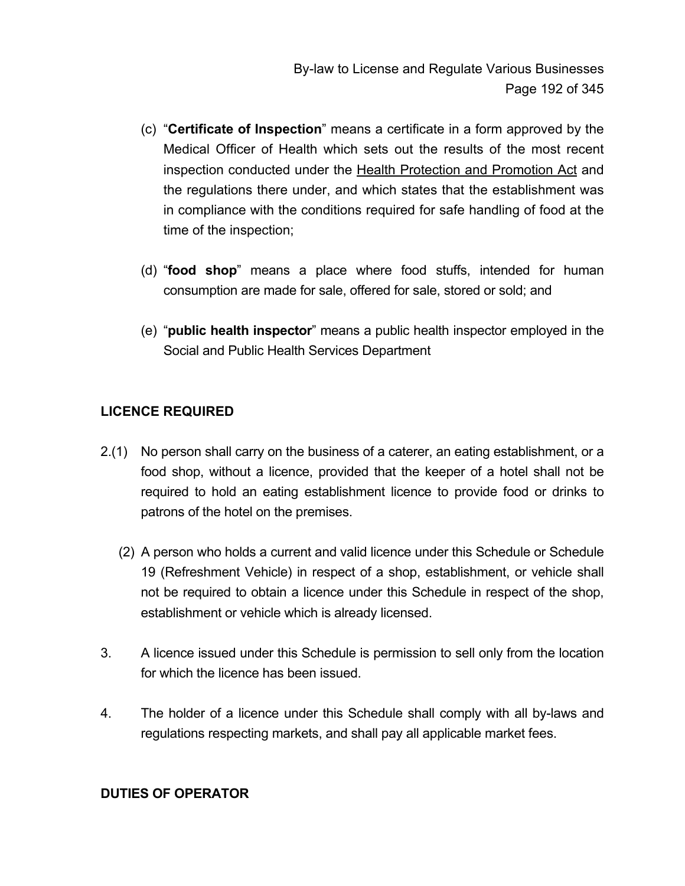(c) "**Certificate of Inspection**" means a certificate in a form approved by the Medical Officer of Health which sets out the results of the most recent inspection conducted under the Health Protection and Promotion Act and the regulations there under, and which states that the establishment was in compliance with the conditions required for safe handling of food at the time of the inspection;

(d) "**food shop**" means a place where food stuffs, intended for human consumption are made for sale, offered for sale, stored or sold; and

(e) "**public health inspector**" means a public health inspector employed in the Social and Public Health Services Department

## LICENCE REQUIRED

2.(1) No person shall carry on the business of a caterer, an eating establishment, or a food shop, without a licence, provided that the keeper of a hotel shall not be required to hold an eating establishment licence to provide food or drinks to patrons of the hotel on the premises.

(2) A person who holds a current and valid licence under this Schedule or Schedule 19 (Refreshment Vehicle) in respect of a shop, establishment, or vehicle shall not be required to obtain a licence under this Schedule in respect of the shop, establishment or vehicle which is already licensed.

3. A licence issued under this Schedule is permission to sell only from the location for which the licence has been issued.

4. The holder of a licence under this Schedule shall comply with all by-laws and regulations respecting markets, and shall pay all applicable market fees.

## DUTIES OF OPERATOR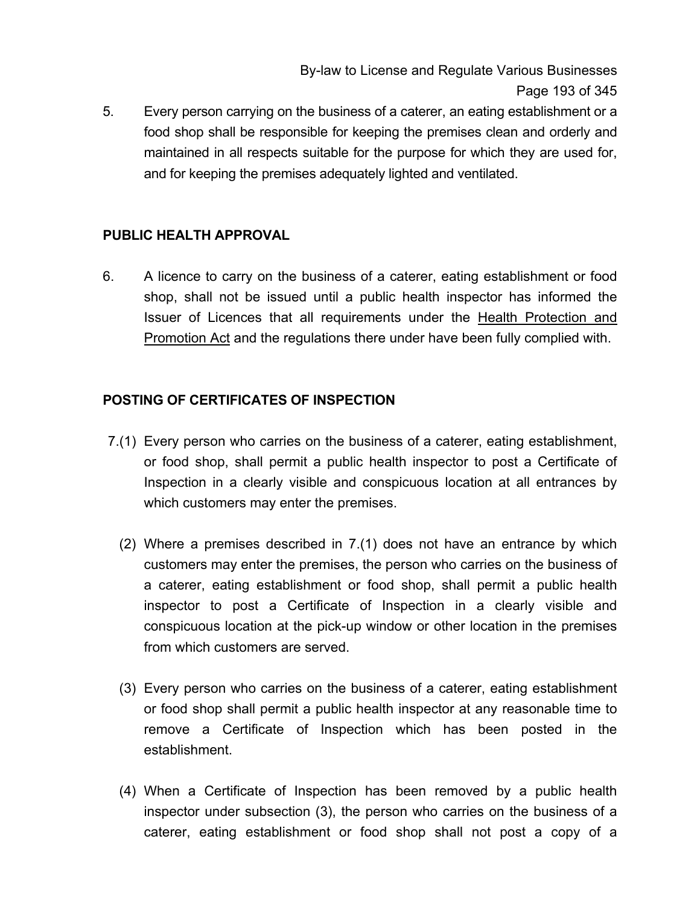5. Every person carrying on the business of a caterer, an eating establishment or a food shop shall be responsible for keeping the premises clean and orderly and maintained in all respects suitable for the purpose for which they are used for, and for keeping the premises adequately lighted and ventilated.

## PUBLIC HEALTH APPROVAL

6. A licence to carry on the business of a caterer, eating establishment or food shop, shall not be issued until a public health inspector has informed the Issuer of Licences that all requirements under the Health Protection and Promotion Act and the regulations there under have been fully complied with.

## POSTING OF CERTIFICATES OF INSPECTION

7.(1) Every person who carries on the business of a caterer, eating establishment, or food shop, shall permit a public health inspector to post a Certificate of Inspection in a clearly visible and conspicuous location at all entrances by which customers may enter the premises.

(2) Where a premises described in 7.(1) does not have an entrance by which customers may enter the premises, the person who carries on the business of a caterer, eating establishment or food shop, shall permit a public health inspector to post a Certificate of Inspection in a clearly visible and conspicuous location at the pick-up window or other location in the premises from which customers are served.

(3) Every person who carries on the business of a caterer, eating establishment or food shop shall permit a public health inspector at any reasonable time to remove a Certificate of Inspection which has been posted in the establishment.

(4) When a Certificate of Inspection has been removed by a public health inspector under subsection (3), the person who carries on the business of a caterer, eating establishment or food shop shall not post a copy of a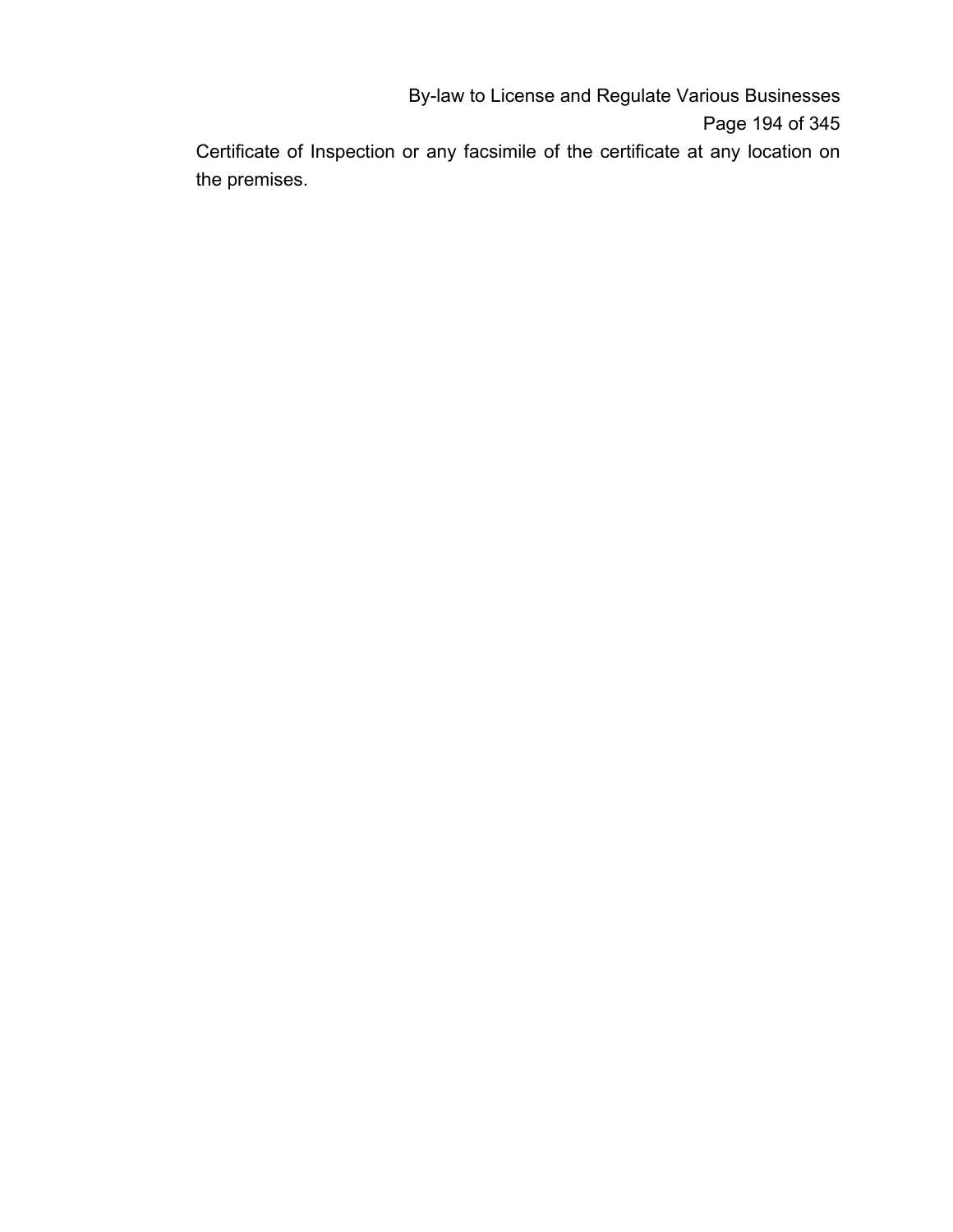Certificate of Inspection or any facsimile of the certificate at any location on the premises.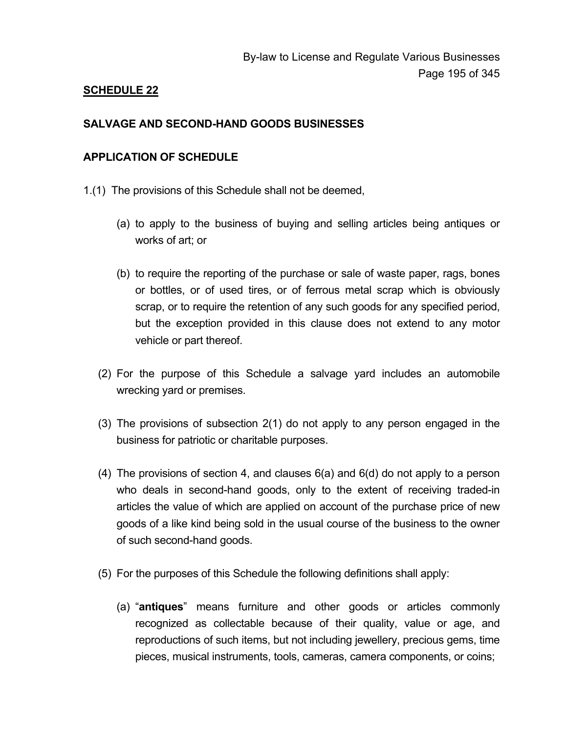## SCHEDULE 22

### SALVAGE AND SECOND-HAND GOODS BUSINESSES

### APPLICATION OF SCHEDULE

1.(1) The provisions of this Schedule shall not be deemed,

(a) to apply to the business of buying and selling articles being antiques or works of art; or

(b) to require the reporting of the purchase or sale of waste paper, rags, bones or bottles, or of used tires, or of ferrous metal scrap which is obviously scrap, or to require the retention of any such goods for any specified period, but the exception provided in this clause does not extend to any motor vehicle or part thereof.

(2) For the purpose of this Schedule a salvage yard includes an automobile wrecking yard or premises.

(3) The provisions of subsection 2(1) do not apply to any person engaged in the business for patriotic or charitable purposes.

(4) The provisions of section 4, and clauses 6(a) and 6(d) do not apply to a person who deals in second-hand goods, only to the extent of receiving traded-in articles the value of which are applied on account of the purchase price of new goods of a like kind being sold in the usual course of the business to the owner of such second-hand goods.

(5) For the purposes of this Schedule the following definitions shall apply:

(a) "**antiques**" means furniture and other goods or articles commonly recognized as collectable because of their quality, value or age, and reproductions of such items, but not including jewellery, precious gems, time pieces, musical instruments, tools, cameras, camera components, or coins;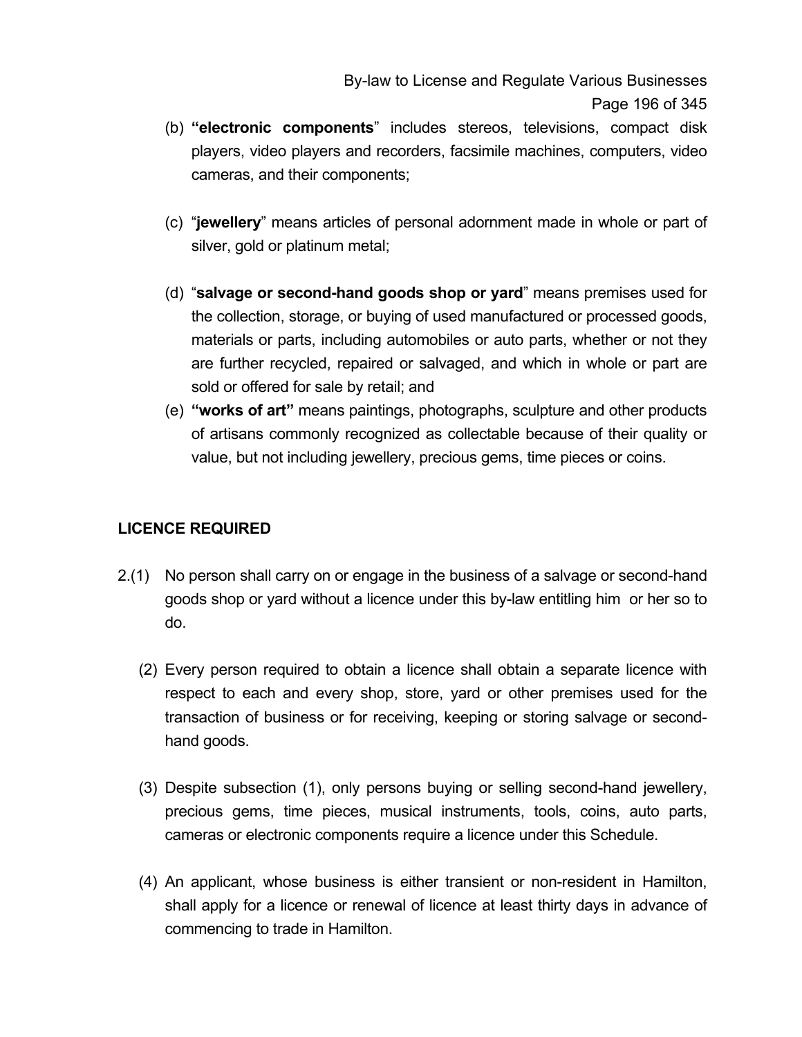(b) **"electronic components"** includes stereos, televisions, compact disk players, video players and recorders, facsimile machines, computers, video cameras, and their components;

(c) "**jewellery**" means articles of personal adornment made in whole or part of silver, gold or platinum metal;

(d) "**salvage or second-hand goods shop or yard**" means premises used for the collection, storage, or buying of used manufactured or processed goods, materials or parts, including automobiles or auto parts, whether or not they are further recycled, repaired or salvaged, and which in whole or part are sold or offered for sale by retail; and

(e) **"works of art"** means paintings, photographs, sculpture and other products of artisans commonly recognized as collectable because of their quality or value, but not including jewellery, precious gems, time pieces or coins.

**LICENCE REQUIRED**

2.(1) No person shall carry on or engage in the business of a salvage or second-hand goods shop or yard without a licence under this by-law entitling him or her so to do.

(2) Every person required to obtain a licence shall obtain a separate licence with respect to each and every shop, store, yard or other premises used for the transaction of business or for receiving, keeping or storing salvage or second-hand goods.

(3) Despite subsection (1), only persons buying or selling second-hand jewellery, precious gems, time pieces, musical instruments, tools, coins, auto parts, cameras or electronic components require a licence under this Schedule.

(4) An applicant, whose business is either transient or non-resident in Hamilton, shall apply for a licence or renewal of licence at least thirty days in advance of commencing to trade in Hamilton.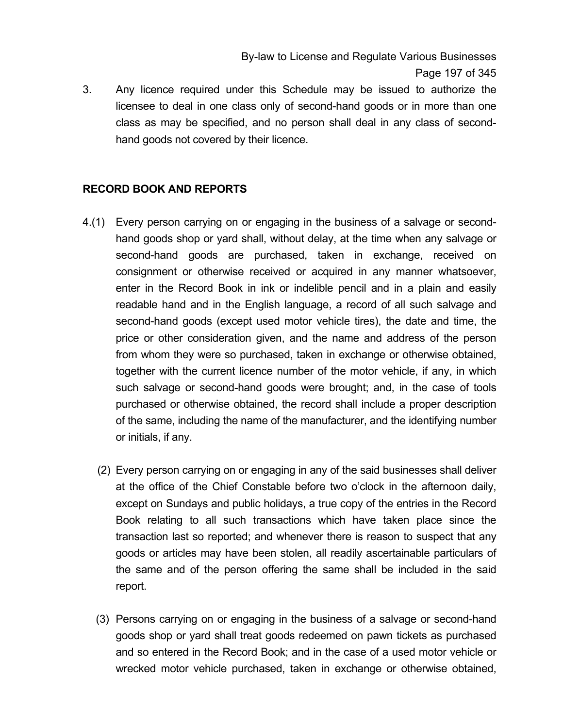3. Any licence required under this Schedule may be issued to authorize the licensee to deal in one class only of second-hand goods or in more than one class as may be specified, and no person shall deal in any class of second-hand goods not covered by their licence.

**RECORD BOOK AND REPORTS**

4.(1) Every person carrying on or engaging in the business of a salvage or second-hand goods shop or yard shall, without delay, at the time when any salvage or second-hand goods are purchased, taken in exchange, received on consignment or otherwise received or acquired in any manner whatsoever, enter in the Record Book in ink or indelible pencil and in a plain and easily readable hand and in the English language, a record of all such salvage and second-hand goods (except used motor vehicle tires), the date and time, the price or other consideration given, and the name and address of the person from whom they were so purchased, taken in exchange or otherwise obtained, together with the current licence number of the motor vehicle, if any, in which such salvage or second-hand goods were brought; and, in the case of tools purchased or otherwise obtained, the record shall include a proper description of the same, including the name of the manufacturer, and the identifying number or initials, if any.

(2) Every person carrying on or engaging in any of the said businesses shall deliver at the office of the Chief Constable before two o'clock in the afternoon daily, except on Sundays and public holidays, a true copy of the entries in the Record Book relating to all such transactions which have taken place since the transaction last so reported; and whenever there is reason to suspect that any goods or articles may have been stolen, all readily ascertainable particulars of the same and of the person offering the same shall be included in the said report.

(3) Persons carrying on or engaging in the business of a salvage or second-hand goods shop or yard shall treat goods redeemed on pawn tickets as purchased and so entered in the Record Book; and in the case of a used motor vehicle or wrecked motor vehicle purchased, taken in exchange or otherwise obtained,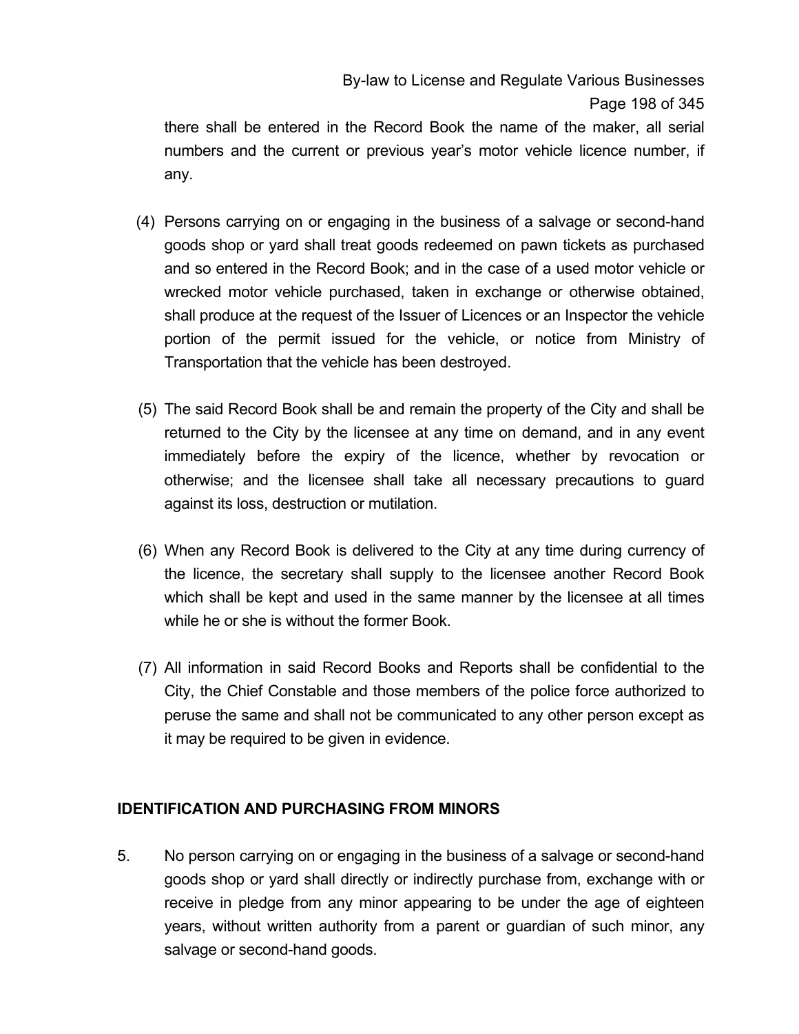there shall be entered in the Record Book the name of the maker, all serial numbers and the current or previous year's motor vehicle licence number, if any.

(4) Persons carrying on or engaging in the business of a salvage or second-hand goods shop or yard shall treat goods redeemed on pawn tickets as purchased and so entered in the Record Book; and in the case of a used motor vehicle or wrecked motor vehicle purchased, taken in exchange or otherwise obtained, shall produce at the request of the Issuer of Licences or an Inspector the vehicle portion of the permit issued for the vehicle, or notice from Ministry of Transportation that the vehicle has been destroyed.

(5) The said Record Book shall be and remain the property of the City and shall be returned to the City by the licensee at any time on demand, and in any event immediately before the expiry of the licence, whether by revocation or otherwise; and the licensee shall take all necessary precautions to guard against its loss, destruction or mutilation.

(6) When any Record Book is delivered to the City at any time during currency of the licence, the secretary shall supply to the licensee another Record Book which shall be kept and used in the same manner by the licensee at all times while he or she is without the former Book.

(7) All information in said Record Books and Reports shall be confidential to the City, the Chief Constable and those members of the police force authorized to peruse the same and shall not be communicated to any other person except as it may be required to be given in evidence.

## IDENTIFICATION AND PURCHASING FROM MINORS

5. No person carrying on or engaging in the business of a salvage or second-hand goods shop or yard shall directly or indirectly purchase from, exchange with or receive in pledge from any minor appearing to be under the age of eighteen years, without written authority from a parent or guardian of such minor, any salvage or second-hand goods.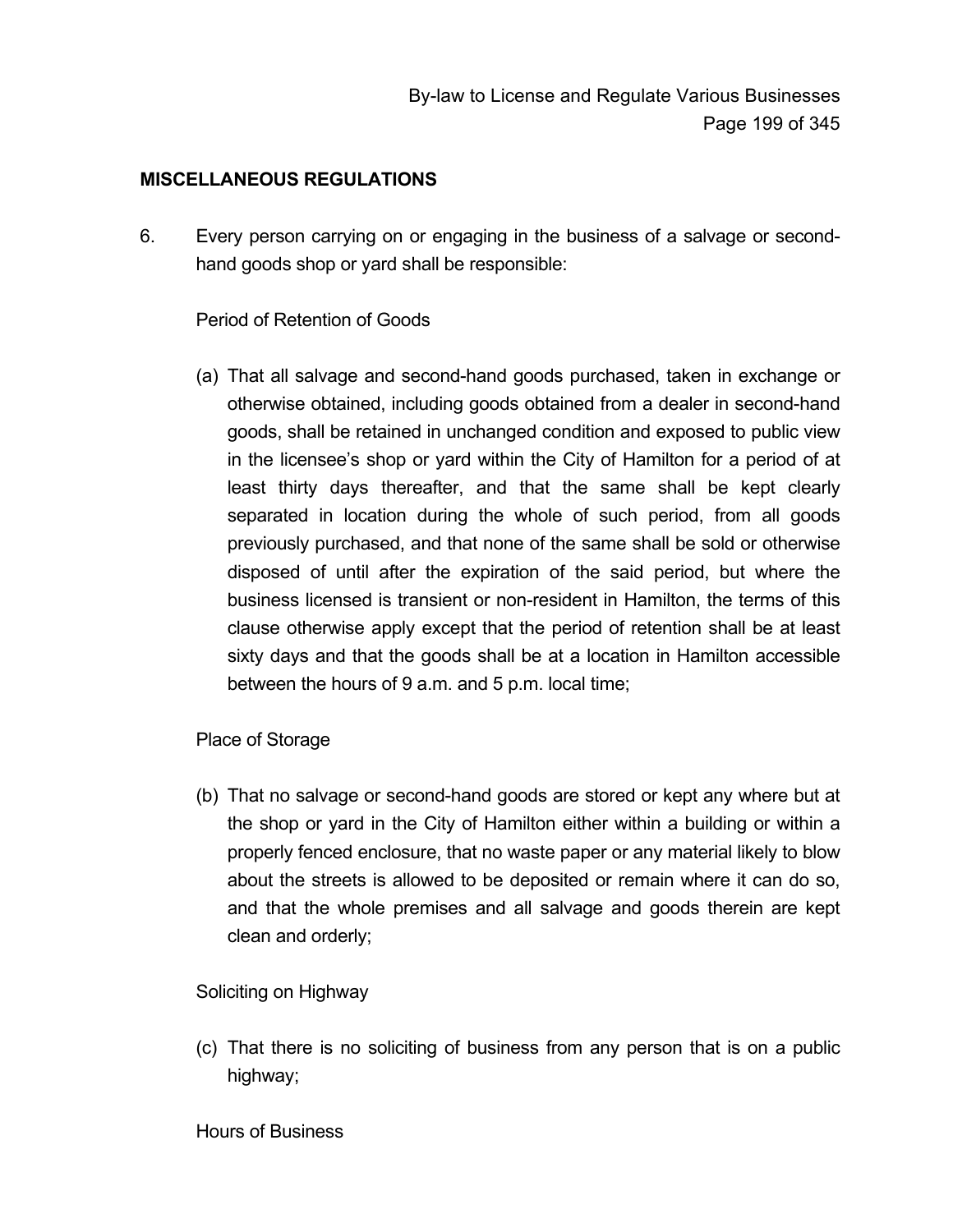## MISCELLANEOUS REGULATIONS

6. Every person carrying on or engaging in the business of a salvage or second-hand goods shop or yard shall be responsible:

   Period of Retention of Goods

   (a) That all salvage and second-hand goods purchased, taken in exchange or otherwise obtained, including goods obtained from a dealer in second-hand goods, shall be retained in unchanged condition and exposed to public view in the licensee's shop or yard within the City of Hamilton for a period of at least thirty days thereafter, and that the same shall be kept clearly separated in location during the whole of such period, from all goods previously purchased, and that none of the same shall be sold or otherwise disposed of until after the expiration of the said period, but where the business licensed is transient or non-resident in Hamilton, the terms of this clause otherwise apply except that the period of retention shall be at least sixty days and that the goods shall be at a location in Hamilton accessible between the hours of 9 a.m. and 5 p.m. local time;

   Place of Storage

   (b) That no salvage or second-hand goods are stored or kept any where but at the shop or yard in the City of Hamilton either within a building or within a properly fenced enclosure, that no waste paper or any material likely to blow about the streets is allowed to be deposited or remain where it can do so, and that the whole premises and all salvage and goods therein are kept clean and orderly;

   Soliciting on Highway

   (c) That there is no soliciting of business from any person that is on a public highway;

   Hours of Business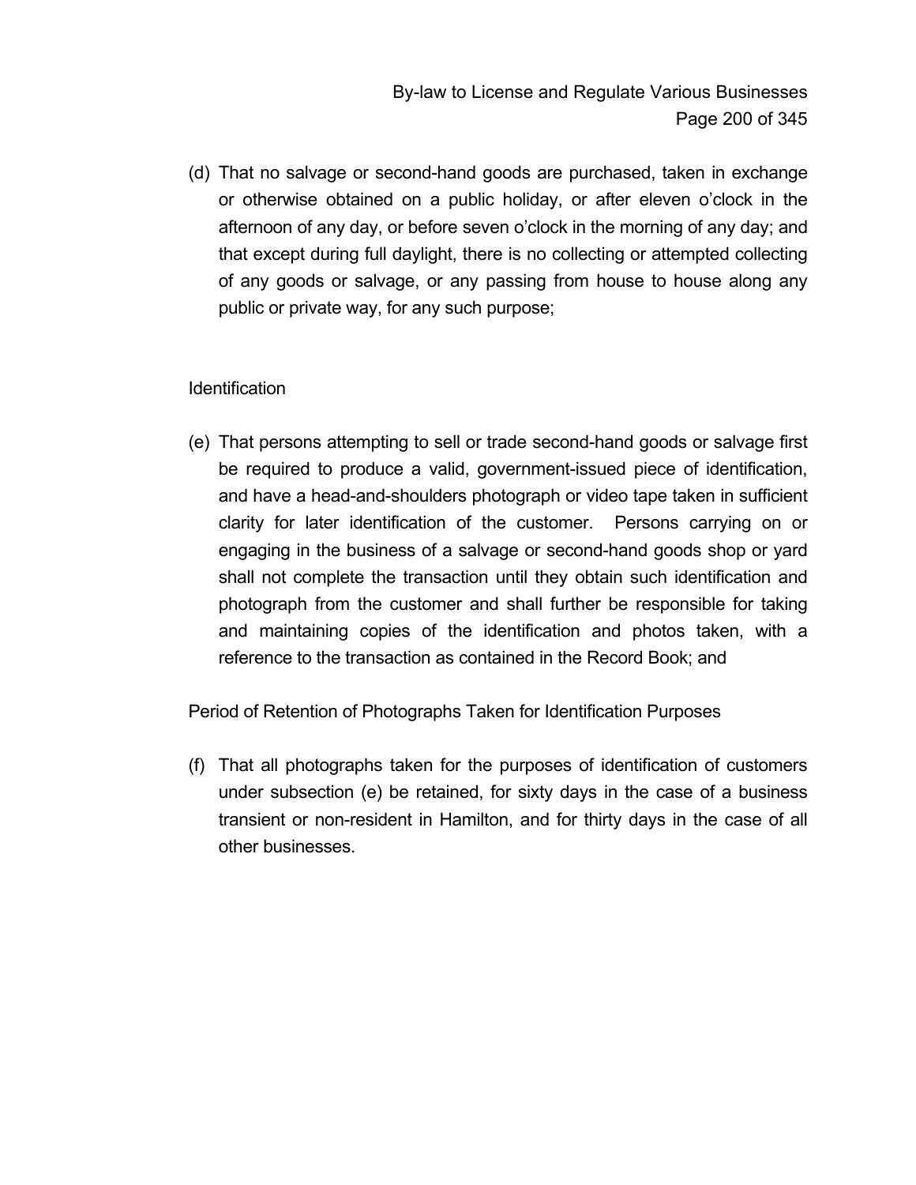(d) That no salvage or second-hand goods are purchased, taken in exchange or otherwise obtained on a public holiday, or after eleven o'clock in the afternoon of any day, or before seven o'clock in the morning of any day; and that except during full daylight, there is no collecting or attempted collecting of any goods or salvage, or any passing from house to house along any public or private way, for any such purpose;

Identification

(e) That persons attempting to sell or trade second-hand goods or salvage first be required to produce a valid, government-issued piece of identification, and have a head-and-shoulders photograph or video tape taken in sufficient clarity for later identification of the customer. Persons carrying on or engaging in the business of a salvage or second-hand goods shop or yard shall not complete the transaction until they obtain such identification and photograph from the customer and shall further be responsible for taking and maintaining copies of the identification and photos taken, with a reference to the transaction as contained in the Record Book; and

Period of Retention of Photographs Taken for Identification Purposes

(f) That all photographs taken for the purposes of identification of customers under subsection (e) be retained, for sixty days in the case of a business transient or non-resident in Hamilton, and for thirty days in the case of all other businesses.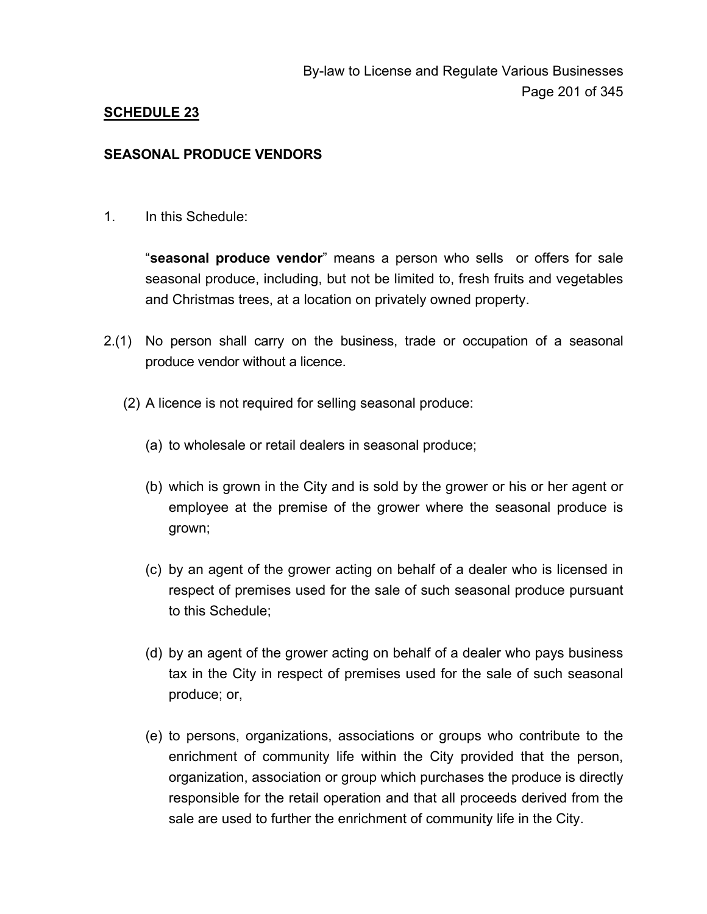## SCHEDULE 23

### SEASONAL PRODUCE VENDORS

1. In this Schedule:

   "**seasonal produce vendor**" means a person who sells or offers for sale seasonal produce, including, but not be limited to, fresh fruits and vegetables and Christmas trees, at a location on privately owned property.

2.(1) No person shall carry on the business, trade or occupation of a seasonal produce vendor without a licence.

   (2) A licence is not required for selling seasonal produce:

      (a) to wholesale or retail dealers in seasonal produce;

      (b) which is grown in the City and is sold by the grower or his or her agent or employee at the premise of the grower where the seasonal produce is grown;

      (c) by an agent of the grower acting on behalf of a dealer who is licensed in respect of premises used for the sale of such seasonal produce pursuant to this Schedule;

      (d) by an agent of the grower acting on behalf of a dealer who pays business tax in the City in respect of premises used for the sale of such seasonal produce; or,

      (e) to persons, organizations, associations or groups who contribute to the enrichment of community life within the City provided that the person, organization, association or group which purchases the produce is directly responsible for the retail operation and that all proceeds derived from the sale are used to further the enrichment of community life in the City.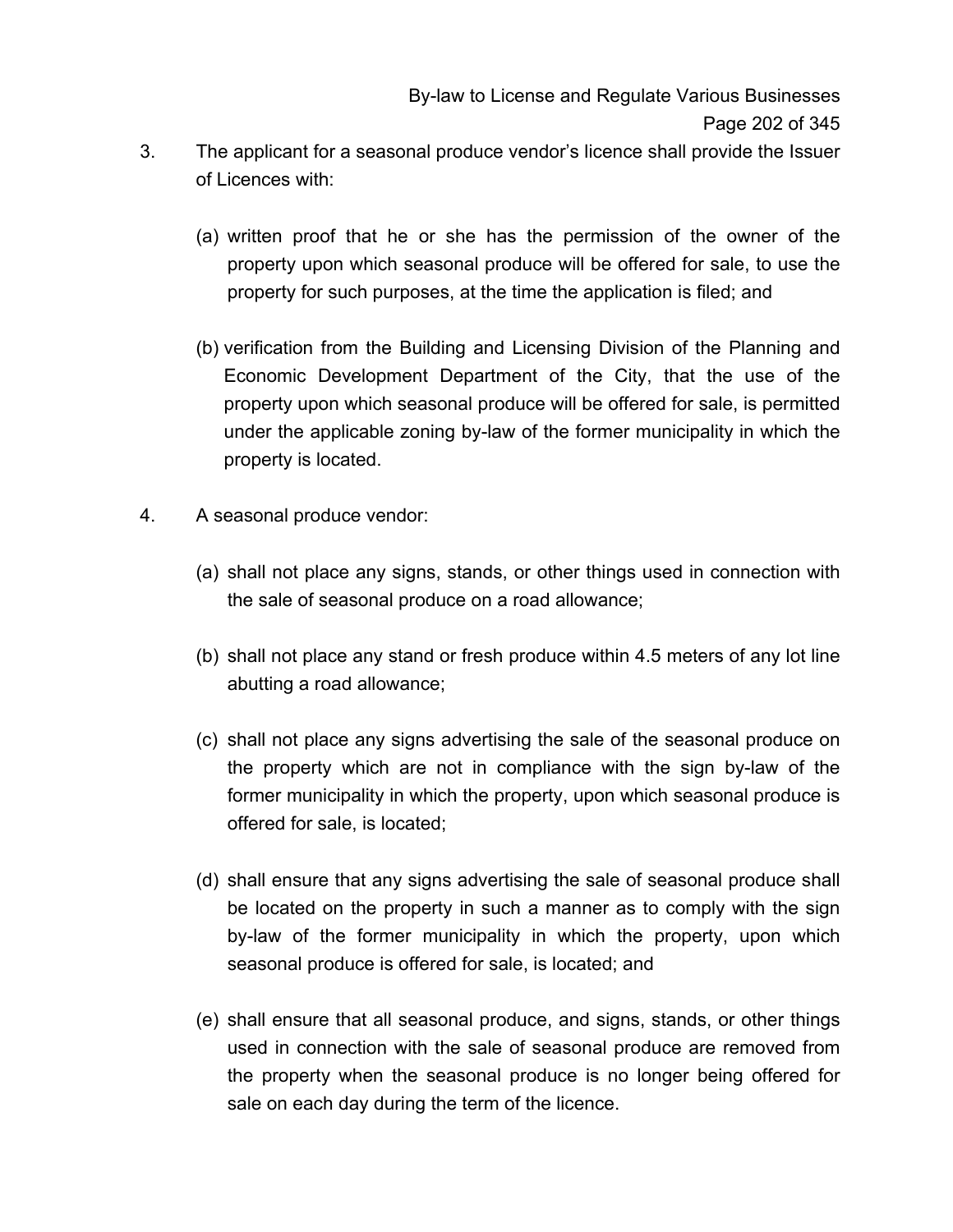3. The applicant for a seasonal produce vendor’s licence shall provide the Issuer of Licences with:

   (a) written proof that he or she has the permission of the owner of the property upon which seasonal produce will be offered for sale, to use the property for such purposes, at the time the application is filed; and

   (b) verification from the Building and Licensing Division of the Planning and Economic Development Department of the City, that the use of the property upon which seasonal produce will be offered for sale, is permitted under the applicable zoning by-law of the former municipality in which the property is located.

4. A seasonal produce vendor:

   (a) shall not place any signs, stands, or other things used in connection with the sale of seasonal produce on a road allowance;

   (b) shall not place any stand or fresh produce within 4.5 meters of any lot line abutting a road allowance;

   (c) shall not place any signs advertising the sale of the seasonal produce on the property which are not in compliance with the sign by-law of the former municipality in which the property, upon which seasonal produce is offered for sale, is located;

   (d) shall ensure that any signs advertising the sale of seasonal produce shall be located on the property in such a manner as to comply with the sign by-law of the former municipality in which the property, upon which seasonal produce is offered for sale, is located; and

   (e) shall ensure that all seasonal produce, and signs, stands, or other things used in connection with the sale of seasonal produce are removed from the property when the seasonal produce is no longer being offered for sale on each day during the term of the licence.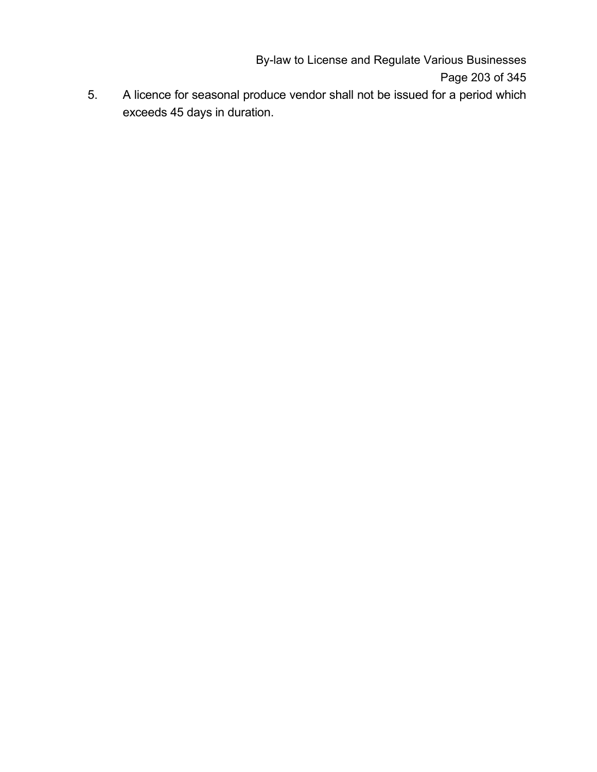5. A licence for seasonal produce vendor shall not be issued for a period which exceeds 45 days in duration.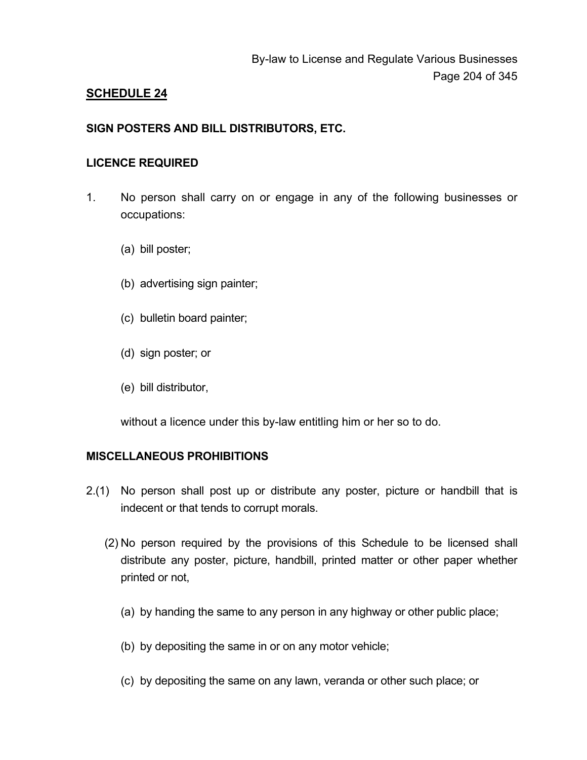## SCHEDULE 24

### SIGN POSTERS AND BILL DISTRIBUTORS, ETC.

### LICENCE REQUIRED

1. No person shall carry on or engage in any of the following businesses or occupations:

   (a) bill poster;

   (b) advertising sign painter;

   (c) bulletin board painter;

   (d) sign poster; or

   (e) bill distributor,

   without a licence under this by-law entitling him or her so to do.

### MISCELLANEOUS PROHIBITIONS

2.(1) No person shall post up or distribute any poster, picture or handbill that is indecent or that tends to corrupt morals.

(2) No person required by the provisions of this Schedule to be licensed shall distribute any poster, picture, handbill, printed matter or other paper whether printed or not,

   (a) by handing the same to any person in any highway or other public place;

   (b) by depositing the same in or on any motor vehicle;

   (c) by depositing the same on any lawn, veranda or other such place; or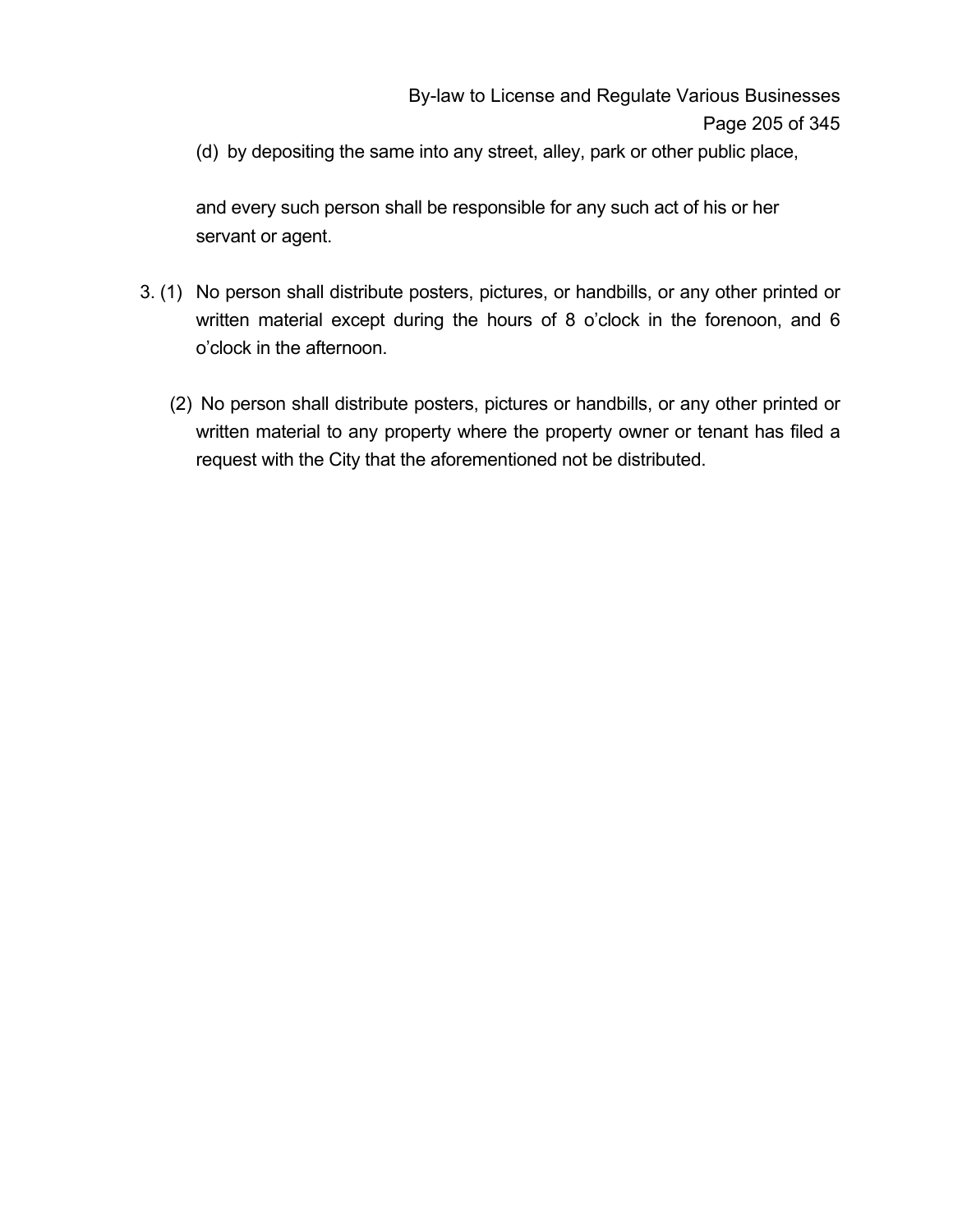(d) by depositing the same into any street, alley, park or other public place,

and every such person shall be responsible for any such act of his or her servant or agent.

3. (1) No person shall distribute posters, pictures, or handbills, or any other printed or written material except during the hours of 8 o'clock in the forenoon, and 6 o'clock in the afternoon.

   (2) No person shall distribute posters, pictures or handbills, or any other printed or written material to any property where the property owner or tenant has filed a request with the City that the aforementioned not be distributed.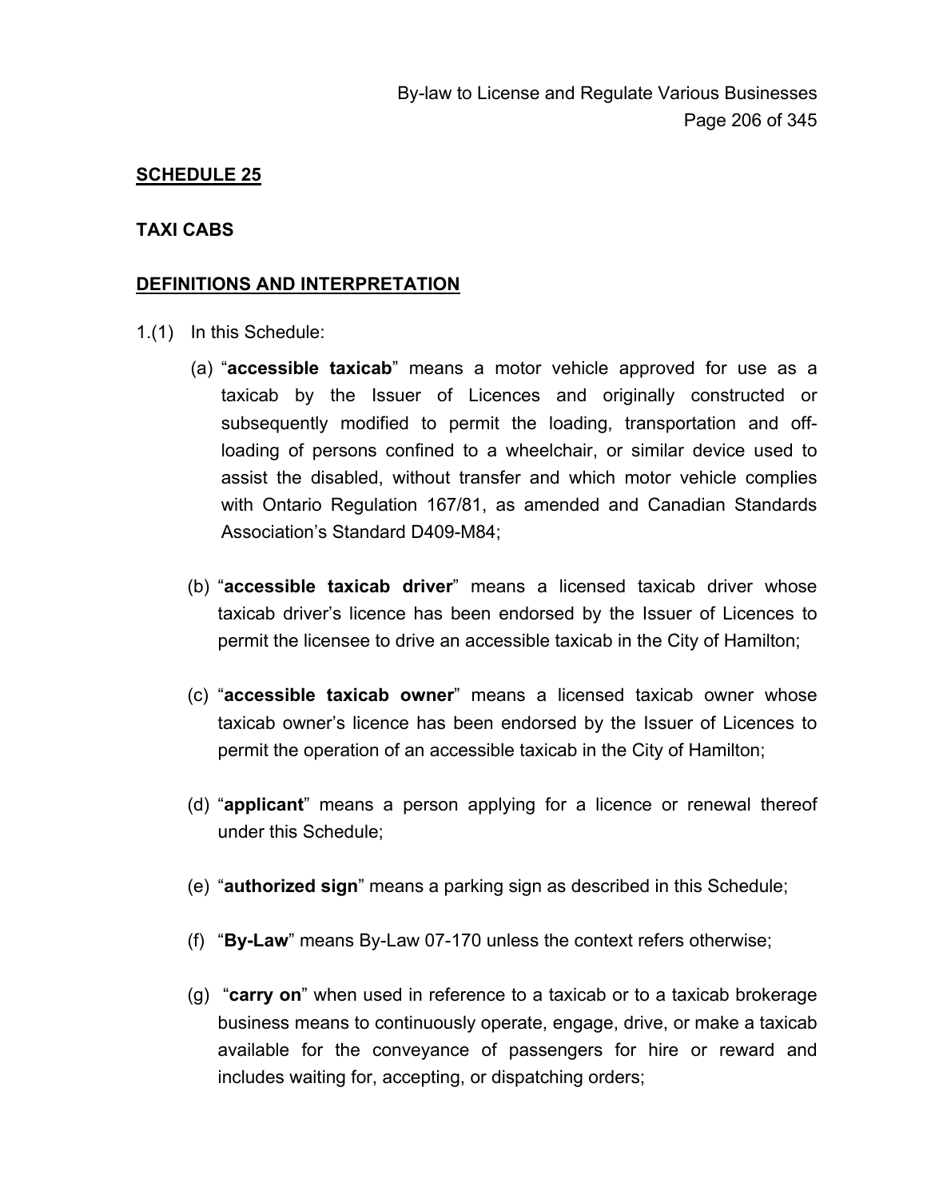**SCHEDULE 25**

**TAXI CABS**

**DEFINITIONS AND INTERPRETATION**

1.(1) In this Schedule:

(a) "**accessible taxicab**" means a motor vehicle approved for use as a taxicab by the Issuer of Licences and originally constructed or subsequently modified to permit the loading, transportation and off-loading of persons confined to a wheelchair, or similar device used to assist the disabled, without transfer and which motor vehicle complies with Ontario Regulation 167/81, as amended and Canadian Standards Association's Standard D409-M84;

(b) "**accessible taxicab driver**" means a licensed taxicab driver whose taxicab driver's licence has been endorsed by the Issuer of Licences to permit the licensee to drive an accessible taxicab in the City of Hamilton;

(c) "**accessible taxicab owner**" means a licensed taxicab owner whose taxicab owner's licence has been endorsed by the Issuer of Licences to permit the operation of an accessible taxicab in the City of Hamilton;

(d) "**applicant**" means a person applying for a licence or renewal thereof under this Schedule;

(e) "**authorized sign**" means a parking sign as described in this Schedule;

(f) "**By-Law**" means By-Law 07-170 unless the context refers otherwise;

(g) "**carry on**" when used in reference to a taxicab or to a taxicab brokerage business means to continuously operate, engage, drive, or make a taxicab available for the conveyance of passengers for hire or reward and includes waiting for, accepting, or dispatching orders;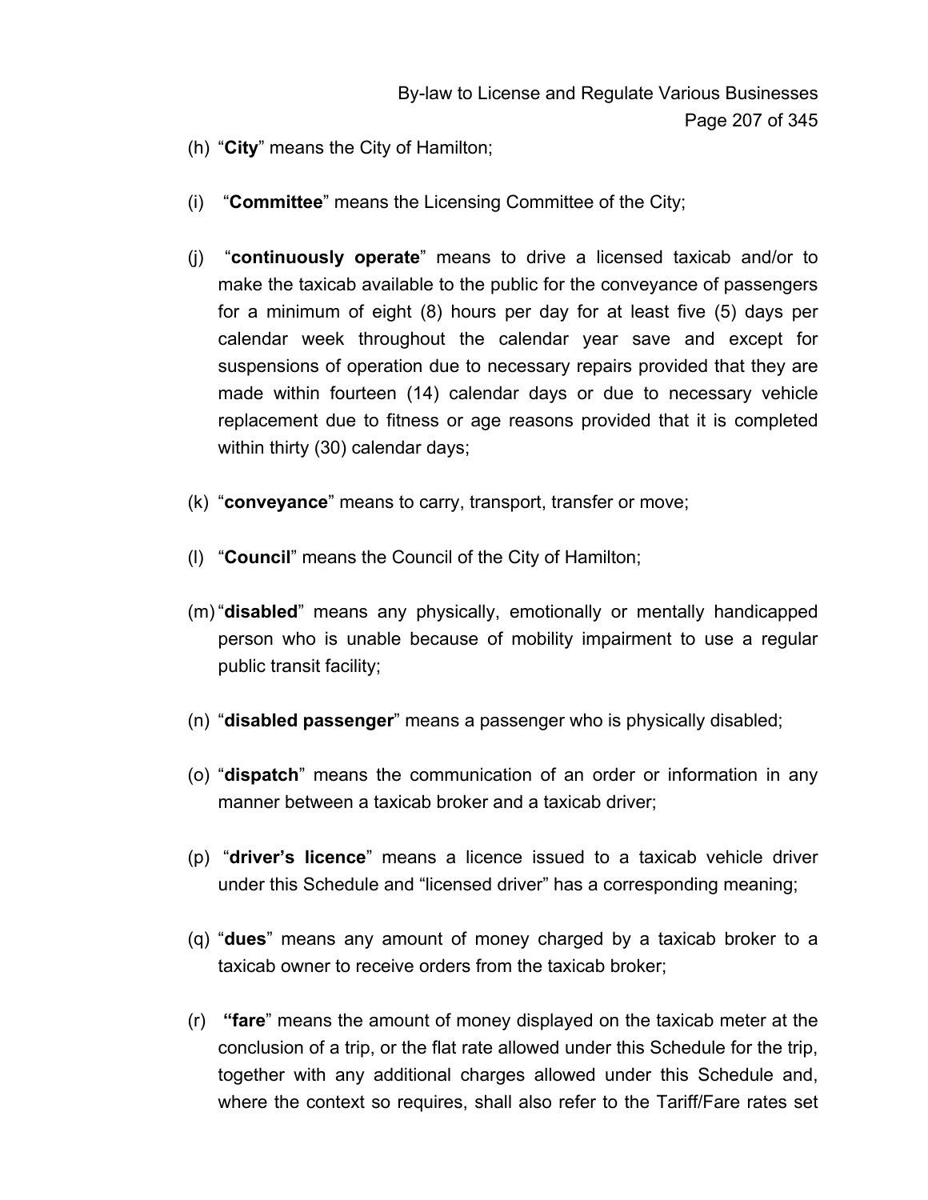(h) “**City**” means the City of Hamilton;

(i) “**Committee**” means the Licensing Committee of the City;

(j) “**continuously operate**” means to drive a licensed taxicab and/or to make the taxicab available to the public for the conveyance of passengers for a minimum of eight (8) hours per day for at least five (5) days per calendar week throughout the calendar year save and except for suspensions of operation due to necessary repairs provided that they are made within fourteen (14) calendar days or due to necessary vehicle replacement due to fitness or age reasons provided that it is completed within thirty (30) calendar days;

(k) “**conveyance**” means to carry, transport, transfer or move;

(l) “**Council**” means the Council of the City of Hamilton;

(m) “**disabled**” means any physically, emotionally or mentally handicapped person who is unable because of mobility impairment to use a regular public transit facility;

(n) “**disabled passenger**” means a passenger who is physically disabled;

(o) “**dispatch**” means the communication of an order or information in any manner between a taxicab broker and a taxicab driver;

(p) “**driver’s licence**” means a licence issued to a taxicab vehicle driver under this Schedule and “licensed driver” has a corresponding meaning;

(q) “**dues**” means any amount of money charged by a taxicab broker to a taxicab owner to receive orders from the taxicab broker;

(r) **“fare**” means the amount of money displayed on the taxicab meter at the conclusion of a trip, or the flat rate allowed under this Schedule for the trip, together with any additional charges allowed under this Schedule and, where the context so requires, shall also refer to the Tariff/Fare rates set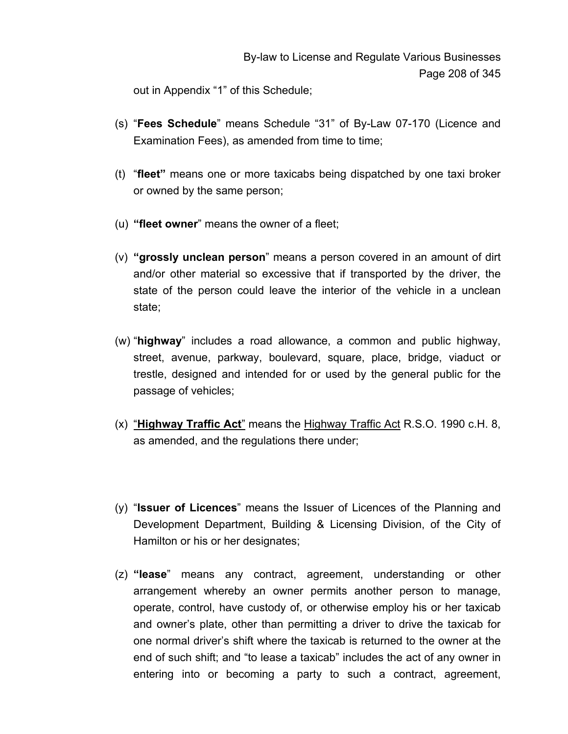out in Appendix “1” of this Schedule;

(s) “**Fees Schedule**” means Schedule “31” of By-Law 07-170 (Licence and Examination Fees), as amended from time to time;

(t) “**fleet”** means one or more taxicabs being dispatched by one taxi broker or owned by the same person;

(u) **“fleet owner**” means the owner of a fleet;

(v) **“grossly unclean person**” means a person covered in an amount of dirt and/or other material so excessive that if transported by the driver, the state of the person could leave the interior of the vehicle in a unclean state;

(w) “**highway**” includes a road allowance, a common and public highway, street, avenue, parkway, boulevard, square, place, bridge, viaduct or trestle, designed and intended for or used by the general public for the passage of vehicles;

(x) “**Highway Traffic Act**” means the Highway Traffic Act R.S.O. 1990 c.H. 8, as amended, and the regulations there under;

(y) “**Issuer of Licences**” means the Issuer of Licences of the Planning and Development Department, Building & Licensing Division, of the City of Hamilton or his or her designates;

(z) **“lease**” means any contract, agreement, understanding or other arrangement whereby an owner permits another person to manage, operate, control, have custody of, or otherwise employ his or her taxicab and owner’s plate, other than permitting a driver to drive the taxicab for one normal driver’s shift where the taxicab is returned to the owner at the end of such shift; and “to lease a taxicab” includes the act of any owner in entering into or becoming a party to such a contract, agreement,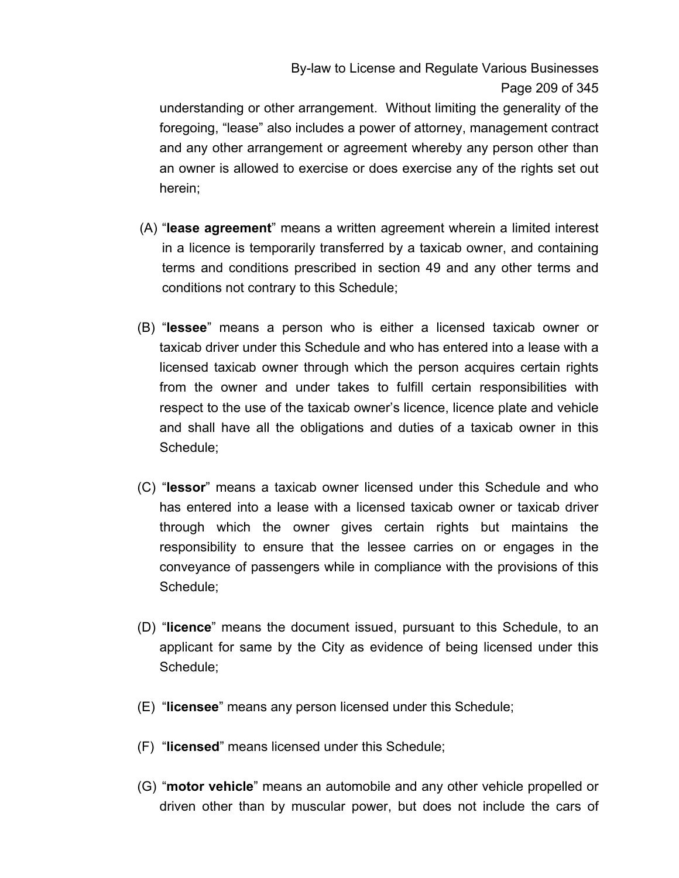understanding or other arrangement. Without limiting the generality of the foregoing, "lease" also includes a power of attorney, management contract and any other arrangement or agreement whereby any person other than an owner is allowed to exercise or does exercise any of the rights set out herein;

(A) "**lease agreement**" means a written agreement wherein a limited interest in a licence is temporarily transferred by a taxicab owner, and containing terms and conditions prescribed in section 49 and any other terms and conditions not contrary to this Schedule;

(B) "**lessee**" means a person who is either a licensed taxicab owner or taxicab driver under this Schedule and who has entered into a lease with a licensed taxicab owner through which the person acquires certain rights from the owner and under takes to fulfill certain responsibilities with respect to the use of the taxicab owner's licence, licence plate and vehicle and shall have all the obligations and duties of a taxicab owner in this Schedule;

(C) "**lessor**" means a taxicab owner licensed under this Schedule and who has entered into a lease with a licensed taxicab owner or taxicab driver through which the owner gives certain rights but maintains the responsibility to ensure that the lessee carries on or engages in the conveyance of passengers while in compliance with the provisions of this Schedule;

(D) "**licence**" means the document issued, pursuant to this Schedule, to an applicant for same by the City as evidence of being licensed under this Schedule;

(E) "**licensee**" means any person licensed under this Schedule;

(F) "**licensed**" means licensed under this Schedule;

(G) "**motor vehicle**" means an automobile and any other vehicle propelled or driven other than by muscular power, but does not include the cars of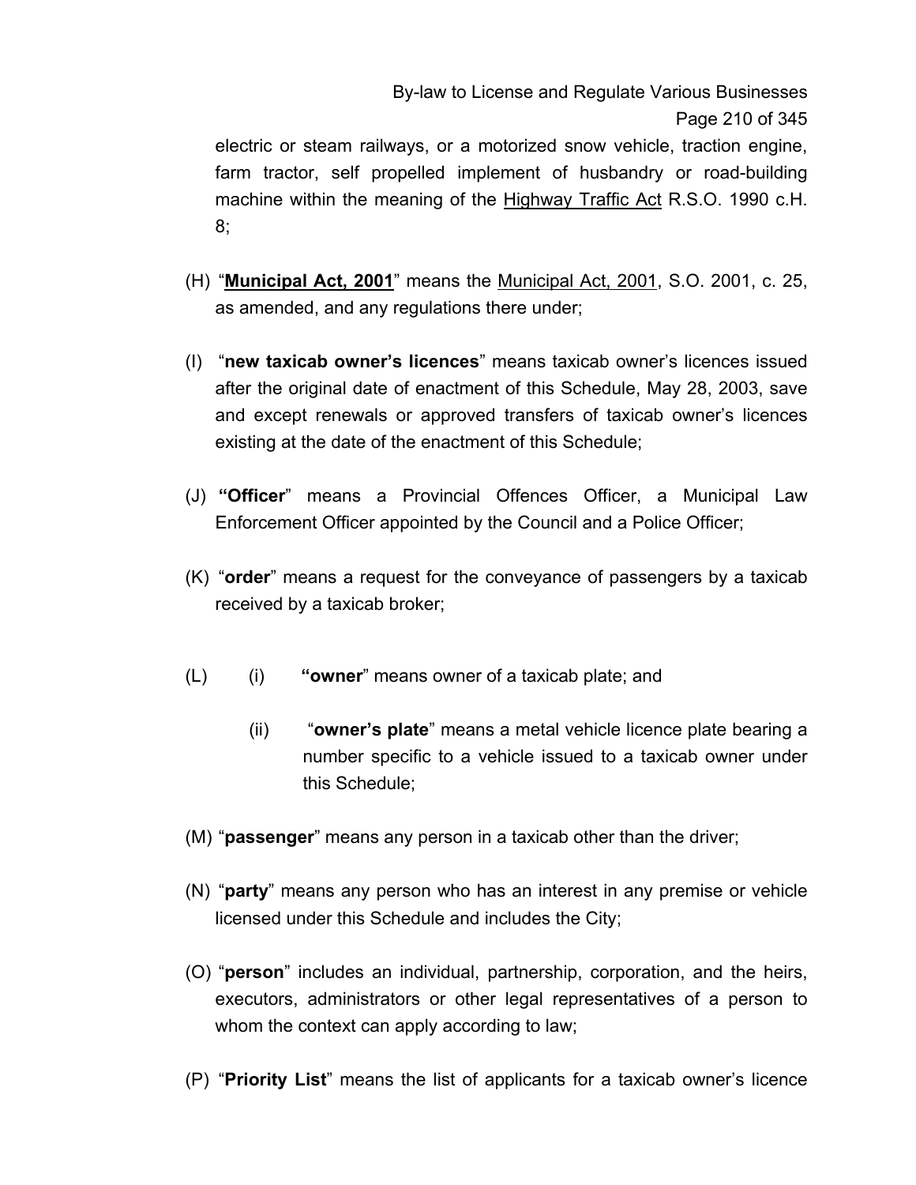electric or steam railways, or a motorized snow vehicle, traction engine, farm tractor, self propelled implement of husbandry or road-building machine within the meaning of the Highway Traffic Act R.S.O. 1990 c.H. 8;

(H) "**Municipal Act, 2001**" means the Municipal Act, 2001, S.O. 2001, c. 25, as amended, and any regulations there under;

(I) "**new taxicab owner's licences**" means taxicab owner's licences issued after the original date of enactment of this Schedule, May 28, 2003, save and except renewals or approved transfers of taxicab owner's licences existing at the date of the enactment of this Schedule;

(J) **"Officer**" means a Provincial Offences Officer, a Municipal Law Enforcement Officer appointed by the Council and a Police Officer;

(K) "**order**" means a request for the conveyance of passengers by a taxicab received by a taxicab broker;

(L) (i) **"owner**" means owner of a taxicab plate; and

  (ii) "**owner's plate**" means a metal vehicle licence plate bearing a number specific to a vehicle issued to a taxicab owner under this Schedule;

(M) "**passenger**" means any person in a taxicab other than the driver;

(N) "**party**" means any person who has an interest in any premise or vehicle licensed under this Schedule and includes the City;

(O) "**person**" includes an individual, partnership, corporation, and the heirs, executors, administrators or other legal representatives of a person to whom the context can apply according to law;

(P) "**Priority List**" means the list of applicants for a taxicab owner's licence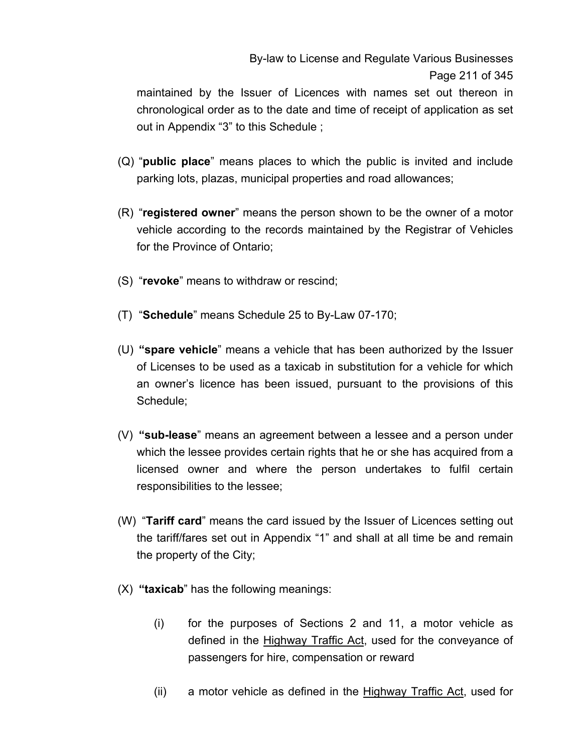maintained by the Issuer of Licences with names set out thereon in chronological order as to the date and time of receipt of application as set out in Appendix “3” to this Schedule ;

(Q) “**public place**” means places to which the public is invited and include parking lots, plazas, municipal properties and road allowances;

(R) “**registered owner**” means the person shown to be the owner of a motor vehicle according to the records maintained by the Registrar of Vehicles for the Province of Ontario;

(S) “**revoke**” means to withdraw or rescind;

(T) “**Schedule**” means Schedule 25 to By-Law 07-170;

(U) **“spare vehicle**” means a vehicle that has been authorized by the Issuer of Licenses to be used as a taxicab in substitution for a vehicle for which an owner’s licence has been issued, pursuant to the provisions of this Schedule;

(V) **“sub-lease**” means an agreement between a lessee and a person under which the lessee provides certain rights that he or she has acquired from a licensed owner and where the person undertakes to fulfil certain responsibilities to the lessee;

(W) “**Tariff card**” means the card issued by the Issuer of Licences setting out the tariff/fares set out in Appendix “1” and shall at all time be and remain the property of the City;

(X) **“taxicab**” has the following meanings:

(i) for the purposes of Sections 2 and 11, a motor vehicle as defined in the Highway Traffic Act, used for the conveyance of passengers for hire, compensation or reward

(ii) a motor vehicle as defined in the Highway Traffic Act, used for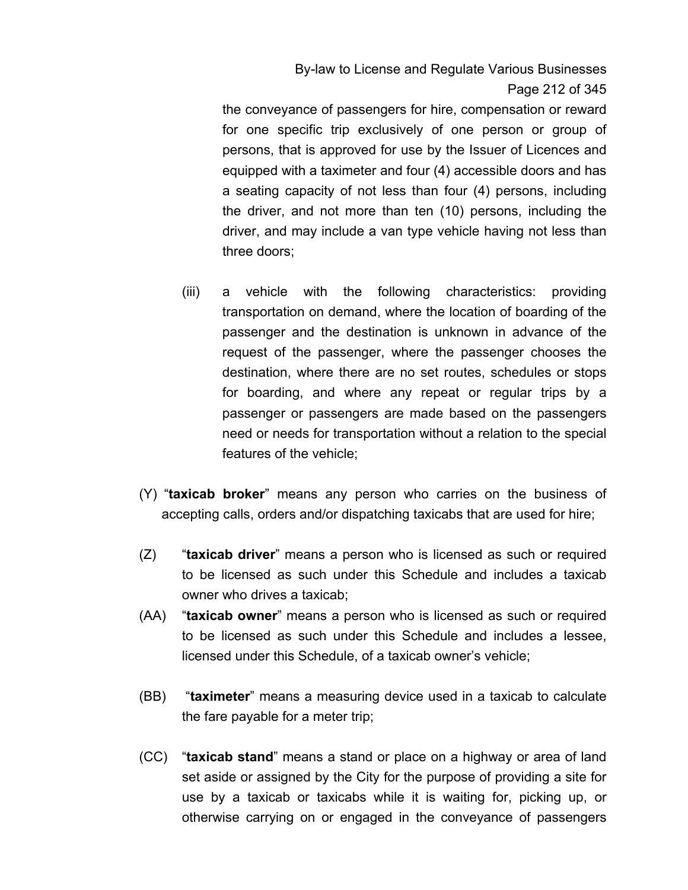the conveyance of passengers for hire, compensation or reward for one specific trip exclusively of one person or group of persons, that is approved for use by the Issuer of Licences and equipped with a taximeter and four (4) accessible doors and has a seating capacity of not less than four (4) persons, including the driver, and not more than ten (10) persons, including the driver, and may include a van type vehicle having not less than three doors;

(iii) a vehicle with the following characteristics: providing transportation on demand, where the location of boarding of the passenger and the destination is unknown in advance of the request of the passenger, where the passenger chooses the destination, where there are no set routes, schedules or stops for boarding, and where any repeat or regular trips by a passenger or passengers are made based on the passengers need or needs for transportation without a relation to the special features of the vehicle;

(Y) "**taxicab broker**" means any person who carries on the business of accepting calls, orders and/or dispatching taxicabs that are used for hire;

(Z) "**taxicab driver**" means a person who is licensed as such or required to be licensed as such under this Schedule and includes a taxicab owner who drives a taxicab;

(AA) "**taxicab owner**" means a person who is licensed as such or required to be licensed as such under this Schedule and includes a lessee, licensed under this Schedule, of a taxicab owner's vehicle;

(BB) "**taximeter**" means a measuring device used in a taxicab to calculate the fare payable for a meter trip;

(CC) "**taxicab stand**" means a stand or place on a highway or area of land set aside or assigned by the City for the purpose of providing a site for use by a taxicab or taxicabs while it is waiting for, picking up, or otherwise carrying on or engaged in the conveyance of passengers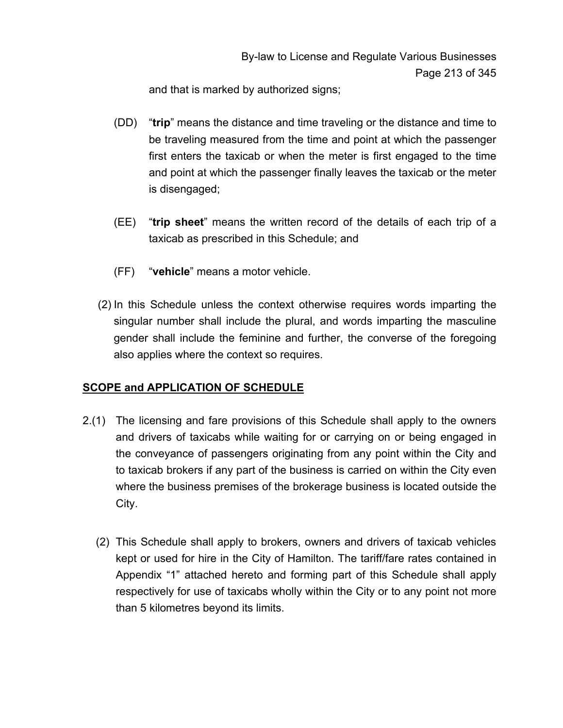and that is marked by authorized signs;

(DD) "**trip**" means the distance and time traveling or the distance and time to be traveling measured from the time and point at which the passenger first enters the taxicab or when the meter is first engaged to the time and point at which the passenger finally leaves the taxicab or the meter is disengaged;

(EE) "**trip sheet**" means the written record of the details of each trip of a taxicab as prescribed in this Schedule; and

(FF) "**vehicle**" means a motor vehicle.

(2) In this Schedule unless the context otherwise requires words imparting the singular number shall include the plural, and words imparting the masculine gender shall include the feminine and further, the converse of the foregoing also applies where the context so requires.

## SCOPE and APPLICATION OF SCHEDULE

2.(1) The licensing and fare provisions of this Schedule shall apply to the owners and drivers of taxicabs while waiting for or carrying on or being engaged in the conveyance of passengers originating from any point within the City and to taxicab brokers if any part of the business is carried on within the City even where the business premises of the brokerage business is located outside the City.

(2) This Schedule shall apply to brokers, owners and drivers of taxicab vehicles kept or used for hire in the City of Hamilton. The tariff/fare rates contained in Appendix "1" attached hereto and forming part of this Schedule shall apply respectively for use of taxicabs wholly within the City or to any point not more than 5 kilometres beyond its limits.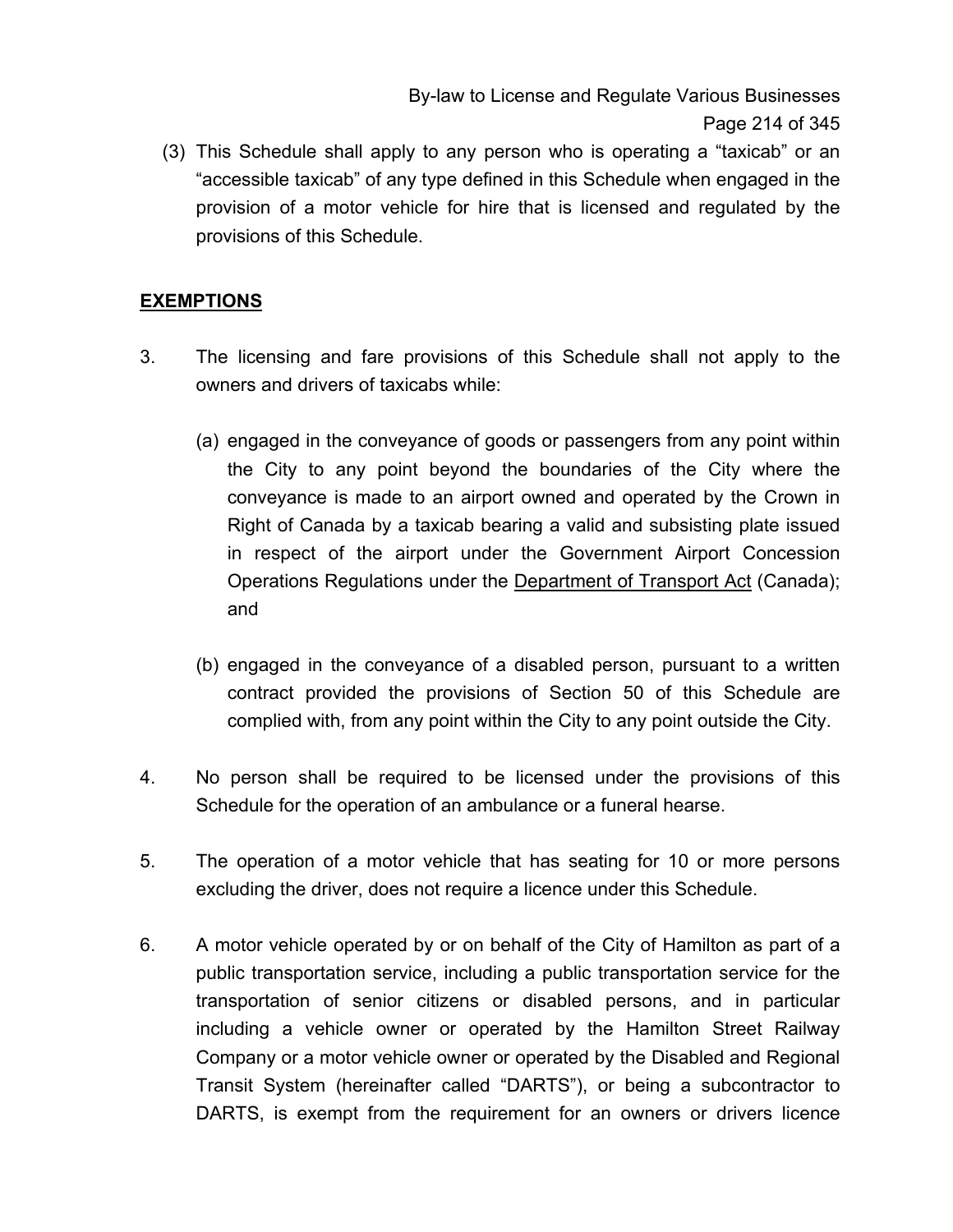(3) This Schedule shall apply to any person who is operating a "taxicab" or an "accessible taxicab" of any type defined in this Schedule when engaged in the provision of a motor vehicle for hire that is licensed and regulated by the provisions of this Schedule.

## EXEMPTIONS

3. The licensing and fare provisions of this Schedule shall not apply to the owners and drivers of taxicabs while:

   (a) engaged in the conveyance of goods or passengers from any point within the City to any point beyond the boundaries of the City where the conveyance is made to an airport owned and operated by the Crown in Right of Canada by a taxicab bearing a valid and subsisting plate issued in respect of the airport under the Government Airport Concession Operations Regulations under the Department of Transport Act (Canada); and

   (b) engaged in the conveyance of a disabled person, pursuant to a written contract provided the provisions of Section 50 of this Schedule are complied with, from any point within the City to any point outside the City.

4. No person shall be required to be licensed under the provisions of this Schedule for the operation of an ambulance or a funeral hearse.

5. The operation of a motor vehicle that has seating for 10 or more persons excluding the driver, does not require a licence under this Schedule.

6. A motor vehicle operated by or on behalf of the City of Hamilton as part of a public transportation service, including a public transportation service for the transportation of senior citizens or disabled persons, and in particular including a vehicle owner or operated by the Hamilton Street Railway Company or a motor vehicle owner or operated by the Disabled and Regional Transit System (hereinafter called "DARTS"), or being a subcontractor to DARTS, is exempt from the requirement for an owners or drivers licence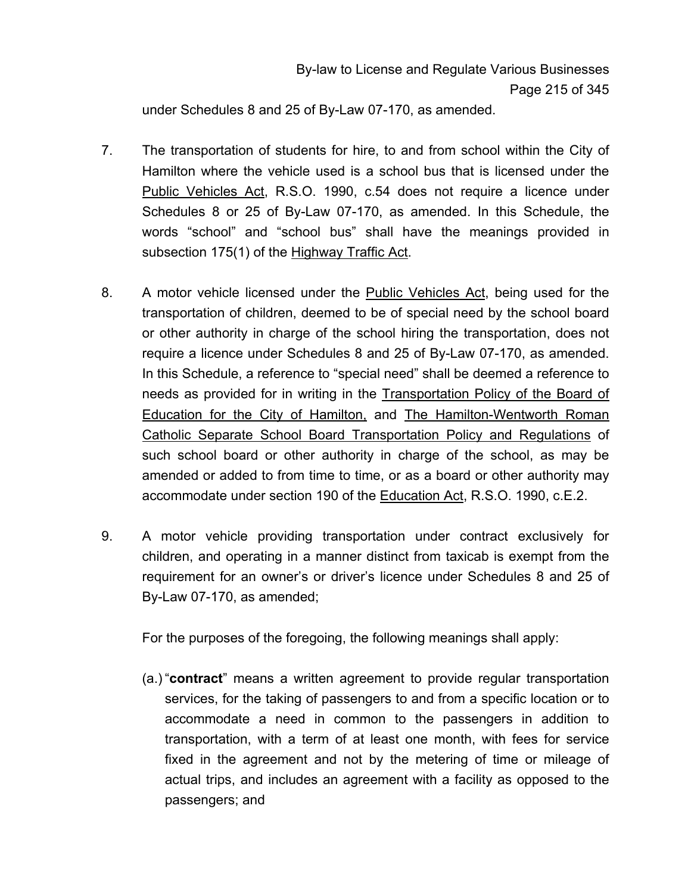under Schedules 8 and 25 of By-Law 07-170, as amended.

7. The transportation of students for hire, to and from school within the City of Hamilton where the vehicle used is a school bus that is licensed under the Public Vehicles Act, R.S.O. 1990, c.54 does not require a licence under Schedules 8 or 25 of By-Law 07-170, as amended. In this Schedule, the words “school” and “school bus” shall have the meanings provided in subsection 175(1) of the Highway Traffic Act.

8. A motor vehicle licensed under the Public Vehicles Act, being used for the transportation of children, deemed to be of special need by the school board or other authority in charge of the school hiring the transportation, does not require a licence under Schedules 8 and 25 of By-Law 07-170, as amended. In this Schedule, a reference to “special need” shall be deemed a reference to needs as provided for in writing in the Transportation Policy of the Board of Education for the City of Hamilton, and The Hamilton-Wentworth Roman Catholic Separate School Board Transportation Policy and Regulations of such school board or other authority in charge of the school, as may be amended or added to from time to time, or as a board or other authority may accommodate under section 190 of the Education Act, R.S.O. 1990, c.E.2.

9. A motor vehicle providing transportation under contract exclusively for children, and operating in a manner distinct from taxicab is exempt from the requirement for an owner’s or driver’s licence under Schedules 8 and 25 of By-Law 07-170, as amended;

   For the purposes of the foregoing, the following meanings shall apply:

   (a.) “**contract**” means a written agreement to provide regular transportation services, for the taking of passengers to and from a specific location or to accommodate a need in common to the passengers in addition to transportation, with a term of at least one month, with fees for service fixed in the agreement and not by the metering of time or mileage of actual trips, and includes an agreement with a facility as opposed to the passengers; and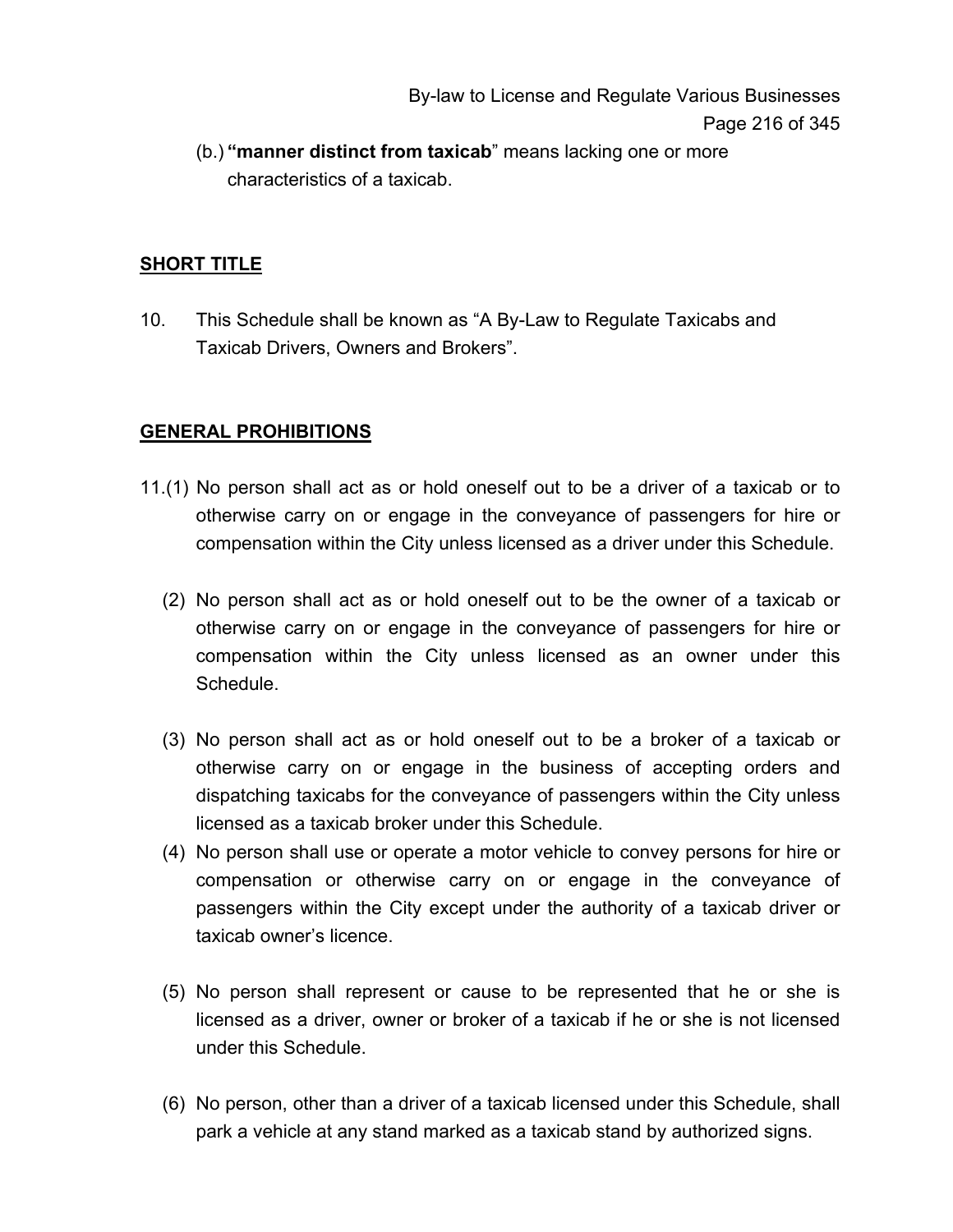(b.) **“manner distinct from taxicab**” means lacking one or more characteristics of a taxicab.

## SHORT TITLE

10. This Schedule shall be known as “A By-Law to Regulate Taxicabs and Taxicab Drivers, Owners and Brokers”.

## GENERAL PROHIBITIONS

11.(1) No person shall act as or hold oneself out to be a driver of a taxicab or to otherwise carry on or engage in the conveyance of passengers for hire or compensation within the City unless licensed as a driver under this Schedule.

(2) No person shall act as or hold oneself out to be the owner of a taxicab or otherwise carry on or engage in the conveyance of passengers for hire or compensation within the City unless licensed as an owner under this Schedule.

(3) No person shall act as or hold oneself out to be a broker of a taxicab or otherwise carry on or engage in the business of accepting orders and dispatching taxicabs for the conveyance of passengers within the City unless licensed as a taxicab broker under this Schedule.

(4) No person shall use or operate a motor vehicle to convey persons for hire or compensation or otherwise carry on or engage in the conveyance of passengers within the City except under the authority of a taxicab driver or taxicab owner’s licence.

(5) No person shall represent or cause to be represented that he or she is licensed as a driver, owner or broker of a taxicab if he or she is not licensed under this Schedule.

(6) No person, other than a driver of a taxicab licensed under this Schedule, shall park a vehicle at any stand marked as a taxicab stand by authorized signs.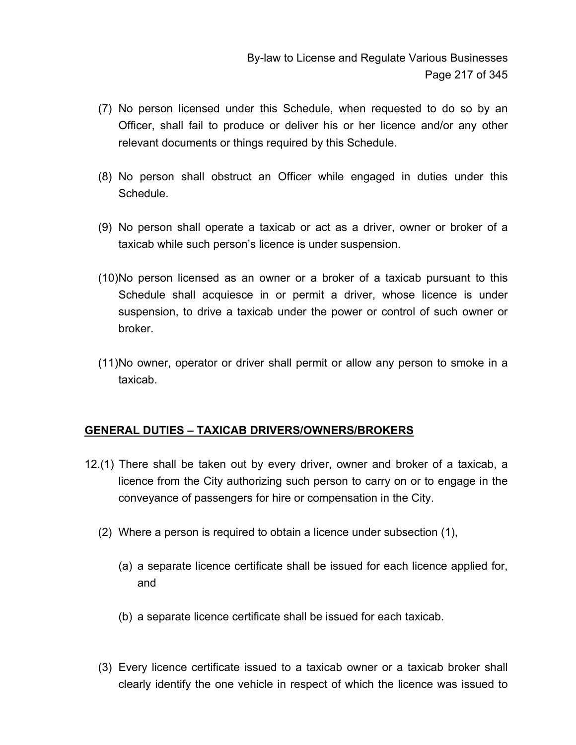(7) No person licensed under this Schedule, when requested to do so by an Officer, shall fail to produce or deliver his or her licence and/or any other relevant documents or things required by this Schedule.

(8) No person shall obstruct an Officer while engaged in duties under this Schedule.

(9) No person shall operate a taxicab or act as a driver, owner or broker of a taxicab while such person's licence is under suspension.

(10) No person licensed as an owner or a broker of a taxicab pursuant to this Schedule shall acquiesce in or permit a driver, whose licence is under suspension, to drive a taxicab under the power or control of such owner or broker.

(11) No owner, operator or driver shall permit or allow any person to smoke in a taxicab.

**GENERAL DUTIES – TAXICAB DRIVERS/OWNERS/BROKERS**

12.(1) There shall be taken out by every driver, owner and broker of a taxicab, a licence from the City authorizing such person to carry on or to engage in the conveyance of passengers for hire or compensation in the City.

(2) Where a person is required to obtain a licence under subsection (1),

(a) a separate licence certificate shall be issued for each licence applied for, and

(b) a separate licence certificate shall be issued for each taxicab.

(3) Every licence certificate issued to a taxicab owner or a taxicab broker shall clearly identify the one vehicle in respect of which the licence was issued to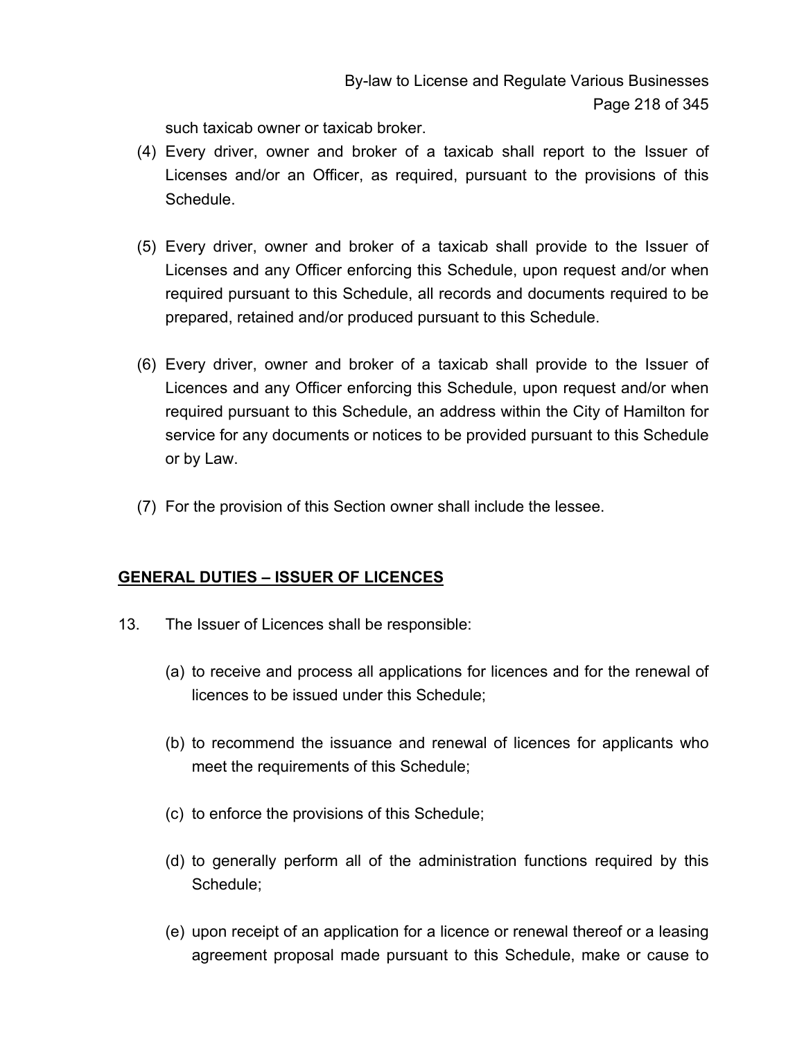such taxicab owner or taxicab broker.

(4) Every driver, owner and broker of a taxicab shall report to the Issuer of Licenses and/or an Officer, as required, pursuant to the provisions of this Schedule.

(5) Every driver, owner and broker of a taxicab shall provide to the Issuer of Licenses and any Officer enforcing this Schedule, upon request and/or when required pursuant to this Schedule, all records and documents required to be prepared, retained and/or produced pursuant to this Schedule.

(6) Every driver, owner and broker of a taxicab shall provide to the Issuer of Licences and any Officer enforcing this Schedule, upon request and/or when required pursuant to this Schedule, an address within the City of Hamilton for service for any documents or notices to be provided pursuant to this Schedule or by Law.

(7) For the provision of this Section owner shall include the lessee.

**GENERAL DUTIES – ISSUER OF LICENCES**

13. The Issuer of Licences shall be responsible:

(a) to receive and process all applications for licences and for the renewal of licences to be issued under this Schedule;

(b) to recommend the issuance and renewal of licences for applicants who meet the requirements of this Schedule;

(c) to enforce the provisions of this Schedule;

(d) to generally perform all of the administration functions required by this Schedule;

(e) upon receipt of an application for a licence or renewal thereof or a leasing agreement proposal made pursuant to this Schedule, make or cause to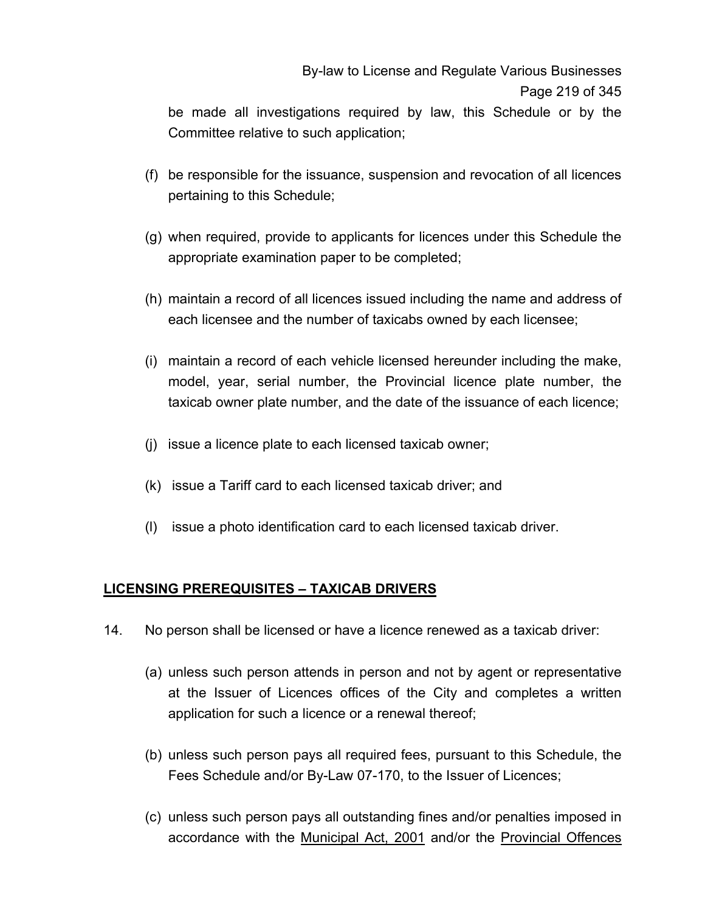be made all investigations required by law, this Schedule or by the Committee relative to such application;

(f) be responsible for the issuance, suspension and revocation of all licences pertaining to this Schedule;

(g) when required, provide to applicants for licences under this Schedule the appropriate examination paper to be completed;

(h) maintain a record of all licences issued including the name and address of each licensee and the number of taxicabs owned by each licensee;

(i) maintain a record of each vehicle licensed hereunder including the make, model, year, serial number, the Provincial licence plate number, the taxicab owner plate number, and the date of the issuance of each licence;

(j) issue a licence plate to each licensed taxicab owner;

(k) issue a Tariff card to each licensed taxicab driver; and

(l) issue a photo identification card to each licensed taxicab driver.

## LICENSING PREREQUISITES – TAXICAB DRIVERS

14. No person shall be licensed or have a licence renewed as a taxicab driver:

(a) unless such person attends in person and not by agent or representative at the Issuer of Licences offices of the City and completes a written application for such a licence or a renewal thereof;

(b) unless such person pays all required fees, pursuant to this Schedule, the Fees Schedule and/or By-Law 07-170, to the Issuer of Licences;

(c) unless such person pays all outstanding fines and/or penalties imposed in accordance with the Municipal Act, 2001 and/or the Provincial Offences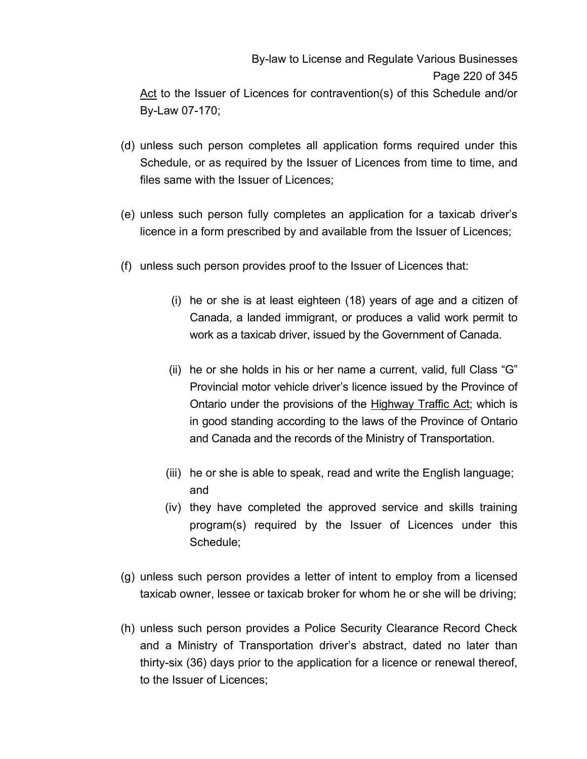Act to the Issuer of Licences for contravention(s) of this Schedule and/or By-Law 07-170;

(d) unless such person completes all application forms required under this Schedule, or as required by the Issuer of Licences from time to time, and files same with the Issuer of Licences;

(e) unless such person fully completes an application for a taxicab driver's licence in a form prescribed by and available from the Issuer of Licences;

(f) unless such person provides proof to the Issuer of Licences that:

   (i) he or she is at least eighteen (18) years of age and a citizen of Canada, a landed immigrant, or produces a valid work permit to work as a taxicab driver, issued by the Government of Canada.

   (ii) he or she holds in his or her name a current, valid, full Class "G" Provincial motor vehicle driver's licence issued by the Province of Ontario under the provisions of the Highway Traffic Act; which is in good standing according to the laws of the Province of Ontario and Canada and the records of the Ministry of Transportation.

   (iii) he or she is able to speak, read and write the English language; and

   (iv) they have completed the approved service and skills training program(s) required by the Issuer of Licences under this Schedule;

(g) unless such person provides a letter of intent to employ from a licensed taxicab owner, lessee or taxicab broker for whom he or she will be driving;

(h) unless such person provides a Police Security Clearance Record Check and a Ministry of Transportation driver's abstract, dated no later than thirty-six (36) days prior to the application for a licence or renewal thereof, to the Issuer of Licences;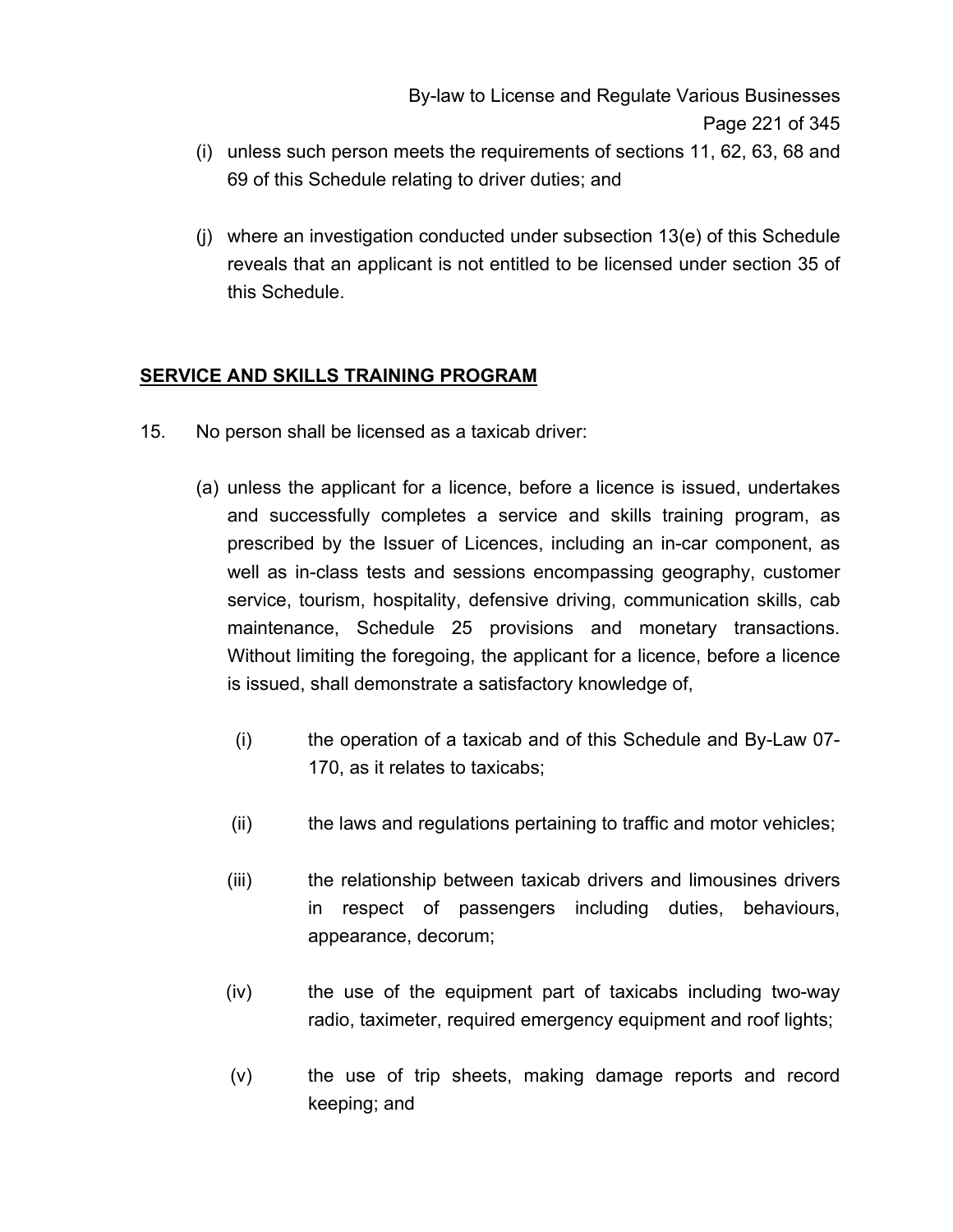(i) unless such person meets the requirements of sections 11, 62, 63, 68 and 69 of this Schedule relating to driver duties; and

(j) where an investigation conducted under subsection 13(e) of this Schedule reveals that an applicant is not entitled to be licensed under section 35 of this Schedule.

## SERVICE AND SKILLS TRAINING PROGRAM

15. No person shall be licensed as a taxicab driver:

(a) unless the applicant for a licence, before a licence is issued, undertakes and successfully completes a service and skills training program, as prescribed by the Issuer of Licences, including an in-car component, as well as in-class tests and sessions encompassing geography, customer service, tourism, hospitality, defensive driving, communication skills, cab maintenance, Schedule 25 provisions and monetary transactions. Without limiting the foregoing, the applicant for a licence, before a licence is issued, shall demonstrate a satisfactory knowledge of,

(i) the operation of a taxicab and of this Schedule and By-Law 07-170, as it relates to taxicabs;

(ii) the laws and regulations pertaining to traffic and motor vehicles;

(iii) the relationship between taxicab drivers and limousines drivers in respect of passengers including duties, behaviours, appearance, decorum;

(iv) the use of the equipment part of taxicabs including two-way radio, taximeter, required emergency equipment and roof lights;

(v) the use of trip sheets, making damage reports and record keeping; and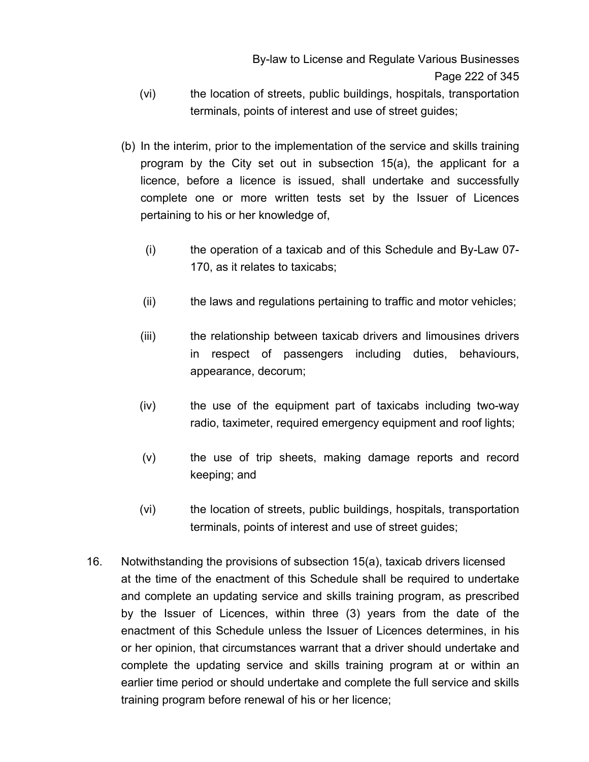(vi) the location of streets, public buildings, hospitals, transportation terminals, points of interest and use of street guides;

(b) In the interim, prior to the implementation of the service and skills training program by the City set out in subsection 15(a), the applicant for a licence, before a licence is issued, shall undertake and successfully complete one or more written tests set by the Issuer of Licences pertaining to his or her knowledge of,

(i) the operation of a taxicab and of this Schedule and By-Law 07-170, as it relates to taxicabs;

(ii) the laws and regulations pertaining to traffic and motor vehicles;

(iii) the relationship between taxicab drivers and limousines drivers in respect of passengers including duties, behaviours, appearance, decorum;

(iv) the use of the equipment part of taxicabs including two-way radio, taximeter, required emergency equipment and roof lights;

(v) the use of trip sheets, making damage reports and record keeping; and

(vi) the location of streets, public buildings, hospitals, transportation terminals, points of interest and use of street guides;

16. Notwithstanding the provisions of subsection 15(a), taxicab drivers licensed at the time of the enactment of this Schedule shall be required to undertake and complete an updating service and skills training program, as prescribed by the Issuer of Licences, within three (3) years from the date of the enactment of this Schedule unless the Issuer of Licences determines, in his or her opinion, that circumstances warrant that a driver should undertake and complete the updating service and skills training program at or within an earlier time period or should undertake and complete the full service and skills training program before renewal of his or her licence;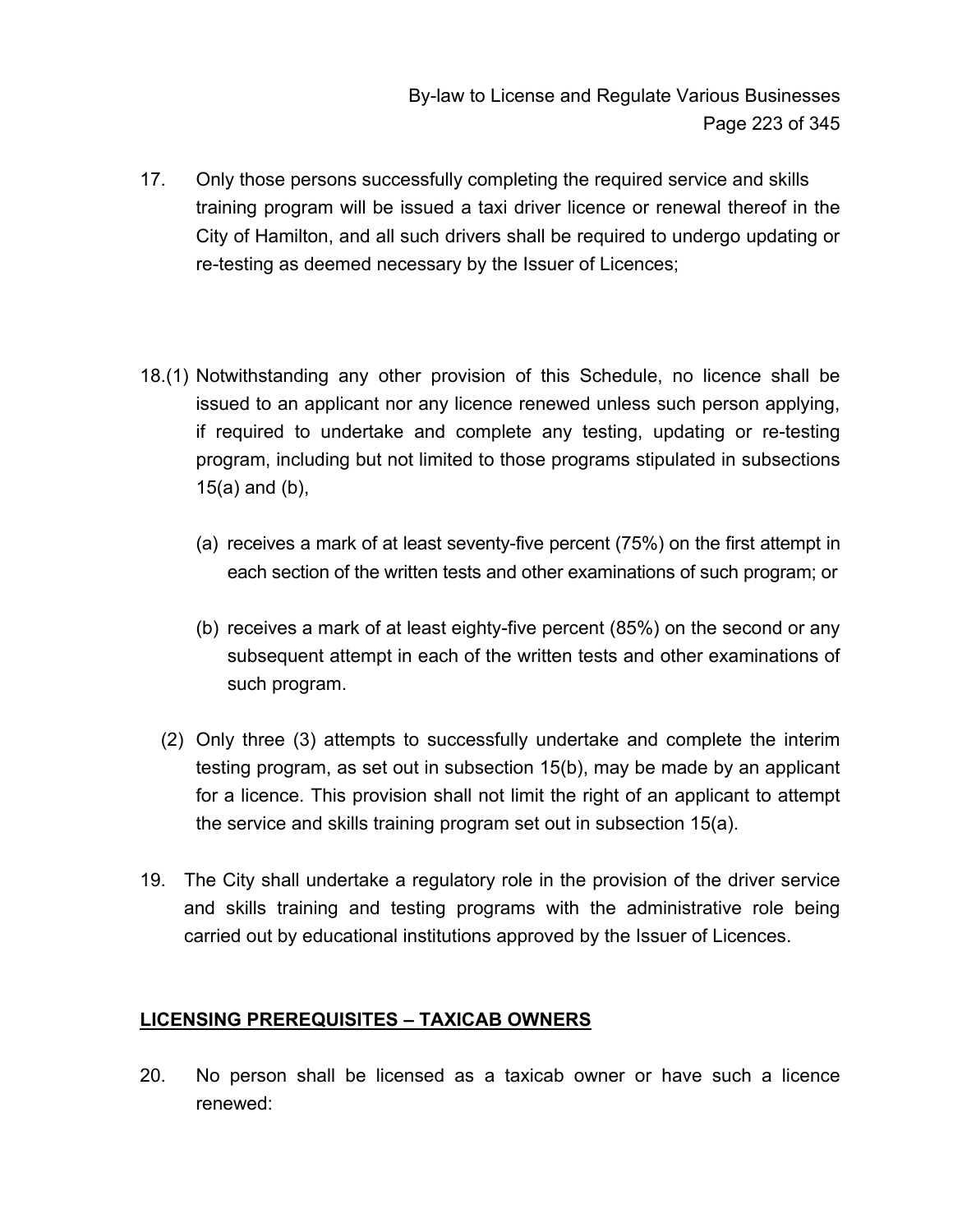17. Only those persons successfully completing the required service and skills training program will be issued a taxi driver licence or renewal thereof in the City of Hamilton, and all such drivers shall be required to undergo updating or re-testing as deemed necessary by the Issuer of Licences;

18.(1) Notwithstanding any other provision of this Schedule, no licence shall be issued to an applicant nor any licence renewed unless such person applying, if required to undertake and complete any testing, updating or re-testing program, including but not limited to those programs stipulated in subsections 15(a) and (b),

(a) receives a mark of at least seventy-five percent (75%) on the first attempt in each section of the written tests and other examinations of such program; or

(b) receives a mark of at least eighty-five percent (85%) on the second or any subsequent attempt in each of the written tests and other examinations of such program.

(2) Only three (3) attempts to successfully undertake and complete the interim testing program, as set out in subsection 15(b), may be made by an applicant for a licence. This provision shall not limit the right of an applicant to attempt the service and skills training program set out in subsection 15(a).

19. The City shall undertake a regulatory role in the provision of the driver service and skills training and testing programs with the administrative role being carried out by educational institutions approved by the Issuer of Licences.

## LICENSING PREREQUISITES – TAXICAB OWNERS

20. No person shall be licensed as a taxicab owner or have such a licence renewed: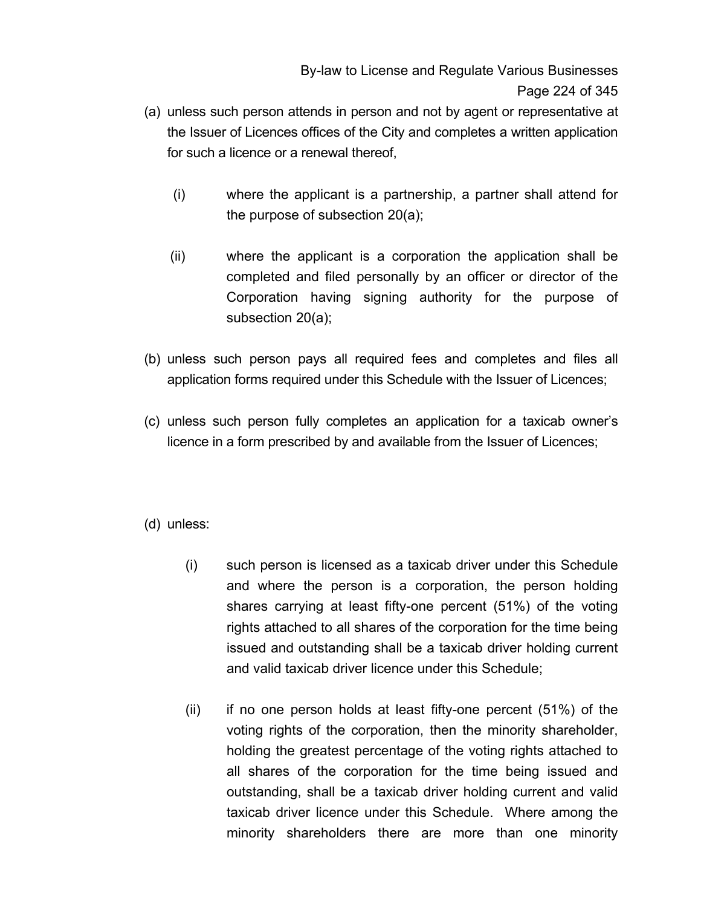(a) unless such person attends in person and not by agent or representative at the Issuer of Licences offices of the City and completes a written application for such a licence or a renewal thereof,

  (i) where the applicant is a partnership, a partner shall attend for the purpose of subsection 20(a);

  (ii) where the applicant is a corporation the application shall be completed and filed personally by an officer or director of the Corporation having signing authority for the purpose of subsection 20(a);

(b) unless such person pays all required fees and completes and files all application forms required under this Schedule with the Issuer of Licences;

(c) unless such person fully completes an application for a taxicab owner's licence in a form prescribed by and available from the Issuer of Licences;

(d) unless:

  (i) such person is licensed as a taxicab driver under this Schedule and where the person is a corporation, the person holding shares carrying at least fifty-one percent (51%) of the voting rights attached to all shares of the corporation for the time being issued and outstanding shall be a taxicab driver holding current and valid taxicab driver licence under this Schedule;

  (ii) if no one person holds at least fifty-one percent (51%) of the voting rights of the corporation, then the minority shareholder, holding the greatest percentage of the voting rights attached to all shares of the corporation for the time being issued and outstanding, shall be a taxicab driver holding current and valid taxicab driver licence under this Schedule. Where among the minority shareholders there are more than one minority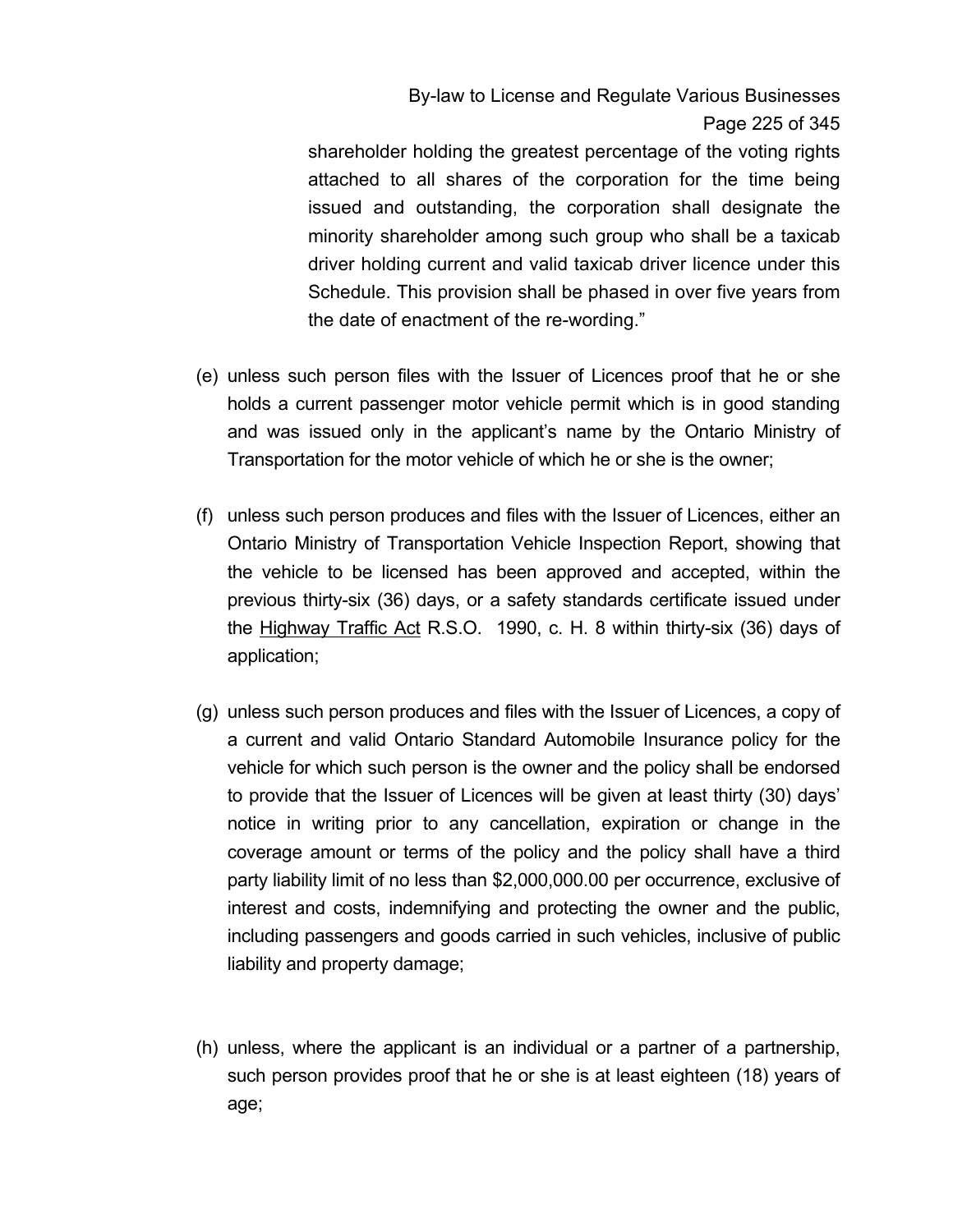shareholder holding the greatest percentage of the voting rights attached to all shares of the corporation for the time being issued and outstanding, the corporation shall designate the minority shareholder among such group who shall be a taxicab driver holding current and valid taxicab driver licence under this Schedule. This provision shall be phased in over five years from the date of enactment of the re-wording."

(e) unless such person files with the Issuer of Licences proof that he or she holds a current passenger motor vehicle permit which is in good standing and was issued only in the applicant's name by the Ontario Ministry of Transportation for the motor vehicle of which he or she is the owner;

(f) unless such person produces and files with the Issuer of Licences, either an Ontario Ministry of Transportation Vehicle Inspection Report, showing that the vehicle to be licensed has been approved and accepted, within the previous thirty-six (36) days, or a safety standards certificate issued under the Highway Traffic Act R.S.O. 1990, c. H. 8 within thirty-six (36) days of application;

(g) unless such person produces and files with the Issuer of Licences, a copy of a current and valid Ontario Standard Automobile Insurance policy for the vehicle for which such person is the owner and the policy shall be endorsed to provide that the Issuer of Licences will be given at least thirty (30) days' notice in writing prior to any cancellation, expiration or change in the coverage amount or terms of the policy and the policy shall have a third party liability limit of no less than $2,000,000.00 per occurrence, exclusive of interest and costs, indemnifying and protecting the owner and the public, including passengers and goods carried in such vehicles, inclusive of public liability and property damage;

(h) unless, where the applicant is an individual or a partner of a partnership, such person provides proof that he or she is at least eighteen (18) years of age;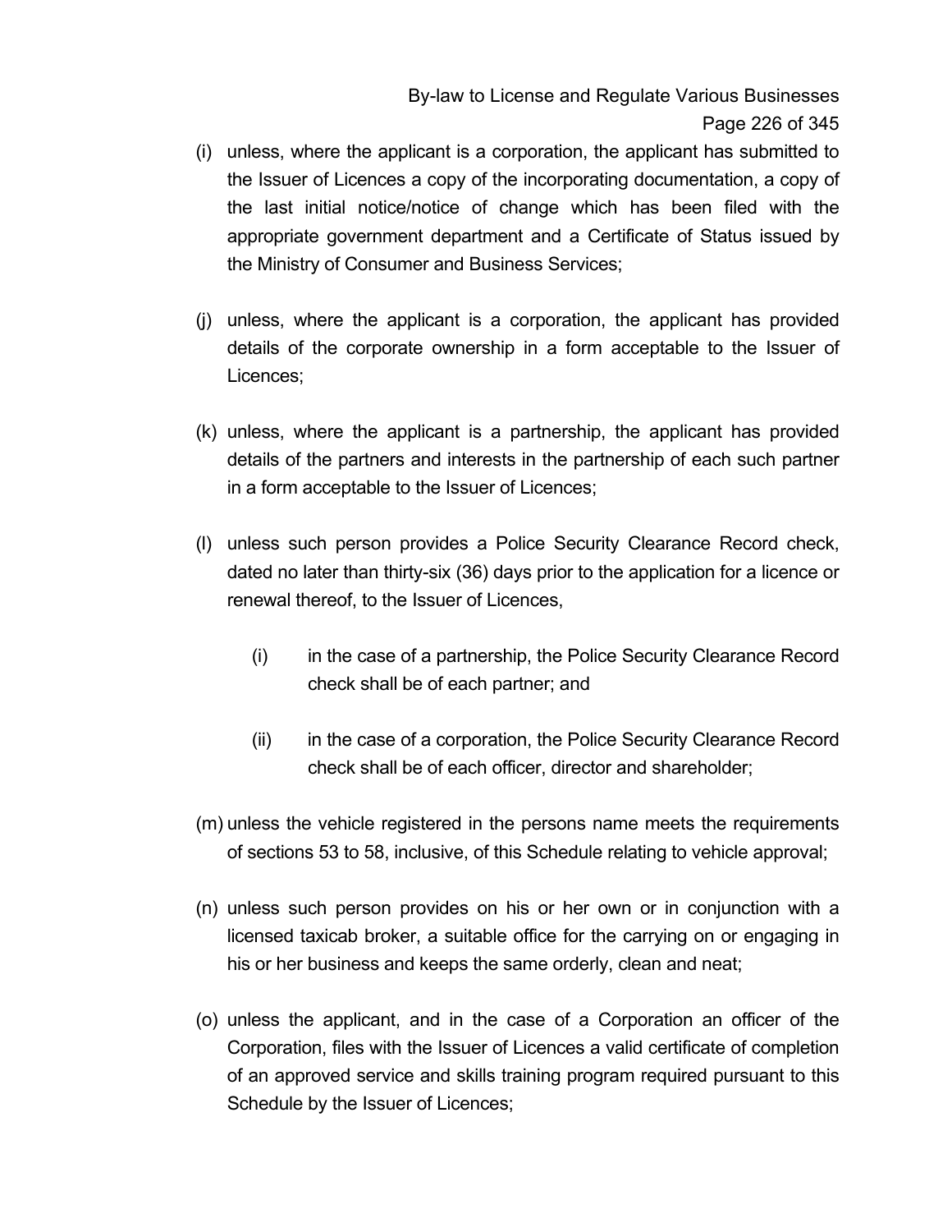(i) unless, where the applicant is a corporation, the applicant has submitted to the Issuer of Licences a copy of the incorporating documentation, a copy of the last initial notice/notice of change which has been filed with the appropriate government department and a Certificate of Status issued by the Ministry of Consumer and Business Services;

(j) unless, where the applicant is a corporation, the applicant has provided details of the corporate ownership in a form acceptable to the Issuer of Licences;

(k) unless, where the applicant is a partnership, the applicant has provided details of the partners and interests in the partnership of each such partner in a form acceptable to the Issuer of Licences;

(l) unless such person provides a Police Security Clearance Record check, dated no later than thirty-six (36) days prior to the application for a licence or renewal thereof, to the Issuer of Licences,

   (i) in the case of a partnership, the Police Security Clearance Record check shall be of each partner; and

   (ii) in the case of a corporation, the Police Security Clearance Record check shall be of each officer, director and shareholder;

(m) unless the vehicle registered in the persons name meets the requirements of sections 53 to 58, inclusive, of this Schedule relating to vehicle approval;

(n) unless such person provides on his or her own or in conjunction with a licensed taxicab broker, a suitable office for the carrying on or engaging in his or her business and keeps the same orderly, clean and neat;

(o) unless the applicant, and in the case of a Corporation an officer of the Corporation, files with the Issuer of Licences a valid certificate of completion of an approved service and skills training program required pursuant to this Schedule by the Issuer of Licences;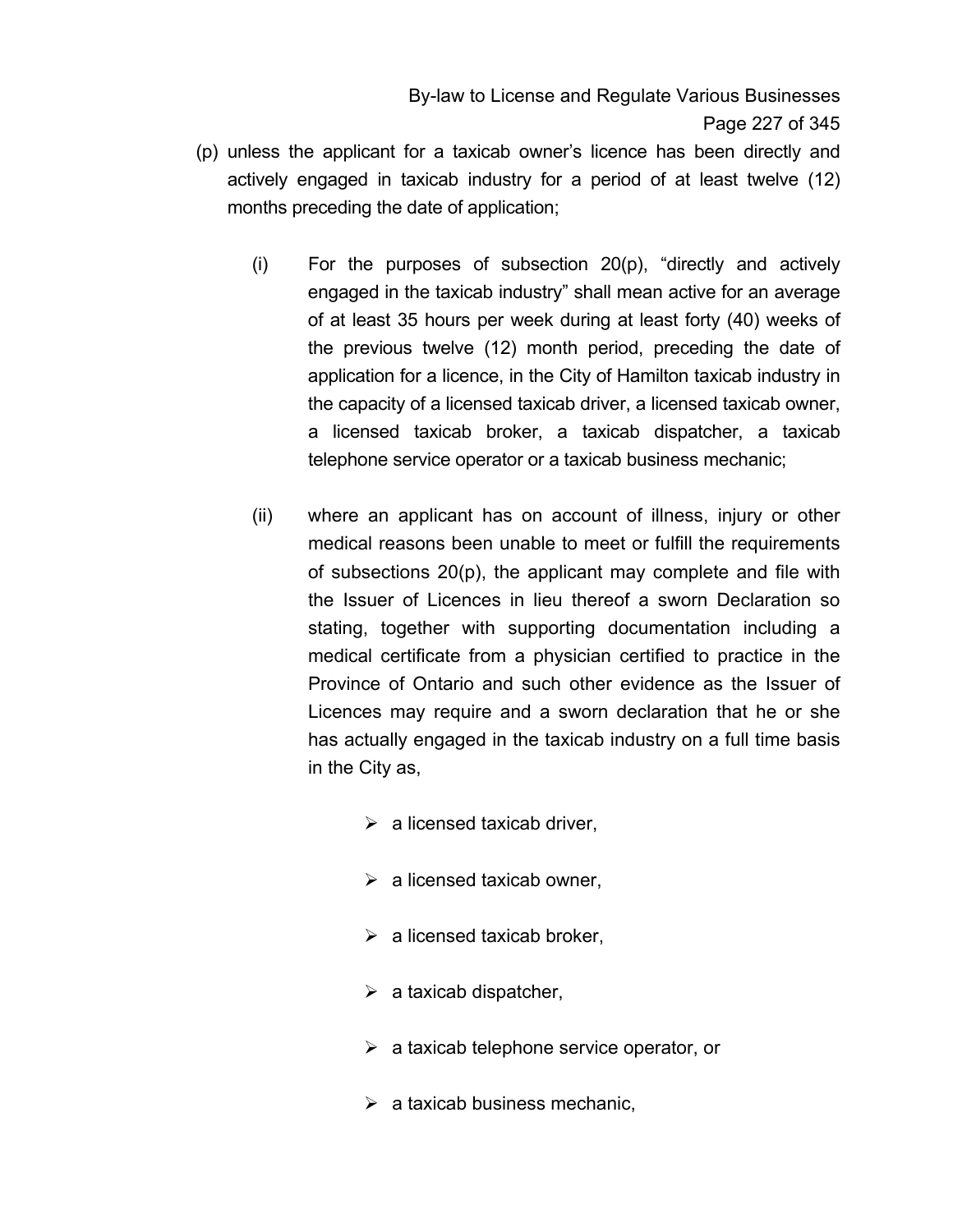(p) unless the applicant for a taxicab owner's licence has been directly and actively engaged in taxicab industry for a period of at least twelve (12) months preceding the date of application;

   (i) For the purposes of subsection 20(p), "directly and actively engaged in the taxicab industry" shall mean active for an average of at least 35 hours per week during at least forty (40) weeks of the previous twelve (12) month period, preceding the date of application for a licence, in the City of Hamilton taxicab industry in the capacity of a licensed taxicab driver, a licensed taxicab owner, a licensed taxicab broker, a taxicab dispatcher, a taxicab telephone service operator or a taxicab business mechanic;

   (ii) where an applicant has on account of illness, injury or other medical reasons been unable to meet or fulfill the requirements of subsections 20(p), the applicant may complete and file with the Issuer of Licences in lieu thereof a sworn Declaration so stating, together with supporting documentation including a medical certificate from a physician certified to practice in the Province of Ontario and such other evidence as the Issuer of Licences may require and a sworn declaration that he or she has actually engaged in the taxicab industry on a full time basis in the City as,

      - a licensed taxicab driver,
      - a licensed taxicab owner,
      - a licensed taxicab broker,
      - a taxicab dispatcher,
      - a taxicab telephone service operator, or
      - a taxicab business mechanic,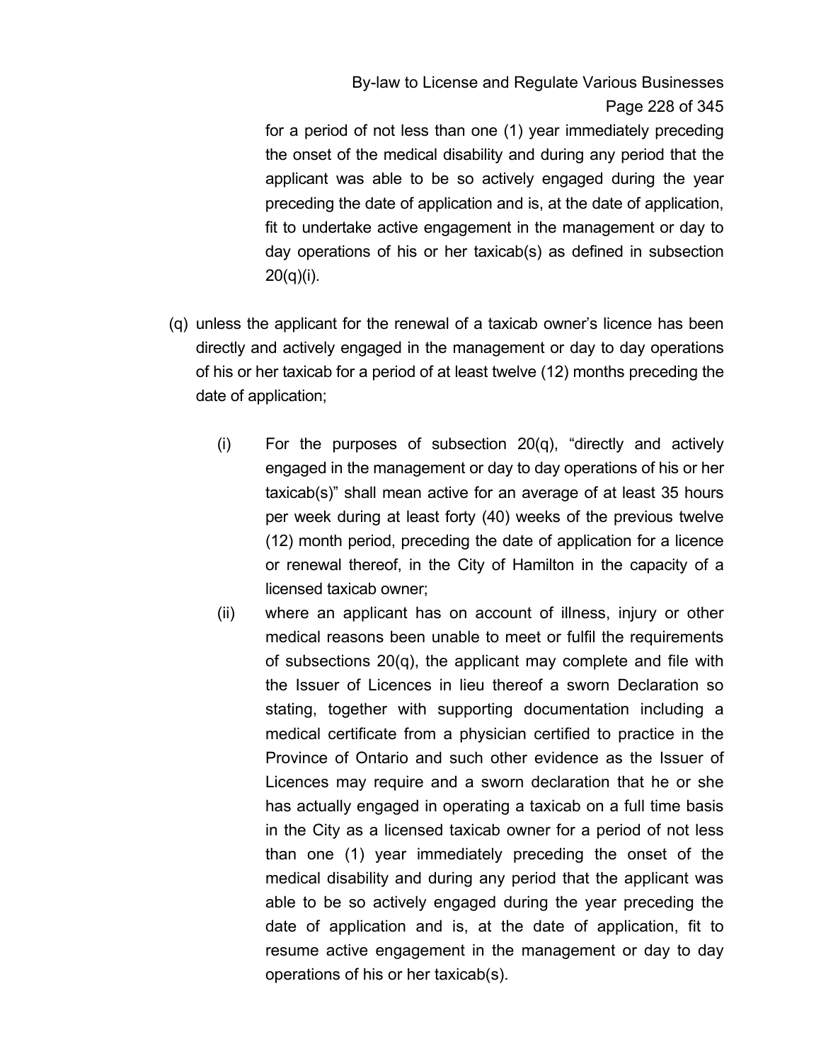for a period of not less than one (1) year immediately preceding the onset of the medical disability and during any period that the applicant was able to be so actively engaged during the year preceding the date of application and is, at the date of application, fit to undertake active engagement in the management or day to day operations of his or her taxicab(s) as defined in subsection 20(q)(i).

(q) unless the applicant for the renewal of a taxicab owner's licence has been directly and actively engaged in the management or day to day operations of his or her taxicab for a period of at least twelve (12) months preceding the date of application;

  (i) For the purposes of subsection 20(q), "directly and actively engaged in the management or day to day operations of his or her taxicab(s)" shall mean active for an average of at least 35 hours per week during at least forty (40) weeks of the previous twelve (12) month period, preceding the date of application for a licence or renewal thereof, in the City of Hamilton in the capacity of a licensed taxicab owner;

  (ii) where an applicant has on account of illness, injury or other medical reasons been unable to meet or fulfil the requirements of subsections 20(q), the applicant may complete and file with the Issuer of Licences in lieu thereof a sworn Declaration so stating, together with supporting documentation including a medical certificate from a physician certified to practice in the Province of Ontario and such other evidence as the Issuer of Licences may require and a sworn declaration that he or she has actually engaged in operating a taxicab on a full time basis in the City as a licensed taxicab owner for a period of not less than one (1) year immediately preceding the onset of the medical disability and during any period that the applicant was able to be so actively engaged during the year preceding the date of application and is, at the date of application, fit to resume active engagement in the management or day to day operations of his or her taxicab(s).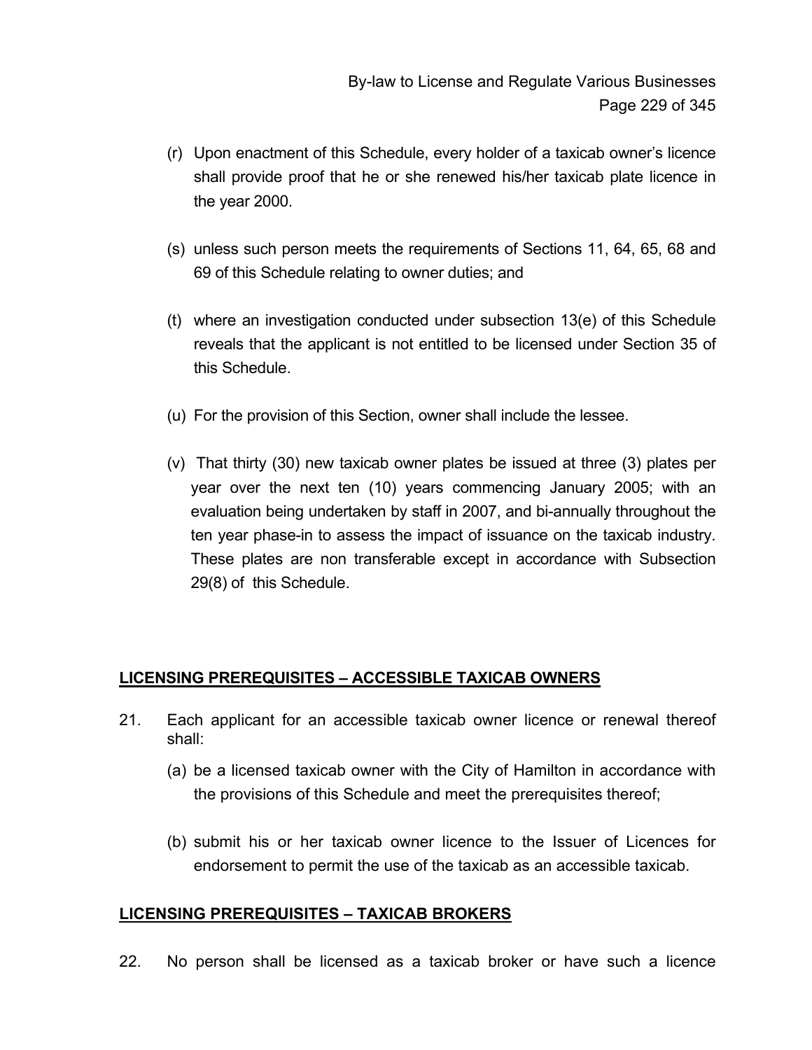(r) Upon enactment of this Schedule, every holder of a taxicab owner's licence shall provide proof that he or she renewed his/her taxicab plate licence in the year 2000.

(s) unless such person meets the requirements of Sections 11, 64, 65, 68 and 69 of this Schedule relating to owner duties; and

(t) where an investigation conducted under subsection 13(e) of this Schedule reveals that the applicant is not entitled to be licensed under Section 35 of this Schedule.

(u) For the provision of this Section, owner shall include the lessee.

(v) That thirty (30) new taxicab owner plates be issued at three (3) plates per year over the next ten (10) years commencing January 2005; with an evaluation being undertaken by staff in 2007, and bi-annually throughout the ten year phase-in to assess the impact of issuance on the taxicab industry. These plates are non transferable except in accordance with Subsection 29(8) of this Schedule.

**LICENSING PREREQUISITES – ACCESSIBLE TAXICAB OWNERS**

21. Each applicant for an accessible taxicab owner licence or renewal thereof shall:

    (a) be a licensed taxicab owner with the City of Hamilton in accordance with the provisions of this Schedule and meet the prerequisites thereof;

    (b) submit his or her taxicab owner licence to the Issuer of Licences for endorsement to permit the use of the taxicab as an accessible taxicab.

**LICENSING PREREQUISITES – TAXICAB BROKERS**

22. No person shall be licensed as a taxicab broker or have such a licence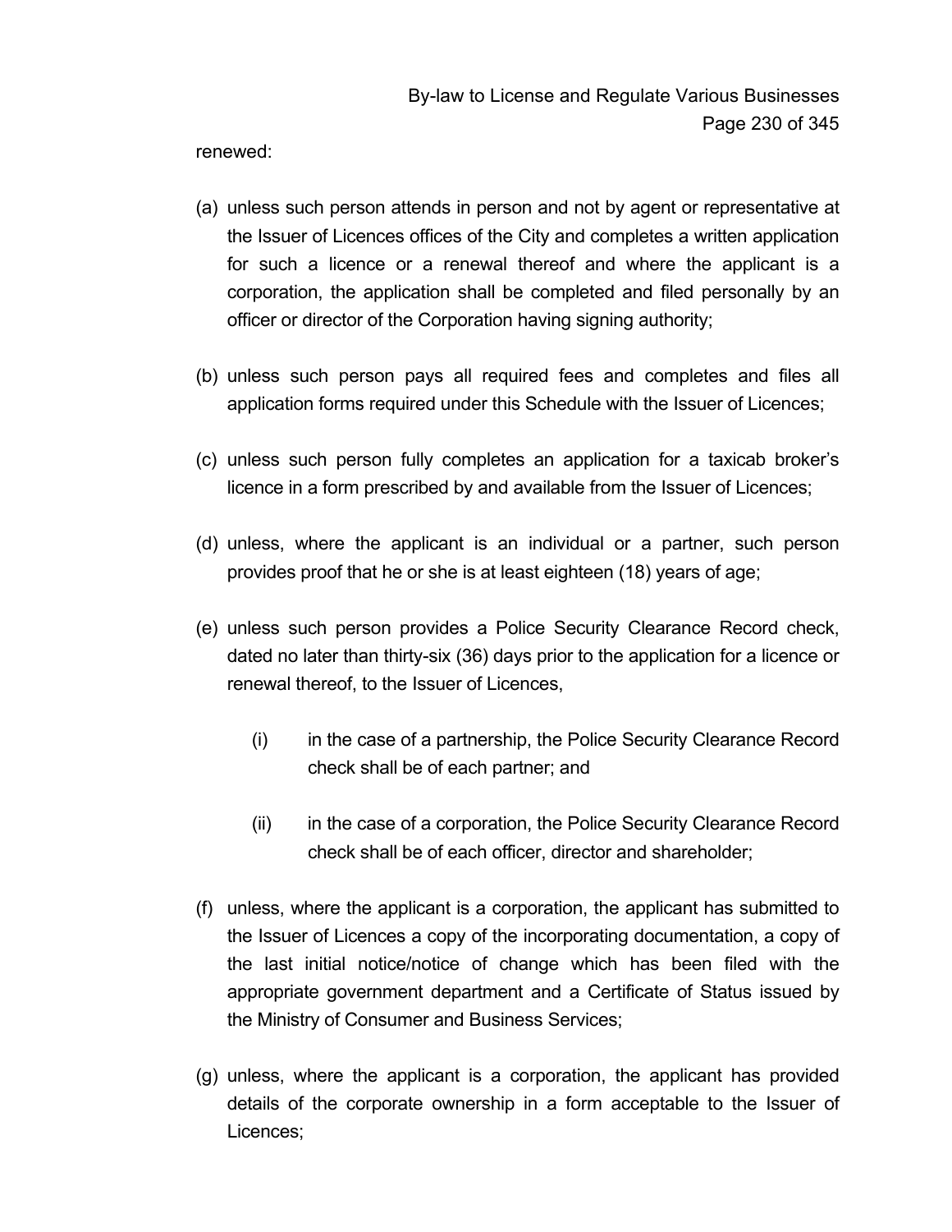renewed:

(a) unless such person attends in person and not by agent or representative at the Issuer of Licences offices of the City and completes a written application for such a licence or a renewal thereof and where the applicant is a corporation, the application shall be completed and filed personally by an officer or director of the Corporation having signing authority;

(b) unless such person pays all required fees and completes and files all application forms required under this Schedule with the Issuer of Licences;

(c) unless such person fully completes an application for a taxicab broker's licence in a form prescribed by and available from the Issuer of Licences;

(d) unless, where the applicant is an individual or a partner, such person provides proof that he or she is at least eighteen (18) years of age;

(e) unless such person provides a Police Security Clearance Record check, dated no later than thirty-six (36) days prior to the application for a licence or renewal thereof, to the Issuer of Licences,

   (i) in the case of a partnership, the Police Security Clearance Record check shall be of each partner; and

   (ii) in the case of a corporation, the Police Security Clearance Record check shall be of each officer, director and shareholder;

(f) unless, where the applicant is a corporation, the applicant has submitted to the Issuer of Licences a copy of the incorporating documentation, a copy of the last initial notice/notice of change which has been filed with the appropriate government department and a Certificate of Status issued by the Ministry of Consumer and Business Services;

(g) unless, where the applicant is a corporation, the applicant has provided details of the corporate ownership in a form acceptable to the Issuer of Licences;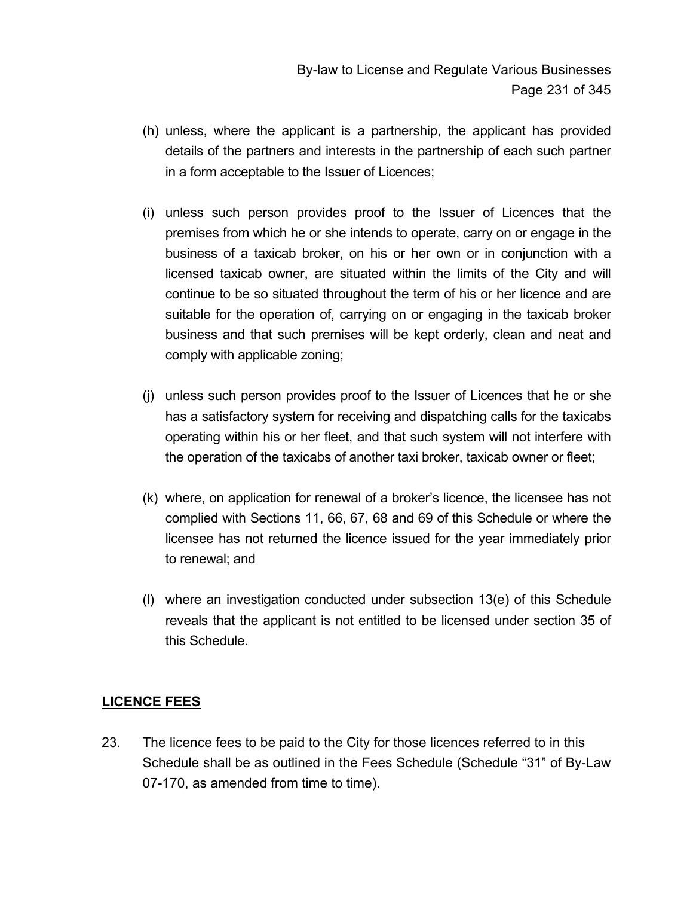(h) unless, where the applicant is a partnership, the applicant has provided details of the partners and interests in the partnership of each such partner in a form acceptable to the Issuer of Licences;

(i) unless such person provides proof to the Issuer of Licences that the premises from which he or she intends to operate, carry on or engage in the business of a taxicab broker, on his or her own or in conjunction with a licensed taxicab owner, are situated within the limits of the City and will continue to be so situated throughout the term of his or her licence and are suitable for the operation of, carrying on or engaging in the taxicab broker business and that such premises will be kept orderly, clean and neat and comply with applicable zoning;

(j) unless such person provides proof to the Issuer of Licences that he or she has a satisfactory system for receiving and dispatching calls for the taxicabs operating within his or her fleet, and that such system will not interfere with the operation of the taxicabs of another taxi broker, taxicab owner or fleet;

(k) where, on application for renewal of a broker's licence, the licensee has not complied with Sections 11, 66, 67, 68 and 69 of this Schedule or where the licensee has not returned the licence issued for the year immediately prior to renewal; and

(l) where an investigation conducted under subsection 13(e) of this Schedule reveals that the applicant is not entitled to be licensed under section 35 of this Schedule.

## LICENCE FEES

23. The licence fees to be paid to the City for those licences referred to in this Schedule shall be as outlined in the Fees Schedule (Schedule "31" of By-Law 07-170, as amended from time to time).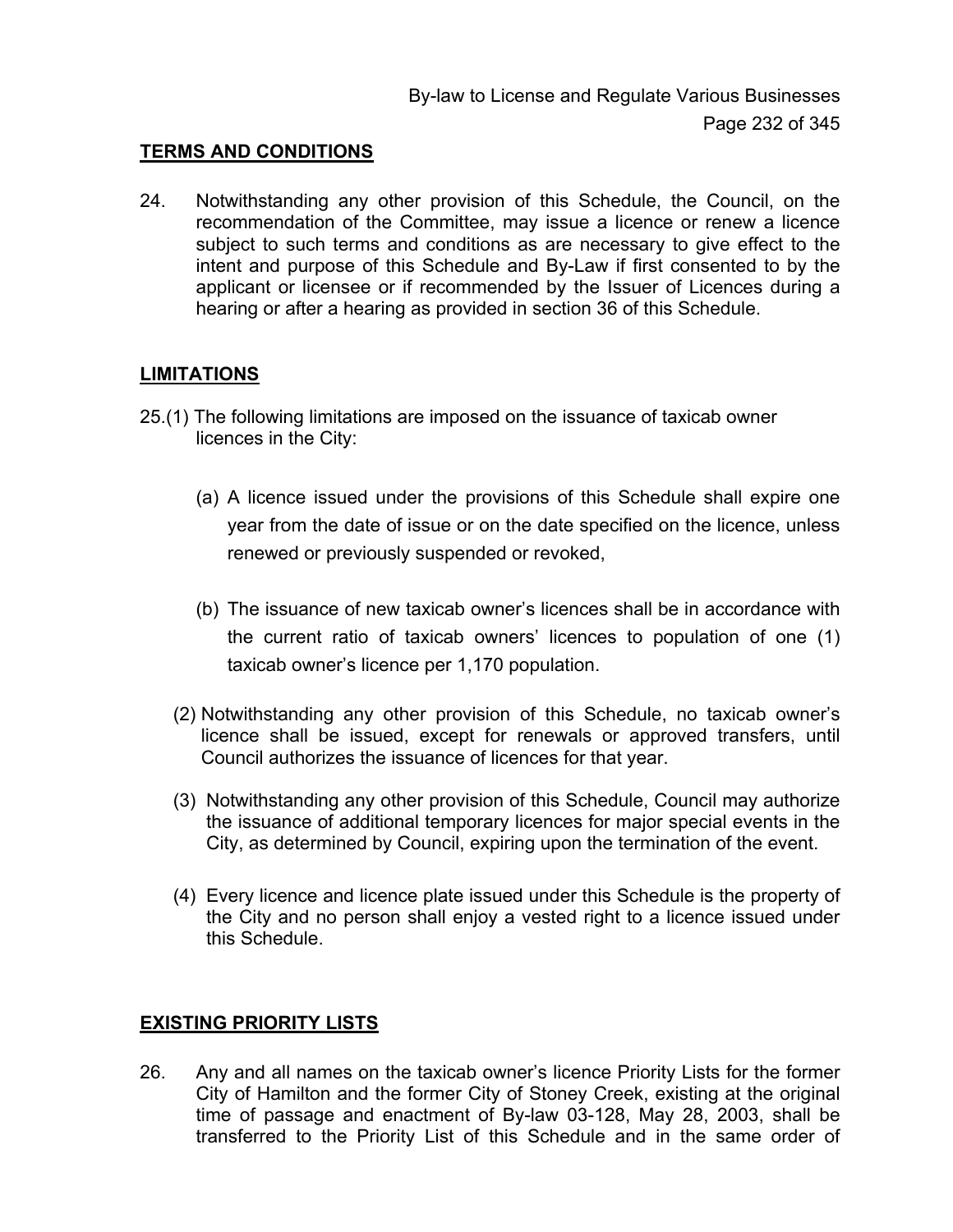**TERMS AND CONDITIONS**

24. Notwithstanding any other provision of this Schedule, the Council, on the recommendation of the Committee, may issue a licence or renew a licence subject to such terms and conditions as are necessary to give effect to the intent and purpose of this Schedule and By-Law if first consented to by the applicant or licensee or if recommended by the Issuer of Licences during a hearing or after a hearing as provided in section 36 of this Schedule.

**LIMITATIONS**

25.(1) The following limitations are imposed on the issuance of taxicab owner licences in the City:

(a) A licence issued under the provisions of this Schedule shall expire one year from the date of issue or on the date specified on the licence, unless renewed or previously suspended or revoked,

(b) The issuance of new taxicab owner's licences shall be in accordance with the current ratio of taxicab owners' licences to population of one (1) taxicab owner's licence per 1,170 population.

(2) Notwithstanding any other provision of this Schedule, no taxicab owner's licence shall be issued, except for renewals or approved transfers, until Council authorizes the issuance of licences for that year.

(3) Notwithstanding any other provision of this Schedule, Council may authorize the issuance of additional temporary licences for major special events in the City, as determined by Council, expiring upon the termination of the event.

(4) Every licence and licence plate issued under this Schedule is the property of the City and no person shall enjoy a vested right to a licence issued under this Schedule.

**EXISTING PRIORITY LISTS**

26. Any and all names on the taxicab owner's licence Priority Lists for the former City of Hamilton and the former City of Stoney Creek, existing at the original time of passage and enactment of By-law 03-128, May 28, 2003, shall be transferred to the Priority List of this Schedule and in the same order of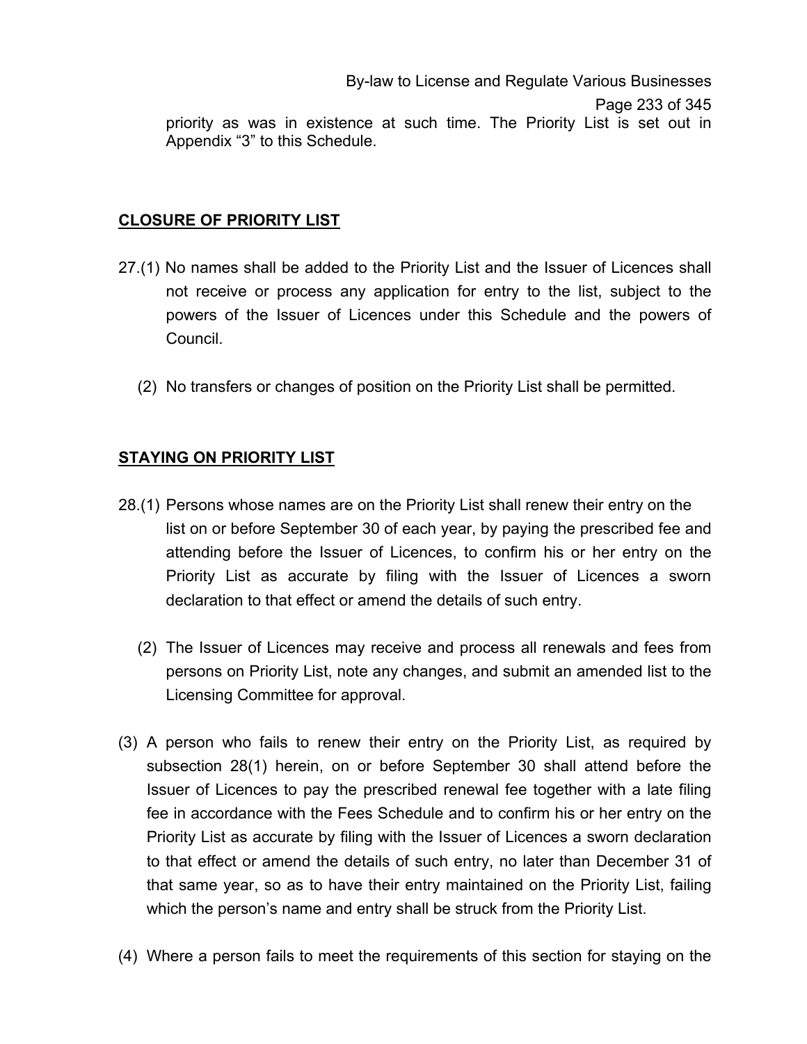priority as was in existence at such time. The Priority List is set out in Appendix "3" to this Schedule.

## CLOSURE OF PRIORITY LIST

27.(1) No names shall be added to the Priority List and the Issuer of Licences shall not receive or process any application for entry to the list, subject to the powers of the Issuer of Licences under this Schedule and the powers of Council.

(2) No transfers or changes of position on the Priority List shall be permitted.

## STAYING ON PRIORITY LIST

28.(1) Persons whose names are on the Priority List shall renew their entry on the list on or before September 30 of each year, by paying the prescribed fee and attending before the Issuer of Licences, to confirm his or her entry on the Priority List as accurate by filing with the Issuer of Licences a sworn declaration to that effect or amend the details of such entry.

(2) The Issuer of Licences may receive and process all renewals and fees from persons on Priority List, note any changes, and submit an amended list to the Licensing Committee for approval.

(3) A person who fails to renew their entry on the Priority List, as required by subsection 28(1) herein, on or before September 30 shall attend before the Issuer of Licences to pay the prescribed renewal fee together with a late filing fee in accordance with the Fees Schedule and to confirm his or her entry on the Priority List as accurate by filing with the Issuer of Licences a sworn declaration to that effect or amend the details of such entry, no later than December 31 of that same year, so as to have their entry maintained on the Priority List, failing which the person's name and entry shall be struck from the Priority List.

(4) Where a person fails to meet the requirements of this section for staying on the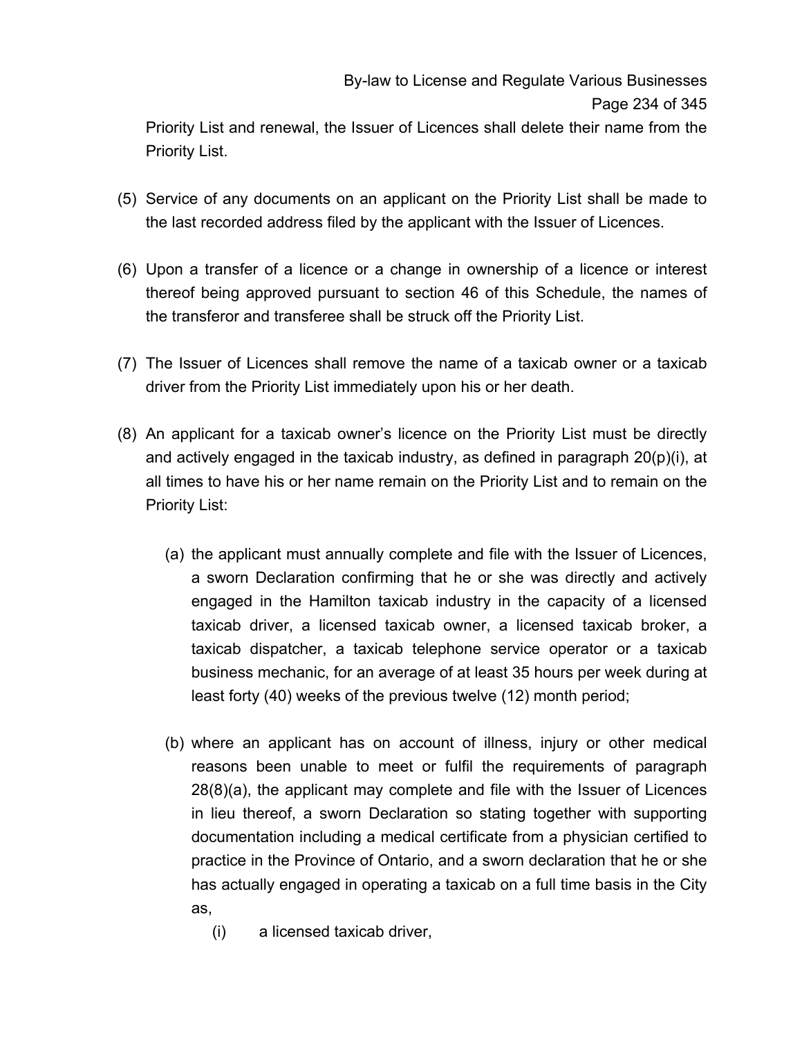Priority List and renewal, the Issuer of Licences shall delete their name from the Priority List.

(5) Service of any documents on an applicant on the Priority List shall be made to the last recorded address filed by the applicant with the Issuer of Licences.

(6) Upon a transfer of a licence or a change in ownership of a licence or interest thereof being approved pursuant to section 46 of this Schedule, the names of the transferor and transferee shall be struck off the Priority List.

(7) The Issuer of Licences shall remove the name of a taxicab owner or a taxicab driver from the Priority List immediately upon his or her death.

(8) An applicant for a taxicab owner's licence on the Priority List must be directly and actively engaged in the taxicab industry, as defined in paragraph 20(p)(i), at all times to have his or her name remain on the Priority List and to remain on the Priority List:

   (a) the applicant must annually complete and file with the Issuer of Licences, a sworn Declaration confirming that he or she was directly and actively engaged in the Hamilton taxicab industry in the capacity of a licensed taxicab driver, a licensed taxicab owner, a licensed taxicab broker, a taxicab dispatcher, a taxicab telephone service operator or a taxicab business mechanic, for an average of at least 35 hours per week during at least forty (40) weeks of the previous twelve (12) month period;

   (b) where an applicant has on account of illness, injury or other medical reasons been unable to meet or fulfil the requirements of paragraph 28(8)(a), the applicant may complete and file with the Issuer of Licences in lieu thereof, a sworn Declaration so stating together with supporting documentation including a medical certificate from a physician certified to practice in the Province of Ontario, and a sworn declaration that he or she has actually engaged in operating a taxicab on a full time basis in the City as,

      (i) a licensed taxicab driver,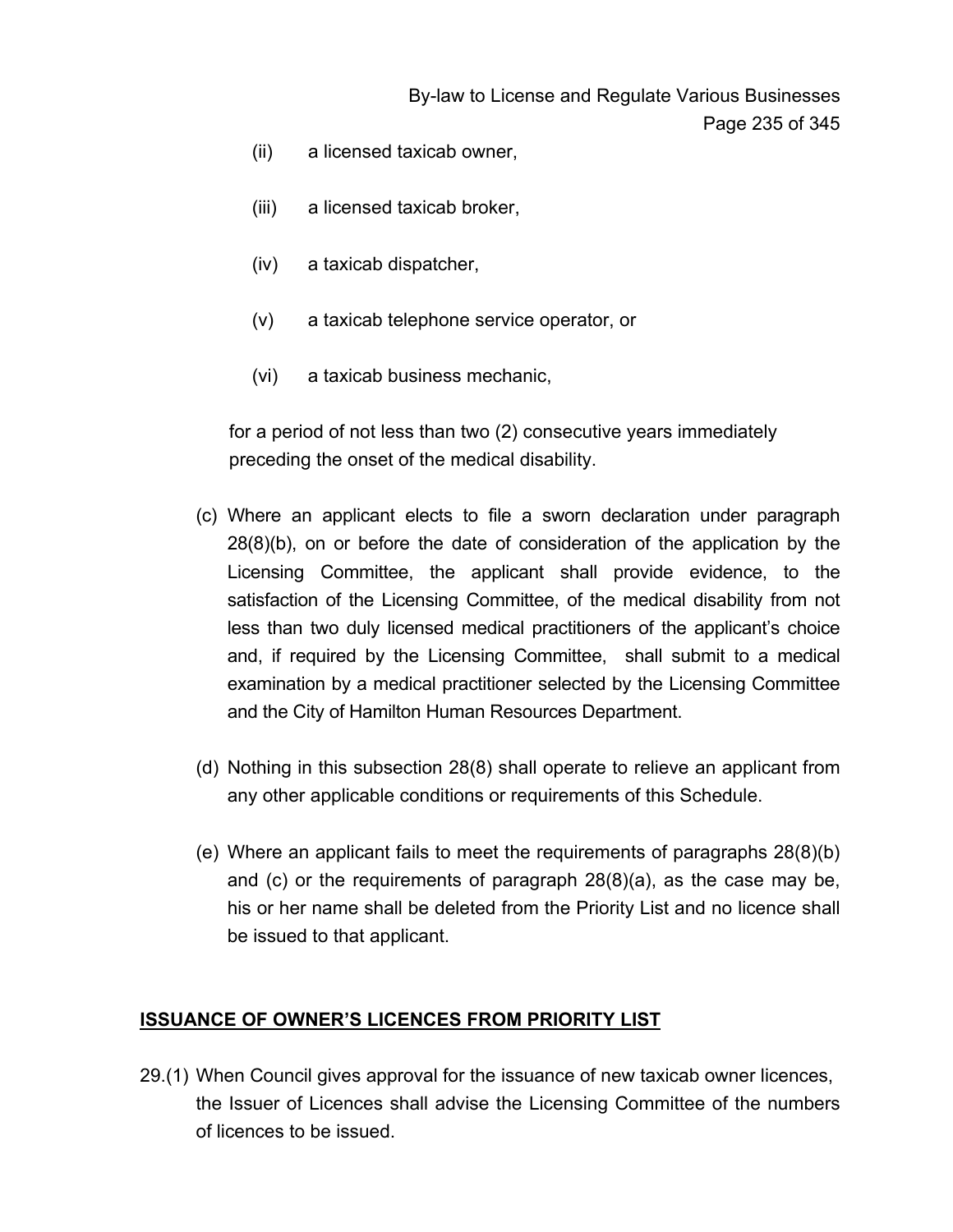(ii) a licensed taxicab owner,

(iii) a licensed taxicab broker,

(iv) a taxicab dispatcher,

(v) a taxicab telephone service operator, or

(vi) a taxicab business mechanic,

for a period of not less than two (2) consecutive years immediately preceding the onset of the medical disability.

(c) Where an applicant elects to file a sworn declaration under paragraph 28(8)(b), on or before the date of consideration of the application by the Licensing Committee, the applicant shall provide evidence, to the satisfaction of the Licensing Committee, of the medical disability from not less than two duly licensed medical practitioners of the applicant's choice and, if required by the Licensing Committee, shall submit to a medical examination by a medical practitioner selected by the Licensing Committee and the City of Hamilton Human Resources Department.

(d) Nothing in this subsection 28(8) shall operate to relieve an applicant from any other applicable conditions or requirements of this Schedule.

(e) Where an applicant fails to meet the requirements of paragraphs 28(8)(b) and (c) or the requirements of paragraph 28(8)(a), as the case may be, his or her name shall be deleted from the Priority List and no licence shall be issued to that applicant.

## ISSUANCE OF OWNER'S LICENCES FROM PRIORITY LIST

29.(1) When Council gives approval for the issuance of new taxicab owner licences, the Issuer of Licences shall advise the Licensing Committee of the numbers of licences to be issued.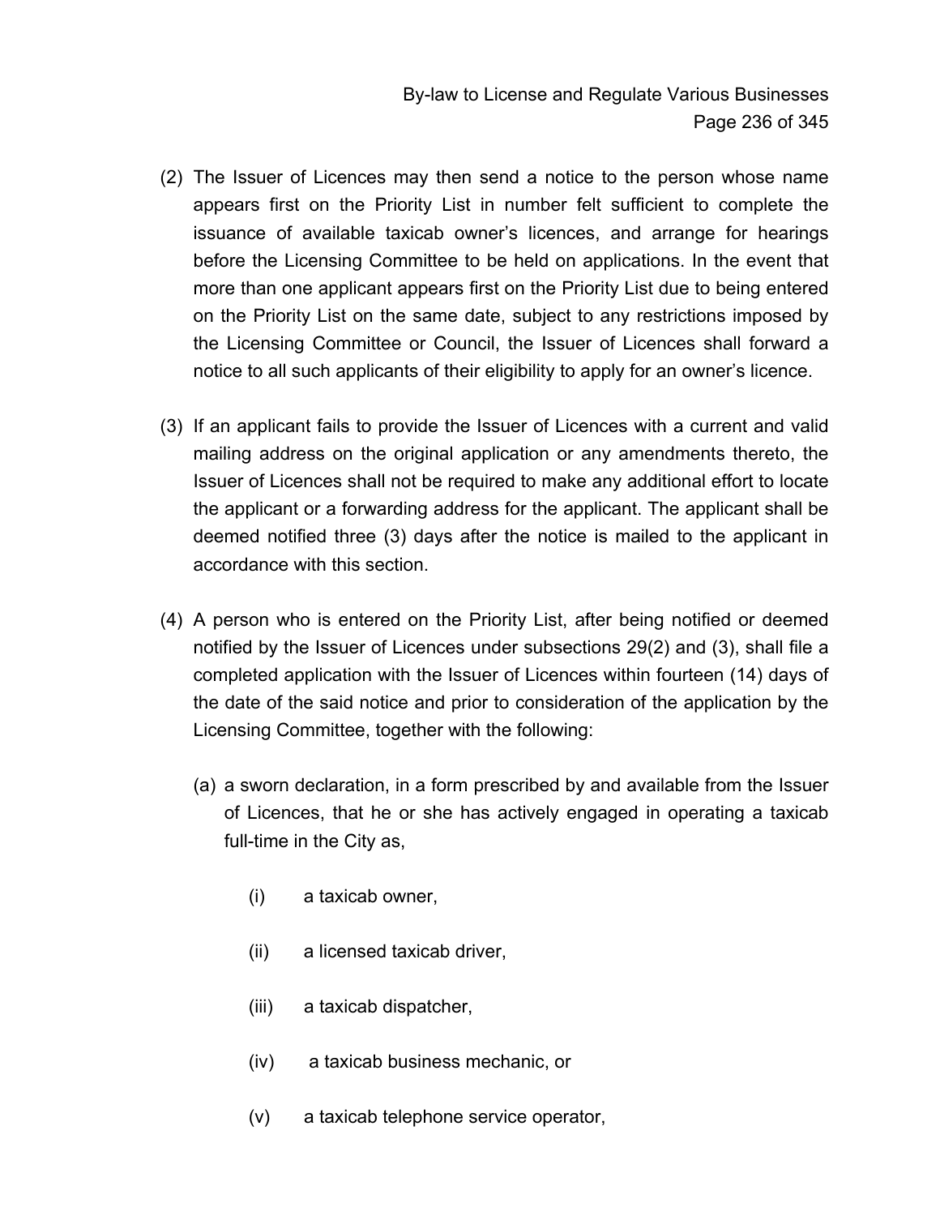(2) The Issuer of Licences may then send a notice to the person whose name appears first on the Priority List in number felt sufficient to complete the issuance of available taxicab owner's licences, and arrange for hearings before the Licensing Committee to be held on applications. In the event that more than one applicant appears first on the Priority List due to being entered on the Priority List on the same date, subject to any restrictions imposed by the Licensing Committee or Council, the Issuer of Licences shall forward a notice to all such applicants of their eligibility to apply for an owner's licence.

(3) If an applicant fails to provide the Issuer of Licences with a current and valid mailing address on the original application or any amendments thereto, the Issuer of Licences shall not be required to make any additional effort to locate the applicant or a forwarding address for the applicant. The applicant shall be deemed notified three (3) days after the notice is mailed to the applicant in accordance with this section.

(4) A person who is entered on the Priority List, after being notified or deemed notified by the Issuer of Licences under subsections 29(2) and (3), shall file a completed application with the Issuer of Licences within fourteen (14) days of the date of the said notice and prior to consideration of the application by the Licensing Committee, together with the following:

   (a) a sworn declaration, in a form prescribed by and available from the Issuer of Licences, that he or she has actively engaged in operating a taxicab full-time in the City as,

      (i) a taxicab owner,

      (ii) a licensed taxicab driver,

      (iii) a taxicab dispatcher,

      (iv) a taxicab business mechanic, or

      (v) a taxicab telephone service operator,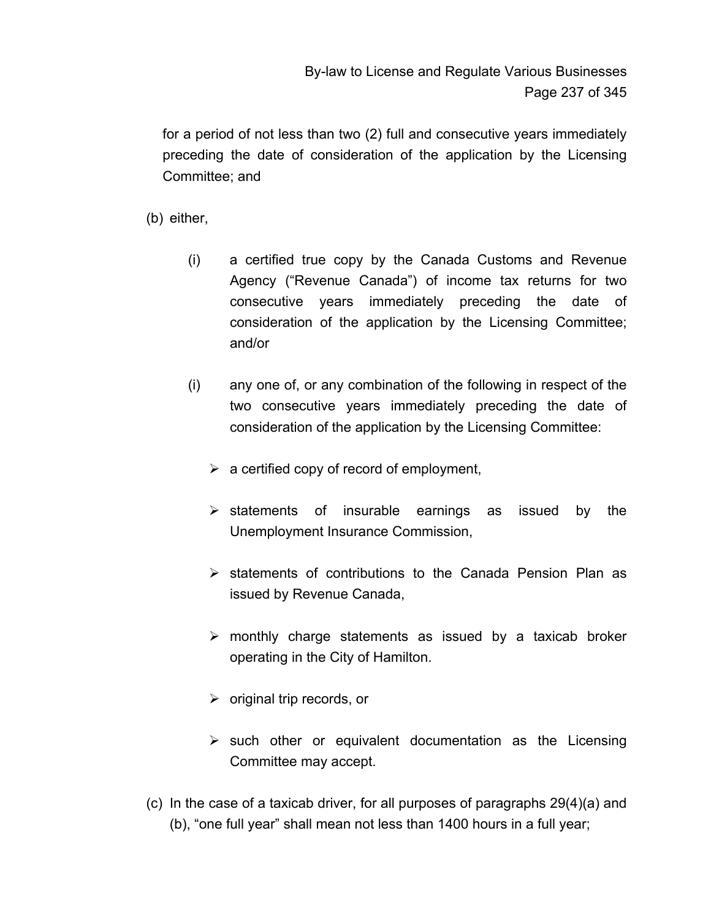for a period of not less than two (2) full and consecutive years immediately preceding the date of consideration of the application by the Licensing Committee; and

(b) either,

(i) a certified true copy by the Canada Customs and Revenue Agency ("Revenue Canada") of income tax returns for two consecutive years immediately preceding the date of consideration of the application by the Licensing Committee; and/or

(i) any one of, or any combination of the following in respect of the two consecutive years immediately preceding the date of consideration of the application by the Licensing Committee:

- a certified copy of record of employment,
- statements of insurable earnings as issued by the Unemployment Insurance Commission,
- statements of contributions to the Canada Pension Plan as issued by Revenue Canada,
- monthly charge statements as issued by a taxicab broker operating in the City of Hamilton.
- original trip records, or
- such other or equivalent documentation as the Licensing Committee may accept.

(c) In the case of a taxicab driver, for all purposes of paragraphs 29(4)(a) and (b), "one full year" shall mean not less than 1400 hours in a full year;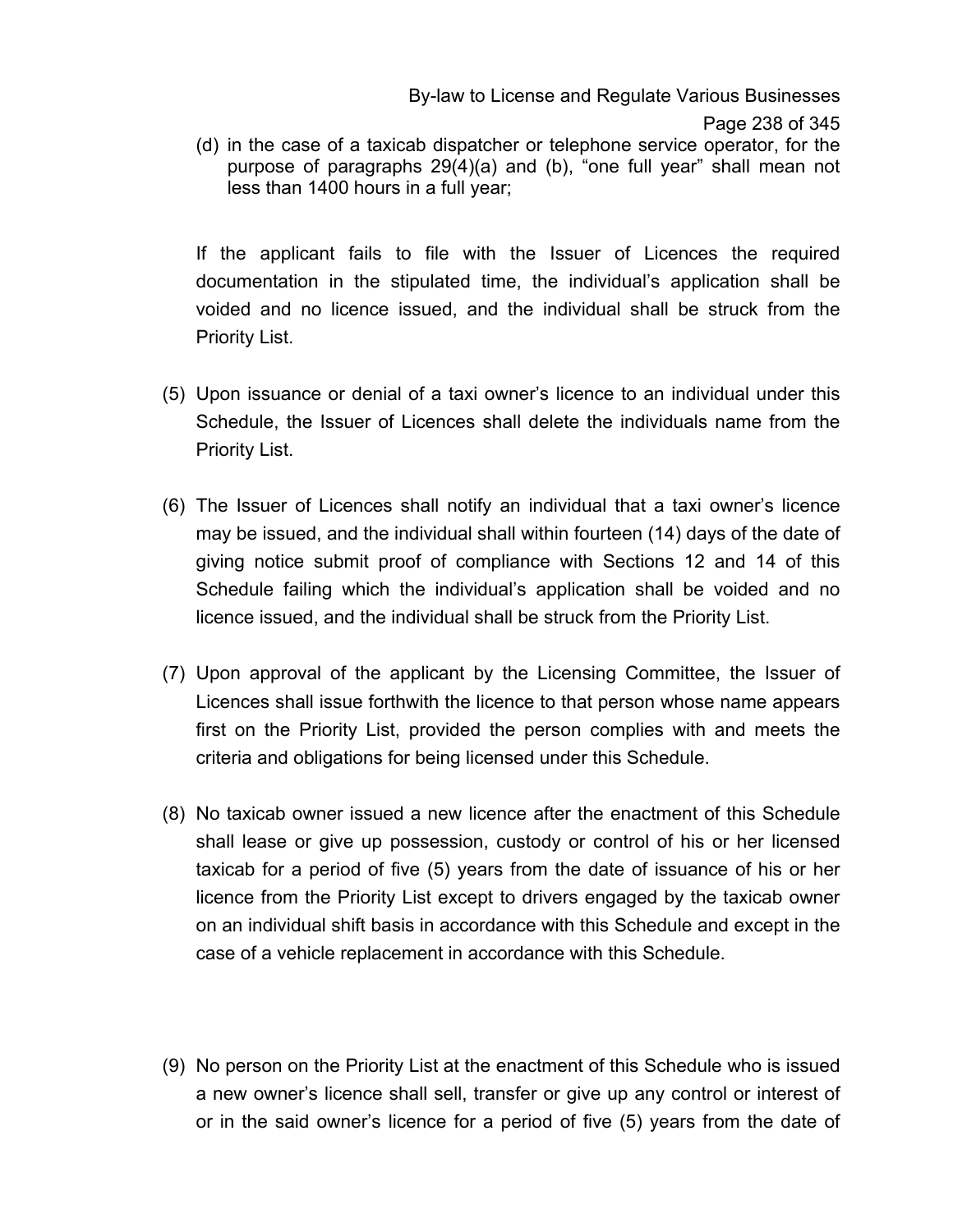(d) in the case of a taxicab dispatcher or telephone service operator, for the purpose of paragraphs 29(4)(a) and (b), “one full year” shall mean not less than 1400 hours in a full year;

If the applicant fails to file with the Issuer of Licences the required documentation in the stipulated time, the individual’s application shall be voided and no licence issued, and the individual shall be struck from the Priority List.

(5) Upon issuance or denial of a taxi owner’s licence to an individual under this Schedule, the Issuer of Licences shall delete the individuals name from the Priority List.

(6) The Issuer of Licences shall notify an individual that a taxi owner’s licence may be issued, and the individual shall within fourteen (14) days of the date of giving notice submit proof of compliance with Sections 12 and 14 of this Schedule failing which the individual’s application shall be voided and no licence issued, and the individual shall be struck from the Priority List.

(7) Upon approval of the applicant by the Licensing Committee, the Issuer of Licences shall issue forthwith the licence to that person whose name appears first on the Priority List, provided the person complies with and meets the criteria and obligations for being licensed under this Schedule.

(8) No taxicab owner issued a new licence after the enactment of this Schedule shall lease or give up possession, custody or control of his or her licensed taxicab for a period of five (5) years from the date of issuance of his or her licence from the Priority List except to drivers engaged by the taxicab owner on an individual shift basis in accordance with this Schedule and except in the case of a vehicle replacement in accordance with this Schedule.

(9) No person on the Priority List at the enactment of this Schedule who is issued a new owner’s licence shall sell, transfer or give up any control or interest of or in the said owner’s licence for a period of five (5) years from the date of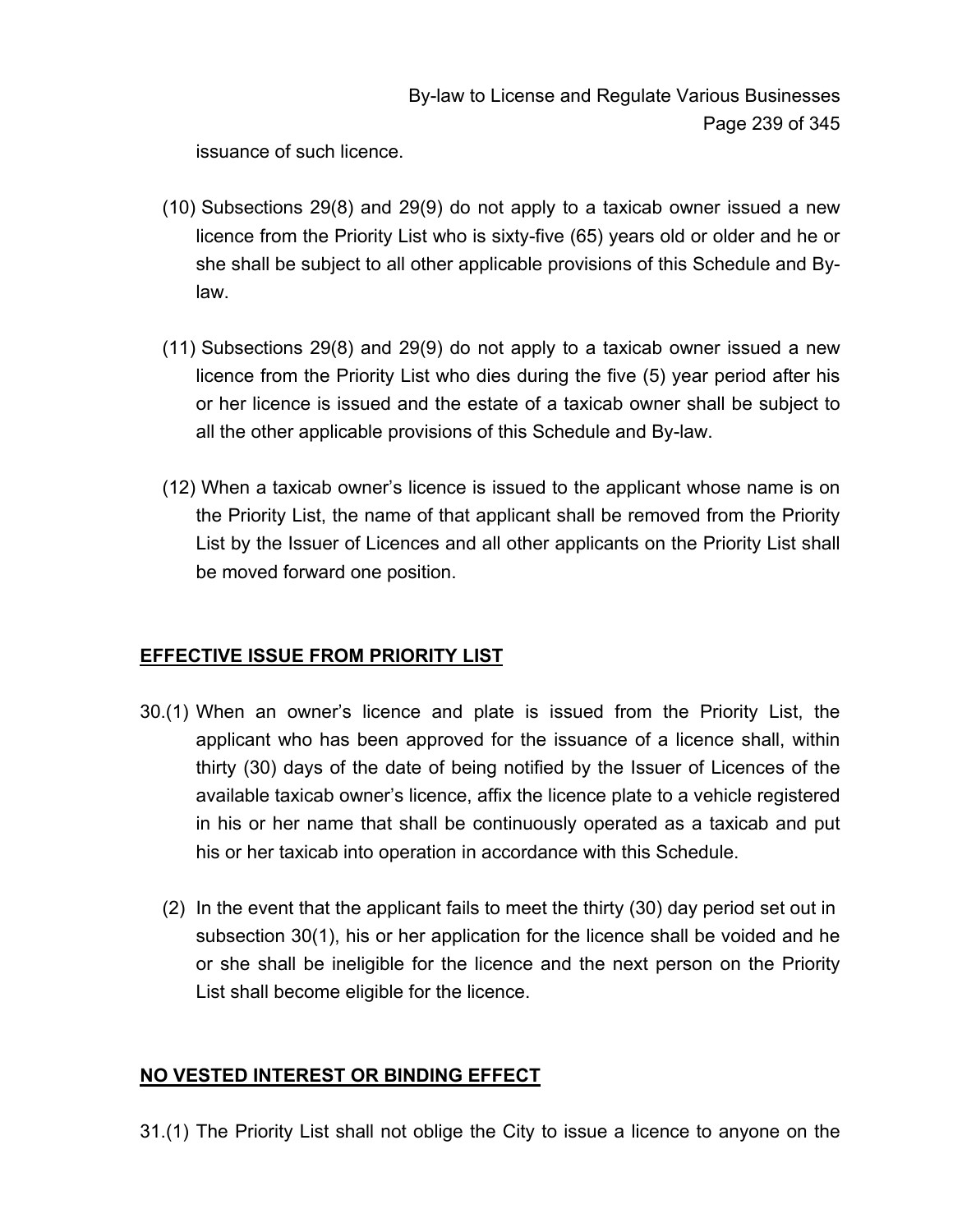issuance of such licence.

(10) Subsections 29(8) and 29(9) do not apply to a taxicab owner issued a new licence from the Priority List who is sixty-five (65) years old or older and he or she shall be subject to all other applicable provisions of this Schedule and By-law.

(11) Subsections 29(8) and 29(9) do not apply to a taxicab owner issued a new licence from the Priority List who dies during the five (5) year period after his or her licence is issued and the estate of a taxicab owner shall be subject to all the other applicable provisions of this Schedule and By-law.

(12) When a taxicab owner's licence is issued to the applicant whose name is on the Priority List, the name of that applicant shall be removed from the Priority List by the Issuer of Licences and all other applicants on the Priority List shall be moved forward one position.

**EFFECTIVE ISSUE FROM PRIORITY LIST**

30.(1) When an owner's licence and plate is issued from the Priority List, the applicant who has been approved for the issuance of a licence shall, within thirty (30) days of the date of being notified by the Issuer of Licences of the available taxicab owner's licence, affix the licence plate to a vehicle registered in his or her name that shall be continuously operated as a taxicab and put his or her taxicab into operation in accordance with this Schedule.

(2) In the event that the applicant fails to meet the thirty (30) day period set out in subsection 30(1), his or her application for the licence shall be voided and he or she shall be ineligible for the licence and the next person on the Priority List shall become eligible for the licence.

**NO VESTED INTEREST OR BINDING EFFECT**

31.(1) The Priority List shall not oblige the City to issue a licence to anyone on the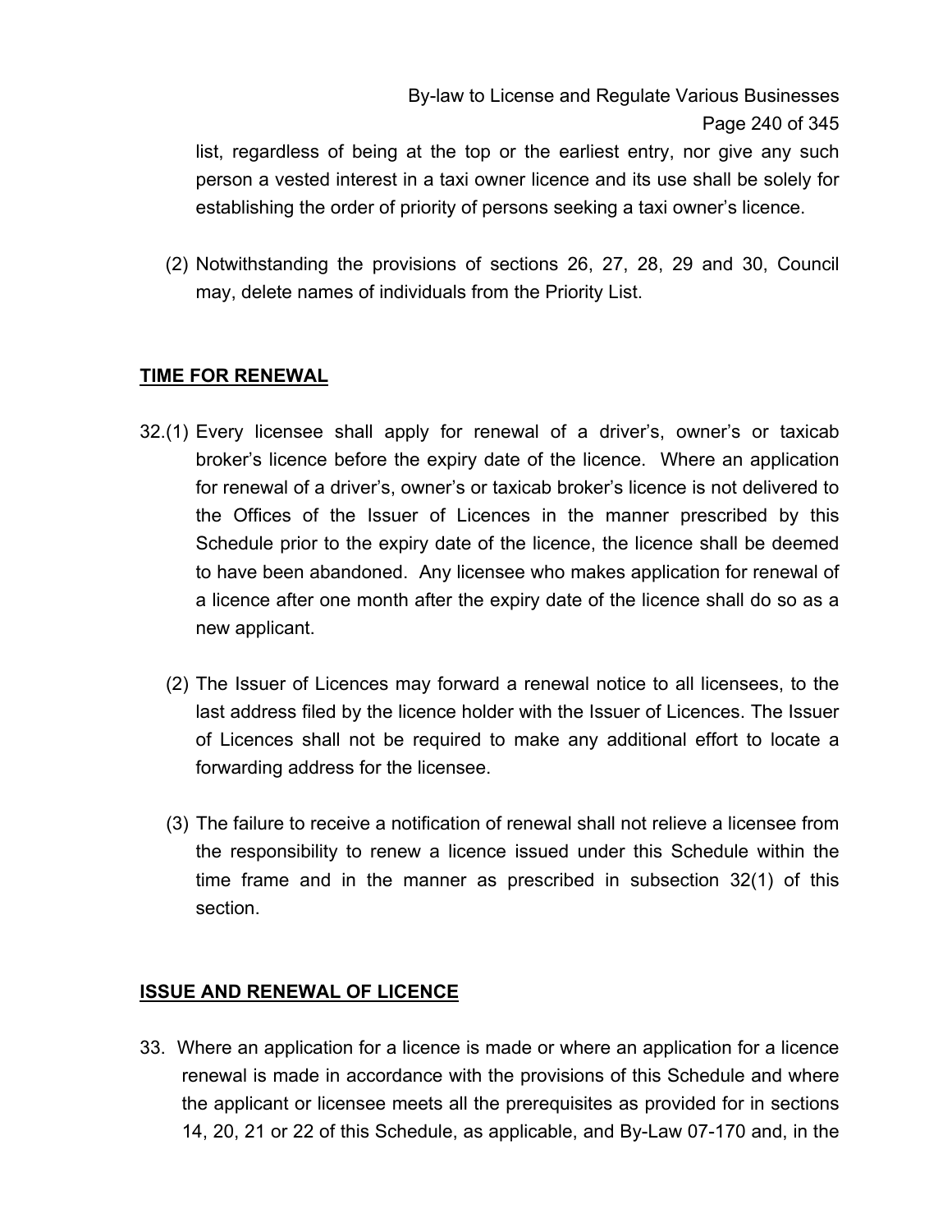list, regardless of being at the top or the earliest entry, nor give any such person a vested interest in a taxi owner licence and its use shall be solely for establishing the order of priority of persons seeking a taxi owner's licence.

(2) Notwithstanding the provisions of sections 26, 27, 28, 29 and 30, Council may, delete names of individuals from the Priority List.

**TIME FOR RENEWAL**

32.(1) Every licensee shall apply for renewal of a driver's, owner's or taxicab broker's licence before the expiry date of the licence. Where an application for renewal of a driver's, owner's or taxicab broker's licence is not delivered to the Offices of the Issuer of Licences in the manner prescribed by this Schedule prior to the expiry date of the licence, the licence shall be deemed to have been abandoned. Any licensee who makes application for renewal of a licence after one month after the expiry date of the licence shall do so as a new applicant.

(2) The Issuer of Licences may forward a renewal notice to all licensees, to the last address filed by the licence holder with the Issuer of Licences. The Issuer of Licences shall not be required to make any additional effort to locate a forwarding address for the licensee.

(3) The failure to receive a notification of renewal shall not relieve a licensee from the responsibility to renew a licence issued under this Schedule within the time frame and in the manner as prescribed in subsection 32(1) of this section.

**ISSUE AND RENEWAL OF LICENCE**

33. Where an application for a licence is made or where an application for a licence renewal is made in accordance with the provisions of this Schedule and where the applicant or licensee meets all the prerequisites as provided for in sections 14, 20, 21 or 22 of this Schedule, as applicable, and By-Law 07-170 and, in the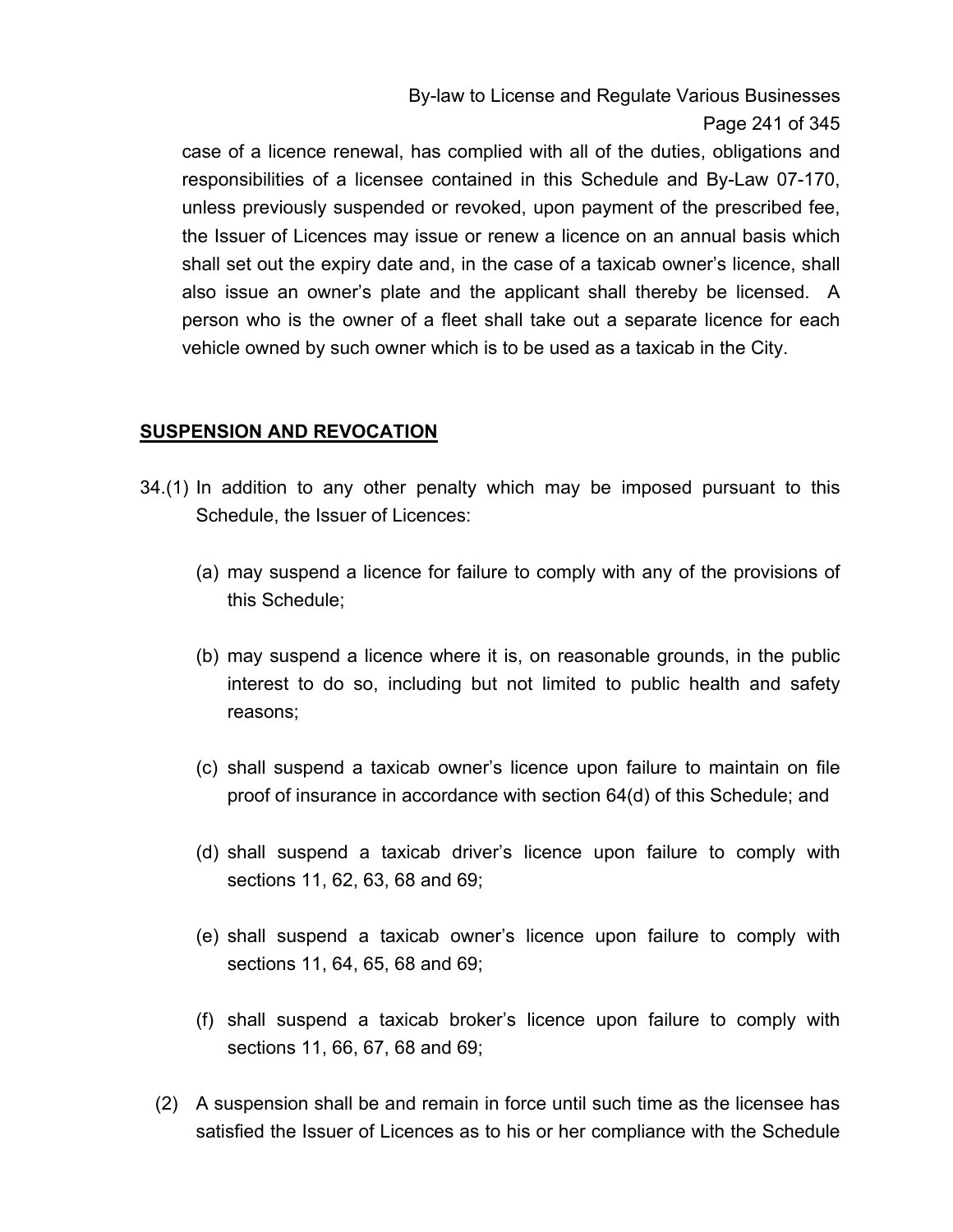case of a licence renewal, has complied with all of the duties, obligations and responsibilities of a licensee contained in this Schedule and By-Law 07-170, unless previously suspended or revoked, upon payment of the prescribed fee, the Issuer of Licences may issue or renew a licence on an annual basis which shall set out the expiry date and, in the case of a taxicab owner's licence, shall also issue an owner's plate and the applicant shall thereby be licensed. A person who is the owner of a fleet shall take out a separate licence for each vehicle owned by such owner which is to be used as a taxicab in the City.

**SUSPENSION AND REVOCATION**

34.(1) In addition to any other penalty which may be imposed pursuant to this Schedule, the Issuer of Licences:

(a) may suspend a licence for failure to comply with any of the provisions of this Schedule;

(b) may suspend a licence where it is, on reasonable grounds, in the public interest to do so, including but not limited to public health and safety reasons;

(c) shall suspend a taxicab owner's licence upon failure to maintain on file proof of insurance in accordance with section 64(d) of this Schedule; and

(d) shall suspend a taxicab driver's licence upon failure to comply with sections 11, 62, 63, 68 and 69;

(e) shall suspend a taxicab owner's licence upon failure to comply with sections 11, 64, 65, 68 and 69;

(f) shall suspend a taxicab broker's licence upon failure to comply with sections 11, 66, 67, 68 and 69;

(2) A suspension shall be and remain in force until such time as the licensee has satisfied the Issuer of Licences as to his or her compliance with the Schedule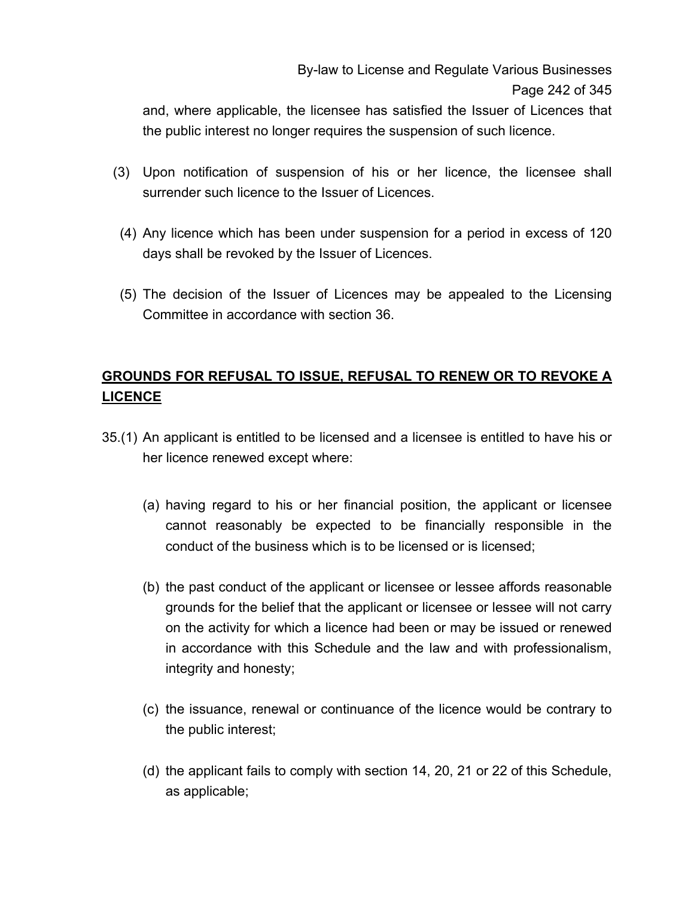and, where applicable, the licensee has satisfied the Issuer of Licences that the public interest no longer requires the suspension of such licence.

(3) Upon notification of suspension of his or her licence, the licensee shall surrender such licence to the Issuer of Licences.

(4) Any licence which has been under suspension for a period in excess of 120 days shall be revoked by the Issuer of Licences.

(5) The decision of the Issuer of Licences may be appealed to the Licensing Committee in accordance with section 36.

## GROUNDS FOR REFUSAL TO ISSUE, REFUSAL TO RENEW OR TO REVOKE A LICENCE

35.(1) An applicant is entitled to be licensed and a licensee is entitled to have his or her licence renewed except where:

(a) having regard to his or her financial position, the applicant or licensee cannot reasonably be expected to be financially responsible in the conduct of the business which is to be licensed or is licensed;

(b) the past conduct of the applicant or licensee or lessee affords reasonable grounds for the belief that the applicant or licensee or lessee will not carry on the activity for which a licence had been or may be issued or renewed in accordance with this Schedule and the law and with professionalism, integrity and honesty;

(c) the issuance, renewal or continuance of the licence would be contrary to the public interest;

(d) the applicant fails to comply with section 14, 20, 21 or 22 of this Schedule, as applicable;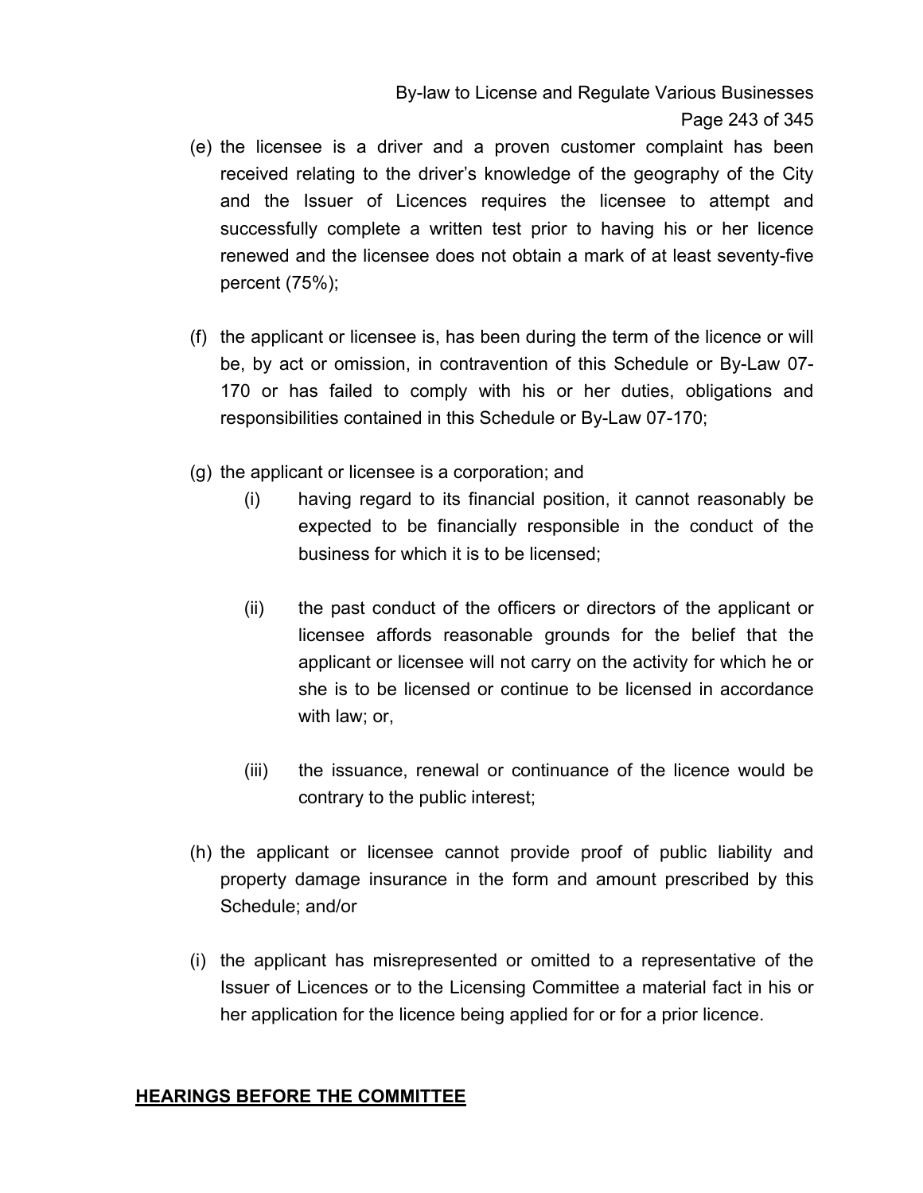(e) the licensee is a driver and a proven customer complaint has been received relating to the driver's knowledge of the geography of the City and the Issuer of Licences requires the licensee to attempt and successfully complete a written test prior to having his or her licence renewed and the licensee does not obtain a mark of at least seventy-five percent (75%);

(f) the applicant or licensee is, has been during the term of the licence or will be, by act or omission, in contravention of this Schedule or By-Law 07-170 or has failed to comply with his or her duties, obligations and responsibilities contained in this Schedule or By-Law 07-170;

(g) the applicant or licensee is a corporation; and

   (i) having regard to its financial position, it cannot reasonably be expected to be financially responsible in the conduct of the business for which it is to be licensed;

   (ii) the past conduct of the officers or directors of the applicant or licensee affords reasonable grounds for the belief that the applicant or licensee will not carry on the activity for which he or she is to be licensed or continue to be licensed in accordance with law; or,

   (iii) the issuance, renewal or continuance of the licence would be contrary to the public interest;

(h) the applicant or licensee cannot provide proof of public liability and property damage insurance in the form and amount prescribed by this Schedule; and/or

(i) the applicant has misrepresented or omitted to a representative of the Issuer of Licences or to the Licensing Committee a material fact in his or her application for the licence being applied for or for a prior licence.

**HEARINGS BEFORE THE COMMITTEE**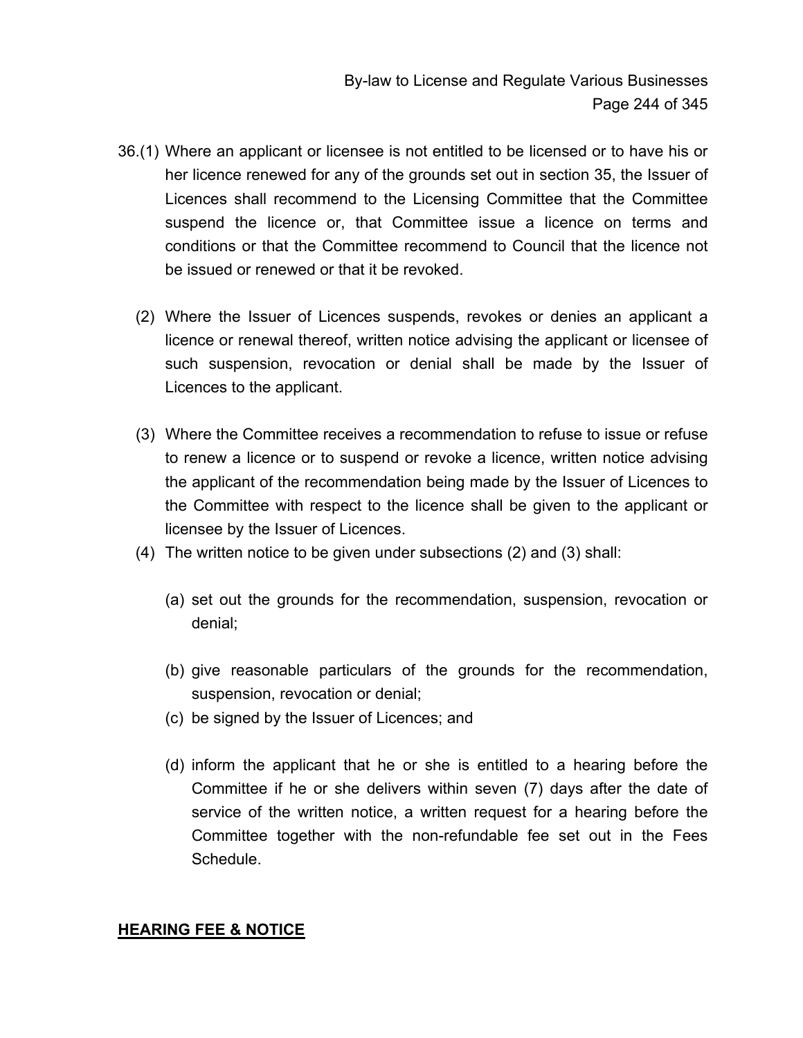36.(1) Where an applicant or licensee is not entitled to be licensed or to have his or her licence renewed for any of the grounds set out in section 35, the Issuer of Licences shall recommend to the Licensing Committee that the Committee suspend the licence or, that Committee issue a licence on terms and conditions or that the Committee recommend to Council that the licence not be issued or renewed or that it be revoked.

(2) Where the Issuer of Licences suspends, revokes or denies an applicant a licence or renewal thereof, written notice advising the applicant or licensee of such suspension, revocation or denial shall be made by the Issuer of Licences to the applicant.

(3) Where the Committee receives a recommendation to refuse to issue or refuse to renew a licence or to suspend or revoke a licence, written notice advising the applicant of the recommendation being made by the Issuer of Licences to the Committee with respect to the licence shall be given to the applicant or licensee by the Issuer of Licences.

(4) The written notice to be given under subsections (2) and (3) shall:

(a) set out the grounds for the recommendation, suspension, revocation or denial;

(b) give reasonable particulars of the grounds for the recommendation, suspension, revocation or denial;

(c) be signed by the Issuer of Licences; and

(d) inform the applicant that he or she is entitled to a hearing before the Committee if he or she delivers within seven (7) days after the date of service of the written notice, a written request for a hearing before the Committee together with the non-refundable fee set out in the Fees Schedule.

**HEARING FEE & NOTICE**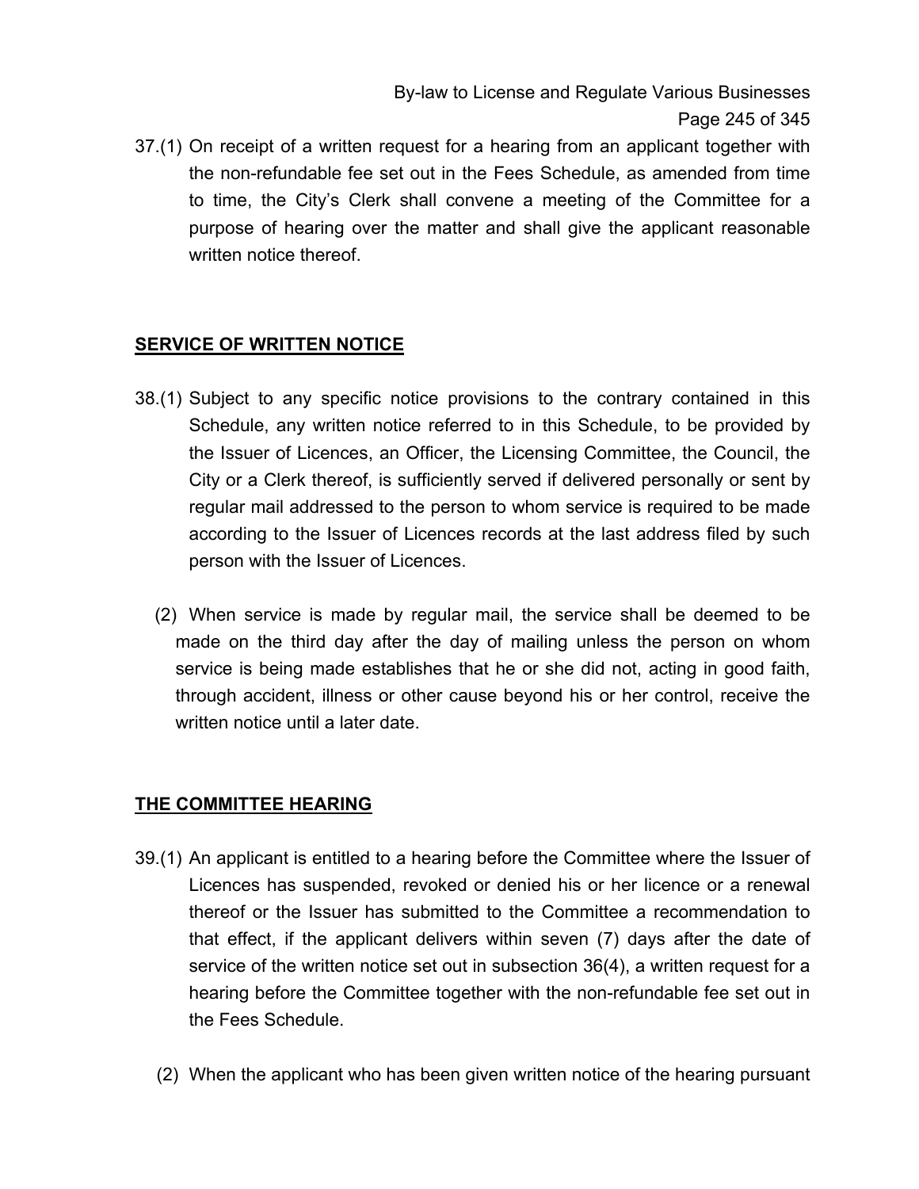37.(1) On receipt of a written request for a hearing from an applicant together with the non-refundable fee set out in the Fees Schedule, as amended from time to time, the City's Clerk shall convene a meeting of the Committee for a purpose of hearing over the matter and shall give the applicant reasonable written notice thereof.

## SERVICE OF WRITTEN NOTICE

38.(1) Subject to any specific notice provisions to the contrary contained in this Schedule, any written notice referred to in this Schedule, to be provided by the Issuer of Licences, an Officer, the Licensing Committee, the Council, the City or a Clerk thereof, is sufficiently served if delivered personally or sent by regular mail addressed to the person to whom service is required to be made according to the Issuer of Licences records at the last address filed by such person with the Issuer of Licences.

(2) When service is made by regular mail, the service shall be deemed to be made on the third day after the day of mailing unless the person on whom service is being made establishes that he or she did not, acting in good faith, through accident, illness or other cause beyond his or her control, receive the written notice until a later date.

## THE COMMITTEE HEARING

39.(1) An applicant is entitled to a hearing before the Committee where the Issuer of Licences has suspended, revoked or denied his or her licence or a renewal thereof or the Issuer has submitted to the Committee a recommendation to that effect, if the applicant delivers within seven (7) days after the date of service of the written notice set out in subsection 36(4), a written request for a hearing before the Committee together with the non-refundable fee set out in the Fees Schedule.

(2) When the applicant who has been given written notice of the hearing pursuant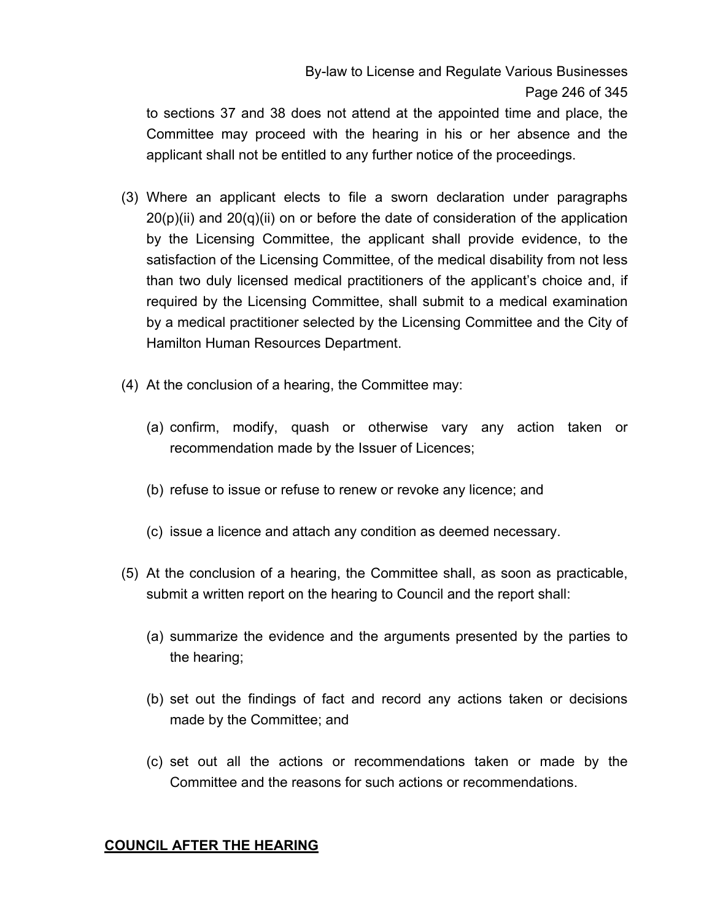to sections 37 and 38 does not attend at the appointed time and place, the Committee may proceed with the hearing in his or her absence and the applicant shall not be entitled to any further notice of the proceedings.

(3) Where an applicant elects to file a sworn declaration under paragraphs 20(p)(ii) and 20(q)(ii) on or before the date of consideration of the application by the Licensing Committee, the applicant shall provide evidence, to the satisfaction of the Licensing Committee, of the medical disability from not less than two duly licensed medical practitioners of the applicant's choice and, if required by the Licensing Committee, shall submit to a medical examination by a medical practitioner selected by the Licensing Committee and the City of Hamilton Human Resources Department.

(4) At the conclusion of a hearing, the Committee may:

(a) confirm, modify, quash or otherwise vary any action taken or recommendation made by the Issuer of Licences;

(b) refuse to issue or refuse to renew or revoke any licence; and

(c) issue a licence and attach any condition as deemed necessary.

(5) At the conclusion of a hearing, the Committee shall, as soon as practicable, submit a written report on the hearing to Council and the report shall:

(a) summarize the evidence and the arguments presented by the parties to the hearing;

(b) set out the findings of fact and record any actions taken or decisions made by the Committee; and

(c) set out all the actions or recommendations taken or made by the Committee and the reasons for such actions or recommendations.

**COUNCIL AFTER THE HEARING**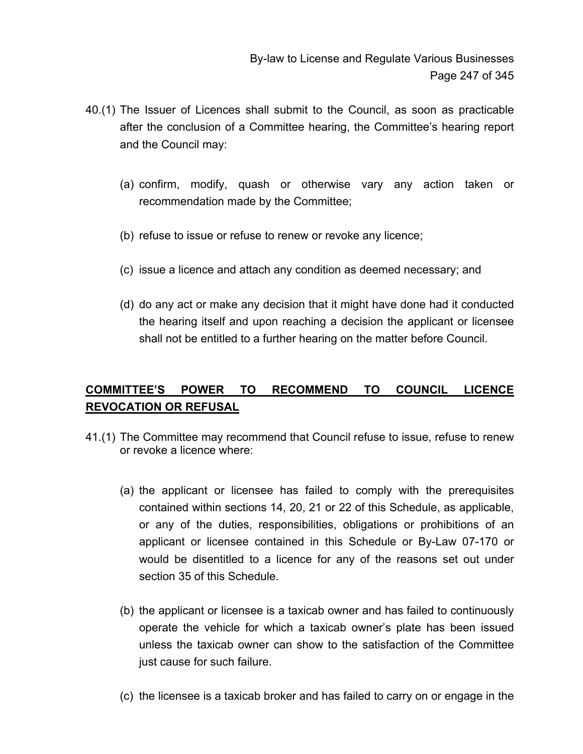40.(1) The Issuer of Licences shall submit to the Council, as soon as practicable after the conclusion of a Committee hearing, the Committee's hearing report and the Council may:

(a) confirm, modify, quash or otherwise vary any action taken or recommendation made by the Committee;

(b) refuse to issue or refuse to renew or revoke any licence;

(c) issue a licence and attach any condition as deemed necessary; and

(d) do any act or make any decision that it might have done had it conducted the hearing itself and upon reaching a decision the applicant or licensee shall not be entitled to a further hearing on the matter before Council.

## COMMITTEE'S POWER TO RECOMMEND TO COUNCIL LICENCE REVOCATION OR REFUSAL

41.(1) The Committee may recommend that Council refuse to issue, refuse to renew or revoke a licence where:

(a) the applicant or licensee has failed to comply with the prerequisites contained within sections 14, 20, 21 or 22 of this Schedule, as applicable, or any of the duties, responsibilities, obligations or prohibitions of an applicant or licensee contained in this Schedule or By-Law 07-170 or would be disentitled to a licence for any of the reasons set out under section 35 of this Schedule.

(b) the applicant or licensee is a taxicab owner and has failed to continuously operate the vehicle for which a taxicab owner's plate has been issued unless the taxicab owner can show to the satisfaction of the Committee just cause for such failure.

(c) the licensee is a taxicab broker and has failed to carry on or engage in the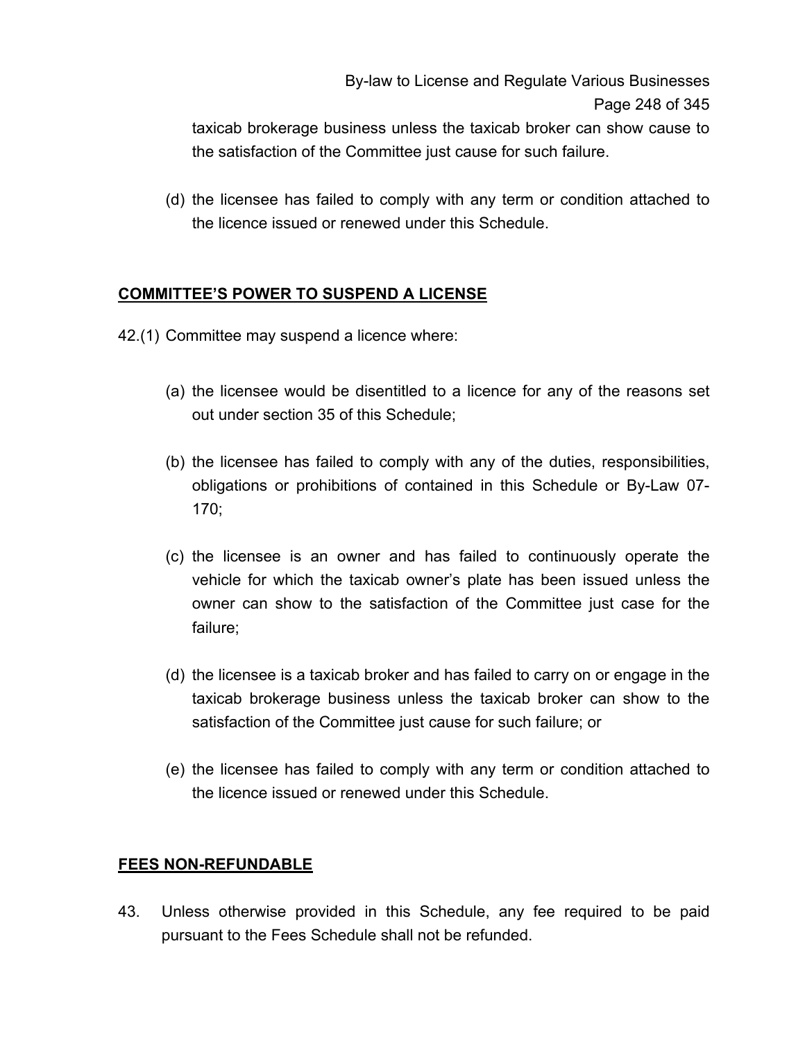taxicab brokerage business unless the taxicab broker can show cause to the satisfaction of the Committee just cause for such failure.

(d) the licensee has failed to comply with any term or condition attached to the licence issued or renewed under this Schedule.

**COMMITTEE'S POWER TO SUSPEND A LICENSE**

42.(1) Committee may suspend a licence where:

(a) the licensee would be disentitled to a licence for any of the reasons set out under section 35 of this Schedule;

(b) the licensee has failed to comply with any of the duties, responsibilities, obligations or prohibitions of contained in this Schedule or By-Law 07-170;

(c) the licensee is an owner and has failed to continuously operate the vehicle for which the taxicab owner's plate has been issued unless the owner can show to the satisfaction of the Committee just case for the failure;

(d) the licensee is a taxicab broker and has failed to carry on or engage in the taxicab brokerage business unless the taxicab broker can show to the satisfaction of the Committee just cause for such failure; or

(e) the licensee has failed to comply with any term or condition attached to the licence issued or renewed under this Schedule.

**FEES NON-REFUNDABLE**

43. Unless otherwise provided in this Schedule, any fee required to be paid pursuant to the Fees Schedule shall not be refunded.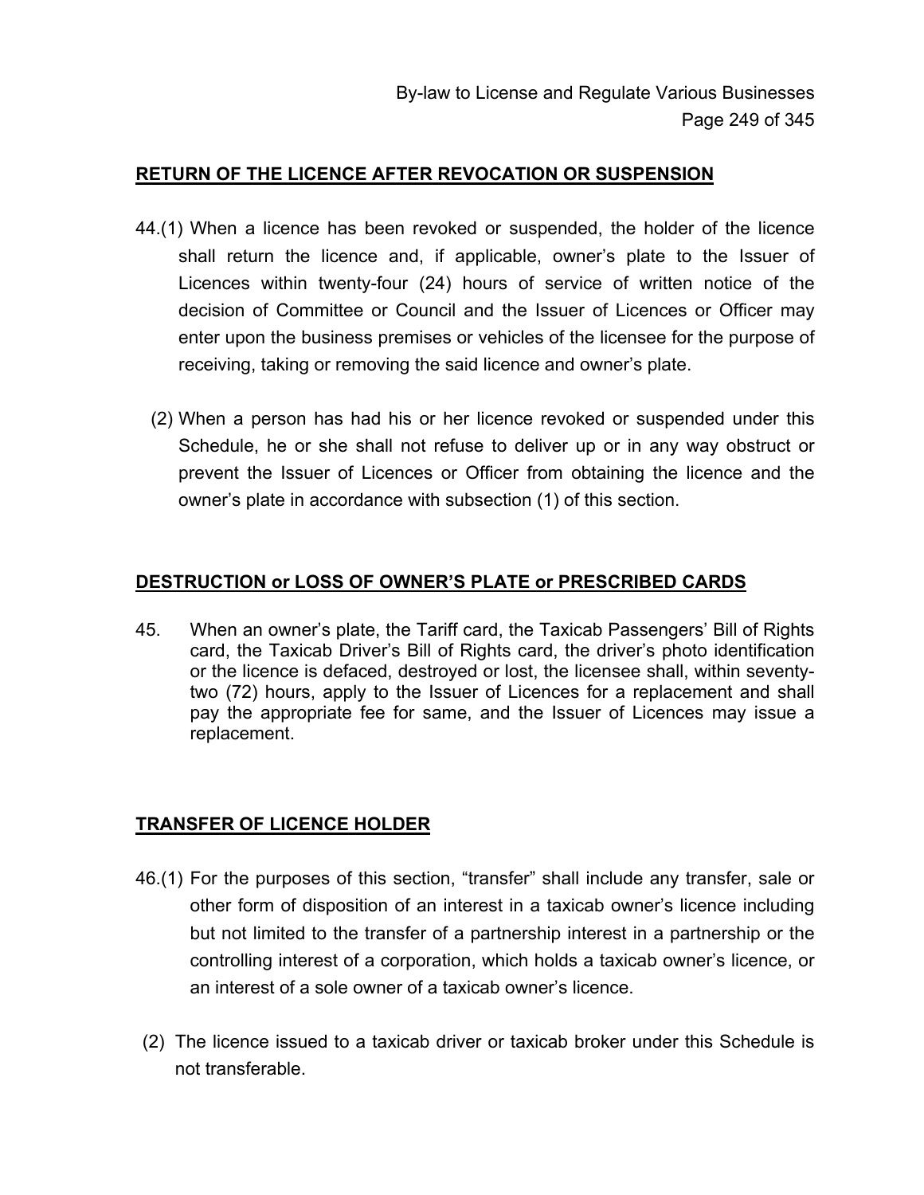## RETURN OF THE LICENCE AFTER REVOCATION OR SUSPENSION

44.(1) When a licence has been revoked or suspended, the holder of the licence shall return the licence and, if applicable, owner's plate to the Issuer of Licences within twenty-four (24) hours of service of written notice of the decision of Committee or Council and the Issuer of Licences or Officer may enter upon the business premises or vehicles of the licensee for the purpose of receiving, taking or removing the said licence and owner's plate.

(2) When a person has had his or her licence revoked or suspended under this Schedule, he or she shall not refuse to deliver up or in any way obstruct or prevent the Issuer of Licences or Officer from obtaining the licence and the owner's plate in accordance with subsection (1) of this section.

## DESTRUCTION or LOSS OF OWNER'S PLATE or PRESCRIBED CARDS

45. When an owner's plate, the Tariff card, the Taxicab Passengers' Bill of Rights card, the Taxicab Driver's Bill of Rights card, the driver's photo identification or the licence is defaced, destroyed or lost, the licensee shall, within seventy-two (72) hours, apply to the Issuer of Licences for a replacement and shall pay the appropriate fee for same, and the Issuer of Licences may issue a replacement.

## TRANSFER OF LICENCE HOLDER

46.(1) For the purposes of this section, "transfer" shall include any transfer, sale or other form of disposition of an interest in a taxicab owner's licence including but not limited to the transfer of a partnership interest in a partnership or the controlling interest of a corporation, which holds a taxicab owner's licence, or an interest of a sole owner of a taxicab owner's licence.

(2) The licence issued to a taxicab driver or taxicab broker under this Schedule is not transferable.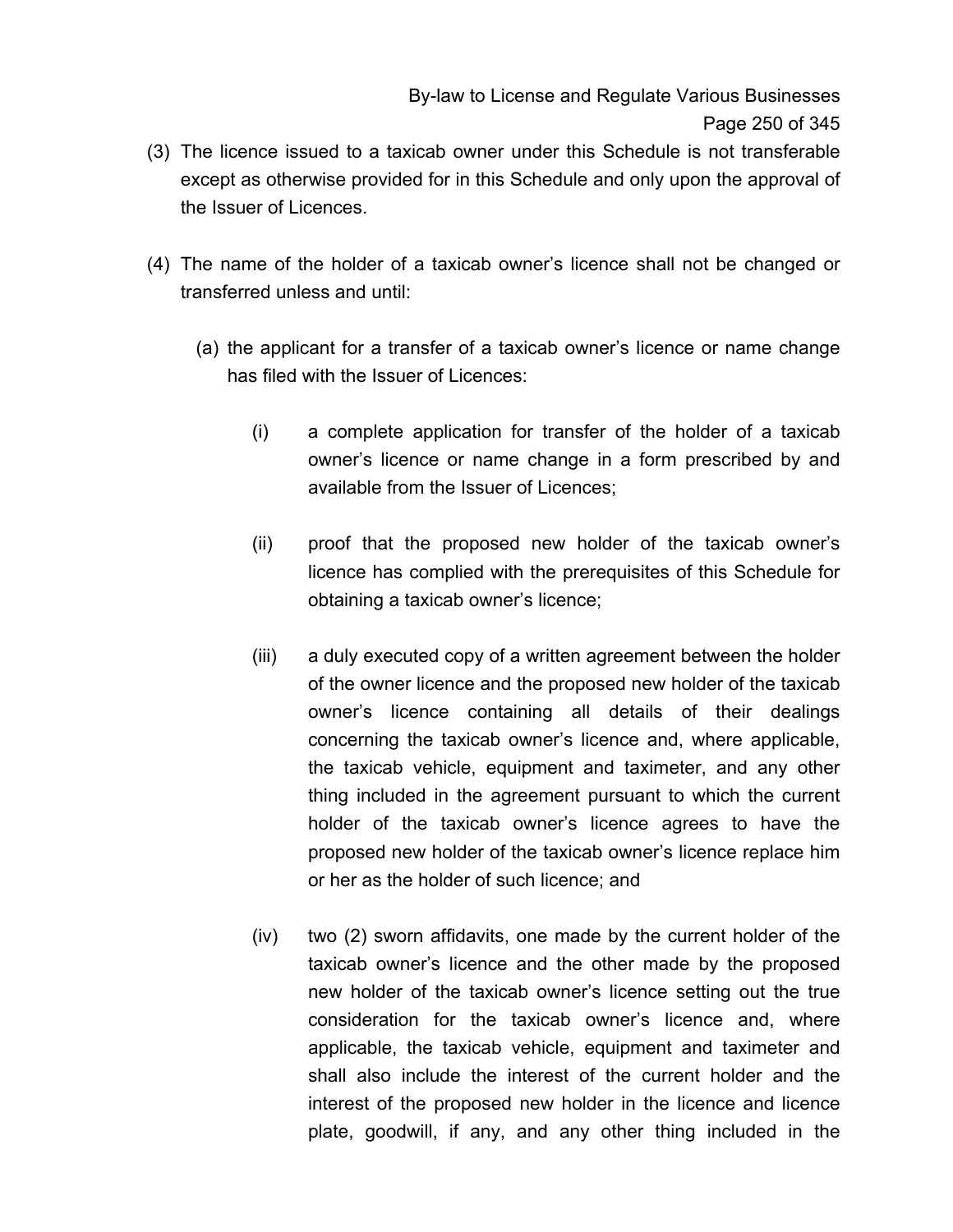(3) The licence issued to a taxicab owner under this Schedule is not transferable except as otherwise provided for in this Schedule and only upon the approval of the Issuer of Licences.

(4) The name of the holder of a taxicab owner's licence shall not be changed or transferred unless and until:

   (a) the applicant for a transfer of a taxicab owner's licence or name change has filed with the Issuer of Licences:

      (i) a complete application for transfer of the holder of a taxicab owner's licence or name change in a form prescribed by and available from the Issuer of Licences;

      (ii) proof that the proposed new holder of the taxicab owner's licence has complied with the prerequisites of this Schedule for obtaining a taxicab owner's licence;

      (iii) a duly executed copy of a written agreement between the holder of the owner licence and the proposed new holder of the taxicab owner's licence containing all details of their dealings concerning the taxicab owner's licence and, where applicable, the taxicab vehicle, equipment and taximeter, and any other thing included in the agreement pursuant to which the current holder of the taxicab owner's licence agrees to have the proposed new holder of the taxicab owner's licence replace him or her as the holder of such licence; and

      (iv) two (2) sworn affidavits, one made by the current holder of the taxicab owner's licence and the other made by the proposed new holder of the taxicab owner's licence setting out the true consideration for the taxicab owner's licence and, where applicable, the taxicab vehicle, equipment and taximeter and shall also include the interest of the current holder and the interest of the proposed new holder in the licence and licence plate, goodwill, if any, and any other thing included in the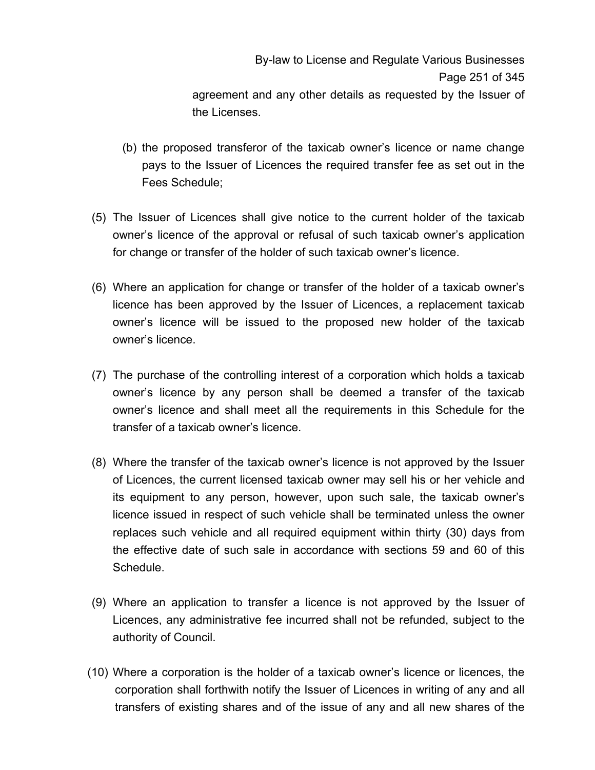agreement and any other details as requested by the Issuer of the Licenses.

(b) the proposed transferor of the taxicab owner's licence or name change pays to the Issuer of Licences the required transfer fee as set out in the Fees Schedule;

(5) The Issuer of Licences shall give notice to the current holder of the taxicab owner's licence of the approval or refusal of such taxicab owner's application for change or transfer of the holder of such taxicab owner's licence.

(6) Where an application for change or transfer of the holder of a taxicab owner's licence has been approved by the Issuer of Licences, a replacement taxicab owner's licence will be issued to the proposed new holder of the taxicab owner's licence.

(7) The purchase of the controlling interest of a corporation which holds a taxicab owner's licence by any person shall be deemed a transfer of the taxicab owner's licence and shall meet all the requirements in this Schedule for the transfer of a taxicab owner's licence.

(8) Where the transfer of the taxicab owner's licence is not approved by the Issuer of Licences, the current licensed taxicab owner may sell his or her vehicle and its equipment to any person, however, upon such sale, the taxicab owner's licence issued in respect of such vehicle shall be terminated unless the owner replaces such vehicle and all required equipment within thirty (30) days from the effective date of such sale in accordance with sections 59 and 60 of this Schedule.

(9) Where an application to transfer a licence is not approved by the Issuer of Licences, any administrative fee incurred shall not be refunded, subject to the authority of Council.

(10) Where a corporation is the holder of a taxicab owner's licence or licences, the corporation shall forthwith notify the Issuer of Licences in writing of any and all transfers of existing shares and of the issue of any and all new shares of the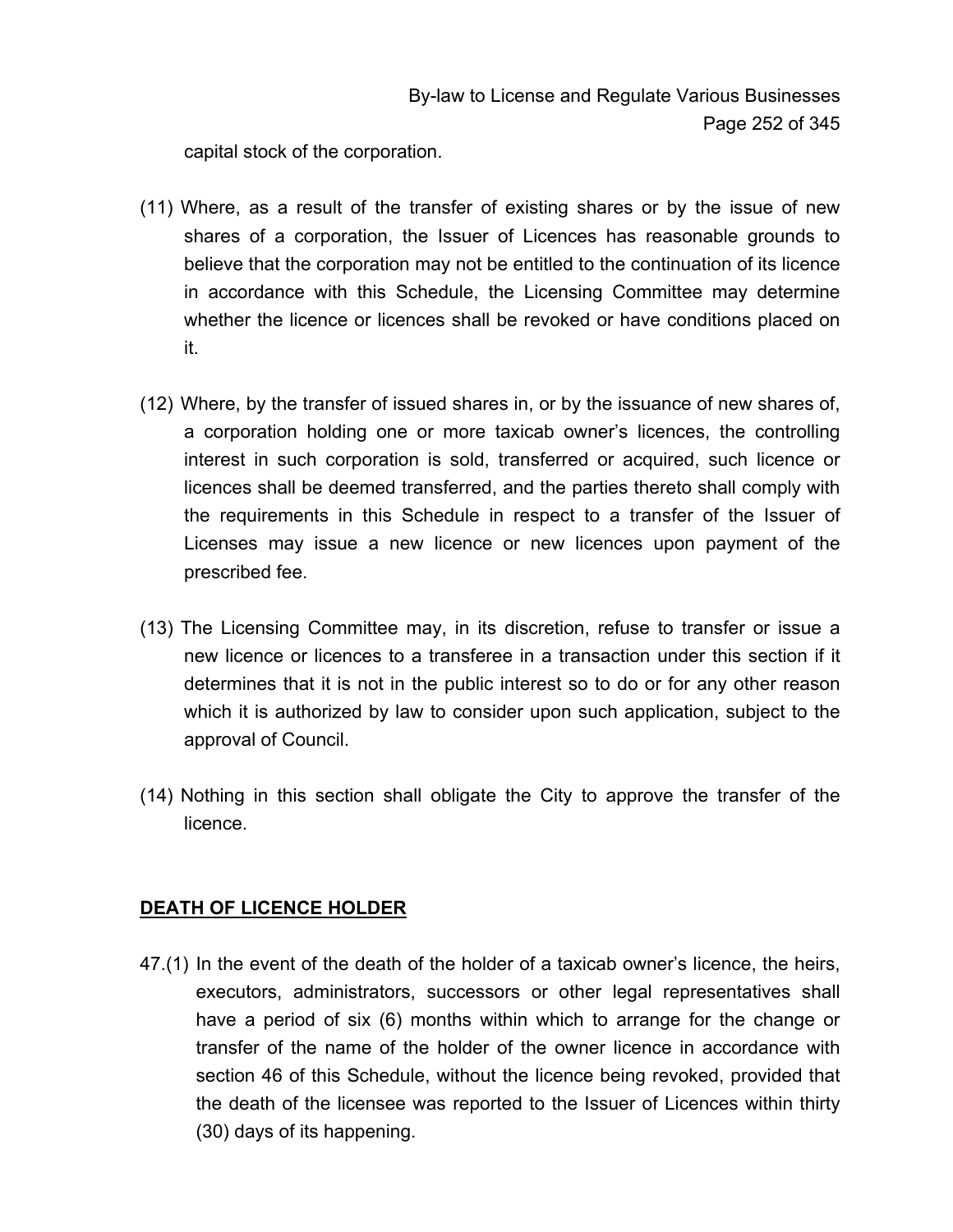capital stock of the corporation.

(11) Where, as a result of the transfer of existing shares or by the issue of new shares of a corporation, the Issuer of Licences has reasonable grounds to believe that the corporation may not be entitled to the continuation of its licence in accordance with this Schedule, the Licensing Committee may determine whether the licence or licences shall be revoked or have conditions placed on it.

(12) Where, by the transfer of issued shares in, or by the issuance of new shares of, a corporation holding one or more taxicab owner's licences, the controlling interest in such corporation is sold, transferred or acquired, such licence or licences shall be deemed transferred, and the parties thereto shall comply with the requirements in this Schedule in respect to a transfer of the Issuer of Licenses may issue a new licence or new licences upon payment of the prescribed fee.

(13) The Licensing Committee may, in its discretion, refuse to transfer or issue a new licence or licences to a transferee in a transaction under this section if it determines that it is not in the public interest so to do or for any other reason which it is authorized by law to consider upon such application, subject to the approval of Council.

(14) Nothing in this section shall obligate the City to approve the transfer of the licence.

## DEATH OF LICENCE HOLDER

47.(1) In the event of the death of the holder of a taxicab owner's licence, the heirs, executors, administrators, successors or other legal representatives shall have a period of six (6) months within which to arrange for the change or transfer of the name of the holder of the owner licence in accordance with section 46 of this Schedule, without the licence being revoked, provided that the death of the licensee was reported to the Issuer of Licences within thirty (30) days of its happening.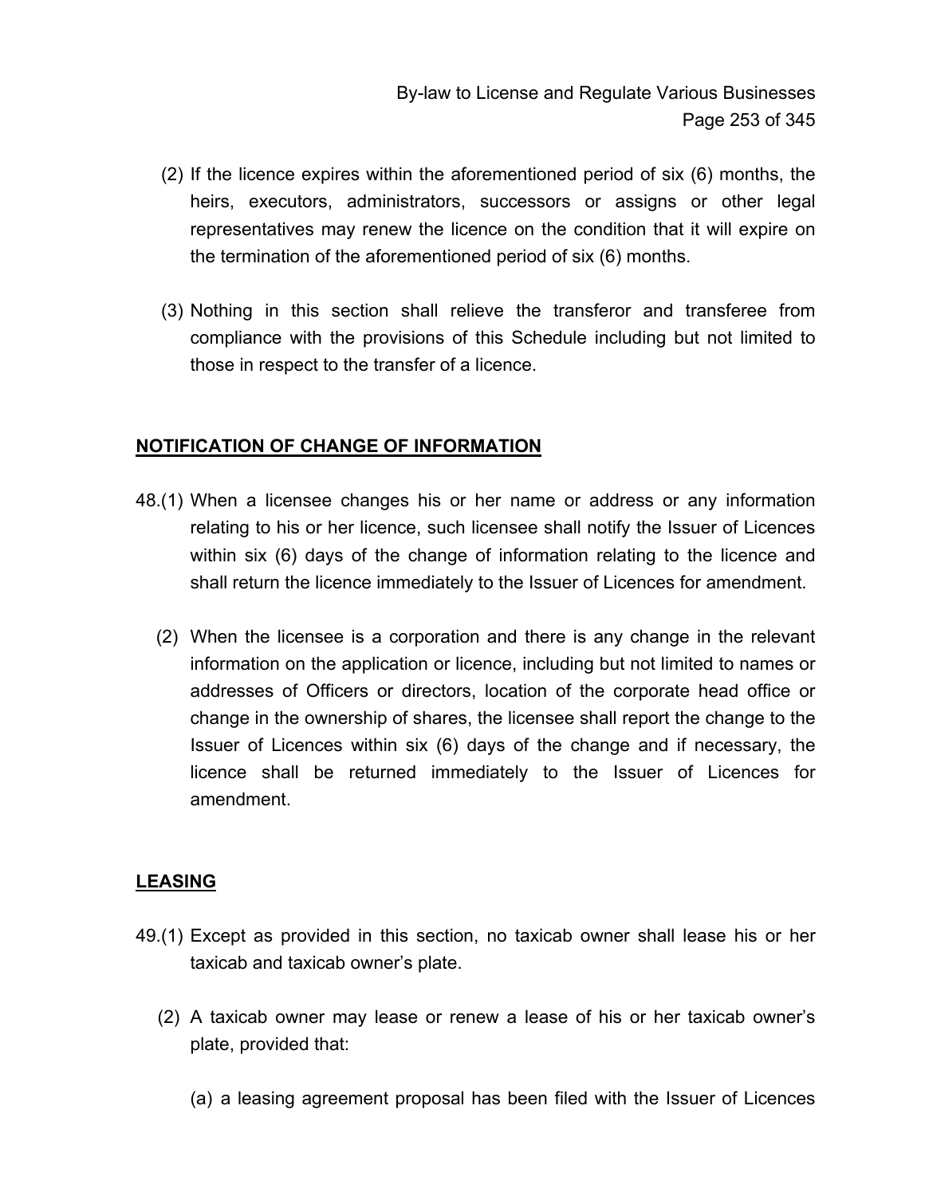(2) If the licence expires within the aforementioned period of six (6) months, the heirs, executors, administrators, successors or assigns or other legal representatives may renew the licence on the condition that it will expire on the termination of the aforementioned period of six (6) months.

(3) Nothing in this section shall relieve the transferor and transferee from compliance with the provisions of this Schedule including but not limited to those in respect to the transfer of a licence.

**NOTIFICATION OF CHANGE OF INFORMATION**

48.(1) When a licensee changes his or her name or address or any information relating to his or her licence, such licensee shall notify the Issuer of Licences within six (6) days of the change of information relating to the licence and shall return the licence immediately to the Issuer of Licences for amendment.

(2) When the licensee is a corporation and there is any change in the relevant information on the application or licence, including but not limited to names or addresses of Officers or directors, location of the corporate head office or change in the ownership of shares, the licensee shall report the change to the Issuer of Licences within six (6) days of the change and if necessary, the licence shall be returned immediately to the Issuer of Licences for amendment.

**LEASING**

49.(1) Except as provided in this section, no taxicab owner shall lease his or her taxicab and taxicab owner's plate.

(2) A taxicab owner may lease or renew a lease of his or her taxicab owner's plate, provided that:

(a) a leasing agreement proposal has been filed with the Issuer of Licences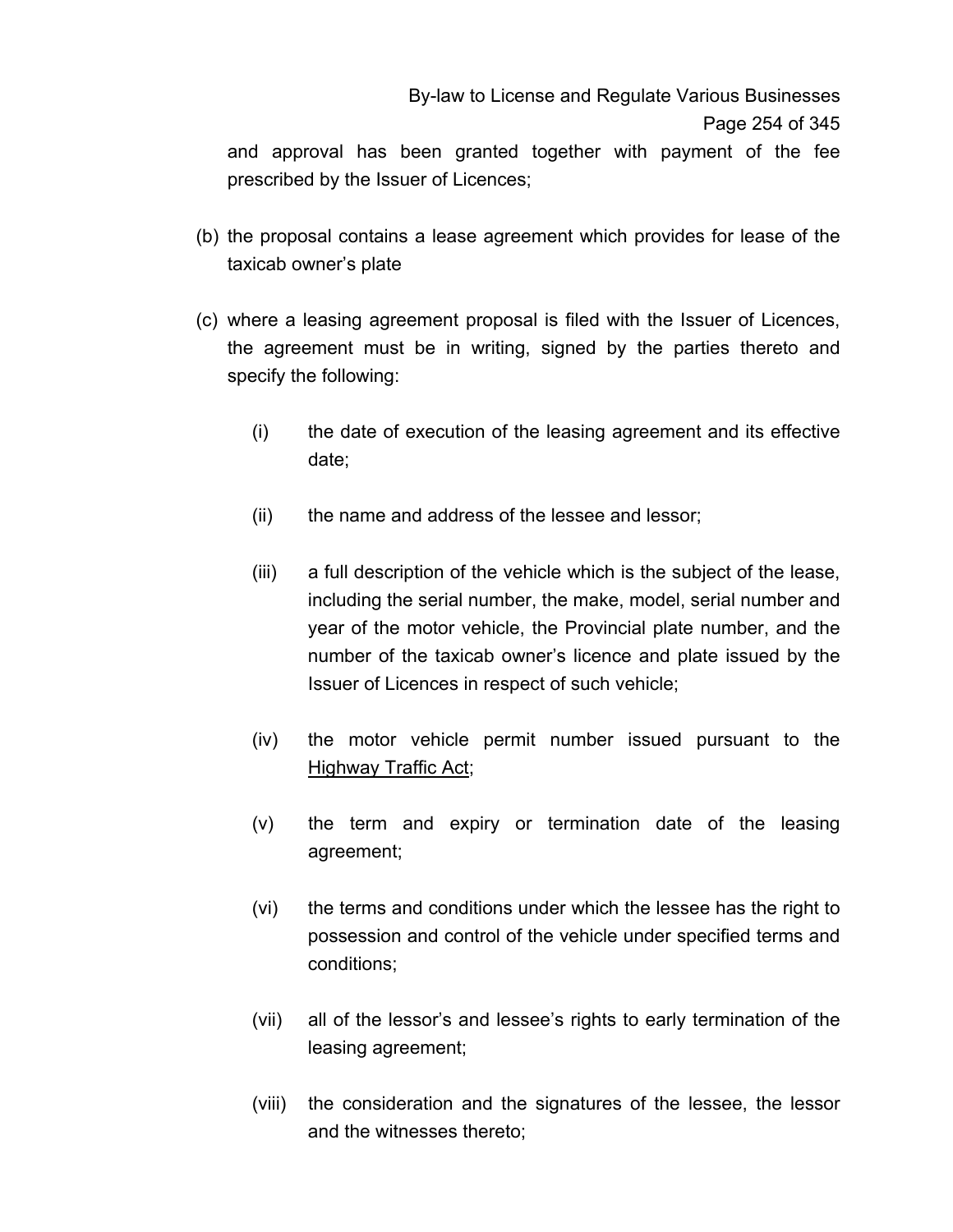and approval has been granted together with payment of the fee prescribed by the Issuer of Licences;

(b) the proposal contains a lease agreement which provides for lease of the taxicab owner's plate

(c) where a leasing agreement proposal is filed with the Issuer of Licences, the agreement must be in writing, signed by the parties thereto and specify the following:

   (i) the date of execution of the leasing agreement and its effective date;

   (ii) the name and address of the lessee and lessor;

   (iii) a full description of the vehicle which is the subject of the lease, including the serial number, the make, model, serial number and year of the motor vehicle, the Provincial plate number, and the number of the taxicab owner's licence and plate issued by the Issuer of Licences in respect of such vehicle;

   (iv) the motor vehicle permit number issued pursuant to the Highway Traffic Act;

   (v) the term and expiry or termination date of the leasing agreement;

   (vi) the terms and conditions under which the lessee has the right to possession and control of the vehicle under specified terms and conditions;

   (vii) all of the lessor's and lessee's rights to early termination of the leasing agreement;

   (viii) the consideration and the signatures of the lessee, the lessor and the witnesses thereto;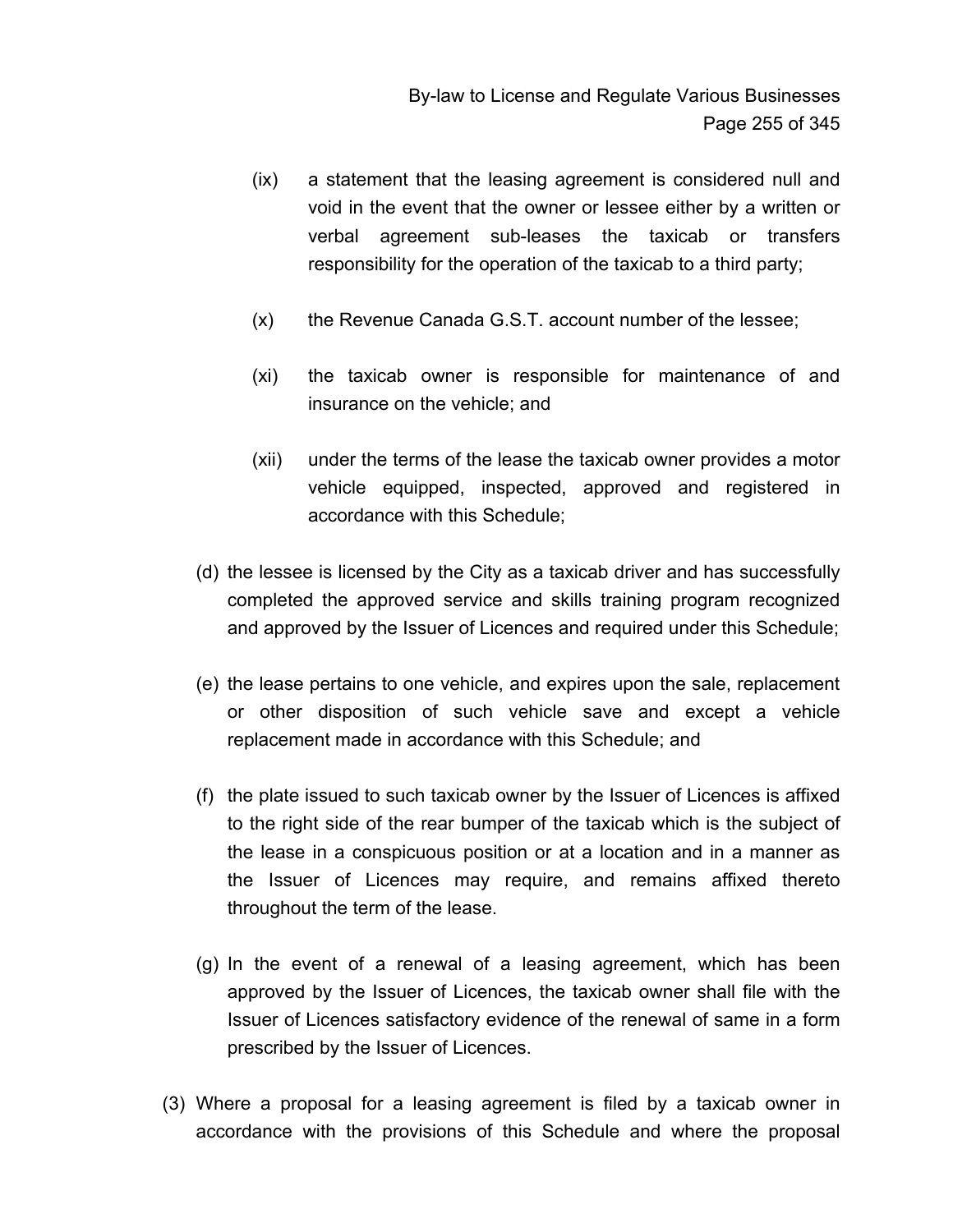(ix) a statement that the leasing agreement is considered null and void in the event that the owner or lessee either by a written or verbal agreement sub-leases the taxicab or transfers responsibility for the operation of the taxicab to a third party;

(x) the Revenue Canada G.S.T. account number of the lessee;

(xi) the taxicab owner is responsible for maintenance of and insurance on the vehicle; and

(xii) under the terms of the lease the taxicab owner provides a motor vehicle equipped, inspected, approved and registered in accordance with this Schedule;

(d) the lessee is licensed by the City as a taxicab driver and has successfully completed the approved service and skills training program recognized and approved by the Issuer of Licences and required under this Schedule;

(e) the lease pertains to one vehicle, and expires upon the sale, replacement or other disposition of such vehicle save and except a vehicle replacement made in accordance with this Schedule; and

(f) the plate issued to such taxicab owner by the Issuer of Licences is affixed to the right side of the rear bumper of the taxicab which is the subject of the lease in a conspicuous position or at a location and in a manner as the Issuer of Licences may require, and remains affixed thereto throughout the term of the lease.

(g) In the event of a renewal of a leasing agreement, which has been approved by the Issuer of Licences, the taxicab owner shall file with the Issuer of Licences satisfactory evidence of the renewal of same in a form prescribed by the Issuer of Licences.

(3) Where a proposal for a leasing agreement is filed by a taxicab owner in accordance with the provisions of this Schedule and where the proposal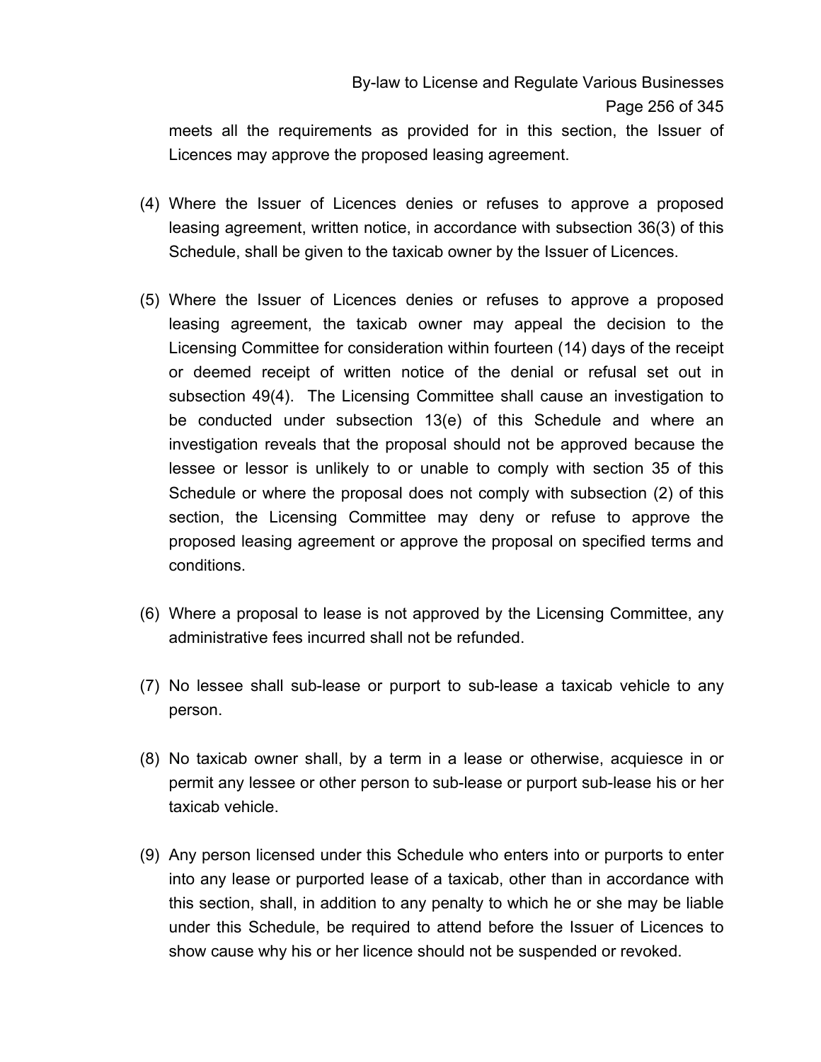meets all the requirements as provided for in this section, the Issuer of Licences may approve the proposed leasing agreement.

(4) Where the Issuer of Licences denies or refuses to approve a proposed leasing agreement, written notice, in accordance with subsection 36(3) of this Schedule, shall be given to the taxicab owner by the Issuer of Licences.

(5) Where the Issuer of Licences denies or refuses to approve a proposed leasing agreement, the taxicab owner may appeal the decision to the Licensing Committee for consideration within fourteen (14) days of the receipt or deemed receipt of written notice of the denial or refusal set out in subsection 49(4). The Licensing Committee shall cause an investigation to be conducted under subsection 13(e) of this Schedule and where an investigation reveals that the proposal should not be approved because the lessee or lessor is unlikely to or unable to comply with section 35 of this Schedule or where the proposal does not comply with subsection (2) of this section, the Licensing Committee may deny or refuse to approve the proposed leasing agreement or approve the proposal on specified terms and conditions.

(6) Where a proposal to lease is not approved by the Licensing Committee, any administrative fees incurred shall not be refunded.

(7) No lessee shall sub-lease or purport to sub-lease a taxicab vehicle to any person.

(8) No taxicab owner shall, by a term in a lease or otherwise, acquiesce in or permit any lessee or other person to sub-lease or purport sub-lease his or her taxicab vehicle.

(9) Any person licensed under this Schedule who enters into or purports to enter into any lease or purported lease of a taxicab, other than in accordance with this section, shall, in addition to any penalty to which he or she may be liable under this Schedule, be required to attend before the Issuer of Licences to show cause why his or her licence should not be suspended or revoked.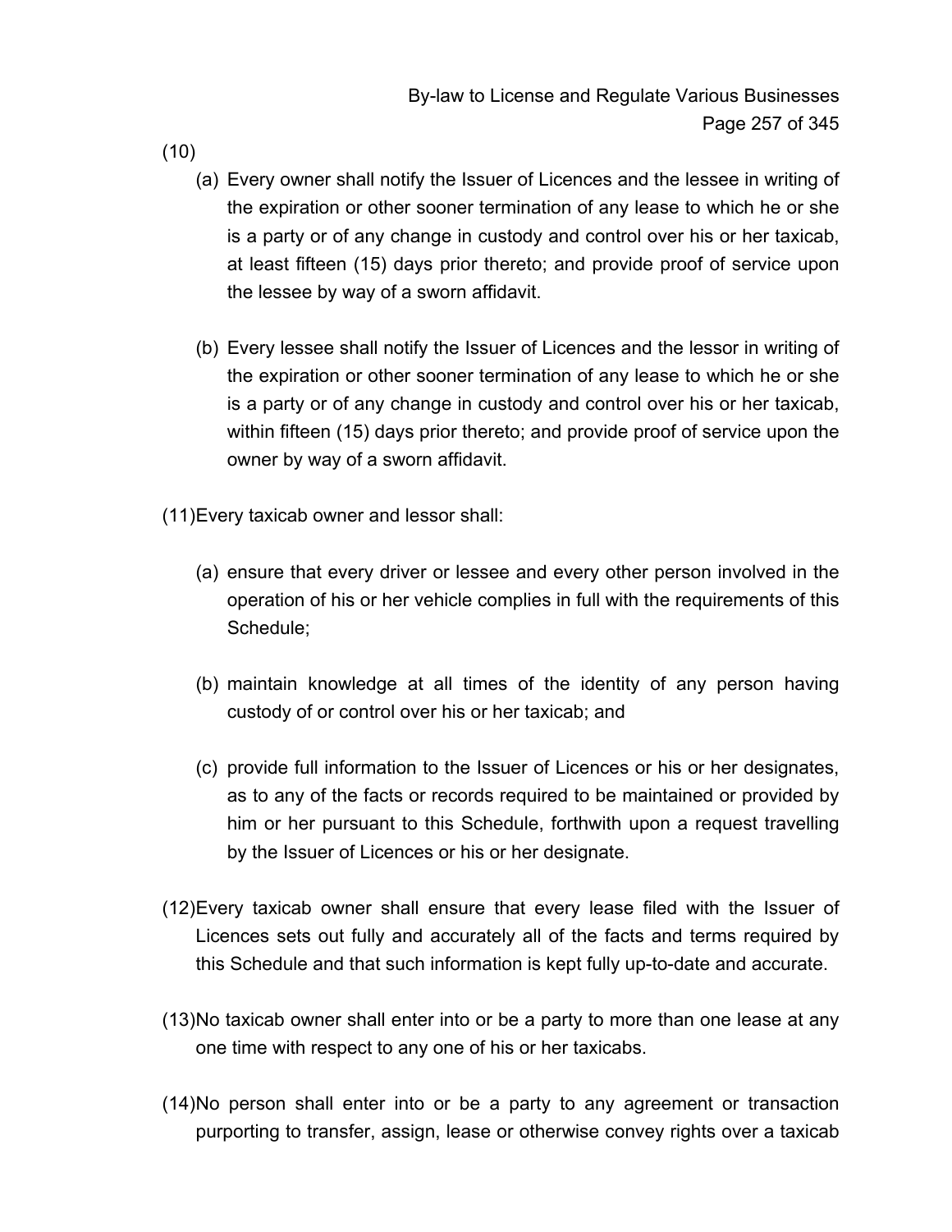(10)

(a) Every owner shall notify the Issuer of Licences and the lessee in writing of the expiration or other sooner termination of any lease to which he or she is a party or of any change in custody and control over his or her taxicab, at least fifteen (15) days prior thereto; and provide proof of service upon the lessee by way of a sworn affidavit.

(b) Every lessee shall notify the Issuer of Licences and the lessor in writing of the expiration or other sooner termination of any lease to which he or she is a party or of any change in custody and control over his or her taxicab, within fifteen (15) days prior thereto; and provide proof of service upon the owner by way of a sworn affidavit.

(11) Every taxicab owner and lessor shall:

(a) ensure that every driver or lessee and every other person involved in the operation of his or her vehicle complies in full with the requirements of this Schedule;

(b) maintain knowledge at all times of the identity of any person having custody of or control over his or her taxicab; and

(c) provide full information to the Issuer of Licences or his or her designates, as to any of the facts or records required to be maintained or provided by him or her pursuant to this Schedule, forthwith upon a request travelling by the Issuer of Licences or his or her designate.

(12) Every taxicab owner shall ensure that every lease filed with the Issuer of Licences sets out fully and accurately all of the facts and terms required by this Schedule and that such information is kept fully up-to-date and accurate.

(13) No taxicab owner shall enter into or be a party to more than one lease at any one time with respect to any one of his or her taxicabs.

(14) No person shall enter into or be a party to any agreement or transaction purporting to transfer, assign, lease or otherwise convey rights over a taxicab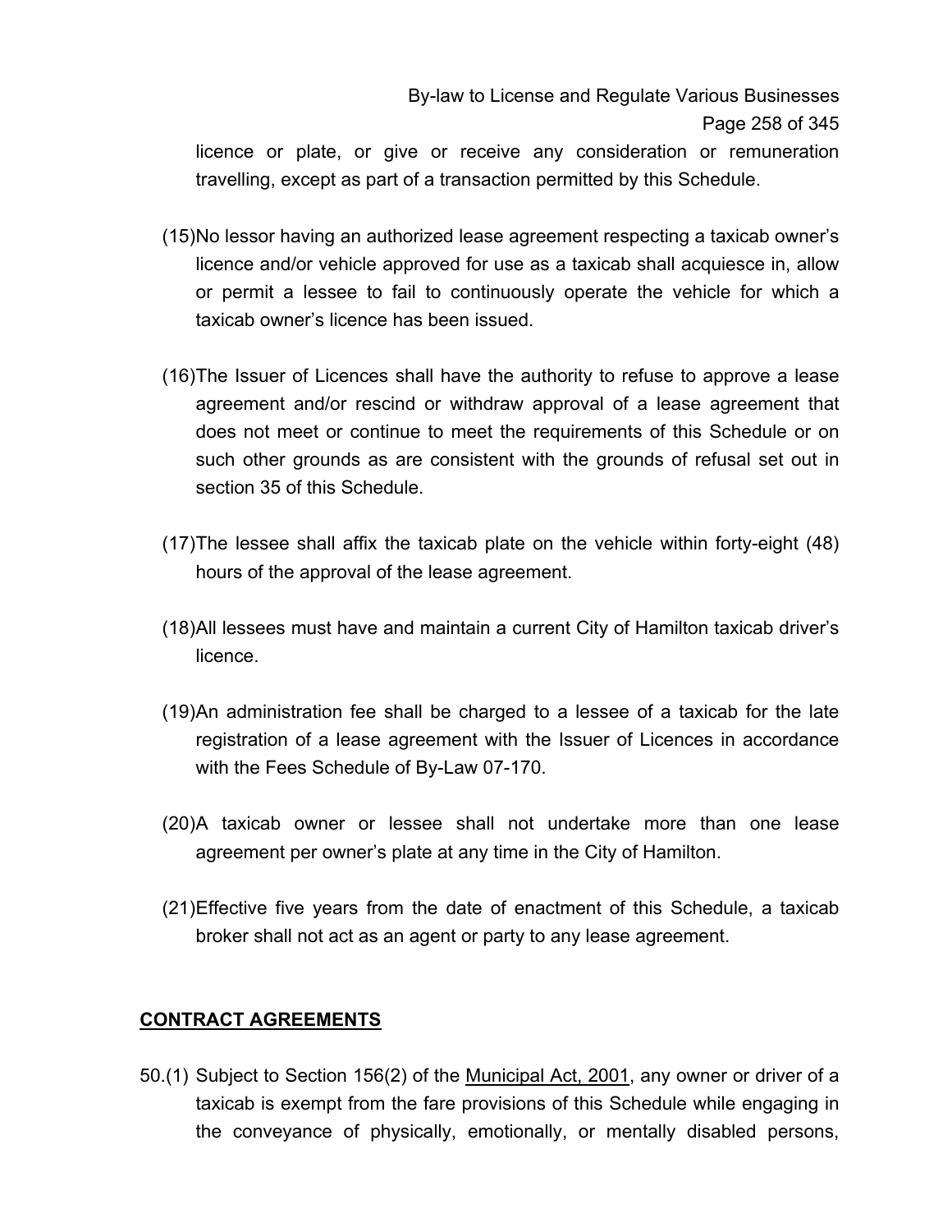licence or plate, or give or receive any consideration or remuneration travelling, except as part of a transaction permitted by this Schedule.

(15) No lessor having an authorized lease agreement respecting a taxicab owner's licence and/or vehicle approved for use as a taxicab shall acquiesce in, allow or permit a lessee to fail to continuously operate the vehicle for which a taxicab owner's licence has been issued.

(16) The Issuer of Licences shall have the authority to refuse to approve a lease agreement and/or rescind or withdraw approval of a lease agreement that does not meet or continue to meet the requirements of this Schedule or on such other grounds as are consistent with the grounds of refusal set out in section 35 of this Schedule.

(17) The lessee shall affix the taxicab plate on the vehicle within forty-eight (48) hours of the approval of the lease agreement.

(18) All lessees must have and maintain a current City of Hamilton taxicab driver's licence.

(19) An administration fee shall be charged to a lessee of a taxicab for the late registration of a lease agreement with the Issuer of Licences in accordance with the Fees Schedule of By-Law 07-170.

(20) A taxicab owner or lessee shall not undertake more than one lease agreement per owner's plate at any time in the City of Hamilton.

(21) Effective five years from the date of enactment of this Schedule, a taxicab broker shall not act as an agent or party to any lease agreement.

## CONTRACT AGREEMENTS

50.(1) Subject to Section 156(2) of the Municipal Act, 2001, any owner or driver of a taxicab is exempt from the fare provisions of this Schedule while engaging in the conveyance of physically, emotionally, or mentally disabled persons,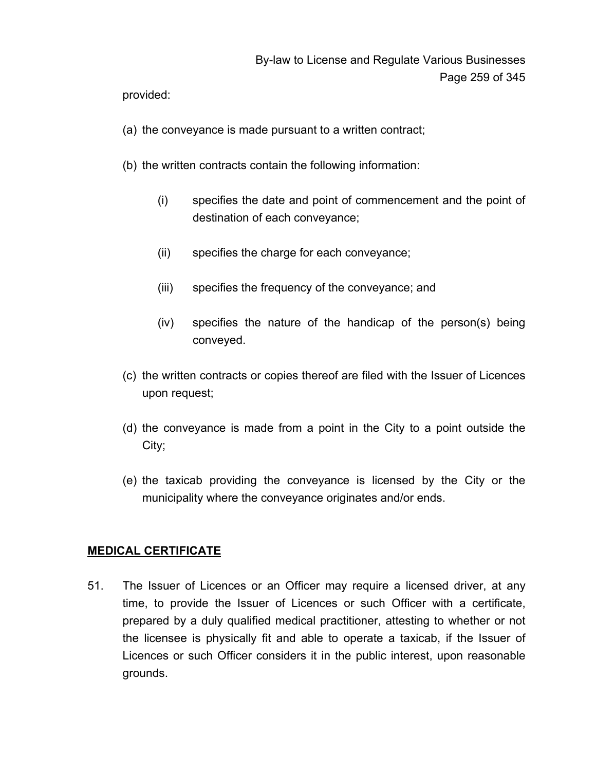provided:

(a) the conveyance is made pursuant to a written contract;

(b) the written contracts contain the following information:

    (i) specifies the date and point of commencement and the point of destination of each conveyance;

    (ii) specifies the charge for each conveyance;

    (iii) specifies the frequency of the conveyance; and

    (iv) specifies the nature of the handicap of the person(s) being conveyed.

(c) the written contracts or copies thereof are filed with the Issuer of Licences upon request;

(d) the conveyance is made from a point in the City to a point outside the City;

(e) the taxicab providing the conveyance is licensed by the City or the municipality where the conveyance originates and/or ends.

**MEDICAL CERTIFICATE**

51. The Issuer of Licences or an Officer may require a licensed driver, at any time, to provide the Issuer of Licences or such Officer with a certificate, prepared by a duly qualified medical practitioner, attesting to whether or not the licensee is physically fit and able to operate a taxicab, if the Issuer of Licences or such Officer considers it in the public interest, upon reasonable grounds.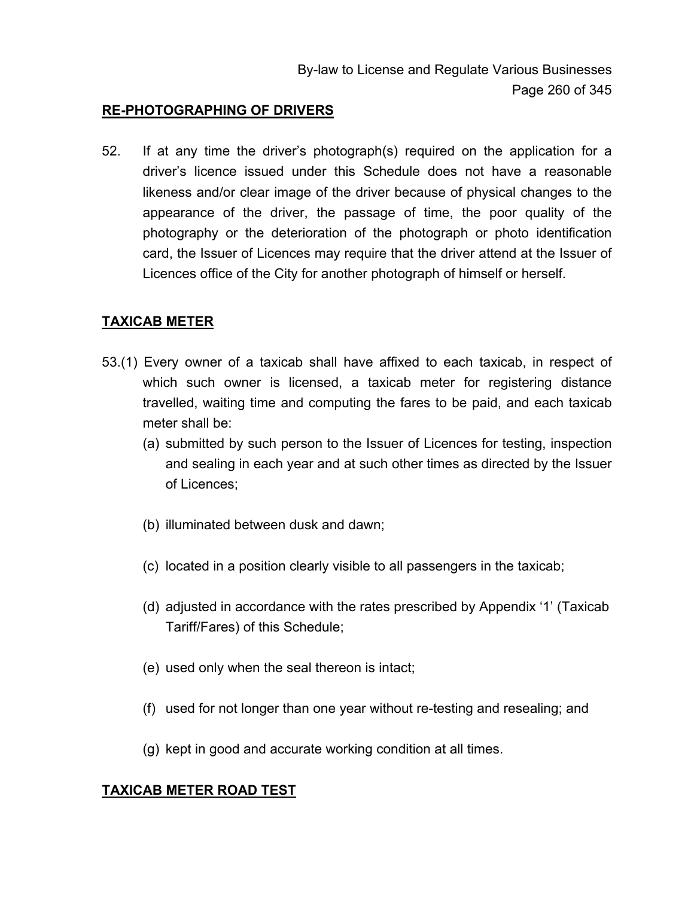## RE-PHOTOGRAPHING OF DRIVERS

52. If at any time the driver's photograph(s) required on the application for a driver's licence issued under this Schedule does not have a reasonable likeness and/or clear image of the driver because of physical changes to the appearance of the driver, the passage of time, the poor quality of the photography or the deterioration of the photograph or photo identification card, the Issuer of Licences may require that the driver attend at the Issuer of Licences office of the City for another photograph of himself or herself.

## TAXICAB METER

53.(1) Every owner of a taxicab shall have affixed to each taxicab, in respect of which such owner is licensed, a taxicab meter for registering distance travelled, waiting time and computing the fares to be paid, and each taxicab meter shall be:

(a) submitted by such person to the Issuer of Licences for testing, inspection and sealing in each year and at such other times as directed by the Issuer of Licences;

(b) illuminated between dusk and dawn;

(c) located in a position clearly visible to all passengers in the taxicab;

(d) adjusted in accordance with the rates prescribed by Appendix '1' (Taxicab Tariff/Fares) of this Schedule;

(e) used only when the seal thereon is intact;

(f) used for not longer than one year without re-testing and resealing; and

(g) kept in good and accurate working condition at all times.

## TAXICAB METER ROAD TEST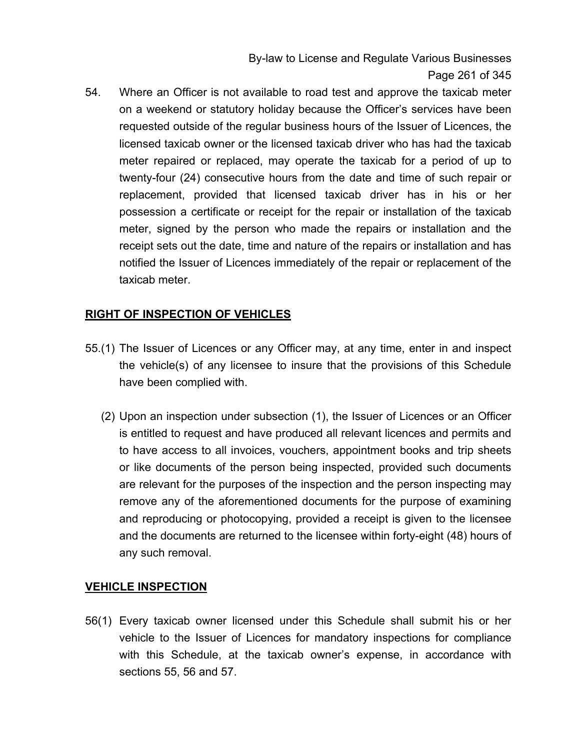54. Where an Officer is not available to road test and approve the taxicab meter on a weekend or statutory holiday because the Officer's services have been requested outside of the regular business hours of the Issuer of Licences, the licensed taxicab owner or the licensed taxicab driver who has had the taxicab meter repaired or replaced, may operate the taxicab for a period of up to twenty-four (24) consecutive hours from the date and time of such repair or replacement, provided that licensed taxicab driver has in his or her possession a certificate or receipt for the repair or installation of the taxicab meter, signed by the person who made the repairs or installation and the receipt sets out the date, time and nature of the repairs or installation and has notified the Issuer of Licences immediately of the repair or replacement of the taxicab meter.

## <u>RIGHT OF INSPECTION OF VEHICLES</u>

55.(1) The Issuer of Licences or any Officer may, at any time, enter in and inspect the vehicle(s) of any licensee to insure that the provisions of this Schedule have been complied with.

(2) Upon an inspection under subsection (1), the Issuer of Licences or an Officer is entitled to request and have produced all relevant licences and permits and to have access to all invoices, vouchers, appointment books and trip sheets or like documents of the person being inspected, provided such documents are relevant for the purposes of the inspection and the person inspecting may remove any of the aforementioned documents for the purpose of examining and reproducing or photocopying, provided a receipt is given to the licensee and the documents are returned to the licensee within forty-eight (48) hours of any such removal.

## <u>VEHICLE INSPECTION</u>

56(1) Every taxicab owner licensed under this Schedule shall submit his or her vehicle to the Issuer of Licences for mandatory inspections for compliance with this Schedule, at the taxicab owner's expense, in accordance with sections 55, 56 and 57.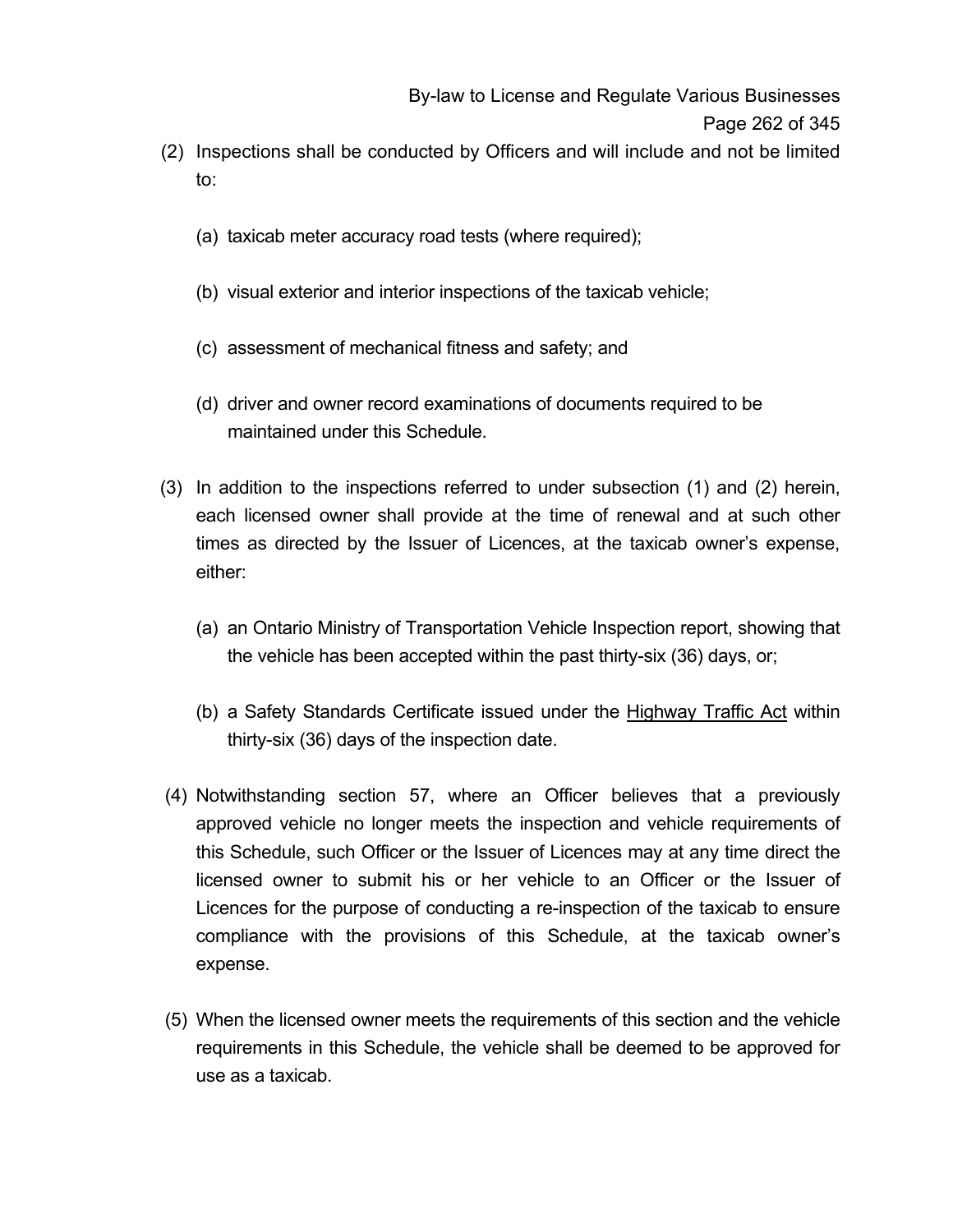(2) Inspections shall be conducted by Officers and will include and not be limited to:

   (a) taxicab meter accuracy road tests (where required);

   (b) visual exterior and interior inspections of the taxicab vehicle;

   (c) assessment of mechanical fitness and safety; and

   (d) driver and owner record examinations of documents required to be maintained under this Schedule.

(3) In addition to the inspections referred to under subsection (1) and (2) herein, each licensed owner shall provide at the time of renewal and at such other times as directed by the Issuer of Licences, at the taxicab owner's expense, either:

   (a) an Ontario Ministry of Transportation Vehicle Inspection report, showing that the vehicle has been accepted within the past thirty-six (36) days, or;

   (b) a Safety Standards Certificate issued under the Highway Traffic Act within thirty-six (36) days of the inspection date.

(4) Notwithstanding section 57, where an Officer believes that a previously approved vehicle no longer meets the inspection and vehicle requirements of this Schedule, such Officer or the Issuer of Licences may at any time direct the licensed owner to submit his or her vehicle to an Officer or the Issuer of Licences for the purpose of conducting a re-inspection of the taxicab to ensure compliance with the provisions of this Schedule, at the taxicab owner's expense.

(5) When the licensed owner meets the requirements of this section and the vehicle requirements in this Schedule, the vehicle shall be deemed to be approved for use as a taxicab.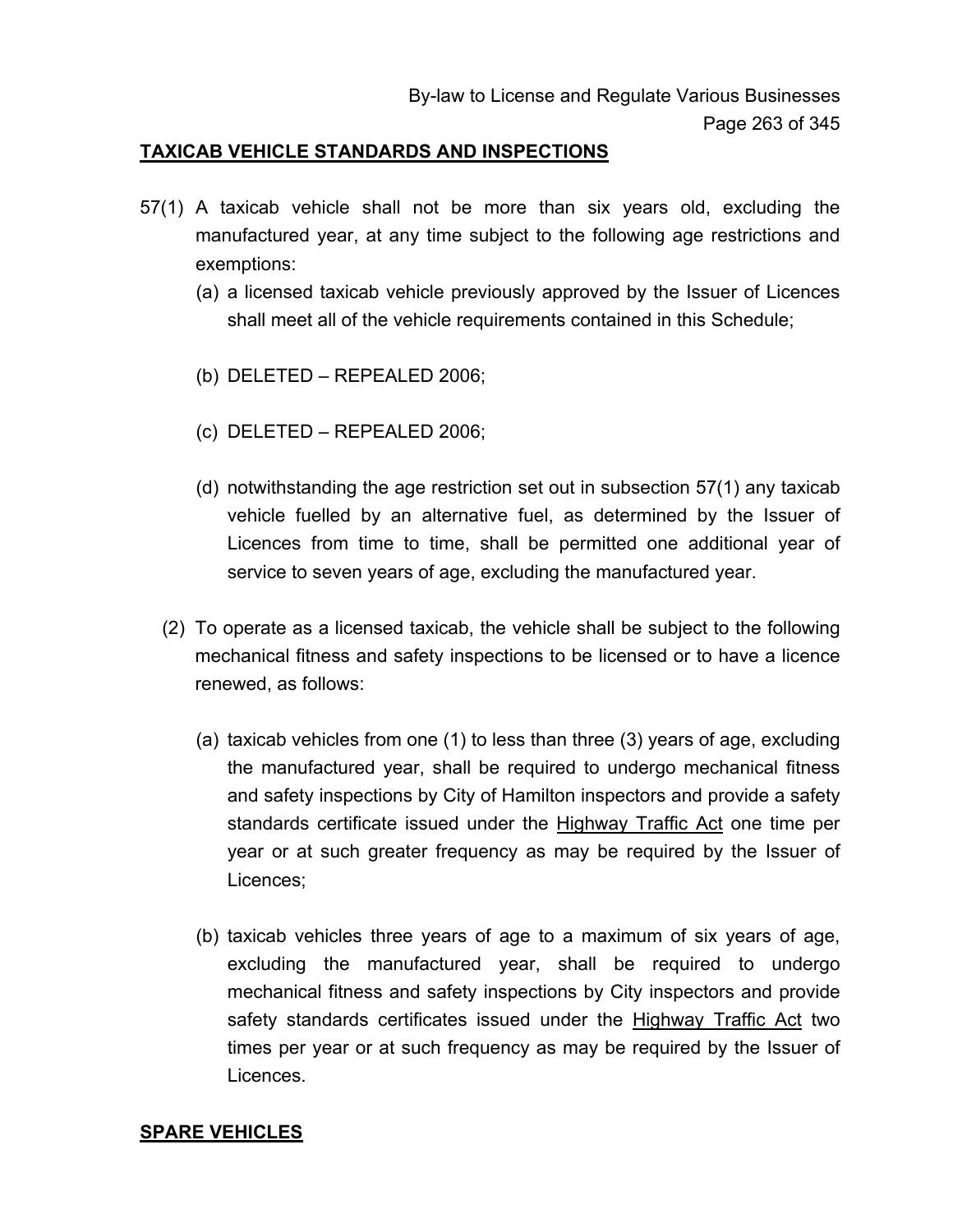## TAXICAB VEHICLE STANDARDS AND INSPECTIONS

57(1) A taxicab vehicle shall not be more than six years old, excluding the manufactured year, at any time subject to the following age restrictions and exemptions:

(a) a licensed taxicab vehicle previously approved by the Issuer of Licences shall meet all of the vehicle requirements contained in this Schedule;

(b) DELETED – REPEALED 2006;

(c) DELETED – REPEALED 2006;

(d) notwithstanding the age restriction set out in subsection 57(1) any taxicab vehicle fuelled by an alternative fuel, as determined by the Issuer of Licences from time to time, shall be permitted one additional year of service to seven years of age, excluding the manufactured year.

(2) To operate as a licensed taxicab, the vehicle shall be subject to the following mechanical fitness and safety inspections to be licensed or to have a licence renewed, as follows:

(a) taxicab vehicles from one (1) to less than three (3) years of age, excluding the manufactured year, shall be required to undergo mechanical fitness and safety inspections by City of Hamilton inspectors and provide a safety standards certificate issued under the Highway Traffic Act one time per year or at such greater frequency as may be required by the Issuer of Licences;

(b) taxicab vehicles three years of age to a maximum of six years of age, excluding the manufactured year, shall be required to undergo mechanical fitness and safety inspections by City inspectors and provide safety standards certificates issued under the Highway Traffic Act two times per year or at such frequency as may be required by the Issuer of Licences.

## SPARE VEHICLES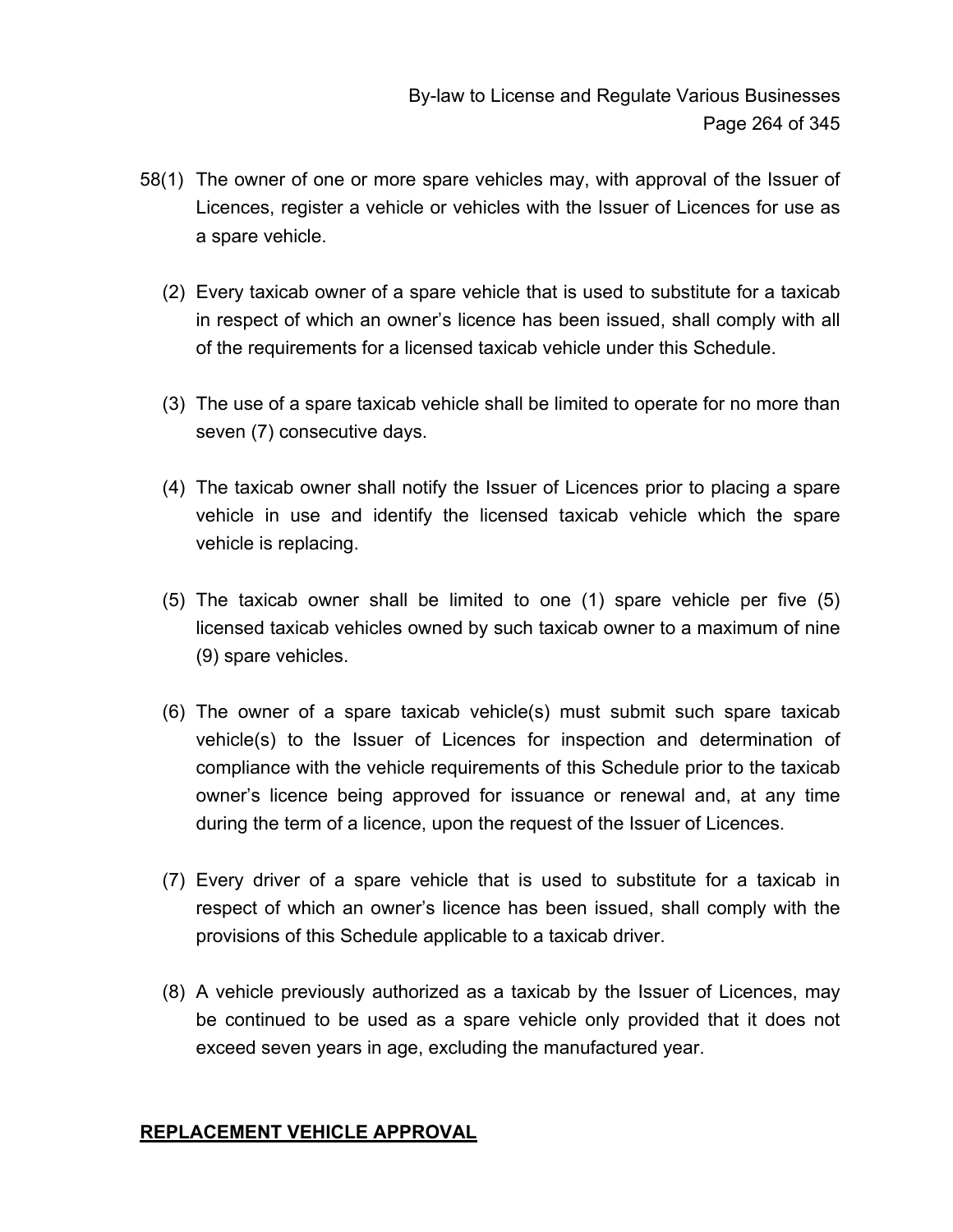58(1) The owner of one or more spare vehicles may, with approval of the Issuer of Licences, register a vehicle or vehicles with the Issuer of Licences for use as a spare vehicle.

(2) Every taxicab owner of a spare vehicle that is used to substitute for a taxicab in respect of which an owner's licence has been issued, shall comply with all of the requirements for a licensed taxicab vehicle under this Schedule.

(3) The use of a spare taxicab vehicle shall be limited to operate for no more than seven (7) consecutive days.

(4) The taxicab owner shall notify the Issuer of Licences prior to placing a spare vehicle in use and identify the licensed taxicab vehicle which the spare vehicle is replacing.

(5) The taxicab owner shall be limited to one (1) spare vehicle per five (5) licensed taxicab vehicles owned by such taxicab owner to a maximum of nine (9) spare vehicles.

(6) The owner of a spare taxicab vehicle(s) must submit such spare taxicab vehicle(s) to the Issuer of Licences for inspection and determination of compliance with the vehicle requirements of this Schedule prior to the taxicab owner's licence being approved for issuance or renewal and, at any time during the term of a licence, upon the request of the Issuer of Licences.

(7) Every driver of a spare vehicle that is used to substitute for a taxicab in respect of which an owner's licence has been issued, shall comply with the provisions of this Schedule applicable to a taxicab driver.

(8) A vehicle previously authorized as a taxicab by the Issuer of Licences, may be continued to be used as a spare vehicle only provided that it does not exceed seven years in age, excluding the manufactured year.

## **REPLACEMENT VEHICLE APPROVAL**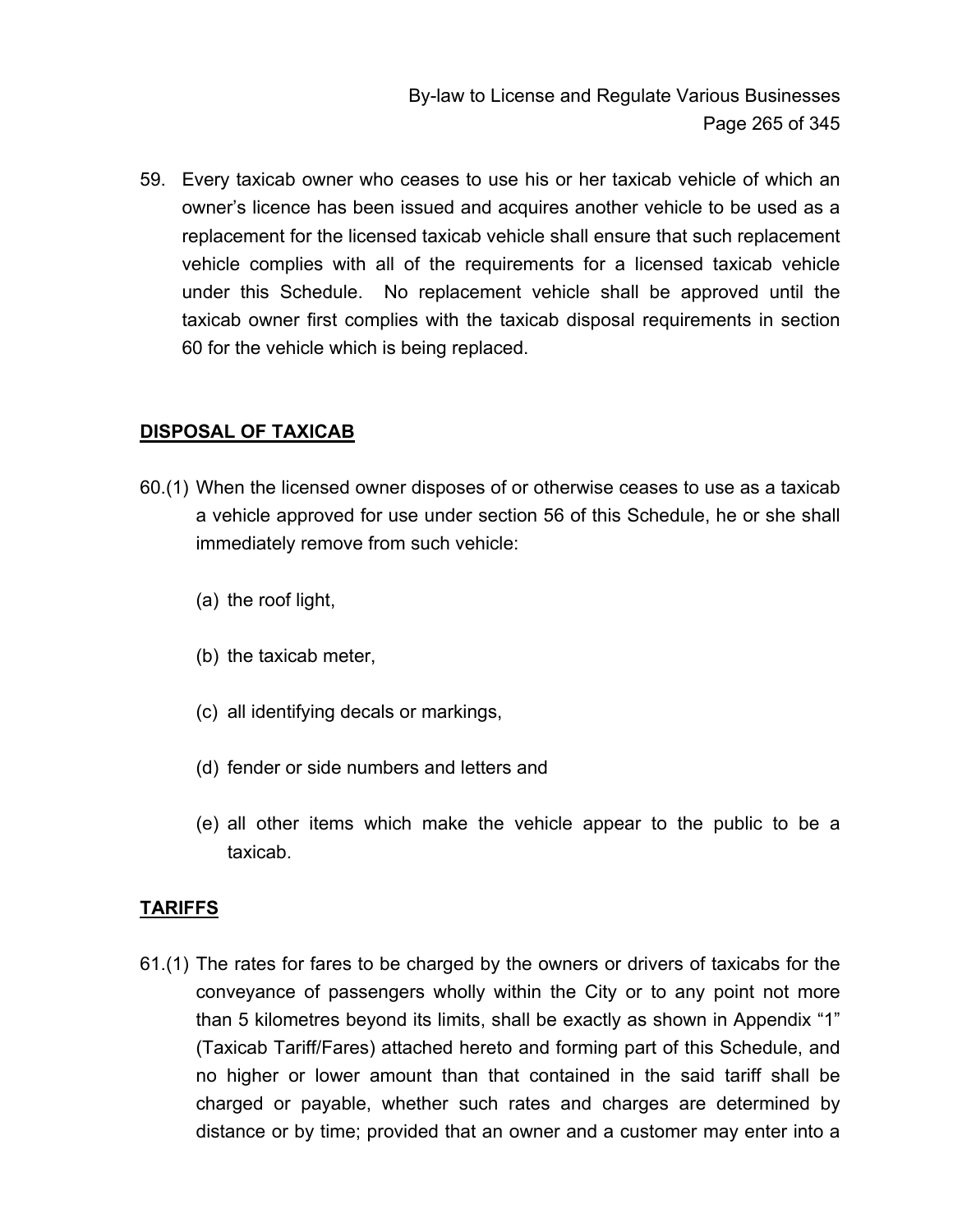59. Every taxicab owner who ceases to use his or her taxicab vehicle of which an owner's licence has been issued and acquires another vehicle to be used as a replacement for the licensed taxicab vehicle shall ensure that such replacement vehicle complies with all of the requirements for a licensed taxicab vehicle under this Schedule. No replacement vehicle shall be approved until the taxicab owner first complies with the taxicab disposal requirements in section 60 for the vehicle which is being replaced.

## DISPOSAL OF TAXICAB

60.(1) When the licensed owner disposes of or otherwise ceases to use as a taxicab a vehicle approved for use under section 56 of this Schedule, he or she shall immediately remove from such vehicle:

(a) the roof light,

(b) the taxicab meter,

(c) all identifying decals or markings,

(d) fender or side numbers and letters and

(e) all other items which make the vehicle appear to the public to be a taxicab.

## TARIFFS

61.(1) The rates for fares to be charged by the owners or drivers of taxicabs for the conveyance of passengers wholly within the City or to any point not more than 5 kilometres beyond its limits, shall be exactly as shown in Appendix "1" (Taxicab Tariff/Fares) attached hereto and forming part of this Schedule, and no higher or lower amount than that contained in the said tariff shall be charged or payable, whether such rates and charges are determined by distance or by time; provided that an owner and a customer may enter into a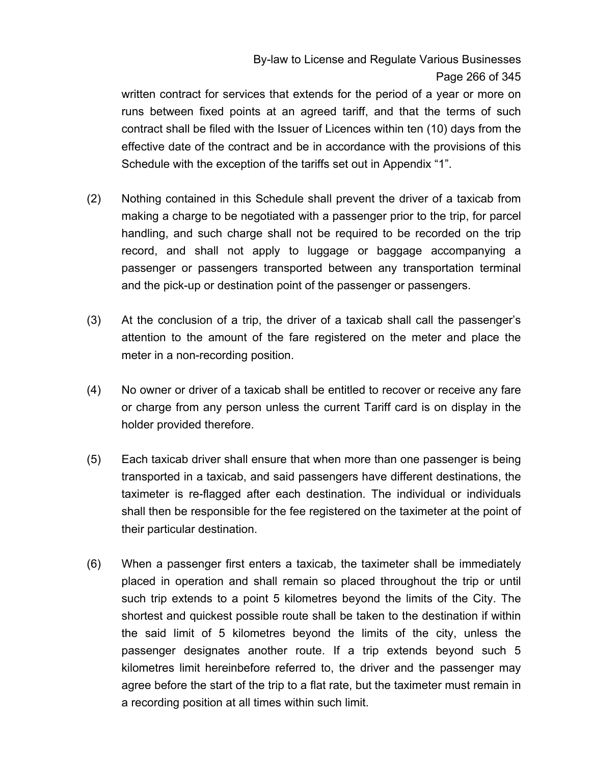written contract for services that extends for the period of a year or more on runs between fixed points at an agreed tariff, and that the terms of such contract shall be filed with the Issuer of Licences within ten (10) days from the effective date of the contract and be in accordance with the provisions of this Schedule with the exception of the tariffs set out in Appendix “1”.

(2) Nothing contained in this Schedule shall prevent the driver of a taxicab from making a charge to be negotiated with a passenger prior to the trip, for parcel handling, and such charge shall not be required to be recorded on the trip record, and shall not apply to luggage or baggage accompanying a passenger or passengers transported between any transportation terminal and the pick-up or destination point of the passenger or passengers.

(3) At the conclusion of a trip, the driver of a taxicab shall call the passenger’s attention to the amount of the fare registered on the meter and place the meter in a non-recording position.

(4) No owner or driver of a taxicab shall be entitled to recover or receive any fare or charge from any person unless the current Tariff card is on display in the holder provided therefore.

(5) Each taxicab driver shall ensure that when more than one passenger is being transported in a taxicab, and said passengers have different destinations, the taximeter is re-flagged after each destination. The individual or individuals shall then be responsible for the fee registered on the taximeter at the point of their particular destination.

(6) When a passenger first enters a taxicab, the taximeter shall be immediately placed in operation and shall remain so placed throughout the trip or until such trip extends to a point 5 kilometres beyond the limits of the City. The shortest and quickest possible route shall be taken to the destination if within the said limit of 5 kilometres beyond the limits of the city, unless the passenger designates another route. If a trip extends beyond such 5 kilometres limit hereinbefore referred to, the driver and the passenger may agree before the start of the trip to a flat rate, but the taximeter must remain in a recording position at all times within such limit.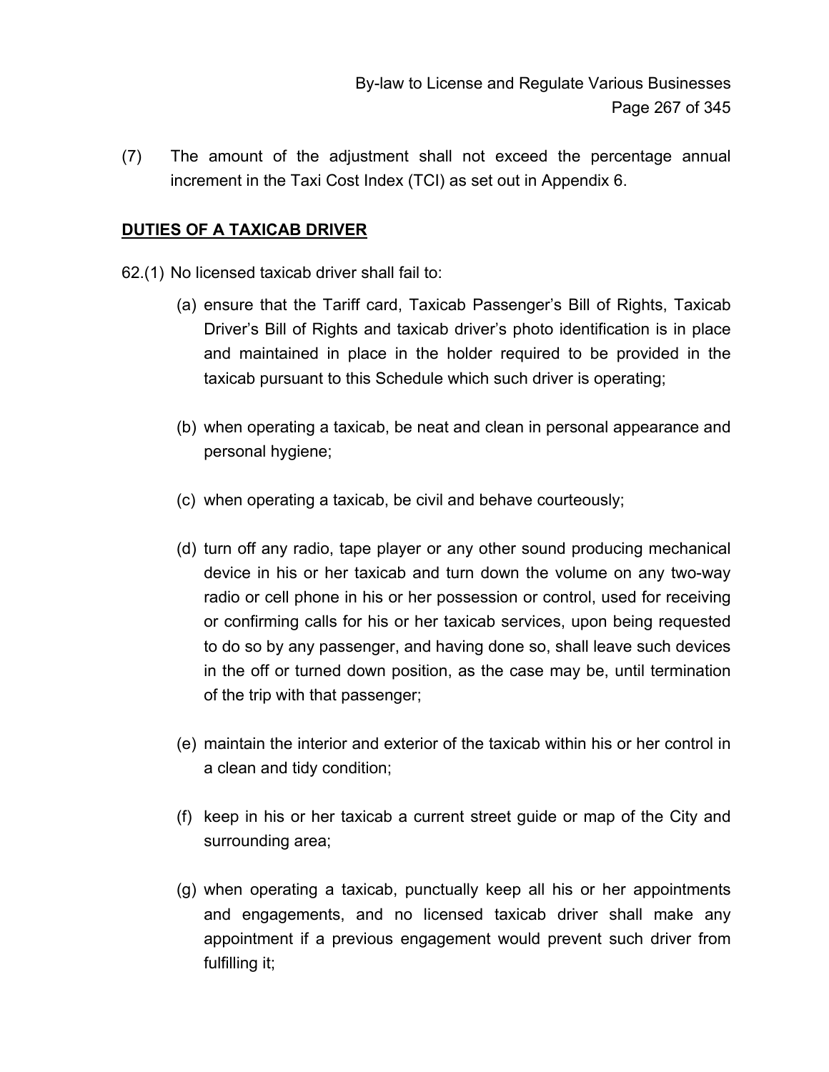(7) The amount of the adjustment shall not exceed the percentage annual increment in the Taxi Cost Index (TCI) as set out in Appendix 6.

## DUTIES OF A TAXICAB DRIVER

62.(1) No licensed taxicab driver shall fail to:

(a) ensure that the Tariff card, Taxicab Passenger's Bill of Rights, Taxicab Driver's Bill of Rights and taxicab driver's photo identification is in place and maintained in place in the holder required to be provided in the taxicab pursuant to this Schedule which such driver is operating;

(b) when operating a taxicab, be neat and clean in personal appearance and personal hygiene;

(c) when operating a taxicab, be civil and behave courteously;

(d) turn off any radio, tape player or any other sound producing mechanical device in his or her taxicab and turn down the volume on any two-way radio or cell phone in his or her possession or control, used for receiving or confirming calls for his or her taxicab services, upon being requested to do so by any passenger, and having done so, shall leave such devices in the off or turned down position, as the case may be, until termination of the trip with that passenger;

(e) maintain the interior and exterior of the taxicab within his or her control in a clean and tidy condition;

(f) keep in his or her taxicab a current street guide or map of the City and surrounding area;

(g) when operating a taxicab, punctually keep all his or her appointments and engagements, and no licensed taxicab driver shall make any appointment if a previous engagement would prevent such driver from fulfilling it;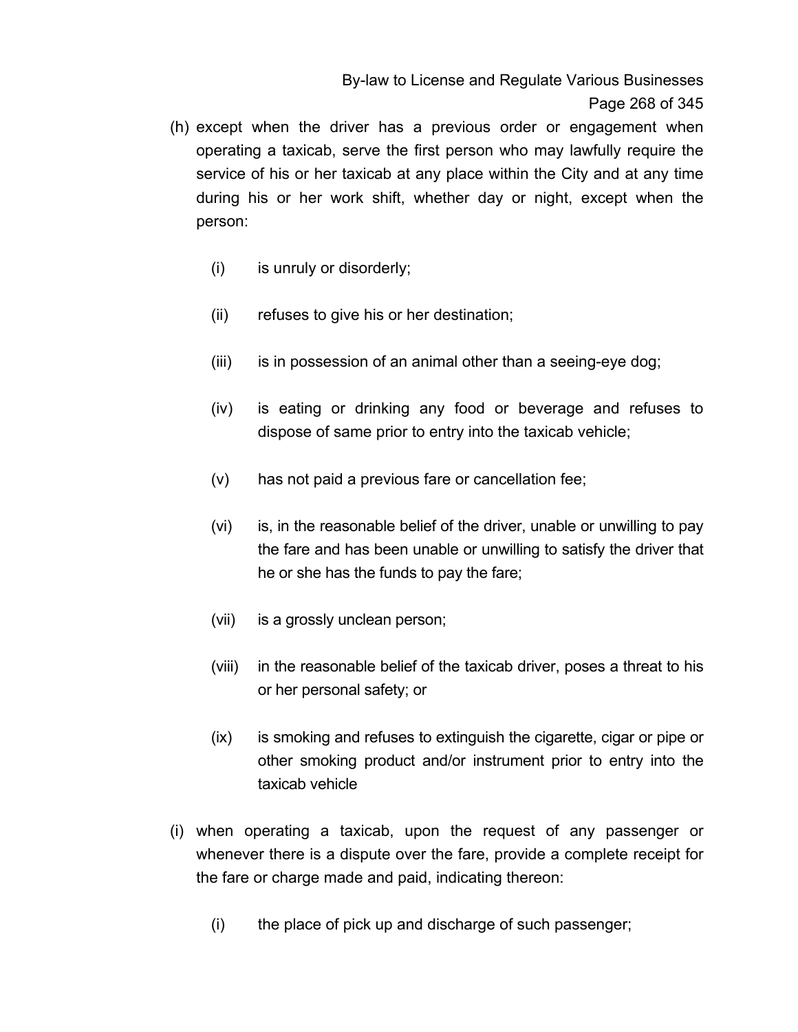(h) except when the driver has a previous order or engagement when operating a taxicab, serve the first person who may lawfully require the service of his or her taxicab at any place within the City and at any time during his or her work shift, whether day or night, except when the person:

   (i) is unruly or disorderly;

   (ii) refuses to give his or her destination;

   (iii) is in possession of an animal other than a seeing-eye dog;

   (iv) is eating or drinking any food or beverage and refuses to dispose of same prior to entry into the taxicab vehicle;

   (v) has not paid a previous fare or cancellation fee;

   (vi) is, in the reasonable belief of the driver, unable or unwilling to pay the fare and has been unable or unwilling to satisfy the driver that he or she has the funds to pay the fare;

   (vii) is a grossly unclean person;

   (viii) in the reasonable belief of the taxicab driver, poses a threat to his or her personal safety; or

   (ix) is smoking and refuses to extinguish the cigarette, cigar or pipe or other smoking product and/or instrument prior to entry into the taxicab vehicle

(i) when operating a taxicab, upon the request of any passenger or whenever there is a dispute over the fare, provide a complete receipt for the fare or charge made and paid, indicating thereon:

   (i) the place of pick up and discharge of such passenger;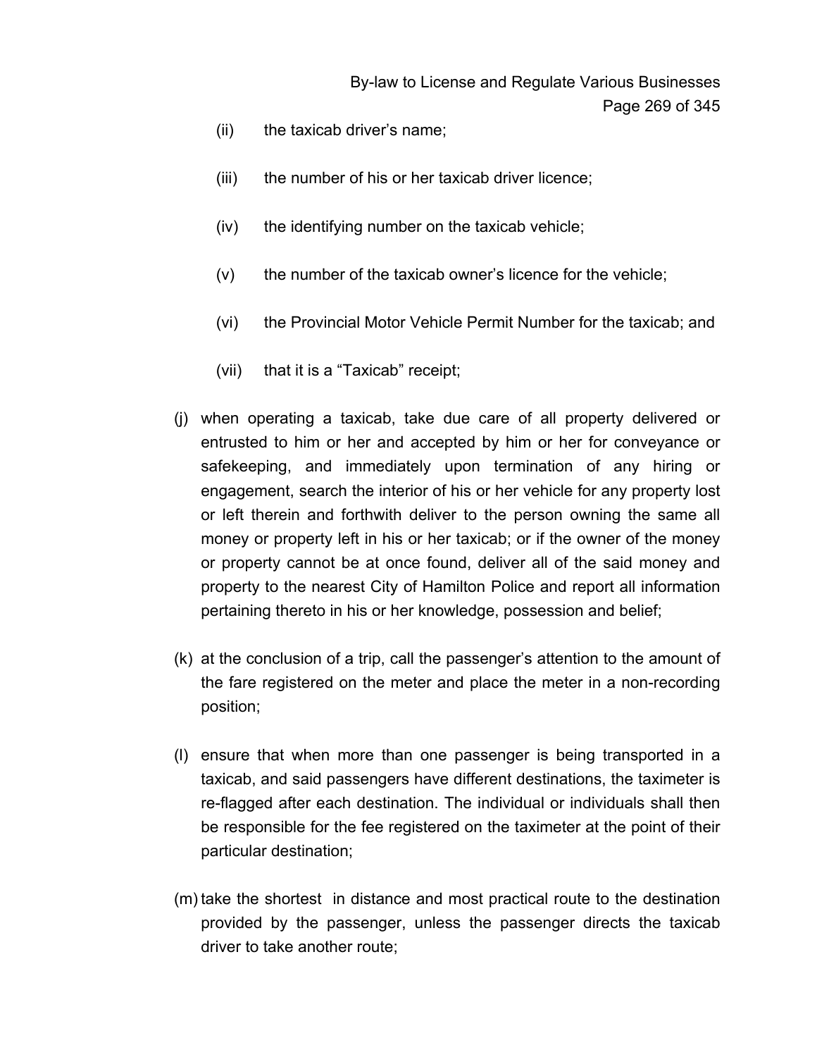(ii) the taxicab driver's name;

(iii) the number of his or her taxicab driver licence;

(iv) the identifying number on the taxicab vehicle;

(v) the number of the taxicab owner's licence for the vehicle;

(vi) the Provincial Motor Vehicle Permit Number for the taxicab; and

(vii) that it is a "Taxicab" receipt;

(j) when operating a taxicab, take due care of all property delivered or entrusted to him or her and accepted by him or her for conveyance or safekeeping, and immediately upon termination of any hiring or engagement, search the interior of his or her vehicle for any property lost or left therein and forthwith deliver to the person owning the same all money or property left in his or her taxicab; or if the owner of the money or property cannot be at once found, deliver all of the said money and property to the nearest City of Hamilton Police and report all information pertaining thereto in his or her knowledge, possession and belief;

(k) at the conclusion of a trip, call the passenger's attention to the amount of the fare registered on the meter and place the meter in a non-recording position;

(l) ensure that when more than one passenger is being transported in a taxicab, and said passengers have different destinations, the taximeter is re-flagged after each destination. The individual or individuals shall then be responsible for the fee registered on the taximeter at the point of their particular destination;

(m) take the shortest in distance and most practical route to the destination provided by the passenger, unless the passenger directs the taxicab driver to take another route;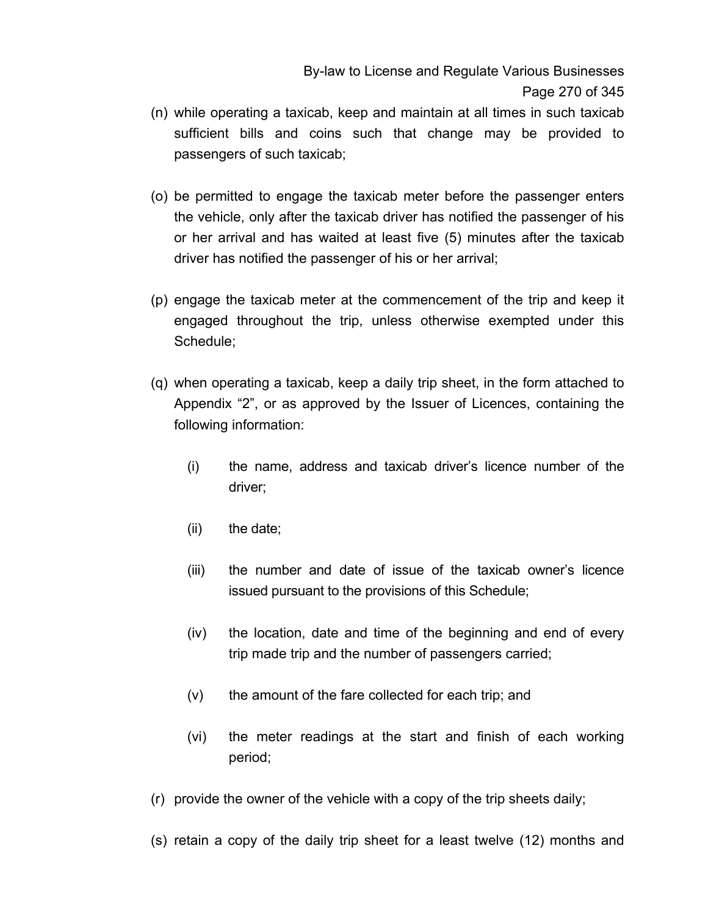(n) while operating a taxicab, keep and maintain at all times in such taxicab sufficient bills and coins such that change may be provided to passengers of such taxicab;

(o) be permitted to engage the taxicab meter before the passenger enters the vehicle, only after the taxicab driver has notified the passenger of his or her arrival and has waited at least five (5) minutes after the taxicab driver has notified the passenger of his or her arrival;

(p) engage the taxicab meter at the commencement of the trip and keep it engaged throughout the trip, unless otherwise exempted under this Schedule;

(q) when operating a taxicab, keep a daily trip sheet, in the form attached to Appendix "2", or as approved by the Issuer of Licences, containing the following information:

   (i) the name, address and taxicab driver's licence number of the driver;

   (ii) the date;

   (iii) the number and date of issue of the taxicab owner's licence issued pursuant to the provisions of this Schedule;

   (iv) the location, date and time of the beginning and end of every trip made trip and the number of passengers carried;

   (v) the amount of the fare collected for each trip; and

   (vi) the meter readings at the start and finish of each working period;

(r) provide the owner of the vehicle with a copy of the trip sheets daily;

(s) retain a copy of the daily trip sheet for a least twelve (12) months and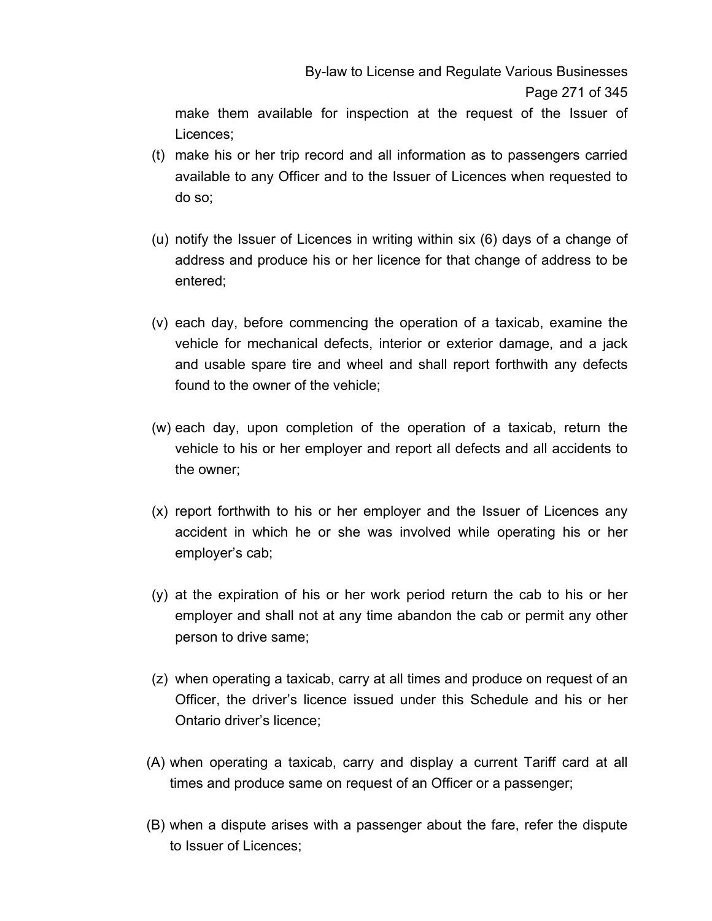make them available for inspection at the request of the Issuer of Licences;

(t) make his or her trip record and all information as to passengers carried available to any Officer and to the Issuer of Licences when requested to do so;

(u) notify the Issuer of Licences in writing within six (6) days of a change of address and produce his or her licence for that change of address to be entered;

(v) each day, before commencing the operation of a taxicab, examine the vehicle for mechanical defects, interior or exterior damage, and a jack and usable spare tire and wheel and shall report forthwith any defects found to the owner of the vehicle;

(w) each day, upon completion of the operation of a taxicab, return the vehicle to his or her employer and report all defects and all accidents to the owner;

(x) report forthwith to his or her employer and the Issuer of Licences any accident in which he or she was involved while operating his or her employer's cab;

(y) at the expiration of his or her work period return the cab to his or her employer and shall not at any time abandon the cab or permit any other person to drive same;

(z) when operating a taxicab, carry at all times and produce on request of an Officer, the driver's licence issued under this Schedule and his or her Ontario driver's licence;

(A) when operating a taxicab, carry and display a current Tariff card at all times and produce same on request of an Officer or a passenger;

(B) when a dispute arises with a passenger about the fare, refer the dispute to Issuer of Licences;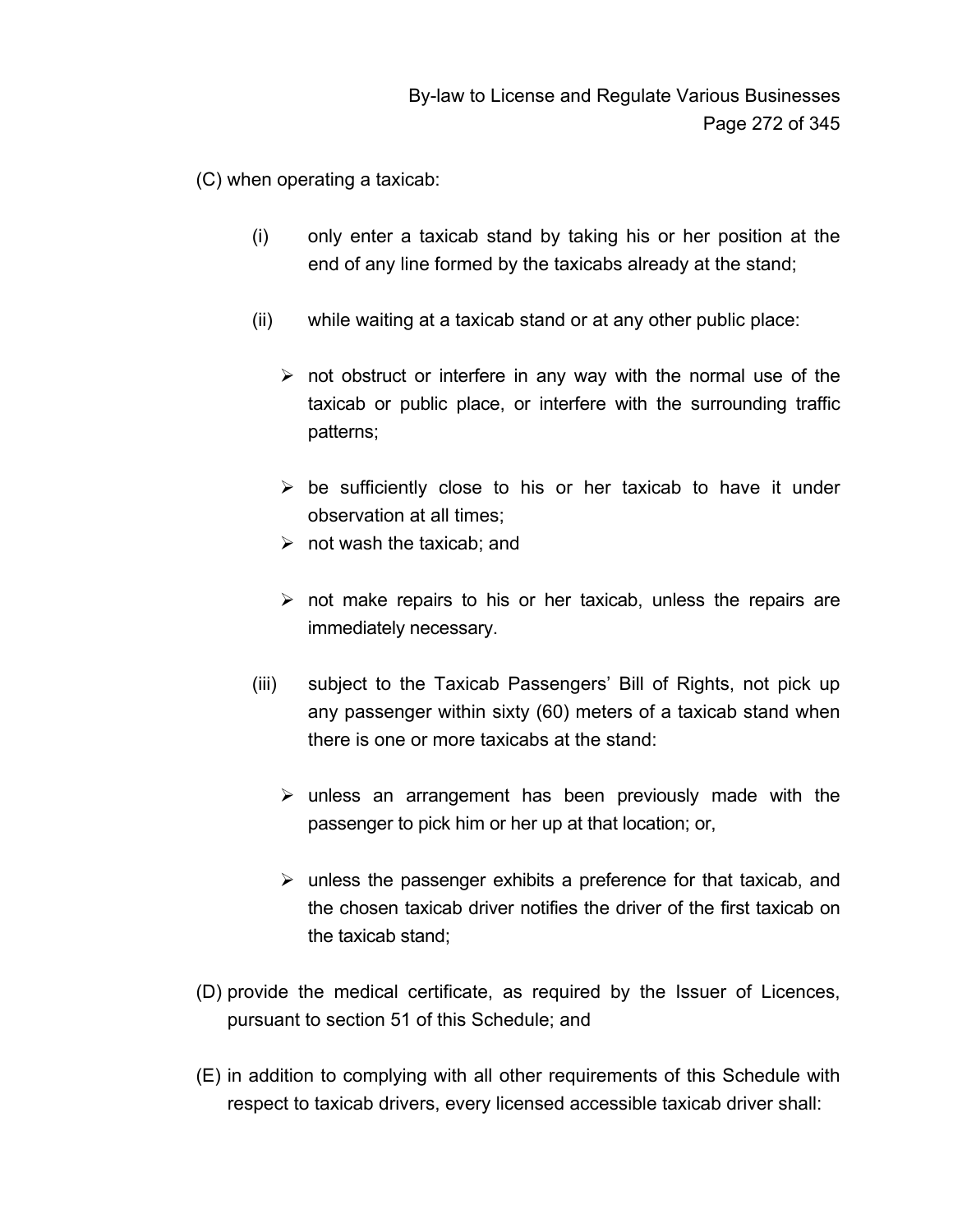(C) when operating a taxicab:

(i) only enter a taxicab stand by taking his or her position at the end of any line formed by the taxicabs already at the stand;

(ii) while waiting at a taxicab stand or at any other public place:

- not obstruct or interfere in any way with the normal use of the taxicab or public place, or interfere with the surrounding traffic patterns;
- be sufficiently close to his or her taxicab to have it under observation at all times;
- not wash the taxicab; and
- not make repairs to his or her taxicab, unless the repairs are immediately necessary.

(iii) subject to the Taxicab Passengers' Bill of Rights, not pick up any passenger within sixty (60) meters of a taxicab stand when there is one or more taxicabs at the stand:

- unless an arrangement has been previously made with the passenger to pick him or her up at that location; or,
- unless the passenger exhibits a preference for that taxicab, and the chosen taxicab driver notifies the driver of the first taxicab on the taxicab stand;

(D) provide the medical certificate, as required by the Issuer of Licences, pursuant to section 51 of this Schedule; and

(E) in addition to complying with all other requirements of this Schedule with respect to taxicab drivers, every licensed accessible taxicab driver shall: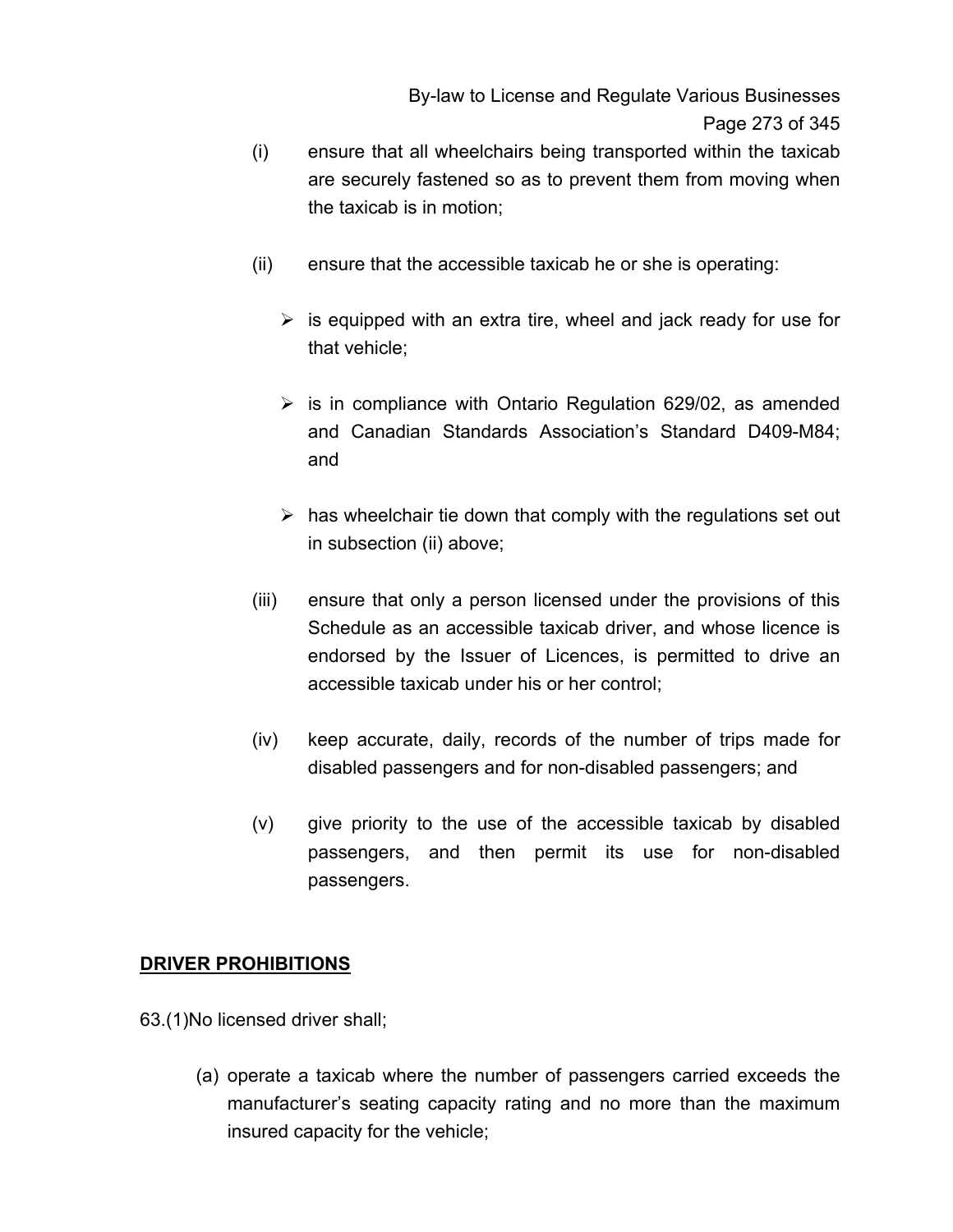(i) ensure that all wheelchairs being transported within the taxicab are securely fastened so as to prevent them from moving when the taxicab is in motion;

(ii) ensure that the accessible taxicab he or she is operating:

- is equipped with an extra tire, wheel and jack ready for use for that vehicle;
- is in compliance with Ontario Regulation 629/02, as amended and Canadian Standards Association's Standard D409-M84; and
- has wheelchair tie down that comply with the regulations set out in subsection (ii) above;

(iii) ensure that only a person licensed under the provisions of this Schedule as an accessible taxicab driver, and whose licence is endorsed by the Issuer of Licences, is permitted to drive an accessible taxicab under his or her control;

(iv) keep accurate, daily, records of the number of trips made for disabled passengers and for non-disabled passengers; and

(v) give priority to the use of the accessible taxicab by disabled passengers, and then permit its use for non-disabled passengers.

**DRIVER PROHIBITIONS**

63.(1)No licensed driver shall;

(a) operate a taxicab where the number of passengers carried exceeds the manufacturer's seating capacity rating and no more than the maximum insured capacity for the vehicle;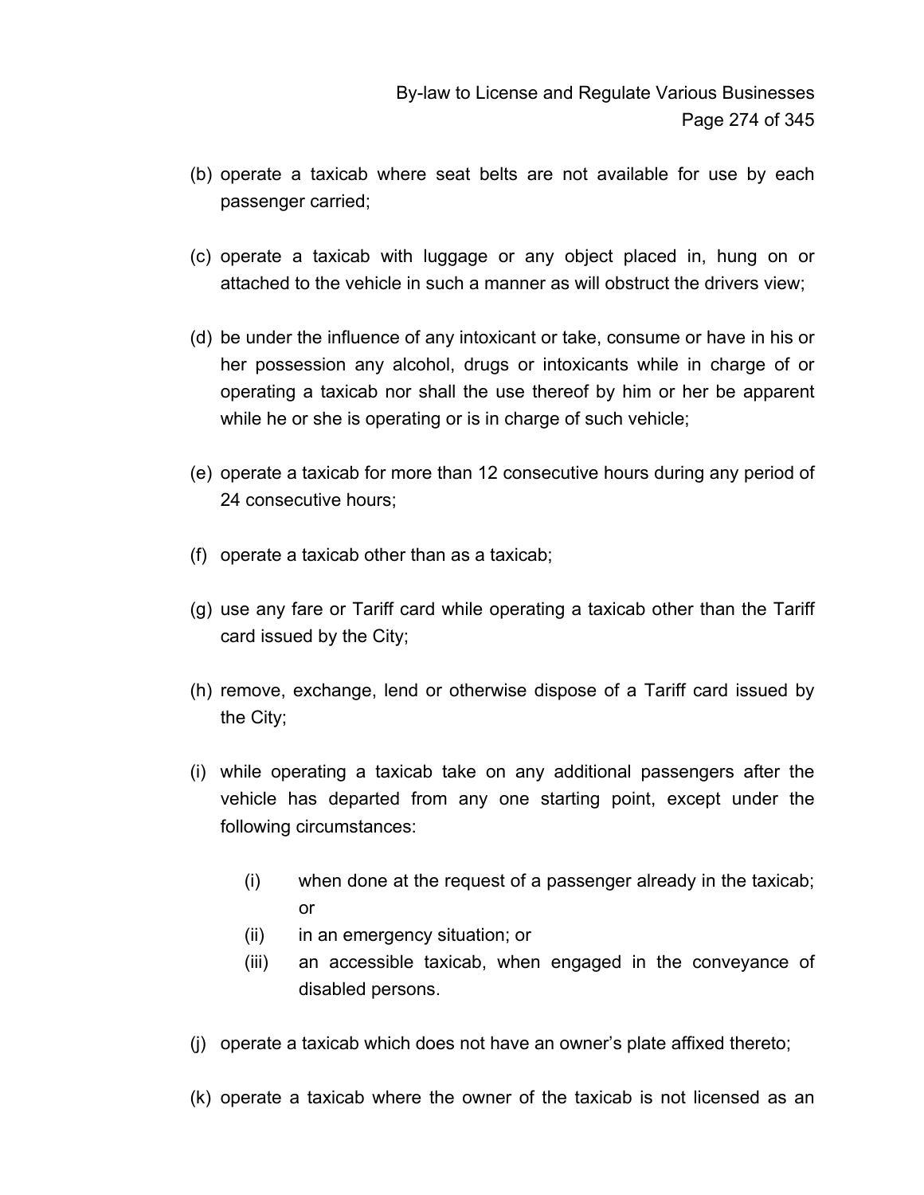(b) operate a taxicab where seat belts are not available for use by each passenger carried;

(c) operate a taxicab with luggage or any object placed in, hung on or attached to the vehicle in such a manner as will obstruct the drivers view;

(d) be under the influence of any intoxicant or take, consume or have in his or her possession any alcohol, drugs or intoxicants while in charge of or operating a taxicab nor shall the use thereof by him or her be apparent while he or she is operating or is in charge of such vehicle;

(e) operate a taxicab for more than 12 consecutive hours during any period of 24 consecutive hours;

(f) operate a taxicab other than as a taxicab;

(g) use any fare or Tariff card while operating a taxicab other than the Tariff card issued by the City;

(h) remove, exchange, lend or otherwise dispose of a Tariff card issued by the City;

(i) while operating a taxicab take on any additional passengers after the vehicle has departed from any one starting point, except under the following circumstances:

  (i) when done at the request of a passenger already in the taxicab; or
  (ii) in an emergency situation; or
  (iii) an accessible taxicab, when engaged in the conveyance of disabled persons.

(j) operate a taxicab which does not have an owner's plate affixed thereto;

(k) operate a taxicab where the owner of the taxicab is not licensed as an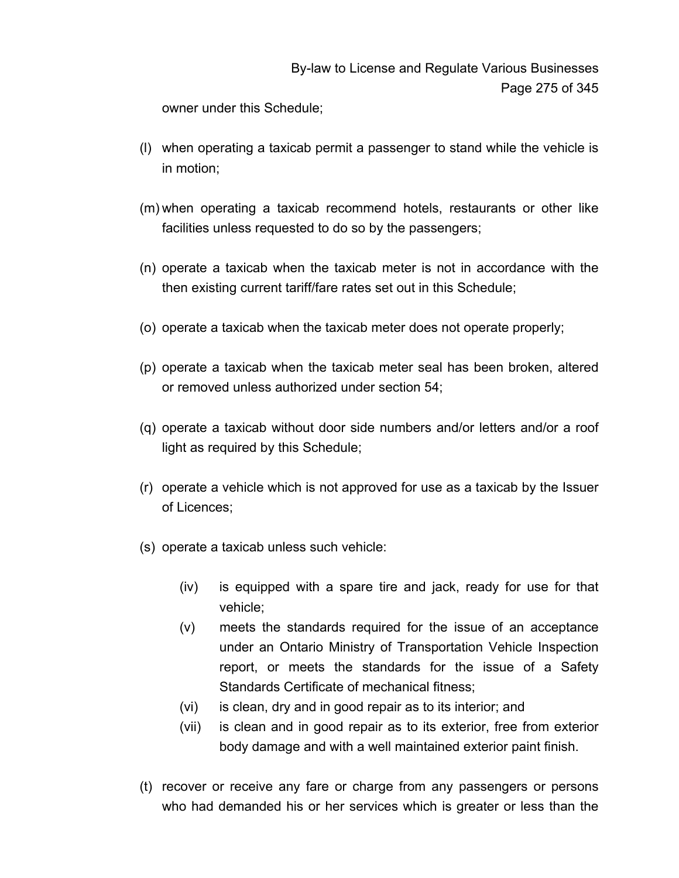owner under this Schedule;

(l) when operating a taxicab permit a passenger to stand while the vehicle is in motion;

(m) when operating a taxicab recommend hotels, restaurants or other like facilities unless requested to do so by the passengers;

(n) operate a taxicab when the taxicab meter is not in accordance with the then existing current tariff/fare rates set out in this Schedule;

(o) operate a taxicab when the taxicab meter does not operate properly;

(p) operate a taxicab when the taxicab meter seal has been broken, altered or removed unless authorized under section 54;

(q) operate a taxicab without door side numbers and/or letters and/or a roof light as required by this Schedule;

(r) operate a vehicle which is not approved for use as a taxicab by the Issuer of Licences;

(s) operate a taxicab unless such vehicle:

  (iv) is equipped with a spare tire and jack, ready for use for that vehicle;
  (v) meets the standards required for the issue of an acceptance under an Ontario Ministry of Transportation Vehicle Inspection report, or meets the standards for the issue of a Safety Standards Certificate of mechanical fitness;
  (vi) is clean, dry and in good repair as to its interior; and
  (vii) is clean and in good repair as to its exterior, free from exterior body damage and with a well maintained exterior paint finish.

(t) recover or receive any fare or charge from any passengers or persons who had demanded his or her services which is greater or less than the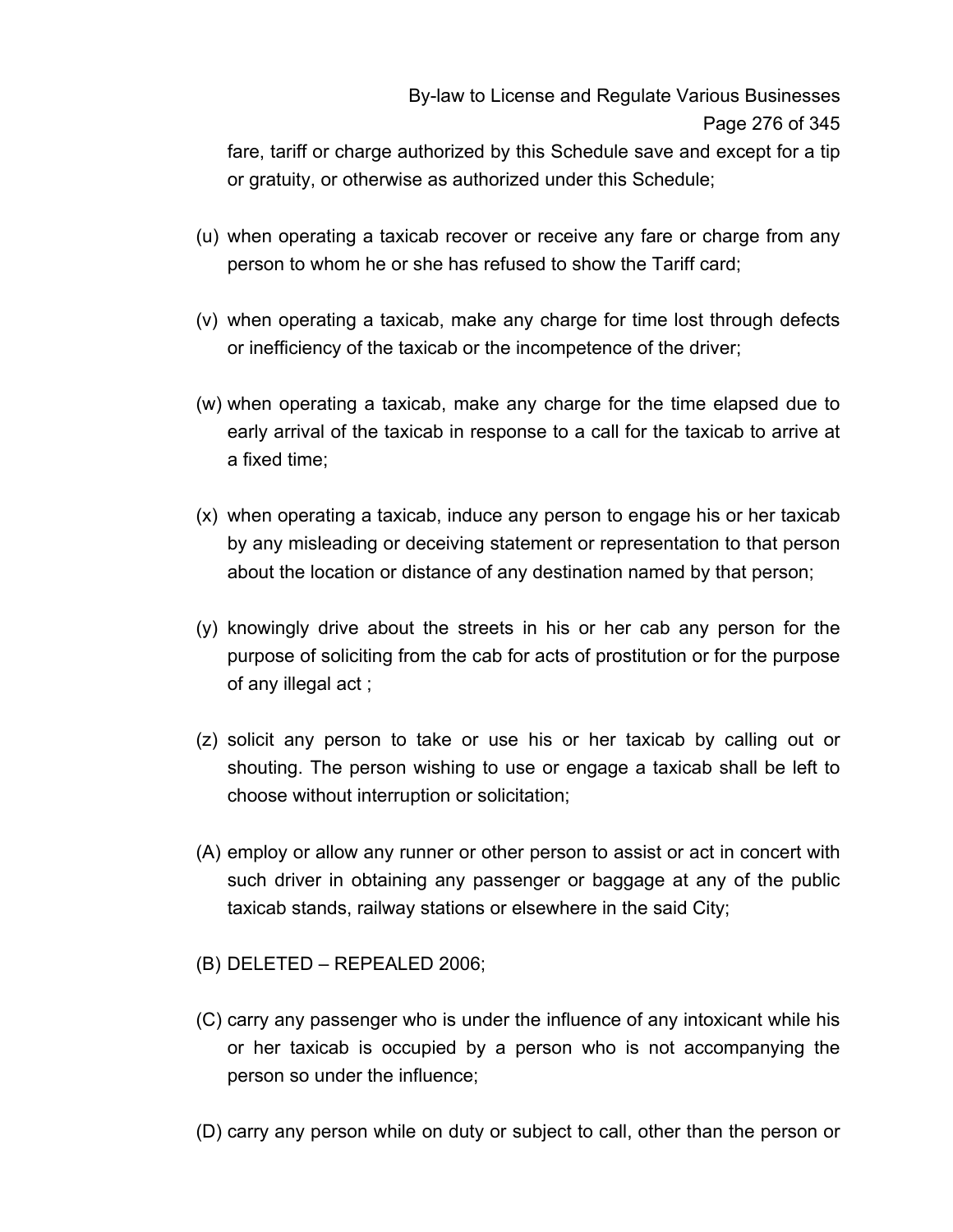fare, tariff or charge authorized by this Schedule save and except for a tip or gratuity, or otherwise as authorized under this Schedule;

(u) when operating a taxicab recover or receive any fare or charge from any person to whom he or she has refused to show the Tariff card;

(v) when operating a taxicab, make any charge for time lost through defects or inefficiency of the taxicab or the incompetence of the driver;

(w) when operating a taxicab, make any charge for the time elapsed due to early arrival of the taxicab in response to a call for the taxicab to arrive at a fixed time;

(x) when operating a taxicab, induce any person to engage his or her taxicab by any misleading or deceiving statement or representation to that person about the location or distance of any destination named by that person;

(y) knowingly drive about the streets in his or her cab any person for the purpose of soliciting from the cab for acts of prostitution or for the purpose of any illegal act ;

(z) solicit any person to take or use his or her taxicab by calling out or shouting. The person wishing to use or engage a taxicab shall be left to choose without interruption or solicitation;

(A) employ or allow any runner or other person to assist or act in concert with such driver in obtaining any passenger or baggage at any of the public taxicab stands, railway stations or elsewhere in the said City;

(B) DELETED – REPEALED 2006;

(C) carry any passenger who is under the influence of any intoxicant while his or her taxicab is occupied by a person who is not accompanying the person so under the influence;

(D) carry any person while on duty or subject to call, other than the person or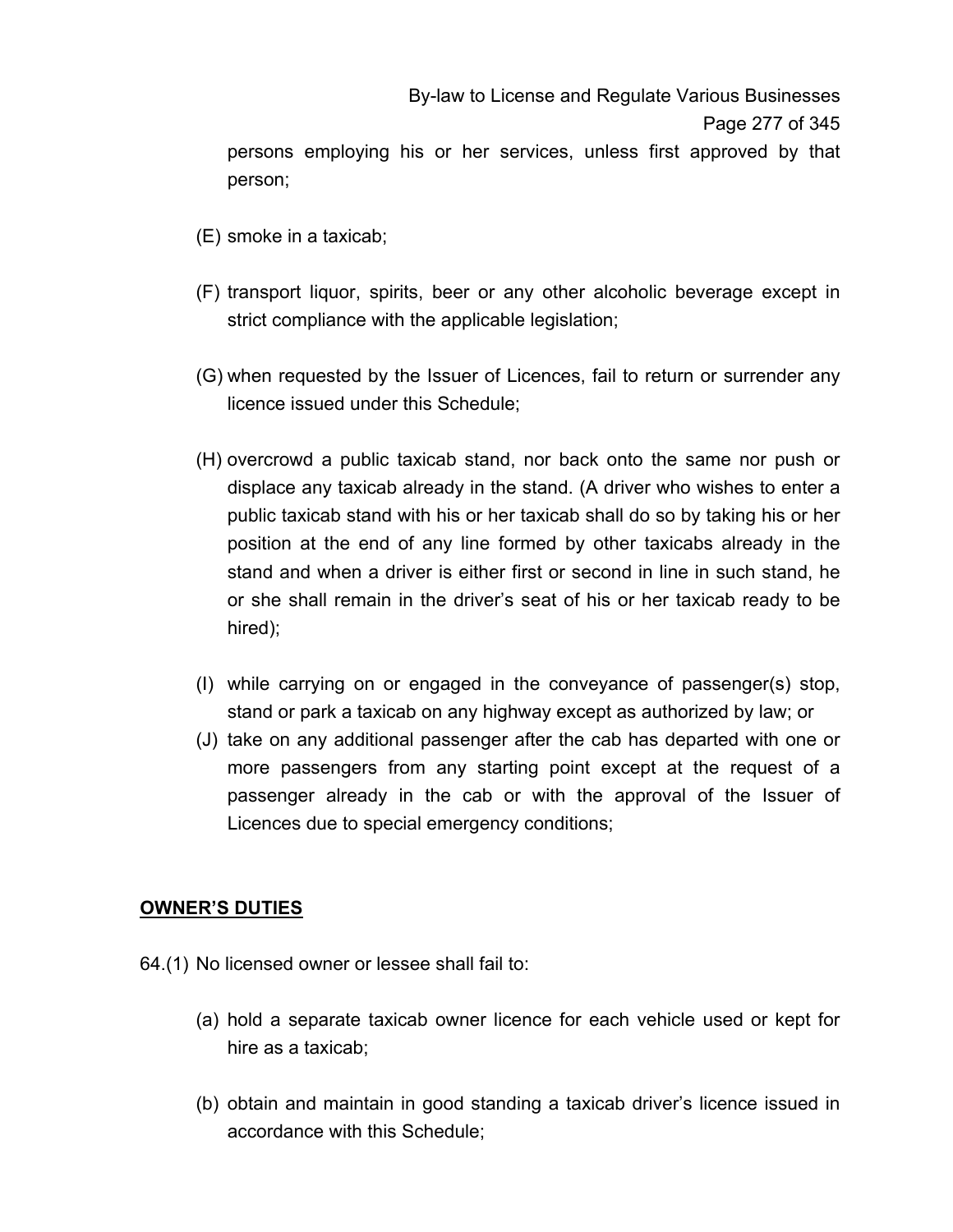persons employing his or her services, unless first approved by that person;

(E) smoke in a taxicab;

(F) transport liquor, spirits, beer or any other alcoholic beverage except in strict compliance with the applicable legislation;

(G) when requested by the Issuer of Licences, fail to return or surrender any licence issued under this Schedule;

(H) overcrowd a public taxicab stand, nor back onto the same nor push or displace any taxicab already in the stand. (A driver who wishes to enter a public taxicab stand with his or her taxicab shall do so by taking his or her position at the end of any line formed by other taxicabs already in the stand and when a driver is either first or second in line in such stand, he or she shall remain in the driver's seat of his or her taxicab ready to be hired);

(I) while carrying on or engaged in the conveyance of passenger(s) stop, stand or park a taxicab on any highway except as authorized by law; or

(J) take on any additional passenger after the cab has departed with one or more passengers from any starting point except at the request of a passenger already in the cab or with the approval of the Issuer of Licences due to special emergency conditions;

**OWNER'S DUTIES**

64.(1) No licensed owner or lessee shall fail to:

(a) hold a separate taxicab owner licence for each vehicle used or kept for hire as a taxicab;

(b) obtain and maintain in good standing a taxicab driver's licence issued in accordance with this Schedule;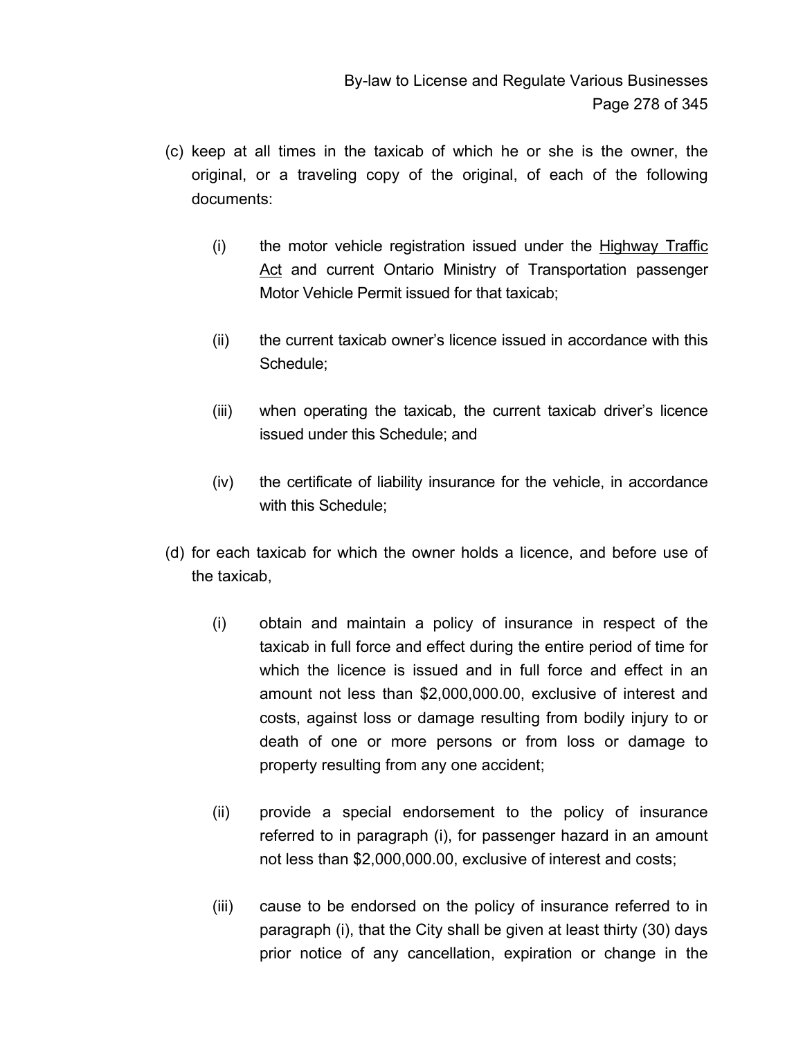(c) keep at all times in the taxicab of which he or she is the owner, the original, or a traveling copy of the original, of each of the following documents:

   (i) the motor vehicle registration issued under the Highway Traffic Act and current Ontario Ministry of Transportation passenger Motor Vehicle Permit issued for that taxicab;

   (ii) the current taxicab owner's licence issued in accordance with this Schedule;

   (iii) when operating the taxicab, the current taxicab driver's licence issued under this Schedule; and

   (iv) the certificate of liability insurance for the vehicle, in accordance with this Schedule;

(d) for each taxicab for which the owner holds a licence, and before use of the taxicab,

   (i) obtain and maintain a policy of insurance in respect of the taxicab in full force and effect during the entire period of time for which the licence is issued and in full force and effect in an amount not less than $2,000,000.00, exclusive of interest and costs, against loss or damage resulting from bodily injury to or death of one or more persons or from loss or damage to property resulting from any one accident;

   (ii) provide a special endorsement to the policy of insurance referred to in paragraph (i), for passenger hazard in an amount not less than $2,000,000.00, exclusive of interest and costs;

   (iii) cause to be endorsed on the policy of insurance referred to in paragraph (i), that the City shall be given at least thirty (30) days prior notice of any cancellation, expiration or change in the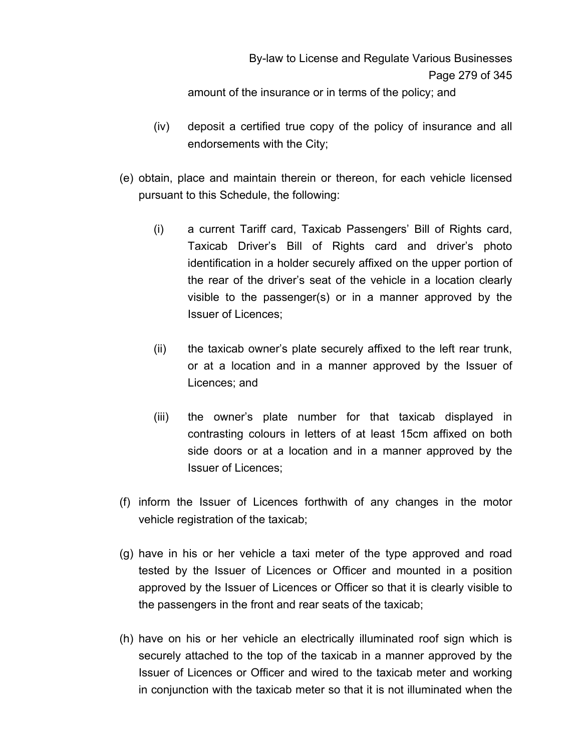amount of the insurance or in terms of the policy; and

(iv) deposit a certified true copy of the policy of insurance and all endorsements with the City;

(e) obtain, place and maintain therein or thereon, for each vehicle licensed pursuant to this Schedule, the following:

(i) a current Tariff card, Taxicab Passengers' Bill of Rights card, Taxicab Driver's Bill of Rights card and driver's photo identification in a holder securely affixed on the upper portion of the rear of the driver's seat of the vehicle in a location clearly visible to the passenger(s) or in a manner approved by the Issuer of Licences;

(ii) the taxicab owner's plate securely affixed to the left rear trunk, or at a location and in a manner approved by the Issuer of Licences; and

(iii) the owner's plate number for that taxicab displayed in contrasting colours in letters of at least 15cm affixed on both side doors or at a location and in a manner approved by the Issuer of Licences;

(f) inform the Issuer of Licences forthwith of any changes in the motor vehicle registration of the taxicab;

(g) have in his or her vehicle a taxi meter of the type approved and road tested by the Issuer of Licences or Officer and mounted in a position approved by the Issuer of Licences or Officer so that it is clearly visible to the passengers in the front and rear seats of the taxicab;

(h) have on his or her vehicle an electrically illuminated roof sign which is securely attached to the top of the taxicab in a manner approved by the Issuer of Licences or Officer and wired to the taxicab meter and working in conjunction with the taxicab meter so that it is not illuminated when the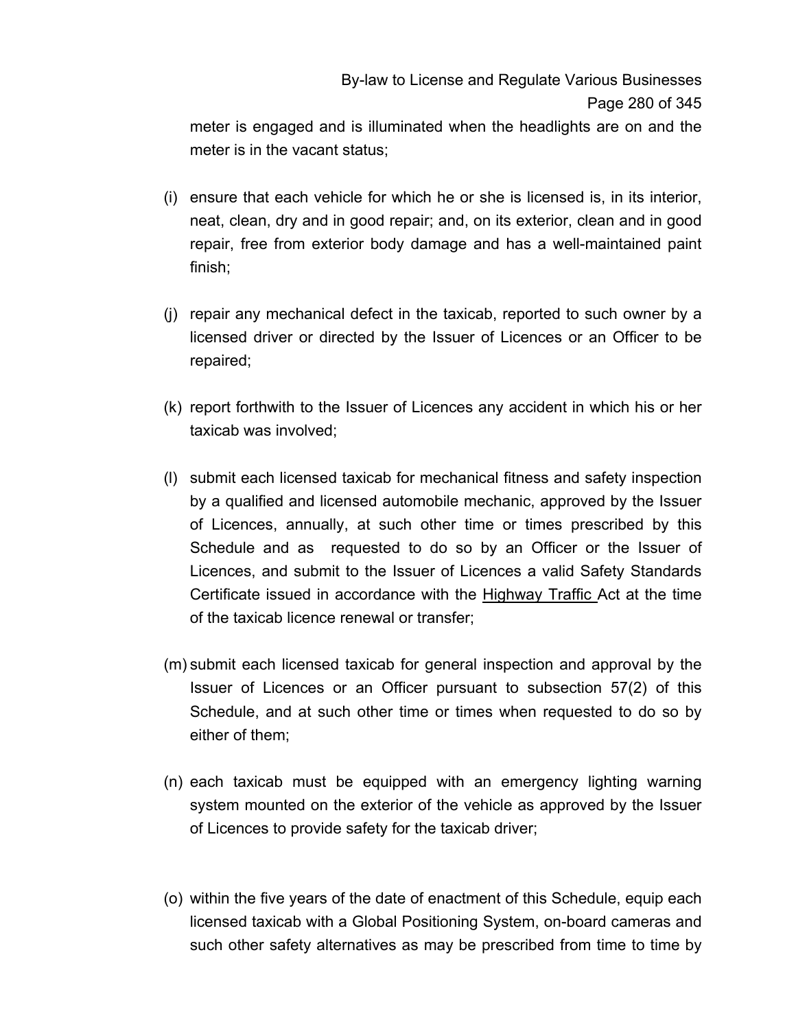meter is engaged and is illuminated when the headlights are on and the meter is in the vacant status;

(i) ensure that each vehicle for which he or she is licensed is, in its interior, neat, clean, dry and in good repair; and, on its exterior, clean and in good repair, free from exterior body damage and has a well-maintained paint finish;

(j) repair any mechanical defect in the taxicab, reported to such owner by a licensed driver or directed by the Issuer of Licences or an Officer to be repaired;

(k) report forthwith to the Issuer of Licences any accident in which his or her taxicab was involved;

(l) submit each licensed taxicab for mechanical fitness and safety inspection by a qualified and licensed automobile mechanic, approved by the Issuer of Licences, annually, at such other time or times prescribed by this Schedule and as requested to do so by an Officer or the Issuer of Licences, and submit to the Issuer of Licences a valid Safety Standards Certificate issued in accordance with the Highway Traffic Act at the time of the taxicab licence renewal or transfer;

(m) submit each licensed taxicab for general inspection and approval by the Issuer of Licences or an Officer pursuant to subsection 57(2) of this Schedule, and at such other time or times when requested to do so by either of them;

(n) each taxicab must be equipped with an emergency lighting warning system mounted on the exterior of the vehicle as approved by the Issuer of Licences to provide safety for the taxicab driver;

(o) within the five years of the date of enactment of this Schedule, equip each licensed taxicab with a Global Positioning System, on-board cameras and such other safety alternatives as may be prescribed from time to time by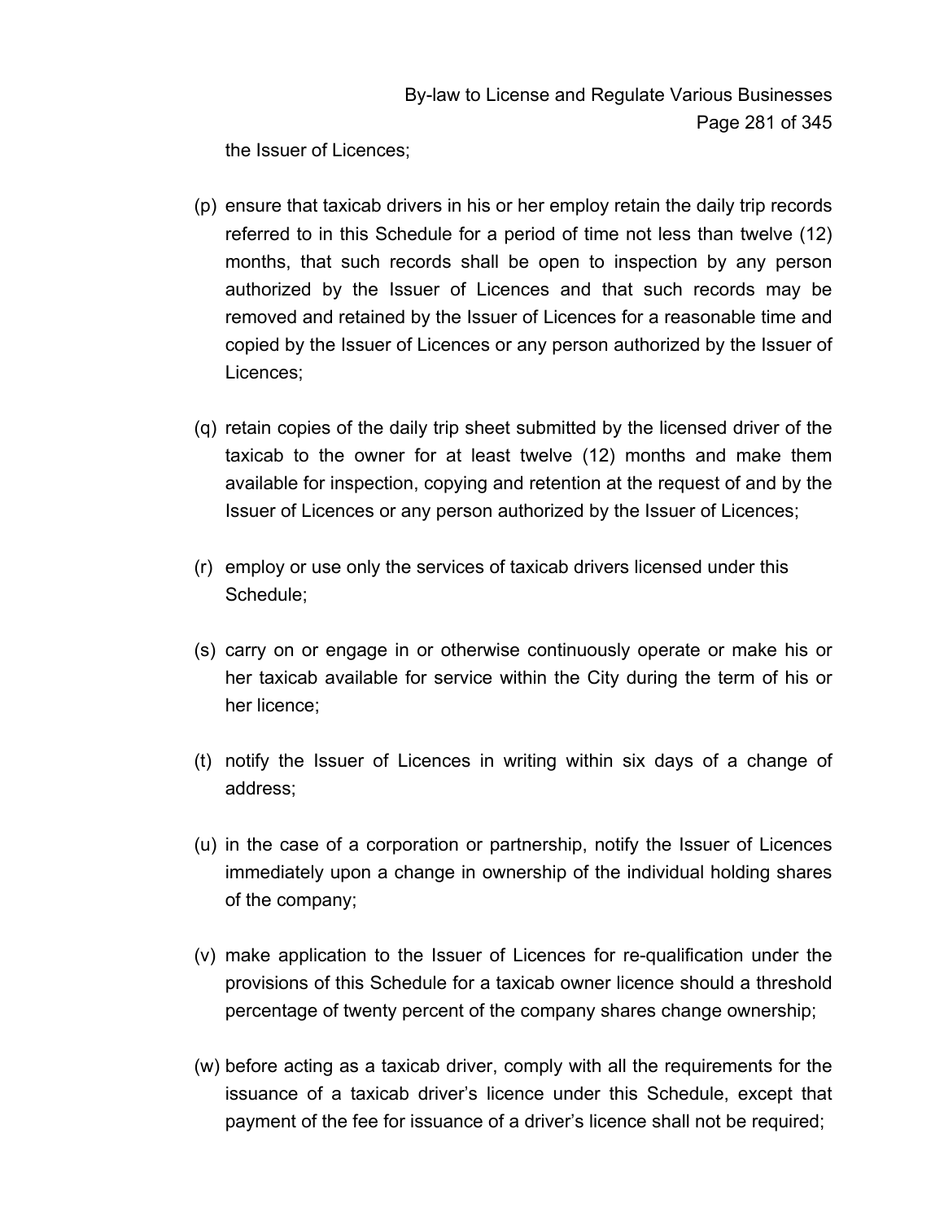the Issuer of Licences;

(p) ensure that taxicab drivers in his or her employ retain the daily trip records referred to in this Schedule for a period of time not less than twelve (12) months, that such records shall be open to inspection by any person authorized by the Issuer of Licences and that such records may be removed and retained by the Issuer of Licences for a reasonable time and copied by the Issuer of Licences or any person authorized by the Issuer of Licences;

(q) retain copies of the daily trip sheet submitted by the licensed driver of the taxicab to the owner for at least twelve (12) months and make them available for inspection, copying and retention at the request of and by the Issuer of Licences or any person authorized by the Issuer of Licences;

(r) employ or use only the services of taxicab drivers licensed under this Schedule;

(s) carry on or engage in or otherwise continuously operate or make his or her taxicab available for service within the City during the term of his or her licence;

(t) notify the Issuer of Licences in writing within six days of a change of address;

(u) in the case of a corporation or partnership, notify the Issuer of Licences immediately upon a change in ownership of the individual holding shares of the company;

(v) make application to the Issuer of Licences for re-qualification under the provisions of this Schedule for a taxicab owner licence should a threshold percentage of twenty percent of the company shares change ownership;

(w) before acting as a taxicab driver, comply with all the requirements for the issuance of a taxicab driver's licence under this Schedule, except that payment of the fee for issuance of a driver's licence shall not be required;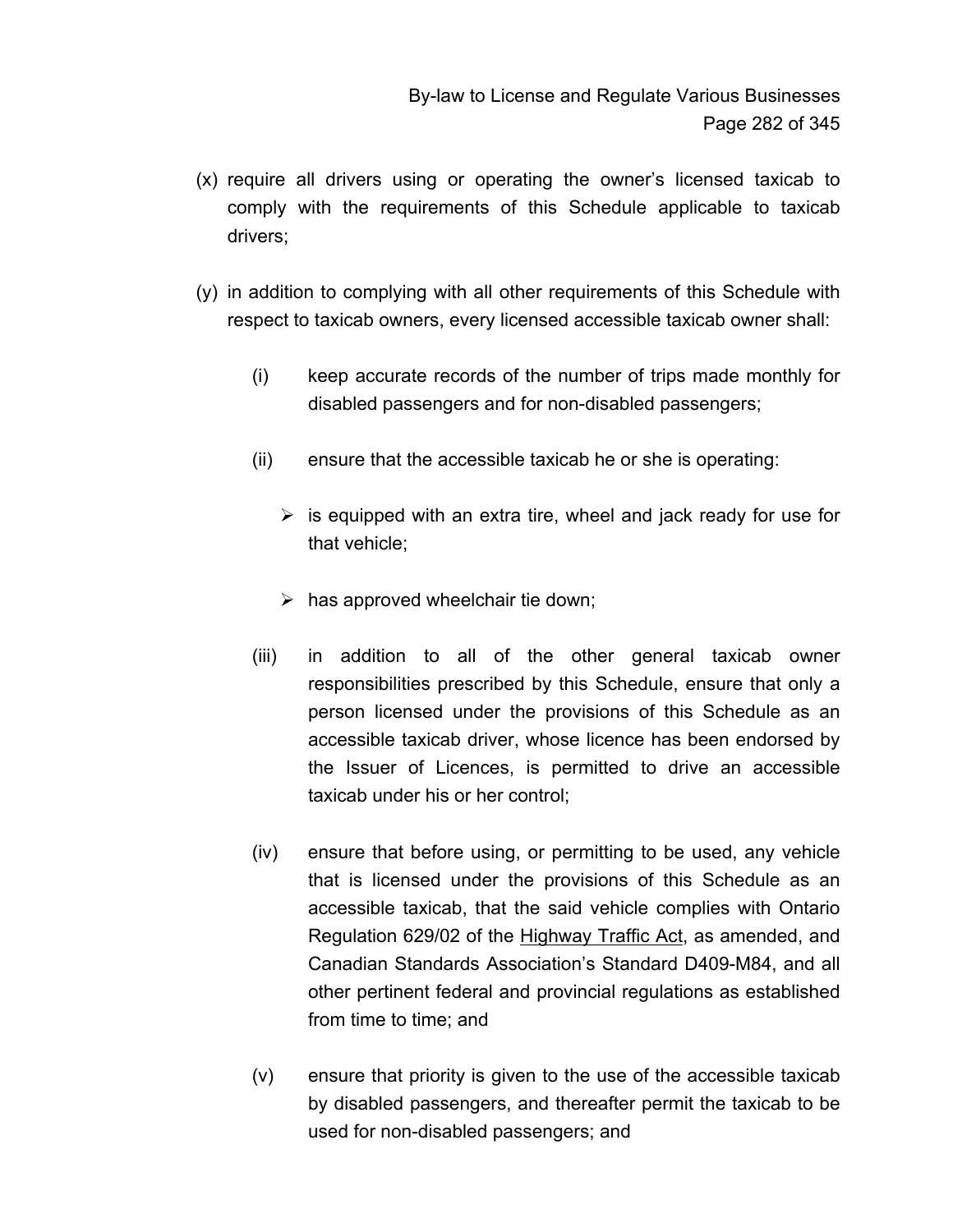(x) require all drivers using or operating the owner's licensed taxicab to comply with the requirements of this Schedule applicable to taxicab drivers;

(y) in addition to complying with all other requirements of this Schedule with respect to taxicab owners, every licensed accessible taxicab owner shall:

   (i) keep accurate records of the number of trips made monthly for disabled passengers and for non-disabled passengers;

   (ii) ensure that the accessible taxicab he or she is operating:

      - is equipped with an extra tire, wheel and jack ready for use for that vehicle;

      - has approved wheelchair tie down;

   (iii) in addition to all of the other general taxicab owner responsibilities prescribed by this Schedule, ensure that only a person licensed under the provisions of this Schedule as an accessible taxicab driver, whose licence has been endorsed by the Issuer of Licences, is permitted to drive an accessible taxicab under his or her control;

   (iv) ensure that before using, or permitting to be used, any vehicle that is licensed under the provisions of this Schedule as an accessible taxicab, that the said vehicle complies with Ontario Regulation 629/02 of the Highway Traffic Act, as amended, and Canadian Standards Association's Standard D409-M84, and all other pertinent federal and provincial regulations as established from time to time; and

   (v) ensure that priority is given to the use of the accessible taxicab by disabled passengers, and thereafter permit the taxicab to be used for non-disabled passengers; and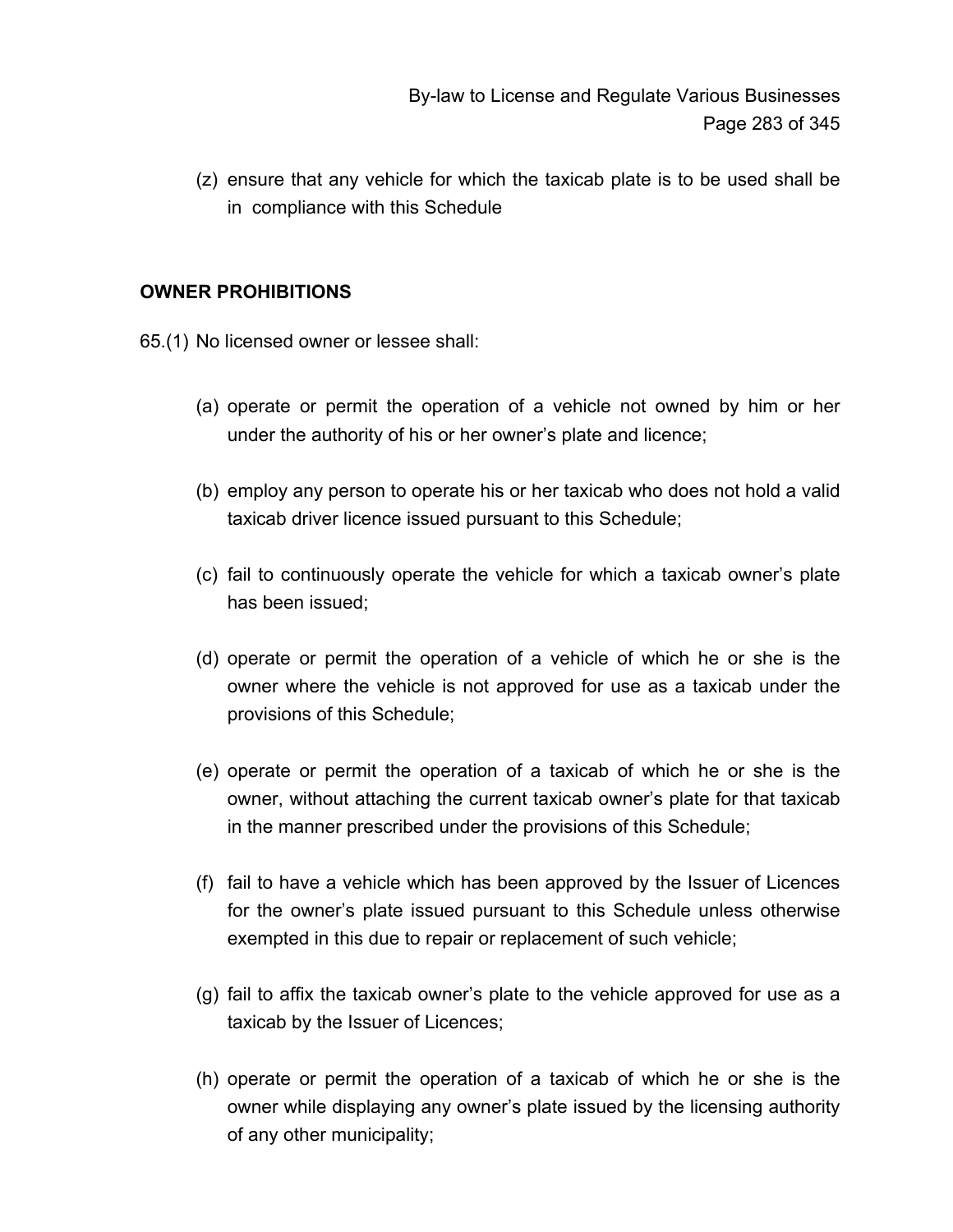(z) ensure that any vehicle for which the taxicab plate is to be used shall be in compliance with this Schedule

**OWNER PROHIBITIONS**

65.(1) No licensed owner or lessee shall:

(a) operate or permit the operation of a vehicle not owned by him or her under the authority of his or her owner's plate and licence;

(b) employ any person to operate his or her taxicab who does not hold a valid taxicab driver licence issued pursuant to this Schedule;

(c) fail to continuously operate the vehicle for which a taxicab owner's plate has been issued;

(d) operate or permit the operation of a vehicle of which he or she is the owner where the vehicle is not approved for use as a taxicab under the provisions of this Schedule;

(e) operate or permit the operation of a taxicab of which he or she is the owner, without attaching the current taxicab owner's plate for that taxicab in the manner prescribed under the provisions of this Schedule;

(f) fail to have a vehicle which has been approved by the Issuer of Licences for the owner's plate issued pursuant to this Schedule unless otherwise exempted in this due to repair or replacement of such vehicle;

(g) fail to affix the taxicab owner's plate to the vehicle approved for use as a taxicab by the Issuer of Licences;

(h) operate or permit the operation of a taxicab of which he or she is the owner while displaying any owner's plate issued by the licensing authority of any other municipality;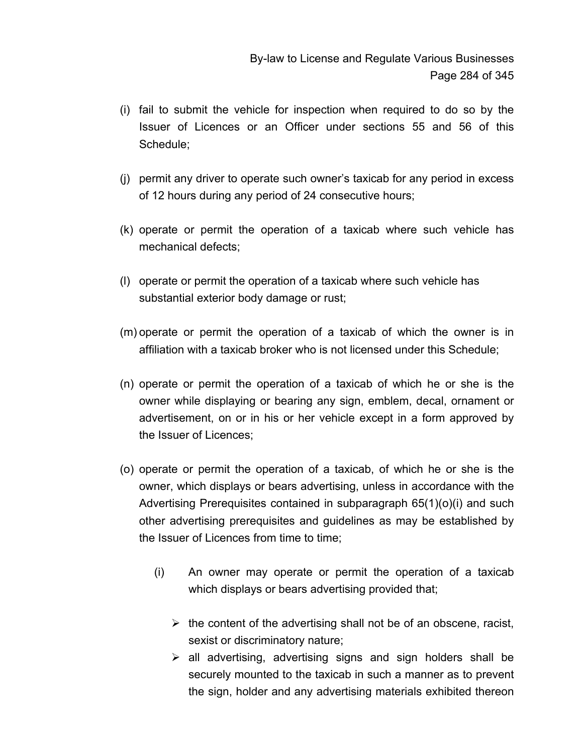(i) fail to submit the vehicle for inspection when required to do so by the Issuer of Licences or an Officer under sections 55 and 56 of this Schedule;

(j) permit any driver to operate such owner's taxicab for any period in excess of 12 hours during any period of 24 consecutive hours;

(k) operate or permit the operation of a taxicab where such vehicle has mechanical defects;

(l) operate or permit the operation of a taxicab where such vehicle has substantial exterior body damage or rust;

(m) operate or permit the operation of a taxicab of which the owner is in affiliation with a taxicab broker who is not licensed under this Schedule;

(n) operate or permit the operation of a taxicab of which he or she is the owner while displaying or bearing any sign, emblem, decal, ornament or advertisement, on or in his or her vehicle except in a form approved by the Issuer of Licences;

(o) operate or permit the operation of a taxicab, of which he or she is the owner, which displays or bears advertising, unless in accordance with the Advertising Prerequisites contained in subparagraph 65(1)(o)(i) and such other advertising prerequisites and guidelines as may be established by the Issuer of Licences from time to time;

    (i) An owner may operate or permit the operation of a taxicab which displays or bears advertising provided that;

    - the content of the advertising shall not be of an obscene, racist, sexist or discriminatory nature;
    - all advertising, advertising signs and sign holders shall be securely mounted to the taxicab in such a manner as to prevent the sign, holder and any advertising materials exhibited thereon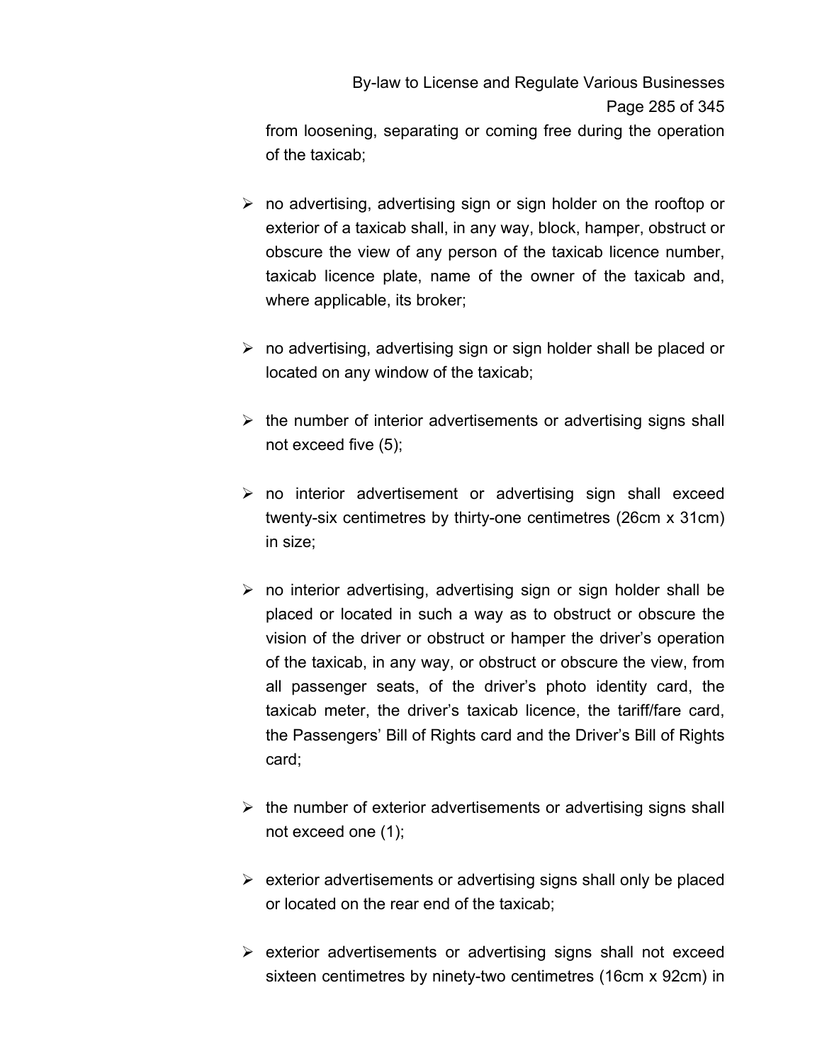from loosening, separating or coming free during the operation of the taxicab;

- no advertising, advertising sign or sign holder on the rooftop or exterior of a taxicab shall, in any way, block, hamper, obstruct or obscure the view of any person of the taxicab licence number, taxicab licence plate, name of the owner of the taxicab and, where applicable, its broker;

- no advertising, advertising sign or sign holder shall be placed or located on any window of the taxicab;

- the number of interior advertisements or advertising signs shall not exceed five (5);

- no interior advertisement or advertising sign shall exceed twenty-six centimetres by thirty-one centimetres (26cm x 31cm) in size;

- no interior advertising, advertising sign or sign holder shall be placed or located in such a way as to obstruct or obscure the vision of the driver or obstruct or hamper the driver's operation of the taxicab, in any way, or obstruct or obscure the view, from all passenger seats, of the driver's photo identity card, the taxicab meter, the driver's taxicab licence, the tariff/fare card, the Passengers' Bill of Rights card and the Driver's Bill of Rights card;

- the number of exterior advertisements or advertising signs shall not exceed one (1);

- exterior advertisements or advertising signs shall only be placed or located on the rear end of the taxicab;

- exterior advertisements or advertising signs shall not exceed sixteen centimetres by ninety-two centimetres (16cm x 92cm) in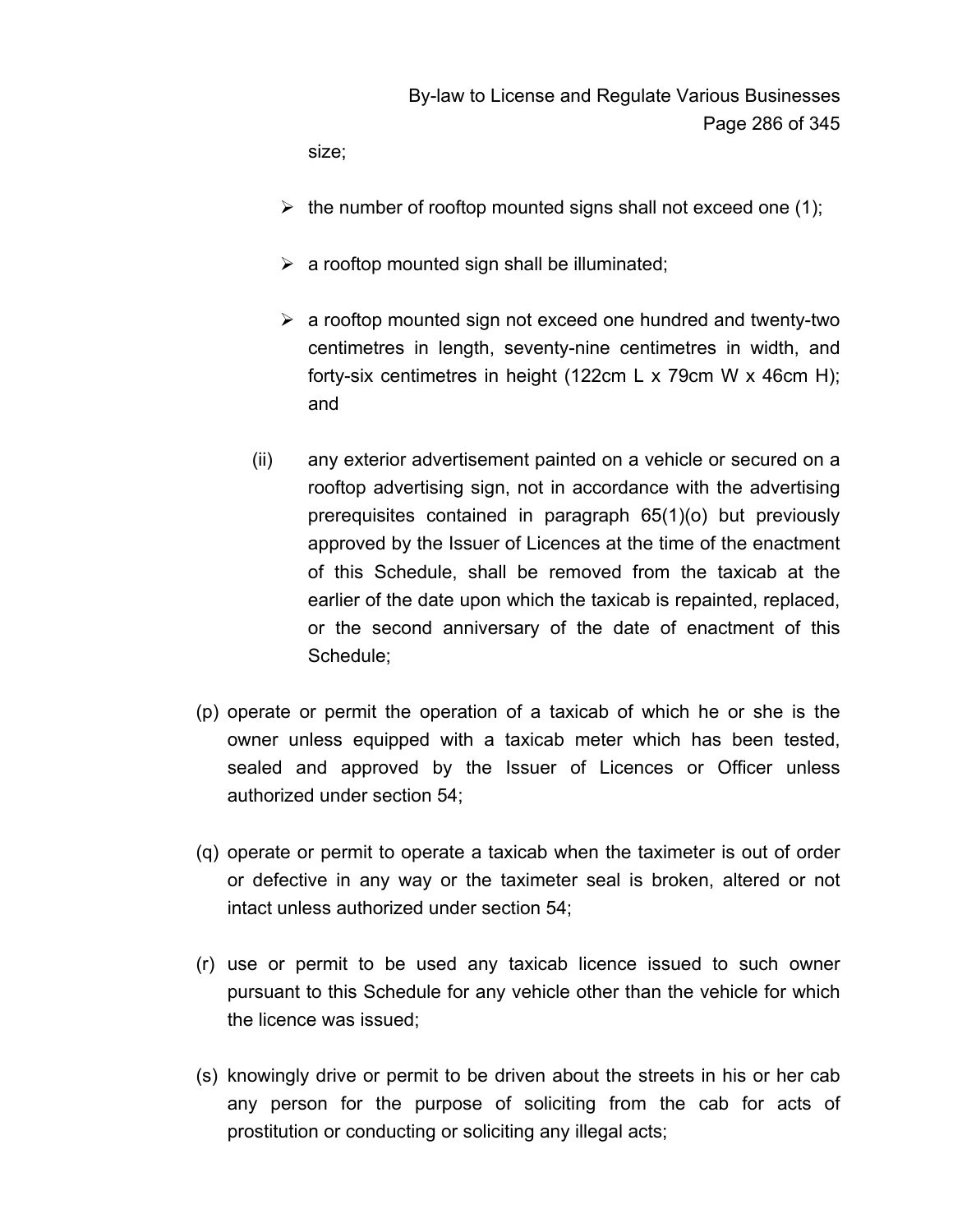size;

- the number of rooftop mounted signs shall not exceed one (1);

- a rooftop mounted sign shall be illuminated;

- a rooftop mounted sign not exceed one hundred and twenty-two centimetres in length, seventy-nine centimetres in width, and forty-six centimetres in height (122cm L x 79cm W x 46cm H); and

(ii) any exterior advertisement painted on a vehicle or secured on a rooftop advertising sign, not in accordance with the advertising prerequisites contained in paragraph 65(1)(o) but previously approved by the Issuer of Licences at the time of the enactment of this Schedule, shall be removed from the taxicab at the earlier of the date upon which the taxicab is repainted, replaced, or the second anniversary of the date of enactment of this Schedule;

(p) operate or permit the operation of a taxicab of which he or she is the owner unless equipped with a taxicab meter which has been tested, sealed and approved by the Issuer of Licences or Officer unless authorized under section 54;

(q) operate or permit to operate a taxicab when the taximeter is out of order or defective in any way or the taximeter seal is broken, altered or not intact unless authorized under section 54;

(r) use or permit to be used any taxicab licence issued to such owner pursuant to this Schedule for any vehicle other than the vehicle for which the licence was issued;

(s) knowingly drive or permit to be driven about the streets in his or her cab any person for the purpose of soliciting from the cab for acts of prostitution or conducting or soliciting any illegal acts;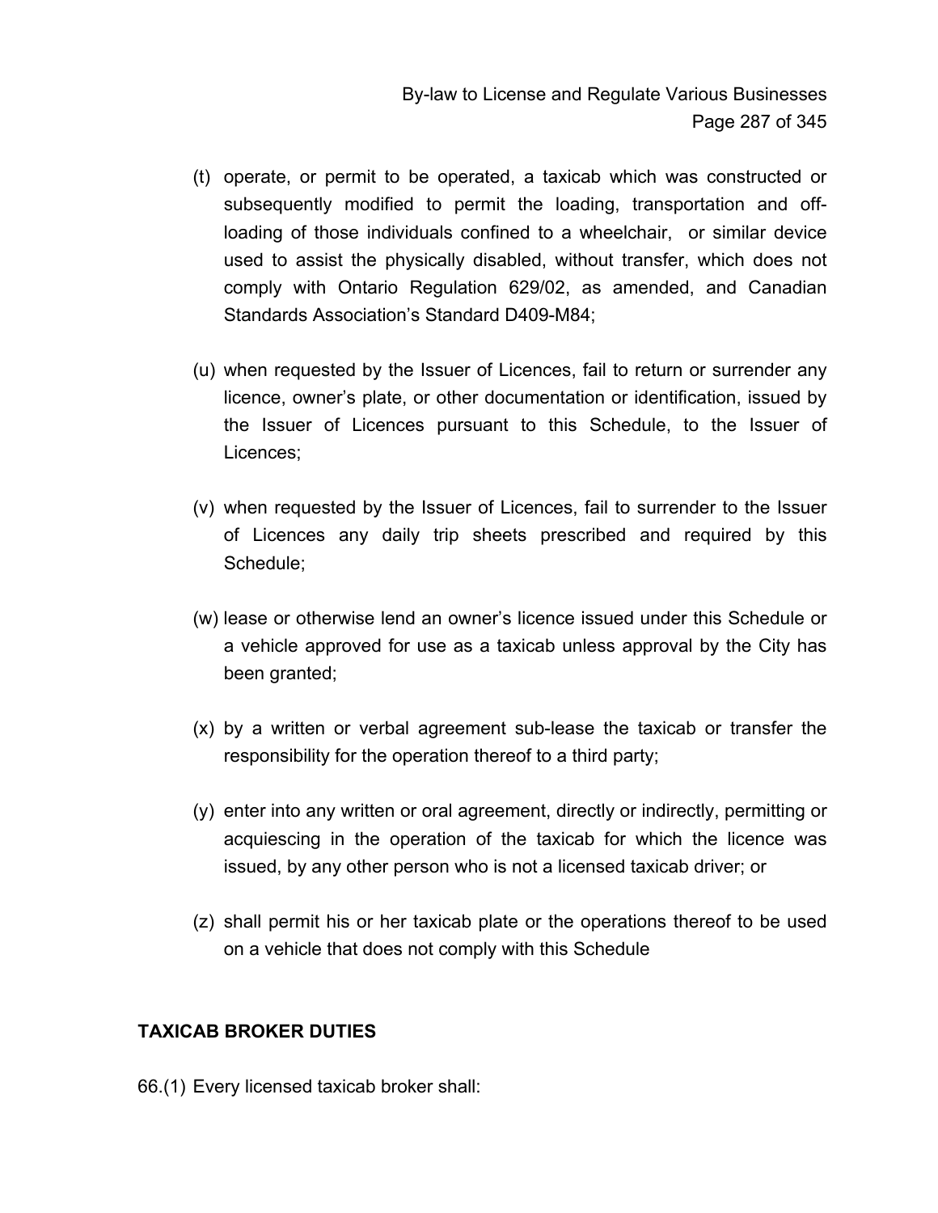(t) operate, or permit to be operated, a taxicab which was constructed or subsequently modified to permit the loading, transportation and off-loading of those individuals confined to a wheelchair, or similar device used to assist the physically disabled, without transfer, which does not comply with Ontario Regulation 629/02, as amended, and Canadian Standards Association's Standard D409-M84;

(u) when requested by the Issuer of Licences, fail to return or surrender any licence, owner's plate, or other documentation or identification, issued by the Issuer of Licences pursuant to this Schedule, to the Issuer of Licences;

(v) when requested by the Issuer of Licences, fail to surrender to the Issuer of Licences any daily trip sheets prescribed and required by this Schedule;

(w) lease or otherwise lend an owner's licence issued under this Schedule or a vehicle approved for use as a taxicab unless approval by the City has been granted;

(x) by a written or verbal agreement sub-lease the taxicab or transfer the responsibility for the operation thereof to a third party;

(y) enter into any written or oral agreement, directly or indirectly, permitting or acquiescing in the operation of the taxicab for which the licence was issued, by any other person who is not a licensed taxicab driver; or

(z) shall permit his or her taxicab plate or the operations thereof to be used on a vehicle that does not comply with this Schedule

**TAXICAB BROKER DUTIES**

66.(1) Every licensed taxicab broker shall: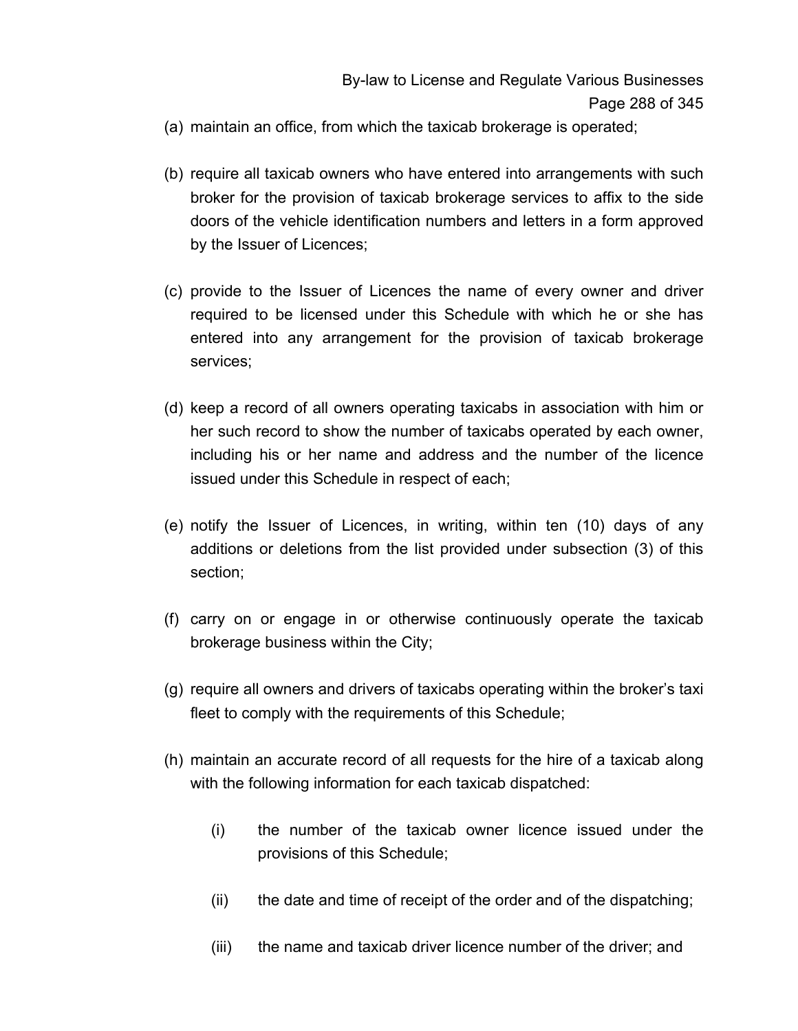(a) maintain an office, from which the taxicab brokerage is operated;

(b) require all taxicab owners who have entered into arrangements with such broker for the provision of taxicab brokerage services to affix to the side doors of the vehicle identification numbers and letters in a form approved by the Issuer of Licences;

(c) provide to the Issuer of Licences the name of every owner and driver required to be licensed under this Schedule with which he or she has entered into any arrangement for the provision of taxicab brokerage services;

(d) keep a record of all owners operating taxicabs in association with him or her such record to show the number of taxicabs operated by each owner, including his or her name and address and the number of the licence issued under this Schedule in respect of each;

(e) notify the Issuer of Licences, in writing, within ten (10) days of any additions or deletions from the list provided under subsection (3) of this section;

(f) carry on or engage in or otherwise continuously operate the taxicab brokerage business within the City;

(g) require all owners and drivers of taxicabs operating within the broker's taxi fleet to comply with the requirements of this Schedule;

(h) maintain an accurate record of all requests for the hire of a taxicab along with the following information for each taxicab dispatched:

   (i) the number of the taxicab owner licence issued under the provisions of this Schedule;

   (ii) the date and time of receipt of the order and of the dispatching;

   (iii) the name and taxicab driver licence number of the driver; and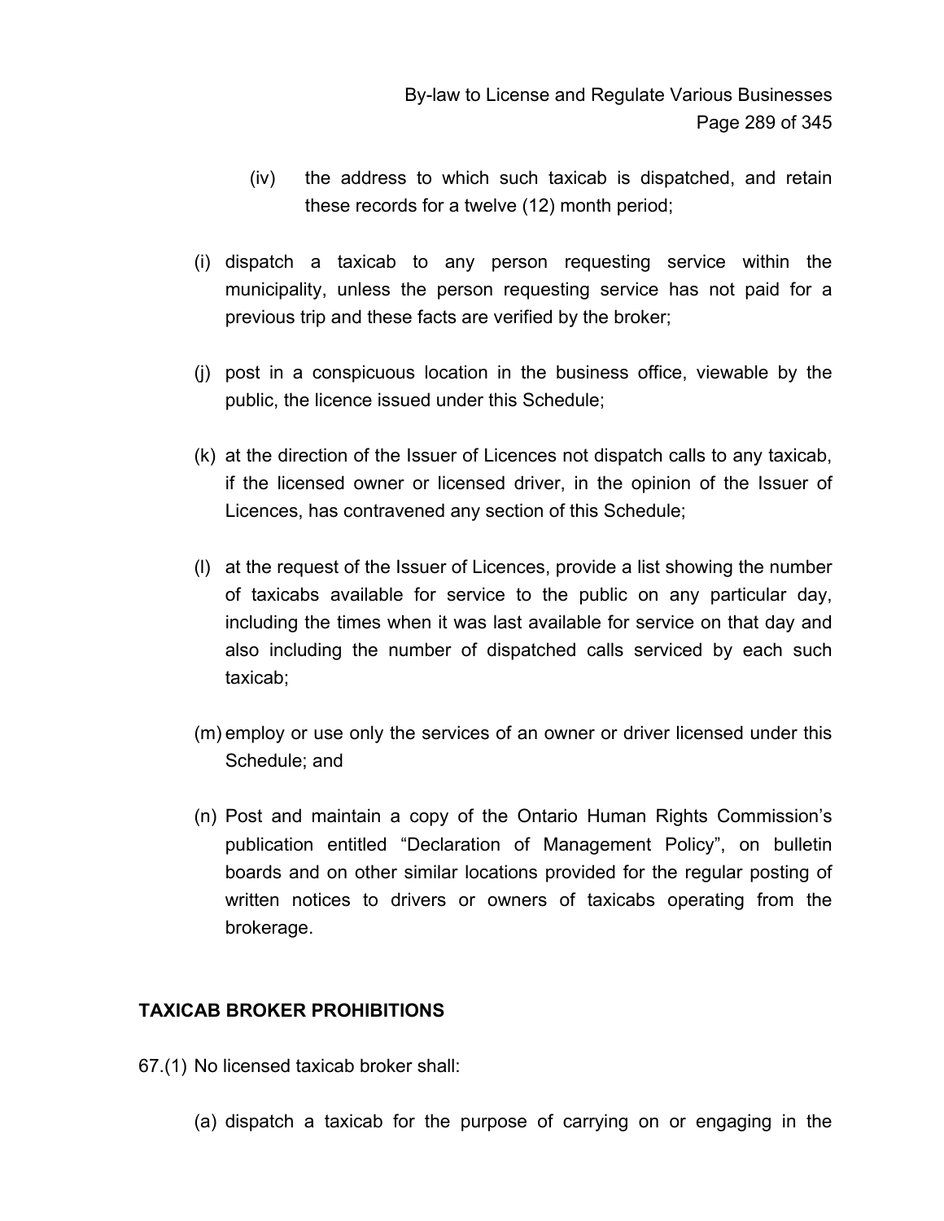(iv) the address to which such taxicab is dispatched, and retain these records for a twelve (12) month period;

(i) dispatch a taxicab to any person requesting service within the municipality, unless the person requesting service has not paid for a previous trip and these facts are verified by the broker;

(j) post in a conspicuous location in the business office, viewable by the public, the licence issued under this Schedule;

(k) at the direction of the Issuer of Licences not dispatch calls to any taxicab, if the licensed owner or licensed driver, in the opinion of the Issuer of Licences, has contravened any section of this Schedule;

(l) at the request of the Issuer of Licences, provide a list showing the number of taxicabs available for service to the public on any particular day, including the times when it was last available for service on that day and also including the number of dispatched calls serviced by each such taxicab;

(m) employ or use only the services of an owner or driver licensed under this Schedule; and

(n) Post and maintain a copy of the Ontario Human Rights Commission's publication entitled "Declaration of Management Policy", on bulletin boards and on other similar locations provided for the regular posting of written notices to drivers or owners of taxicabs operating from the brokerage.

**TAXICAB BROKER PROHIBITIONS**

67.(1) No licensed taxicab broker shall:

(a) dispatch a taxicab for the purpose of carrying on or engaging in the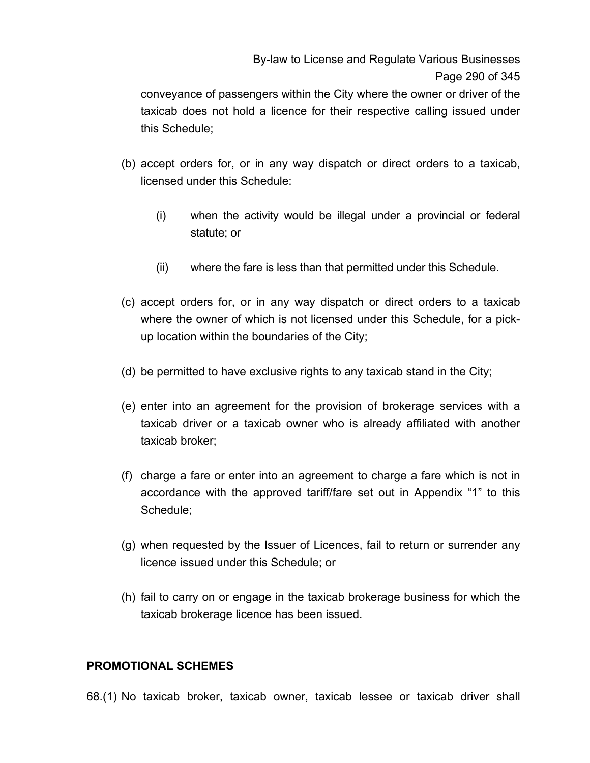conveyance of passengers within the City where the owner or driver of the taxicab does not hold a licence for their respective calling issued under this Schedule;

(b) accept orders for, or in any way dispatch or direct orders to a taxicab, licensed under this Schedule:

   (i) when the activity would be illegal under a provincial or federal statute; or

   (ii) where the fare is less than that permitted under this Schedule.

(c) accept orders for, or in any way dispatch or direct orders to a taxicab where the owner of which is not licensed under this Schedule, for a pick-up location within the boundaries of the City;

(d) be permitted to have exclusive rights to any taxicab stand in the City;

(e) enter into an agreement for the provision of brokerage services with a taxicab driver or a taxicab owner who is already affiliated with another taxicab broker;

(f) charge a fare or enter into an agreement to charge a fare which is not in accordance with the approved tariff/fare set out in Appendix "1" to this Schedule;

(g) when requested by the Issuer of Licences, fail to return or surrender any licence issued under this Schedule; or

(h) fail to carry on or engage in the taxicab brokerage business for which the taxicab brokerage licence has been issued.

## PROMOTIONAL SCHEMES

68.(1) No taxicab broker, taxicab owner, taxicab lessee or taxicab driver shall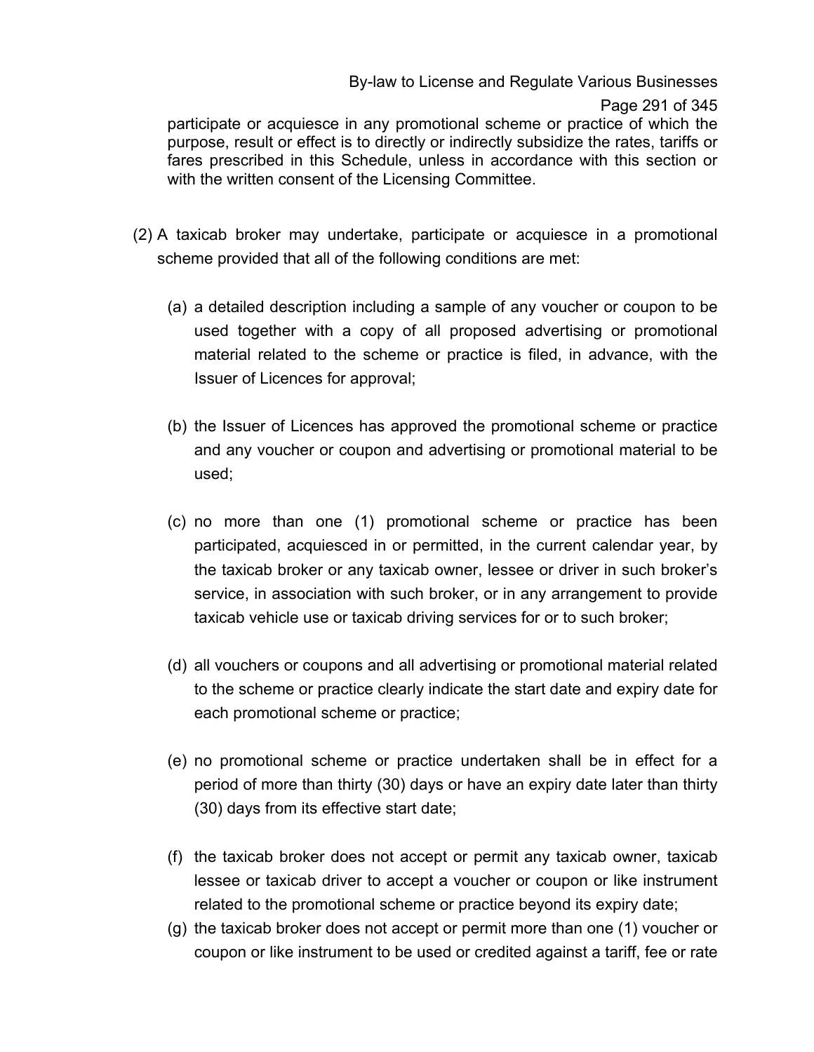participate or acquiesce in any promotional scheme or practice of which the purpose, result or effect is to directly or indirectly subsidize the rates, tariffs or fares prescribed in this Schedule, unless in accordance with this section or with the written consent of the Licensing Committee.

(2) A taxicab broker may undertake, participate or acquiesce in a promotional scheme provided that all of the following conditions are met:

(a) a detailed description including a sample of any voucher or coupon to be used together with a copy of all proposed advertising or promotional material related to the scheme or practice is filed, in advance, with the Issuer of Licences for approval;

(b) the Issuer of Licences has approved the promotional scheme or practice and any voucher or coupon and advertising or promotional material to be used;

(c) no more than one (1) promotional scheme or practice has been participated, acquiesced in or permitted, in the current calendar year, by the taxicab broker or any taxicab owner, lessee or driver in such broker's service, in association with such broker, or in any arrangement to provide taxicab vehicle use or taxicab driving services for or to such broker;

(d) all vouchers or coupons and all advertising or promotional material related to the scheme or practice clearly indicate the start date and expiry date for each promotional scheme or practice;

(e) no promotional scheme or practice undertaken shall be in effect for a period of more than thirty (30) days or have an expiry date later than thirty (30) days from its effective start date;

(f) the taxicab broker does not accept or permit any taxicab owner, taxicab lessee or taxicab driver to accept a voucher or coupon or like instrument related to the promotional scheme or practice beyond its expiry date;

(g) the taxicab broker does not accept or permit more than one (1) voucher or coupon or like instrument to be used or credited against a tariff, fee or rate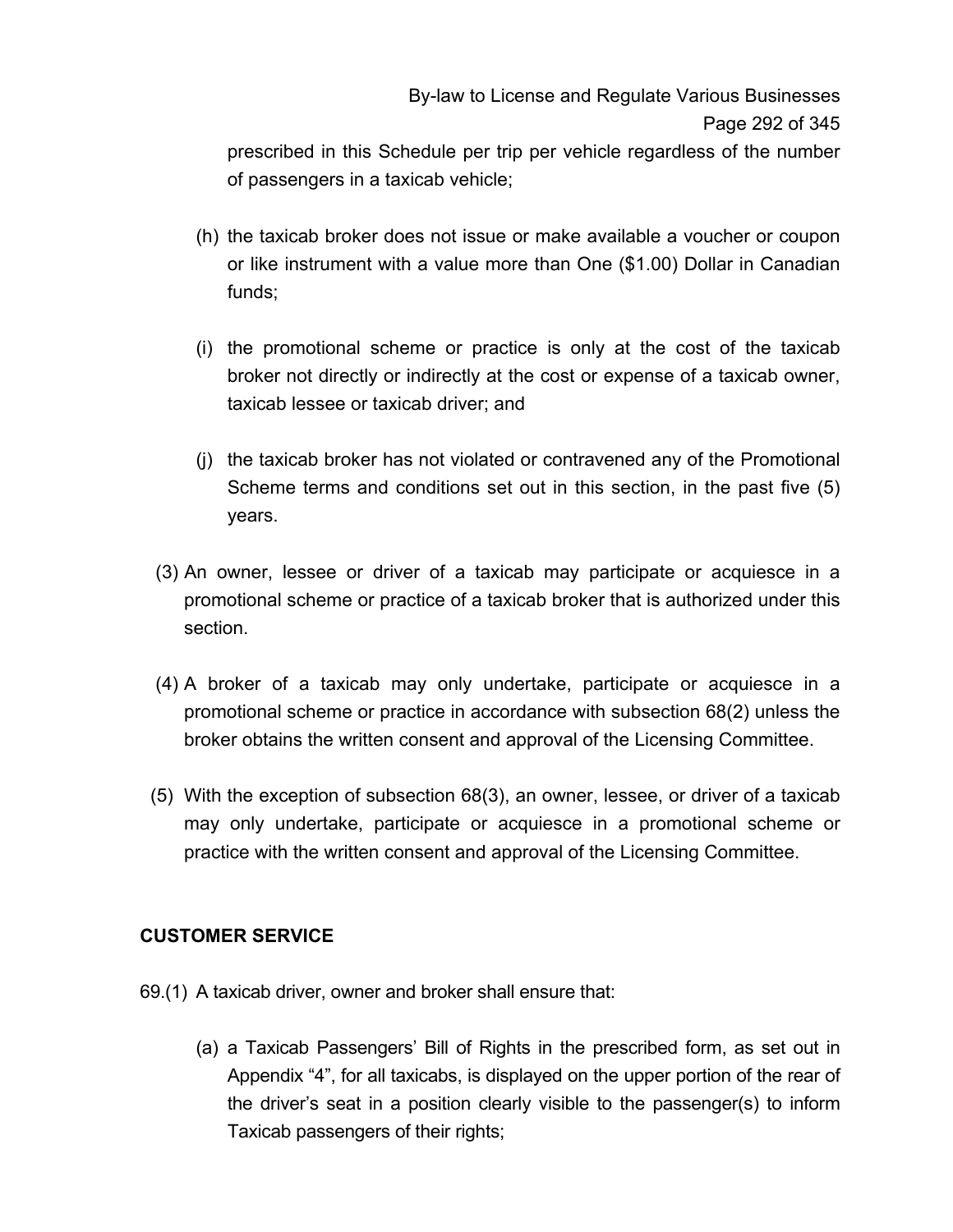prescribed in this Schedule per trip per vehicle regardless of the number of passengers in a taxicab vehicle;

(h) the taxicab broker does not issue or make available a voucher or coupon or like instrument with a value more than One ($1.00) Dollar in Canadian funds;

(i) the promotional scheme or practice is only at the cost of the taxicab broker not directly or indirectly at the cost or expense of a taxicab owner, taxicab lessee or taxicab driver; and

(j) the taxicab broker has not violated or contravened any of the Promotional Scheme terms and conditions set out in this section, in the past five (5) years.

(3) An owner, lessee or driver of a taxicab may participate or acquiesce in a promotional scheme or practice of a taxicab broker that is authorized under this section.

(4) A broker of a taxicab may only undertake, participate or acquiesce in a promotional scheme or practice in accordance with subsection 68(2) unless the broker obtains the written consent and approval of the Licensing Committee.

(5) With the exception of subsection 68(3), an owner, lessee, or driver of a taxicab may only undertake, participate or acquiesce in a promotional scheme or practice with the written consent and approval of the Licensing Committee.

**CUSTOMER SERVICE**

69.(1) A taxicab driver, owner and broker shall ensure that:

(a) a Taxicab Passengers' Bill of Rights in the prescribed form, as set out in Appendix "4", for all taxicabs, is displayed on the upper portion of the rear of the driver's seat in a position clearly visible to the passenger(s) to inform Taxicab passengers of their rights;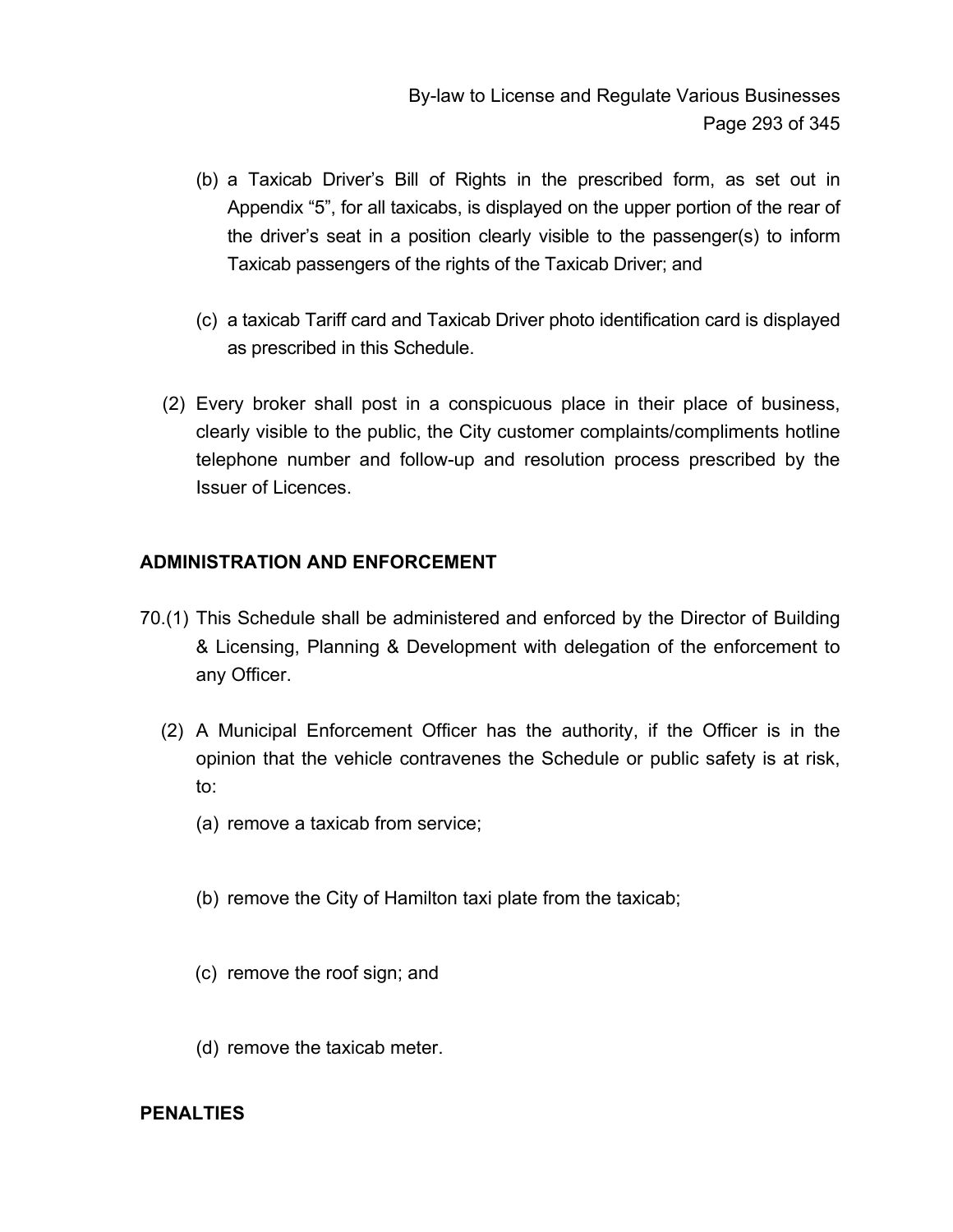(b) a Taxicab Driver's Bill of Rights in the prescribed form, as set out in Appendix "5", for all taxicabs, is displayed on the upper portion of the rear of the driver's seat in a position clearly visible to the passenger(s) to inform Taxicab passengers of the rights of the Taxicab Driver; and

(c) a taxicab Tariff card and Taxicab Driver photo identification card is displayed as prescribed in this Schedule.

(2) Every broker shall post in a conspicuous place in their place of business, clearly visible to the public, the City customer complaints/compliments hotline telephone number and follow-up and resolution process prescribed by the Issuer of Licences.

**ADMINISTRATION AND ENFORCEMENT**

70.(1) This Schedule shall be administered and enforced by the Director of Building & Licensing, Planning & Development with delegation of the enforcement to any Officer.

(2) A Municipal Enforcement Officer has the authority, if the Officer is in the opinion that the vehicle contravenes the Schedule or public safety is at risk, to:

(a) remove a taxicab from service;

(b) remove the City of Hamilton taxi plate from the taxicab;

(c) remove the roof sign; and

(d) remove the taxicab meter.

**PENALTIES**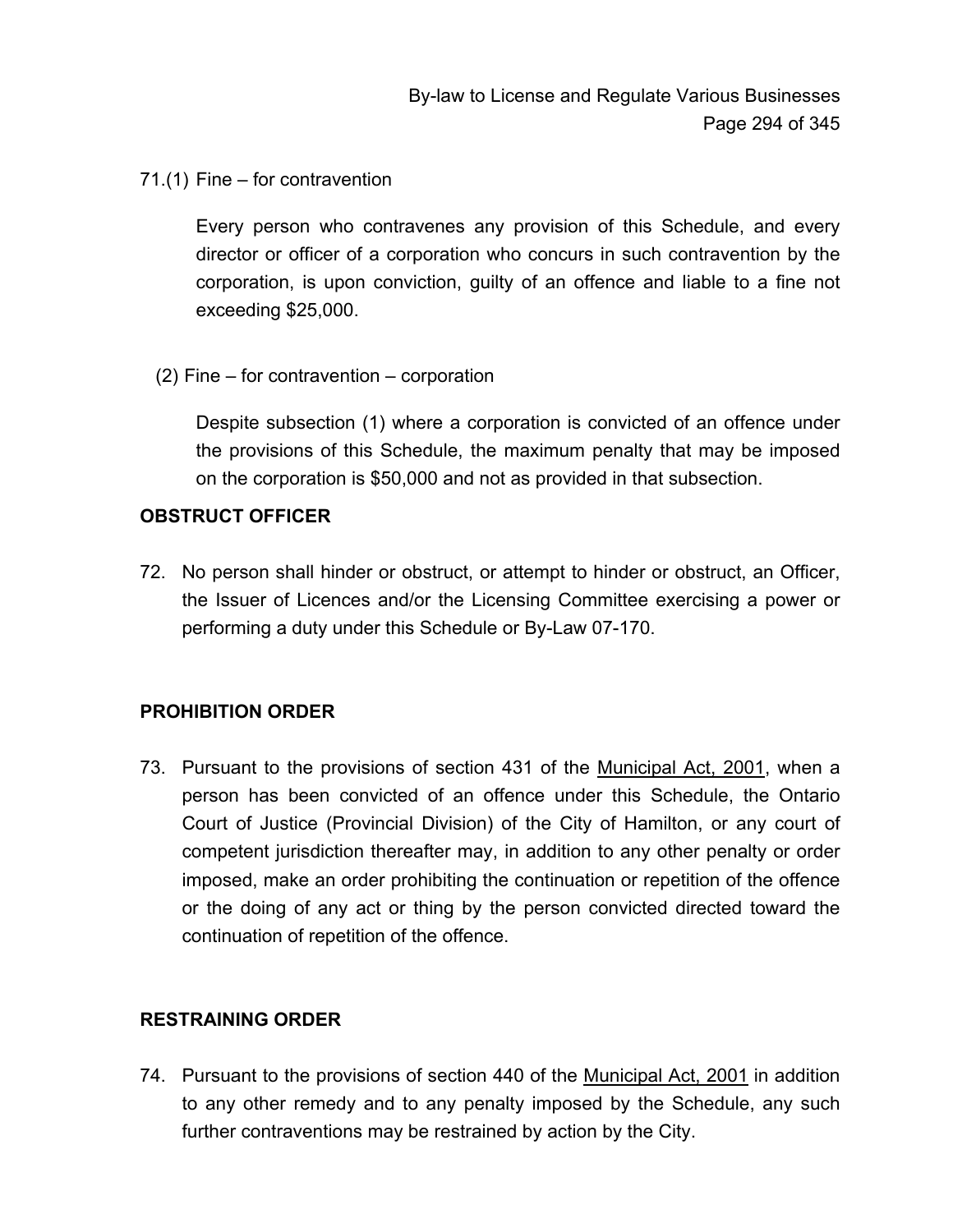71.(1) Fine – for contravention

Every person who contravenes any provision of this Schedule, and every director or officer of a corporation who concurs in such contravention by the corporation, is upon conviction, guilty of an offence and liable to a fine not exceeding $25,000.

(2) Fine – for contravention – corporation

Despite subsection (1) where a corporation is convicted of an offence under the provisions of this Schedule, the maximum penalty that may be imposed on the corporation is $50,000 and not as provided in that subsection.

**OBSTRUCT OFFICER**

72. No person shall hinder or obstruct, or attempt to hinder or obstruct, an Officer, the Issuer of Licences and/or the Licensing Committee exercising a power or performing a duty under this Schedule or By-Law 07-170.

**PROHIBITION ORDER**

73. Pursuant to the provisions of section 431 of the Municipal Act, 2001, when a person has been convicted of an offence under this Schedule, the Ontario Court of Justice (Provincial Division) of the City of Hamilton, or any court of competent jurisdiction thereafter may, in addition to any other penalty or order imposed, make an order prohibiting the continuation or repetition of the offence or the doing of any act or thing by the person convicted directed toward the continuation of repetition of the offence.

**RESTRAINING ORDER**

74. Pursuant to the provisions of section 440 of the Municipal Act, 2001 in addition to any other remedy and to any penalty imposed by the Schedule, any such further contraventions may be restrained by action by the City.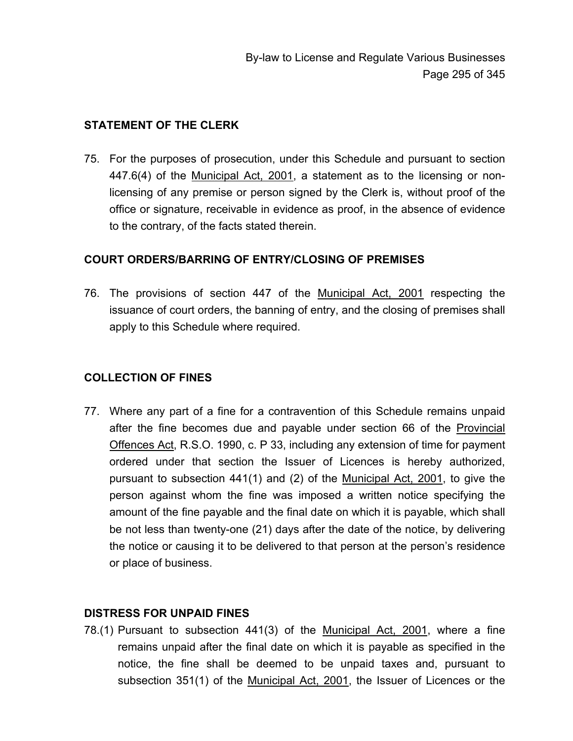## STATEMENT OF THE CLERK

75. For the purposes of prosecution, under this Schedule and pursuant to section 447.6(4) of the Municipal Act, 2001, a statement as to the licensing or non-licensing of any premise or person signed by the Clerk is, without proof of the office or signature, receivable in evidence as proof, in the absence of evidence to the contrary, of the facts stated therein.

## COURT ORDERS/BARRING OF ENTRY/CLOSING OF PREMISES

76. The provisions of section 447 of the Municipal Act, 2001 respecting the issuance of court orders, the banning of entry, and the closing of premises shall apply to this Schedule where required.

## COLLECTION OF FINES

77. Where any part of a fine for a contravention of this Schedule remains unpaid after the fine becomes due and payable under section 66 of the Provincial Offences Act, R.S.O. 1990, c. P 33, including any extension of time for payment ordered under that section the Issuer of Licences is hereby authorized, pursuant to subsection 441(1) and (2) of the Municipal Act, 2001, to give the person against whom the fine was imposed a written notice specifying the amount of the fine payable and the final date on which it is payable, which shall be not less than twenty-one (21) days after the date of the notice, by delivering the notice or causing it to be delivered to that person at the person's residence or place of business.

## DISTRESS FOR UNPAID FINES

78.(1) Pursuant to subsection 441(3) of the Municipal Act, 2001, where a fine remains unpaid after the final date on which it is payable as specified in the notice, the fine shall be deemed to be unpaid taxes and, pursuant to subsection 351(1) of the Municipal Act, 2001, the Issuer of Licences or the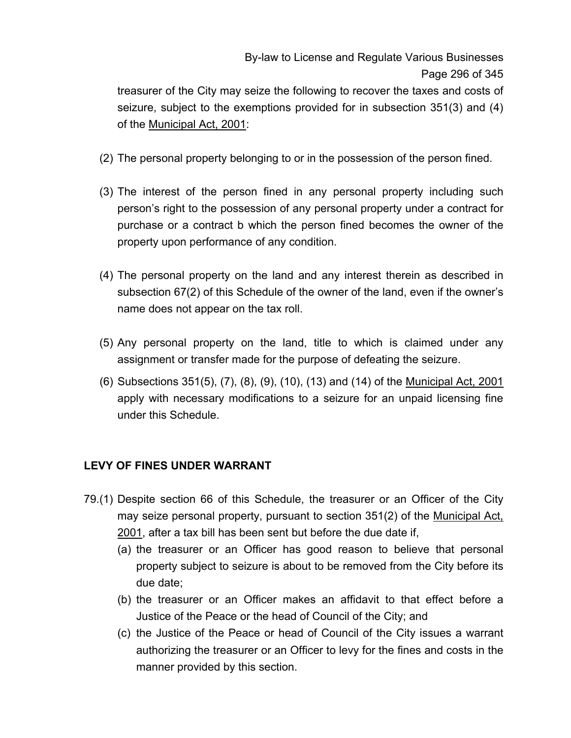treasurer of the City may seize the following to recover the taxes and costs of seizure, subject to the exemptions provided for in subsection 351(3) and (4) of the Municipal Act, 2001:

(2) The personal property belonging to or in the possession of the person fined.

(3) The interest of the person fined in any personal property including such person's right to the possession of any personal property under a contract for purchase or a contract b which the person fined becomes the owner of the property upon performance of any condition.

(4) The personal property on the land and any interest therein as described in subsection 67(2) of this Schedule of the owner of the land, even if the owner's name does not appear on the tax roll.

(5) Any personal property on the land, title to which is claimed under any assignment or transfer made for the purpose of defeating the seizure.

(6) Subsections 351(5), (7), (8), (9), (10), (13) and (14) of the Municipal Act, 2001 apply with necessary modifications to a seizure for an unpaid licensing fine under this Schedule.

## LEVY OF FINES UNDER WARRANT

79.(1) Despite section 66 of this Schedule, the treasurer or an Officer of the City may seize personal property, pursuant to section 351(2) of the Municipal Act, 2001, after a tax bill has been sent but before the due date if,

(a) the treasurer or an Officer has good reason to believe that personal property subject to seizure is about to be removed from the City before its due date;

(b) the treasurer or an Officer makes an affidavit to that effect before a Justice of the Peace or the head of Council of the City; and

(c) the Justice of the Peace or head of Council of the City issues a warrant authorizing the treasurer or an Officer to levy for the fines and costs in the manner provided by this section.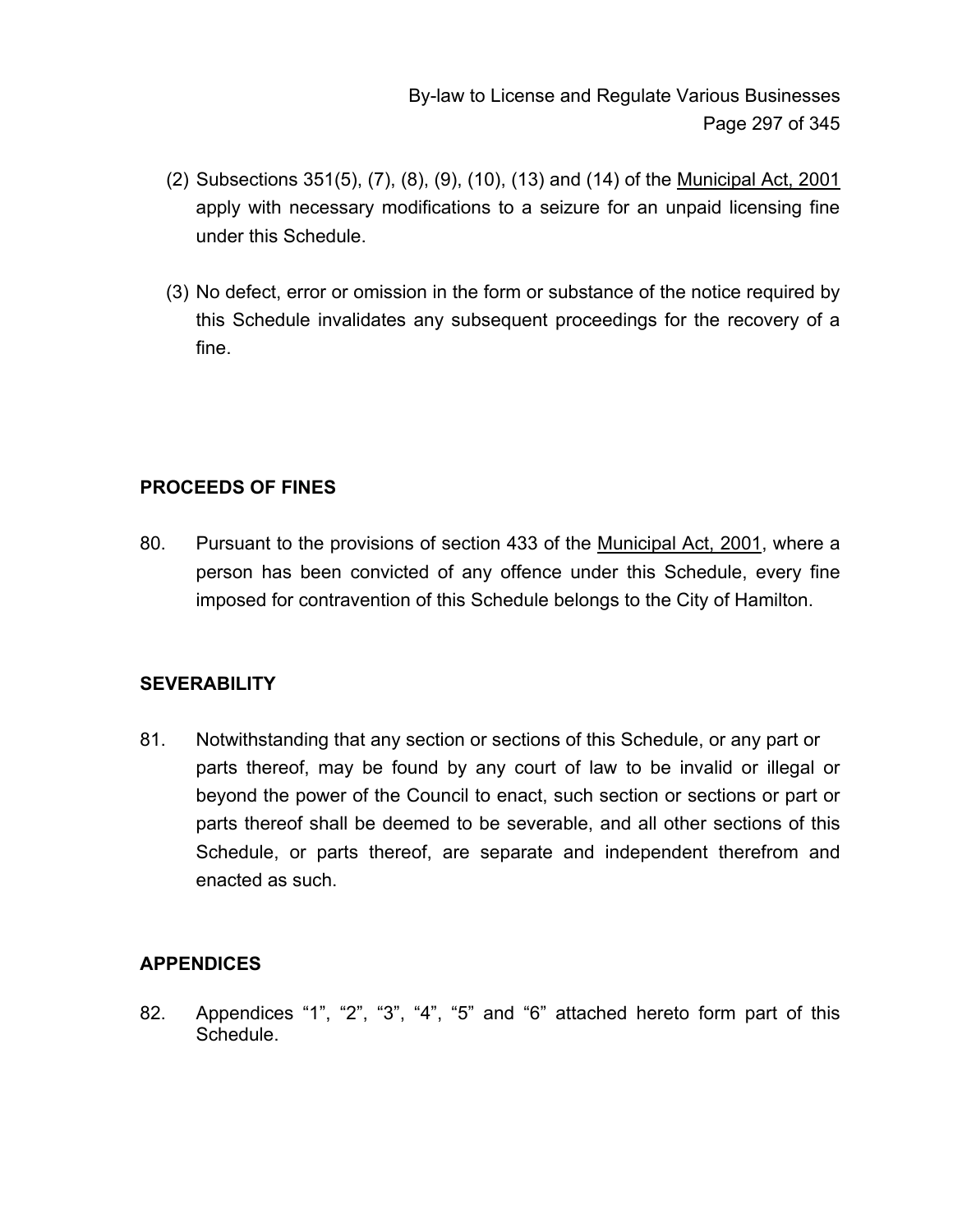(2) Subsections 351(5), (7), (8), (9), (10), (13) and (14) of the Municipal Act, 2001 apply with necessary modifications to a seizure for an unpaid licensing fine under this Schedule.

(3) No defect, error or omission in the form or substance of the notice required by this Schedule invalidates any subsequent proceedings for the recovery of a fine.

**PROCEEDS OF FINES**

80. Pursuant to the provisions of section 433 of the Municipal Act, 2001, where a person has been convicted of any offence under this Schedule, every fine imposed for contravention of this Schedule belongs to the City of Hamilton.

**SEVERABILITY**

81. Notwithstanding that any section or sections of this Schedule, or any part or parts thereof, may be found by any court of law to be invalid or illegal or beyond the power of the Council to enact, such section or sections or part or parts thereof shall be deemed to be severable, and all other sections of this Schedule, or parts thereof, are separate and independent therefrom and enacted as such.

**APPENDICES**

82. Appendices "1", "2", "3", "4", "5" and "6" attached hereto form part of this Schedule.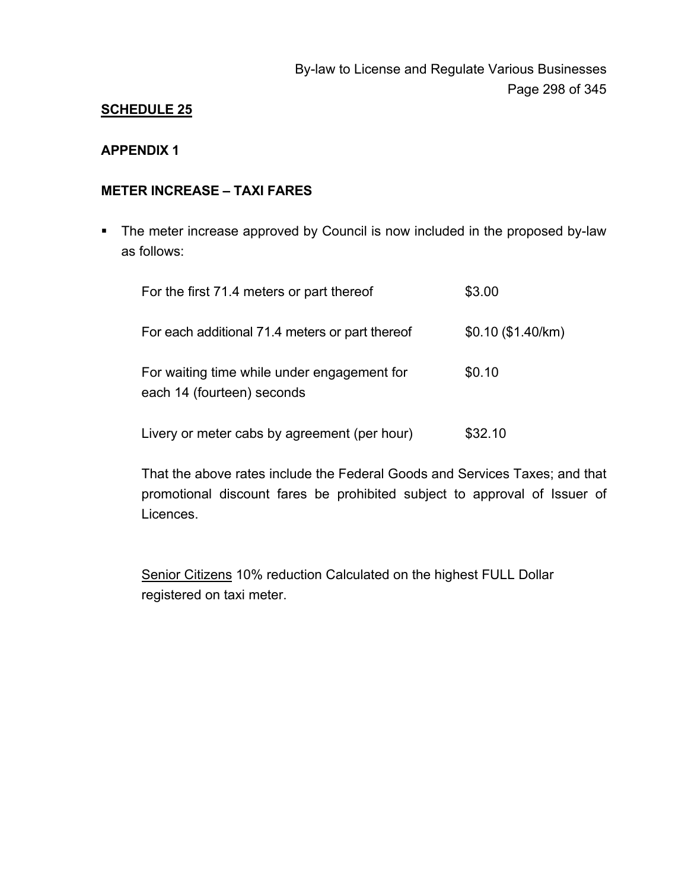**SCHEDULE 25**

**APPENDIX 1**

**METER INCREASE – TAXI FARES**

- The meter increase approved by Council is now included in the proposed by-law as follows:

| | |
|---|---|
| For the first 71.4 meters or part thereof | $3.00 |
| For each additional 71.4 meters or part thereof | $0.10 ($1.40/km) |
| For waiting time while under engagement for each 14 (fourteen) seconds | $0.10 |
| Livery or meter cabs by agreement (per hour) | $32.10 |

That the above rates include the Federal Goods and Services Taxes; and that promotional discount fares be prohibited subject to approval of Issuer of Licences.

Senior Citizens 10% reduction Calculated on the highest FULL Dollar registered on taxi meter.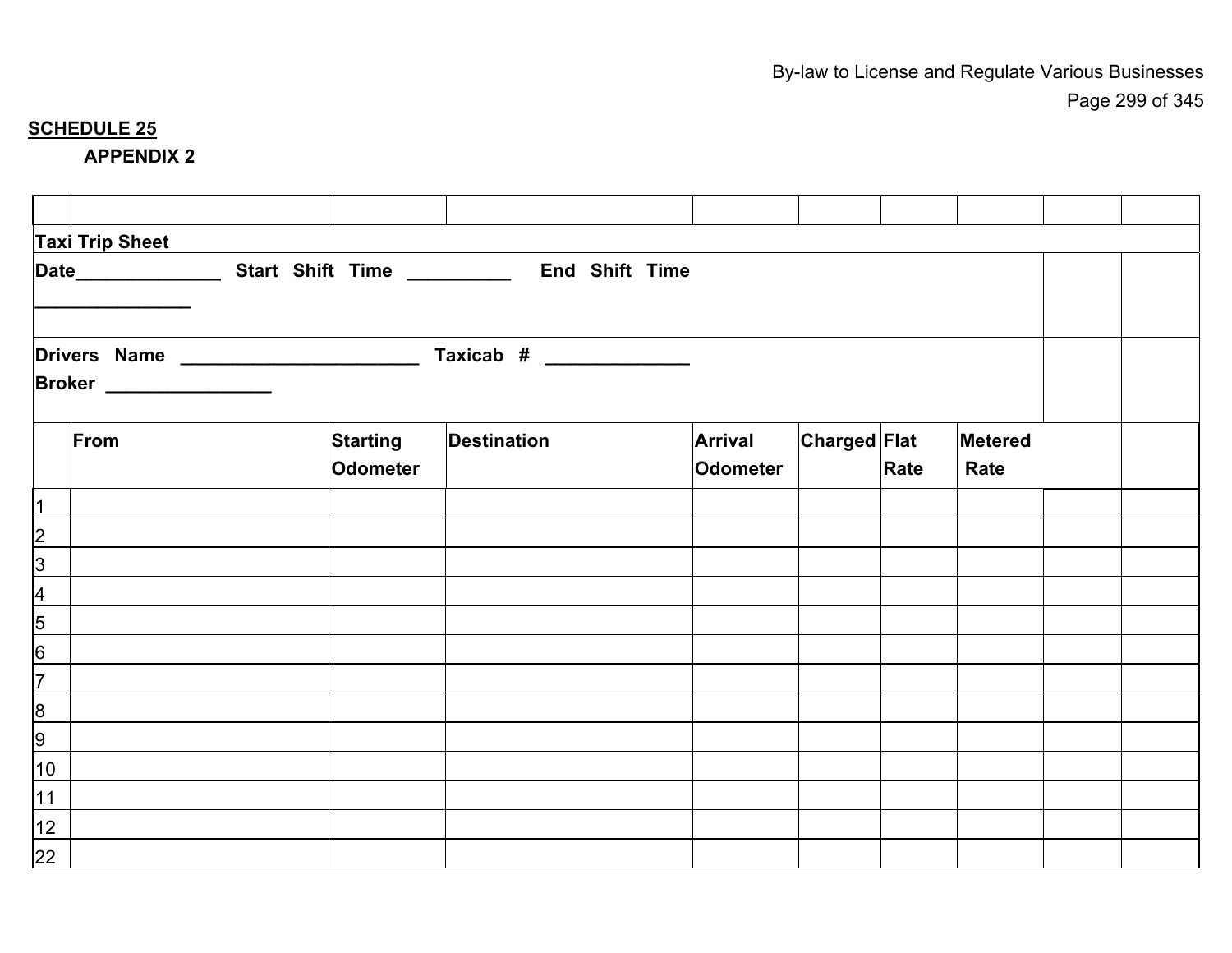**SCHEDULE 25**

**APPENDIX 2**

**Taxi Trip Sheet**

**Date______________ Start Shift Time __________ End Shift Time _______________**

**Drivers Name _______________________ Taxicab # ______________**

**Broker ________________**

| | From | Starting Odometer | Destination | Arrival Odometer | Charged | Flat Rate | Metered Rate | | |
|---|---|---|---|---|---|---|---|---|---|
| 1 | | | | | | | | | |
| 2 | | | | | | | | | |
| 3 | | | | | | | | | |
| 4 | | | | | | | | | |
| 5 | | | | | | | | | |
| 6 | | | | | | | | | |
| 7 | | | | | | | | | |
| 8 | | | | | | | | | |
| 9 | | | | | | | | | |
| 10 | | | | | | | | | |
| 11 | | | | | | | | | |
| 12 | | | | | | | | | |
| 22 | | | | | | | | | |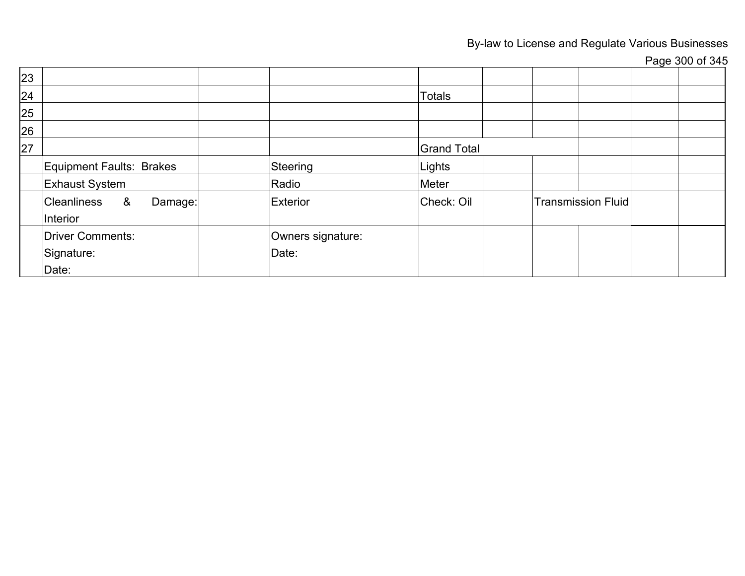| | | | | | | | | | |
|---|---|---|---|---|---|---|---|---|---|
| 23 | | | | | | | | | |
| 24 | | | | Totals | | | | | |
| 25 | | | | | | | | | |
| 26 | | | | | | | | | |
| 27 | | | | Grand Total | | | | | |
| | Equipment Faults: Brakes | | Steering | Lights | | | | | |
| | Exhaust System | | Radio | Meter | | | | | |
| | Cleanliness & Damage: Interior | | Exterior | Check: Oil | | Transmission Fluid | | | |
| | Driver Comments:<br>Signature:<br>Date: | | Owners signature:<br>Date: | | | | | | |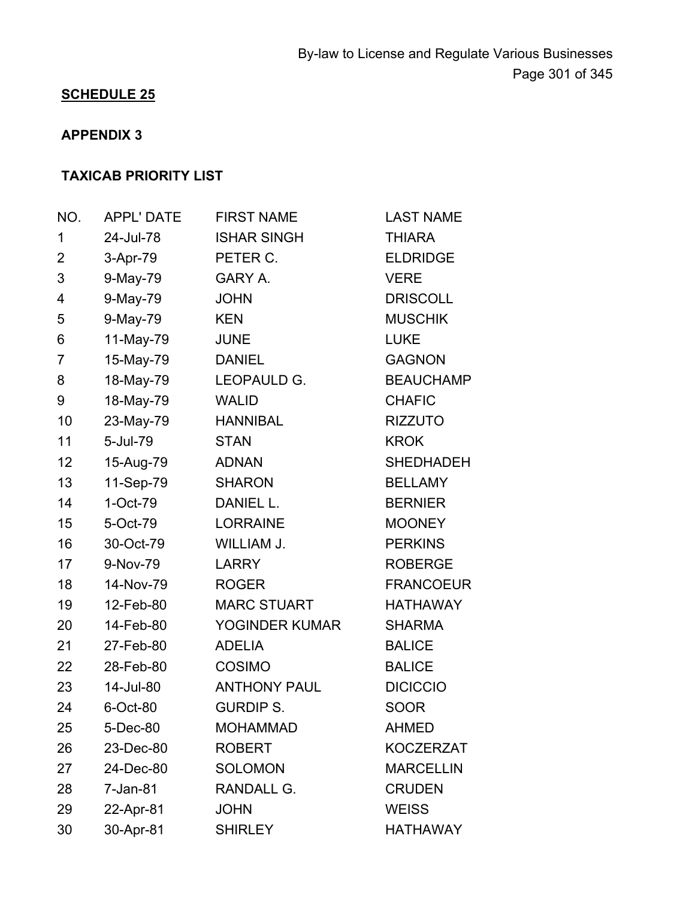**SCHEDULE 25**

**APPENDIX 3**

**TAXICAB PRIORITY LIST**

| NO. | APPL' DATE | FIRST NAME | LAST NAME |
|---|---|---|---|
| 1 | 24-Jul-78 | ISHAR SINGH | THIARA |
| 2 | 3-Apr-79 | PETER C. | ELDRIDGE |
| 3 | 9-May-79 | GARY A. | VERE |
| 4 | 9-May-79 | JOHN | DRISCOLL |
| 5 | 9-May-79 | KEN | MUSCHIK |
| 6 | 11-May-79 | JUNE | LUKE |
| 7 | 15-May-79 | DANIEL | GAGNON |
| 8 | 18-May-79 | LEOPAULD G. | BEAUCHAMP |
| 9 | 18-May-79 | WALID | CHAFIC |
| 10 | 23-May-79 | HANNIBAL | RIZZUTO |
| 11 | 5-Jul-79 | STAN | KROK |
| 12 | 15-Aug-79 | ADNAN | SHEDHADEH |
| 13 | 11-Sep-79 | SHARON | BELLAMY |
| 14 | 1-Oct-79 | DANIEL L. | BERNIER |
| 15 | 5-Oct-79 | LORRAINE | MOONEY |
| 16 | 30-Oct-79 | WILLIAM J. | PERKINS |
| 17 | 9-Nov-79 | LARRY | ROBERGE |
| 18 | 14-Nov-79 | ROGER | FRANCOEUR |
| 19 | 12-Feb-80 | MARC STUART | HATHAWAY |
| 20 | 14-Feb-80 | YOGINDER KUMAR | SHARMA |
| 21 | 27-Feb-80 | ADELIA | BALICE |
| 22 | 28-Feb-80 | COSIMO | BALICE |
| 23 | 14-Jul-80 | ANTHONY PAUL | DICICCIO |
| 24 | 6-Oct-80 | GURDIP S. | SOOR |
| 25 | 5-Dec-80 | MOHAMMAD | AHMED |
| 26 | 23-Dec-80 | ROBERT | KOCZERZAT |
| 27 | 24-Dec-80 | SOLOMON | MARCELLIN |
| 28 | 7-Jan-81 | RANDALL G. | CRUDEN |
| 29 | 22-Apr-81 | JOHN | WEISS |
| 30 | 30-Apr-81 | SHIRLEY | HATHAWAY |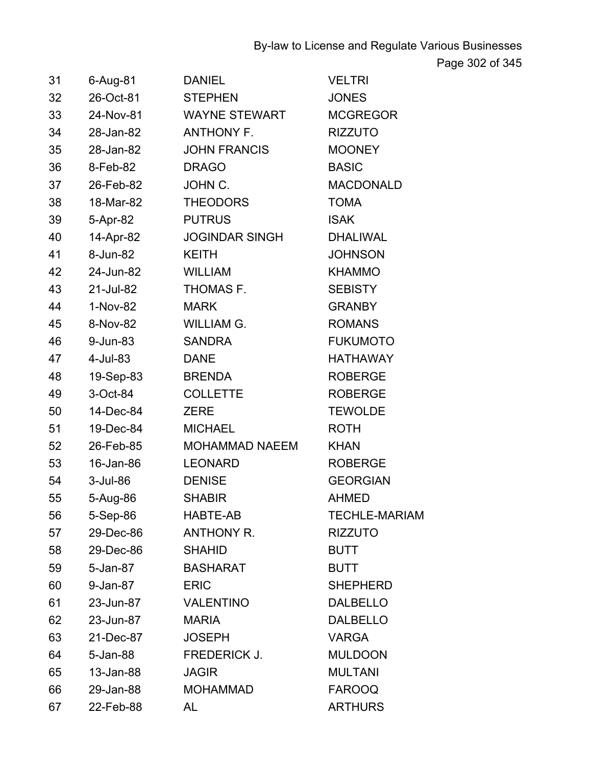| | | | |
|---|---|---|---|
| 31 | 6-Aug-81 | DANIEL | VELTRI |
| 32 | 26-Oct-81 | STEPHEN | JONES |
| 33 | 24-Nov-81 | WAYNE STEWART | MCGREGOR |
| 34 | 28-Jan-82 | ANTHONY F. | RIZZUTO |
| 35 | 28-Jan-82 | JOHN FRANCIS | MOONEY |
| 36 | 8-Feb-82 | DRAGO | BASIC |
| 37 | 26-Feb-82 | JOHN C. | MACDONALD |
| 38 | 18-Mar-82 | THEODORS | TOMA |
| 39 | 5-Apr-82 | PUTRUS | ISAK |
| 40 | 14-Apr-82 | JOGINDAR SINGH | DHALIWAL |
| 41 | 8-Jun-82 | KEITH | JOHNSON |
| 42 | 24-Jun-82 | WILLIAM | KHAMMO |
| 43 | 21-Jul-82 | THOMAS F. | SEBISTY |
| 44 | 1-Nov-82 | MARK | GRANBY |
| 45 | 8-Nov-82 | WILLIAM G. | ROMANS |
| 46 | 9-Jun-83 | SANDRA | FUKUMOTO |
| 47 | 4-Jul-83 | DANE | HATHAWAY |
| 48 | 19-Sep-83 | BRENDA | ROBERGE |
| 49 | 3-Oct-84 | COLLETTE | ROBERGE |
| 50 | 14-Dec-84 | ZERE | TEWOLDE |
| 51 | 19-Dec-84 | MICHAEL | ROTH |
| 52 | 26-Feb-85 | MOHAMMAD NAEEM | KHAN |
| 53 | 16-Jan-86 | LEONARD | ROBERGE |
| 54 | 3-Jul-86 | DENISE | GEORGIAN |
| 55 | 5-Aug-86 | SHABIR | AHMED |
| 56 | 5-Sep-86 | HABTE-AB | TECHLE-MARIAM |
| 57 | 29-Dec-86 | ANTHONY R. | RIZZUTO |
| 58 | 29-Dec-86 | SHAHID | BUTT |
| 59 | 5-Jan-87 | BASHARAT | BUTT |
| 60 | 9-Jan-87 | ERIC | SHEPHERD |
| 61 | 23-Jun-87 | VALENTINO | DALBELLO |
| 62 | 23-Jun-87 | MARIA | DALBELLO |
| 63 | 21-Dec-87 | JOSEPH | VARGA |
| 64 | 5-Jan-88 | FREDERICK J. | MULDOON |
| 65 | 13-Jan-88 | JAGIR | MULTANI |
| 66 | 29-Jan-88 | MOHAMMAD | FAROOQ |
| 67 | 22-Feb-88 | AL | ARTHURS |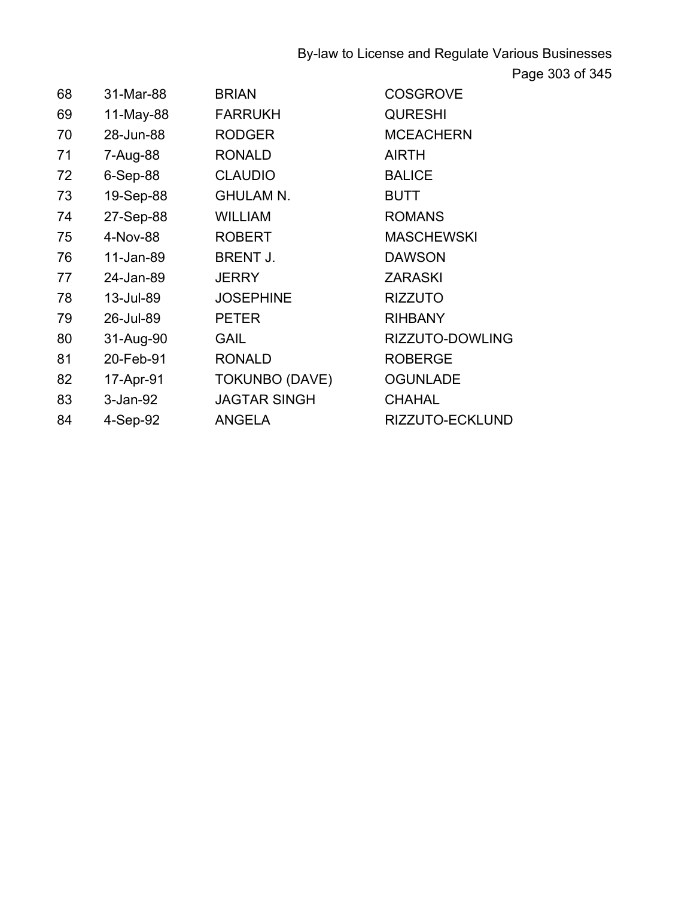| | | | |
|---|---|---|---|
| 68 | 31-Mar-88 | BRIAN | COSGROVE |
| 69 | 11-May-88 | FARRUKH | QURESHI |
| 70 | 28-Jun-88 | RODGER | MCEACHERN |
| 71 | 7-Aug-88 | RONALD | AIRTH |
| 72 | 6-Sep-88 | CLAUDIO | BALICE |
| 73 | 19-Sep-88 | GHULAM N. | BUTT |
| 74 | 27-Sep-88 | WILLIAM | ROMANS |
| 75 | 4-Nov-88 | ROBERT | MASCHEWSKI |
| 76 | 11-Jan-89 | BRENT J. | DAWSON |
| 77 | 24-Jan-89 | JERRY | ZARASKI |
| 78 | 13-Jul-89 | JOSEPHINE | RIZZUTO |
| 79 | 26-Jul-89 | PETER | RIHBANY |
| 80 | 31-Aug-90 | GAIL | RIZZUTO-DOWLING |
| 81 | 20-Feb-91 | RONALD | ROBERGE |
| 82 | 17-Apr-91 | TOKUNBO (DAVE) | OGUNLADE |
| 83 | 3-Jan-92 | JAGTAR SINGH | CHAHAL |
| 84 | 4-Sep-92 | ANGELA | RIZZUTO-ECKLUND |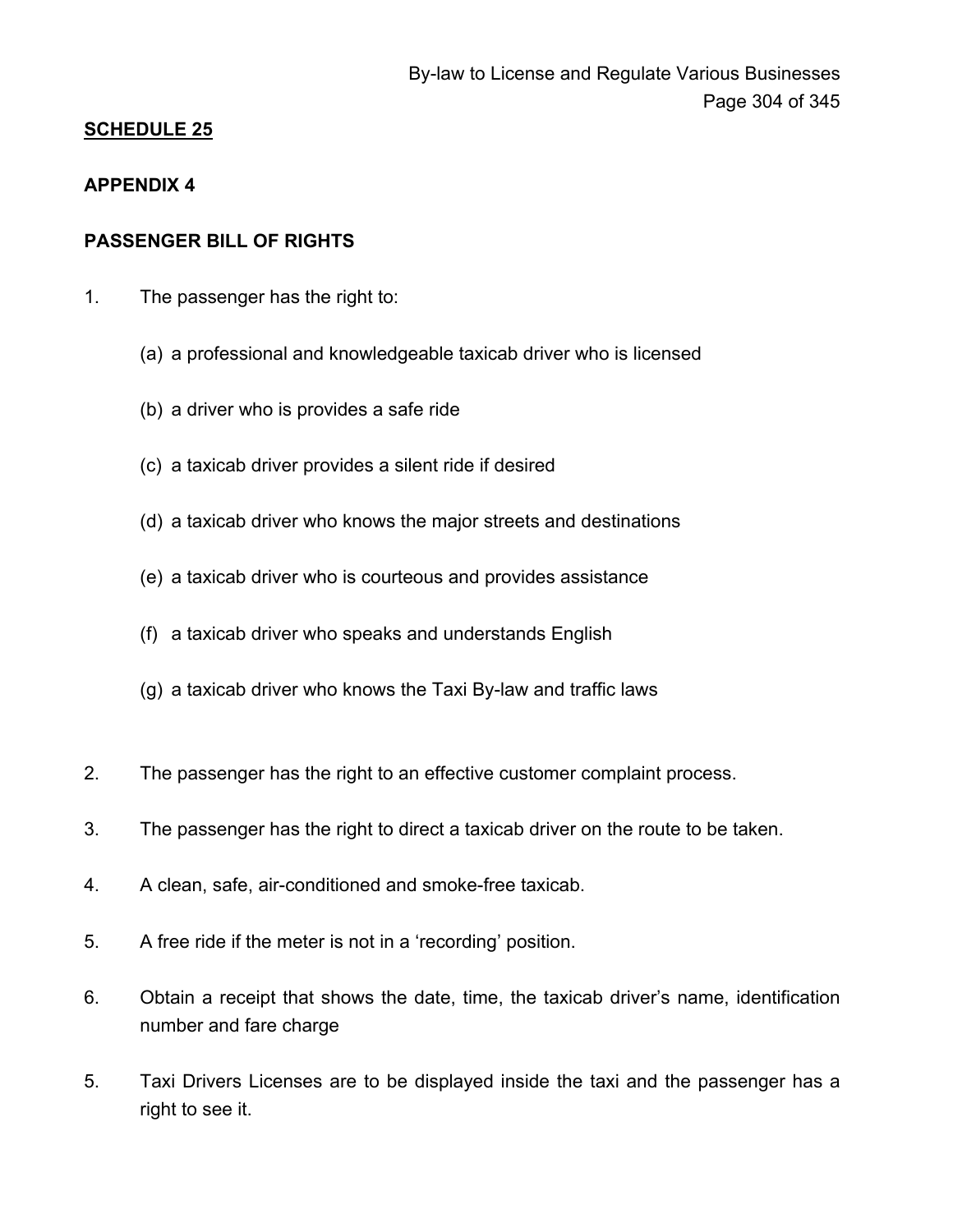**SCHEDULE 25**

**APPENDIX 4**

**PASSENGER BILL OF RIGHTS**

1. The passenger has the right to:

   (a) a professional and knowledgeable taxicab driver who is licensed

   (b) a driver who is provides a safe ride

   (c) a taxicab driver provides a silent ride if desired

   (d) a taxicab driver who knows the major streets and destinations

   (e) a taxicab driver who is courteous and provides assistance

   (f) a taxicab driver who speaks and understands English

   (g) a taxicab driver who knows the Taxi By-law and traffic laws

2. The passenger has the right to an effective customer complaint process.

3. The passenger has the right to direct a taxicab driver on the route to be taken.

4. A clean, safe, air-conditioned and smoke-free taxicab.

5. A free ride if the meter is not in a 'recording' position.

6. Obtain a receipt that shows the date, time, the taxicab driver's name, identification number and fare charge

5. Taxi Drivers Licenses are to be displayed inside the taxi and the passenger has a right to see it.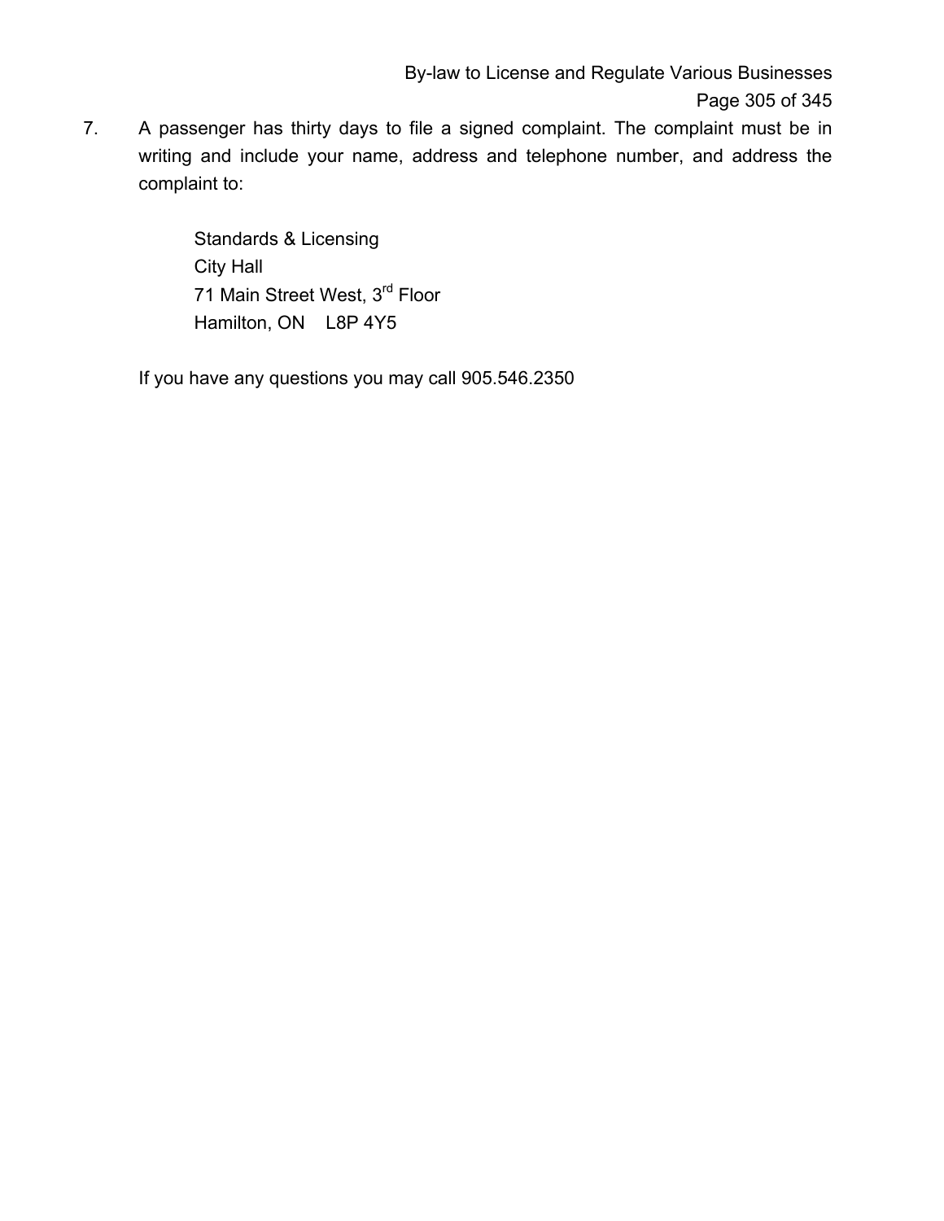7. A passenger has thirty days to file a signed complaint. The complaint must be in writing and include your name, address and telephone number, and address the complaint to:

   Standards & Licensing
   City Hall
   71 Main Street West, 3rd Floor
   Hamilton, ON    L8P 4Y5

   If you have any questions you may call 905.546.2350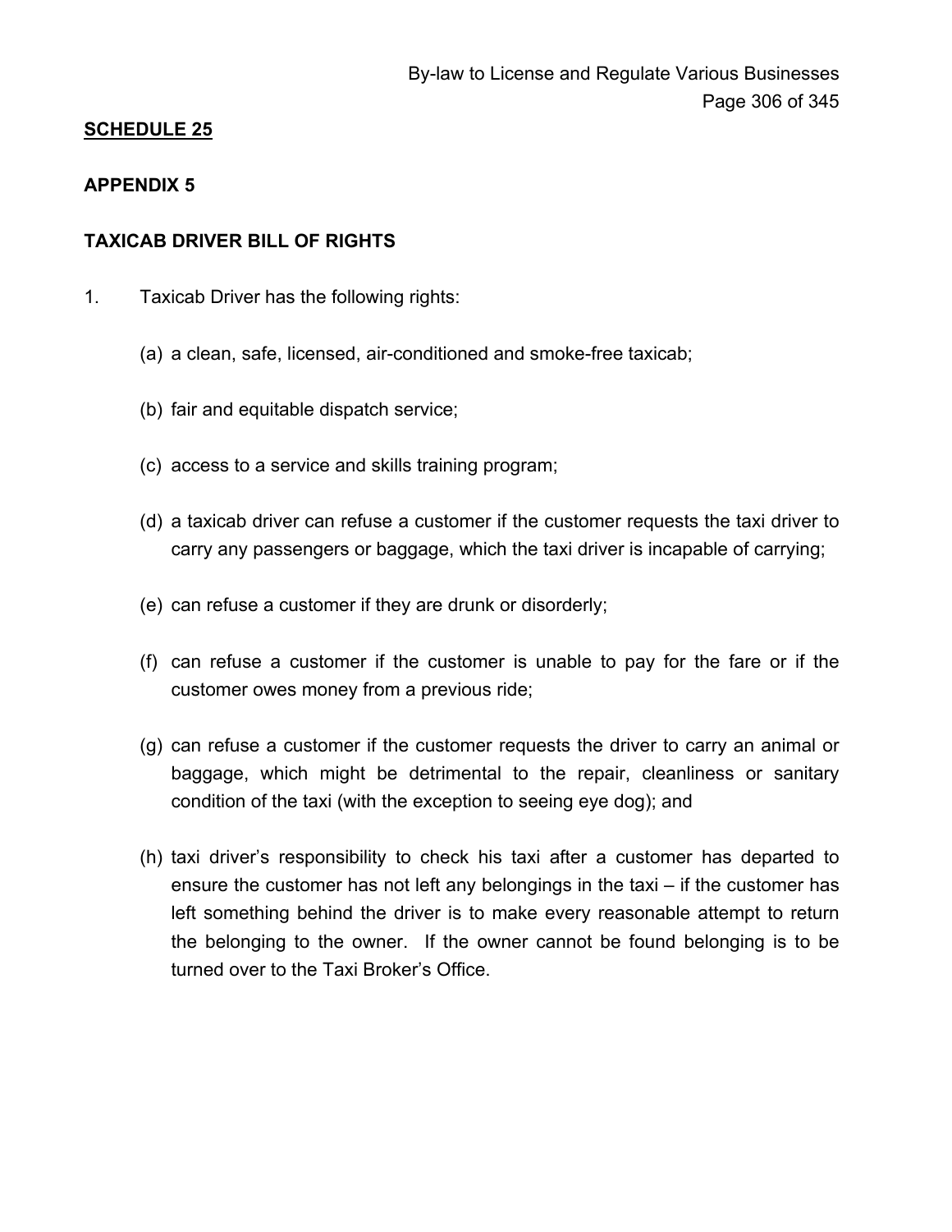**SCHEDULE 25**

**APPENDIX 5**

**TAXICAB DRIVER BILL OF RIGHTS**

1. Taxicab Driver has the following rights:

   (a) a clean, safe, licensed, air-conditioned and smoke-free taxicab;

   (b) fair and equitable dispatch service;

   (c) access to a service and skills training program;

   (d) a taxicab driver can refuse a customer if the customer requests the taxi driver to carry any passengers or baggage, which the taxi driver is incapable of carrying;

   (e) can refuse a customer if they are drunk or disorderly;

   (f) can refuse a customer if the customer is unable to pay for the fare or if the customer owes money from a previous ride;

   (g) can refuse a customer if the customer requests the driver to carry an animal or baggage, which might be detrimental to the repair, cleanliness or sanitary condition of the taxi (with the exception to seeing eye dog); and

   (h) taxi driver's responsibility to check his taxi after a customer has departed to ensure the customer has not left any belongings in the taxi – if the customer has left something behind the driver is to make every reasonable attempt to return the belonging to the owner. If the owner cannot be found belonging is to be turned over to the Taxi Broker's Office.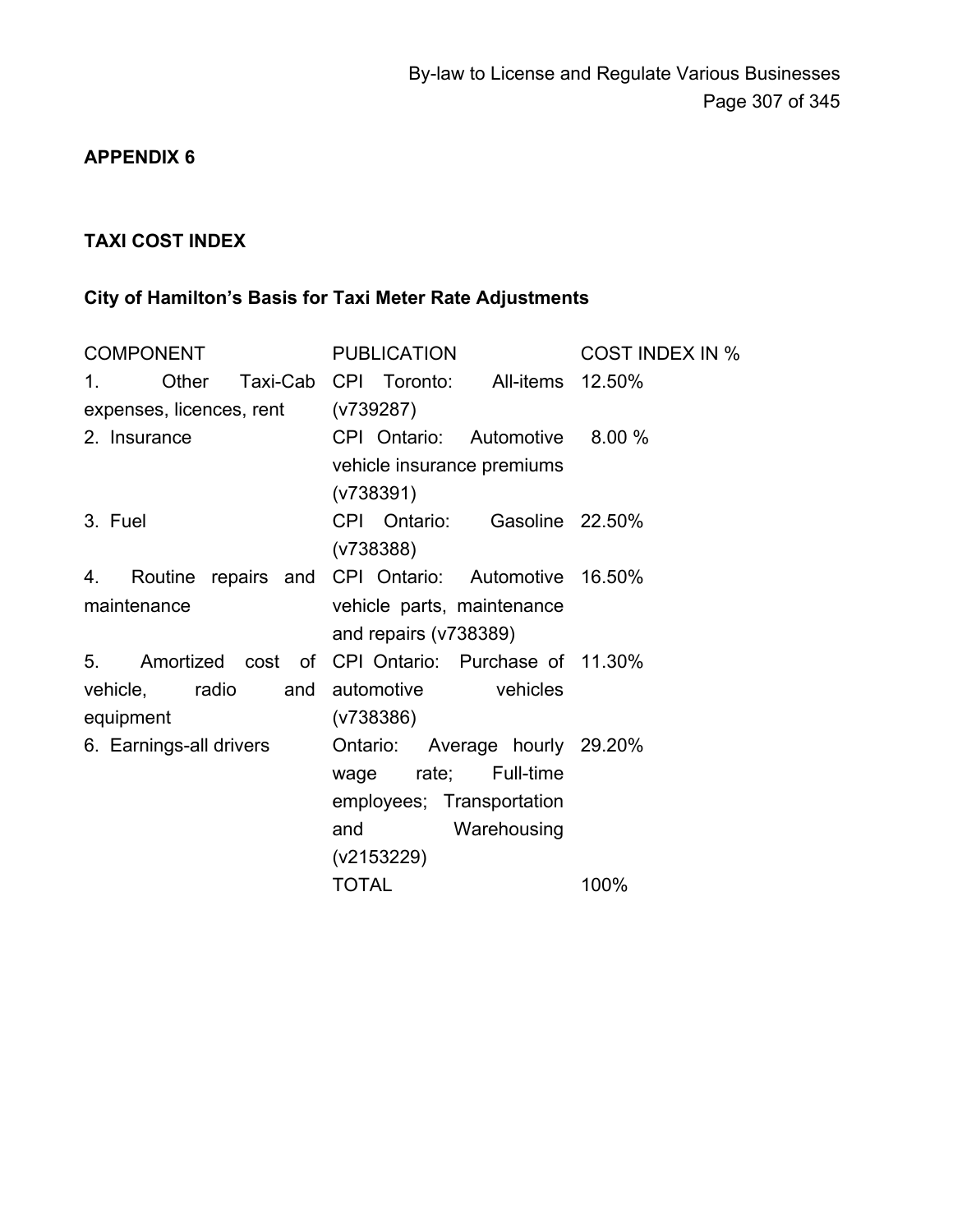**APPENDIX 6**

**TAXI COST INDEX**

**City of Hamilton's Basis for Taxi Meter Rate Adjustments**

| COMPONENT | PUBLICATION | COST INDEX IN % |
|---|---|---|
| 1. Other Taxi-Cab expenses, licences, rent | CPI Toronto: All-items (v739287) | 12.50% |
| 2. Insurance | CPI Ontario: Automotive vehicle insurance premiums (v738391) | 8.00 % |
| 3. Fuel | CPI Ontario: Gasoline (v738388) | 22.50% |
| 4. Routine repairs and maintenance | CPI Ontario: Automotive vehicle parts, maintenance and repairs (v738389) | 16.50% |
| 5. Amortized cost of vehicle, radio and equipment | CPI Ontario: Purchase of automotive vehicles (v738386) | 11.30% |
| 6. Earnings-all drivers | Ontario: Average hourly wage rate; Full-time employees; Transportation and Warehousing (v2153229) | 29.20% |
| | TOTAL | 100% |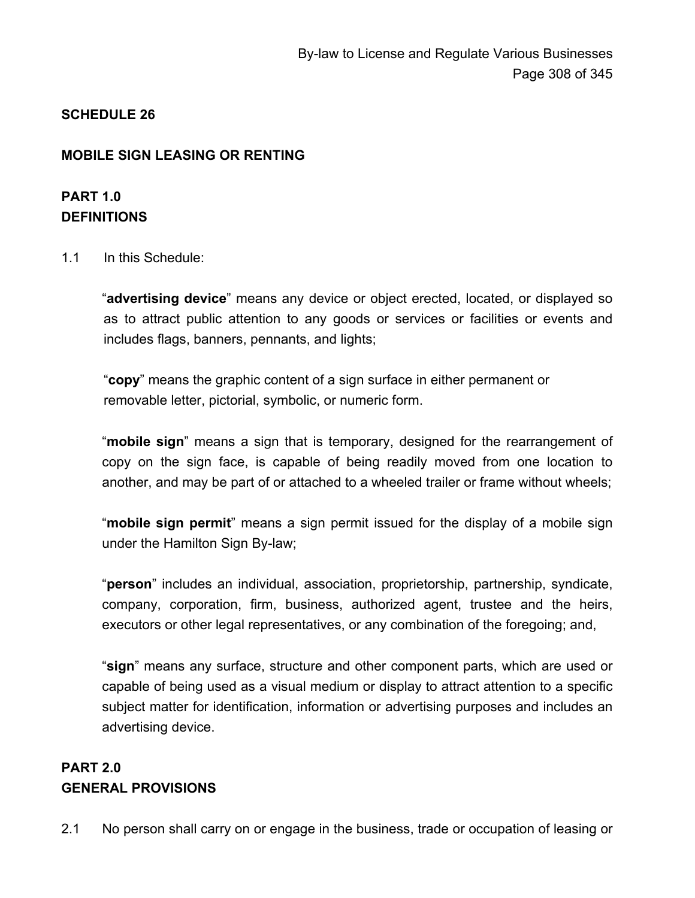**SCHEDULE 26**

**MOBILE SIGN LEASING OR RENTING**

**PART 1.0**
**DEFINITIONS**

1.1 In this Schedule:

"**advertising device**" means any device or object erected, located, or displayed so as to attract public attention to any goods or services or facilities or events and includes flags, banners, pennants, and lights;

"**copy**" means the graphic content of a sign surface in either permanent or removable letter, pictorial, symbolic, or numeric form.

"**mobile sign**" means a sign that is temporary, designed for the rearrangement of copy on the sign face, is capable of being readily moved from one location to another, and may be part of or attached to a wheeled trailer or frame without wheels;

"**mobile sign permit**" means a sign permit issued for the display of a mobile sign under the Hamilton Sign By-law;

"**person**" includes an individual, association, proprietorship, partnership, syndicate, company, corporation, firm, business, authorized agent, trustee and the heirs, executors or other legal representatives, or any combination of the foregoing; and,

"**sign**" means any surface, structure and other component parts, which are used or capable of being used as a visual medium or display to attract attention to a specific subject matter for identification, information or advertising purposes and includes an advertising device.

**PART 2.0**
**GENERAL PROVISIONS**

2.1 No person shall carry on or engage in the business, trade or occupation of leasing or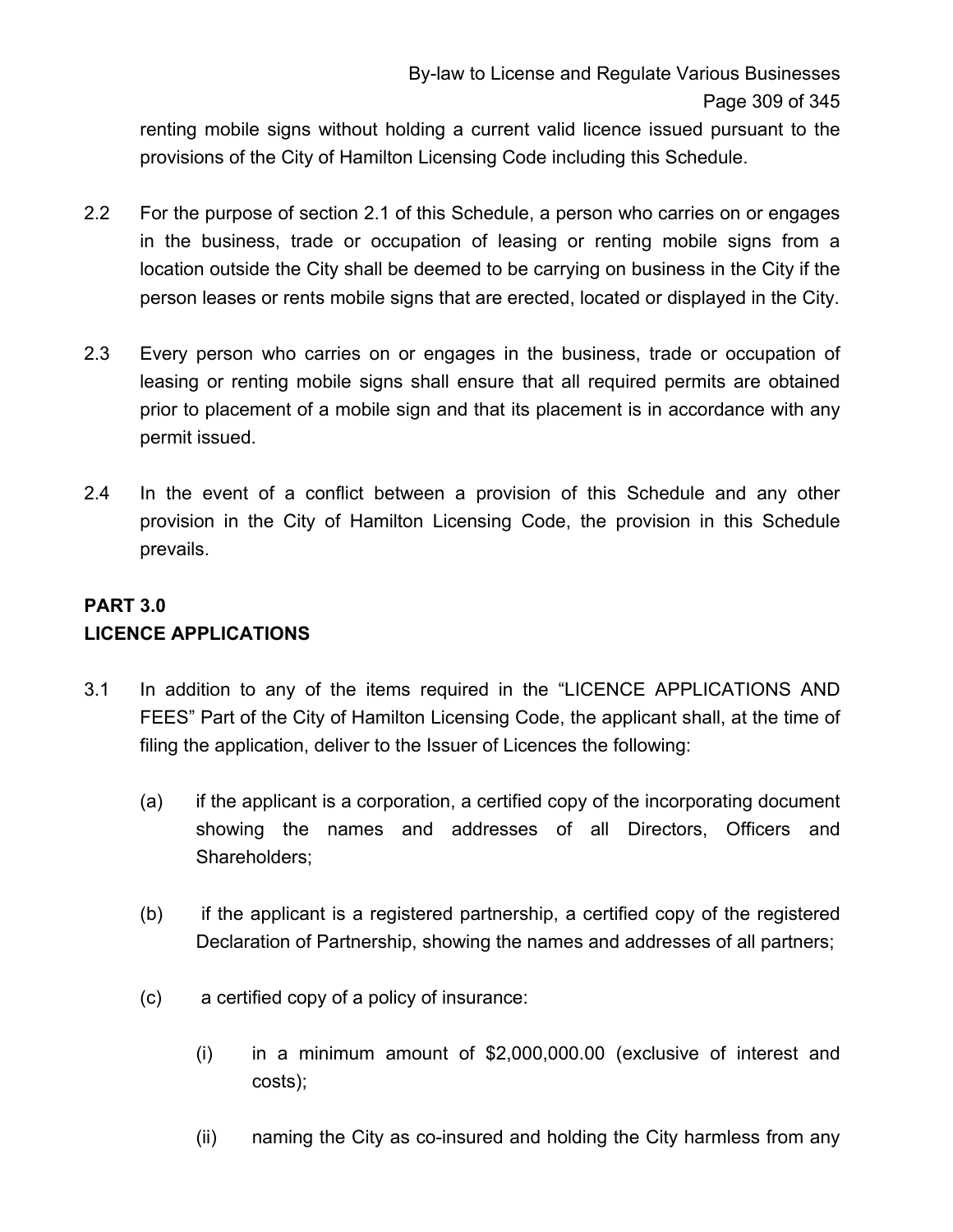renting mobile signs without holding a current valid licence issued pursuant to the provisions of the City of Hamilton Licensing Code including this Schedule.

2.2 For the purpose of section 2.1 of this Schedule, a person who carries on or engages in the business, trade or occupation of leasing or renting mobile signs from a location outside the City shall be deemed to be carrying on business in the City if the person leases or rents mobile signs that are erected, located or displayed in the City.

2.3 Every person who carries on or engages in the business, trade or occupation of leasing or renting mobile signs shall ensure that all required permits are obtained prior to placement of a mobile sign and that its placement is in accordance with any permit issued.

2.4 In the event of a conflict between a provision of this Schedule and any other provision in the City of Hamilton Licensing Code, the provision in this Schedule prevails.

## PART 3.0
## LICENCE APPLICATIONS

3.1 In addition to any of the items required in the "LICENCE APPLICATIONS AND FEES" Part of the City of Hamilton Licensing Code, the applicant shall, at the time of filing the application, deliver to the Issuer of Licences the following:

(a) if the applicant is a corporation, a certified copy of the incorporating document showing the names and addresses of all Directors, Officers and Shareholders;

(b) if the applicant is a registered partnership, a certified copy of the registered Declaration of Partnership, showing the names and addresses of all partners;

(c) a certified copy of a policy of insurance:

(i) in a minimum amount of $2,000,000.00 (exclusive of interest and costs);

(ii) naming the City as co-insured and holding the City harmless from any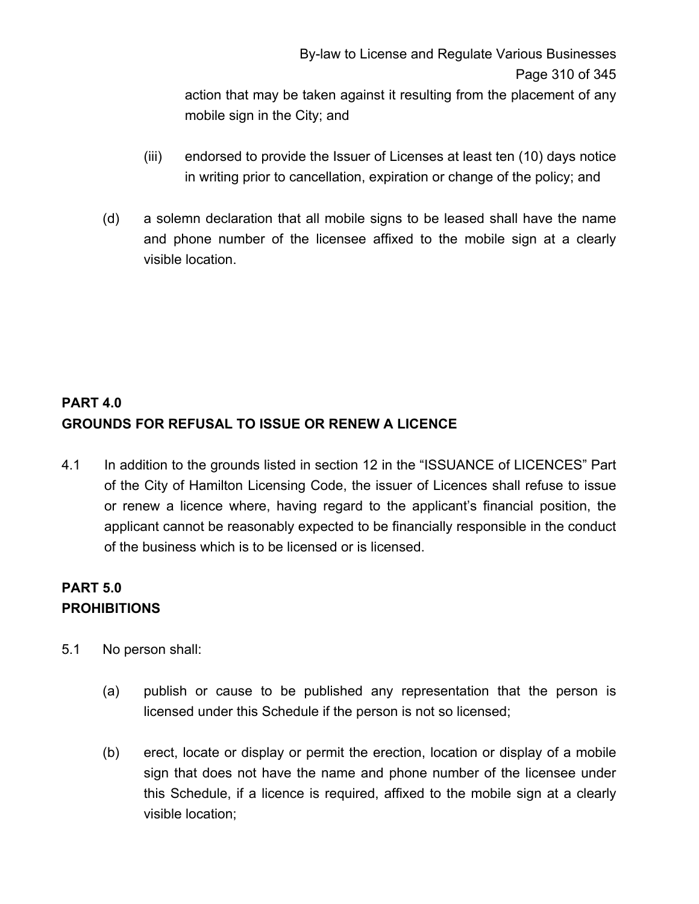action that may be taken against it resulting from the placement of any mobile sign in the City; and

(iii) endorsed to provide the Issuer of Licenses at least ten (10) days notice in writing prior to cancellation, expiration or change of the policy; and

(d) a solemn declaration that all mobile signs to be leased shall have the name and phone number of the licensee affixed to the mobile sign at a clearly visible location.

## PART 4.0
## GROUNDS FOR REFUSAL TO ISSUE OR RENEW A LICENCE

4.1 In addition to the grounds listed in section 12 in the "ISSUANCE of LICENCES" Part of the City of Hamilton Licensing Code, the issuer of Licences shall refuse to issue or renew a licence where, having regard to the applicant's financial position, the applicant cannot be reasonably expected to be financially responsible in the conduct of the business which is to be licensed or is licensed.

## PART 5.0
## PROHIBITIONS

5.1 No person shall:

(a) publish or cause to be published any representation that the person is licensed under this Schedule if the person is not so licensed;

(b) erect, locate or display or permit the erection, location or display of a mobile sign that does not have the name and phone number of the licensee under this Schedule, if a licence is required, affixed to the mobile sign at a clearly visible location;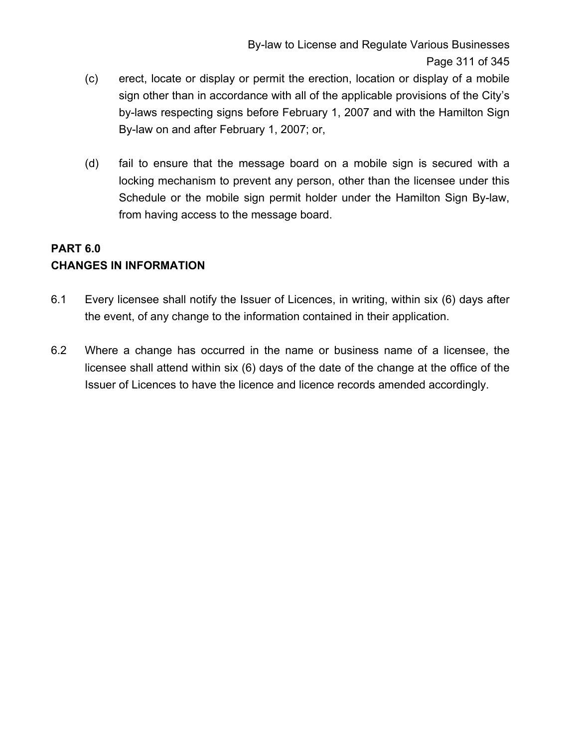(c) erect, locate or display or permit the erection, location or display of a mobile sign other than in accordance with all of the applicable provisions of the City's by-laws respecting signs before February 1, 2007 and with the Hamilton Sign By-law on and after February 1, 2007; or,

(d) fail to ensure that the message board on a mobile sign is secured with a locking mechanism to prevent any person, other than the licensee under this Schedule or the mobile sign permit holder under the Hamilton Sign By-law, from having access to the message board.

## PART 6.0
## CHANGES IN INFORMATION

6.1 Every licensee shall notify the Issuer of Licences, in writing, within six (6) days after the event, of any change to the information contained in their application.

6.2 Where a change has occurred in the name or business name of a licensee, the licensee shall attend within six (6) days of the date of the change at the office of the Issuer of Licences to have the licence and licence records amended accordingly.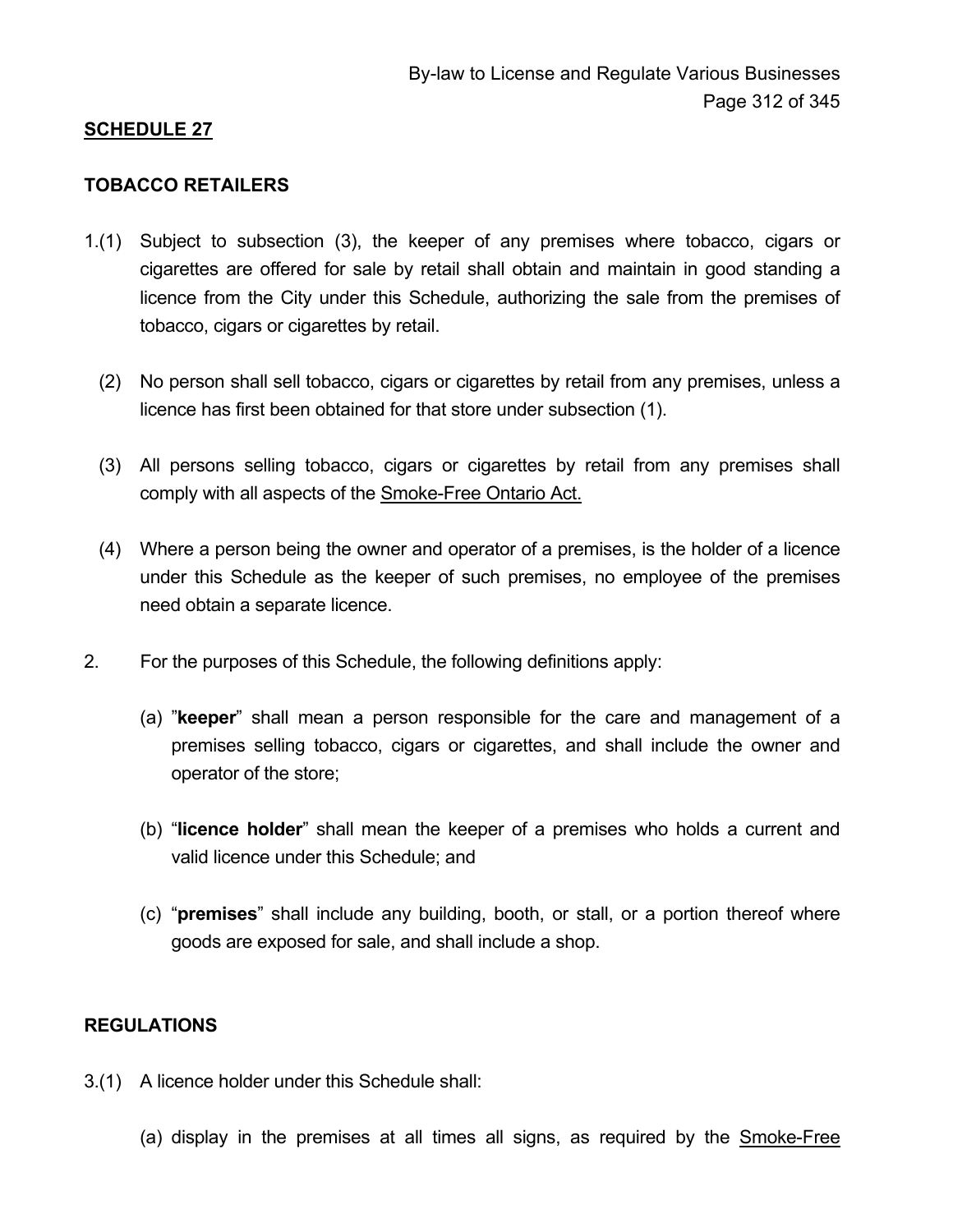**SCHEDULE 27**

**TOBACCO RETAILERS**

1.(1) Subject to subsection (3), the keeper of any premises where tobacco, cigars or cigarettes are offered for sale by retail shall obtain and maintain in good standing a licence from the City under this Schedule, authorizing the sale from the premises of tobacco, cigars or cigarettes by retail.

(2) No person shall sell tobacco, cigars or cigarettes by retail from any premises, unless a licence has first been obtained for that store under subsection (1).

(3) All persons selling tobacco, cigars or cigarettes by retail from any premises shall comply with all aspects of the Smoke-Free Ontario Act.

(4) Where a person being the owner and operator of a premises, is the holder of a licence under this Schedule as the keeper of such premises, no employee of the premises need obtain a separate licence.

2. For the purposes of this Schedule, the following definitions apply:

(a) "**keeper**" shall mean a person responsible for the care and management of a premises selling tobacco, cigars or cigarettes, and shall include the owner and operator of the store;

(b) "**licence holder**" shall mean the keeper of a premises who holds a current and valid licence under this Schedule; and

(c) "**premises**" shall include any building, booth, or stall, or a portion thereof where goods are exposed for sale, and shall include a shop.

**REGULATIONS**

3.(1) A licence holder under this Schedule shall:

(a) display in the premises at all times all signs, as required by the Smoke-Free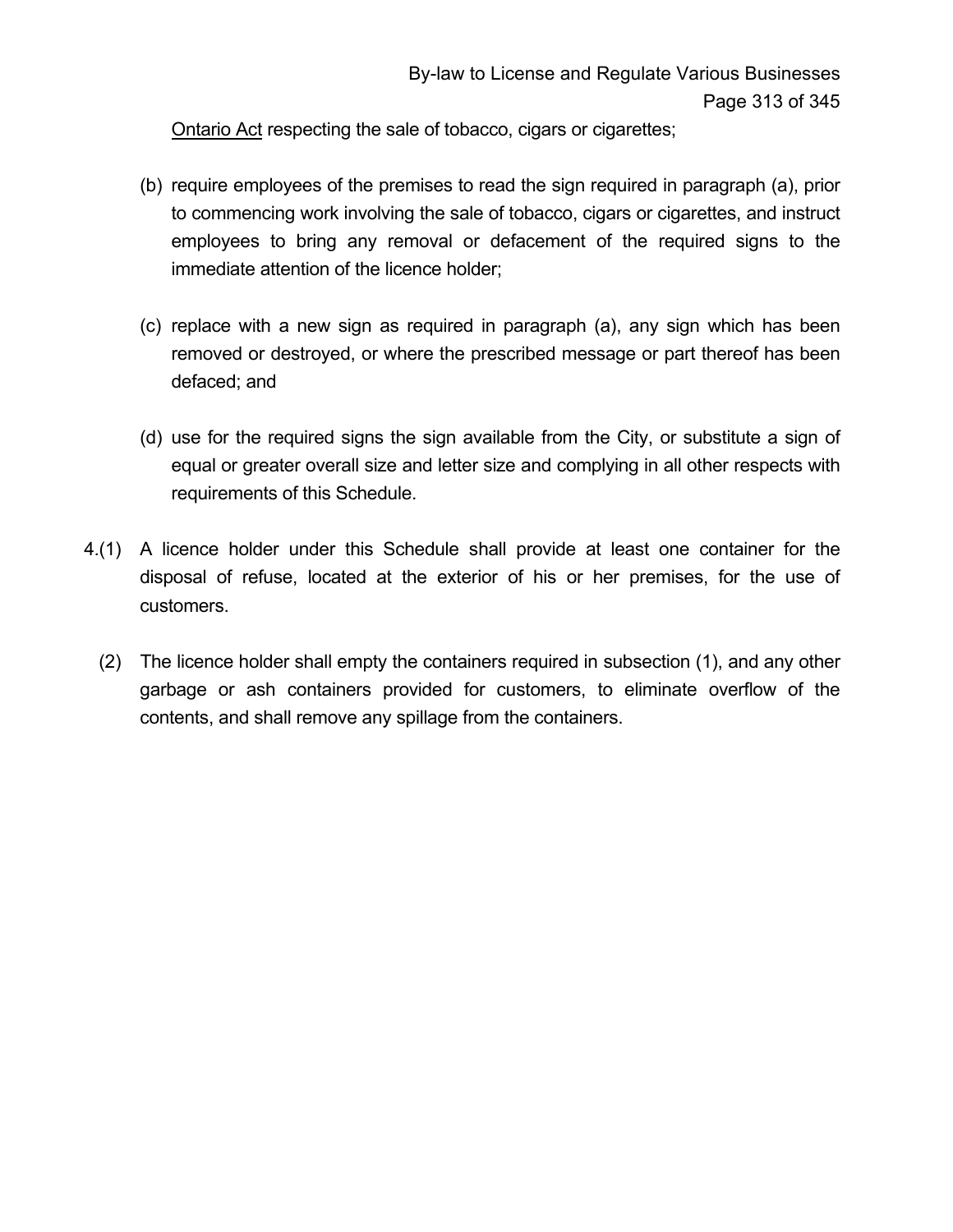Ontario Act respecting the sale of tobacco, cigars or cigarettes;

(b) require employees of the premises to read the sign required in paragraph (a), prior to commencing work involving the sale of tobacco, cigars or cigarettes, and instruct employees to bring any removal or defacement of the required signs to the immediate attention of the licence holder;

(c) replace with a new sign as required in paragraph (a), any sign which has been removed or destroyed, or where the prescribed message or part thereof has been defaced; and

(d) use for the required signs the sign available from the City, or substitute a sign of equal or greater overall size and letter size and complying in all other respects with requirements of this Schedule.

4.(1) A licence holder under this Schedule shall provide at least one container for the disposal of refuse, located at the exterior of his or her premises, for the use of customers.

(2) The licence holder shall empty the containers required in subsection (1), and any other garbage or ash containers provided for customers, to eliminate overflow of the contents, and shall remove any spillage from the containers.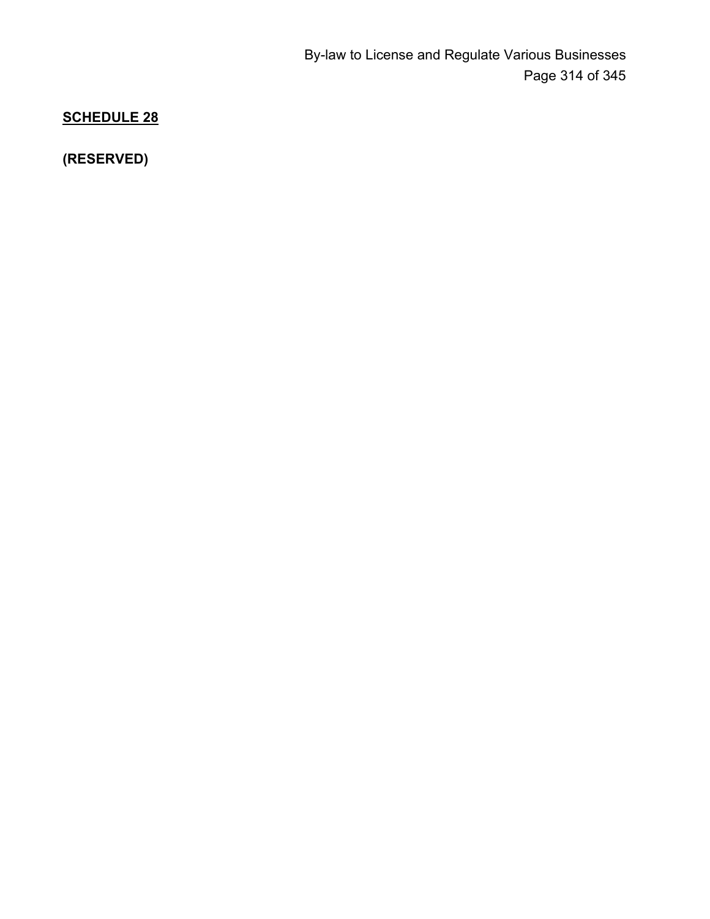## SCHEDULE 28

**(RESERVED)**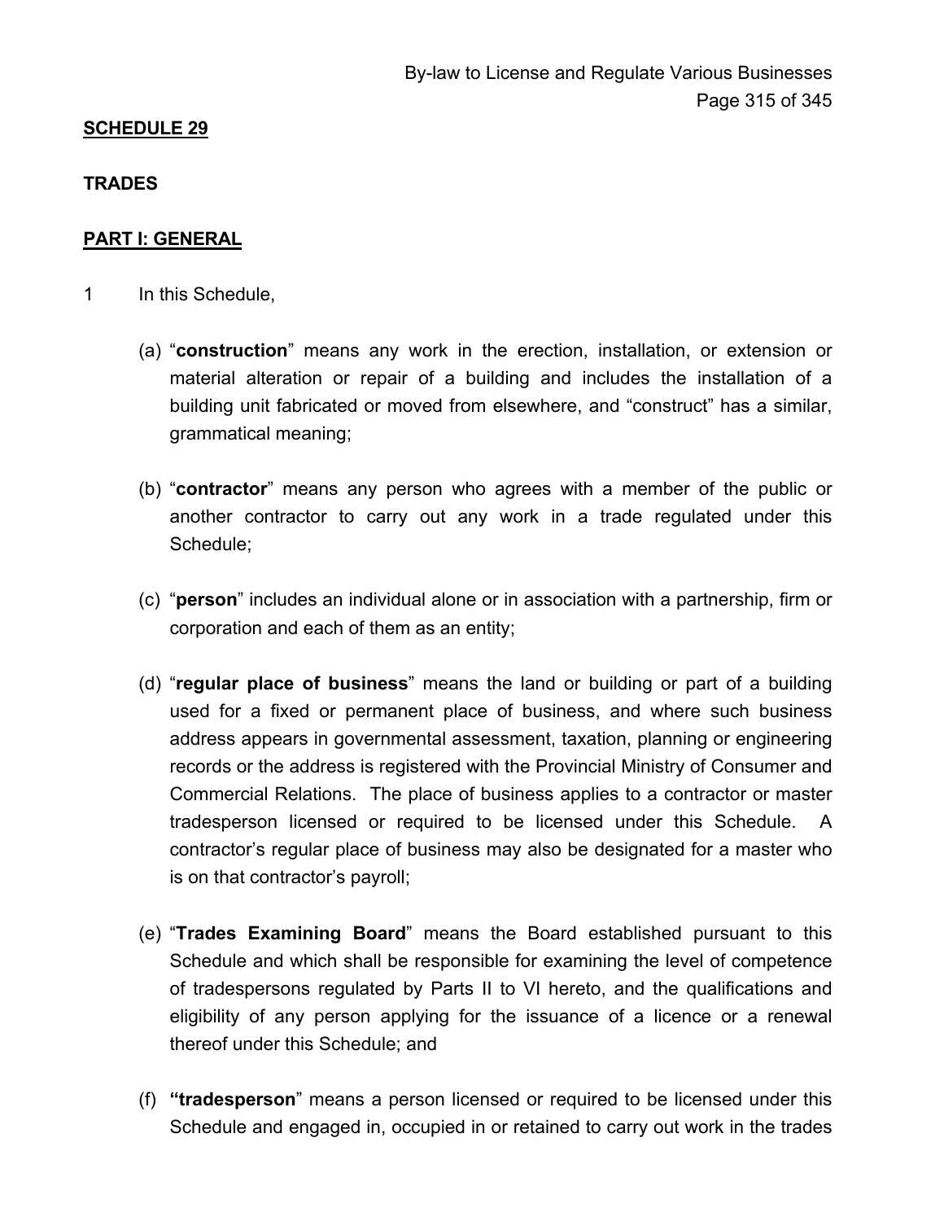**SCHEDULE 29**

**TRADES**

**PART I: GENERAL**

1 In this Schedule,

(a) "**construction**" means any work in the erection, installation, or extension or material alteration or repair of a building and includes the installation of a building unit fabricated or moved from elsewhere, and "construct" has a similar, grammatical meaning;

(b) "**contractor**" means any person who agrees with a member of the public or another contractor to carry out any work in a trade regulated under this Schedule;

(c) "**person**" includes an individual alone or in association with a partnership, firm or corporation and each of them as an entity;

(d) "**regular place of business**" means the land or building or part of a building used for a fixed or permanent place of business, and where such business address appears in governmental assessment, taxation, planning or engineering records or the address is registered with the Provincial Ministry of Consumer and Commercial Relations. The place of business applies to a contractor or master tradesperson licensed or required to be licensed under this Schedule. A contractor's regular place of business may also be designated for a master who is on that contractor's payroll;

(e) "**Trades Examining Board**" means the Board established pursuant to this Schedule and which shall be responsible for examining the level of competence of tradespersons regulated by Parts II to VI hereto, and the qualifications and eligibility of any person applying for the issuance of a licence or a renewal thereof under this Schedule; and

(f) **"tradesperson**" means a person licensed or required to be licensed under this Schedule and engaged in, occupied in or retained to carry out work in the trades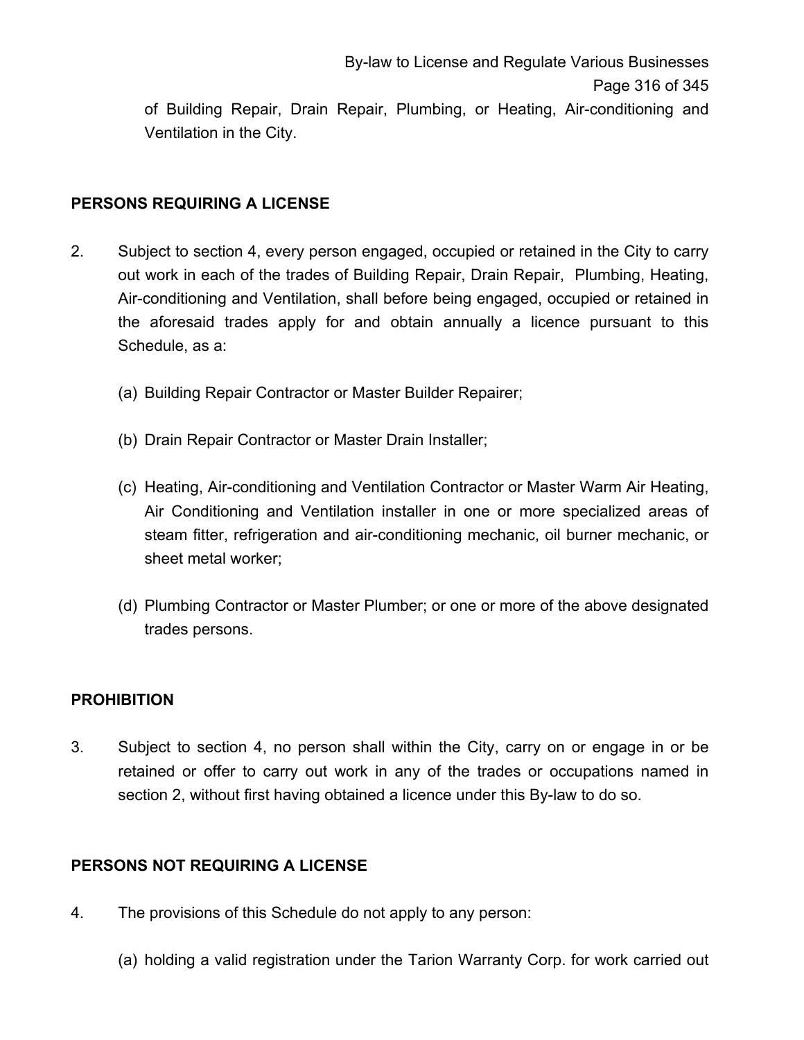of Building Repair, Drain Repair, Plumbing, or Heating, Air-conditioning and Ventilation in the City.

**PERSONS REQUIRING A LICENSE**

2. Subject to section 4, every person engaged, occupied or retained in the City to carry out work in each of the trades of Building Repair, Drain Repair, Plumbing, Heating, Air-conditioning and Ventilation, shall before being engaged, occupied or retained in the aforesaid trades apply for and obtain annually a licence pursuant to this Schedule, as a:

   (a) Building Repair Contractor or Master Builder Repairer;

   (b) Drain Repair Contractor or Master Drain Installer;

   (c) Heating, Air-conditioning and Ventilation Contractor or Master Warm Air Heating, Air Conditioning and Ventilation installer in one or more specialized areas of steam fitter, refrigeration and air-conditioning mechanic, oil burner mechanic, or sheet metal worker;

   (d) Plumbing Contractor or Master Plumber; or one or more of the above designated trades persons.

**PROHIBITION**

3. Subject to section 4, no person shall within the City, carry on or engage in or be retained or offer to carry out work in any of the trades or occupations named in section 2, without first having obtained a licence under this By-law to do so.

**PERSONS NOT REQUIRING A LICENSE**

4. The provisions of this Schedule do not apply to any person:

   (a) holding a valid registration under the Tarion Warranty Corp. for work carried out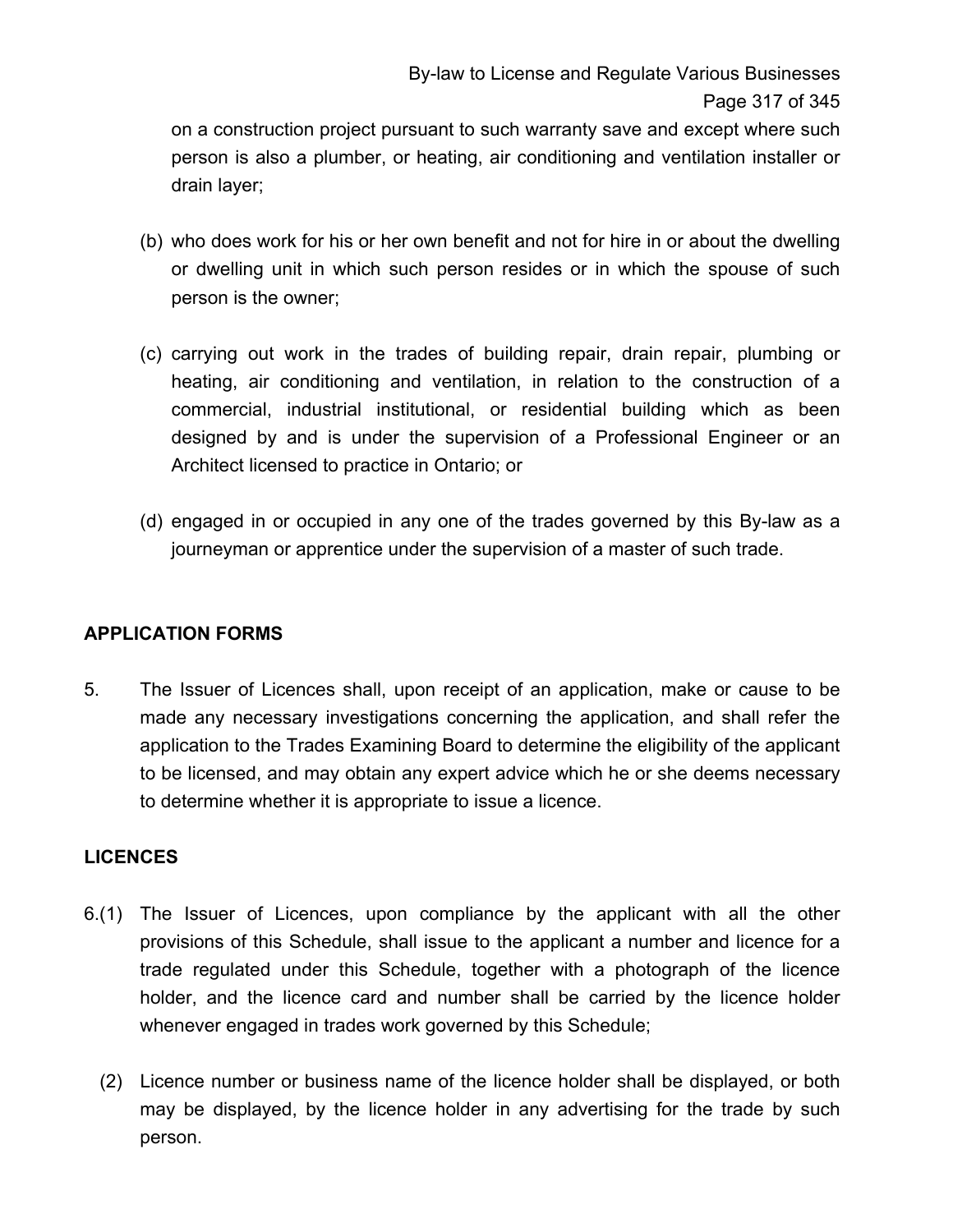on a construction project pursuant to such warranty save and except where such person is also a plumber, or heating, air conditioning and ventilation installer or drain layer;

(b) who does work for his or her own benefit and not for hire in or about the dwelling or dwelling unit in which such person resides or in which the spouse of such person is the owner;

(c) carrying out work in the trades of building repair, drain repair, plumbing or heating, air conditioning and ventilation, in relation to the construction of a commercial, industrial institutional, or residential building which as been designed by and is under the supervision of a Professional Engineer or an Architect licensed to practice in Ontario; or

(d) engaged in or occupied in any one of the trades governed by this By-law as a journeyman or apprentice under the supervision of a master of such trade.

## APPLICATION FORMS

5. The Issuer of Licences shall, upon receipt of an application, make or cause to be made any necessary investigations concerning the application, and shall refer the application to the Trades Examining Board to determine the eligibility of the applicant to be licensed, and may obtain any expert advice which he or she deems necessary to determine whether it is appropriate to issue a licence.

## LICENCES

6.(1) The Issuer of Licences, upon compliance by the applicant with all the other provisions of this Schedule, shall issue to the applicant a number and licence for a trade regulated under this Schedule, together with a photograph of the licence holder, and the licence card and number shall be carried by the licence holder whenever engaged in trades work governed by this Schedule;

(2) Licence number or business name of the licence holder shall be displayed, or both may be displayed, by the licence holder in any advertising for the trade by such person.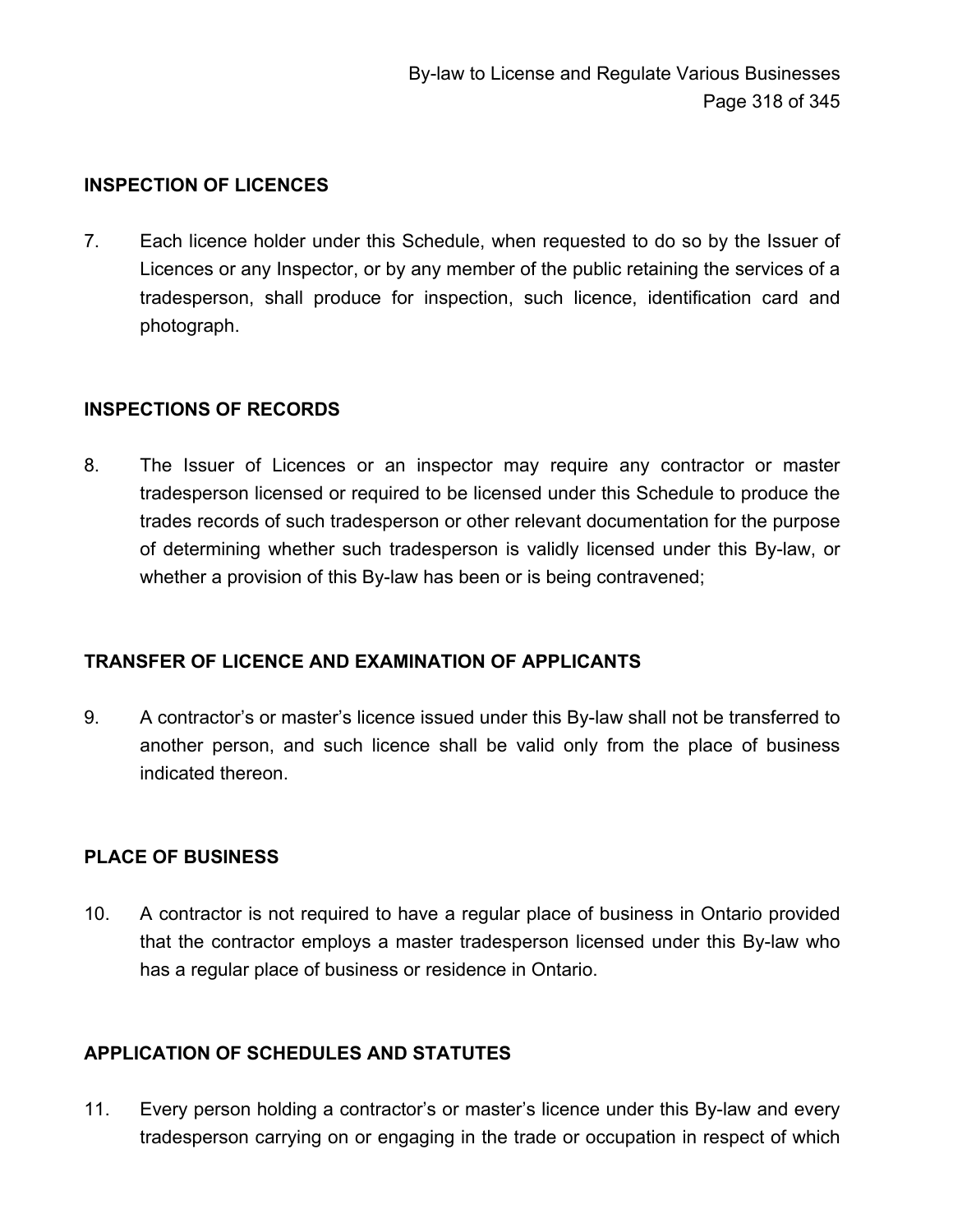**INSPECTION OF LICENCES**

7. Each licence holder under this Schedule, when requested to do so by the Issuer of Licences or any Inspector, or by any member of the public retaining the services of a tradesperson, shall produce for inspection, such licence, identification card and photograph.

**INSPECTIONS OF RECORDS**

8. The Issuer of Licences or an inspector may require any contractor or master tradesperson licensed or required to be licensed under this Schedule to produce the trades records of such tradesperson or other relevant documentation for the purpose of determining whether such tradesperson is validly licensed under this By-law, or whether a provision of this By-law has been or is being contravened;

**TRANSFER OF LICENCE AND EXAMINATION OF APPLICANTS**

9. A contractor's or master's licence issued under this By-law shall not be transferred to another person, and such licence shall be valid only from the place of business indicated thereon.

**PLACE OF BUSINESS**

10. A contractor is not required to have a regular place of business in Ontario provided that the contractor employs a master tradesperson licensed under this By-law who has a regular place of business or residence in Ontario.

**APPLICATION OF SCHEDULES AND STATUTES**

11. Every person holding a contractor's or master's licence under this By-law and every tradesperson carrying on or engaging in the trade or occupation in respect of which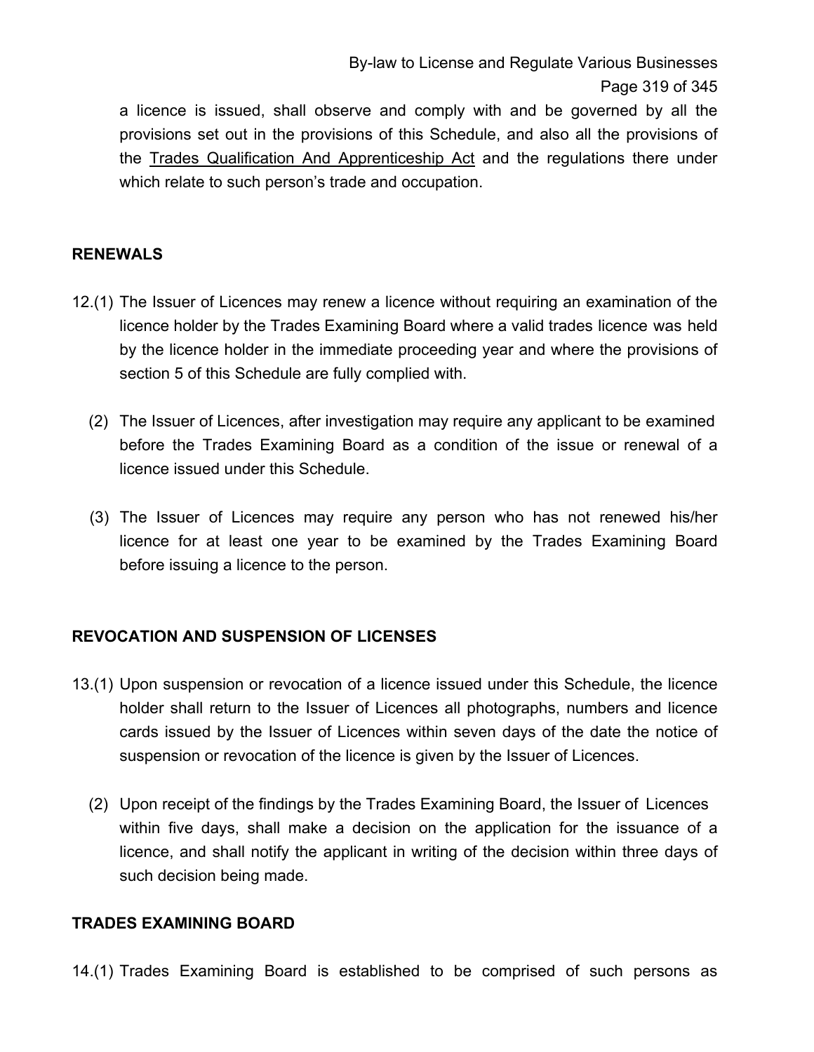a licence is issued, shall observe and comply with and be governed by all the provisions set out in the provisions of this Schedule, and also all the provisions of the Trades Qualification And Apprenticeship Act and the regulations there under which relate to such person's trade and occupation.

## RENEWALS

12.(1) The Issuer of Licences may renew a licence without requiring an examination of the licence holder by the Trades Examining Board where a valid trades licence was held by the licence holder in the immediate proceeding year and where the provisions of section 5 of this Schedule are fully complied with.

(2) The Issuer of Licences, after investigation may require any applicant to be examined before the Trades Examining Board as a condition of the issue or renewal of a licence issued under this Schedule.

(3) The Issuer of Licences may require any person who has not renewed his/her licence for at least one year to be examined by the Trades Examining Board before issuing a licence to the person.

## REVOCATION AND SUSPENSION OF LICENSES

13.(1) Upon suspension or revocation of a licence issued under this Schedule, the licence holder shall return to the Issuer of Licences all photographs, numbers and licence cards issued by the Issuer of Licences within seven days of the date the notice of suspension or revocation of the licence is given by the Issuer of Licences.

(2) Upon receipt of the findings by the Trades Examining Board, the Issuer of Licences within five days, shall make a decision on the application for the issuance of a licence, and shall notify the applicant in writing of the decision within three days of such decision being made.

## TRADES EXAMINING BOARD

14.(1) Trades Examining Board is established to be comprised of such persons as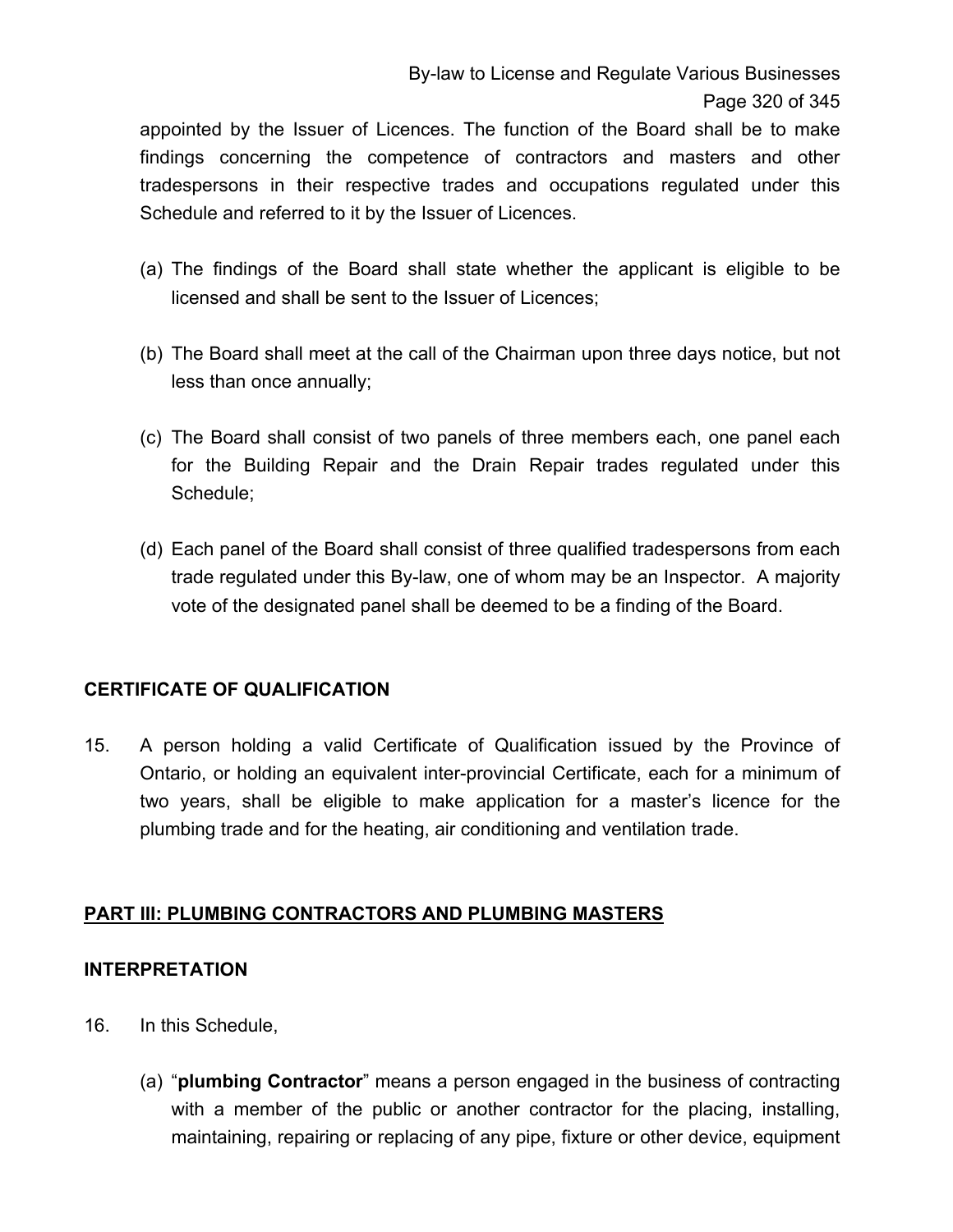appointed by the Issuer of Licences. The function of the Board shall be to make findings concerning the competence of contractors and masters and other tradespersons in their respective trades and occupations regulated under this Schedule and referred to it by the Issuer of Licences.

(a) The findings of the Board shall state whether the applicant is eligible to be licensed and shall be sent to the Issuer of Licences;

(b) The Board shall meet at the call of the Chairman upon three days notice, but not less than once annually;

(c) The Board shall consist of two panels of three members each, one panel each for the Building Repair and the Drain Repair trades regulated under this Schedule;

(d) Each panel of the Board shall consist of three qualified tradespersons from each trade regulated under this By-law, one of whom may be an Inspector. A majority vote of the designated panel shall be deemed to be a finding of the Board.

**CERTIFICATE OF QUALIFICATION**

15. A person holding a valid Certificate of Qualification issued by the Province of Ontario, or holding an equivalent inter-provincial Certificate, each for a minimum of two years, shall be eligible to make application for a master's licence for the plumbing trade and for the heating, air conditioning and ventilation trade.

## PART III: PLUMBING CONTRACTORS AND PLUMBING MASTERS

**INTERPRETATION**

16. In this Schedule,

(a) "**plumbing Contractor**" means a person engaged in the business of contracting with a member of the public or another contractor for the placing, installing, maintaining, repairing or replacing of any pipe, fixture or other device, equipment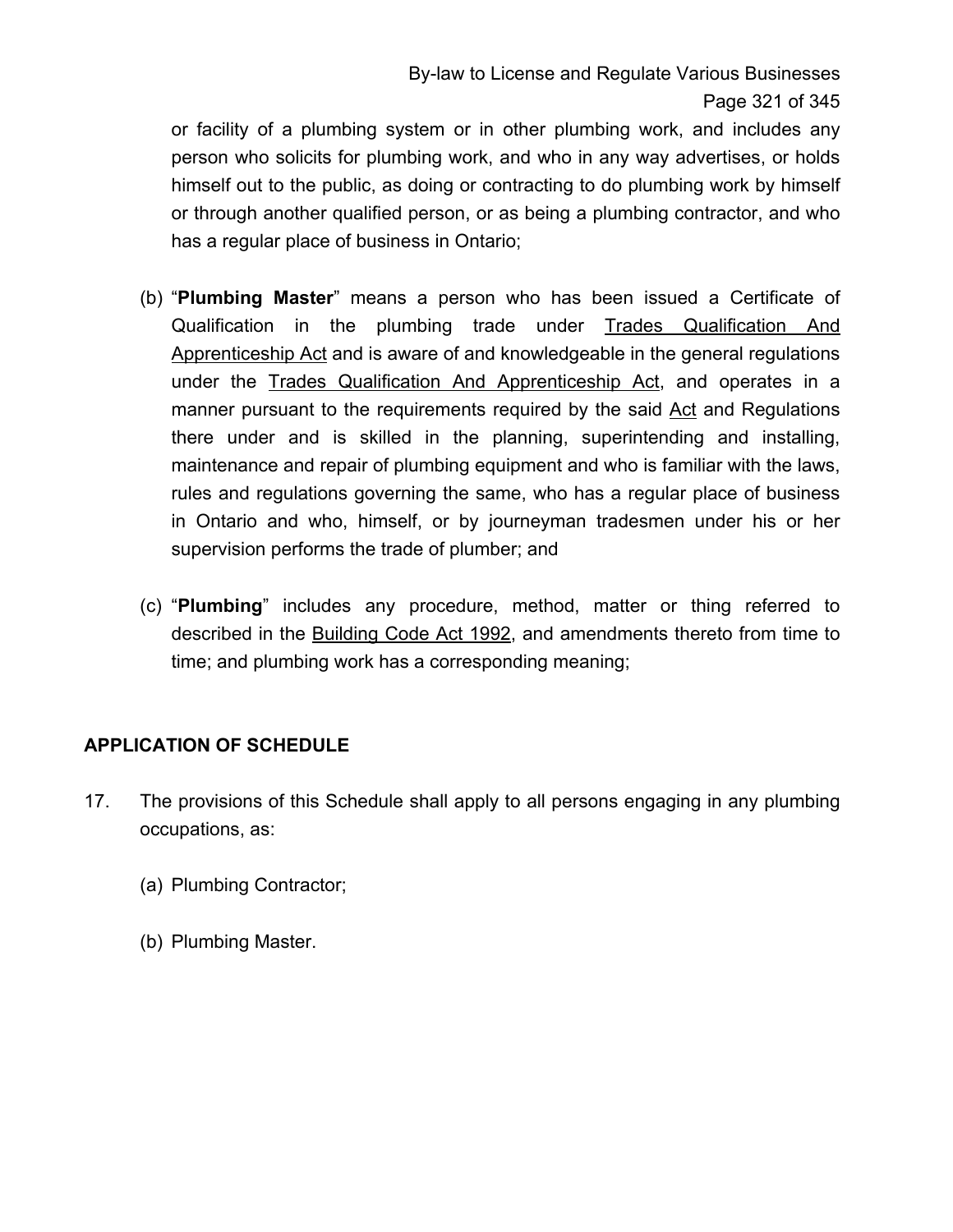or facility of a plumbing system or in other plumbing work, and includes any person who solicits for plumbing work, and who in any way advertises, or holds himself out to the public, as doing or contracting to do plumbing work by himself or through another qualified person, or as being a plumbing contractor, and who has a regular place of business in Ontario;

(b) "**Plumbing Master**" means a person who has been issued a Certificate of Qualification in the plumbing trade under Trades Qualification And Apprenticeship Act and is aware of and knowledgeable in the general regulations under the Trades Qualification And Apprenticeship Act, and operates in a manner pursuant to the requirements required by the said Act and Regulations there under and is skilled in the planning, superintending and installing, maintenance and repair of plumbing equipment and who is familiar with the laws, rules and regulations governing the same, who has a regular place of business in Ontario and who, himself, or by journeyman tradesmen under his or her supervision performs the trade of plumber; and

(c) "**Plumbing**" includes any procedure, method, matter or thing referred to described in the Building Code Act 1992, and amendments thereto from time to time; and plumbing work has a corresponding meaning;

## APPLICATION OF SCHEDULE

17. The provisions of this Schedule shall apply to all persons engaging in any plumbing occupations, as:

    (a) Plumbing Contractor;

    (b) Plumbing Master.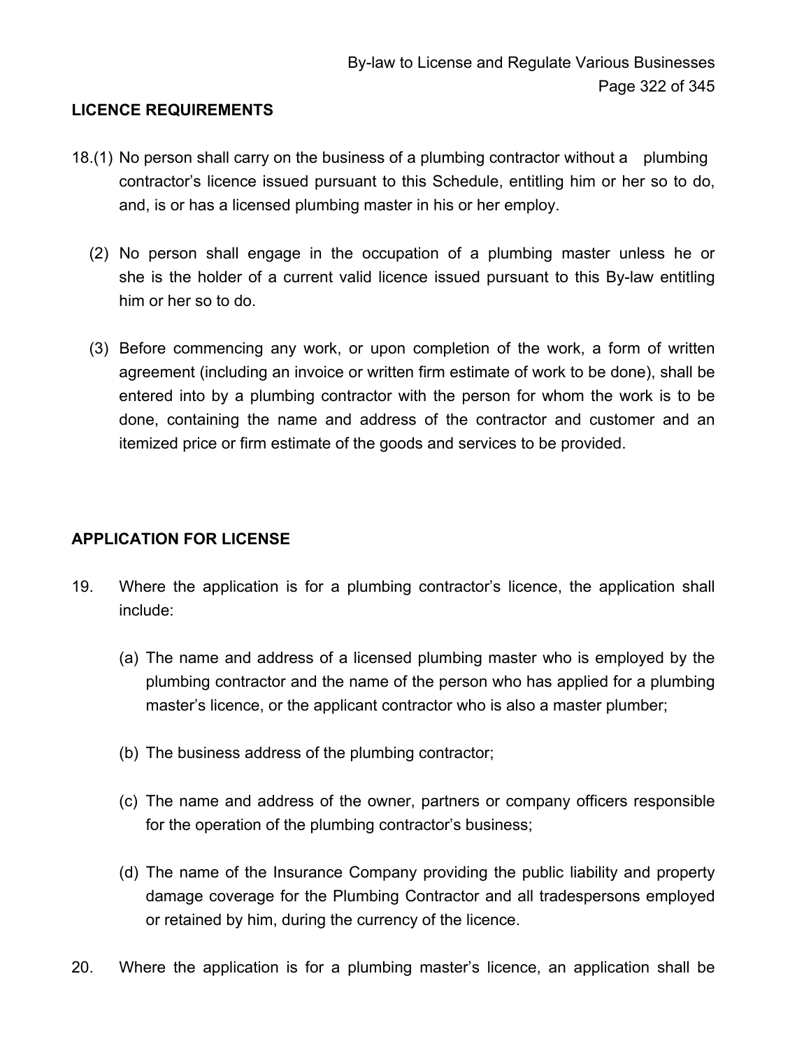**LICENCE REQUIREMENTS**

18.(1) No person shall carry on the business of a plumbing contractor without a plumbing contractor's licence issued pursuant to this Schedule, entitling him or her so to do, and, is or has a licensed plumbing master in his or her employ.

(2) No person shall engage in the occupation of a plumbing master unless he or she is the holder of a current valid licence issued pursuant to this By-law entitling him or her so to do.

(3) Before commencing any work, or upon completion of the work, a form of written agreement (including an invoice or written firm estimate of work to be done), shall be entered into by a plumbing contractor with the person for whom the work is to be done, containing the name and address of the contractor and customer and an itemized price or firm estimate of the goods and services to be provided.

**APPLICATION FOR LICENSE**

19. Where the application is for a plumbing contractor's licence, the application shall include:

(a) The name and address of a licensed plumbing master who is employed by the plumbing contractor and the name of the person who has applied for a plumbing master's licence, or the applicant contractor who is also a master plumber;

(b) The business address of the plumbing contractor;

(c) The name and address of the owner, partners or company officers responsible for the operation of the plumbing contractor's business;

(d) The name of the Insurance Company providing the public liability and property damage coverage for the Plumbing Contractor and all tradespersons employed or retained by him, during the currency of the licence.

20. Where the application is for a plumbing master's licence, an application shall be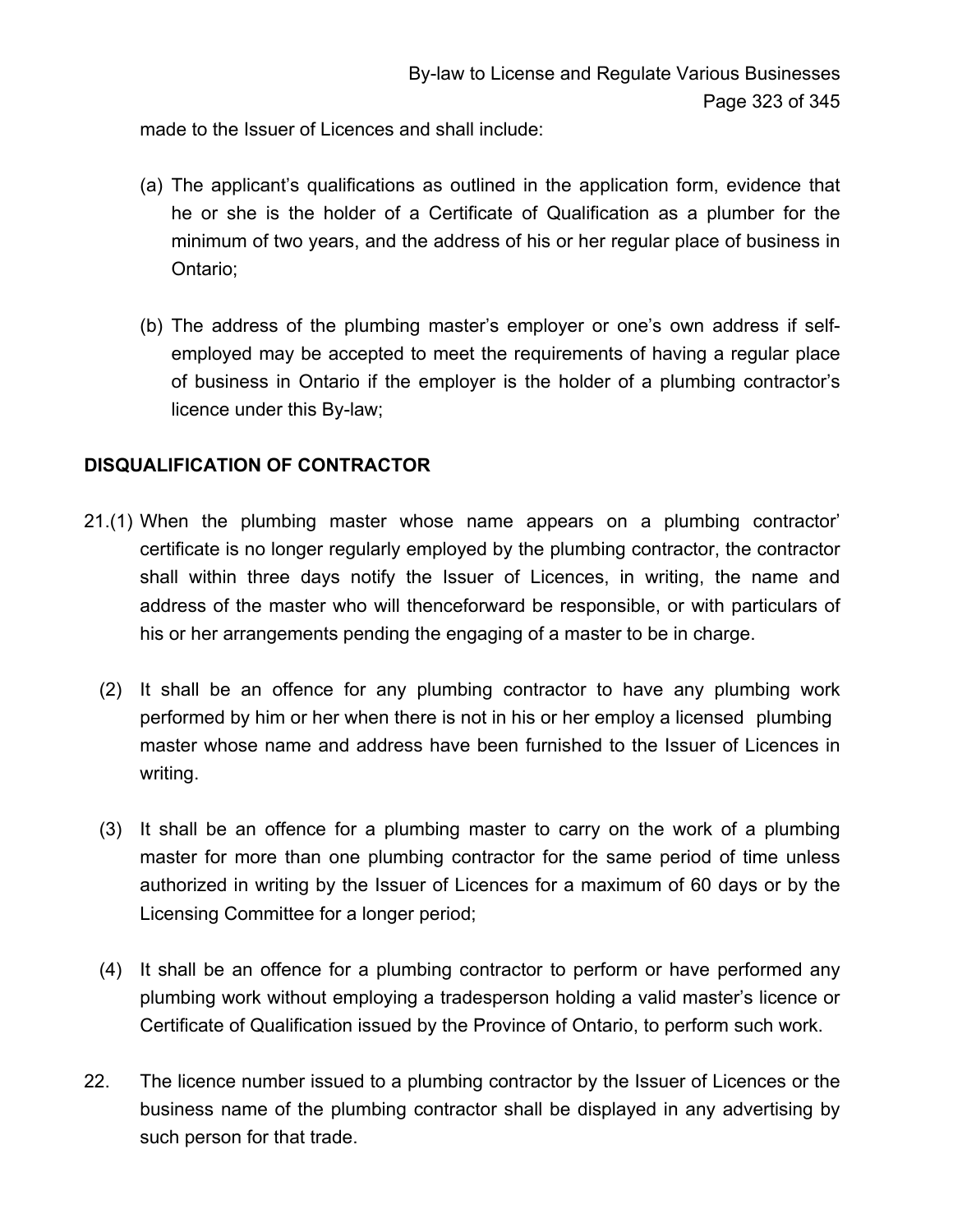made to the Issuer of Licences and shall include:

(a) The applicant's qualifications as outlined in the application form, evidence that he or she is the holder of a Certificate of Qualification as a plumber for the minimum of two years, and the address of his or her regular place of business in Ontario;

(b) The address of the plumbing master's employer or one's own address if self-employed may be accepted to meet the requirements of having a regular place of business in Ontario if the employer is the holder of a plumbing contractor's licence under this By-law;

**DISQUALIFICATION OF CONTRACTOR**

21.(1) When the plumbing master whose name appears on a plumbing contractor' certificate is no longer regularly employed by the plumbing contractor, the contractor shall within three days notify the Issuer of Licences, in writing, the name and address of the master who will thenceforward be responsible, or with particulars of his or her arrangements pending the engaging of a master to be in charge.

(2) It shall be an offence for any plumbing contractor to have any plumbing work performed by him or her when there is not in his or her employ a licensed plumbing master whose name and address have been furnished to the Issuer of Licences in writing.

(3) It shall be an offence for a plumbing master to carry on the work of a plumbing master for more than one plumbing contractor for the same period of time unless authorized in writing by the Issuer of Licences for a maximum of 60 days or by the Licensing Committee for a longer period;

(4) It shall be an offence for a plumbing contractor to perform or have performed any plumbing work without employing a tradesperson holding a valid master's licence or Certificate of Qualification issued by the Province of Ontario, to perform such work.

22. The licence number issued to a plumbing contractor by the Issuer of Licences or the business name of the plumbing contractor shall be displayed in any advertising by such person for that trade.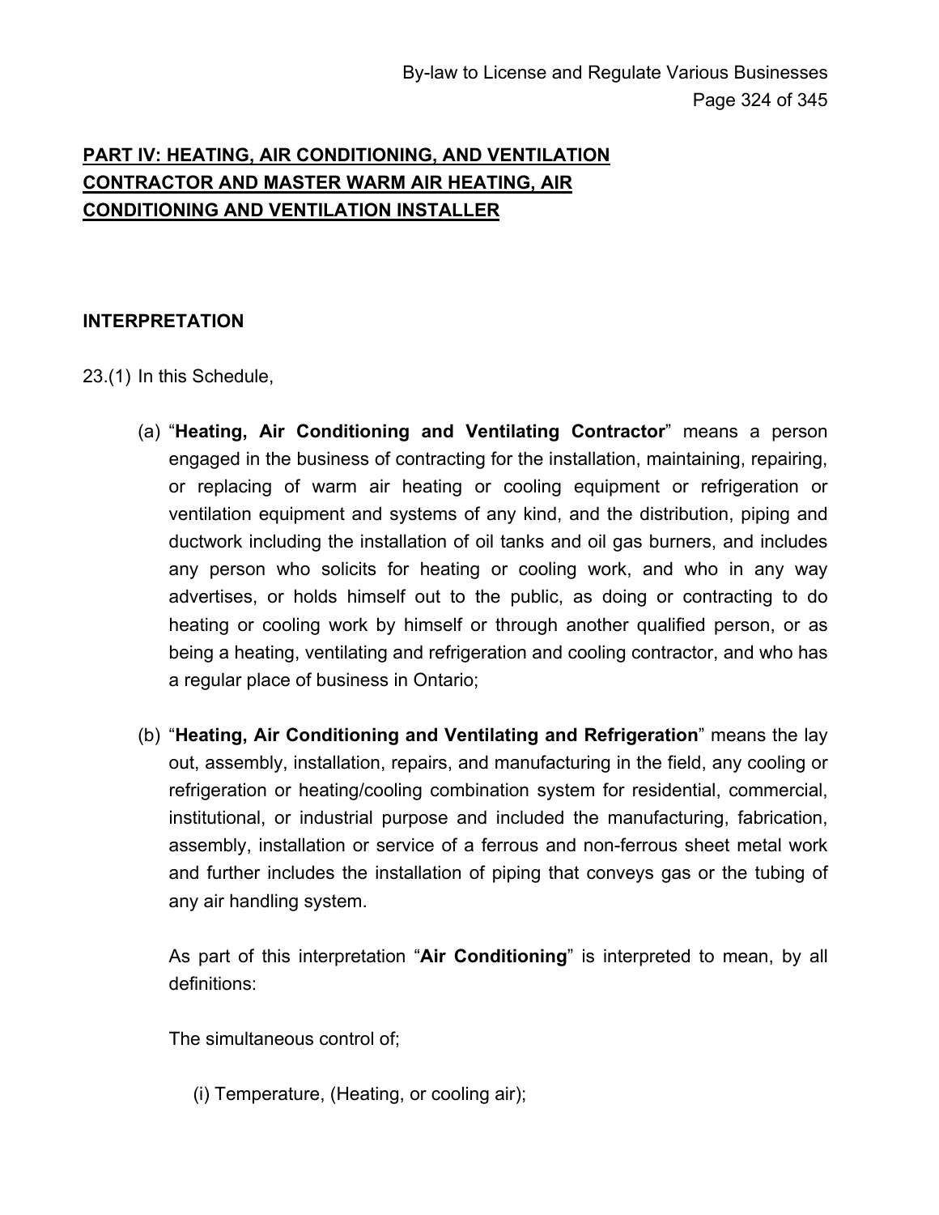## PART IV: HEATING, AIR CONDITIONING, AND VENTILATION CONTRACTOR AND MASTER WARM AIR HEATING, AIR CONDITIONING AND VENTILATION INSTALLER

### INTERPRETATION

23.(1) In this Schedule,

(a) "**Heating, Air Conditioning and Ventilating Contractor**" means a person engaged in the business of contracting for the installation, maintaining, repairing, or replacing of warm air heating or cooling equipment or refrigeration or ventilation equipment and systems of any kind, and the distribution, piping and ductwork including the installation of oil tanks and oil gas burners, and includes any person who solicits for heating or cooling work, and who in any way advertises, or holds himself out to the public, as doing or contracting to do heating or cooling work by himself or through another qualified person, or as being a heating, ventilating and refrigeration and cooling contractor, and who has a regular place of business in Ontario;

(b) "**Heating, Air Conditioning and Ventilating and Refrigeration**" means the lay out, assembly, installation, repairs, and manufacturing in the field, any cooling or refrigeration or heating/cooling combination system for residential, commercial, institutional, or industrial purpose and included the manufacturing, fabrication, assembly, installation or service of a ferrous and non-ferrous sheet metal work and further includes the installation of piping that conveys gas or the tubing of any air handling system.

As part of this interpretation "**Air Conditioning**" is interpreted to mean, by all definitions:

The simultaneous control of;

(i) Temperature, (Heating, or cooling air);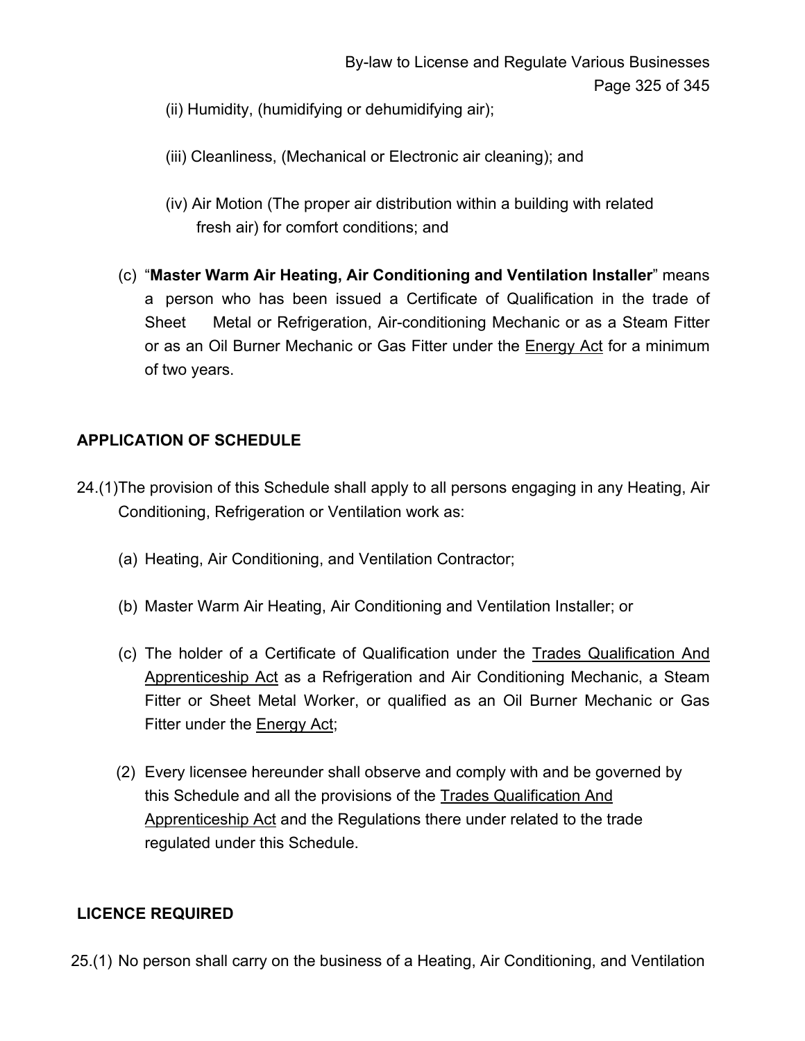(ii) Humidity, (humidifying or dehumidifying air);

(iii) Cleanliness, (Mechanical or Electronic air cleaning); and

(iv) Air Motion (The proper air distribution within a building with related fresh air) for comfort conditions; and

(c) "**Master Warm Air Heating, Air Conditioning and Ventilation Installer**" means a person who has been issued a Certificate of Qualification in the trade of Sheet Metal or Refrigeration, Air-conditioning Mechanic or as a Steam Fitter or as an Oil Burner Mechanic or Gas Fitter under the Energy Act for a minimum of two years.

## APPLICATION OF SCHEDULE

24.(1)The provision of this Schedule shall apply to all persons engaging in any Heating, Air Conditioning, Refrigeration or Ventilation work as:

(a) Heating, Air Conditioning, and Ventilation Contractor;

(b) Master Warm Air Heating, Air Conditioning and Ventilation Installer; or

(c) The holder of a Certificate of Qualification under the Trades Qualification And Apprenticeship Act as a Refrigeration and Air Conditioning Mechanic, a Steam Fitter or Sheet Metal Worker, or qualified as an Oil Burner Mechanic or Gas Fitter under the Energy Act;

(2) Every licensee hereunder shall observe and comply with and be governed by this Schedule and all the provisions of the Trades Qualification And Apprenticeship Act and the Regulations there under related to the trade regulated under this Schedule.

## LICENCE REQUIRED

25.(1) No person shall carry on the business of a Heating, Air Conditioning, and Ventilation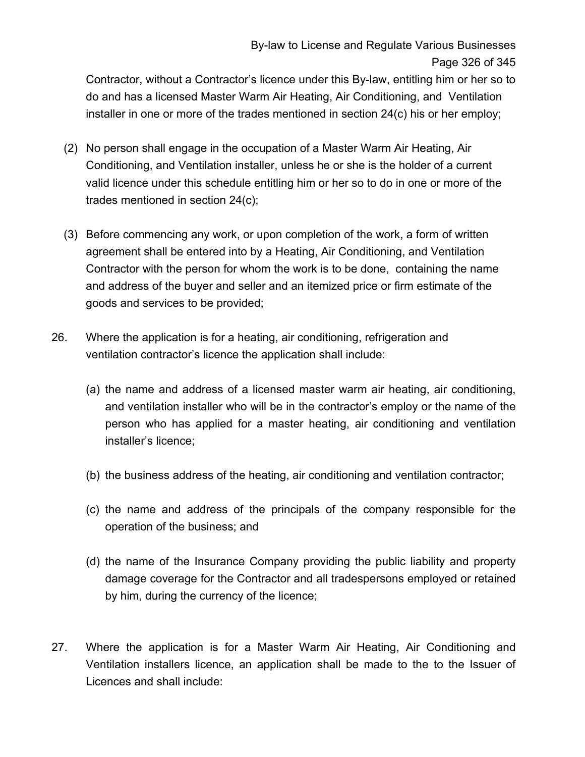Contractor, without a Contractor's licence under this By-law, entitling him or her so to do and has a licensed Master Warm Air Heating, Air Conditioning, and Ventilation installer in one or more of the trades mentioned in section 24(c) his or her employ;

(2) No person shall engage in the occupation of a Master Warm Air Heating, Air Conditioning, and Ventilation installer, unless he or she is the holder of a current valid licence under this schedule entitling him or her so to do in one or more of the trades mentioned in section 24(c);

(3) Before commencing any work, or upon completion of the work, a form of written agreement shall be entered into by a Heating, Air Conditioning, and Ventilation Contractor with the person for whom the work is to be done, containing the name and address of the buyer and seller and an itemized price or firm estimate of the goods and services to be provided;

26. Where the application is for a heating, air conditioning, refrigeration and ventilation contractor's licence the application shall include:

(a) the name and address of a licensed master warm air heating, air conditioning, and ventilation installer who will be in the contractor's employ or the name of the person who has applied for a master heating, air conditioning and ventilation installer's licence;

(b) the business address of the heating, air conditioning and ventilation contractor;

(c) the name and address of the principals of the company responsible for the operation of the business; and

(d) the name of the Insurance Company providing the public liability and property damage coverage for the Contractor and all tradespersons employed or retained by him, during the currency of the licence;

27. Where the application is for a Master Warm Air Heating, Air Conditioning and Ventilation installers licence, an application shall be made to the to the Issuer of Licences and shall include: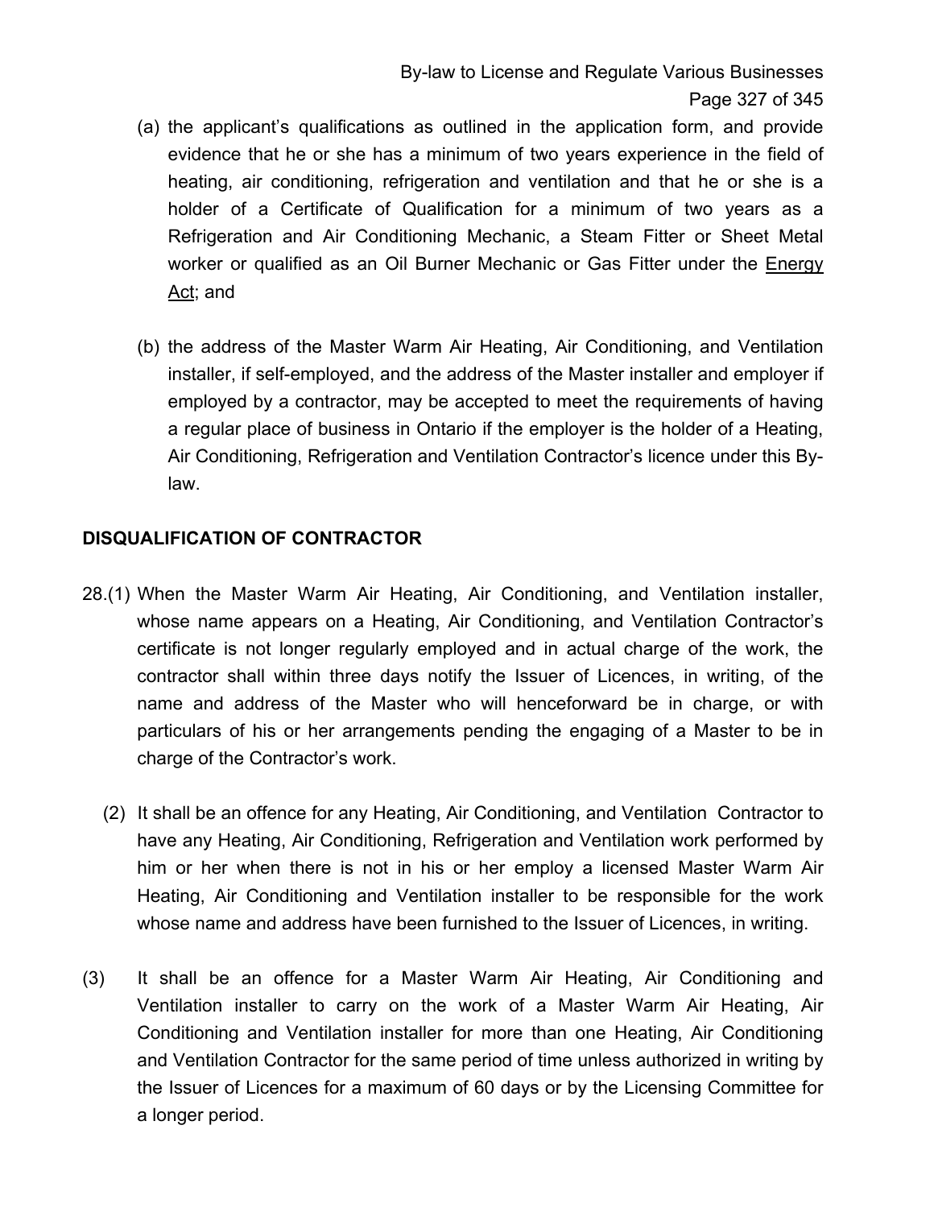(a) the applicant's qualifications as outlined in the application form, and provide evidence that he or she has a minimum of two years experience in the field of heating, air conditioning, refrigeration and ventilation and that he or she is a holder of a Certificate of Qualification for a minimum of two years as a Refrigeration and Air Conditioning Mechanic, a Steam Fitter or Sheet Metal worker or qualified as an Oil Burner Mechanic or Gas Fitter under the Energy Act; and

(b) the address of the Master Warm Air Heating, Air Conditioning, and Ventilation installer, if self-employed, and the address of the Master installer and employer if employed by a contractor, may be accepted to meet the requirements of having a regular place of business in Ontario if the employer is the holder of a Heating, Air Conditioning, Refrigeration and Ventilation Contractor's licence under this By-law.

**DISQUALIFICATION OF CONTRACTOR**

28.(1) When the Master Warm Air Heating, Air Conditioning, and Ventilation installer, whose name appears on a Heating, Air Conditioning, and Ventilation Contractor's certificate is not longer regularly employed and in actual charge of the work, the contractor shall within three days notify the Issuer of Licences, in writing, of the name and address of the Master who will henceforward be in charge, or with particulars of his or her arrangements pending the engaging of a Master to be in charge of the Contractor's work.

(2) It shall be an offence for any Heating, Air Conditioning, and Ventilation Contractor to have any Heating, Air Conditioning, Refrigeration and Ventilation work performed by him or her when there is not in his or her employ a licensed Master Warm Air Heating, Air Conditioning and Ventilation installer to be responsible for the work whose name and address have been furnished to the Issuer of Licences, in writing.

(3) It shall be an offence for a Master Warm Air Heating, Air Conditioning and Ventilation installer to carry on the work of a Master Warm Air Heating, Air Conditioning and Ventilation installer for more than one Heating, Air Conditioning and Ventilation Contractor for the same period of time unless authorized in writing by the Issuer of Licences for a maximum of 60 days or by the Licensing Committee for a longer period.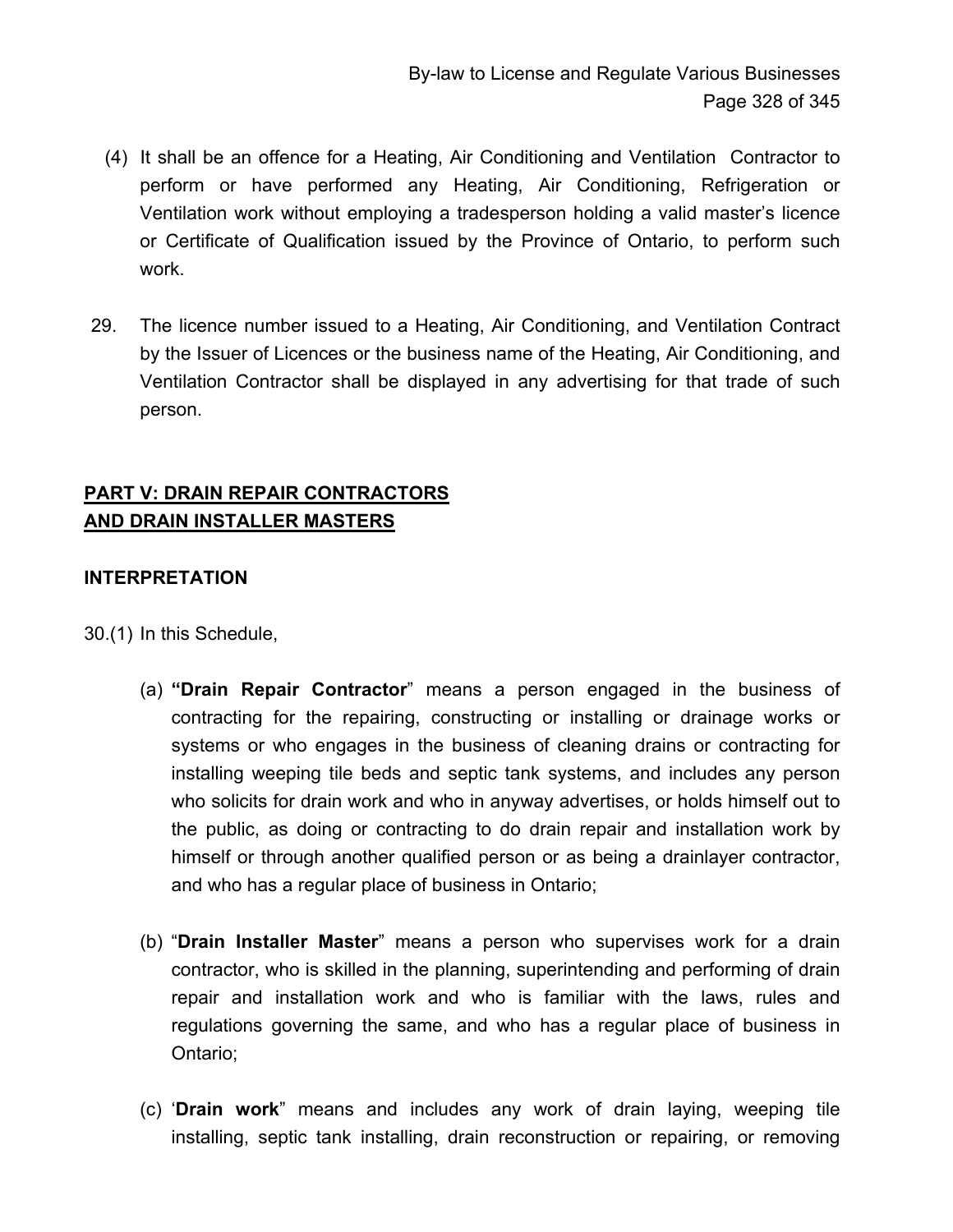(4) It shall be an offence for a Heating, Air Conditioning and Ventilation Contractor to perform or have performed any Heating, Air Conditioning, Refrigeration or Ventilation work without employing a tradesperson holding a valid master's licence or Certificate of Qualification issued by the Province of Ontario, to perform such work.

29. The licence number issued to a Heating, Air Conditioning, and Ventilation Contract by the Issuer of Licences or the business name of the Heating, Air Conditioning, and Ventilation Contractor shall be displayed in any advertising for that trade of such person.

## PART V: DRAIN REPAIR CONTRACTORS AND DRAIN INSTALLER MASTERS

### INTERPRETATION

30.(1) In this Schedule,

(a) **"Drain Repair Contractor**" means a person engaged in the business of contracting for the repairing, constructing or installing or drainage works or systems or who engages in the business of cleaning drains or contracting for installing weeping tile beds and septic tank systems, and includes any person who solicits for drain work and who in anyway advertises, or holds himself out to the public, as doing or contracting to do drain repair and installation work by himself or through another qualified person or as being a drainlayer contractor, and who has a regular place of business in Ontario;

(b) "**Drain Installer Master**" means a person who supervises work for a drain contractor, who is skilled in the planning, superintending and performing of drain repair and installation work and who is familiar with the laws, rules and regulations governing the same, and who has a regular place of business in Ontario;

(c) '**Drain work**" means and includes any work of drain laying, weeping tile installing, septic tank installing, drain reconstruction or repairing, or removing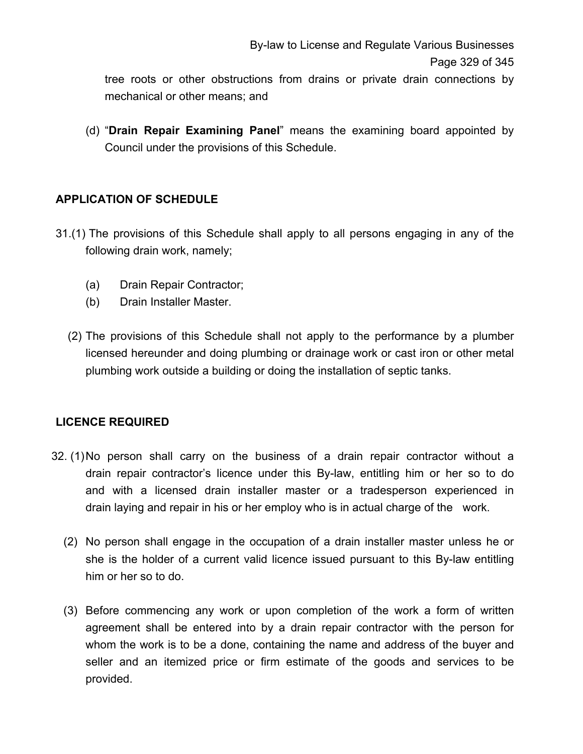tree roots or other obstructions from drains or private drain connections by mechanical or other means; and

(d) "**Drain Repair Examining Panel**" means the examining board appointed by Council under the provisions of this Schedule.

## APPLICATION OF SCHEDULE

31.(1) The provisions of this Schedule shall apply to all persons engaging in any of the following drain work, namely;

(a) Drain Repair Contractor;
(b) Drain Installer Master.

(2) The provisions of this Schedule shall not apply to the performance by a plumber licensed hereunder and doing plumbing or drainage work or cast iron or other metal plumbing work outside a building or doing the installation of septic tanks.

## LICENCE REQUIRED

32. (1) No person shall carry on the business of a drain repair contractor without a drain repair contractor's licence under this By-law, entitling him or her so to do and with a licensed drain installer master or a tradesperson experienced in drain laying and repair in his or her employ who is in actual charge of the work.

(2) No person shall engage in the occupation of a drain installer master unless he or she is the holder of a current valid licence issued pursuant to this By-law entitling him or her so to do.

(3) Before commencing any work or upon completion of the work a form of written agreement shall be entered into by a drain repair contractor with the person for whom the work is to be a done, containing the name and address of the buyer and seller and an itemized price or firm estimate of the goods and services to be provided.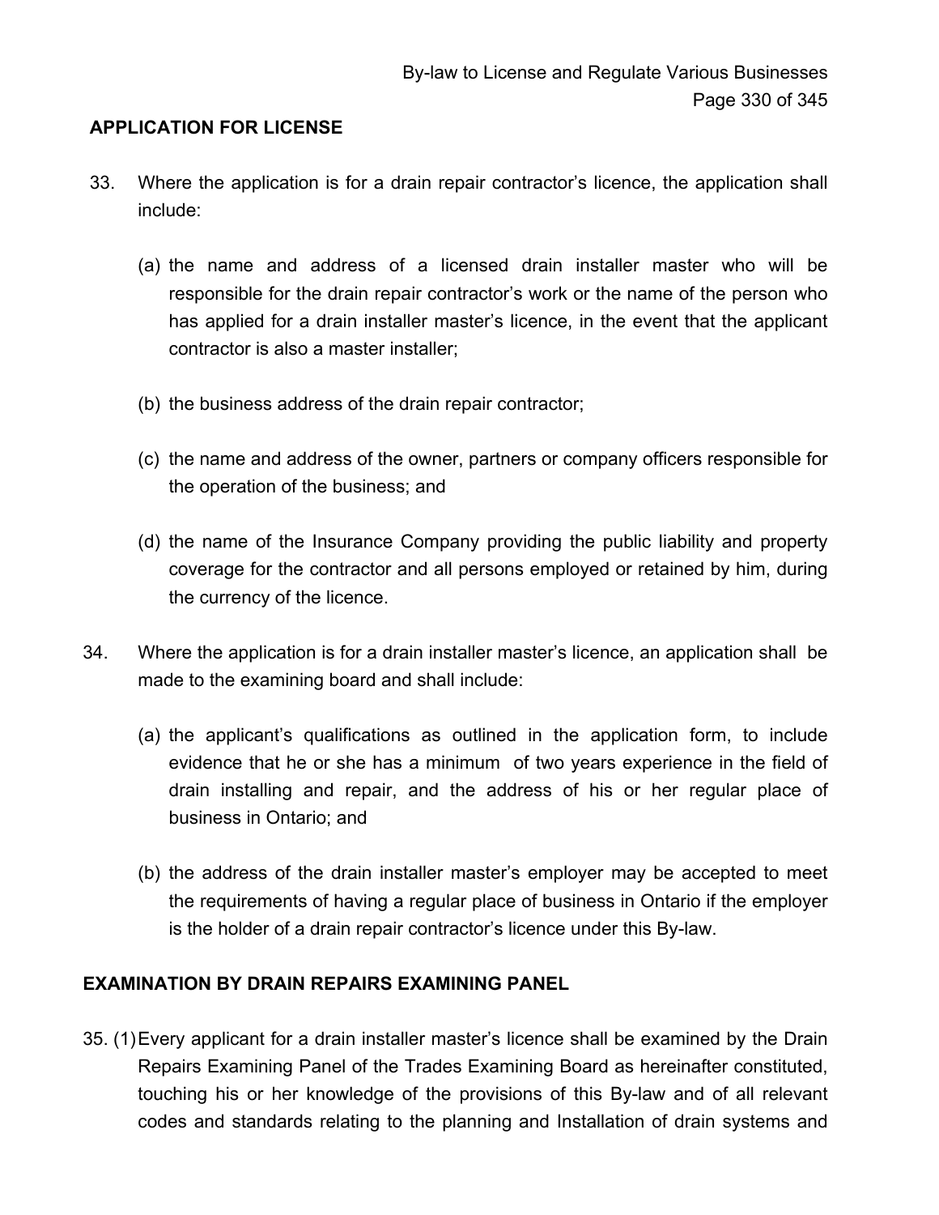## APPLICATION FOR LICENSE

33. Where the application is for a drain repair contractor's licence, the application shall include:

    (a) the name and address of a licensed drain installer master who will be responsible for the drain repair contractor's work or the name of the person who has applied for a drain installer master's licence, in the event that the applicant contractor is also a master installer;

    (b) the business address of the drain repair contractor;

    (c) the name and address of the owner, partners or company officers responsible for the operation of the business; and

    (d) the name of the Insurance Company providing the public liability and property coverage for the contractor and all persons employed or retained by him, during the currency of the licence.

34. Where the application is for a drain installer master's licence, an application shall be made to the examining board and shall include:

    (a) the applicant's qualifications as outlined in the application form, to include evidence that he or she has a minimum of two years experience in the field of drain installing and repair, and the address of his or her regular place of business in Ontario; and

    (b) the address of the drain installer master's employer may be accepted to meet the requirements of having a regular place of business in Ontario if the employer is the holder of a drain repair contractor's licence under this By-law.

## EXAMINATION BY DRAIN REPAIRS EXAMINING PANEL

35. (1) Every applicant for a drain installer master's licence shall be examined by the Drain Repairs Examining Panel of the Trades Examining Board as hereinafter constituted, touching his or her knowledge of the provisions of this By-law and of all relevant codes and standards relating to the planning and Installation of drain systems and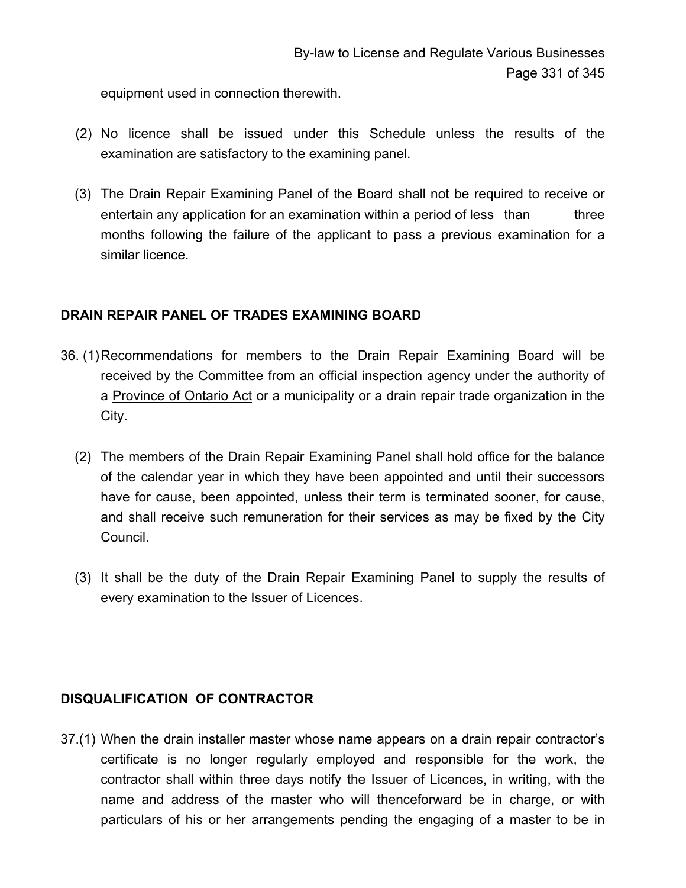equipment used in connection therewith.

(2) No licence shall be issued under this Schedule unless the results of the examination are satisfactory to the examining panel.

(3) The Drain Repair Examining Panel of the Board shall not be required to receive or entertain any application for an examination within a period of less than three months following the failure of the applicant to pass a previous examination for a similar licence.

**DRAIN REPAIR PANEL OF TRADES EXAMINING BOARD**

36. (1) Recommendations for members to the Drain Repair Examining Board will be received by the Committee from an official inspection agency under the authority of a Province of Ontario Act or a municipality or a drain repair trade organization in the City.

(2) The members of the Drain Repair Examining Panel shall hold office for the balance of the calendar year in which they have been appointed and until their successors have for cause, been appointed, unless their term is terminated sooner, for cause, and shall receive such remuneration for their services as may be fixed by the City Council.

(3) It shall be the duty of the Drain Repair Examining Panel to supply the results of every examination to the Issuer of Licences.

**DISQUALIFICATION OF CONTRACTOR**

37.(1) When the drain installer master whose name appears on a drain repair contractor's certificate is no longer regularly employed and responsible for the work, the contractor shall within three days notify the Issuer of Licences, in writing, with the name and address of the master who will thenceforward be in charge, or with particulars of his or her arrangements pending the engaging of a master to be in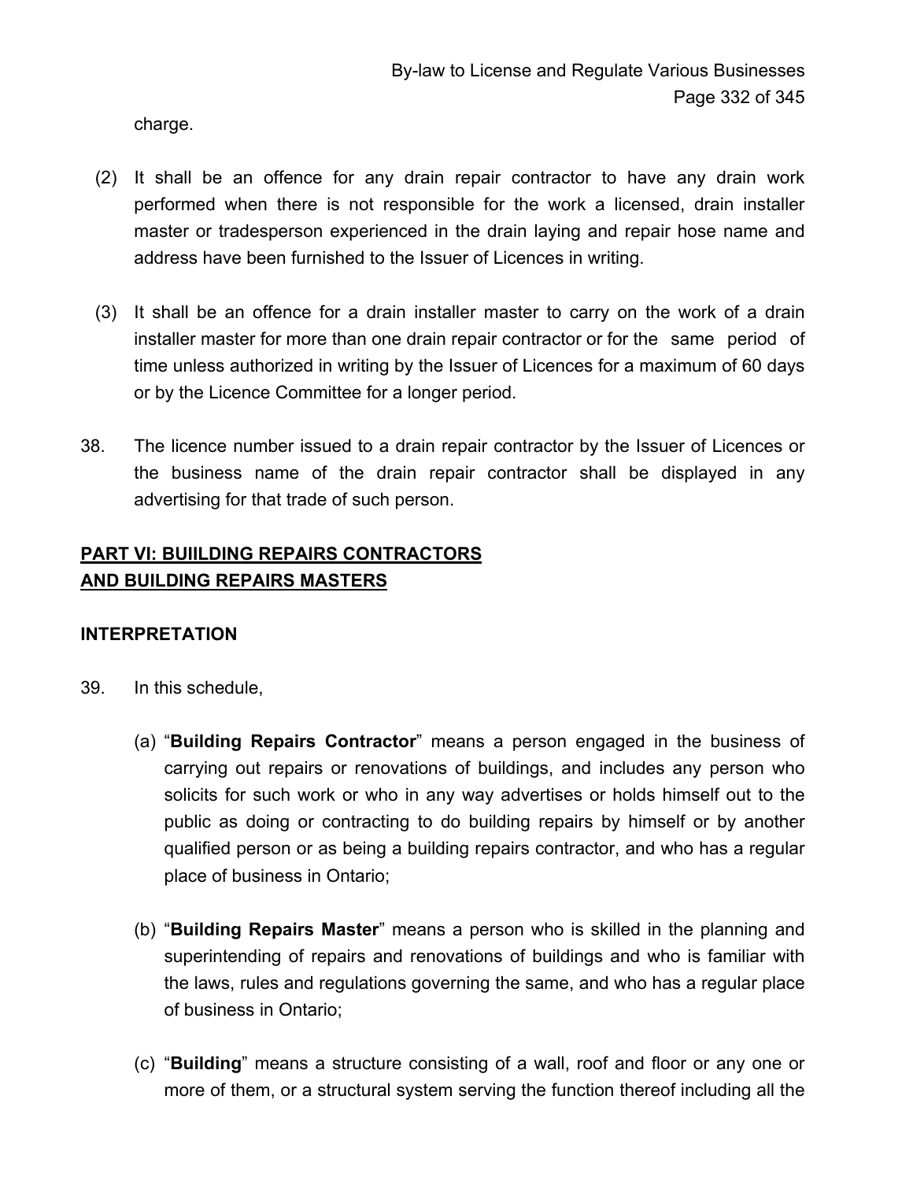charge.

(2) It shall be an offence for any drain repair contractor to have any drain work performed when there is not responsible for the work a licensed, drain installer master or tradesperson experienced in the drain laying and repair hose name and address have been furnished to the Issuer of Licences in writing.

(3) It shall be an offence for a drain installer master to carry on the work of a drain installer master for more than one drain repair contractor or for the same period of time unless authorized in writing by the Issuer of Licences for a maximum of 60 days or by the Licence Committee for a longer period.

38. The licence number issued to a drain repair contractor by the Issuer of Licences or the business name of the drain repair contractor shall be displayed in any advertising for that trade of such person.

## PART VI: BUIILDING REPAIRS CONTRACTORS AND BUILDING REPAIRS MASTERS

### INTERPRETATION

39. In this schedule,

(a) "**Building Repairs Contractor**" means a person engaged in the business of carrying out repairs or renovations of buildings, and includes any person who solicits for such work or who in any way advertises or holds himself out to the public as doing or contracting to do building repairs by himself or by another qualified person or as being a building repairs contractor, and who has a regular place of business in Ontario;

(b) "**Building Repairs Master**" means a person who is skilled in the planning and superintending of repairs and renovations of buildings and who is familiar with the laws, rules and regulations governing the same, and who has a regular place of business in Ontario;

(c) "**Building**" means a structure consisting of a wall, roof and floor or any one or more of them, or a structural system serving the function thereof including all the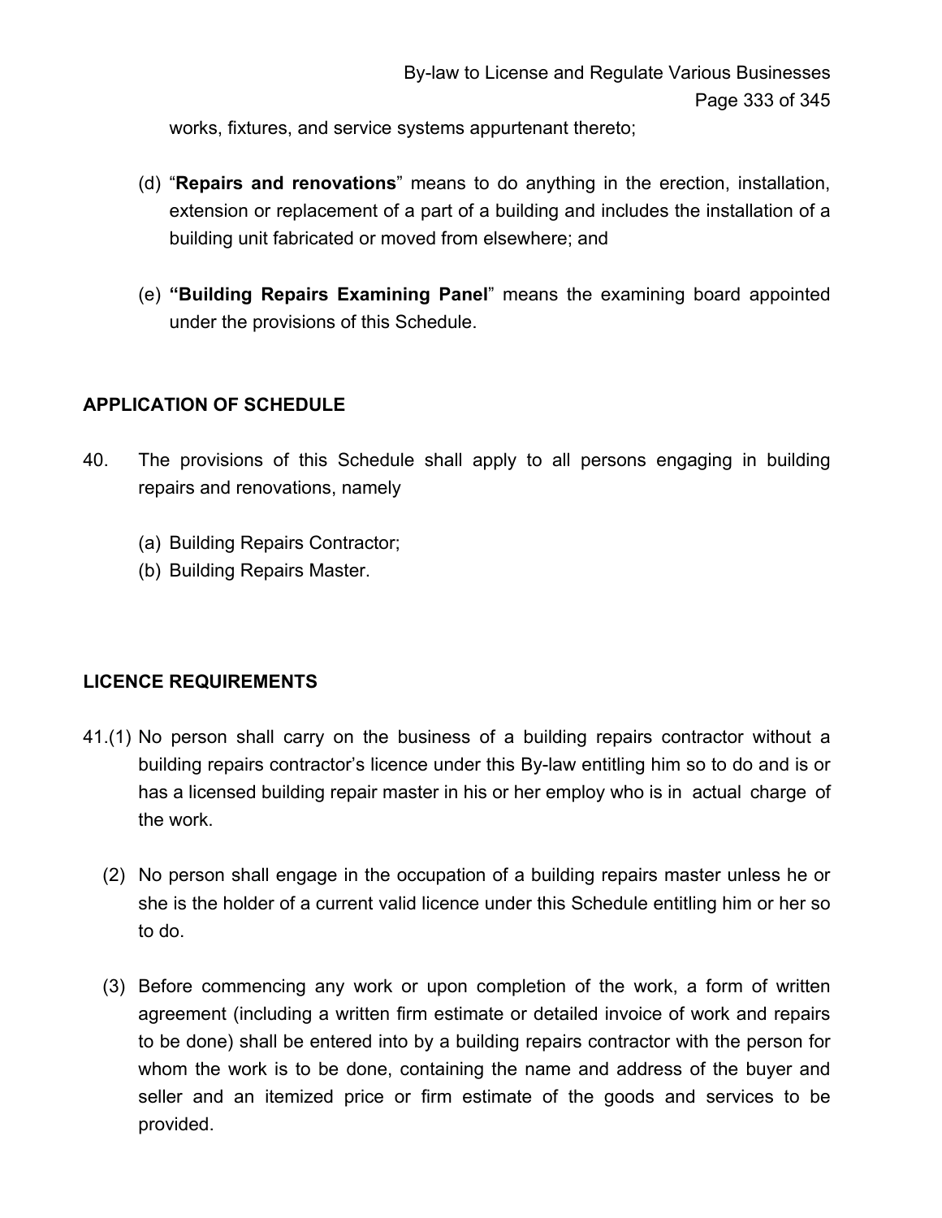works, fixtures, and service systems appurtenant thereto;

(d) "**Repairs and renovations**" means to do anything in the erection, installation, extension or replacement of a part of a building and includes the installation of a building unit fabricated or moved from elsewhere; and

(e) **"Building Repairs Examining Panel**" means the examining board appointed under the provisions of this Schedule.

## APPLICATION OF SCHEDULE

40. The provisions of this Schedule shall apply to all persons engaging in building repairs and renovations, namely

   (a) Building Repairs Contractor;
   (b) Building Repairs Master.

## LICENCE REQUIREMENTS

41.(1) No person shall carry on the business of a building repairs contractor without a building repairs contractor's licence under this By-law entitling him so to do and is or has a licensed building repair master in his or her employ who is in actual charge of the work.

(2) No person shall engage in the occupation of a building repairs master unless he or she is the holder of a current valid licence under this Schedule entitling him or her so to do.

(3) Before commencing any work or upon completion of the work, a form of written agreement (including a written firm estimate or detailed invoice of work and repairs to be done) shall be entered into by a building repairs contractor with the person for whom the work is to be done, containing the name and address of the buyer and seller and an itemized price or firm estimate of the goods and services to be provided.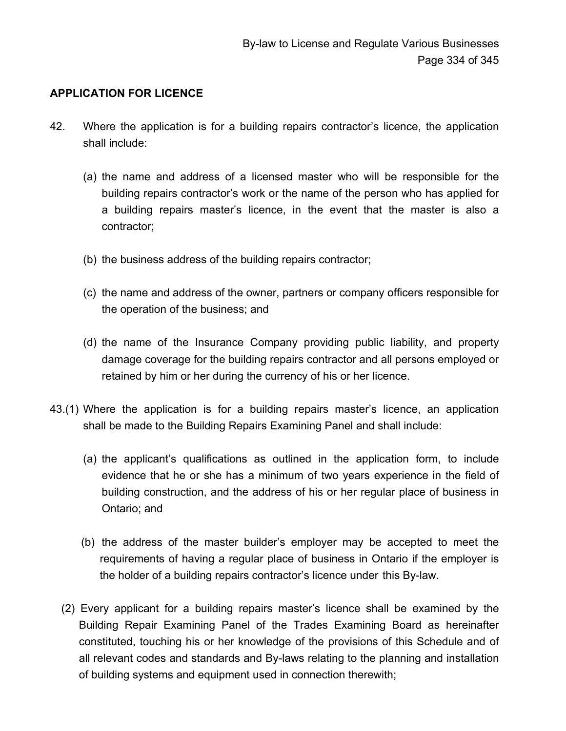**APPLICATION FOR LICENCE**

42. Where the application is for a building repairs contractor's licence, the application shall include:

    (a) the name and address of a licensed master who will be responsible for the building repairs contractor's work or the name of the person who has applied for a building repairs master's licence, in the event that the master is also a contractor;

    (b) the business address of the building repairs contractor;

    (c) the name and address of the owner, partners or company officers responsible for the operation of the business; and

    (d) the name of the Insurance Company providing public liability, and property damage coverage for the building repairs contractor and all persons employed or retained by him or her during the currency of his or her licence.

43.(1) Where the application is for a building repairs master's licence, an application shall be made to the Building Repairs Examining Panel and shall include:

    (a) the applicant's qualifications as outlined in the application form, to include evidence that he or she has a minimum of two years experience in the field of building construction, and the address of his or her regular place of business in Ontario; and

    (b) the address of the master builder's employer may be accepted to meet the requirements of having a regular place of business in Ontario if the employer is the holder of a building repairs contractor's licence under this By-law.

(2) Every applicant for a building repairs master's licence shall be examined by the Building Repair Examining Panel of the Trades Examining Board as hereinafter constituted, touching his or her knowledge of the provisions of this Schedule and of all relevant codes and standards and By-laws relating to the planning and installation of building systems and equipment used in connection therewith;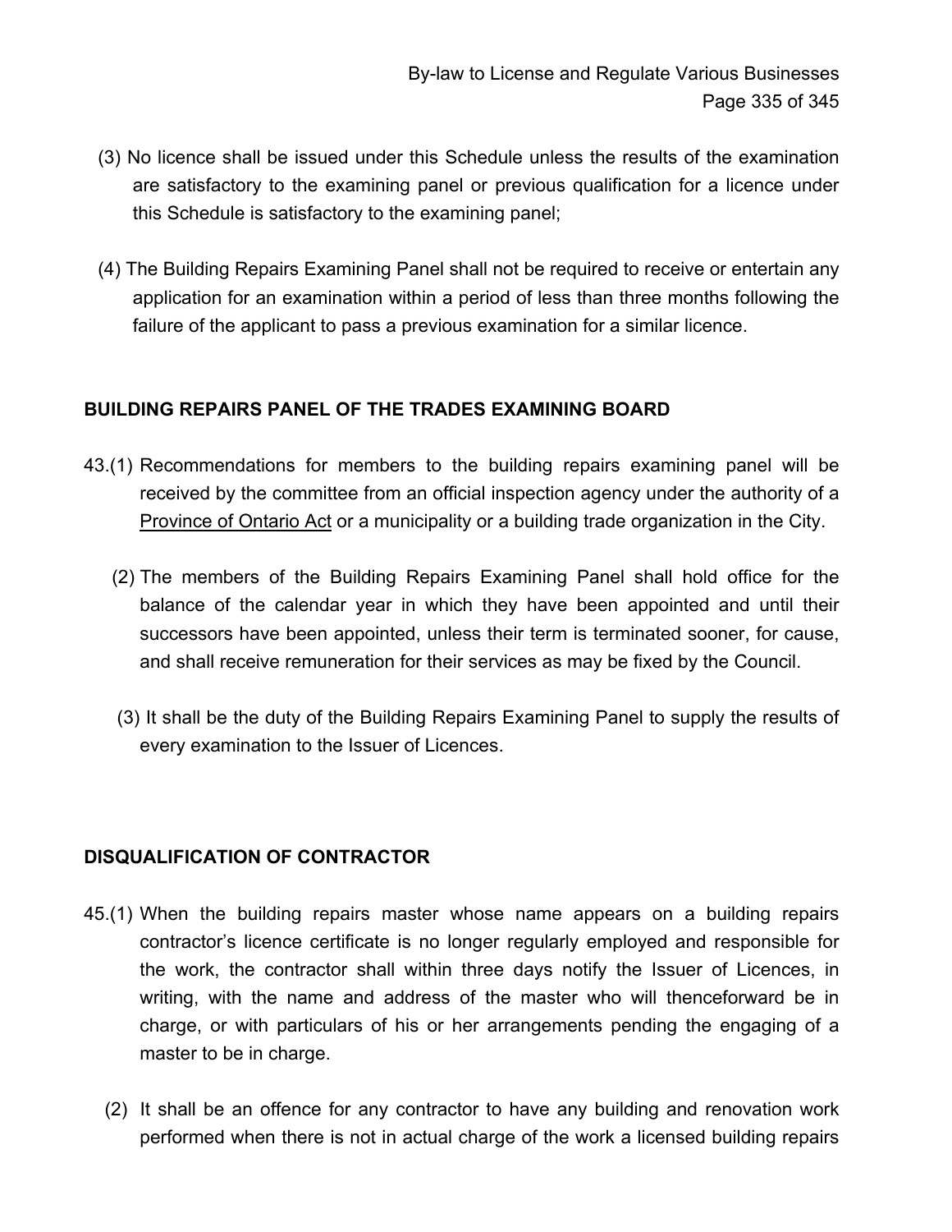(3) No licence shall be issued under this Schedule unless the results of the examination are satisfactory to the examining panel or previous qualification for a licence under this Schedule is satisfactory to the examining panel;

(4) The Building Repairs Examining Panel shall not be required to receive or entertain any application for an examination within a period of less than three months following the failure of the applicant to pass a previous examination for a similar licence.

**BUILDING REPAIRS PANEL OF THE TRADES EXAMINING BOARD**

43.(1) Recommendations for members to the building repairs examining panel will be received by the committee from an official inspection agency under the authority of a Province of Ontario Act or a municipality or a building trade organization in the City.

(2) The members of the Building Repairs Examining Panel shall hold office for the balance of the calendar year in which they have been appointed and until their successors have been appointed, unless their term is terminated sooner, for cause, and shall receive remuneration for their services as may be fixed by the Council.

(3) It shall be the duty of the Building Repairs Examining Panel to supply the results of every examination to the Issuer of Licences.

**DISQUALIFICATION OF CONTRACTOR**

45.(1) When the building repairs master whose name appears on a building repairs contractor's licence certificate is no longer regularly employed and responsible for the work, the contractor shall within three days notify the Issuer of Licences, in writing, with the name and address of the master who will thenceforward be in charge, or with particulars of his or her arrangements pending the engaging of a master to be in charge.

(2) It shall be an offence for any contractor to have any building and renovation work performed when there is not in actual charge of the work a licensed building repairs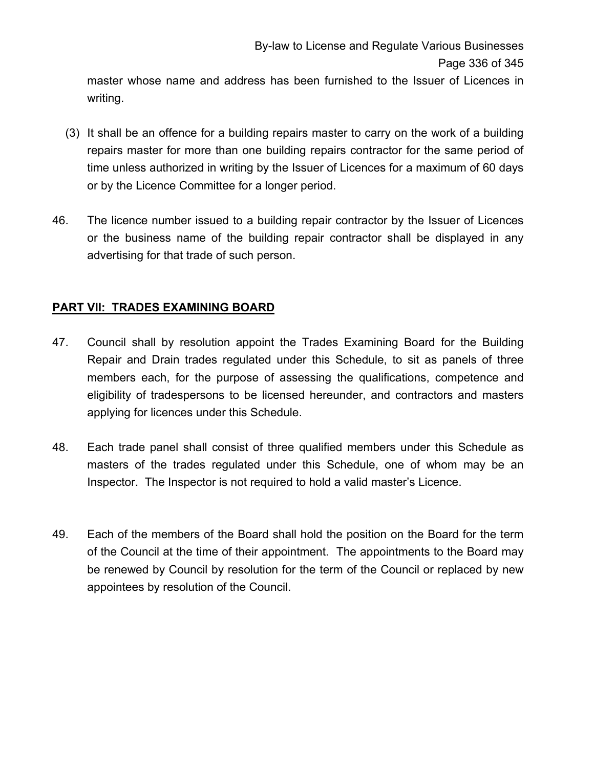master whose name and address has been furnished to the Issuer of Licences in writing.

(3) It shall be an offence for a building repairs master to carry on the work of a building repairs master for more than one building repairs contractor for the same period of time unless authorized in writing by the Issuer of Licences for a maximum of 60 days or by the Licence Committee for a longer period.

46. The licence number issued to a building repair contractor by the Issuer of Licences or the business name of the building repair contractor shall be displayed in any advertising for that trade of such person.

## PART VII: TRADES EXAMINING BOARD

47. Council shall by resolution appoint the Trades Examining Board for the Building Repair and Drain trades regulated under this Schedule, to sit as panels of three members each, for the purpose of assessing the qualifications, competence and eligibility of tradespersons to be licensed hereunder, and contractors and masters applying for licences under this Schedule.

48. Each trade panel shall consist of three qualified members under this Schedule as masters of the trades regulated under this Schedule, one of whom may be an Inspector. The Inspector is not required to hold a valid master's Licence.

49. Each of the members of the Board shall hold the position on the Board for the term of the Council at the time of their appointment. The appointments to the Board may be renewed by Council by resolution for the term of the Council or replaced by new appointees by resolution of the Council.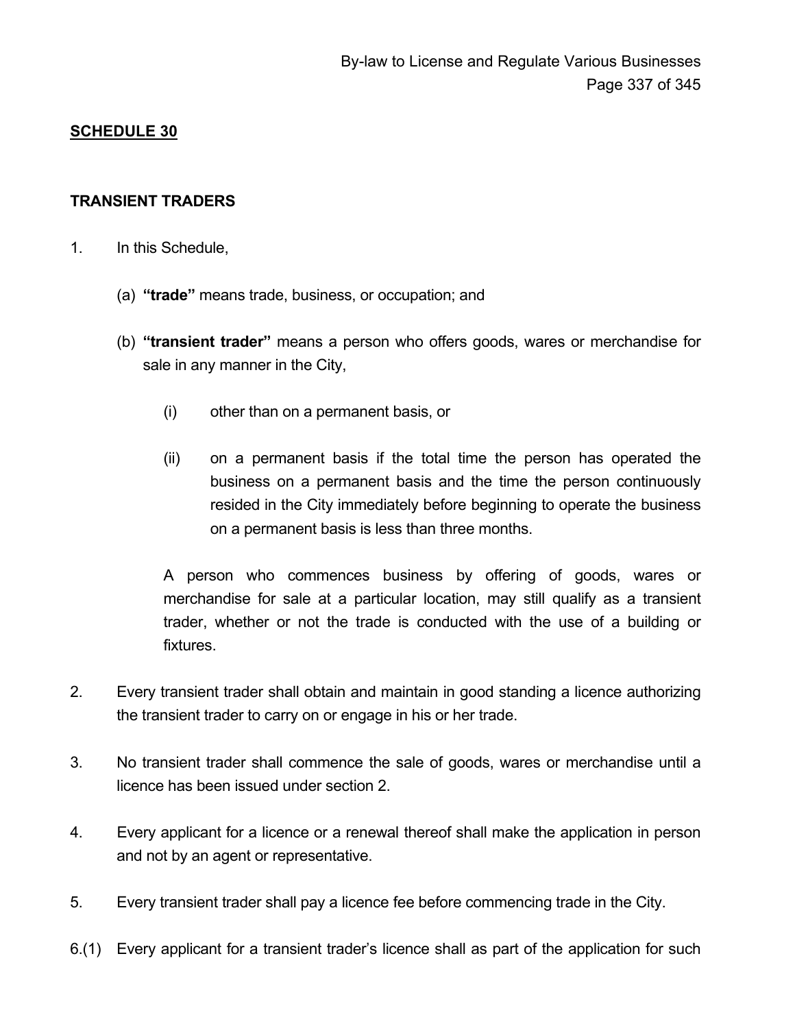## SCHEDULE 30

### TRANSIENT TRADERS

1. In this Schedule,

   (a) **"trade"** means trade, business, or occupation; and

   (b) **"transient trader"** means a person who offers goods, wares or merchandise for sale in any manner in the City,

      (i) other than on a permanent basis, or

      (ii) on a permanent basis if the total time the person has operated the business on a permanent basis and the time the person continuously resided in the City immediately before beginning to operate the business on a permanent basis is less than three months.

   A person who commences business by offering of goods, wares or merchandise for sale at a particular location, may still qualify as a transient trader, whether or not the trade is conducted with the use of a building or fixtures.

2. Every transient trader shall obtain and maintain in good standing a licence authorizing the transient trader to carry on or engage in his or her trade.

3. No transient trader shall commence the sale of goods, wares or merchandise until a licence has been issued under section 2.

4. Every applicant for a licence or a renewal thereof shall make the application in person and not by an agent or representative.

5. Every transient trader shall pay a licence fee before commencing trade in the City.

6.(1) Every applicant for a transient trader's licence shall as part of the application for such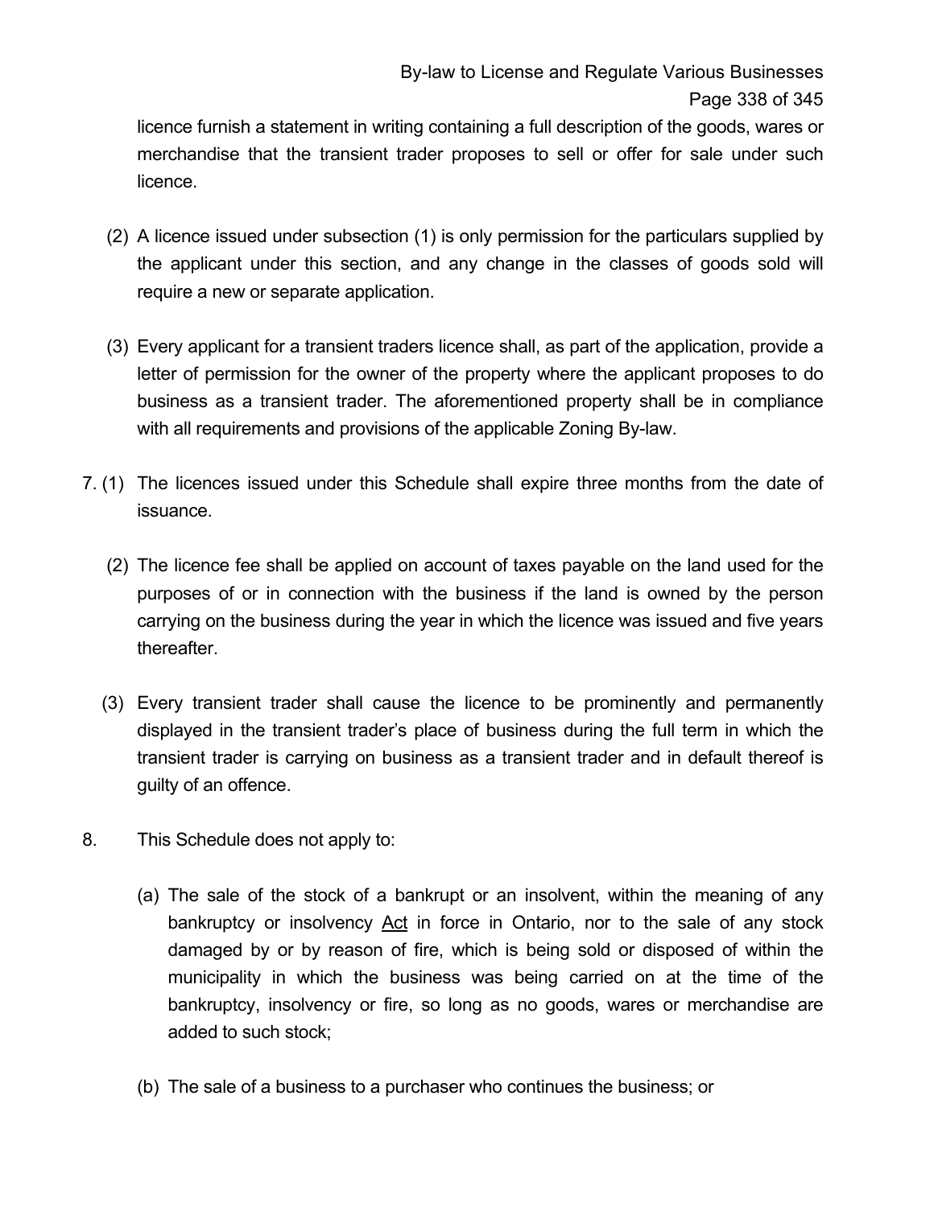licence furnish a statement in writing containing a full description of the goods, wares or merchandise that the transient trader proposes to sell or offer for sale under such licence.

(2) A licence issued under subsection (1) is only permission for the particulars supplied by the applicant under this section, and any change in the classes of goods sold will require a new or separate application.

(3) Every applicant for a transient traders licence shall, as part of the application, provide a letter of permission for the owner of the property where the applicant proposes to do business as a transient trader. The aforementioned property shall be in compliance with all requirements and provisions of the applicable Zoning By-law.

7. (1) The licences issued under this Schedule shall expire three months from the date of issuance.

(2) The licence fee shall be applied on account of taxes payable on the land used for the purposes of or in connection with the business if the land is owned by the person carrying on the business during the year in which the licence was issued and five years thereafter.

(3) Every transient trader shall cause the licence to be prominently and permanently displayed in the transient trader's place of business during the full term in which the transient trader is carrying on business as a transient trader and in default thereof is guilty of an offence.

8. This Schedule does not apply to:

(a) The sale of the stock of a bankrupt or an insolvent, within the meaning of any bankruptcy or insolvency Act in force in Ontario, nor to the sale of any stock damaged by or by reason of fire, which is being sold or disposed of within the municipality in which the business was being carried on at the time of the bankruptcy, insolvency or fire, so long as no goods, wares or merchandise are added to such stock;

(b) The sale of a business to a purchaser who continues the business; or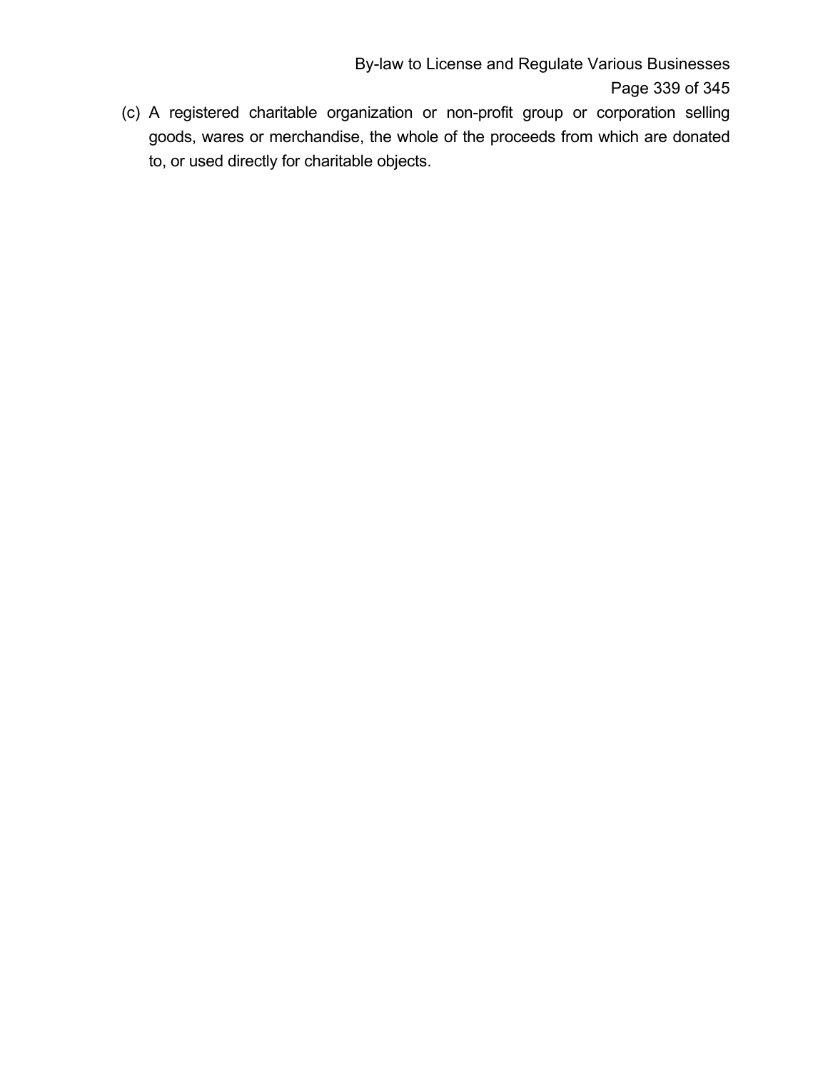(c) A registered charitable organization or non-profit group or corporation selling goods, wares or merchandise, the whole of the proceeds from which are donated to, or used directly for charitable objects.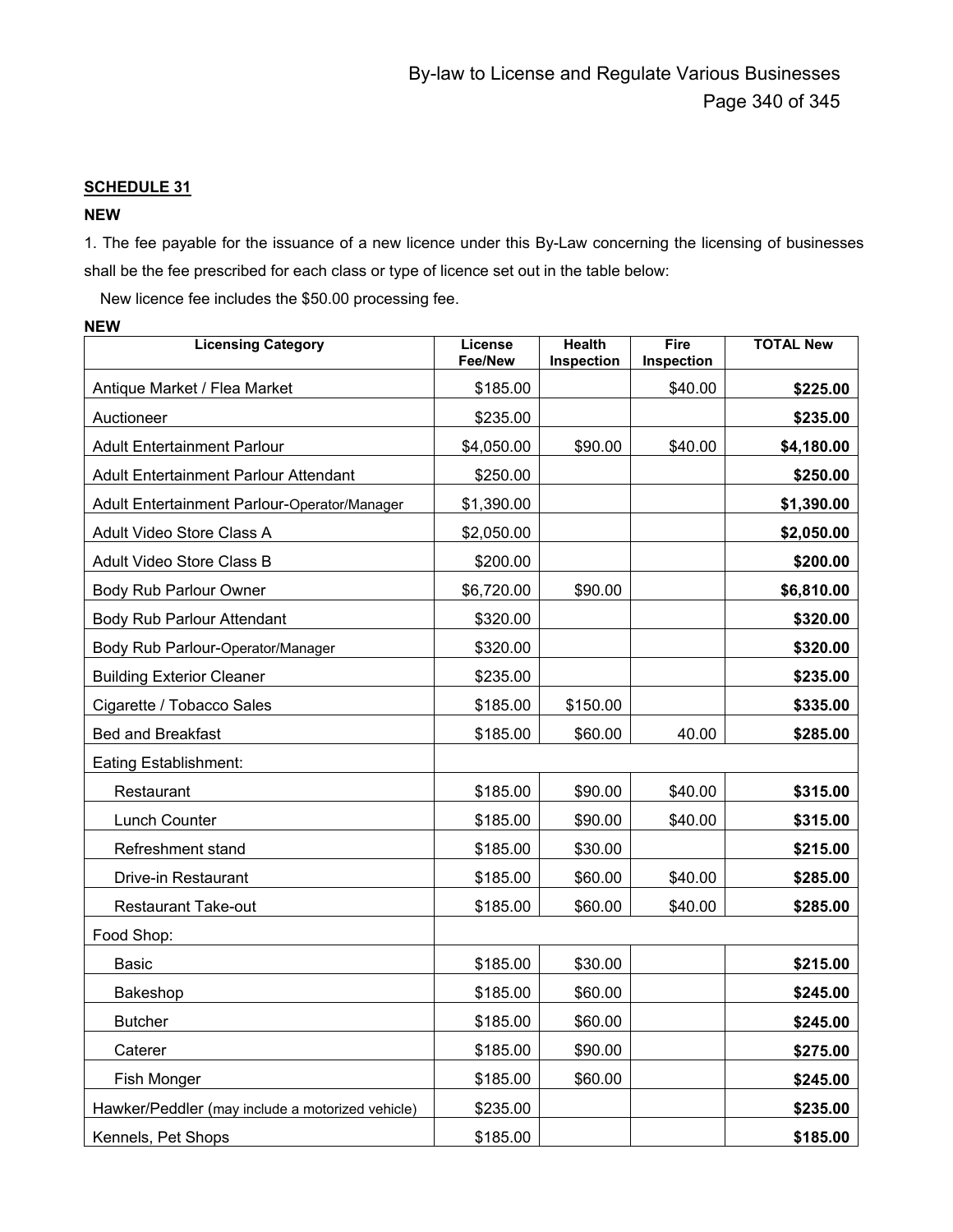**SCHEDULE 31**

**NEW**

1. The fee payable for the issuance of a new licence under this By-Law concerning the licensing of businesses shall be the fee prescribed for each class or type of licence set out in the table below:

New licence fee includes the $50.00 processing fee.

**NEW**

| Licensing Category | License Fee/New | Health Inspection | Fire Inspection | TOTAL New |
|---|---|---|---|---|
| Antique Market / Flea Market | $185.00 | | $40.00 | **$225.00** |
| Auctioneer | $235.00 | | | **$235.00** |
| Adult Entertainment Parlour | $4,050.00 | $90.00 | $40.00 | **$4,180.00** |
| Adult Entertainment Parlour Attendant | $250.00 | | | **$250.00** |
| Adult Entertainment Parlour-Operator/Manager | $1,390.00 | | | **$1,390.00** |
| Adult Video Store Class A | $2,050.00 | | | **$2,050.00** |
| Adult Video Store Class B | $200.00 | | | **$200.00** |
| Body Rub Parlour Owner | $6,720.00 | $90.00 | | **$6,810.00** |
| Body Rub Parlour Attendant | $320.00 | | | **$320.00** |
| Body Rub Parlour-Operator/Manager | $320.00 | | | **$320.00** |
| Building Exterior Cleaner | $235.00 | | | **$235.00** |
| Cigarette / Tobacco Sales | $185.00 | $150.00 | | **$335.00** |
| Bed and Breakfast | $185.00 | $60.00 | 40.00 | **$285.00** |
| Eating Establishment: | | | | |
| Restaurant | $185.00 | $90.00 | $40.00 | **$315.00** |
| Lunch Counter | $185.00 | $90.00 | $40.00 | **$315.00** |
| Refreshment stand | $185.00 | $30.00 | | **$215.00** |
| Drive-in Restaurant | $185.00 | $60.00 | $40.00 | **$285.00** |
| Restaurant Take-out | $185.00 | $60.00 | $40.00 | **$285.00** |
| Food Shop: | | | | |
| Basic | $185.00 | $30.00 | | **$215.00** |
| Bakeshop | $185.00 | $60.00 | | **$245.00** |
| Butcher | $185.00 | $60.00 | | **$245.00** |
| Caterer | $185.00 | $90.00 | | **$275.00** |
| Fish Monger | $185.00 | $60.00 | | **$245.00** |
| Hawker/Peddler (may include a motorized vehicle) | $235.00 | | | **$235.00** |
| Kennels, Pet Shops | $185.00 | | | **$185.00** |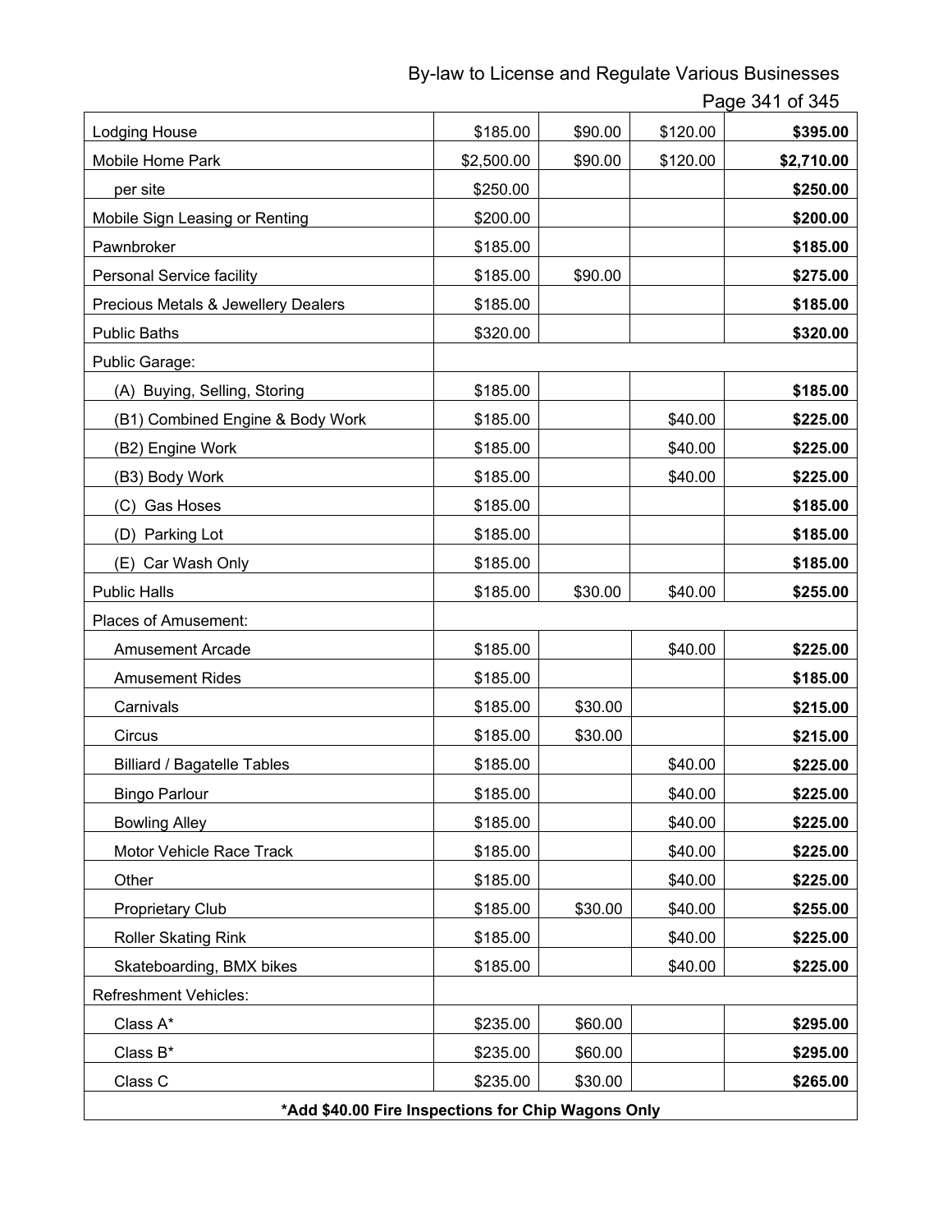| | | | | |
|---|---|---|---|---|
| Lodging House | $185.00 | $90.00 | $120.00 | **$395.00** |
| Mobile Home Park | $2,500.00 | $90.00 | $120.00 | **$2,710.00** |
| per site | $250.00 | | | **$250.00** |
| Mobile Sign Leasing or Renting | $200.00 | | | **$200.00** |
| Pawnbroker | $185.00 | | | **$185.00** |
| Personal Service facility | $185.00 | $90.00 | | **$275.00** |
| Precious Metals & Jewellery Dealers | $185.00 | | | **$185.00** |
| Public Baths | $320.00 | | | **$320.00** |
| Public Garage: | | | | |
| (A) Buying, Selling, Storing | $185.00 | | | **$185.00** |
| (B1) Combined Engine & Body Work | $185.00 | | $40.00 | **$225.00** |
| (B2) Engine Work | $185.00 | | $40.00 | **$225.00** |
| (B3) Body Work | $185.00 | | $40.00 | **$225.00** |
| (C) Gas Hoses | $185.00 | | | **$185.00** |
| (D) Parking Lot | $185.00 | | | **$185.00** |
| (E) Car Wash Only | $185.00 | | | **$185.00** |
| Public Halls | $185.00 | $30.00 | $40.00 | **$255.00** |
| Places of Amusement: | | | | |
| Amusement Arcade | $185.00 | | $40.00 | **$225.00** |
| Amusement Rides | $185.00 | | | **$185.00** |
| Carnivals | $185.00 | $30.00 | | **$215.00** |
| Circus | $185.00 | $30.00 | | **$215.00** |
| Billiard / Bagatelle Tables | $185.00 | | $40.00 | **$225.00** |
| Bingo Parlour | $185.00 | | $40.00 | **$225.00** |
| Bowling Alley | $185.00 | | $40.00 | **$225.00** |
| Motor Vehicle Race Track | $185.00 | | $40.00 | **$225.00** |
| Other | $185.00 | | $40.00 | **$225.00** |
| Proprietary Club | $185.00 | $30.00 | $40.00 | **$255.00** |
| Roller Skating Rink | $185.00 | | $40.00 | **$225.00** |
| Skateboarding, BMX bikes | $185.00 | | $40.00 | **$225.00** |
| Refreshment Vehicles: | | | | |
| Class A* | $235.00 | $60.00 | | **$295.00** |
| Class B* | $235.00 | $60.00 | | **$295.00** |
| Class C | $235.00 | $30.00 | | **$265.00** |
| **\*Add $40.00 Fire Inspections for Chip Wagons Only** | | | | |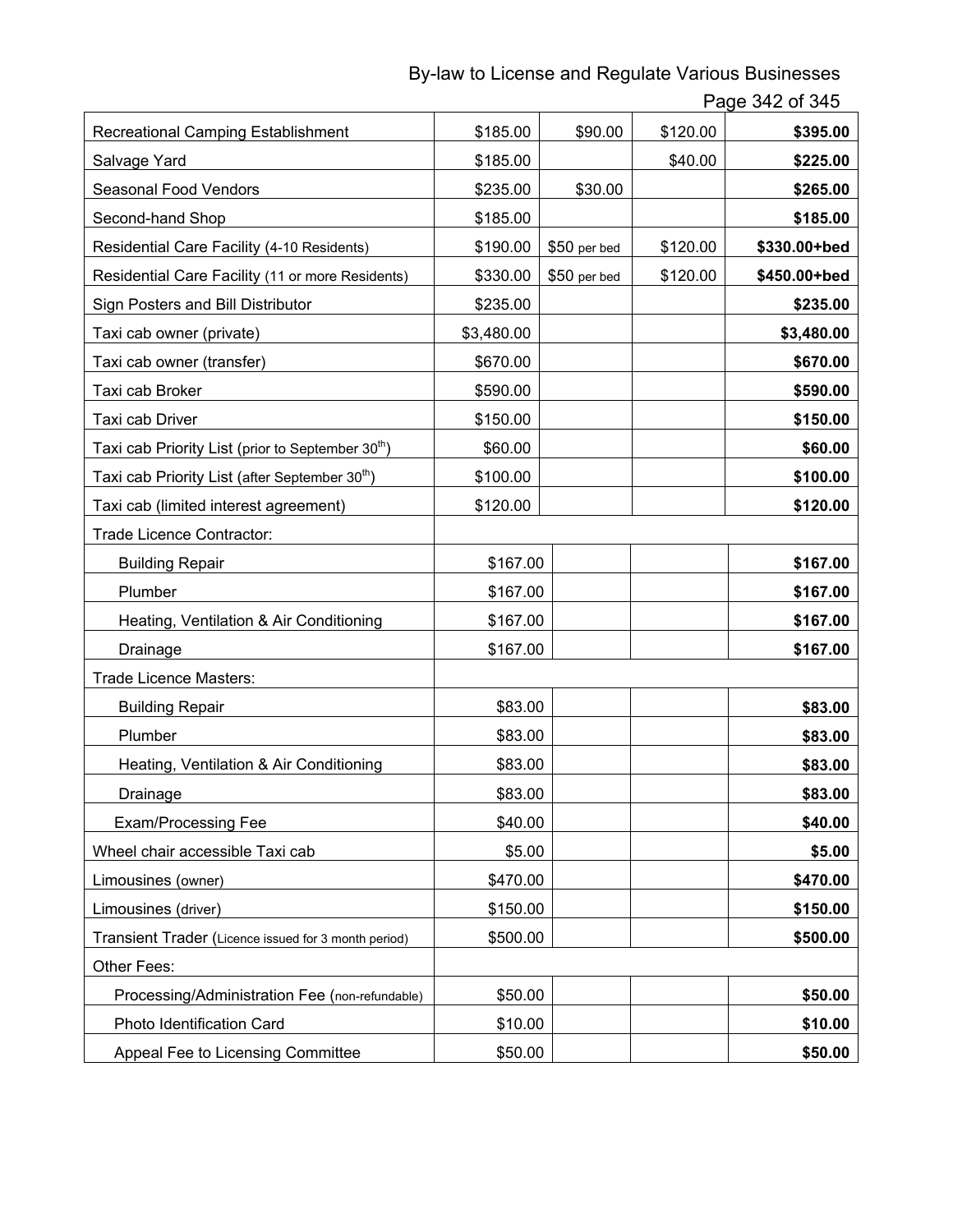| | | | | |
|---|---|---|---|---|
| Recreational Camping Establishment | $185.00 | $90.00 | $120.00 | **$395.00** |
| Salvage Yard | $185.00 | | $40.00 | **$225.00** |
| Seasonal Food Vendors | $235.00 | $30.00 | | **$265.00** |
| Second-hand Shop | $185.00 | | | **$185.00** |
| Residential Care Facility (4-10 Residents) | $190.00 | $50 per bed | $120.00 | **$330.00+bed** |
| Residential Care Facility (11 or more Residents) | $330.00 | $50 per bed | $120.00 | **$450.00+bed** |
| Sign Posters and Bill Distributor | $235.00 | | | **$235.00** |
| Taxi cab owner (private) | $3,480.00 | | | **$3,480.00** |
| Taxi cab owner (transfer) | $670.00 | | | **$670.00** |
| Taxi cab Broker | $590.00 | | | **$590.00** |
| Taxi cab Driver | $150.00 | | | **$150.00** |
| Taxi cab Priority List (prior to September 30th) | $60.00 | | | **$60.00** |
| Taxi cab Priority List (after September 30th) | $100.00 | | | **$100.00** |
| Taxi cab (limited interest agreement) | $120.00 | | | **$120.00** |
| Trade Licence Contractor: | | | | |
| Building Repair | $167.00 | | | **$167.00** |
| Plumber | $167.00 | | | **$167.00** |
| Heating, Ventilation & Air Conditioning | $167.00 | | | **$167.00** |
| Drainage | $167.00 | | | **$167.00** |
| Trade Licence Masters: | | | | |
| Building Repair | $83.00 | | | **$83.00** |
| Plumber | $83.00 | | | **$83.00** |
| Heating, Ventilation & Air Conditioning | $83.00 | | | **$83.00** |
| Drainage | $83.00 | | | **$83.00** |
| Exam/Processing Fee | $40.00 | | | **$40.00** |
| Wheel chair accessible Taxi cab | $5.00 | | | **$5.00** |
| Limousines (owner) | $470.00 | | | **$470.00** |
| Limousines (driver) | $150.00 | | | **$150.00** |
| Transient Trader (Licence issued for 3 month period) | $500.00 | | | **$500.00** |
| Other Fees: | | | | |
| Processing/Administration Fee (non-refundable) | $50.00 | | | **$50.00** |
| Photo Identification Card | $10.00 | | | **$10.00** |
| Appeal Fee to Licensing Committee | $50.00 | | | **$50.00** |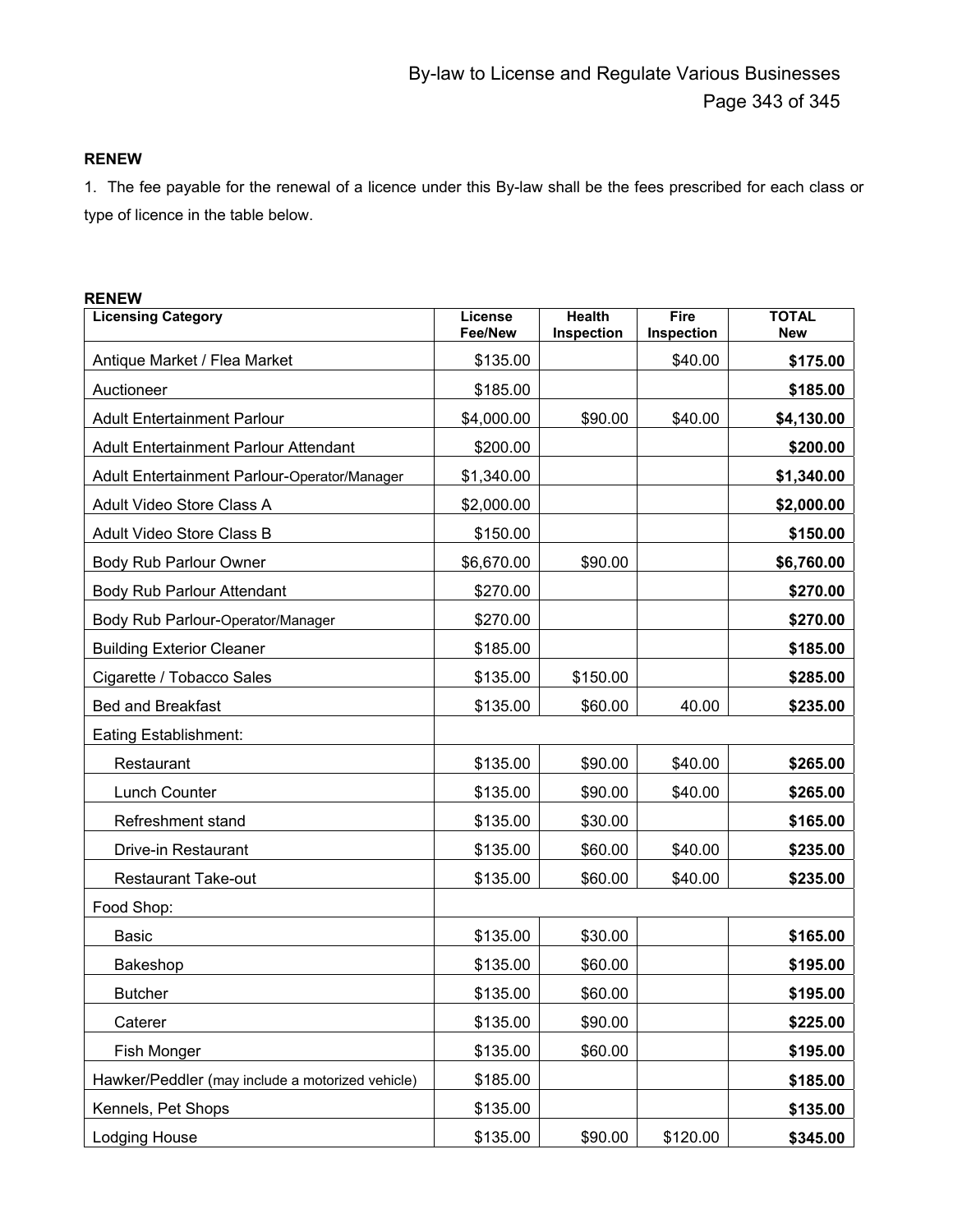**RENEW**

1. The fee payable for the renewal of a licence under this By-law shall be the fees prescribed for each class or type of licence in the table below.

**RENEW**

| Licensing Category | License Fee/New | Health Inspection | Fire Inspection | TOTAL New |
|---|---|---|---|---|
| Antique Market / Flea Market | $135.00 | | $40.00 | **$175.00** |
| Auctioneer | $185.00 | | | **$185.00** |
| Adult Entertainment Parlour | $4,000.00 | $90.00 | $40.00 | **$4,130.00** |
| Adult Entertainment Parlour Attendant | $200.00 | | | **$200.00** |
| Adult Entertainment Parlour-Operator/Manager | $1,340.00 | | | **$1,340.00** |
| Adult Video Store Class A | $2,000.00 | | | **$2,000.00** |
| Adult Video Store Class B | $150.00 | | | **$150.00** |
| Body Rub Parlour Owner | $6,670.00 | $90.00 | | **$6,760.00** |
| Body Rub Parlour Attendant | $270.00 | | | **$270.00** |
| Body Rub Parlour-Operator/Manager | $270.00 | | | **$270.00** |
| Building Exterior Cleaner | $185.00 | | | **$185.00** |
| Cigarette / Tobacco Sales | $135.00 | $150.00 | | **$285.00** |
| Bed and Breakfast | $135.00 | $60.00 | 40.00 | **$235.00** |
| Eating Establishment: | | | | |
| Restaurant | $135.00 | $90.00 | $40.00 | **$265.00** |
| Lunch Counter | $135.00 | $90.00 | $40.00 | **$265.00** |
| Refreshment stand | $135.00 | $30.00 | | **$165.00** |
| Drive-in Restaurant | $135.00 | $60.00 | $40.00 | **$235.00** |
| Restaurant Take-out | $135.00 | $60.00 | $40.00 | **$235.00** |
| Food Shop: | | | | |
| Basic | $135.00 | $30.00 | | **$165.00** |
| Bakeshop | $135.00 | $60.00 | | **$195.00** |
| Butcher | $135.00 | $60.00 | | **$195.00** |
| Caterer | $135.00 | $90.00 | | **$225.00** |
| Fish Monger | $135.00 | $60.00 | | **$195.00** |
| Hawker/Peddler (may include a motorized vehicle) | $185.00 | | | **$185.00** |
| Kennels, Pet Shops | $135.00 | | | **$135.00** |
| Lodging House | $135.00 | $90.00 | $120.00 | **$345.00** |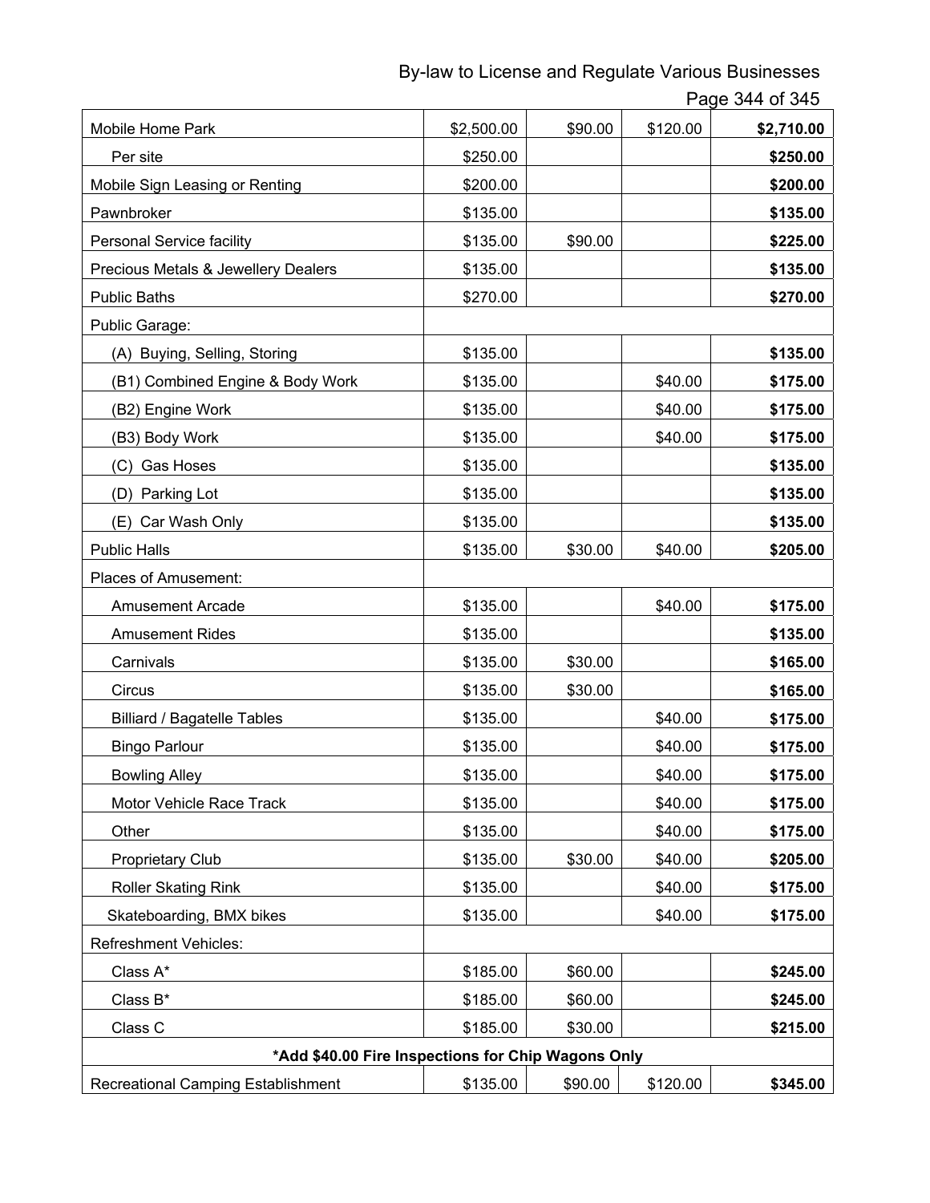| Mobile Home Park | $2,500.00 | $90.00 | $120.00 | **$2,710.00** |
|---|---|---|---|---|
| Per site | $250.00 | | | **$250.00** |
| Mobile Sign Leasing or Renting | $200.00 | | | **$200.00** |
| Pawnbroker | $135.00 | | | **$135.00** |
| Personal Service facility | $135.00 | $90.00 | | **$225.00** |
| Precious Metals & Jewellery Dealers | $135.00 | | | **$135.00** |
| Public Baths | $270.00 | | | **$270.00** |
| Public Garage: | | | | |
| (A) Buying, Selling, Storing | $135.00 | | | **$135.00** |
| (B1) Combined Engine & Body Work | $135.00 | | $40.00 | **$175.00** |
| (B2) Engine Work | $135.00 | | $40.00 | **$175.00** |
| (B3) Body Work | $135.00 | | $40.00 | **$175.00** |
| (C) Gas Hoses | $135.00 | | | **$135.00** |
| (D) Parking Lot | $135.00 | | | **$135.00** |
| (E) Car Wash Only | $135.00 | | | **$135.00** |
| Public Halls | $135.00 | $30.00 | $40.00 | **$205.00** |
| Places of Amusement: | | | | |
| Amusement Arcade | $135.00 | | $40.00 | **$175.00** |
| Amusement Rides | $135.00 | | | **$135.00** |
| Carnivals | $135.00 | $30.00 | | **$165.00** |
| Circus | $135.00 | $30.00 | | **$165.00** |
| Billiard / Bagatelle Tables | $135.00 | | $40.00 | **$175.00** |
| Bingo Parlour | $135.00 | | $40.00 | **$175.00** |
| Bowling Alley | $135.00 | | $40.00 | **$175.00** |
| Motor Vehicle Race Track | $135.00 | | $40.00 | **$175.00** |
| Other | $135.00 | | $40.00 | **$175.00** |
| Proprietary Club | $135.00 | $30.00 | $40.00 | **$205.00** |
| Roller Skating Rink | $135.00 | | $40.00 | **$175.00** |
| Skateboarding, BMX bikes | $135.00 | | $40.00 | **$175.00** |
| Refreshment Vehicles: | | | | |
| Class A* | $185.00 | $60.00 | | **$245.00** |
| Class B* | $185.00 | $60.00 | | **$245.00** |
| Class C | $185.00 | $30.00 | | **$215.00** |
| **\*Add $40.00 Fire Inspections for Chip Wagons Only** | | | | |
| Recreational Camping Establishment | $135.00 | $90.00 | $120.00 | **$345.00** |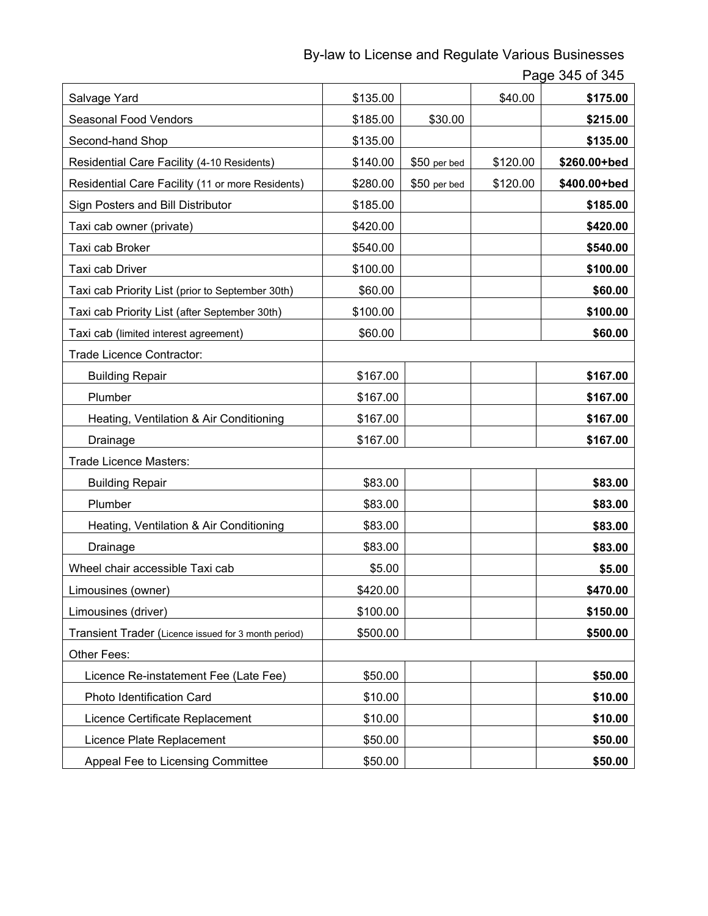| | | | | |
|---|---|---|---|---|
| Salvage Yard | $135.00 | | $40.00 | **$175.00** |
| Seasonal Food Vendors | $185.00 | $30.00 | | **$215.00** |
| Second-hand Shop | $135.00 | | | **$135.00** |
| Residential Care Facility (4-10 Residents) | $140.00 | $50 per bed | $120.00 | **$260.00+bed** |
| Residential Care Facility (11 or more Residents) | $280.00 | $50 per bed | $120.00 | **$400.00+bed** |
| Sign Posters and Bill Distributor | $185.00 | | | **$185.00** |
| Taxi cab owner (private) | $420.00 | | | **$420.00** |
| Taxi cab Broker | $540.00 | | | **$540.00** |
| Taxi cab Driver | $100.00 | | | **$100.00** |
| Taxi cab Priority List (prior to September 30th) | $60.00 | | | **$60.00** |
| Taxi cab Priority List (after September 30th) | $100.00 | | | **$100.00** |
| Taxi cab (limited interest agreement) | $60.00 | | | **$60.00** |
| Trade Licence Contractor: | | | | |
| Building Repair | $167.00 | | | **$167.00** |
| Plumber | $167.00 | | | **$167.00** |
| Heating, Ventilation & Air Conditioning | $167.00 | | | **$167.00** |
| Drainage | $167.00 | | | **$167.00** |
| Trade Licence Masters: | | | | |
| Building Repair | $83.00 | | | **$83.00** |
| Plumber | $83.00 | | | **$83.00** |
| Heating, Ventilation & Air Conditioning | $83.00 | | | **$83.00** |
| Drainage | $83.00 | | | **$83.00** |
| Wheel chair accessible Taxi cab | $5.00 | | | **$5.00** |
| Limousines (owner) | $420.00 | | | **$470.00** |
| Limousines (driver) | $100.00 | | | **$150.00** |
| Transient Trader (Licence issued for 3 month period) | $500.00 | | | **$500.00** |
| Other Fees: | | | | |
| Licence Re-instatement Fee (Late Fee) | $50.00 | | | **$50.00** |
| Photo Identification Card | $10.00 | | | **$10.00** |
| Licence Certificate Replacement | $10.00 | | | **$10.00** |
| Licence Plate Replacement | $50.00 | | | **$50.00** |
| Appeal Fee to Licensing Committee | $50.00 | | | **$50.00** |